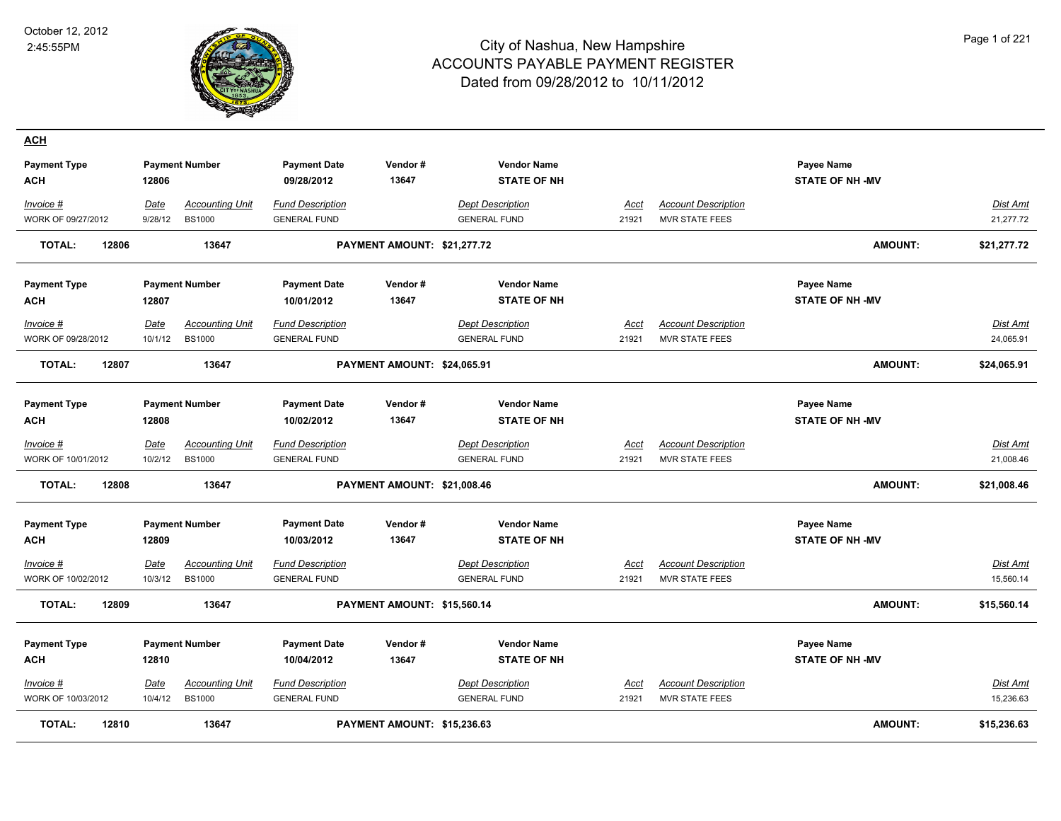October 12, 2012
2:45:55PM

# City of Nashua, New Hampshire
## ACCOUNTS PAYABLE PAYMENT REGISTER
### Dated from 09/28/2012 to 10/11/2012

**ACH**

| Payment Type | Payment Number | | Payment Date | Vendor # | Vendor Name | | | Payee Name |
|---|---|---|---|---|---|---|---|---|
| **ACH** | **12806** | | **09/28/2012** | **13647** | **STATE OF NH** | | | **STATE OF NH -MV** |
| *Invoice #* | *Date* | *Accounting Unit* | *Fund Description* | | *Dept Description* | *Acct* | *Account Description* | *Dist Amt* |
| WORK OF 09/27/2012 | 9/28/12 | BS1000 | GENERAL FUND | | GENERAL FUND | 21921 | MVR STATE FEES | 21,277.72 |
| **TOTAL: 12806** | | **13647** | **PAYMENT AMOUNT: $21,277.72** | | | | **AMOUNT:** | **$21,277.72** |

| Payment Type | Payment Number | | Payment Date | Vendor # | Vendor Name | | | Payee Name |
|---|---|---|---|---|---|---|---|---|
| **ACH** | **12807** | | **10/01/2012** | **13647** | **STATE OF NH** | | | **STATE OF NH -MV** |
| *Invoice #* | *Date* | *Accounting Unit* | *Fund Description* | | *Dept Description* | *Acct* | *Account Description* | *Dist Amt* |
| WORK OF 09/28/2012 | 10/1/12 | BS1000 | GENERAL FUND | | GENERAL FUND | 21921 | MVR STATE FEES | 24,065.91 |
| **TOTAL: 12807** | | **13647** | **PAYMENT AMOUNT: $24,065.91** | | | | **AMOUNT:** | **$24,065.91** |

| Payment Type | Payment Number | | Payment Date | Vendor # | Vendor Name | | | Payee Name |
|---|---|---|---|---|---|---|---|---|
| **ACH** | **12808** | | **10/02/2012** | **13647** | **STATE OF NH** | | | **STATE OF NH -MV** |
| *Invoice #* | *Date* | *Accounting Unit* | *Fund Description* | | *Dept Description* | *Acct* | *Account Description* | *Dist Amt* |
| WORK OF 10/01/2012 | 10/2/12 | BS1000 | GENERAL FUND | | GENERAL FUND | 21921 | MVR STATE FEES | 21,008.46 |
| **TOTAL: 12808** | | **13647** | **PAYMENT AMOUNT: $21,008.46** | | | | **AMOUNT:** | **$21,008.46** |

| Payment Type | Payment Number | | Payment Date | Vendor # | Vendor Name | | | Payee Name |
|---|---|---|---|---|---|---|---|---|
| **ACH** | **12809** | | **10/03/2012** | **13647** | **STATE OF NH** | | | **STATE OF NH -MV** |
| *Invoice #* | *Date* | *Accounting Unit* | *Fund Description* | | *Dept Description* | *Acct* | *Account Description* | *Dist Amt* |
| WORK OF 10/02/2012 | 10/3/12 | BS1000 | GENERAL FUND | | GENERAL FUND | 21921 | MVR STATE FEES | 15,560.14 |
| **TOTAL: 12809** | | **13647** | **PAYMENT AMOUNT: $15,560.14** | | | | **AMOUNT:** | **$15,560.14** |

| Payment Type | Payment Number | | Payment Date | Vendor # | Vendor Name | | | Payee Name |
|---|---|---|---|---|---|---|---|---|
| **ACH** | **12810** | | **10/04/2012** | **13647** | **STATE OF NH** | | | **STATE OF NH -MV** |
| *Invoice #* | *Date* | *Accounting Unit* | *Fund Description* | | *Dept Description* | *Acct* | *Account Description* | *Dist Amt* |
| WORK OF 10/03/2012 | 10/4/12 | BS1000 | GENERAL FUND | | GENERAL FUND | 21921 | MVR STATE FEES | 15,236.63 |
| **TOTAL: 12810** | | **13647** | **PAYMENT AMOUNT: $15,236.63** | | | | **AMOUNT:** | **$15,236.63** |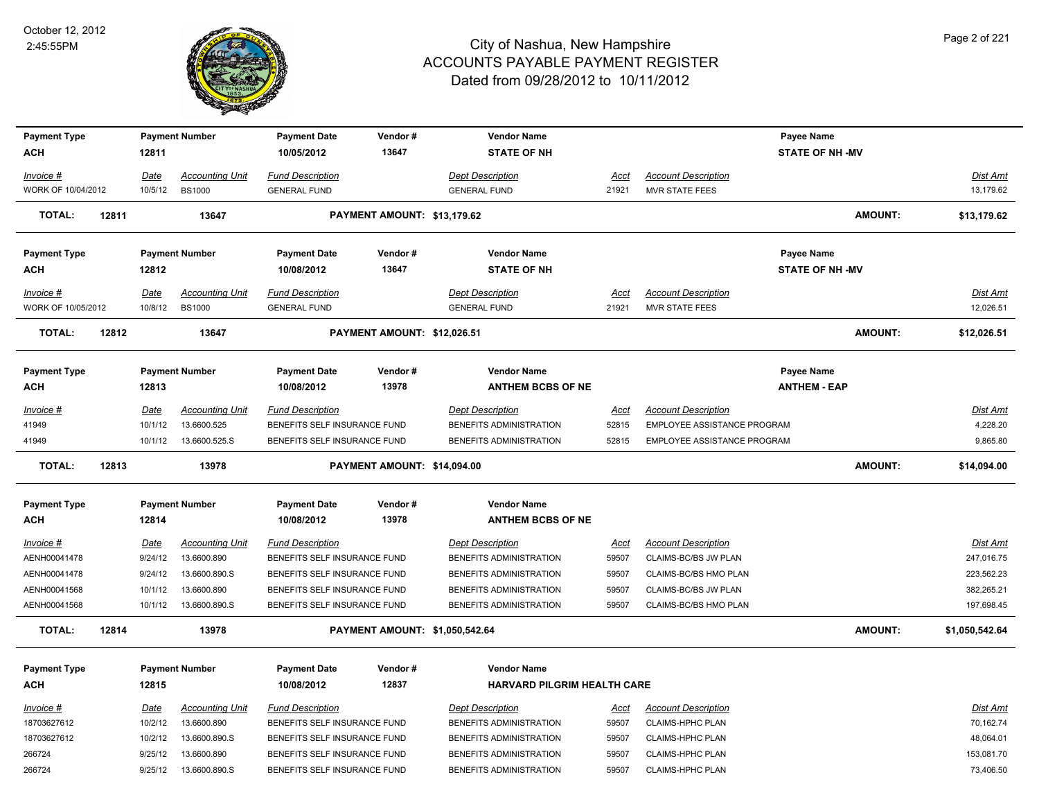# City of Nashua, New Hampshire
## ACCOUNTS PAYABLE PAYMENT REGISTER
### Dated from 09/28/2012 to 10/11/2012

October 12, 2012
2:45:55PM

| Payment Type | Payment Number | Payment Date | Vendor # | Vendor Name | Payee Name |
|---|---|---|---|---|---|
| ACH | 12811 | 10/05/2012 | 13647 | STATE OF NH | STATE OF NH -MV |

| Invoice # | Date | Accounting Unit | Fund Description | Dept Description | Acct | Account Description | Dist Amt |
|---|---|---|---|---|---|---|---|
| WORK OF 10/04/2012 | 10/5/12 | BS1000 | GENERAL FUND | GENERAL FUND | 21921 | MVR STATE FEES | 13,179.62 |

**TOTAL: 12811 13647 PAYMENT AMOUNT: $13,179.62 AMOUNT: $13,179.62**

| Payment Type | Payment Number | Payment Date | Vendor # | Vendor Name | Payee Name |
|---|---|---|---|---|---|
| ACH | 12812 | 10/08/2012 | 13647 | STATE OF NH | STATE OF NH -MV |

| Invoice # | Date | Accounting Unit | Fund Description | Dept Description | Acct | Account Description | Dist Amt |
|---|---|---|---|---|---|---|---|
| WORK OF 10/05/2012 | 10/8/12 | BS1000 | GENERAL FUND | GENERAL FUND | 21921 | MVR STATE FEES | 12,026.51 |

**TOTAL: 12812 13647 PAYMENT AMOUNT: $12,026.51 AMOUNT: $12,026.51**

| Payment Type | Payment Number | Payment Date | Vendor # | Vendor Name | Payee Name |
|---|---|---|---|---|---|
| ACH | 12813 | 10/08/2012 | 13978 | ANTHEM BCBS OF NE | ANTHEM - EAP |

| Invoice # | Date | Accounting Unit | Fund Description | Dept Description | Acct | Account Description | Dist Amt |
|---|---|---|---|---|---|---|---|
| 41949 | 10/1/12 | 13.6600.525 | BENEFITS SELF INSURANCE FUND | BENEFITS ADMINISTRATION | 52815 | EMPLOYEE ASSISTANCE PROGRAM | 4,228.20 |
| 41949 | 10/1/12 | 13.6600.525.S | BENEFITS SELF INSURANCE FUND | BENEFITS ADMINISTRATION | 52815 | EMPLOYEE ASSISTANCE PROGRAM | 9,865.80 |

**TOTAL: 12813 13978 PAYMENT AMOUNT: $14,094.00 AMOUNT: $14,094.00**

| Payment Type | Payment Number | Payment Date | Vendor # | Vendor Name |
|---|---|---|---|---|
| ACH | 12814 | 10/08/2012 | 13978 | ANTHEM BCBS OF NE |

| Invoice # | Date | Accounting Unit | Fund Description | Dept Description | Acct | Account Description | Dist Amt |
|---|---|---|---|---|---|---|---|
| AENH00041478 | 9/24/12 | 13.6600.890 | BENEFITS SELF INSURANCE FUND | BENEFITS ADMINISTRATION | 59507 | CLAIMS-BC/BS JW PLAN | 247,016.75 |
| AENH00041478 | 9/24/12 | 13.6600.890.S | BENEFITS SELF INSURANCE FUND | BENEFITS ADMINISTRATION | 59507 | CLAIMS-BC/BS HMO PLAN | 223,562.23 |
| AENH00041568 | 10/1/12 | 13.6600.890 | BENEFITS SELF INSURANCE FUND | BENEFITS ADMINISTRATION | 59507 | CLAIMS-BC/BS JW PLAN | 382,265.21 |
| AENH00041568 | 10/1/12 | 13.6600.890.S | BENEFITS SELF INSURANCE FUND | BENEFITS ADMINISTRATION | 59507 | CLAIMS-BC/BS HMO PLAN | 197,698.45 |

**TOTAL: 12814 13978 PAYMENT AMOUNT: $1,050,542.64 AMOUNT: $1,050,542.64**

| Payment Type | Payment Number | Payment Date | Vendor # | Vendor Name |
|---|---|---|---|---|
| ACH | 12815 | 10/08/2012 | 12837 | HARVARD PILGRIM HEALTH CARE |

| Invoice # | Date | Accounting Unit | Fund Description | Dept Description | Acct | Account Description | Dist Amt |
|---|---|---|---|---|---|---|---|
| 18703627612 | 10/2/12 | 13.6600.890 | BENEFITS SELF INSURANCE FUND | BENEFITS ADMINISTRATION | 59507 | CLAIMS-HPHC PLAN | 70,162.74 |
| 18703627612 | 10/2/12 | 13.6600.890.S | BENEFITS SELF INSURANCE FUND | BENEFITS ADMINISTRATION | 59507 | CLAIMS-HPHC PLAN | 48,064.01 |
| 266724 | 9/25/12 | 13.6600.890 | BENEFITS SELF INSURANCE FUND | BENEFITS ADMINISTRATION | 59507 | CLAIMS-HPHC PLAN | 153,081.70 |
| 266724 | 9/25/12 | 13.6600.890.S | BENEFITS SELF INSURANCE FUND | BENEFITS ADMINISTRATION | 59507 | CLAIMS-HPHC PLAN | 73,406.50 |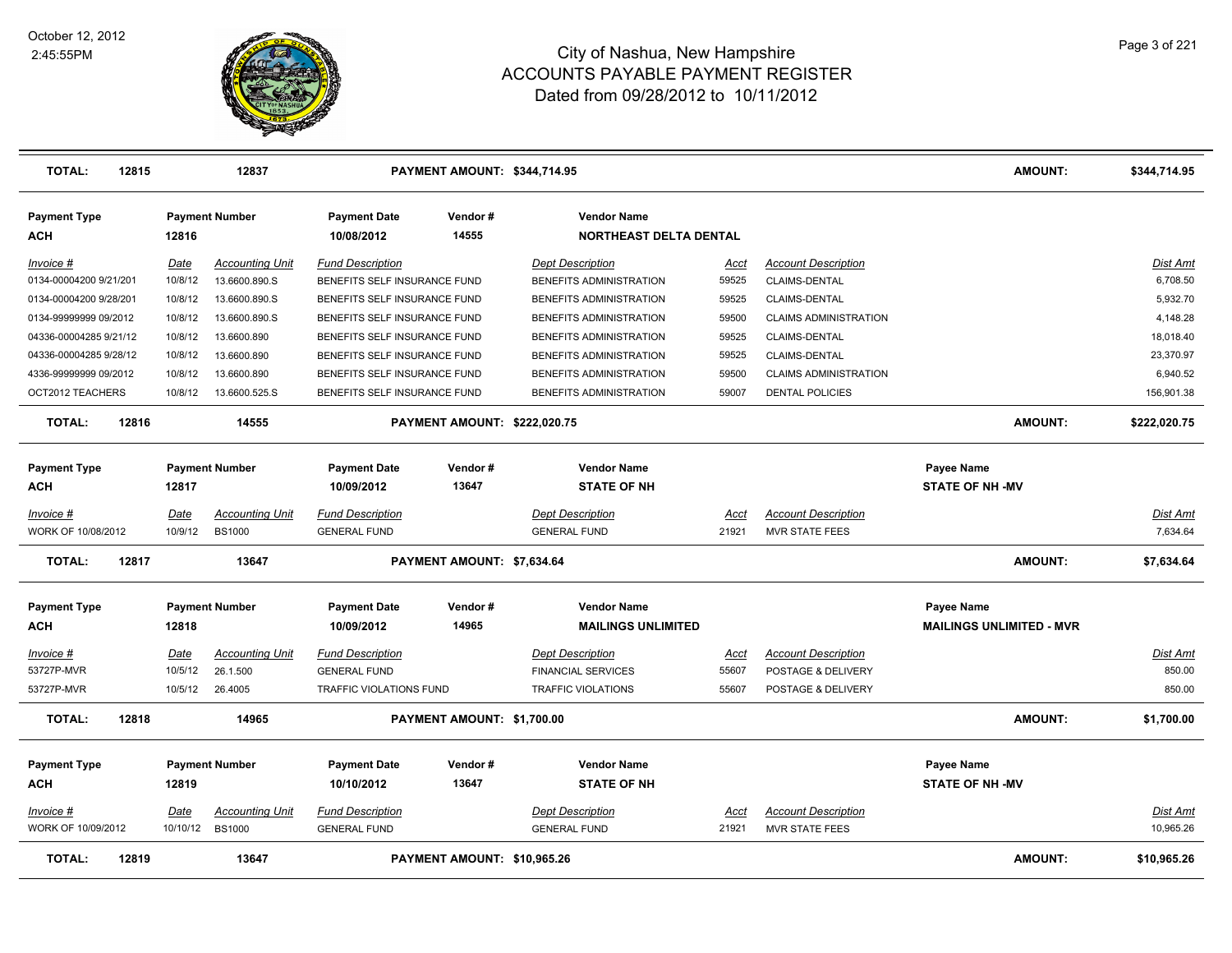# City of Nashua, New Hampshire
## ACCOUNTS PAYABLE PAYMENT REGISTER
### Dated from 09/28/2012 to 10/11/2012

October 12, 2012
2:45:55PM

| **TOTAL:** | **12815** | **12837** | **PAYMENT AMOUNT: $344,714.95** | **AMOUNT:** | **$344,714.95** |
|---|---|---|---|---|---|

**Payment Type:** ACH | **Payment Number:** 12816 | **Payment Date:** 10/08/2012 | **Vendor #:** 14555 | **Vendor Name:** NORTHEAST DELTA DENTAL

| Invoice # | Date | Accounting Unit | Fund Description | Dept Description | Acct | Account Description | Dist Amt |
|---|---|---|---|---|---|---|---|
| 0134-00004200 9/21/201 | 10/8/12 | 13.6600.890.S | BENEFITS SELF INSURANCE FUND | BENEFITS ADMINISTRATION | 59525 | CLAIMS-DENTAL | 6,708.50 |
| 0134-00004200 9/28/201 | 10/8/12 | 13.6600.890.S | BENEFITS SELF INSURANCE FUND | BENEFITS ADMINISTRATION | 59525 | CLAIMS-DENTAL | 5,932.70 |
| 0134-99999999 09/2012 | 10/8/12 | 13.6600.890.S | BENEFITS SELF INSURANCE FUND | BENEFITS ADMINISTRATION | 59500 | CLAIMS ADMINISTRATION | 4,148.28 |
| 04336-00004285 9/21/12 | 10/8/12 | 13.6600.890 | BENEFITS SELF INSURANCE FUND | BENEFITS ADMINISTRATION | 59525 | CLAIMS-DENTAL | 18,018.40 |
| 04336-00004285 9/28/12 | 10/8/12 | 13.6600.890 | BENEFITS SELF INSURANCE FUND | BENEFITS ADMINISTRATION | 59525 | CLAIMS-DENTAL | 23,370.97 |
| 4336-99999999 09/2012 | 10/8/12 | 13.6600.890 | BENEFITS SELF INSURANCE FUND | BENEFITS ADMINISTRATION | 59500 | CLAIMS ADMINISTRATION | 6,940.52 |
| OCT2012 TEACHERS | 10/8/12 | 13.6600.525.S | BENEFITS SELF INSURANCE FUND | BENEFITS ADMINISTRATION | 59007 | DENTAL POLICIES | 156,901.38 |

| **TOTAL:** | **12816** | **14555** | **PAYMENT AMOUNT: $222,020.75** | **AMOUNT:** | **$222,020.75** |
|---|---|---|---|---|---|

**Payment Type:** ACH | **Payment Number:** 12817 | **Payment Date:** 10/09/2012 | **Vendor #:** 13647 | **Vendor Name:** STATE OF NH | **Payee Name:** STATE OF NH -MV

| Invoice # | Date | Accounting Unit | Fund Description | Dept Description | Acct | Account Description | Dist Amt |
|---|---|---|---|---|---|---|---|
| WORK OF 10/08/2012 | 10/9/12 | BS1000 | GENERAL FUND | GENERAL FUND | 21921 | MVR STATE FEES | 7,634.64 |

| **TOTAL:** | **12817** | **13647** | **PAYMENT AMOUNT: $7,634.64** | **AMOUNT:** | **$7,634.64** |
|---|---|---|---|---|---|

**Payment Type:** ACH | **Payment Number:** 12818 | **Payment Date:** 10/09/2012 | **Vendor #:** 14965 | **Vendor Name:** MAILINGS UNLIMITED | **Payee Name:** MAILINGS UNLIMITED - MVR

| Invoice # | Date | Accounting Unit | Fund Description | Dept Description | Acct | Account Description | Dist Amt |
|---|---|---|---|---|---|---|---|
| 53727P-MVR | 10/5/12 | 26.1.500 | GENERAL FUND | FINANCIAL SERVICES | 55607 | POSTAGE & DELIVERY | 850.00 |
| 53727P-MVR | 10/5/12 | 26.4005 | TRAFFIC VIOLATIONS FUND | TRAFFIC VIOLATIONS | 55607 | POSTAGE & DELIVERY | 850.00 |

| **TOTAL:** | **12818** | **14965** | **PAYMENT AMOUNT: $1,700.00** | **AMOUNT:** | **$1,700.00** |
|---|---|---|---|---|---|

**Payment Type:** ACH | **Payment Number:** 12819 | **Payment Date:** 10/10/2012 | **Vendor #:** 13647 | **Vendor Name:** STATE OF NH | **Payee Name:** STATE OF NH -MV

| Invoice # | Date | Accounting Unit | Fund Description | Dept Description | Acct | Account Description | Dist Amt |
|---|---|---|---|---|---|---|---|
| WORK OF 10/09/2012 | 10/10/12 | BS1000 | GENERAL FUND | GENERAL FUND | 21921 | MVR STATE FEES | 10,965.26 |

| **TOTAL:** | **12819** | **13647** | **PAYMENT AMOUNT: $10,965.26** | **AMOUNT:** | **$10,965.26** |
|---|---|---|---|---|---|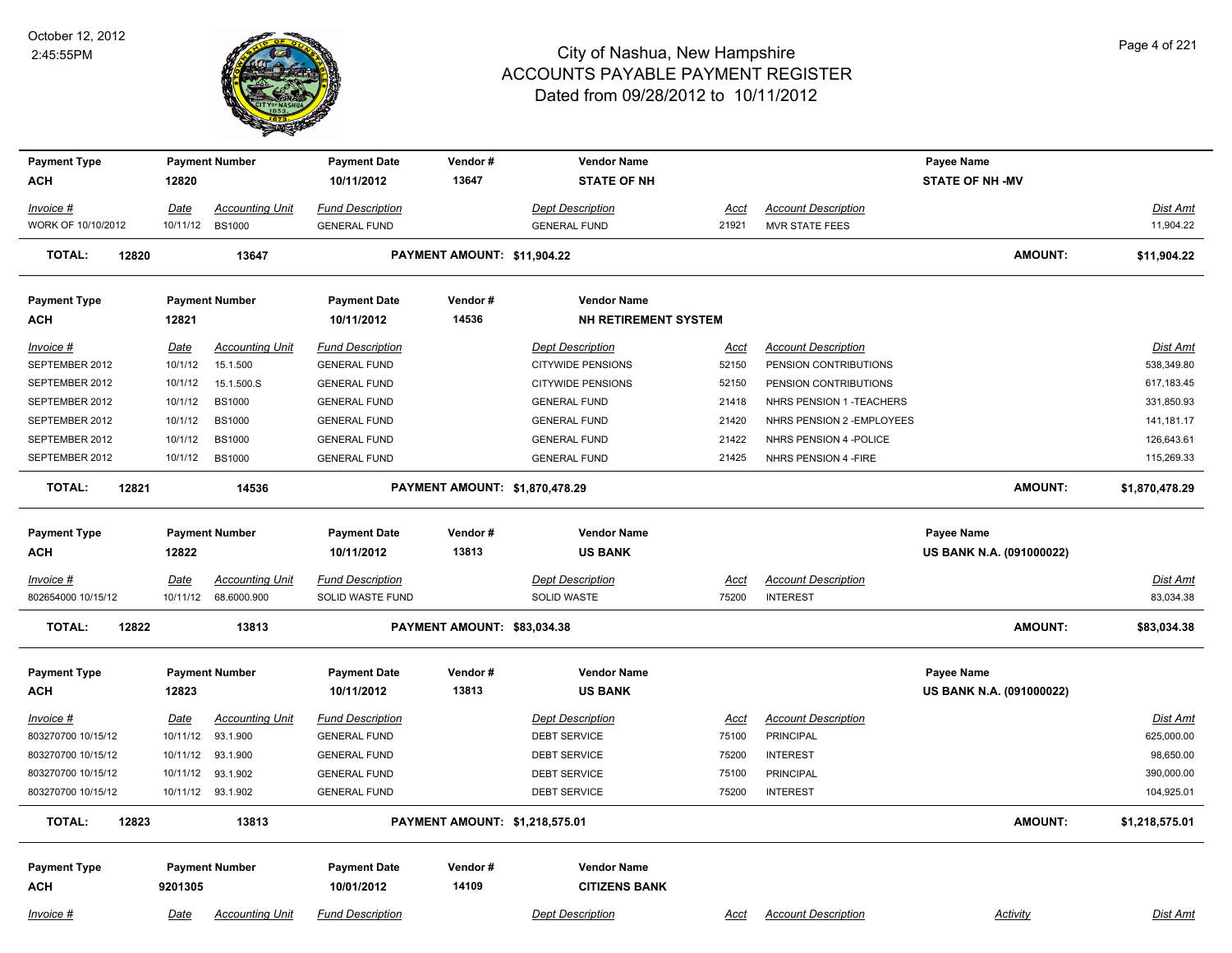# City of Nashua, New Hampshire
## ACCOUNTS PAYABLE PAYMENT REGISTER
### Dated from 09/28/2012 to 10/11/2012

October 12, 2012
2:45:55PM

| Payment Type | Payment Number | Payment Date | Vendor # | Vendor Name | Payee Name |
|---|---|---|---|---|---|
| ACH | 12820 | 10/11/2012 | 13647 | STATE OF NH | STATE OF NH -MV |

| Invoice # | Date | Accounting Unit | Fund Description | Dept Description | Acct | Account Description | Dist Amt |
|---|---|---|---|---|---|---|---|
| WORK OF 10/10/2012 | 10/11/12 | BS1000 | GENERAL FUND | GENERAL FUND | 21921 | MVR STATE FEES | 11,904.22 |

**TOTAL: 12820 13647 PAYMENT AMOUNT: $11,904.22 AMOUNT: $11,904.22**

| Payment Type | Payment Number | Payment Date | Vendor # | Vendor Name |
|---|---|---|---|---|
| ACH | 12821 | 10/11/2012 | 14536 | NH RETIREMENT SYSTEM |

| Invoice # | Date | Accounting Unit | Fund Description | Dept Description | Acct | Account Description | Dist Amt |
|---|---|---|---|---|---|---|---|
| SEPTEMBER 2012 | 10/1/12 | 15.1.500 | GENERAL FUND | CITYWIDE PENSIONS | 52150 | PENSION CONTRIBUTIONS | 538,349.80 |
| SEPTEMBER 2012 | 10/1/12 | 15.1.500.S | GENERAL FUND | CITYWIDE PENSIONS | 52150 | PENSION CONTRIBUTIONS | 617,183.45 |
| SEPTEMBER 2012 | 10/1/12 | BS1000 | GENERAL FUND | GENERAL FUND | 21418 | NHRS PENSION 1 -TEACHERS | 331,850.93 |
| SEPTEMBER 2012 | 10/1/12 | BS1000 | GENERAL FUND | GENERAL FUND | 21420 | NHRS PENSION 2 -EMPLOYEES | 141,181.17 |
| SEPTEMBER 2012 | 10/1/12 | BS1000 | GENERAL FUND | GENERAL FUND | 21422 | NHRS PENSION 4 -POLICE | 126,643.61 |
| SEPTEMBER 2012 | 10/1/12 | BS1000 | GENERAL FUND | GENERAL FUND | 21425 | NHRS PENSION 4 -FIRE | 115,269.33 |

**TOTAL: 12821 14536 PAYMENT AMOUNT: $1,870,478.29 AMOUNT: $1,870,478.29**

| Payment Type | Payment Number | Payment Date | Vendor # | Vendor Name | Payee Name |
|---|---|---|---|---|---|
| ACH | 12822 | 10/11/2012 | 13813 | US BANK | US BANK N.A. (091000022) |

| Invoice # | Date | Accounting Unit | Fund Description | Dept Description | Acct | Account Description | Dist Amt |
|---|---|---|---|---|---|---|---|
| 802654000 10/15/12 | 10/11/12 | 68.6000.900 | SOLID WASTE FUND | SOLID WASTE | 75200 | INTEREST | 83,034.38 |

**TOTAL: 12822 13813 PAYMENT AMOUNT: $83,034.38 AMOUNT: $83,034.38**

| Payment Type | Payment Number | Payment Date | Vendor # | Vendor Name | Payee Name |
|---|---|---|---|---|---|
| ACH | 12823 | 10/11/2012 | 13813 | US BANK | US BANK N.A. (091000022) |

| Invoice # | Date | Accounting Unit | Fund Description | Dept Description | Acct | Account Description | Dist Amt |
|---|---|---|---|---|---|---|---|
| 803270700 10/15/12 | 10/11/12 | 93.1.900 | GENERAL FUND | DEBT SERVICE | 75100 | PRINCIPAL | 625,000.00 |
| 803270700 10/15/12 | 10/11/12 | 93.1.900 | GENERAL FUND | DEBT SERVICE | 75200 | INTEREST | 98,650.00 |
| 803270700 10/15/12 | 10/11/12 | 93.1.902 | GENERAL FUND | DEBT SERVICE | 75100 | PRINCIPAL | 390,000.00 |
| 803270700 10/15/12 | 10/11/12 | 93.1.902 | GENERAL FUND | DEBT SERVICE | 75200 | INTEREST | 104,925.01 |

**TOTAL: 12823 13813 PAYMENT AMOUNT: $1,218,575.01 AMOUNT: $1,218,575.01**

| Payment Type | Payment Number | Payment Date | Vendor # | Vendor Name |
|---|---|---|---|---|
| ACH | 9201305 | 10/01/2012 | 14109 | CITIZENS BANK |

| Invoice # | Date | Accounting Unit | Fund Description | Dept Description | Acct | Account Description | Activity | Dist Amt |
|---|---|---|---|---|---|---|---|---|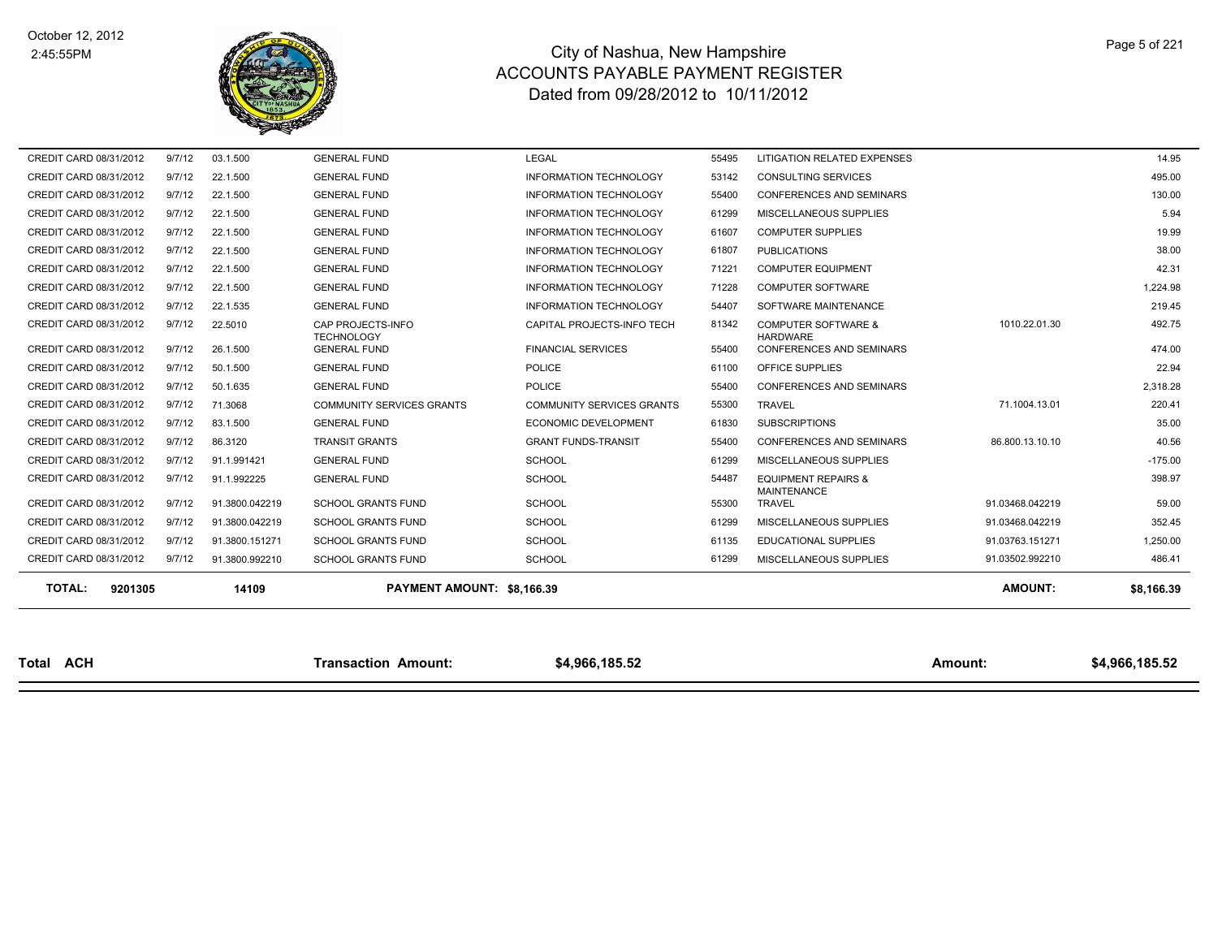# City of Nashua, New Hampshire
## ACCOUNTS PAYABLE PAYMENT REGISTER
### Dated from 09/28/2012 to 10/11/2012

October 12, 2012
2:45:55PM

| | | | | | | | | |
|---|---|---|---|---|---|---|---|---|
| CREDIT CARD 08/31/2012 | 9/7/12 | 03.1.500 | GENERAL FUND | LEGAL | 55495 | LITIGATION RELATED EXPENSES | | 14.95 |
| CREDIT CARD 08/31/2012 | 9/7/12 | 22.1.500 | GENERAL FUND | INFORMATION TECHNOLOGY | 53142 | CONSULTING SERVICES | | 495.00 |
| CREDIT CARD 08/31/2012 | 9/7/12 | 22.1.500 | GENERAL FUND | INFORMATION TECHNOLOGY | 55400 | CONFERENCES AND SEMINARS | | 130.00 |
| CREDIT CARD 08/31/2012 | 9/7/12 | 22.1.500 | GENERAL FUND | INFORMATION TECHNOLOGY | 61299 | MISCELLANEOUS SUPPLIES | | 5.94 |
| CREDIT CARD 08/31/2012 | 9/7/12 | 22.1.500 | GENERAL FUND | INFORMATION TECHNOLOGY | 61607 | COMPUTER SUPPLIES | | 19.99 |
| CREDIT CARD 08/31/2012 | 9/7/12 | 22.1.500 | GENERAL FUND | INFORMATION TECHNOLOGY | 61807 | PUBLICATIONS | | 38.00 |
| CREDIT CARD 08/31/2012 | 9/7/12 | 22.1.500 | GENERAL FUND | INFORMATION TECHNOLOGY | 71221 | COMPUTER EQUIPMENT | | 42.31 |
| CREDIT CARD 08/31/2012 | 9/7/12 | 22.1.500 | GENERAL FUND | INFORMATION TECHNOLOGY | 71228 | COMPUTER SOFTWARE | | 1,224.98 |
| CREDIT CARD 08/31/2012 | 9/7/12 | 22.1.535 | GENERAL FUND | INFORMATION TECHNOLOGY | 54407 | SOFTWARE MAINTENANCE | | 219.45 |
| CREDIT CARD 08/31/2012 | 9/7/12 | 22.5010 | CAP PROJECTS-INFO TECHNOLOGY | CAPITAL PROJECTS-INFO TECH | 81342 | COMPUTER SOFTWARE & HARDWARE | 1010.22.01.30 | 492.75 |
| CREDIT CARD 08/31/2012 | 9/7/12 | 26.1.500 | GENERAL FUND | FINANCIAL SERVICES | 55400 | CONFERENCES AND SEMINARS | | 474.00 |
| CREDIT CARD 08/31/2012 | 9/7/12 | 50.1.500 | GENERAL FUND | POLICE | 61100 | OFFICE SUPPLIES | | 22.94 |
| CREDIT CARD 08/31/2012 | 9/7/12 | 50.1.635 | GENERAL FUND | POLICE | 55400 | CONFERENCES AND SEMINARS | | 2,318.28 |
| CREDIT CARD 08/31/2012 | 9/7/12 | 71.3068 | COMMUNITY SERVICES GRANTS | COMMUNITY SERVICES GRANTS | 55300 | TRAVEL | 71.1004.13.01 | 220.41 |
| CREDIT CARD 08/31/2012 | 9/7/12 | 83.1.500 | GENERAL FUND | ECONOMIC DEVELOPMENT | 61830 | SUBSCRIPTIONS | | 35.00 |
| CREDIT CARD 08/31/2012 | 9/7/12 | 86.3120 | TRANSIT GRANTS | GRANT FUNDS-TRANSIT | 55400 | CONFERENCES AND SEMINARS | 86.800.13.10.10 | 40.56 |
| CREDIT CARD 08/31/2012 | 9/7/12 | 91.1.991421 | GENERAL FUND | SCHOOL | 61299 | MISCELLANEOUS SUPPLIES | | -175.00 |
| CREDIT CARD 08/31/2012 | 9/7/12 | 91.1.992225 | GENERAL FUND | SCHOOL | 54487 | EQUIPMENT REPAIRS & MAINTENANCE | | 398.97 |
| CREDIT CARD 08/31/2012 | 9/7/12 | 91.3800.042219 | SCHOOL GRANTS FUND | SCHOOL | 55300 | TRAVEL | 91.03468.042219 | 59.00 |
| CREDIT CARD 08/31/2012 | 9/7/12 | 91.3800.042219 | SCHOOL GRANTS FUND | SCHOOL | 61299 | MISCELLANEOUS SUPPLIES | 91.03468.042219 | 352.45 |
| CREDIT CARD 08/31/2012 | 9/7/12 | 91.3800.151271 | SCHOOL GRANTS FUND | SCHOOL | 61135 | EDUCATIONAL SUPPLIES | 91.03763.151271 | 1,250.00 |
| CREDIT CARD 08/31/2012 | 9/7/12 | 91.3800.992210 | SCHOOL GRANTS FUND | SCHOOL | 61299 | MISCELLANEOUS SUPPLIES | 91.03502.992210 | 486.41 |
| **TOTAL: 9201305** | | **14109** | **PAYMENT AMOUNT: $8,166.39** | | | | **AMOUNT:** | **$8,166.39** |

| | | | | |
|---|---|---|---|---|
| **Total ACH** | **Transaction Amount:** | **$4,966,185.52** | **Amount:** | **$4,966,185.52** |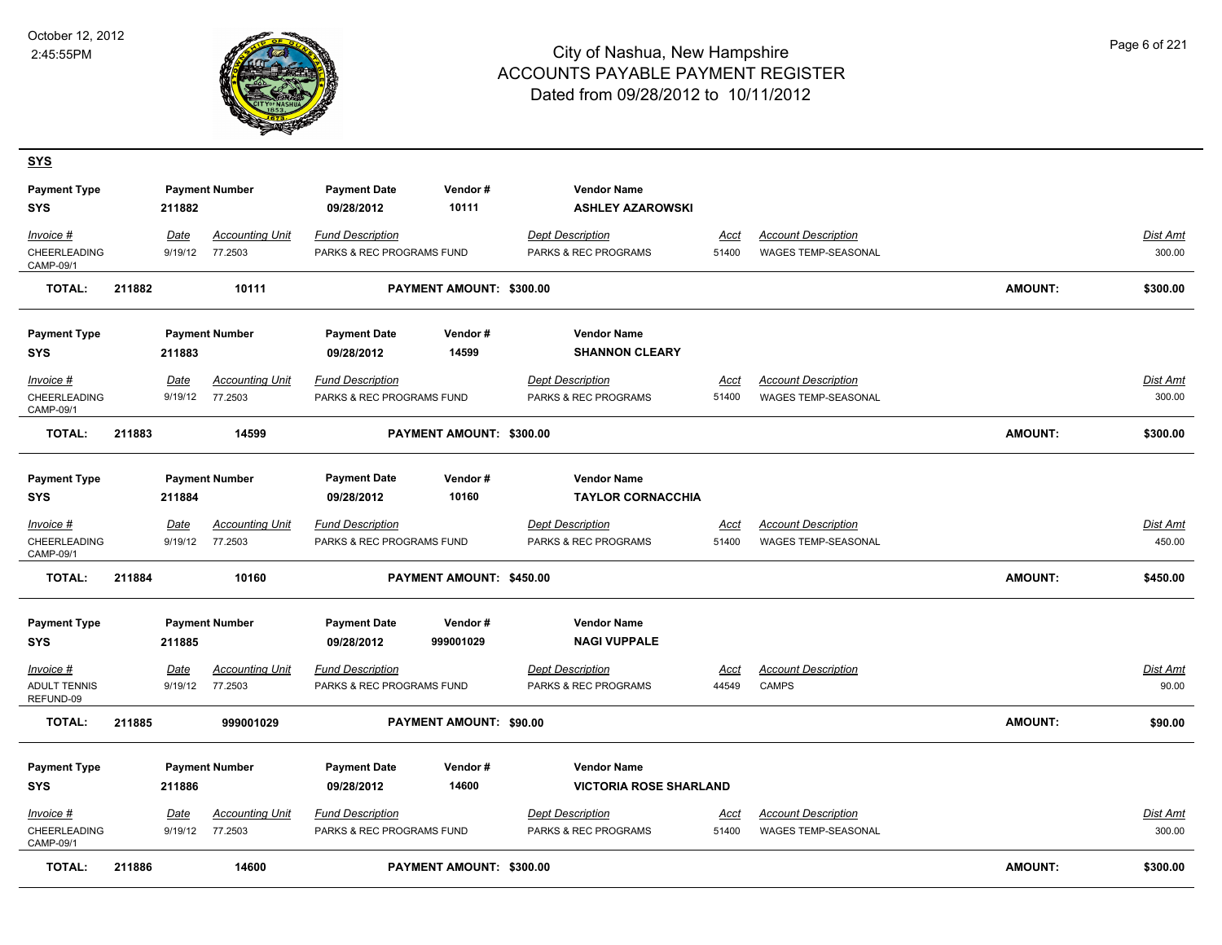# City of Nashua, New Hampshire
## ACCOUNTS PAYABLE PAYMENT REGISTER
### Dated from 09/28/2012 to 10/11/2012

October 12, 2012
2:45:55PM

**SYS**

| Payment Type | Payment Number | Payment Date | Vendor # | Vendor Name |
|---|---|---|---|---|
| **SYS** | **211882** | **09/28/2012** | **10111** | **ASHLEY AZAROWSKI** |

| Invoice # | Date | Accounting Unit | Fund Description | Dept Description | Acct | Account Description | Dist Amt |
|---|---|---|---|---|---|---|---|
| CHEERLEADING CAMP-09/1 | 9/19/12 | 77.2503 | PARKS & REC PROGRAMS FUND | PARKS & REC PROGRAMS | 51400 | WAGES TEMP-SEASONAL | 300.00 |

**TOTAL: 211882 10111 PAYMENT AMOUNT: $300.00 AMOUNT: $300.00**

| Payment Type | Payment Number | Payment Date | Vendor # | Vendor Name |
|---|---|---|---|---|
| **SYS** | **211883** | **09/28/2012** | **14599** | **SHANNON CLEARY** |

| Invoice # | Date | Accounting Unit | Fund Description | Dept Description | Acct | Account Description | Dist Amt |
|---|---|---|---|---|---|---|---|
| CHEERLEADING CAMP-09/1 | 9/19/12 | 77.2503 | PARKS & REC PROGRAMS FUND | PARKS & REC PROGRAMS | 51400 | WAGES TEMP-SEASONAL | 300.00 |

**TOTAL: 211883 14599 PAYMENT AMOUNT: $300.00 AMOUNT: $300.00**

| Payment Type | Payment Number | Payment Date | Vendor # | Vendor Name |
|---|---|---|---|---|
| **SYS** | **211884** | **09/28/2012** | **10160** | **TAYLOR CORNACCHIA** |

| Invoice # | Date | Accounting Unit | Fund Description | Dept Description | Acct | Account Description | Dist Amt |
|---|---|---|---|---|---|---|---|
| CHEERLEADING CAMP-09/1 | 9/19/12 | 77.2503 | PARKS & REC PROGRAMS FUND | PARKS & REC PROGRAMS | 51400 | WAGES TEMP-SEASONAL | 450.00 |

**TOTAL: 211884 10160 PAYMENT AMOUNT: $450.00 AMOUNT: $450.00**

| Payment Type | Payment Number | Payment Date | Vendor # | Vendor Name |
|---|---|---|---|---|
| **SYS** | **211885** | **09/28/2012** | **999001029** | **NAGI VUPPALE** |

| Invoice # | Date | Accounting Unit | Fund Description | Dept Description | Acct | Account Description | Dist Amt |
|---|---|---|---|---|---|---|---|
| ADULT TENNIS REFUND-09 | 9/19/12 | 77.2503 | PARKS & REC PROGRAMS FUND | PARKS & REC PROGRAMS | 44549 | CAMPS | 90.00 |

**TOTAL: 211885 999001029 PAYMENT AMOUNT: $90.00 AMOUNT: $90.00**

| Payment Type | Payment Number | Payment Date | Vendor # | Vendor Name |
|---|---|---|---|---|
| **SYS** | **211886** | **09/28/2012** | **14600** | **VICTORIA ROSE SHARLAND** |

| Invoice # | Date | Accounting Unit | Fund Description | Dept Description | Acct | Account Description | Dist Amt |
|---|---|---|---|---|---|---|---|
| CHEERLEADING CAMP-09/1 | 9/19/12 | 77.2503 | PARKS & REC PROGRAMS FUND | PARKS & REC PROGRAMS | 51400 | WAGES TEMP-SEASONAL | 300.00 |

**TOTAL: 211886 14600 PAYMENT AMOUNT: $300.00 AMOUNT: $300.00**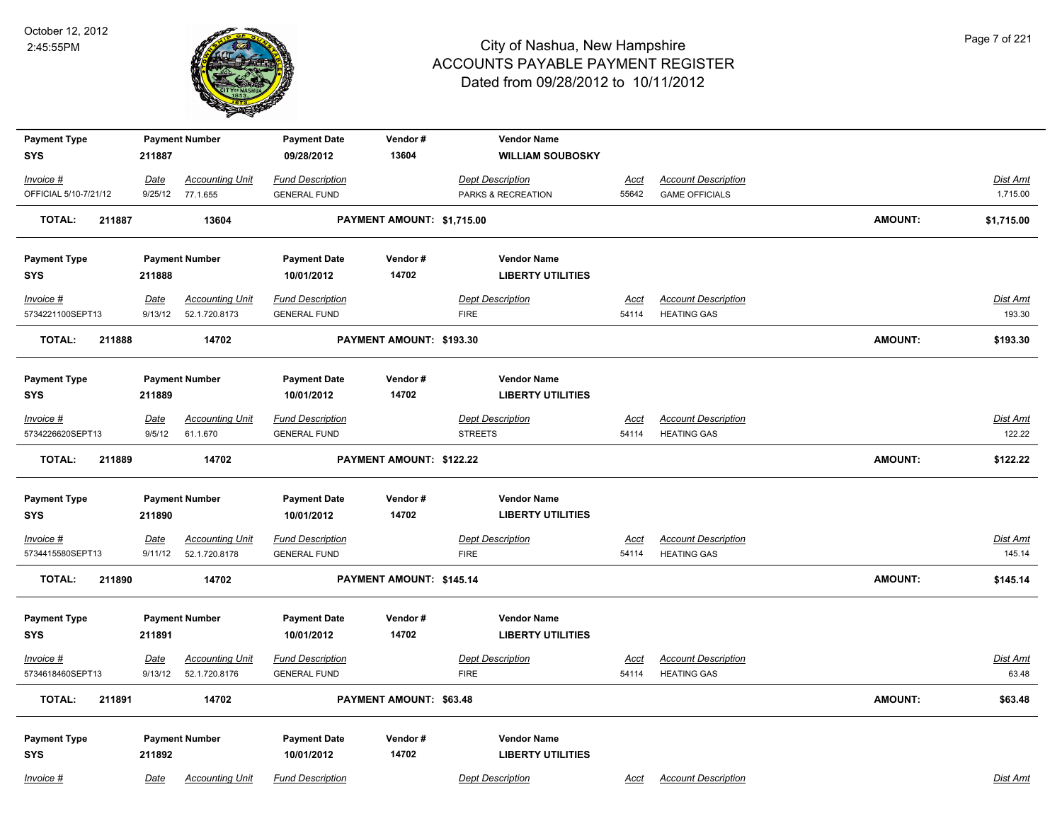# City of Nashua, New Hampshire
## ACCOUNTS PAYABLE PAYMENT REGISTER
### Dated from 09/28/2012 to 10/11/2012

October 12, 2012
2:45:55PM

| Payment Type | Payment Number | Payment Date | Vendor # | Vendor Name |
|---|---|---|---|---|
| SYS | 211887 | 09/28/2012 | 13604 | **WILLIAM SOUBOSKY** |

| Invoice # | Date | Accounting Unit | Fund Description | Dept Description | Acct | Account Description | Dist Amt |
|---|---|---|---|---|---|---|---|
| OFFICIAL 5/10-7/21/12 | 9/25/12 | 77.1.655 | GENERAL FUND | PARKS & RECREATION | 55642 | GAME OFFICIALS | 1,715.00 |

**TOTAL: 211887 13604 PAYMENT AMOUNT: $1,715.00 AMOUNT: $1,715.00**

| Payment Type | Payment Number | Payment Date | Vendor # | Vendor Name |
|---|---|---|---|---|
| SYS | 211888 | 10/01/2012 | 14702 | **LIBERTY UTILITIES** |

| Invoice # | Date | Accounting Unit | Fund Description | Dept Description | Acct | Account Description | Dist Amt |
|---|---|---|---|---|---|---|---|
| 5734221100SEPT13 | 9/13/12 | 52.1.720.8173 | GENERAL FUND | FIRE | 54114 | HEATING GAS | 193.30 |

**TOTAL: 211888 14702 PAYMENT AMOUNT: $193.30 AMOUNT: $193.30**

| Payment Type | Payment Number | Payment Date | Vendor # | Vendor Name |
|---|---|---|---|---|
| SYS | 211889 | 10/01/2012 | 14702 | **LIBERTY UTILITIES** |

| Invoice # | Date | Accounting Unit | Fund Description | Dept Description | Acct | Account Description | Dist Amt |
|---|---|---|---|---|---|---|---|
| 5734226620SEPT13 | 9/5/12 | 61.1.670 | GENERAL FUND | STREETS | 54114 | HEATING GAS | 122.22 |

**TOTAL: 211889 14702 PAYMENT AMOUNT: $122.22 AMOUNT: $122.22**

| Payment Type | Payment Number | Payment Date | Vendor # | Vendor Name |
|---|---|---|---|---|
| SYS | 211890 | 10/01/2012 | 14702 | **LIBERTY UTILITIES** |

| Invoice # | Date | Accounting Unit | Fund Description | Dept Description | Acct | Account Description | Dist Amt |
|---|---|---|---|---|---|---|---|
| 5734415580SEPT13 | 9/11/12 | 52.1.720.8178 | GENERAL FUND | FIRE | 54114 | HEATING GAS | 145.14 |

**TOTAL: 211890 14702 PAYMENT AMOUNT: $145.14 AMOUNT: $145.14**

| Payment Type | Payment Number | Payment Date | Vendor # | Vendor Name |
|---|---|---|---|---|
| SYS | 211891 | 10/01/2012 | 14702 | **LIBERTY UTILITIES** |

| Invoice # | Date | Accounting Unit | Fund Description | Dept Description | Acct | Account Description | Dist Amt |
|---|---|---|---|---|---|---|---|
| 5734618460SEPT13 | 9/13/12 | 52.1.720.8176 | GENERAL FUND | FIRE | 54114 | HEATING GAS | 63.48 |

**TOTAL: 211891 14702 PAYMENT AMOUNT: $63.48 AMOUNT: $63.48**

| Payment Type | Payment Number | Payment Date | Vendor # | Vendor Name |
|---|---|---|---|---|
| SYS | 211892 | 10/01/2012 | 14702 | **LIBERTY UTILITIES** |

| Invoice # | Date | Accounting Unit | Fund Description | Dept Description | Acct | Account Description | Dist Amt |
|---|---|---|---|---|---|---|---|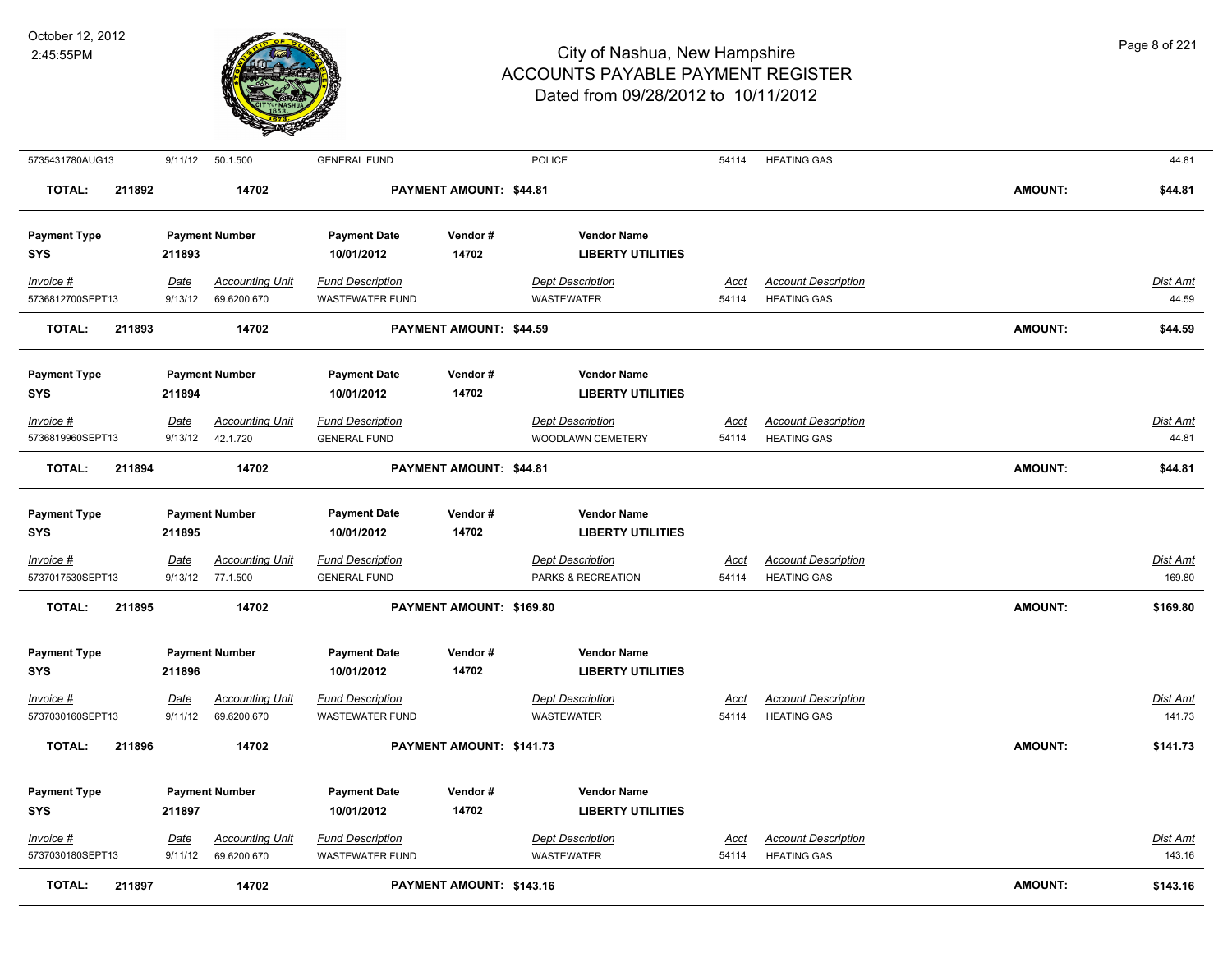| Invoice # | Date | Accounting Unit | Fund Description | Dept Description | Acct | Account Description | Dist Amt |
|---|---|---|---|---|---|---|---|
| 5735431780AUG13 | 9/11/12 | 50.1.500 | GENERAL FUND | POLICE | 54114 | HEATING GAS | 44.81 |

**TOTAL: 211892 14702 PAYMENT AMOUNT: $44.81 AMOUNT: $44.81**

| Payment Type | Payment Number | Payment Date | Vendor # | Vendor Name |
|---|---|---|---|---|
| SYS | 211893 | 10/01/2012 | 14702 | LIBERTY UTILITIES |

| Invoice # | Date | Accounting Unit | Fund Description | Dept Description | Acct | Account Description | Dist Amt |
|---|---|---|---|---|---|---|---|
| 5736812700SEPT13 | 9/13/12 | 69.6200.670 | WASTEWATER FUND | WASTEWATER | 54114 | HEATING GAS | 44.59 |

**TOTAL: 211893 14702 PAYMENT AMOUNT: $44.59 AMOUNT: $44.59**

| Payment Type | Payment Number | Payment Date | Vendor # | Vendor Name |
|---|---|---|---|---|
| SYS | 211894 | 10/01/2012 | 14702 | LIBERTY UTILITIES |

| Invoice # | Date | Accounting Unit | Fund Description | Dept Description | Acct | Account Description | Dist Amt |
|---|---|---|---|---|---|---|---|
| 5736819960SEPT13 | 9/13/12 | 42.1.720 | GENERAL FUND | WOODLAWN CEMETERY | 54114 | HEATING GAS | 44.81 |

**TOTAL: 211894 14702 PAYMENT AMOUNT: $44.81 AMOUNT: $44.81**

| Payment Type | Payment Number | Payment Date | Vendor # | Vendor Name |
|---|---|---|---|---|
| SYS | 211895 | 10/01/2012 | 14702 | LIBERTY UTILITIES |

| Invoice # | Date | Accounting Unit | Fund Description | Dept Description | Acct | Account Description | Dist Amt |
|---|---|---|---|---|---|---|---|
| 5737017530SEPT13 | 9/13/12 | 77.1.500 | GENERAL FUND | PARKS & RECREATION | 54114 | HEATING GAS | 169.80 |

**TOTAL: 211895 14702 PAYMENT AMOUNT: $169.80 AMOUNT: $169.80**

| Payment Type | Payment Number | Payment Date | Vendor # | Vendor Name |
|---|---|---|---|---|
| SYS | 211896 | 10/01/2012 | 14702 | LIBERTY UTILITIES |

| Invoice # | Date | Accounting Unit | Fund Description | Dept Description | Acct | Account Description | Dist Amt |
|---|---|---|---|---|---|---|---|
| 5737030160SEPT13 | 9/11/12 | 69.6200.670 | WASTEWATER FUND | WASTEWATER | 54114 | HEATING GAS | 141.73 |

**TOTAL: 211896 14702 PAYMENT AMOUNT: $141.73 AMOUNT: $141.73**

| Payment Type | Payment Number | Payment Date | Vendor # | Vendor Name |
|---|---|---|---|---|
| SYS | 211897 | 10/01/2012 | 14702 | LIBERTY UTILITIES |

| Invoice # | Date | Accounting Unit | Fund Description | Dept Description | Acct | Account Description | Dist Amt |
|---|---|---|---|---|---|---|---|
| 5737030180SEPT13 | 9/11/12 | 69.6200.670 | WASTEWATER FUND | WASTEWATER | 54114 | HEATING GAS | 143.16 |

**TOTAL: 211897 14702 PAYMENT AMOUNT: $143.16 AMOUNT: $143.16**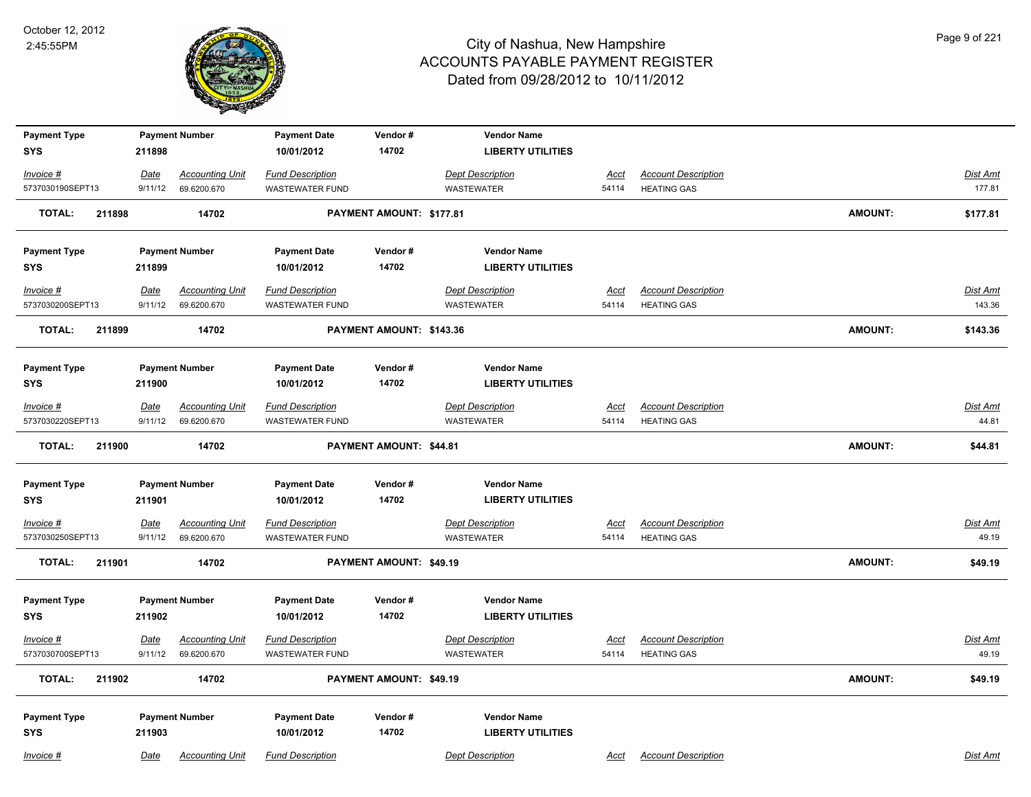| Payment Type | Payment Number | Payment Date | Vendor # | Vendor Name |
|---|---|---|---|---|
| SYS | 211898 | 10/01/2012 | 14702 | LIBERTY UTILITIES |

| Invoice # | Date | Accounting Unit | Fund Description | Dept Description | Acct | Account Description | Dist Amt |
|---|---|---|---|---|---|---|---|
| 5737030190SEPT13 | 9/11/12 | 69.6200.670 | WASTEWATER FUND | WASTEWATER | 54114 | HEATING GAS | 177.81 |

**TOTAL: 211898 14702 PAYMENT AMOUNT: $177.81 AMOUNT: $177.81**

| Payment Type | Payment Number | Payment Date | Vendor # | Vendor Name |
|---|---|---|---|---|
| SYS | 211899 | 10/01/2012 | 14702 | LIBERTY UTILITIES |

| Invoice # | Date | Accounting Unit | Fund Description | Dept Description | Acct | Account Description | Dist Amt |
|---|---|---|---|---|---|---|---|
| 5737030200SEPT13 | 9/11/12 | 69.6200.670 | WASTEWATER FUND | WASTEWATER | 54114 | HEATING GAS | 143.36 |

**TOTAL: 211899 14702 PAYMENT AMOUNT: $143.36 AMOUNT: $143.36**

| Payment Type | Payment Number | Payment Date | Vendor # | Vendor Name |
|---|---|---|---|---|
| SYS | 211900 | 10/01/2012 | 14702 | LIBERTY UTILITIES |

| Invoice # | Date | Accounting Unit | Fund Description | Dept Description | Acct | Account Description | Dist Amt |
|---|---|---|---|---|---|---|---|
| 5737030220SEPT13 | 9/11/12 | 69.6200.670 | WASTEWATER FUND | WASTEWATER | 54114 | HEATING GAS | 44.81 |

**TOTAL: 211900 14702 PAYMENT AMOUNT: $44.81 AMOUNT: $44.81**

| Payment Type | Payment Number | Payment Date | Vendor # | Vendor Name |
|---|---|---|---|---|
| SYS | 211901 | 10/01/2012 | 14702 | LIBERTY UTILITIES |

| Invoice # | Date | Accounting Unit | Fund Description | Dept Description | Acct | Account Description | Dist Amt |
|---|---|---|---|---|---|---|---|
| 5737030250SEPT13 | 9/11/12 | 69.6200.670 | WASTEWATER FUND | WASTEWATER | 54114 | HEATING GAS | 49.19 |

**TOTAL: 211901 14702 PAYMENT AMOUNT: $49.19 AMOUNT: $49.19**

| Payment Type | Payment Number | Payment Date | Vendor # | Vendor Name |
|---|---|---|---|---|
| SYS | 211902 | 10/01/2012 | 14702 | LIBERTY UTILITIES |

| Invoice # | Date | Accounting Unit | Fund Description | Dept Description | Acct | Account Description | Dist Amt |
|---|---|---|---|---|---|---|---|
| 5737030700SEPT13 | 9/11/12 | 69.6200.670 | WASTEWATER FUND | WASTEWATER | 54114 | HEATING GAS | 49.19 |

**TOTAL: 211902 14702 PAYMENT AMOUNT: $49.19 AMOUNT: $49.19**

| Payment Type | Payment Number | Payment Date | Vendor # | Vendor Name |
|---|---|---|---|---|
| SYS | 211903 | 10/01/2012 | 14702 | LIBERTY UTILITIES |

| Invoice # | Date | Accounting Unit | Fund Description | Dept Description | Acct | Account Description | Dist Amt |
|---|---|---|---|---|---|---|---|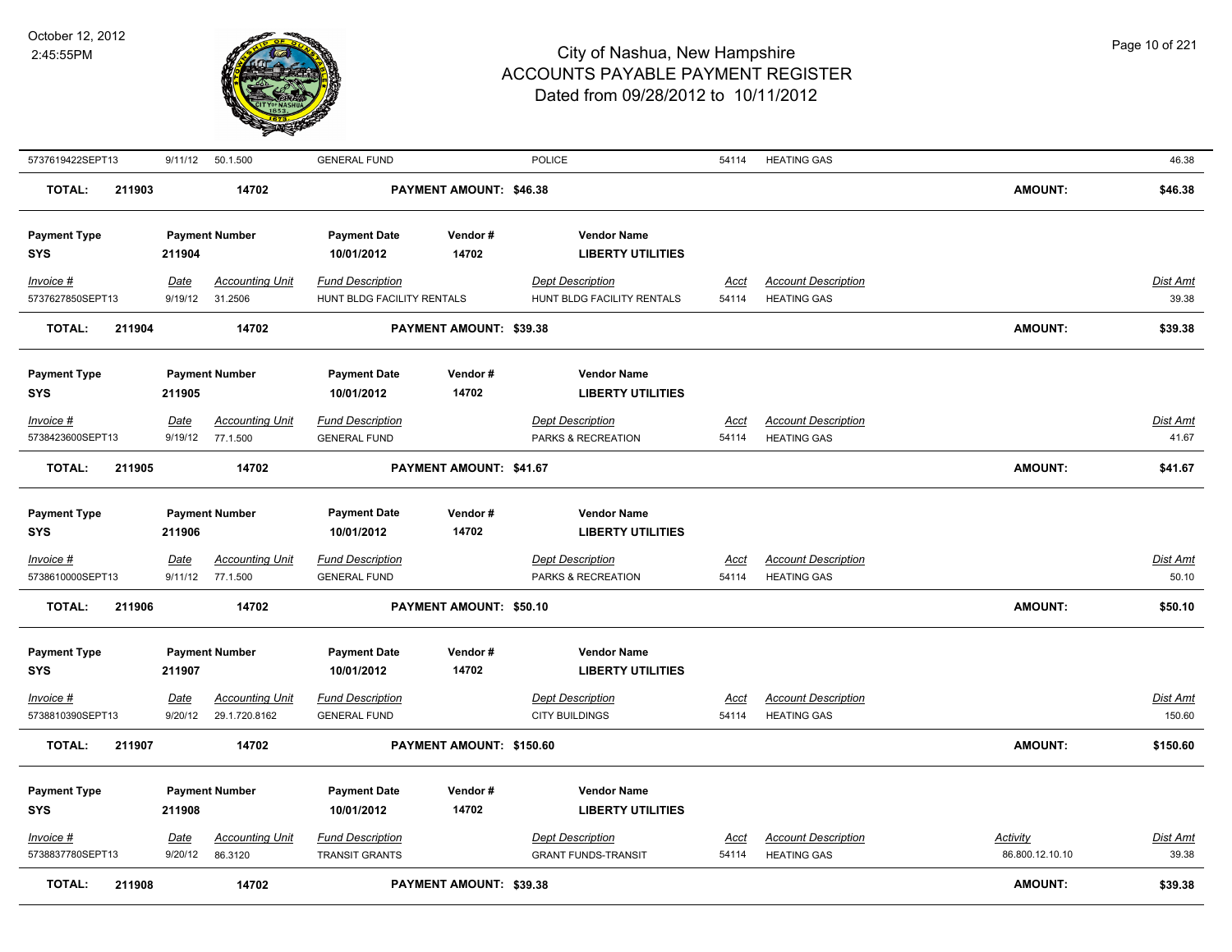# City of Nashua, New Hampshire
## ACCOUNTS PAYABLE PAYMENT REGISTER
### Dated from 09/28/2012 to 10/11/2012

October 12, 2012
2:45:55PM

| Invoice # | Date | Accounting Unit | Fund Description | Dept Description | Acct | Account Description | Dist Amt |
|---|---|---|---|---|---|---|---|
| 5737619422SEPT13 | 9/11/12 | 50.1.500 | GENERAL FUND | POLICE | 54114 | HEATING GAS | 46.38 |

**TOTAL: 211903 — 14702 — PAYMENT AMOUNT: $46.38 — AMOUNT: $46.38**

---

| Payment Type | Payment Number | Payment Date | Vendor # | Vendor Name |
|---|---|---|---|---|
| SYS | 211904 | 10/01/2012 | 14702 | LIBERTY UTILITIES |

| Invoice # | Date | Accounting Unit | Fund Description | Dept Description | Acct | Account Description | Dist Amt |
|---|---|---|---|---|---|---|---|
| 5737627850SEPT13 | 9/19/12 | 31.2506 | HUNT BLDG FACILITY RENTALS | HUNT BLDG FACILITY RENTALS | 54114 | HEATING GAS | 39.38 |

**TOTAL: 211904 — 14702 — PAYMENT AMOUNT: $39.38 — AMOUNT: $39.38**

---

| Payment Type | Payment Number | Payment Date | Vendor # | Vendor Name |
|---|---|---|---|---|
| SYS | 211905 | 10/01/2012 | 14702 | LIBERTY UTILITIES |

| Invoice # | Date | Accounting Unit | Fund Description | Dept Description | Acct | Account Description | Dist Amt |
|---|---|---|---|---|---|---|---|
| 5738423600SEPT13 | 9/19/12 | 77.1.500 | GENERAL FUND | PARKS & RECREATION | 54114 | HEATING GAS | 41.67 |

**TOTAL: 211905 — 14702 — PAYMENT AMOUNT: $41.67 — AMOUNT: $41.67**

---

| Payment Type | Payment Number | Payment Date | Vendor # | Vendor Name |
|---|---|---|---|---|
| SYS | 211906 | 10/01/2012 | 14702 | LIBERTY UTILITIES |

| Invoice # | Date | Accounting Unit | Fund Description | Dept Description | Acct | Account Description | Dist Amt |
|---|---|---|---|---|---|---|---|
| 5738610000SEPT13 | 9/11/12 | 77.1.500 | GENERAL FUND | PARKS & RECREATION | 54114 | HEATING GAS | 50.10 |

**TOTAL: 211906 — 14702 — PAYMENT AMOUNT: $50.10 — AMOUNT: $50.10**

---

| Payment Type | Payment Number | Payment Date | Vendor # | Vendor Name |
|---|---|---|---|---|
| SYS | 211907 | 10/01/2012 | 14702 | LIBERTY UTILITIES |

| Invoice # | Date | Accounting Unit | Fund Description | Dept Description | Acct | Account Description | Dist Amt |
|---|---|---|---|---|---|---|---|
| 5738810390SEPT13 | 9/20/12 | 29.1.720.8162 | GENERAL FUND | CITY BUILDINGS | 54114 | HEATING GAS | 150.60 |

**TOTAL: 211907 — 14702 — PAYMENT AMOUNT: $150.60 — AMOUNT: $150.60**

---

| Payment Type | Payment Number | Payment Date | Vendor # | Vendor Name |
|---|---|---|---|---|
| SYS | 211908 | 10/01/2012 | 14702 | LIBERTY UTILITIES |

| Invoice # | Date | Accounting Unit | Fund Description | Dept Description | Acct | Account Description | Activity | Dist Amt |
|---|---|---|---|---|---|---|---|---|
| 5738837780SEPT13 | 9/20/12 | 86.3120 | TRANSIT GRANTS | GRANT FUNDS-TRANSIT | 54114 | HEATING GAS | 86.800.12.10.10 | 39.38 |

**TOTAL: 211908 — 14702 — PAYMENT AMOUNT: $39.38 — AMOUNT: $39.38**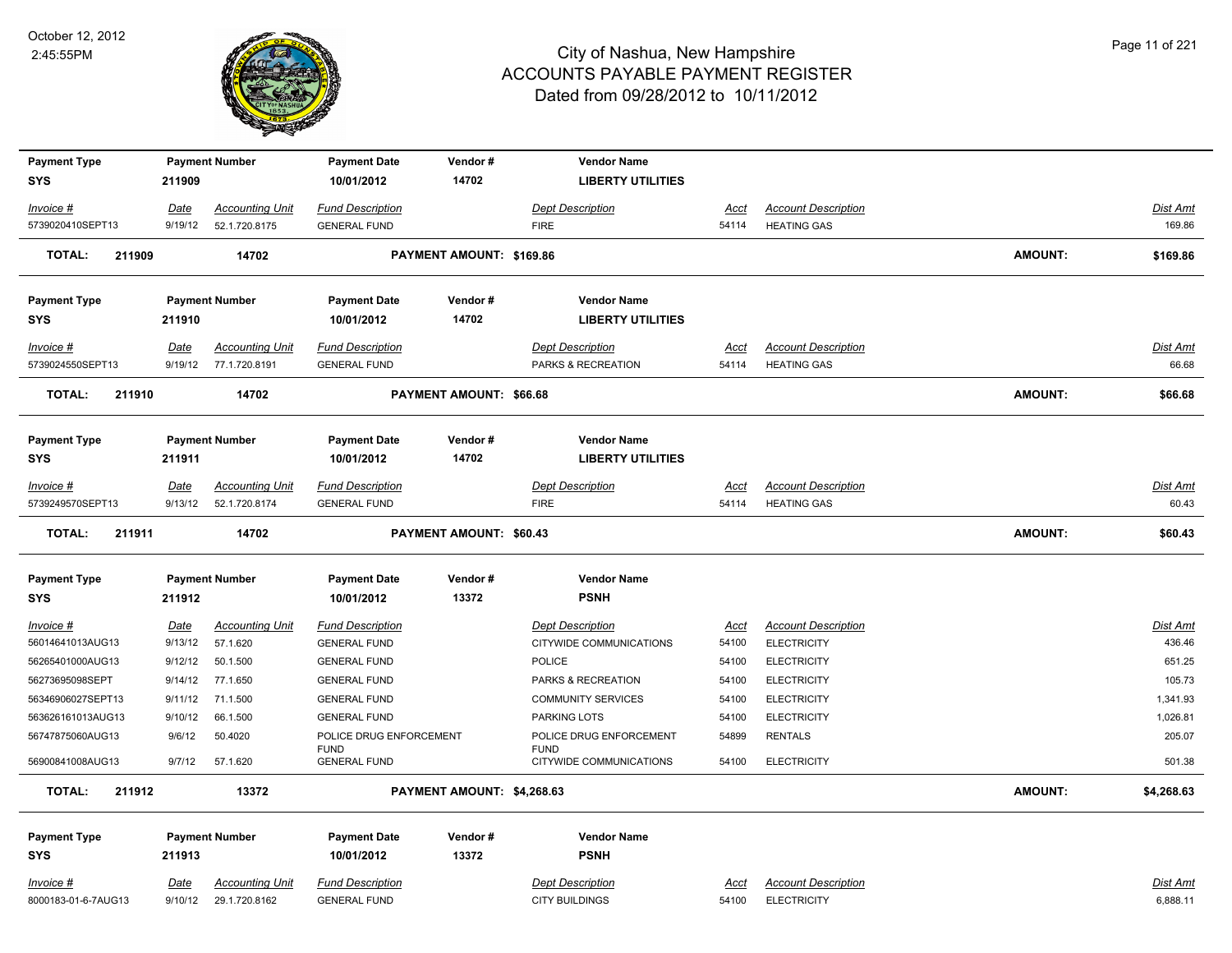| Payment Type | Payment Number | Payment Date | Vendor # | Vendor Name |
|---|---|---|---|---|
| SYS | 211909 | 10/01/2012 | 14702 | LIBERTY UTILITIES |

| Invoice # | Date | Accounting Unit | Fund Description | Dept Description | Acct | Account Description | Dist Amt |
|---|---|---|---|---|---|---|---|
| 5739020410SEPT13 | 9/19/12 | 52.1.720.8175 | GENERAL FUND | FIRE | 54114 | HEATING GAS | 169.86 |

**TOTAL: 211909 14702 PAYMENT AMOUNT: $169.86 AMOUNT: $169.86**

| Payment Type | Payment Number | Payment Date | Vendor # | Vendor Name |
|---|---|---|---|---|
| SYS | 211910 | 10/01/2012 | 14702 | LIBERTY UTILITIES |

| Invoice # | Date | Accounting Unit | Fund Description | Dept Description | Acct | Account Description | Dist Amt |
|---|---|---|---|---|---|---|---|
| 5739024550SEPT13 | 9/19/12 | 77.1.720.8191 | GENERAL FUND | PARKS & RECREATION | 54114 | HEATING GAS | 66.68 |

**TOTAL: 211910 14702 PAYMENT AMOUNT: $66.68 AMOUNT: $66.68**

| Payment Type | Payment Number | Payment Date | Vendor # | Vendor Name |
|---|---|---|---|---|
| SYS | 211911 | 10/01/2012 | 14702 | LIBERTY UTILITIES |

| Invoice # | Date | Accounting Unit | Fund Description | Dept Description | Acct | Account Description | Dist Amt |
|---|---|---|---|---|---|---|---|
| 5739249570SEPT13 | 9/13/12 | 52.1.720.8174 | GENERAL FUND | FIRE | 54114 | HEATING GAS | 60.43 |

**TOTAL: 211911 14702 PAYMENT AMOUNT: $60.43 AMOUNT: $60.43**

| Payment Type | Payment Number | Payment Date | Vendor # | Vendor Name |
|---|---|---|---|---|
| SYS | 211912 | 10/01/2012 | 13372 | PSNH |

| Invoice # | Date | Accounting Unit | Fund Description | Dept Description | Acct | Account Description | Dist Amt |
|---|---|---|---|---|---|---|---|
| 56014641013AUG13 | 9/13/12 | 57.1.620 | GENERAL FUND | CITYWIDE COMMUNICATIONS | 54100 | ELECTRICITY | 436.46 |
| 56265401000AUG13 | 9/12/12 | 50.1.500 | GENERAL FUND | POLICE | 54100 | ELECTRICITY | 651.25 |
| 56273695098SEPT | 9/14/12 | 77.1.650 | GENERAL FUND | PARKS & RECREATION | 54100 | ELECTRICITY | 105.73 |
| 56346906027SEPT13 | 9/11/12 | 71.1.500 | GENERAL FUND | COMMUNITY SERVICES | 54100 | ELECTRICITY | 1,341.93 |
| 563626161013AUG13 | 9/10/12 | 66.1.500 | GENERAL FUND | PARKING LOTS | 54100 | ELECTRICITY | 1,026.81 |
| 56747875060AUG13 | 9/6/12 | 50.4020 | POLICE DRUG ENFORCEMENT FUND | POLICE DRUG ENFORCEMENT FUND | 54899 | RENTALS | 205.07 |
| 56900841008AUG13 | 9/7/12 | 57.1.620 | GENERAL FUND | CITYWIDE COMMUNICATIONS | 54100 | ELECTRICITY | 501.38 |

**TOTAL: 211912 13372 PAYMENT AMOUNT: $4,268.63 AMOUNT: $4,268.63**

| Payment Type | Payment Number | Payment Date | Vendor # | Vendor Name |
|---|---|---|---|---|
| SYS | 211913 | 10/01/2012 | 13372 | PSNH |

| Invoice # | Date | Accounting Unit | Fund Description | Dept Description | Acct | Account Description | Dist Amt |
|---|---|---|---|---|---|---|---|
| 8000183-01-6-7AUG13 | 9/10/12 | 29.1.720.8162 | GENERAL FUND | CITY BUILDINGS | 54100 | ELECTRICITY | 6,888.11 |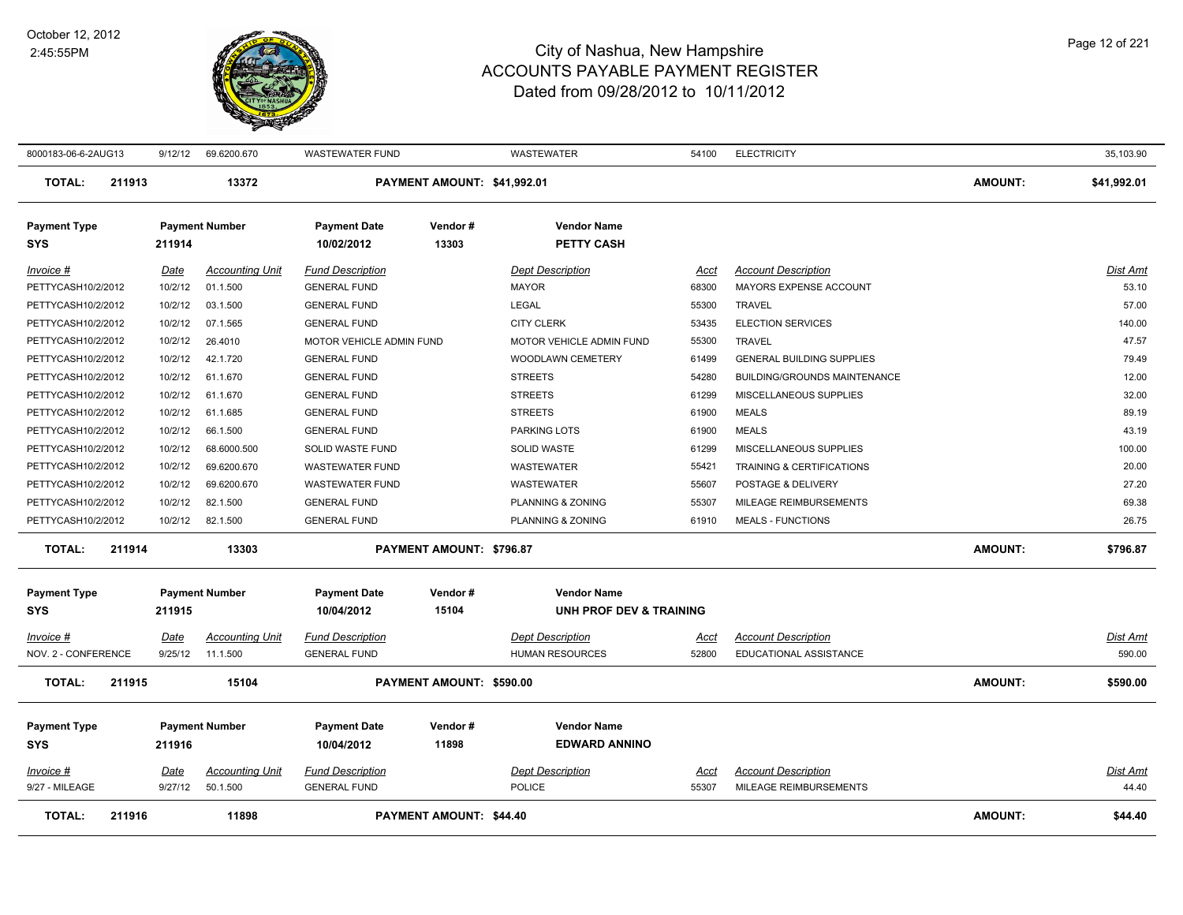# City of Nashua, New Hampshire
## ACCOUNTS PAYABLE PAYMENT REGISTER
### Dated from 09/28/2012 to 10/11/2012

| Invoice # | Date | Accounting Unit | Fund Description | Dept Description | Acct | Account Description | Dist Amt |
|---|---|---|---|---|---|---|---|
| 8000183-06-6-2AUG13 | 9/12/12 | 69.6200.670 | WASTEWATER FUND | WASTEWATER | 54100 | ELECTRICITY | 35,103.90 |

**TOTAL: 211913** | **13372** | **PAYMENT AMOUNT: $41,992.01** | **AMOUNT: $41,992.01**

| Payment Type | Payment Number | Payment Date | Vendor # | Vendor Name |
|---|---|---|---|---|
| SYS | 211914 | 10/02/2012 | 13303 | PETTY CASH |

| Invoice # | Date | Accounting Unit | Fund Description | Dept Description | Acct | Account Description | Dist Amt |
|---|---|---|---|---|---|---|---|
| PETTYCASH10/2/2012 | 10/2/12 | 01.1.500 | GENERAL FUND | MAYOR | 68300 | MAYORS EXPENSE ACCOUNT | 53.10 |
| PETTYCASH10/2/2012 | 10/2/12 | 03.1.500 | GENERAL FUND | LEGAL | 55300 | TRAVEL | 57.00 |
| PETTYCASH10/2/2012 | 10/2/12 | 07.1.565 | GENERAL FUND | CITY CLERK | 53435 | ELECTION SERVICES | 140.00 |
| PETTYCASH10/2/2012 | 10/2/12 | 26.4010 | MOTOR VEHICLE ADMIN FUND | MOTOR VEHICLE ADMIN FUND | 55300 | TRAVEL | 47.57 |
| PETTYCASH10/2/2012 | 10/2/12 | 42.1.720 | GENERAL FUND | WOODLAWN CEMETERY | 61499 | GENERAL BUILDING SUPPLIES | 79.49 |
| PETTYCASH10/2/2012 | 10/2/12 | 61.1.670 | GENERAL FUND | STREETS | 54280 | BUILDING/GROUNDS MAINTENANCE | 12.00 |
| PETTYCASH10/2/2012 | 10/2/12 | 61.1.670 | GENERAL FUND | STREETS | 61299 | MISCELLANEOUS SUPPLIES | 32.00 |
| PETTYCASH10/2/2012 | 10/2/12 | 61.1.685 | GENERAL FUND | STREETS | 61900 | MEALS | 89.19 |
| PETTYCASH10/2/2012 | 10/2/12 | 66.1.500 | GENERAL FUND | PARKING LOTS | 61900 | MEALS | 43.19 |
| PETTYCASH10/2/2012 | 10/2/12 | 68.6000.500 | SOLID WASTE FUND | SOLID WASTE | 61299 | MISCELLANEOUS SUPPLIES | 100.00 |
| PETTYCASH10/2/2012 | 10/2/12 | 69.6200.670 | WASTEWATER FUND | WASTEWATER | 55421 | TRAINING & CERTIFICATIONS | 20.00 |
| PETTYCASH10/2/2012 | 10/2/12 | 69.6200.670 | WASTEWATER FUND | WASTEWATER | 55607 | POSTAGE & DELIVERY | 27.20 |
| PETTYCASH10/2/2012 | 10/2/12 | 82.1.500 | GENERAL FUND | PLANNING & ZONING | 55307 | MILEAGE REIMBURSEMENTS | 69.38 |
| PETTYCASH10/2/2012 | 10/2/12 | 82.1.500 | GENERAL FUND | PLANNING & ZONING | 61910 | MEALS - FUNCTIONS | 26.75 |

**TOTAL: 211914** | **13303** | **PAYMENT AMOUNT: $796.87** | **AMOUNT: $796.87**

| Payment Type | Payment Number | Payment Date | Vendor # | Vendor Name |
|---|---|---|---|---|
| SYS | 211915 | 10/04/2012 | 15104 | UNH PROF DEV & TRAINING |

| Invoice # | Date | Accounting Unit | Fund Description | Dept Description | Acct | Account Description | Dist Amt |
|---|---|---|---|---|---|---|---|
| NOV. 2 - CONFERENCE | 9/25/12 | 11.1.500 | GENERAL FUND | HUMAN RESOURCES | 52800 | EDUCATIONAL ASSISTANCE | 590.00 |

**TOTAL: 211915** | **15104** | **PAYMENT AMOUNT: $590.00** | **AMOUNT: $590.00**

| Payment Type | Payment Number | Payment Date | Vendor # | Vendor Name |
|---|---|---|---|---|
| SYS | 211916 | 10/04/2012 | 11898 | EDWARD ANNINO |

| Invoice # | Date | Accounting Unit | Fund Description | Dept Description | Acct | Account Description | Dist Amt |
|---|---|---|---|---|---|---|---|
| 9/27 - MILEAGE | 9/27/12 | 50.1.500 | GENERAL FUND | POLICE | 55307 | MILEAGE REIMBURSEMENTS | 44.40 |

**TOTAL: 211916** | **11898** | **PAYMENT AMOUNT: $44.40** | **AMOUNT: $44.40**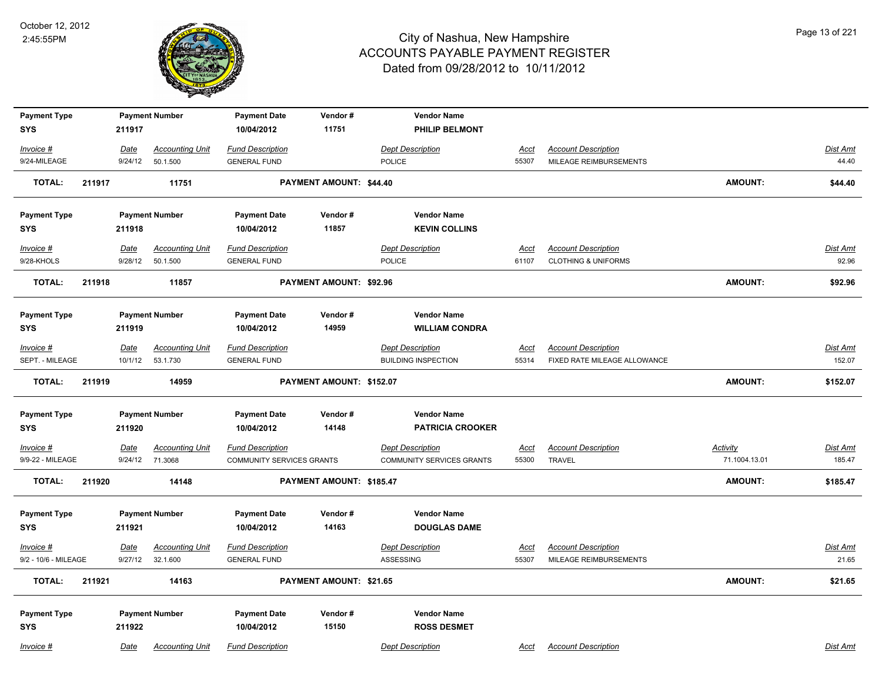# City of Nashua, New Hampshire
## ACCOUNTS PAYABLE PAYMENT REGISTER
### Dated from 09/28/2012 to 10/11/2012

October 12, 2012
2:45:55PM

| Payment Type | Payment Number | Payment Date | Vendor # | Vendor Name |
|---|---|---|---|---|
| SYS | 211917 | 10/04/2012 | 11751 | PHILIP BELMONT |

| Invoice # | Date | Accounting Unit | Fund Description | Dept Description | Acct | Account Description | Dist Amt |
|---|---|---|---|---|---|---|---|
| 9/24-MILEAGE | 9/24/12 | 50.1.500 | GENERAL FUND | POLICE | 55307 | MILEAGE REIMBURSEMENTS | 44.40 |

**TOTAL: 211917 11751 PAYMENT AMOUNT: $44.40 AMOUNT: $44.40**

| Payment Type | Payment Number | Payment Date | Vendor # | Vendor Name |
|---|---|---|---|---|
| SYS | 211918 | 10/04/2012 | 11857 | KEVIN COLLINS |

| Invoice # | Date | Accounting Unit | Fund Description | Dept Description | Acct | Account Description | Dist Amt |
|---|---|---|---|---|---|---|---|
| 9/28-KHOLS | 9/28/12 | 50.1.500 | GENERAL FUND | POLICE | 61107 | CLOTHING & UNIFORMS | 92.96 |

**TOTAL: 211918 11857 PAYMENT AMOUNT: $92.96 AMOUNT: $92.96**

| Payment Type | Payment Number | Payment Date | Vendor # | Vendor Name |
|---|---|---|---|---|
| SYS | 211919 | 10/04/2012 | 14959 | WILLIAM CONDRA |

| Invoice # | Date | Accounting Unit | Fund Description | Dept Description | Acct | Account Description | Dist Amt |
|---|---|---|---|---|---|---|---|
| SEPT. - MILEAGE | 10/1/12 | 53.1.730 | GENERAL FUND | BUILDING INSPECTION | 55314 | FIXED RATE MILEAGE ALLOWANCE | 152.07 |

**TOTAL: 211919 14959 PAYMENT AMOUNT: $152.07 AMOUNT: $152.07**

| Payment Type | Payment Number | Payment Date | Vendor # | Vendor Name |
|---|---|---|---|---|
| SYS | 211920 | 10/04/2012 | 14148 | PATRICIA CROOKER |

| Invoice # | Date | Accounting Unit | Fund Description | Dept Description | Acct | Account Description | Activity | Dist Amt |
|---|---|---|---|---|---|---|---|---|
| 9/9-22 - MILEAGE | 9/24/12 | 71.3068 | COMMUNITY SERVICES GRANTS | COMMUNITY SERVICES GRANTS | 55300 | TRAVEL | 71.1004.13.01 | 185.47 |

**TOTAL: 211920 14148 PAYMENT AMOUNT: $185.47 AMOUNT: $185.47**

| Payment Type | Payment Number | Payment Date | Vendor # | Vendor Name |
|---|---|---|---|---|
| SYS | 211921 | 10/04/2012 | 14163 | DOUGLAS DAME |

| Invoice # | Date | Accounting Unit | Fund Description | Dept Description | Acct | Account Description | Dist Amt |
|---|---|---|---|---|---|---|---|
| 9/2 - 10/6 - MILEAGE | 9/27/12 | 32.1.600 | GENERAL FUND | ASSESSING | 55307 | MILEAGE REIMBURSEMENTS | 21.65 |

**TOTAL: 211921 14163 PAYMENT AMOUNT: $21.65 AMOUNT: $21.65**

| Payment Type | Payment Number | Payment Date | Vendor # | Vendor Name |
|---|---|---|---|---|
| SYS | 211922 | 10/04/2012 | 15150 | ROSS DESMET |

| Invoice # | Date | Accounting Unit | Fund Description | Dept Description | Acct | Account Description | Dist Amt |
|---|---|---|---|---|---|---|---|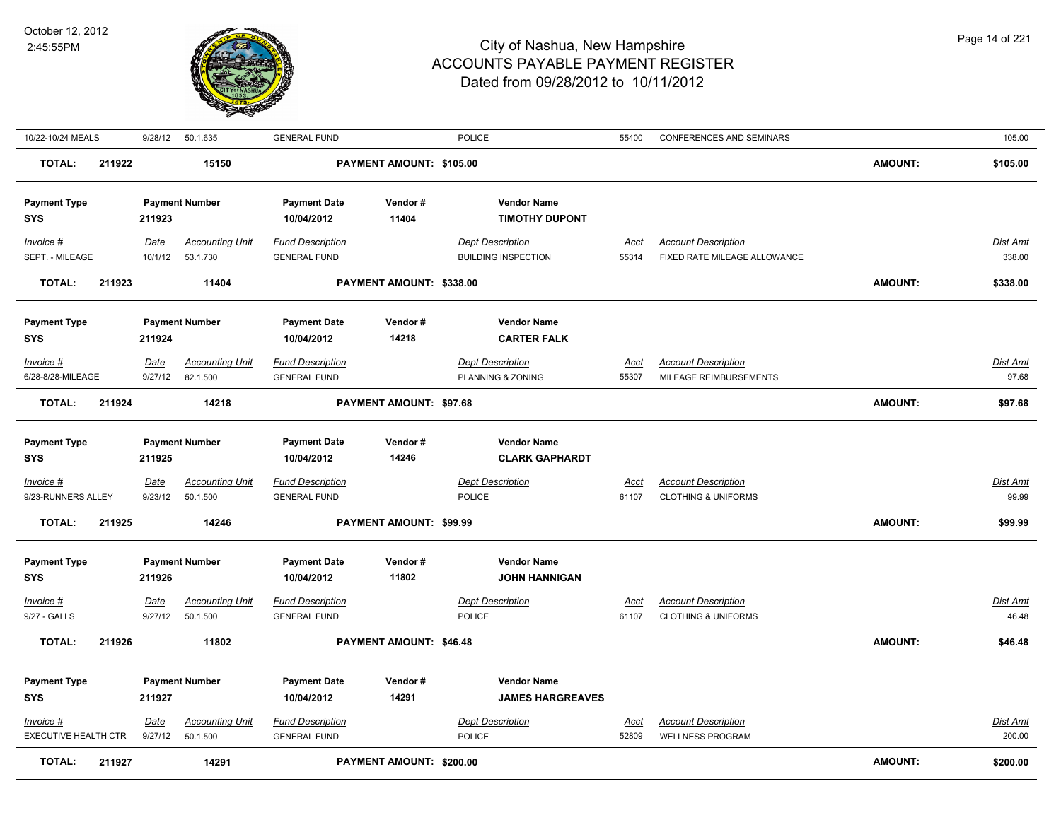| Invoice # | Date | Accounting Unit | Fund Description | Dept Description | Acct | Account Description | Dist Amt |
|---|---|---|---|---|---|---|---|
| 10/22-10/24 MEALS | 9/28/12 | 50.1.635 | GENERAL FUND | POLICE | 55400 | CONFERENCES AND SEMINARS | 105.00 |

**TOTAL: 211922 15150 PAYMENT AMOUNT: $105.00 AMOUNT: $105.00**

| Payment Type | Payment Number | Payment Date | Vendor # | Vendor Name |
|---|---|---|---|---|
| SYS | 211923 | 10/04/2012 | 11404 | TIMOTHY DUPONT |

| Invoice # | Date | Accounting Unit | Fund Description | Dept Description | Acct | Account Description | Dist Amt |
|---|---|---|---|---|---|---|---|
| SEPT. - MILEAGE | 10/1/12 | 53.1.730 | GENERAL FUND | BUILDING INSPECTION | 55314 | FIXED RATE MILEAGE ALLOWANCE | 338.00 |

**TOTAL: 211923 11404 PAYMENT AMOUNT: $338.00 AMOUNT: $338.00**

| Payment Type | Payment Number | Payment Date | Vendor # | Vendor Name |
|---|---|---|---|---|
| SYS | 211924 | 10/04/2012 | 14218 | CARTER FALK |

| Invoice # | Date | Accounting Unit | Fund Description | Dept Description | Acct | Account Description | Dist Amt |
|---|---|---|---|---|---|---|---|
| 6/28-8/28-MILEAGE | 9/27/12 | 82.1.500 | GENERAL FUND | PLANNING & ZONING | 55307 | MILEAGE REIMBURSEMENTS | 97.68 |

**TOTAL: 211924 14218 PAYMENT AMOUNT: $97.68 AMOUNT: $97.68**

| Payment Type | Payment Number | Payment Date | Vendor # | Vendor Name |
|---|---|---|---|---|
| SYS | 211925 | 10/04/2012 | 14246 | CLARK GAPHARDT |

| Invoice # | Date | Accounting Unit | Fund Description | Dept Description | Acct | Account Description | Dist Amt |
|---|---|---|---|---|---|---|---|
| 9/23-RUNNERS ALLEY | 9/23/12 | 50.1.500 | GENERAL FUND | POLICE | 61107 | CLOTHING & UNIFORMS | 99.99 |

**TOTAL: 211925 14246 PAYMENT AMOUNT: $99.99 AMOUNT: $99.99**

| Payment Type | Payment Number | Payment Date | Vendor # | Vendor Name |
|---|---|---|---|---|
| SYS | 211926 | 10/04/2012 | 11802 | JOHN HANNIGAN |

| Invoice # | Date | Accounting Unit | Fund Description | Dept Description | Acct | Account Description | Dist Amt |
|---|---|---|---|---|---|---|---|
| 9/27 - GALLS | 9/27/12 | 50.1.500 | GENERAL FUND | POLICE | 61107 | CLOTHING & UNIFORMS | 46.48 |

**TOTAL: 211926 11802 PAYMENT AMOUNT: $46.48 AMOUNT: $46.48**

| Payment Type | Payment Number | Payment Date | Vendor # | Vendor Name |
|---|---|---|---|---|
| SYS | 211927 | 10/04/2012 | 14291 | JAMES HARGREAVES |

| Invoice # | Date | Accounting Unit | Fund Description | Dept Description | Acct | Account Description | Dist Amt |
|---|---|---|---|---|---|---|---|
| EXECUTIVE HEALTH CTR | 9/27/12 | 50.1.500 | GENERAL FUND | POLICE | 52809 | WELLNESS PROGRAM | 200.00 |

**TOTAL: 211927 14291 PAYMENT AMOUNT: $200.00 AMOUNT: $200.00**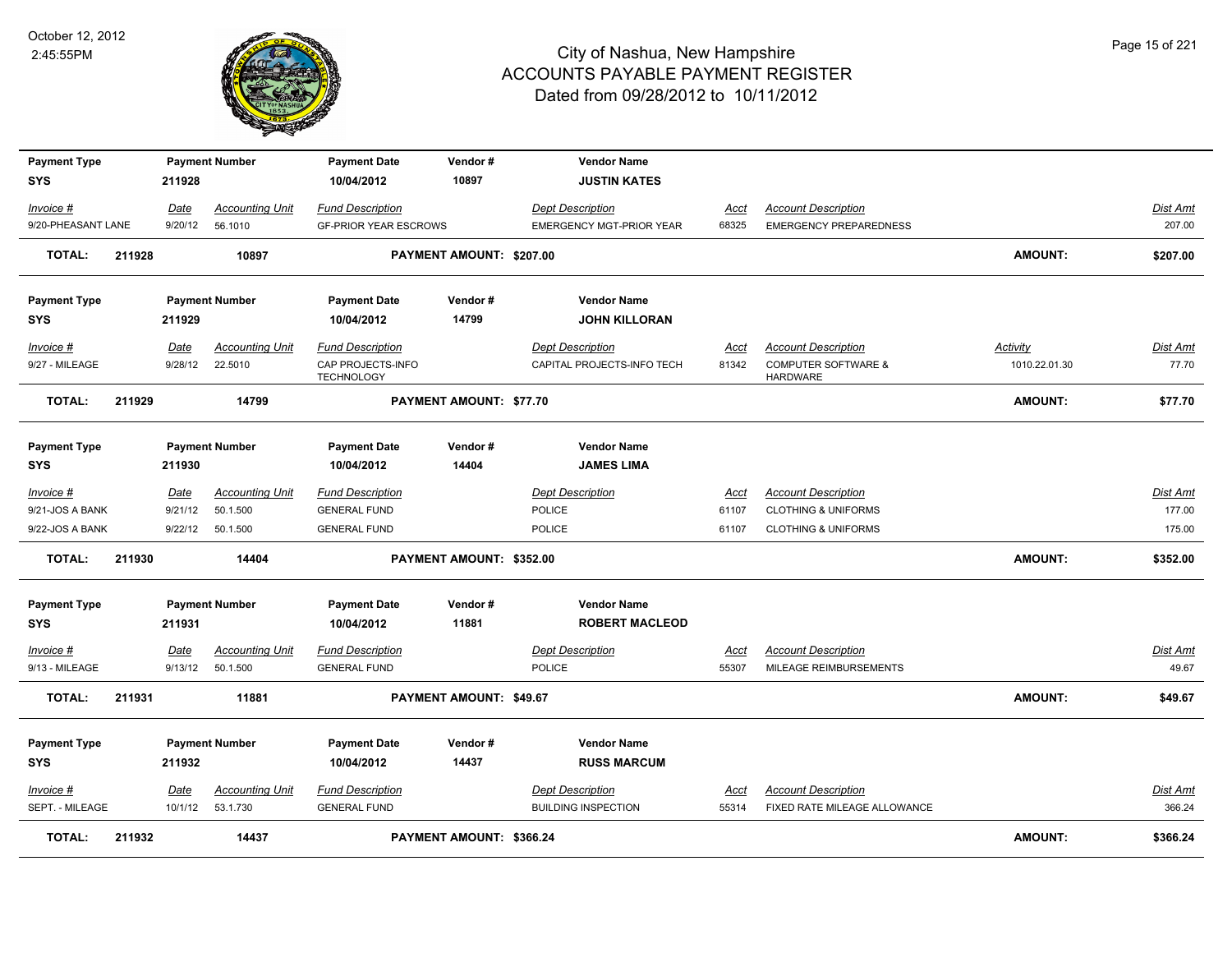# City of Nashua, New Hampshire
## ACCOUNTS PAYABLE PAYMENT REGISTER
### Dated from 09/28/2012 to 10/11/2012

October 12, 2012
2:45:55PM

| Payment Type | Payment Number | Payment Date | Vendor # | Vendor Name |
|---|---|---|---|---|
| SYS | 211928 | 10/04/2012 | 10897 | **JUSTIN KATES** |

| Invoice # | Date | Accounting Unit | Fund Description | Dept Description | Acct | Account Description | Dist Amt |
|---|---|---|---|---|---|---|---|
| 9/20-PHEASANT LANE | 9/20/12 | 56.1010 | GF-PRIOR YEAR ESCROWS | EMERGENCY MGT-PRIOR YEAR | 68325 | EMERGENCY PREPAREDNESS | 207.00 |

**TOTAL: 211928 10897 PAYMENT AMOUNT: $207.00 AMOUNT: $207.00**

| Payment Type | Payment Number | Payment Date | Vendor # | Vendor Name |
|---|---|---|---|---|
| SYS | 211929 | 10/04/2012 | 14799 | **JOHN KILLORAN** |

| Invoice # | Date | Accounting Unit | Fund Description | Dept Description | Acct | Account Description | Activity | Dist Amt |
|---|---|---|---|---|---|---|---|---|
| 9/27 - MILEAGE | 9/28/12 | 22.5010 | CAP PROJECTS-INFO TECHNOLOGY | CAPITAL PROJECTS-INFO TECH | 81342 | COMPUTER SOFTWARE & HARDWARE | 1010.22.01.30 | 77.70 |

**TOTAL: 211929 14799 PAYMENT AMOUNT: $77.70 AMOUNT: $77.70**

| Payment Type | Payment Number | Payment Date | Vendor # | Vendor Name |
|---|---|---|---|---|
| SYS | 211930 | 10/04/2012 | 14404 | **JAMES LIMA** |

| Invoice # | Date | Accounting Unit | Fund Description | Dept Description | Acct | Account Description | Dist Amt |
|---|---|---|---|---|---|---|---|
| 9/21-JOS A BANK | 9/21/12 | 50.1.500 | GENERAL FUND | POLICE | 61107 | CLOTHING & UNIFORMS | 177.00 |
| 9/22-JOS A BANK | 9/22/12 | 50.1.500 | GENERAL FUND | POLICE | 61107 | CLOTHING & UNIFORMS | 175.00 |

**TOTAL: 211930 14404 PAYMENT AMOUNT: $352.00 AMOUNT: $352.00**

| Payment Type | Payment Number | Payment Date | Vendor # | Vendor Name |
|---|---|---|---|---|
| SYS | 211931 | 10/04/2012 | 11881 | **ROBERT MACLEOD** |

| Invoice # | Date | Accounting Unit | Fund Description | Dept Description | Acct | Account Description | Dist Amt |
|---|---|---|---|---|---|---|---|
| 9/13 - MILEAGE | 9/13/12 | 50.1.500 | GENERAL FUND | POLICE | 55307 | MILEAGE REIMBURSEMENTS | 49.67 |

**TOTAL: 211931 11881 PAYMENT AMOUNT: $49.67 AMOUNT: $49.67**

| Payment Type | Payment Number | Payment Date | Vendor # | Vendor Name |
|---|---|---|---|---|
| SYS | 211932 | 10/04/2012 | 14437 | **RUSS MARCUM** |

| Invoice # | Date | Accounting Unit | Fund Description | Dept Description | Acct | Account Description | Dist Amt |
|---|---|---|---|---|---|---|---|
| SEPT. - MILEAGE | 10/1/12 | 53.1.730 | GENERAL FUND | BUILDING INSPECTION | 55314 | FIXED RATE MILEAGE ALLOWANCE | 366.24 |

**TOTAL: 211932 14437 PAYMENT AMOUNT: $366.24 AMOUNT: $366.24**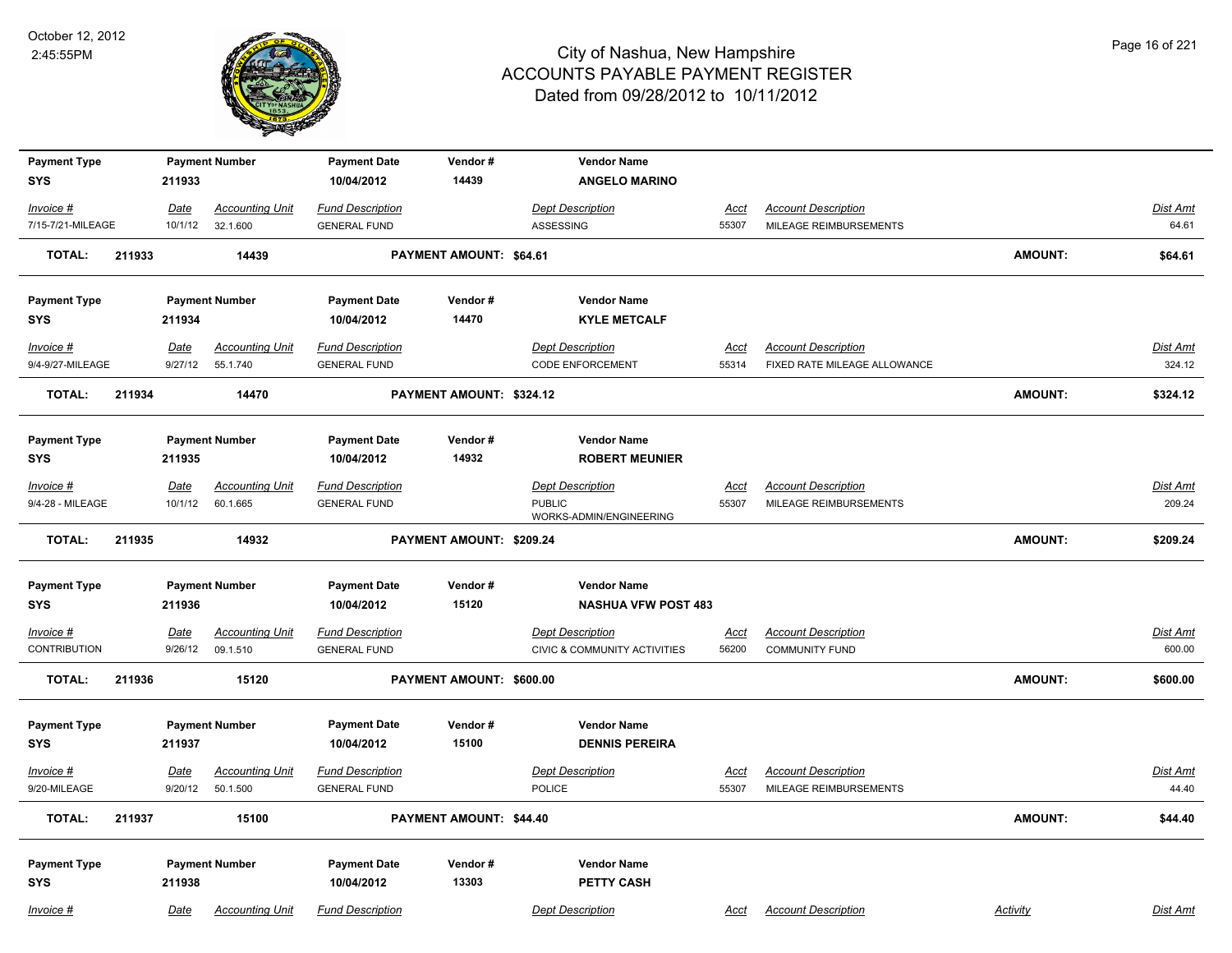# City of Nashua, New Hampshire
## ACCOUNTS PAYABLE PAYMENT REGISTER
### Dated from 09/28/2012 to 10/11/2012

October 12, 2012
2:45:55PM

| Payment Type | Payment Number | Payment Date | Vendor # | Vendor Name |
|---|---|---|---|---|
| SYS | 211933 | 10/04/2012 | 14439 | **ANGELO MARINO** |

| Invoice # | Date | Accounting Unit | Fund Description | Dept Description | Acct | Account Description | Dist Amt |
|---|---|---|---|---|---|---|---|
| 7/15-7/21-MILEAGE | 10/1/12 | 32.1.600 | GENERAL FUND | ASSESSING | 55307 | MILEAGE REIMBURSEMENTS | 64.61 |

**TOTAL: 211933 14439 PAYMENT AMOUNT: $64.61 AMOUNT: $64.61**

| Payment Type | Payment Number | Payment Date | Vendor # | Vendor Name |
|---|---|---|---|---|
| SYS | 211934 | 10/04/2012 | 14470 | **KYLE METCALF** |

| Invoice # | Date | Accounting Unit | Fund Description | Dept Description | Acct | Account Description | Dist Amt |
|---|---|---|---|---|---|---|---|
| 9/4-9/27-MILEAGE | 9/27/12 | 55.1.740 | GENERAL FUND | CODE ENFORCEMENT | 55314 | FIXED RATE MILEAGE ALLOWANCE | 324.12 |

**TOTAL: 211934 14470 PAYMENT AMOUNT: $324.12 AMOUNT: $324.12**

| Payment Type | Payment Number | Payment Date | Vendor # | Vendor Name |
|---|---|---|---|---|
| SYS | 211935 | 10/04/2012 | 14932 | **ROBERT MEUNIER** |

| Invoice # | Date | Accounting Unit | Fund Description | Dept Description | Acct | Account Description | Dist Amt |
|---|---|---|---|---|---|---|---|
| 9/4-28 - MILEAGE | 10/1/12 | 60.1.665 | GENERAL FUND | PUBLIC WORKS-ADMIN/ENGINEERING | 55307 | MILEAGE REIMBURSEMENTS | 209.24 |

**TOTAL: 211935 14932 PAYMENT AMOUNT: $209.24 AMOUNT: $209.24**

| Payment Type | Payment Number | Payment Date | Vendor # | Vendor Name |
|---|---|---|---|---|
| SYS | 211936 | 10/04/2012 | 15120 | **NASHUA VFW POST 483** |

| Invoice # | Date | Accounting Unit | Fund Description | Dept Description | Acct | Account Description | Dist Amt |
|---|---|---|---|---|---|---|---|
| CONTRIBUTION | 9/26/12 | 09.1.510 | GENERAL FUND | CIVIC & COMMUNITY ACTIVITIES | 56200 | COMMUNITY FUND | 600.00 |

**TOTAL: 211936 15120 PAYMENT AMOUNT: $600.00 AMOUNT: $600.00**

| Payment Type | Payment Number | Payment Date | Vendor # | Vendor Name |
|---|---|---|---|---|
| SYS | 211937 | 10/04/2012 | 15100 | **DENNIS PEREIRA** |

| Invoice # | Date | Accounting Unit | Fund Description | Dept Description | Acct | Account Description | Dist Amt |
|---|---|---|---|---|---|---|---|
| 9/20-MILEAGE | 9/20/12 | 50.1.500 | GENERAL FUND | POLICE | 55307 | MILEAGE REIMBURSEMENTS | 44.40 |

**TOTAL: 211937 15100 PAYMENT AMOUNT: $44.40 AMOUNT: $44.40**

| Payment Type | Payment Number | Payment Date | Vendor # | Vendor Name |
|---|---|---|---|---|
| SYS | 211938 | 10/04/2012 | 13303 | **PETTY CASH** |

| Invoice # | Date | Accounting Unit | Fund Description | Dept Description | Acct | Account Description | Activity | Dist Amt |
|---|---|---|---|---|---|---|---|---|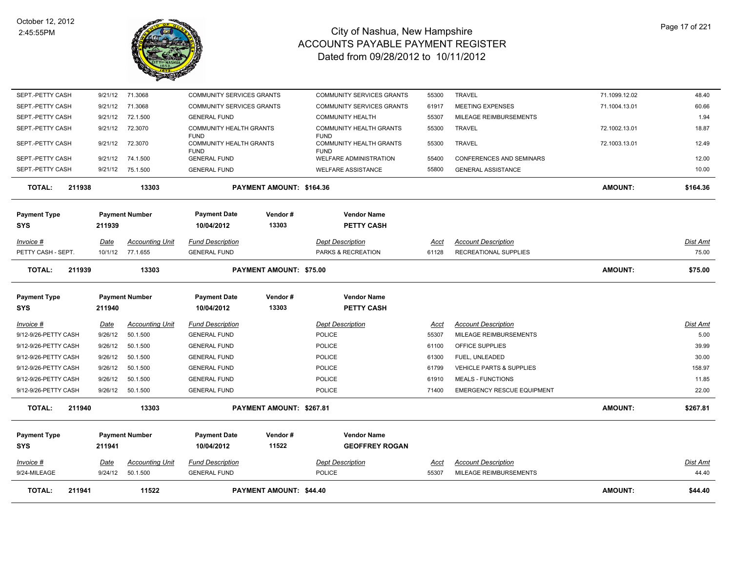# City of Nashua, New Hampshire
## ACCOUNTS PAYABLE PAYMENT REGISTER
### Dated from 09/28/2012 to 10/11/2012

October 12, 2012
2:45:55PM

| Invoice # | Date | Accounting Unit | Fund Description | Dept Description | Acct | Account Description | | Dist Amt |
|---|---|---|---|---|---|---|---|---|
| SEPT.-PETTY CASH | 9/21/12 | 71.3068 | COMMUNITY SERVICES GRANTS | COMMUNITY SERVICES GRANTS | 55300 | TRAVEL | 71.1099.12.02 | 48.40 |
| SEPT.-PETTY CASH | 9/21/12 | 71.3068 | COMMUNITY SERVICES GRANTS | COMMUNITY SERVICES GRANTS | 61917 | MEETING EXPENSES | 71.1004.13.01 | 60.66 |
| SEPT.-PETTY CASH | 9/21/12 | 72.1.500 | GENERAL FUND | COMMUNITY HEALTH | 55307 | MILEAGE REIMBURSEMENTS | | 1.94 |
| SEPT.-PETTY CASH | 9/21/12 | 72.3070 | COMMUNITY HEALTH GRANTS FUND | COMMUNITY HEALTH GRANTS FUND | 55300 | TRAVEL | 72.1002.13.01 | 18.87 |
| SEPT.-PETTY CASH | 9/21/12 | 72.3070 | COMMUNITY HEALTH GRANTS FUND | COMMUNITY HEALTH GRANTS FUND | 55300 | TRAVEL | 72.1003.13.01 | 12.49 |
| SEPT.-PETTY CASH | 9/21/12 | 74.1.500 | GENERAL FUND | WELFARE ADMINISTRATION | 55400 | CONFERENCES AND SEMINARS | | 12.00 |
| SEPT.-PETTY CASH | 9/21/12 | 75.1.500 | GENERAL FUND | WELFARE ASSISTANCE | 55800 | GENERAL ASSISTANCE | | 10.00 |

**TOTAL: 211938 — 13303 — PAYMENT AMOUNT: $164.36 — AMOUNT: $164.36**

| Payment Type | Payment Number | Payment Date | Vendor # | Vendor Name |
|---|---|---|---|---|
| SYS | 211939 | 10/04/2012 | 13303 | PETTY CASH |

| Invoice # | Date | Accounting Unit | Fund Description | Dept Description | Acct | Account Description | Dist Amt |
|---|---|---|---|---|---|---|---|
| PETTY CASH - SEPT. | 10/1/12 | 77.1.655 | GENERAL FUND | PARKS & RECREATION | 61128 | RECREATIONAL SUPPLIES | 75.00 |

**TOTAL: 211939 — 13303 — PAYMENT AMOUNT: $75.00 — AMOUNT: $75.00**

| Payment Type | Payment Number | Payment Date | Vendor # | Vendor Name |
|---|---|---|---|---|
| SYS | 211940 | 10/04/2012 | 13303 | PETTY CASH |

| Invoice # | Date | Accounting Unit | Fund Description | Dept Description | Acct | Account Description | Dist Amt |
|---|---|---|---|---|---|---|---|
| 9/12-9/26-PETTY CASH | 9/26/12 | 50.1.500 | GENERAL FUND | POLICE | 55307 | MILEAGE REIMBURSEMENTS | 5.00 |
| 9/12-9/26-PETTY CASH | 9/26/12 | 50.1.500 | GENERAL FUND | POLICE | 61100 | OFFICE SUPPLIES | 39.99 |
| 9/12-9/26-PETTY CASH | 9/26/12 | 50.1.500 | GENERAL FUND | POLICE | 61300 | FUEL, UNLEADED | 30.00 |
| 9/12-9/26-PETTY CASH | 9/26/12 | 50.1.500 | GENERAL FUND | POLICE | 61799 | VEHICLE PARTS & SUPPLIES | 158.97 |
| 9/12-9/26-PETTY CASH | 9/26/12 | 50.1.500 | GENERAL FUND | POLICE | 61910 | MEALS - FUNCTIONS | 11.85 |
| 9/12-9/26-PETTY CASH | 9/26/12 | 50.1.500 | GENERAL FUND | POLICE | 71400 | EMERGENCY RESCUE EQUIPMENT | 22.00 |

**TOTAL: 211940 — 13303 — PAYMENT AMOUNT: $267.81 — AMOUNT: $267.81**

| Payment Type | Payment Number | Payment Date | Vendor # | Vendor Name |
|---|---|---|---|---|
| SYS | 211941 | 10/04/2012 | 11522 | GEOFFREY ROGAN |

| Invoice # | Date | Accounting Unit | Fund Description | Dept Description | Acct | Account Description | Dist Amt |
|---|---|---|---|---|---|---|---|
| 9/24-MILEAGE | 9/24/12 | 50.1.500 | GENERAL FUND | POLICE | 55307 | MILEAGE REIMBURSEMENTS | 44.40 |

**TOTAL: 211941 — 11522 — PAYMENT AMOUNT: $44.40 — AMOUNT: $44.40**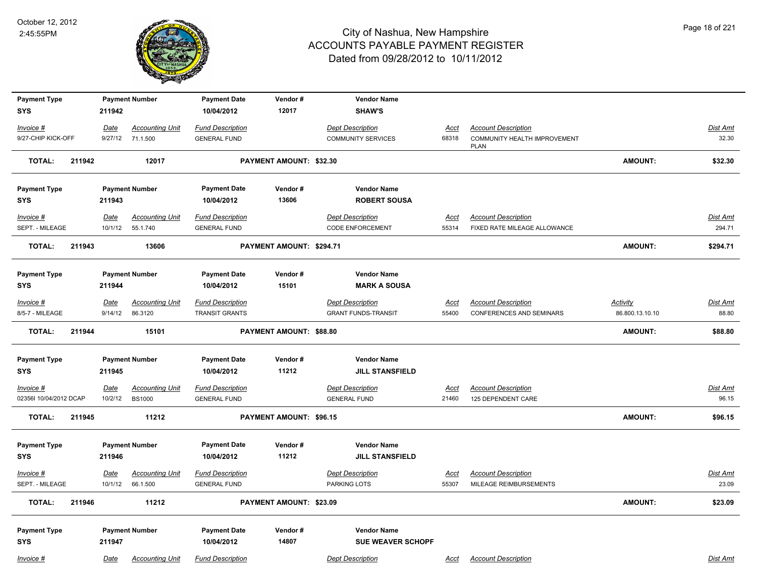| Payment Type | Payment Number | Payment Date | Vendor # | Vendor Name |
|---|---|---|---|---|
| SYS | 211942 | 10/04/2012 | 12017 | SHAW'S |

| Invoice # | Date | Accounting Unit | Fund Description | Dept Description | Acct | Account Description | Dist Amt |
|---|---|---|---|---|---|---|---|
| 9/27-CHIP KICK-OFF | 9/27/12 | 71.1.500 | GENERAL FUND | COMMUNITY SERVICES | 68318 | COMMUNITY HEALTH IMPROVEMENT PLAN | 32.30 |

**TOTAL: 211942 12017 PAYMENT AMOUNT: $32.30 AMOUNT: $32.30**

| Payment Type | Payment Number | Payment Date | Vendor # | Vendor Name |
|---|---|---|---|---|
| SYS | 211943 | 10/04/2012 | 13606 | ROBERT SOUSA |

| Invoice # | Date | Accounting Unit | Fund Description | Dept Description | Acct | Account Description | Dist Amt |
|---|---|---|---|---|---|---|---|
| SEPT. - MILEAGE | 10/1/12 | 55.1.740 | GENERAL FUND | CODE ENFORCEMENT | 55314 | FIXED RATE MILEAGE ALLOWANCE | 294.71 |

**TOTAL: 211943 13606 PAYMENT AMOUNT: $294.71 AMOUNT: $294.71**

| Payment Type | Payment Number | Payment Date | Vendor # | Vendor Name |
|---|---|---|---|---|
| SYS | 211944 | 10/04/2012 | 15101 | MARK A SOUSA |

| Invoice # | Date | Accounting Unit | Fund Description | Dept Description | Acct | Account Description | Activity | Dist Amt |
|---|---|---|---|---|---|---|---|---|
| 8/5-7 - MILEAGE | 9/14/12 | 86.3120 | TRANSIT GRANTS | GRANT FUNDS-TRANSIT | 55400 | CONFERENCES AND SEMINARS | 86.800.13.10.10 | 88.80 |

**TOTAL: 211944 15101 PAYMENT AMOUNT: $88.80 AMOUNT: $88.80**

| Payment Type | Payment Number | Payment Date | Vendor # | Vendor Name |
|---|---|---|---|---|
| SYS | 211945 | 10/04/2012 | 11212 | JILL STANSFIELD |

| Invoice # | Date | Accounting Unit | Fund Description | Dept Description | Acct | Account Description | Dist Amt |
|---|---|---|---|---|---|---|---|
| 02356I 10/04/2012 DCAP | 10/2/12 | BS1000 | GENERAL FUND | GENERAL FUND | 21460 | 125 DEPENDENT CARE | 96.15 |

**TOTAL: 211945 11212 PAYMENT AMOUNT: $96.15 AMOUNT: $96.15**

| Payment Type | Payment Number | Payment Date | Vendor # | Vendor Name |
|---|---|---|---|---|
| SYS | 211946 | 10/04/2012 | 11212 | JILL STANSFIELD |

| Invoice # | Date | Accounting Unit | Fund Description | Dept Description | Acct | Account Description | Dist Amt |
|---|---|---|---|---|---|---|---|
| SEPT. - MILEAGE | 10/1/12 | 66.1.500 | GENERAL FUND | PARKING LOTS | 55307 | MILEAGE REIMBURSEMENTS | 23.09 |

**TOTAL: 211946 11212 PAYMENT AMOUNT: $23.09 AMOUNT: $23.09**

| Payment Type | Payment Number | Payment Date | Vendor # | Vendor Name |
|---|---|---|---|---|
| SYS | 211947 | 10/04/2012 | 14807 | SUE WEAVER SCHOPF |

| Invoice # | Date | Accounting Unit | Fund Description | Dept Description | Acct | Account Description | Dist Amt |
|---|---|---|---|---|---|---|---|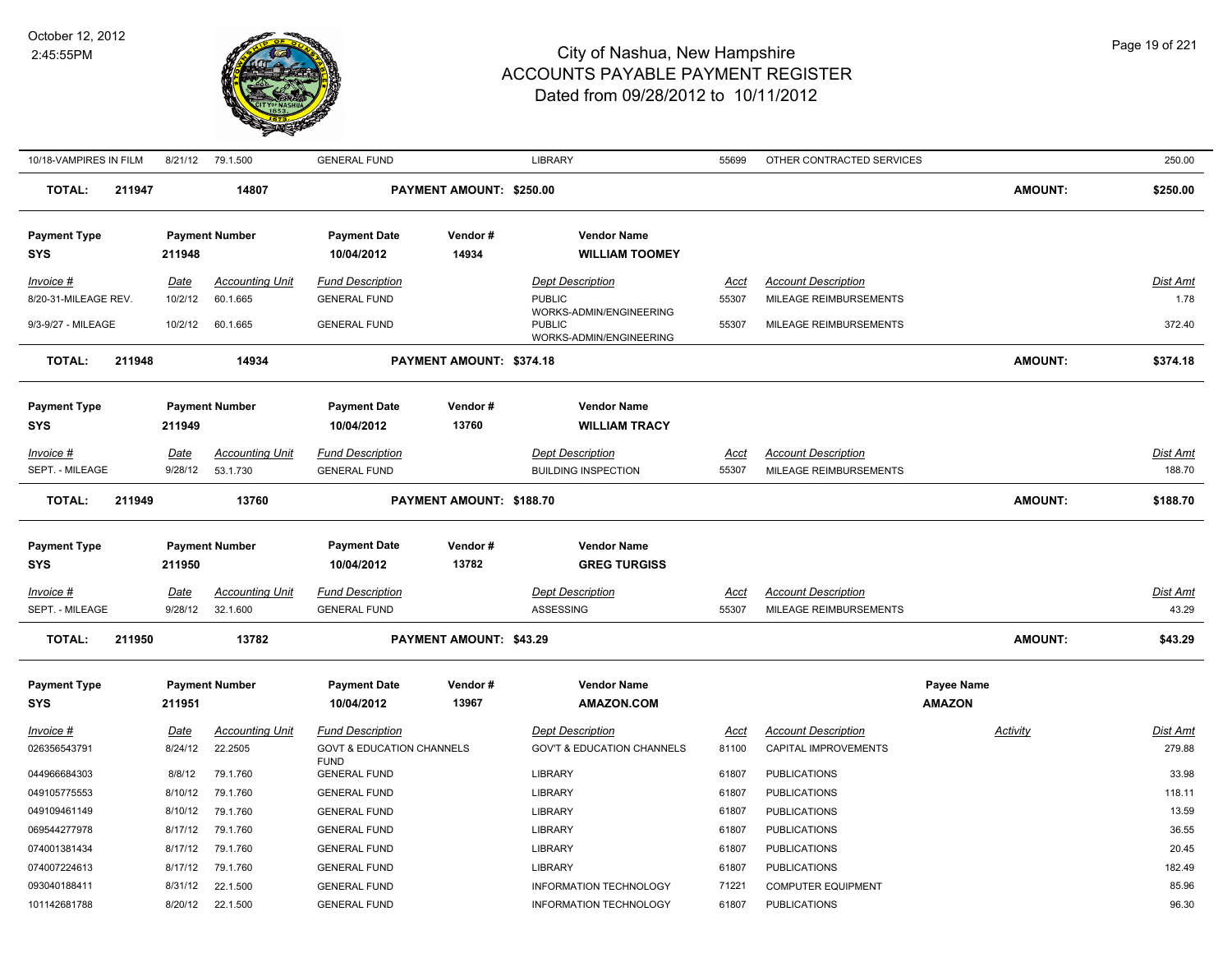# City of Nashua, New Hampshire
## ACCOUNTS PAYABLE PAYMENT REGISTER
### Dated from 09/28/2012 to 10/11/2012

October 12, 2012
2:45:55PM

| Invoice # | Date | Accounting Unit | Fund Description | Dept Description | Acct | Account Description | Dist Amt |
|---|---|---|---|---|---|---|---|
| 10/18-VAMPIRES IN FILM | 8/21/12 | 79.1.500 | GENERAL FUND | LIBRARY | 55699 | OTHER CONTRACTED SERVICES | 250.00 |

**TOTAL: 211947 — 14807 — PAYMENT AMOUNT: $250.00 — AMOUNT: $250.00**

| Payment Type | Payment Number | Payment Date | Vendor # | Vendor Name |
|---|---|---|---|---|
| SYS | 211948 | 10/04/2012 | 14934 | **WILLIAM TOOMEY** |

| Invoice # | Date | Accounting Unit | Fund Description | Dept Description | Acct | Account Description | Dist Amt |
|---|---|---|---|---|---|---|---|
| 8/20-31-MILEAGE REV. | 10/2/12 | 60.1.665 | GENERAL FUND | PUBLIC WORKS-ADMIN/ENGINEERING | 55307 | MILEAGE REIMBURSEMENTS | 1.78 |
| 9/3-9/27 - MILEAGE | 10/2/12 | 60.1.665 | GENERAL FUND | PUBLIC WORKS-ADMIN/ENGINEERING | 55307 | MILEAGE REIMBURSEMENTS | 372.40 |

**TOTAL: 211948 — 14934 — PAYMENT AMOUNT: $374.18 — AMOUNT: $374.18**

| Payment Type | Payment Number | Payment Date | Vendor # | Vendor Name |
|---|---|---|---|---|
| SYS | 211949 | 10/04/2012 | 13760 | **WILLIAM TRACY** |

| Invoice # | Date | Accounting Unit | Fund Description | Dept Description | Acct | Account Description | Dist Amt |
|---|---|---|---|---|---|---|---|
| SEPT. - MILEAGE | 9/28/12 | 53.1.730 | GENERAL FUND | BUILDING INSPECTION | 55307 | MILEAGE REIMBURSEMENTS | 188.70 |

**TOTAL: 211949 — 13760 — PAYMENT AMOUNT: $188.70 — AMOUNT: $188.70**

| Payment Type | Payment Number | Payment Date | Vendor # | Vendor Name |
|---|---|---|---|---|
| SYS | 211950 | 10/04/2012 | 13782 | **GREG TURGISS** |

| Invoice # | Date | Accounting Unit | Fund Description | Dept Description | Acct | Account Description | Dist Amt |
|---|---|---|---|---|---|---|---|
| SEPT. - MILEAGE | 9/28/12 | 32.1.600 | GENERAL FUND | ASSESSING | 55307 | MILEAGE REIMBURSEMENTS | 43.29 |

**TOTAL: 211950 — 13782 — PAYMENT AMOUNT: $43.29 — AMOUNT: $43.29**

| Payment Type | Payment Number | Payment Date | Vendor # | Vendor Name | Payee Name |
|---|---|---|---|---|---|
| SYS | 211951 | 10/04/2012 | 13967 | **AMAZON.COM** | **AMAZON** |

| Invoice # | Date | Accounting Unit | Fund Description | Dept Description | Acct | Account Description | Activity | Dist Amt |
|---|---|---|---|---|---|---|---|---|
| 026356543791 | 8/24/12 | 22.2505 | GOVT & EDUCATION CHANNELS FUND | GOV'T & EDUCATION CHANNELS | 81100 | CAPITAL IMPROVEMENTS | | 279.88 |
| 044966684303 | 8/8/12 | 79.1.760 | GENERAL FUND | LIBRARY | 61807 | PUBLICATIONS | | 33.98 |
| 049105775553 | 8/10/12 | 79.1.760 | GENERAL FUND | LIBRARY | 61807 | PUBLICATIONS | | 118.11 |
| 049109461149 | 8/10/12 | 79.1.760 | GENERAL FUND | LIBRARY | 61807 | PUBLICATIONS | | 13.59 |
| 069544277978 | 8/17/12 | 79.1.760 | GENERAL FUND | LIBRARY | 61807 | PUBLICATIONS | | 36.55 |
| 074001381434 | 8/17/12 | 79.1.760 | GENERAL FUND | LIBRARY | 61807 | PUBLICATIONS | | 20.45 |
| 074007224613 | 8/17/12 | 79.1.760 | GENERAL FUND | LIBRARY | 61807 | PUBLICATIONS | | 182.49 |
| 093040188411 | 8/31/12 | 22.1.500 | GENERAL FUND | INFORMATION TECHNOLOGY | 71221 | COMPUTER EQUIPMENT | | 85.96 |
| 101142681788 | 8/20/12 | 22.1.500 | GENERAL FUND | INFORMATION TECHNOLOGY | 61807 | PUBLICATIONS | | 96.30 |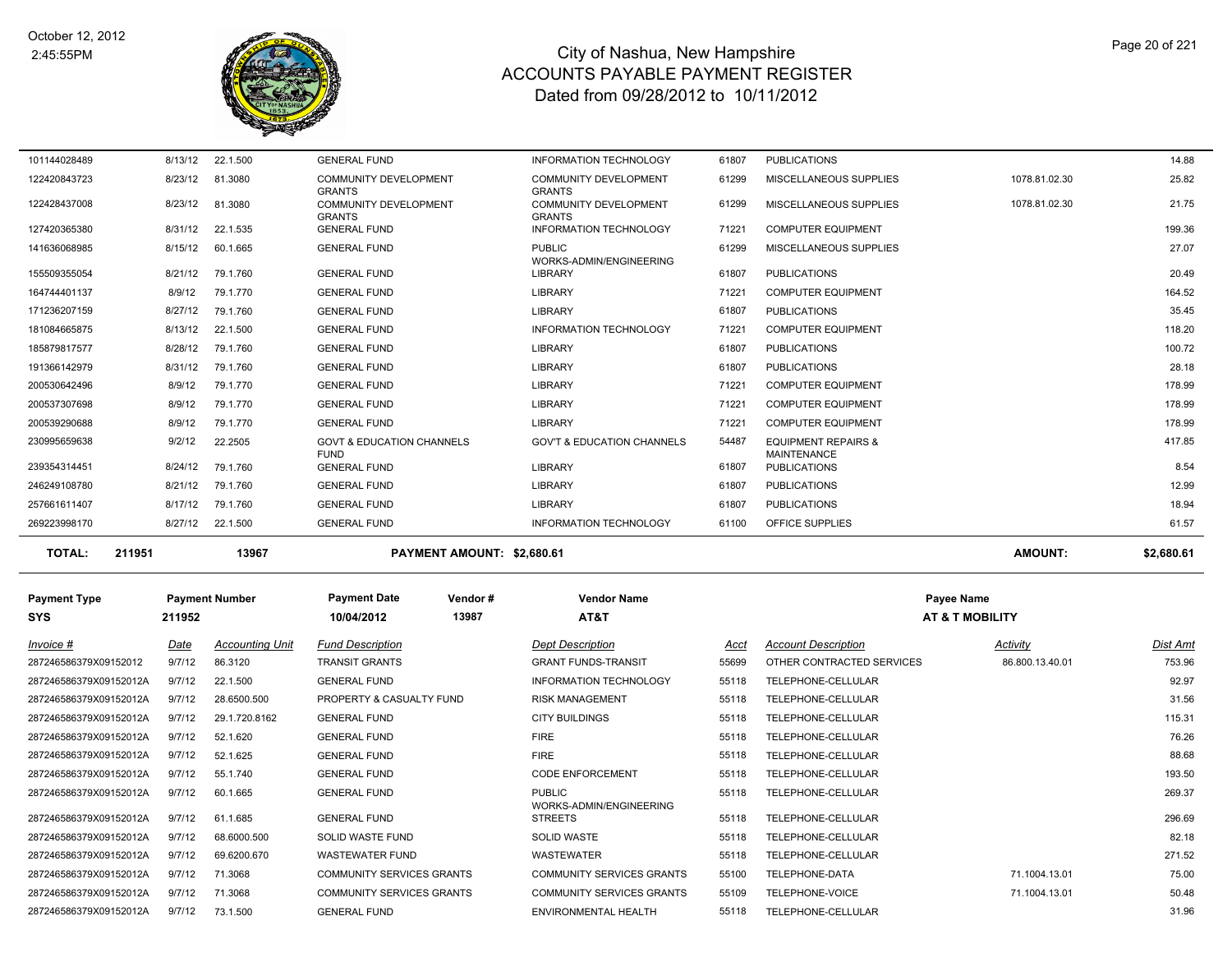# City of Nashua, New Hampshire
## ACCOUNTS PAYABLE PAYMENT REGISTER
### Dated from 09/28/2012 to 10/11/2012

October 12, 2012
2:45:55PM

| Invoice # | Date | Accounting Unit | Fund Description | Dept Description | Acct | Account Description | Activity | Dist Amt |
|---|---|---|---|---|---|---|---|---|
| 101144028489 | 8/13/12 | 22.1.500 | GENERAL FUND | INFORMATION TECHNOLOGY | 61807 | PUBLICATIONS | | 14.88 |
| 122420843723 | 8/23/12 | 81.3080 | COMMUNITY DEVELOPMENT GRANTS | COMMUNITY DEVELOPMENT GRANTS | 61299 | MISCELLANEOUS SUPPLIES | 1078.81.02.30 | 25.82 |
| 122428437008 | 8/23/12 | 81.3080 | COMMUNITY DEVELOPMENT GRANTS | COMMUNITY DEVELOPMENT GRANTS | 61299 | MISCELLANEOUS SUPPLIES | 1078.81.02.30 | 21.75 |
| 127420365380 | 8/31/12 | 22.1.535 | GENERAL FUND | INFORMATION TECHNOLOGY | 71221 | COMPUTER EQUIPMENT | | 199.36 |
| 141636068985 | 8/15/12 | 60.1.665 | GENERAL FUND | PUBLIC WORKS-ADMIN/ENGINEERING | 61299 | MISCELLANEOUS SUPPLIES | | 27.07 |
| 155509355054 | 8/21/12 | 79.1.760 | GENERAL FUND | LIBRARY | 61807 | PUBLICATIONS | | 20.49 |
| 164744401137 | 8/9/12 | 79.1.770 | GENERAL FUND | LIBRARY | 71221 | COMPUTER EQUIPMENT | | 164.52 |
| 171236207159 | 8/27/12 | 79.1.760 | GENERAL FUND | LIBRARY | 61807 | PUBLICATIONS | | 35.45 |
| 181084665875 | 8/13/12 | 22.1.500 | GENERAL FUND | INFORMATION TECHNOLOGY | 71221 | COMPUTER EQUIPMENT | | 118.20 |
| 185879817577 | 8/28/12 | 79.1.760 | GENERAL FUND | LIBRARY | 61807 | PUBLICATIONS | | 100.72 |
| 191366142979 | 8/31/12 | 79.1.760 | GENERAL FUND | LIBRARY | 61807 | PUBLICATIONS | | 28.18 |
| 200530642496 | 8/9/12 | 79.1.770 | GENERAL FUND | LIBRARY | 71221 | COMPUTER EQUIPMENT | | 178.99 |
| 200537307698 | 8/9/12 | 79.1.770 | GENERAL FUND | LIBRARY | 71221 | COMPUTER EQUIPMENT | | 178.99 |
| 200539290688 | 8/9/12 | 79.1.770 | GENERAL FUND | LIBRARY | 71221 | COMPUTER EQUIPMENT | | 178.99 |
| 230995659638 | 9/2/12 | 22.2505 | GOVT & EDUCATION CHANNELS FUND | GOV'T & EDUCATION CHANNELS | 54487 | EQUIPMENT REPAIRS & MAINTENANCE | | 417.85 |
| 239354314451 | 8/24/12 | 79.1.760 | GENERAL FUND | LIBRARY | 61807 | PUBLICATIONS | | 8.54 |
| 246249108780 | 8/21/12 | 79.1.760 | GENERAL FUND | LIBRARY | 61807 | PUBLICATIONS | | 12.99 |
| 257661611407 | 8/17/12 | 79.1.760 | GENERAL FUND | LIBRARY | 61807 | PUBLICATIONS | | 18.94 |
| 269223998170 | 8/27/12 | 22.1.500 | GENERAL FUND | INFORMATION TECHNOLOGY | 61100 | OFFICE SUPPLIES | | 61.57 |

**TOTAL: 211951 13967 PAYMENT AMOUNT: $2,680.61 AMOUNT: $2,680.61**

| Payment Type | Payment Number | Payment Date | Vendor # | Vendor Name | Payee Name |
|---|---|---|---|---|---|
| SYS | 211952 | 10/04/2012 | 13987 | AT&T | AT & T MOBILITY |

| Invoice # | Date | Accounting Unit | Fund Description | Dept Description | Acct | Account Description | Activity | Dist Amt |
|---|---|---|---|---|---|---|---|---|
| 287246586379X09152012 | 9/7/12 | 86.3120 | TRANSIT GRANTS | GRANT FUNDS-TRANSIT | 55699 | OTHER CONTRACTED SERVICES | 86.800.13.40.01 | 753.96 |
| 287246586379X09152012A | 9/7/12 | 22.1.500 | GENERAL FUND | INFORMATION TECHNOLOGY | 55118 | TELEPHONE-CELLULAR | | 92.97 |
| 287246586379X09152012A | 9/7/12 | 28.6500.500 | PROPERTY & CASUALTY FUND | RISK MANAGEMENT | 55118 | TELEPHONE-CELLULAR | | 31.56 |
| 287246586379X09152012A | 9/7/12 | 29.1.720.8162 | GENERAL FUND | CITY BUILDINGS | 55118 | TELEPHONE-CELLULAR | | 115.31 |
| 287246586379X09152012A | 9/7/12 | 52.1.620 | GENERAL FUND | FIRE | 55118 | TELEPHONE-CELLULAR | | 76.26 |
| 287246586379X09152012A | 9/7/12 | 52.1.625 | GENERAL FUND | FIRE | 55118 | TELEPHONE-CELLULAR | | 88.68 |
| 287246586379X09152012A | 9/7/12 | 55.1.740 | GENERAL FUND | CODE ENFORCEMENT | 55118 | TELEPHONE-CELLULAR | | 193.50 |
| 287246586379X09152012A | 9/7/12 | 60.1.665 | GENERAL FUND | PUBLIC WORKS-ADMIN/ENGINEERING | 55118 | TELEPHONE-CELLULAR | | 269.37 |
| 287246586379X09152012A | 9/7/12 | 61.1.685 | GENERAL FUND | STREETS | 55118 | TELEPHONE-CELLULAR | | 296.69 |
| 287246586379X09152012A | 9/7/12 | 68.6000.500 | SOLID WASTE FUND | SOLID WASTE | 55118 | TELEPHONE-CELLULAR | | 82.18 |
| 287246586379X09152012A | 9/7/12 | 69.6200.670 | WASTEWATER FUND | WASTEWATER | 55118 | TELEPHONE-CELLULAR | | 271.52 |
| 287246586379X09152012A | 9/7/12 | 71.3068 | COMMUNITY SERVICES GRANTS | COMMUNITY SERVICES GRANTS | 55100 | TELEPHONE-DATA | 71.1004.13.01 | 75.00 |
| 287246586379X09152012A | 9/7/12 | 71.3068 | COMMUNITY SERVICES GRANTS | COMMUNITY SERVICES GRANTS | 55109 | TELEPHONE-VOICE | 71.1004.13.01 | 50.48 |
| 287246586379X09152012A | 9/7/12 | 73.1.500 | GENERAL FUND | ENVIRONMENTAL HEALTH | 55118 | TELEPHONE-CELLULAR | | 31.96 |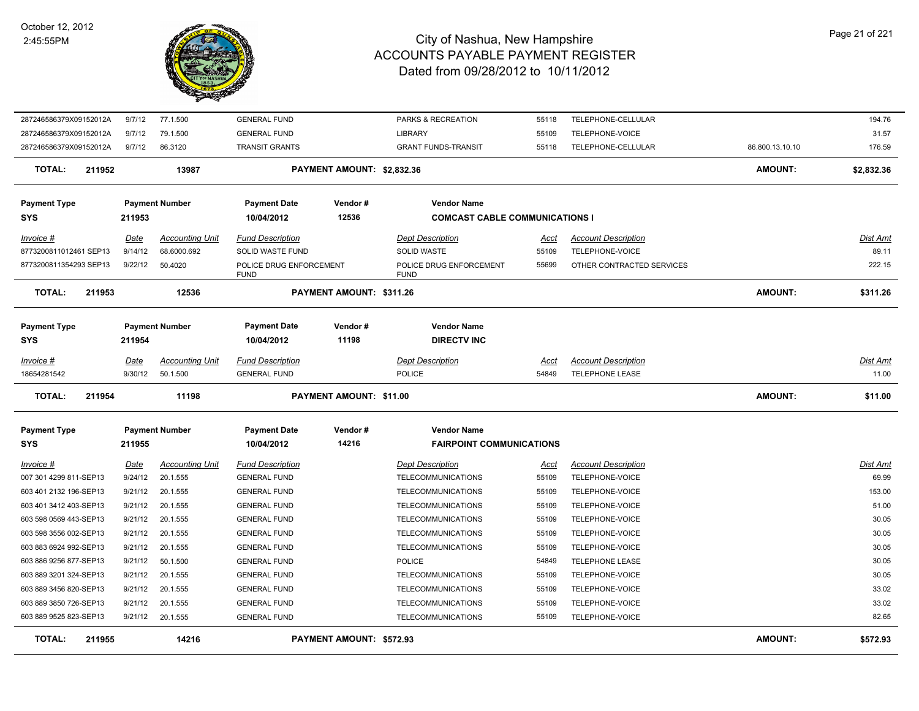| Invoice # | Date | Accounting Unit | Fund Description | Dept Description | Acct | Account Description | | Dist Amt |
|---|---|---|---|---|---|---|---|---|
| 287246586379X09152012A | 9/7/12 | 77.1.500 | GENERAL FUND | PARKS & RECREATION | 55118 | TELEPHONE-CELLULAR | | 194.76 |
| 287246586379X09152012A | 9/7/12 | 79.1.500 | GENERAL FUND | LIBRARY | 55109 | TELEPHONE-VOICE | | 31.57 |
| 287246586379X09152012A | 9/7/12 | 86.3120 | TRANSIT GRANTS | GRANT FUNDS-TRANSIT | 55118 | TELEPHONE-CELLULAR | 86.800.13.10.10 | 176.59 |

**TOTAL: 211952 — 13987 — PAYMENT AMOUNT: $2,832.36 — AMOUNT: $2,832.36**

| Payment Type | Payment Number | Payment Date | Vendor # | Vendor Name |
|---|---|---|---|---|
| SYS | 211953 | 10/04/2012 | 12536 | COMCAST CABLE COMMUNICATIONS I |

| Invoice # | Date | Accounting Unit | Fund Description | Dept Description | Acct | Account Description | Dist Amt |
|---|---|---|---|---|---|---|---|
| 8773200811012461 SEP13 | 9/14/12 | 68.6000.692 | SOLID WASTE FUND | SOLID WASTE | 55109 | TELEPHONE-VOICE | 89.11 |
| 8773200811354293 SEP13 | 9/22/12 | 50.4020 | POLICE DRUG ENFORCEMENT FUND | POLICE DRUG ENFORCEMENT FUND | 55699 | OTHER CONTRACTED SERVICES | 222.15 |

**TOTAL: 211953 — 12536 — PAYMENT AMOUNT: $311.26 — AMOUNT: $311.26**

| Payment Type | Payment Number | Payment Date | Vendor # | Vendor Name |
|---|---|---|---|---|
| SYS | 211954 | 10/04/2012 | 11198 | DIRECTV INC |

| Invoice # | Date | Accounting Unit | Fund Description | Dept Description | Acct | Account Description | Dist Amt |
|---|---|---|---|---|---|---|---|
| 18654281542 | 9/30/12 | 50.1.500 | GENERAL FUND | POLICE | 54849 | TELEPHONE LEASE | 11.00 |

**TOTAL: 211954 — 11198 — PAYMENT AMOUNT: $11.00 — AMOUNT: $11.00**

| Payment Type | Payment Number | Payment Date | Vendor # | Vendor Name |
|---|---|---|---|---|
| SYS | 211955 | 10/04/2012 | 14216 | FAIRPOINT COMMUNICATIONS |

| Invoice # | Date | Accounting Unit | Fund Description | Dept Description | Acct | Account Description | Dist Amt |
|---|---|---|---|---|---|---|---|
| 007 301 4299 811-SEP13 | 9/24/12 | 20.1.555 | GENERAL FUND | TELECOMMUNICATIONS | 55109 | TELEPHONE-VOICE | 69.99 |
| 603 401 2132 196-SEP13 | 9/21/12 | 20.1.555 | GENERAL FUND | TELECOMMUNICATIONS | 55109 | TELEPHONE-VOICE | 153.00 |
| 603 401 3412 403-SEP13 | 9/21/12 | 20.1.555 | GENERAL FUND | TELECOMMUNICATIONS | 55109 | TELEPHONE-VOICE | 51.00 |
| 603 598 0569 443-SEP13 | 9/21/12 | 20.1.555 | GENERAL FUND | TELECOMMUNICATIONS | 55109 | TELEPHONE-VOICE | 30.05 |
| 603 598 3556 002-SEP13 | 9/21/12 | 20.1.555 | GENERAL FUND | TELECOMMUNICATIONS | 55109 | TELEPHONE-VOICE | 30.05 |
| 603 883 6924 992-SEP13 | 9/21/12 | 20.1.555 | GENERAL FUND | TELECOMMUNICATIONS | 55109 | TELEPHONE-VOICE | 30.05 |
| 603 886 9256 877-SEP13 | 9/21/12 | 50.1.500 | GENERAL FUND | POLICE | 54849 | TELEPHONE LEASE | 30.05 |
| 603 889 3201 324-SEP13 | 9/21/12 | 20.1.555 | GENERAL FUND | TELECOMMUNICATIONS | 55109 | TELEPHONE-VOICE | 30.05 |
| 603 889 3456 820-SEP13 | 9/21/12 | 20.1.555 | GENERAL FUND | TELECOMMUNICATIONS | 55109 | TELEPHONE-VOICE | 33.02 |
| 603 889 3850 726-SEP13 | 9/21/12 | 20.1.555 | GENERAL FUND | TELECOMMUNICATIONS | 55109 | TELEPHONE-VOICE | 33.02 |
| 603 889 9525 823-SEP13 | 9/21/12 | 20.1.555 | GENERAL FUND | TELECOMMUNICATIONS | 55109 | TELEPHONE-VOICE | 82.65 |

**TOTAL: 211955 — 14216 — PAYMENT AMOUNT: $572.93 — AMOUNT: $572.93**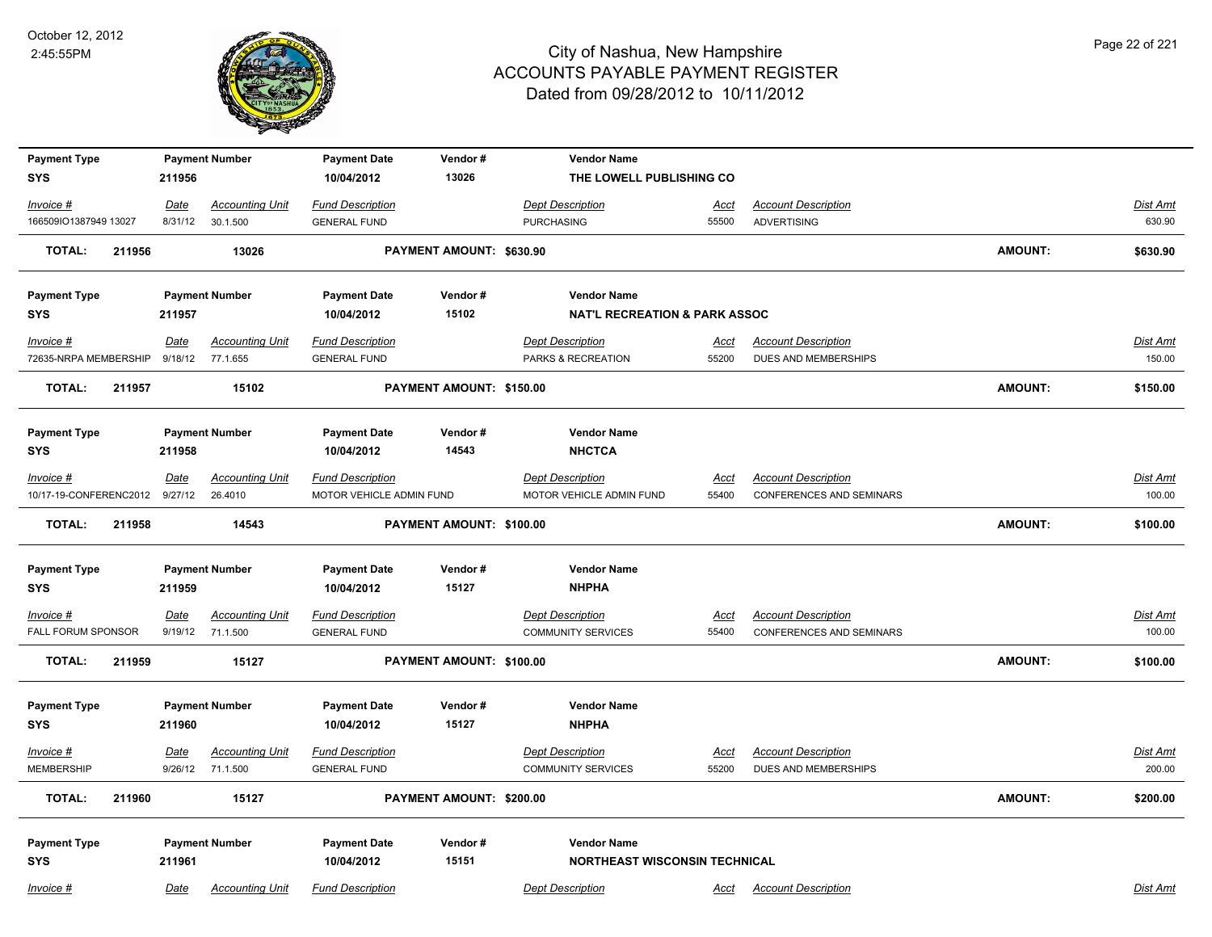# City of Nashua, New Hampshire
## ACCOUNTS PAYABLE PAYMENT REGISTER
### Dated from 09/28/2012 to 10/11/2012

October 12, 2012
2:45:55PM

| Payment Type | Payment Number | Payment Date | Vendor # | Vendor Name |
|---|---|---|---|---|
| SYS | 211956 | 10/04/2012 | 13026 | THE LOWELL PUBLISHING CO |

| Invoice # | Date | Accounting Unit | Fund Description | Dept Description | Acct | Account Description | Dist Amt |
|---|---|---|---|---|---|---|---|
| 166509IO1387949 13027 | 8/31/12 | 30.1.500 | GENERAL FUND | PURCHASING | 55500 | ADVERTISING | 630.90 |

**TOTAL: 211956 13026 PAYMENT AMOUNT: $630.90 AMOUNT: $630.90**

| Payment Type | Payment Number | Payment Date | Vendor # | Vendor Name |
|---|---|---|---|---|
| SYS | 211957 | 10/04/2012 | 15102 | NAT'L RECREATION & PARK ASSOC |

| Invoice # | Date | Accounting Unit | Fund Description | Dept Description | Acct | Account Description | Dist Amt |
|---|---|---|---|---|---|---|---|
| 72635-NRPA MEMBERSHIP | 9/18/12 | 77.1.655 | GENERAL FUND | PARKS & RECREATION | 55200 | DUES AND MEMBERSHIPS | 150.00 |

**TOTAL: 211957 15102 PAYMENT AMOUNT: $150.00 AMOUNT: $150.00**

| Payment Type | Payment Number | Payment Date | Vendor # | Vendor Name |
|---|---|---|---|---|
| SYS | 211958 | 10/04/2012 | 14543 | NHCTCA |

| Invoice # | Date | Accounting Unit | Fund Description | Dept Description | Acct | Account Description | Dist Amt |
|---|---|---|---|---|---|---|---|
| 10/17-19-CONFERENC2012 | 9/27/12 | 26.4010 | MOTOR VEHICLE ADMIN FUND | MOTOR VEHICLE ADMIN FUND | 55400 | CONFERENCES AND SEMINARS | 100.00 |

**TOTAL: 211958 14543 PAYMENT AMOUNT: $100.00 AMOUNT: $100.00**

| Payment Type | Payment Number | Payment Date | Vendor # | Vendor Name |
|---|---|---|---|---|
| SYS | 211959 | 10/04/2012 | 15127 | NHPHA |

| Invoice # | Date | Accounting Unit | Fund Description | Dept Description | Acct | Account Description | Dist Amt |
|---|---|---|---|---|---|---|---|
| FALL FORUM SPONSOR | 9/19/12 | 71.1.500 | GENERAL FUND | COMMUNITY SERVICES | 55400 | CONFERENCES AND SEMINARS | 100.00 |

**TOTAL: 211959 15127 PAYMENT AMOUNT: $100.00 AMOUNT: $100.00**

| Payment Type | Payment Number | Payment Date | Vendor # | Vendor Name |
|---|---|---|---|---|
| SYS | 211960 | 10/04/2012 | 15127 | NHPHA |

| Invoice # | Date | Accounting Unit | Fund Description | Dept Description | Acct | Account Description | Dist Amt |
|---|---|---|---|---|---|---|---|
| MEMBERSHIP | 9/26/12 | 71.1.500 | GENERAL FUND | COMMUNITY SERVICES | 55200 | DUES AND MEMBERSHIPS | 200.00 |

**TOTAL: 211960 15127 PAYMENT AMOUNT: $200.00 AMOUNT: $200.00**

| Payment Type | Payment Number | Payment Date | Vendor # | Vendor Name |
|---|---|---|---|---|
| SYS | 211961 | 10/04/2012 | 15151 | NORTHEAST WISCONSIN TECHNICAL |

| Invoice # | Date | Accounting Unit | Fund Description | Dept Description | Acct | Account Description | Dist Amt |
|---|---|---|---|---|---|---|---|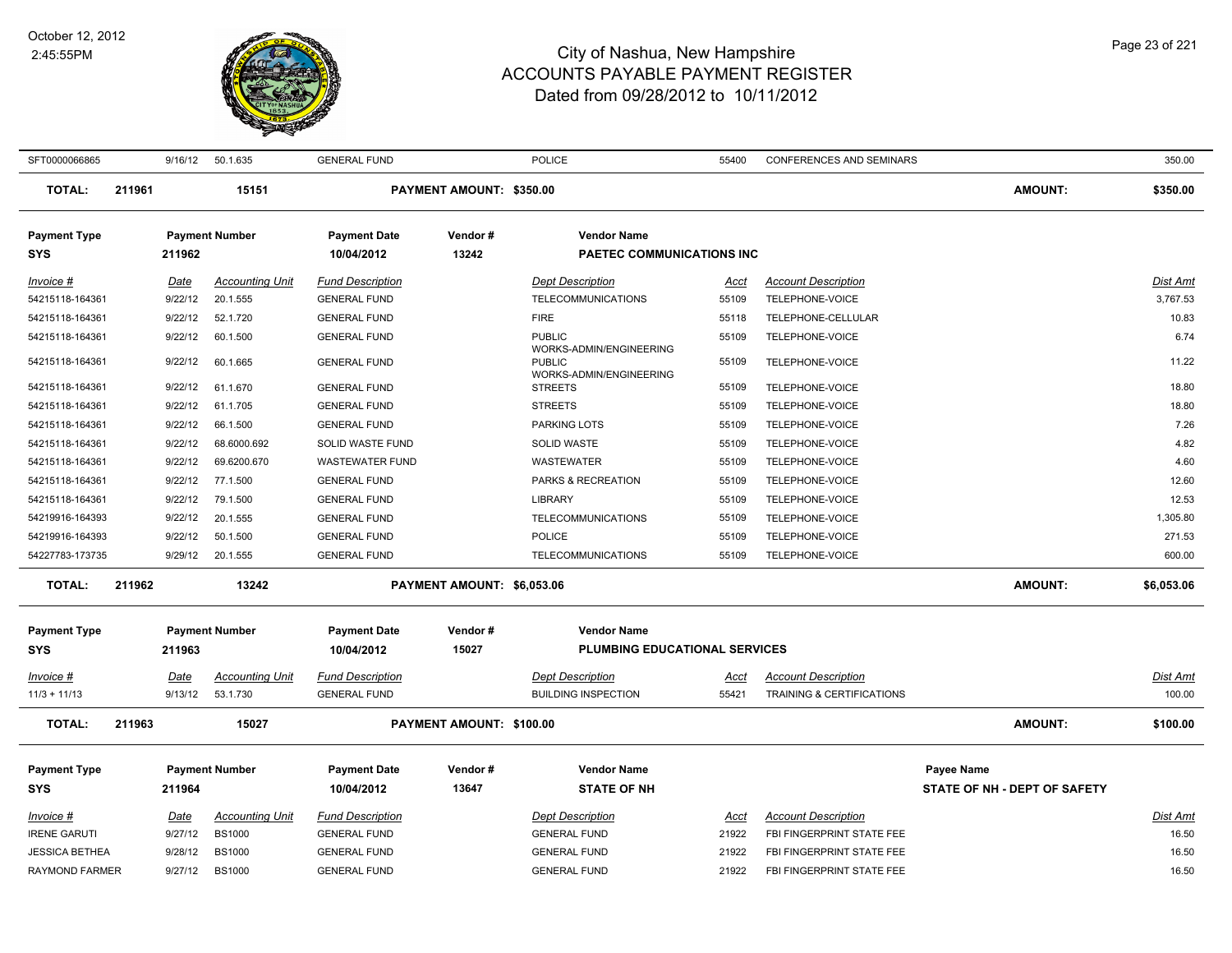| Invoice # | Date | Accounting Unit | Fund Description | Dept Description | Acct | Account Description | Dist Amt |
|---|---|---|---|---|---|---|---|
| SFT0000066865 | 9/16/12 | 50.1.635 | GENERAL FUND | POLICE | 55400 | CONFERENCES AND SEMINARS | 350.00 |

**TOTAL: 211961 15151 PAYMENT AMOUNT: $350.00 AMOUNT: $350.00**

| Payment Type | Payment Number | Payment Date | Vendor # | Vendor Name |
|---|---|---|---|---|
| SYS | 211962 | 10/04/2012 | 13242 | PAETEC COMMUNICATIONS INC |

| Invoice # | Date | Accounting Unit | Fund Description | Dept Description | Acct | Account Description | Dist Amt |
|---|---|---|---|---|---|---|---|
| 54215118-164361 | 9/22/12 | 20.1.555 | GENERAL FUND | TELECOMMUNICATIONS | 55109 | TELEPHONE-VOICE | 3,767.53 |
| 54215118-164361 | 9/22/12 | 52.1.720 | GENERAL FUND | FIRE | 55118 | TELEPHONE-CELLULAR | 10.83 |
| 54215118-164361 | 9/22/12 | 60.1.500 | GENERAL FUND | PUBLIC WORKS-ADMIN/ENGINEERING | 55109 | TELEPHONE-VOICE | 6.74 |
| 54215118-164361 | 9/22/12 | 60.1.665 | GENERAL FUND | PUBLIC WORKS-ADMIN/ENGINEERING | 55109 | TELEPHONE-VOICE | 11.22 |
| 54215118-164361 | 9/22/12 | 61.1.670 | GENERAL FUND | STREETS | 55109 | TELEPHONE-VOICE | 18.80 |
| 54215118-164361 | 9/22/12 | 61.1.705 | GENERAL FUND | STREETS | 55109 | TELEPHONE-VOICE | 18.80 |
| 54215118-164361 | 9/22/12 | 66.1.500 | GENERAL FUND | PARKING LOTS | 55109 | TELEPHONE-VOICE | 7.26 |
| 54215118-164361 | 9/22/12 | 68.6000.692 | SOLID WASTE FUND | SOLID WASTE | 55109 | TELEPHONE-VOICE | 4.82 |
| 54215118-164361 | 9/22/12 | 69.6200.670 | WASTEWATER FUND | WASTEWATER | 55109 | TELEPHONE-VOICE | 4.60 |
| 54215118-164361 | 9/22/12 | 77.1.500 | GENERAL FUND | PARKS & RECREATION | 55109 | TELEPHONE-VOICE | 12.60 |
| 54215118-164361 | 9/22/12 | 79.1.500 | GENERAL FUND | LIBRARY | 55109 | TELEPHONE-VOICE | 12.53 |
| 54219916-164393 | 9/22/12 | 20.1.555 | GENERAL FUND | TELECOMMUNICATIONS | 55109 | TELEPHONE-VOICE | 1,305.80 |
| 54219916-164393 | 9/22/12 | 50.1.500 | GENERAL FUND | POLICE | 55109 | TELEPHONE-VOICE | 271.53 |
| 54227783-173735 | 9/29/12 | 20.1.555 | GENERAL FUND | TELECOMMUNICATIONS | 55109 | TELEPHONE-VOICE | 600.00 |

**TOTAL: 211962 13242 PAYMENT AMOUNT: $6,053.06 AMOUNT: $6,053.06**

| Payment Type | Payment Number | Payment Date | Vendor # | Vendor Name |
|---|---|---|---|---|
| SYS | 211963 | 10/04/2012 | 15027 | PLUMBING EDUCATIONAL SERVICES |

| Invoice # | Date | Accounting Unit | Fund Description | Dept Description | Acct | Account Description | Dist Amt |
|---|---|---|---|---|---|---|---|
| 11/3 + 11/13 | 9/13/12 | 53.1.730 | GENERAL FUND | BUILDING INSPECTION | 55421 | TRAINING & CERTIFICATIONS | 100.00 |

**TOTAL: 211963 15027 PAYMENT AMOUNT: $100.00 AMOUNT: $100.00**

| Payment Type | Payment Number | Payment Date | Vendor # | Vendor Name | Payee Name |
|---|---|---|---|---|---|
| SYS | 211964 | 10/04/2012 | 13647 | STATE OF NH | STATE OF NH - DEPT OF SAFETY |

| Invoice # | Date | Accounting Unit | Fund Description | Dept Description | Acct | Account Description | Dist Amt |
|---|---|---|---|---|---|---|---|
| IRENE GARUTI | 9/27/12 | BS1000 | GENERAL FUND | GENERAL FUND | 21922 | FBI FINGERPRINT STATE FEE | 16.50 |
| JESSICA BETHEA | 9/28/12 | BS1000 | GENERAL FUND | GENERAL FUND | 21922 | FBI FINGERPRINT STATE FEE | 16.50 |
| RAYMOND FARMER | 9/27/12 | BS1000 | GENERAL FUND | GENERAL FUND | 21922 | FBI FINGERPRINT STATE FEE | 16.50 |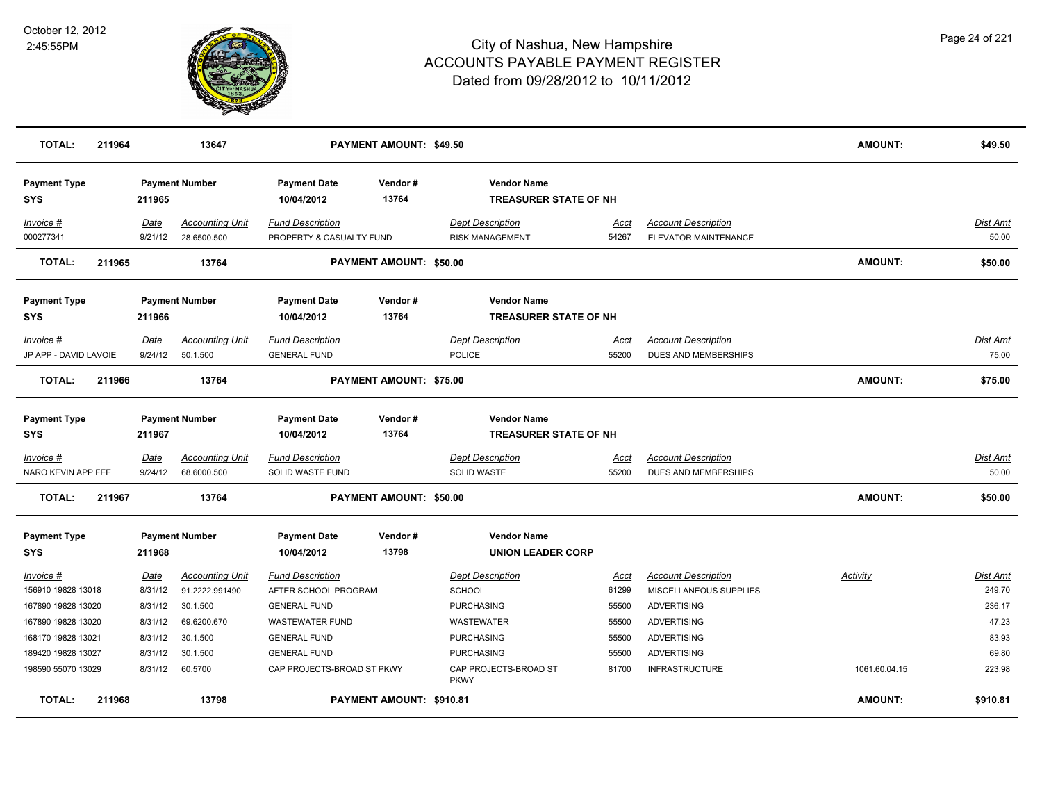# City of Nashua, New Hampshire
## ACCOUNTS PAYABLE PAYMENT REGISTER
### Dated from 09/28/2012 to 10/11/2012

October 12, 2012
2:45:55PM

| **TOTAL:** | **211964** | **13647** | **PAYMENT AMOUNT: $49.50** | **AMOUNT:** | **$49.50** |
|---|---|---|---|---|---|

| **Payment Type** | **Payment Number** | **Payment Date** | **Vendor #** | **Vendor Name** |
|---|---|---|---|---|
| **SYS** | **211965** | **10/04/2012** | **13764** | **TREASURER STATE OF NH** |

| *Invoice #* | *Date* | *Accounting Unit* | *Fund Description* | *Dept Description* | *Acct* | *Account Description* | *Dist Amt* |
|---|---|---|---|---|---|---|---|
| 000277341 | 9/21/12 | 28.6500.500 | PROPERTY & CASUALTY FUND | RISK MANAGEMENT | 54267 | ELEVATOR MAINTENANCE | 50.00 |

| **TOTAL:** | **211965** | **13764** | **PAYMENT AMOUNT: $50.00** | **AMOUNT:** | **$50.00** |
|---|---|---|---|---|---|

| **Payment Type** | **Payment Number** | **Payment Date** | **Vendor #** | **Vendor Name** |
|---|---|---|---|---|
| **SYS** | **211966** | **10/04/2012** | **13764** | **TREASURER STATE OF NH** |

| *Invoice #* | *Date* | *Accounting Unit* | *Fund Description* | *Dept Description* | *Acct* | *Account Description* | *Dist Amt* |
|---|---|---|---|---|---|---|---|
| JP APP - DAVID LAVOIE | 9/24/12 | 50.1.500 | GENERAL FUND | POLICE | 55200 | DUES AND MEMBERSHIPS | 75.00 |

| **TOTAL:** | **211966** | **13764** | **PAYMENT AMOUNT: $75.00** | **AMOUNT:** | **$75.00** |
|---|---|---|---|---|---|

| **Payment Type** | **Payment Number** | **Payment Date** | **Vendor #** | **Vendor Name** |
|---|---|---|---|---|
| **SYS** | **211967** | **10/04/2012** | **13764** | **TREASURER STATE OF NH** |

| *Invoice #* | *Date* | *Accounting Unit* | *Fund Description* | *Dept Description* | *Acct* | *Account Description* | *Dist Amt* |
|---|---|---|---|---|---|---|---|
| NARO KEVIN APP FEE | 9/24/12 | 68.6000.500 | SOLID WASTE FUND | SOLID WASTE | 55200 | DUES AND MEMBERSHIPS | 50.00 |

| **TOTAL:** | **211967** | **13764** | **PAYMENT AMOUNT: $50.00** | **AMOUNT:** | **$50.00** |
|---|---|---|---|---|---|

| **Payment Type** | **Payment Number** | **Payment Date** | **Vendor #** | **Vendor Name** |
|---|---|---|---|---|
| **SYS** | **211968** | **10/04/2012** | **13798** | **UNION LEADER CORP** |

| *Invoice #* | *Date* | *Accounting Unit* | *Fund Description* | *Dept Description* | *Acct* | *Account Description* | *Activity* | *Dist Amt* |
|---|---|---|---|---|---|---|---|---|
| 156910 19828 13018 | 8/31/12 | 91.2222.991490 | AFTER SCHOOL PROGRAM | SCHOOL | 61299 | MISCELLANEOUS SUPPLIES | | 249.70 |
| 167890 19828 13020 | 8/31/12 | 30.1.500 | GENERAL FUND | PURCHASING | 55500 | ADVERTISING | | 236.17 |
| 167890 19828 13020 | 8/31/12 | 69.6200.670 | WASTEWATER FUND | WASTEWATER | 55500 | ADVERTISING | | 47.23 |
| 168170 19828 13021 | 8/31/12 | 30.1.500 | GENERAL FUND | PURCHASING | 55500 | ADVERTISING | | 83.93 |
| 189420 19828 13027 | 8/31/12 | 30.1.500 | GENERAL FUND | PURCHASING | 55500 | ADVERTISING | | 69.80 |
| 198590 55070 13029 | 8/31/12 | 60.5700 | CAP PROJECTS-BROAD ST PKWY | CAP PROJECTS-BROAD ST PKWY | 81700 | INFRASTRUCTURE | 1061.60.04.15 | 223.98 |

| **TOTAL:** | **211968** | **13798** | **PAYMENT AMOUNT: $910.81** | **AMOUNT:** | **$910.81** |
|---|---|---|---|---|---|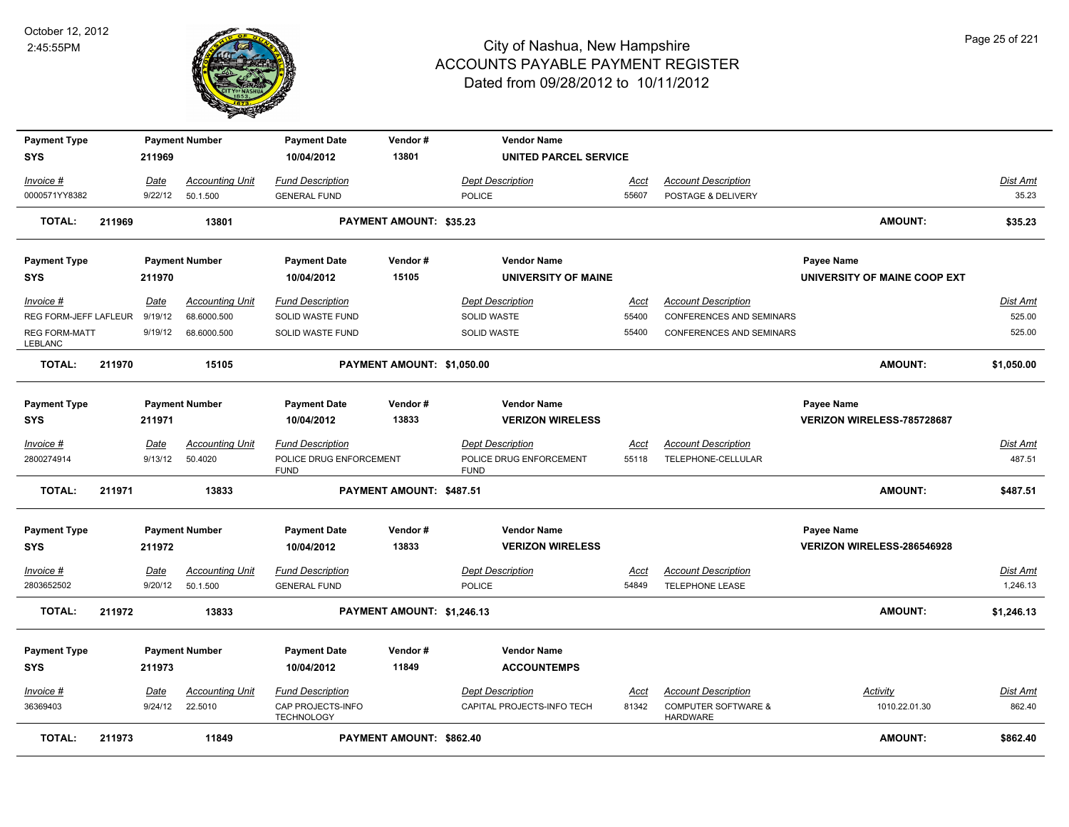# City of Nashua, New Hampshire
## ACCOUNTS PAYABLE PAYMENT REGISTER
### Dated from 09/28/2012 to 10/11/2012

October 12, 2012
2:45:55PM

| Payment Type | Payment Number | Payment Date | Vendor # | Vendor Name | | |
|---|---|---|---|---|---|---|
| SYS | 211969 | 10/04/2012 | 13801 | UNITED PARCEL SERVICE | | |

| Invoice # | Date | Accounting Unit | Fund Description | Dept Description | Acct | Account Description | Dist Amt |
|---|---|---|---|---|---|---|---|
| 0000571YY8382 | 9/22/12 | 50.1.500 | GENERAL FUND | POLICE | 55607 | POSTAGE & DELIVERY | 35.23 |

**TOTAL: 211969 13801 PAYMENT AMOUNT: $35.23 AMOUNT: $35.23**

| Payment Type | Payment Number | Payment Date | Vendor # | Vendor Name | Payee Name |
|---|---|---|---|---|---|
| SYS | 211970 | 10/04/2012 | 15105 | UNIVERSITY OF MAINE | UNIVERSITY OF MAINE COOP EXT |

| Invoice # | Date | Accounting Unit | Fund Description | Dept Description | Acct | Account Description | Dist Amt |
|---|---|---|---|---|---|---|---|
| REG FORM-JEFF LAFLEUR | 9/19/12 | 68.6000.500 | SOLID WASTE FUND | SOLID WASTE | 55400 | CONFERENCES AND SEMINARS | 525.00 |
| REG FORM-MATT LEBLANC | 9/19/12 | 68.6000.500 | SOLID WASTE FUND | SOLID WASTE | 55400 | CONFERENCES AND SEMINARS | 525.00 |

**TOTAL: 211970 15105 PAYMENT AMOUNT: $1,050.00 AMOUNT: $1,050.00**

| Payment Type | Payment Number | Payment Date | Vendor # | Vendor Name | Payee Name |
|---|---|---|---|---|---|
| SYS | 211971 | 10/04/2012 | 13833 | VERIZON WIRELESS | VERIZON WIRELESS-785728687 |

| Invoice # | Date | Accounting Unit | Fund Description | Dept Description | Acct | Account Description | Dist Amt |
|---|---|---|---|---|---|---|---|
| 2800274914 | 9/13/12 | 50.4020 | POLICE DRUG ENFORCEMENT FUND | POLICE DRUG ENFORCEMENT FUND | 55118 | TELEPHONE-CELLULAR | 487.51 |

**TOTAL: 211971 13833 PAYMENT AMOUNT: $487.51 AMOUNT: $487.51**

| Payment Type | Payment Number | Payment Date | Vendor # | Vendor Name | Payee Name |
|---|---|---|---|---|---|
| SYS | 211972 | 10/04/2012 | 13833 | VERIZON WIRELESS | VERIZON WIRELESS-286546928 |

| Invoice # | Date | Accounting Unit | Fund Description | Dept Description | Acct | Account Description | Dist Amt |
|---|---|---|---|---|---|---|---|
| 2803652502 | 9/20/12 | 50.1.500 | GENERAL FUND | POLICE | 54849 | TELEPHONE LEASE | 1,246.13 |

**TOTAL: 211972 13833 PAYMENT AMOUNT: $1,246.13 AMOUNT: $1,246.13**

| Payment Type | Payment Number | Payment Date | Vendor # | Vendor Name |
|---|---|---|---|---|
| SYS | 211973 | 10/04/2012 | 11849 | ACCOUNTEMPS |

| Invoice # | Date | Accounting Unit | Fund Description | Dept Description | Acct | Account Description | Activity | Dist Amt |
|---|---|---|---|---|---|---|---|---|
| 36369403 | 9/24/12 | 22.5010 | CAP PROJECTS-INFO TECHNOLOGY | CAPITAL PROJECTS-INFO TECH | 81342 | COMPUTER SOFTWARE & HARDWARE | 1010.22.01.30 | 862.40 |

**TOTAL: 211973 11849 PAYMENT AMOUNT: $862.40 AMOUNT: $862.40**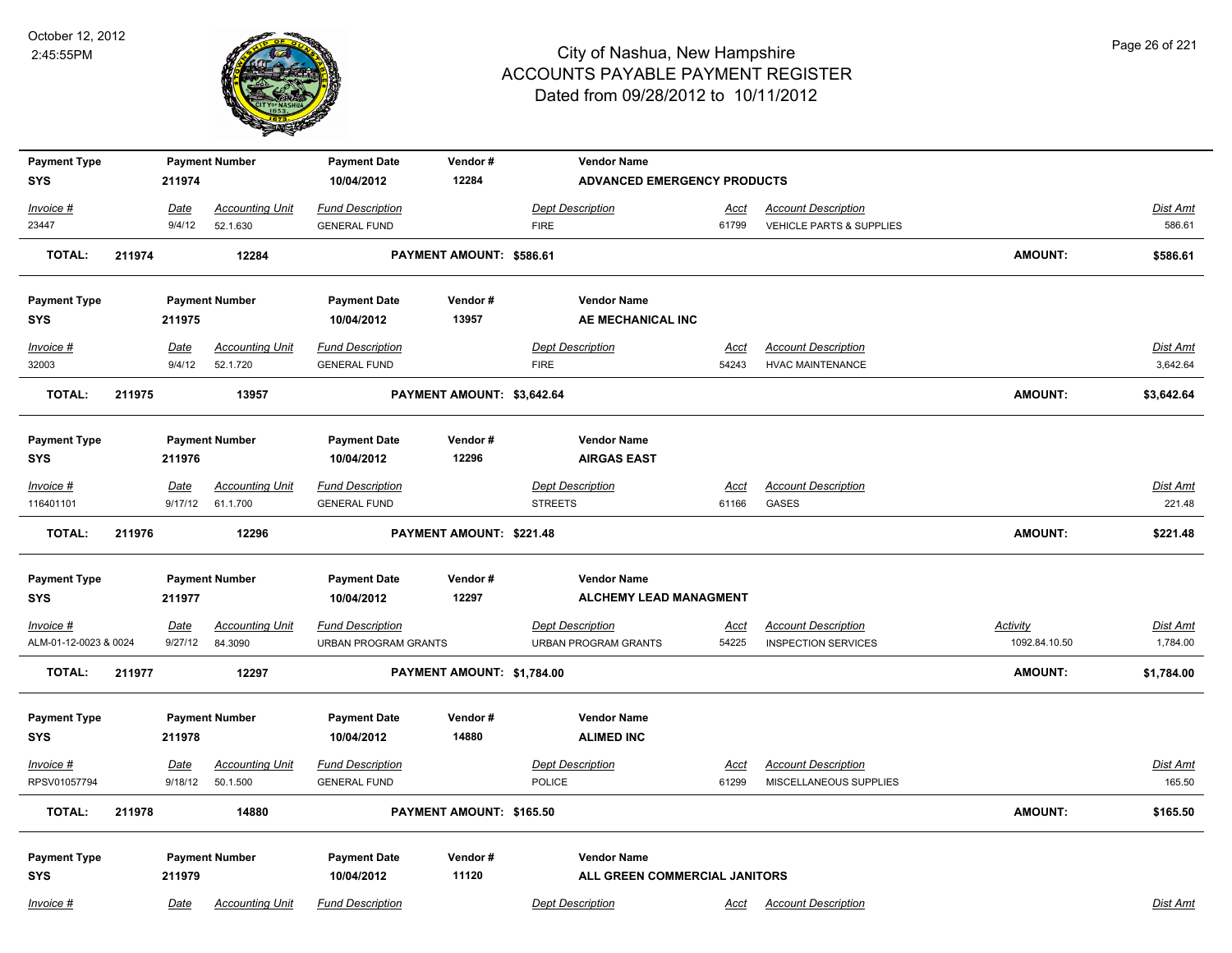# City of Nashua, New Hampshire
## ACCOUNTS PAYABLE PAYMENT REGISTER
### Dated from 09/28/2012 to 10/11/2012

October 12, 2012
2:45:55PM

| Payment Type | Payment Number | Payment Date | Vendor # | Vendor Name |
|---|---|---|---|---|
| SYS | 211974 | 10/04/2012 | 12284 | ADVANCED EMERGENCY PRODUCTS |

| Invoice # | Date | Accounting Unit | Fund Description | Dept Description | Acct | Account Description | Dist Amt |
|---|---|---|---|---|---|---|---|
| 23447 | 9/4/12 | 52.1.630 | GENERAL FUND | FIRE | 61799 | VEHICLE PARTS & SUPPLIES | 586.61 |

**TOTAL: 211974 12284 PAYMENT AMOUNT: $586.61 AMOUNT: $586.61**

| Payment Type | Payment Number | Payment Date | Vendor # | Vendor Name |
|---|---|---|---|---|
| SYS | 211975 | 10/04/2012 | 13957 | AE MECHANICAL INC |

| Invoice # | Date | Accounting Unit | Fund Description | Dept Description | Acct | Account Description | Dist Amt |
|---|---|---|---|---|---|---|---|
| 32003 | 9/4/12 | 52.1.720 | GENERAL FUND | FIRE | 54243 | HVAC MAINTENANCE | 3,642.64 |

**TOTAL: 211975 13957 PAYMENT AMOUNT: $3,642.64 AMOUNT: $3,642.64**

| Payment Type | Payment Number | Payment Date | Vendor # | Vendor Name |
|---|---|---|---|---|
| SYS | 211976 | 10/04/2012 | 12296 | AIRGAS EAST |

| Invoice # | Date | Accounting Unit | Fund Description | Dept Description | Acct | Account Description | Dist Amt |
|---|---|---|---|---|---|---|---|
| 116401101 | 9/17/12 | 61.1.700 | GENERAL FUND | STREETS | 61166 | GASES | 221.48 |

**TOTAL: 211976 12296 PAYMENT AMOUNT: $221.48 AMOUNT: $221.48**

| Payment Type | Payment Number | Payment Date | Vendor # | Vendor Name |
|---|---|---|---|---|
| SYS | 211977 | 10/04/2012 | 12297 | ALCHEMY LEAD MANAGMENT |

| Invoice # | Date | Accounting Unit | Fund Description | Dept Description | Acct | Account Description | Activity | Dist Amt |
|---|---|---|---|---|---|---|---|---|
| ALM-01-12-0023 & 0024 | 9/27/12 | 84.3090 | URBAN PROGRAM GRANTS | URBAN PROGRAM GRANTS | 54225 | INSPECTION SERVICES | 1092.84.10.50 | 1,784.00 |

**TOTAL: 211977 12297 PAYMENT AMOUNT: $1,784.00 AMOUNT: $1,784.00**

| Payment Type | Payment Number | Payment Date | Vendor # | Vendor Name |
|---|---|---|---|---|
| SYS | 211978 | 10/04/2012 | 14880 | ALIMED INC |

| Invoice # | Date | Accounting Unit | Fund Description | Dept Description | Acct | Account Description | Dist Amt |
|---|---|---|---|---|---|---|---|
| RPSV01057794 | 9/18/12 | 50.1.500 | GENERAL FUND | POLICE | 61299 | MISCELLANEOUS SUPPLIES | 165.50 |

**TOTAL: 211978 14880 PAYMENT AMOUNT: $165.50 AMOUNT: $165.50**

| Payment Type | Payment Number | Payment Date | Vendor # | Vendor Name |
|---|---|---|---|---|
| SYS | 211979 | 10/04/2012 | 11120 | ALL GREEN COMMERCIAL JANITORS |

| Invoice # | Date | Accounting Unit | Fund Description | Dept Description | Acct | Account Description | Dist Amt |
|---|---|---|---|---|---|---|---|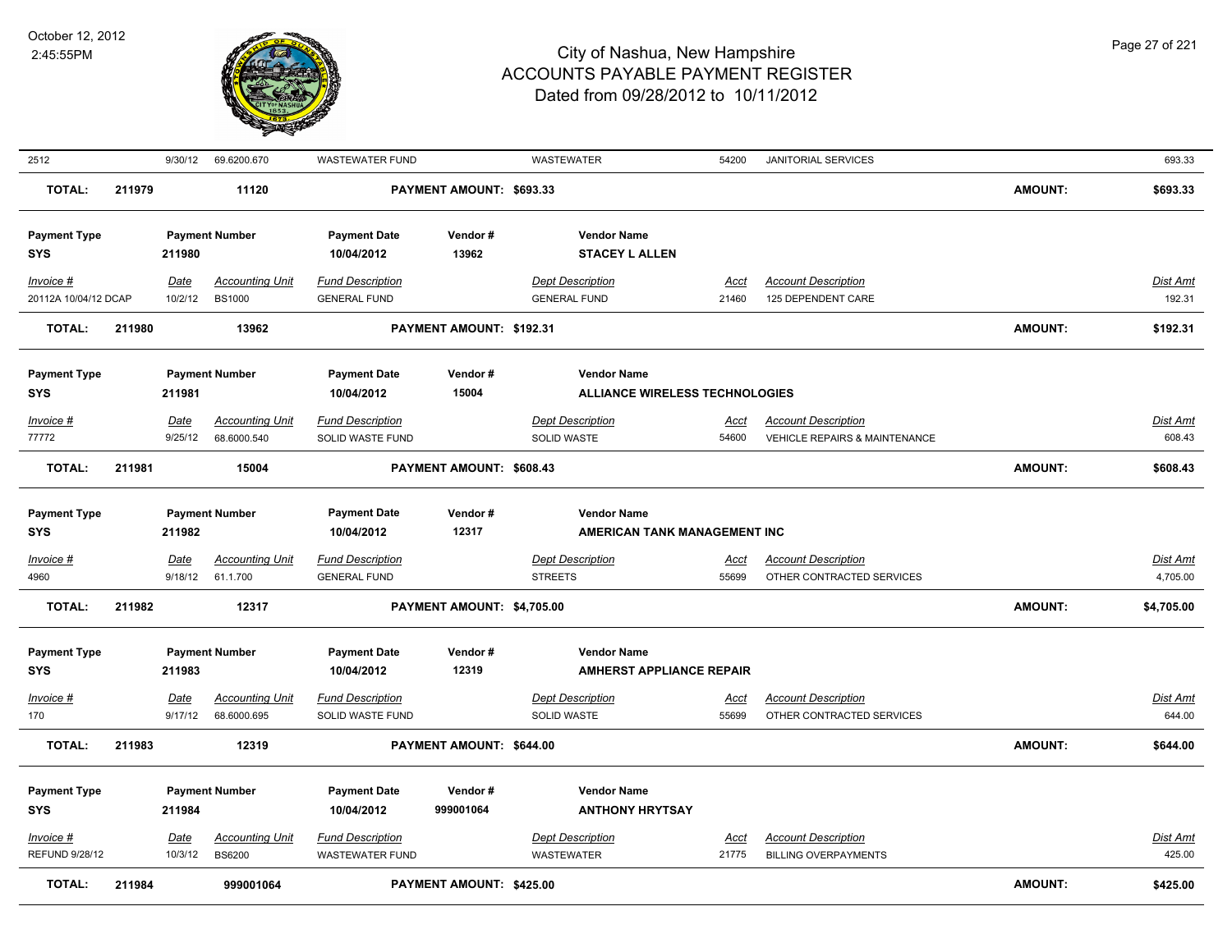| 2512 | 9/30/12 | 69.6200.670 | WASTEWATER FUND | WASTEWATER | 54200 | JANITORIAL SERVICES | 693.33 |
|---|---|---|---|---|---|---|---|
| **TOTAL: 211979** | | **11120** | **PAYMENT AMOUNT: $693.33** | | | **AMOUNT:** | **$693.33** |

| Payment Type | Payment Number | Payment Date | Vendor # | Vendor Name |
|---|---|---|---|---|
| **SYS** | **211980** | **10/04/2012** | **13962** | **STACEY L ALLEN** |

| Invoice # | Date | Accounting Unit | Fund Description | Dept Description | Acct | Account Description | Dist Amt |
|---|---|---|---|---|---|---|---|
| 20112A 10/04/12 DCAP | 10/2/12 | BS1000 | GENERAL FUND | GENERAL FUND | 21460 | 125 DEPENDENT CARE | 192.31 |
| **TOTAL: 211980** | | **13962** | **PAYMENT AMOUNT: $192.31** | | | **AMOUNT:** | **$192.31** |

| Payment Type | Payment Number | Payment Date | Vendor # | Vendor Name |
|---|---|---|---|---|
| **SYS** | **211981** | **10/04/2012** | **15004** | **ALLIANCE WIRELESS TECHNOLOGIES** |

| Invoice # | Date | Accounting Unit | Fund Description | Dept Description | Acct | Account Description | Dist Amt |
|---|---|---|---|---|---|---|---|
| 77772 | 9/25/12 | 68.6000.540 | SOLID WASTE FUND | SOLID WASTE | 54600 | VEHICLE REPAIRS & MAINTENANCE | 608.43 |
| **TOTAL: 211981** | | **15004** | **PAYMENT AMOUNT: $608.43** | | | **AMOUNT:** | **$608.43** |

| Payment Type | Payment Number | Payment Date | Vendor # | Vendor Name |
|---|---|---|---|---|
| **SYS** | **211982** | **10/04/2012** | **12317** | **AMERICAN TANK MANAGEMENT INC** |

| Invoice # | Date | Accounting Unit | Fund Description | Dept Description | Acct | Account Description | Dist Amt |
|---|---|---|---|---|---|---|---|
| 4960 | 9/18/12 | 61.1.700 | GENERAL FUND | STREETS | 55699 | OTHER CONTRACTED SERVICES | 4,705.00 |
| **TOTAL: 211982** | | **12317** | **PAYMENT AMOUNT: $4,705.00** | | | **AMOUNT:** | **$4,705.00** |

| Payment Type | Payment Number | Payment Date | Vendor # | Vendor Name |
|---|---|---|---|---|
| **SYS** | **211983** | **10/04/2012** | **12319** | **AMHERST APPLIANCE REPAIR** |

| Invoice # | Date | Accounting Unit | Fund Description | Dept Description | Acct | Account Description | Dist Amt |
|---|---|---|---|---|---|---|---|
| 170 | 9/17/12 | 68.6000.695 | SOLID WASTE FUND | SOLID WASTE | 55699 | OTHER CONTRACTED SERVICES | 644.00 |
| **TOTAL: 211983** | | **12319** | **PAYMENT AMOUNT: $644.00** | | | **AMOUNT:** | **$644.00** |

| Payment Type | Payment Number | Payment Date | Vendor # | Vendor Name |
|---|---|---|---|---|
| **SYS** | **211984** | **10/04/2012** | **999001064** | **ANTHONY HRYTSAY** |

| Invoice # | Date | Accounting Unit | Fund Description | Dept Description | Acct | Account Description | Dist Amt |
|---|---|---|---|---|---|---|---|
| REFUND 9/28/12 | 10/3/12 | BS6200 | WASTEWATER FUND | WASTEWATER | 21775 | BILLING OVERPAYMENTS | 425.00 |
| **TOTAL: 211984** | | **999001064** | **PAYMENT AMOUNT: $425.00** | | | **AMOUNT:** | **$425.00** |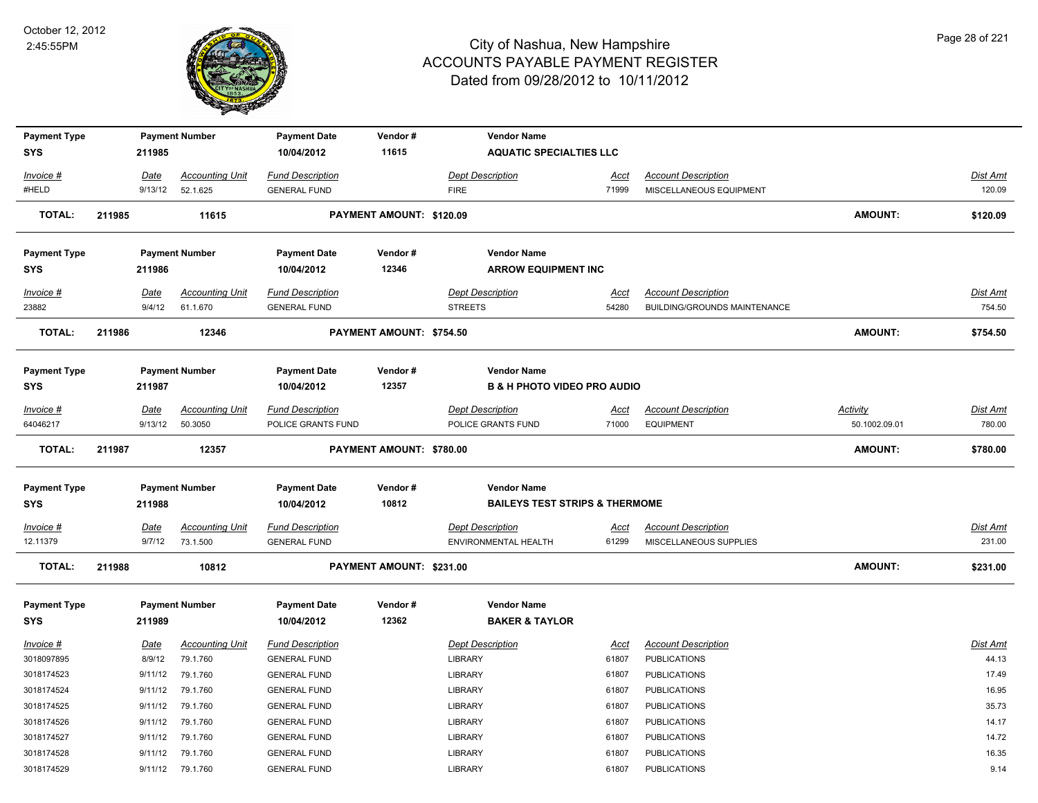# City of Nashua, New Hampshire
## ACCOUNTS PAYABLE PAYMENT REGISTER
### Dated from 09/28/2012 to 10/11/2012

October 12, 2012
2:45:55PM

| Payment Type | Payment Number | Payment Date | Vendor # | Vendor Name |
|---|---|---|---|---|
| SYS | 211985 | 10/04/2012 | 11615 | AQUATIC SPECIALTIES LLC |

| Invoice # | Date | Accounting Unit | Fund Description | Dept Description | Acct | Account Description | Dist Amt |
|---|---|---|---|---|---|---|---|
| #HELD | 9/13/12 | 52.1.625 | GENERAL FUND | FIRE | 71999 | MISCELLANEOUS EQUIPMENT | 120.09 |

**TOTAL: 211985 11615 PAYMENT AMOUNT: $120.09 AMOUNT: $120.09**

| Payment Type | Payment Number | Payment Date | Vendor # | Vendor Name |
|---|---|---|---|---|
| SYS | 211986 | 10/04/2012 | 12346 | ARROW EQUIPMENT INC |

| Invoice # | Date | Accounting Unit | Fund Description | Dept Description | Acct | Account Description | Dist Amt |
|---|---|---|---|---|---|---|---|
| 23882 | 9/4/12 | 61.1.670 | GENERAL FUND | STREETS | 54280 | BUILDING/GROUNDS MAINTENANCE | 754.50 |

**TOTAL: 211986 12346 PAYMENT AMOUNT: $754.50 AMOUNT: $754.50**

| Payment Type | Payment Number | Payment Date | Vendor # | Vendor Name |
|---|---|---|---|---|
| SYS | 211987 | 10/04/2012 | 12357 | B & H PHOTO VIDEO PRO AUDIO |

| Invoice # | Date | Accounting Unit | Fund Description | Dept Description | Acct | Account Description | Activity | Dist Amt |
|---|---|---|---|---|---|---|---|---|
| 64046217 | 9/13/12 | 50.3050 | POLICE GRANTS FUND | POLICE GRANTS FUND | 71000 | EQUIPMENT | 50.1002.09.01 | 780.00 |

**TOTAL: 211987 12357 PAYMENT AMOUNT: $780.00 AMOUNT: $780.00**

| Payment Type | Payment Number | Payment Date | Vendor # | Vendor Name |
|---|---|---|---|---|
| SYS | 211988 | 10/04/2012 | 10812 | BAILEYS TEST STRIPS & THERMOME |

| Invoice # | Date | Accounting Unit | Fund Description | Dept Description | Acct | Account Description | Dist Amt |
|---|---|---|---|---|---|---|---|
| 12.11379 | 9/7/12 | 73.1.500 | GENERAL FUND | ENVIRONMENTAL HEALTH | 61299 | MISCELLANEOUS SUPPLIES | 231.00 |

**TOTAL: 211988 10812 PAYMENT AMOUNT: $231.00 AMOUNT: $231.00**

| Payment Type | Payment Number | Payment Date | Vendor # | Vendor Name |
|---|---|---|---|---|
| SYS | 211989 | 10/04/2012 | 12362 | BAKER & TAYLOR |

| Invoice # | Date | Accounting Unit | Fund Description | Dept Description | Acct | Account Description | Dist Amt |
|---|---|---|---|---|---|---|---|
| 3018097895 | 8/9/12 | 79.1.760 | GENERAL FUND | LIBRARY | 61807 | PUBLICATIONS | 44.13 |
| 3018174523 | 9/11/12 | 79.1.760 | GENERAL FUND | LIBRARY | 61807 | PUBLICATIONS | 17.49 |
| 3018174524 | 9/11/12 | 79.1.760 | GENERAL FUND | LIBRARY | 61807 | PUBLICATIONS | 16.95 |
| 3018174525 | 9/11/12 | 79.1.760 | GENERAL FUND | LIBRARY | 61807 | PUBLICATIONS | 35.73 |
| 3018174526 | 9/11/12 | 79.1.760 | GENERAL FUND | LIBRARY | 61807 | PUBLICATIONS | 14.17 |
| 3018174527 | 9/11/12 | 79.1.760 | GENERAL FUND | LIBRARY | 61807 | PUBLICATIONS | 14.72 |
| 3018174528 | 9/11/12 | 79.1.760 | GENERAL FUND | LIBRARY | 61807 | PUBLICATIONS | 16.35 |
| 3018174529 | 9/11/12 | 79.1.760 | GENERAL FUND | LIBRARY | 61807 | PUBLICATIONS | 9.14 |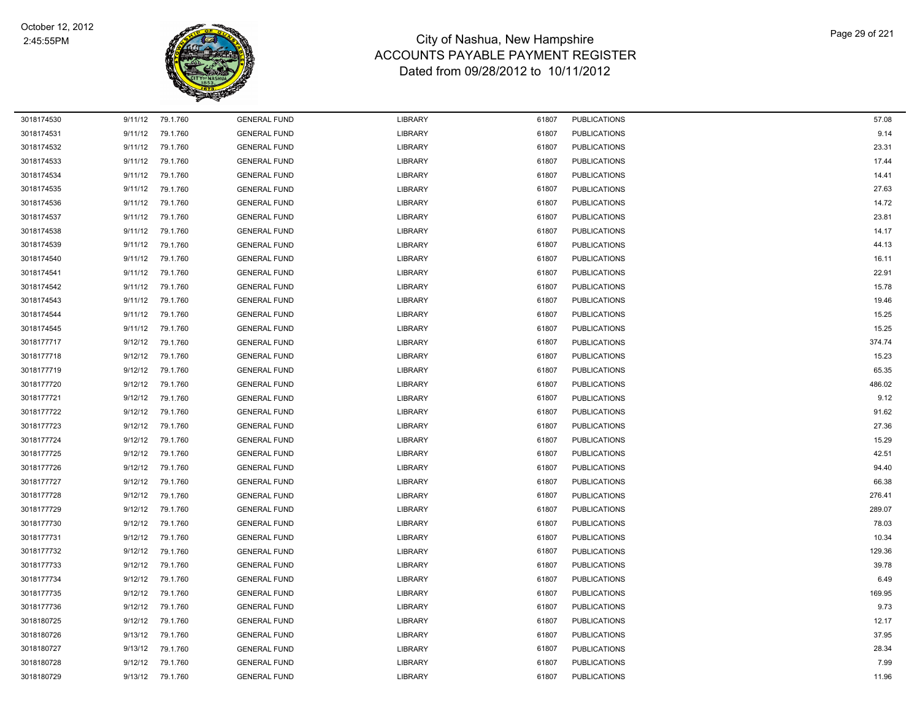# City of Nashua, New Hampshire
## ACCOUNTS PAYABLE PAYMENT REGISTER
### Dated from 09/28/2012 to 10/11/2012

October 12, 2012
2:45:55PM

| | | | | | | | |
|---|---|---|---|---|---|---|---|
| 3018174530 | 9/11/12 | 79.1.760 | GENERAL FUND | LIBRARY | 61807 | PUBLICATIONS | 57.08 |
| 3018174531 | 9/11/12 | 79.1.760 | GENERAL FUND | LIBRARY | 61807 | PUBLICATIONS | 9.14 |
| 3018174532 | 9/11/12 | 79.1.760 | GENERAL FUND | LIBRARY | 61807 | PUBLICATIONS | 23.31 |
| 3018174533 | 9/11/12 | 79.1.760 | GENERAL FUND | LIBRARY | 61807 | PUBLICATIONS | 17.44 |
| 3018174534 | 9/11/12 | 79.1.760 | GENERAL FUND | LIBRARY | 61807 | PUBLICATIONS | 14.41 |
| 3018174535 | 9/11/12 | 79.1.760 | GENERAL FUND | LIBRARY | 61807 | PUBLICATIONS | 27.63 |
| 3018174536 | 9/11/12 | 79.1.760 | GENERAL FUND | LIBRARY | 61807 | PUBLICATIONS | 14.72 |
| 3018174537 | 9/11/12 | 79.1.760 | GENERAL FUND | LIBRARY | 61807 | PUBLICATIONS | 23.81 |
| 3018174538 | 9/11/12 | 79.1.760 | GENERAL FUND | LIBRARY | 61807 | PUBLICATIONS | 14.17 |
| 3018174539 | 9/11/12 | 79.1.760 | GENERAL FUND | LIBRARY | 61807 | PUBLICATIONS | 44.13 |
| 3018174540 | 9/11/12 | 79.1.760 | GENERAL FUND | LIBRARY | 61807 | PUBLICATIONS | 16.11 |
| 3018174541 | 9/11/12 | 79.1.760 | GENERAL FUND | LIBRARY | 61807 | PUBLICATIONS | 22.91 |
| 3018174542 | 9/11/12 | 79.1.760 | GENERAL FUND | LIBRARY | 61807 | PUBLICATIONS | 15.78 |
| 3018174543 | 9/11/12 | 79.1.760 | GENERAL FUND | LIBRARY | 61807 | PUBLICATIONS | 19.46 |
| 3018174544 | 9/11/12 | 79.1.760 | GENERAL FUND | LIBRARY | 61807 | PUBLICATIONS | 15.25 |
| 3018174545 | 9/11/12 | 79.1.760 | GENERAL FUND | LIBRARY | 61807 | PUBLICATIONS | 15.25 |
| 3018177717 | 9/12/12 | 79.1.760 | GENERAL FUND | LIBRARY | 61807 | PUBLICATIONS | 374.74 |
| 3018177718 | 9/12/12 | 79.1.760 | GENERAL FUND | LIBRARY | 61807 | PUBLICATIONS | 15.23 |
| 3018177719 | 9/12/12 | 79.1.760 | GENERAL FUND | LIBRARY | 61807 | PUBLICATIONS | 65.35 |
| 3018177720 | 9/12/12 | 79.1.760 | GENERAL FUND | LIBRARY | 61807 | PUBLICATIONS | 486.02 |
| 3018177721 | 9/12/12 | 79.1.760 | GENERAL FUND | LIBRARY | 61807 | PUBLICATIONS | 9.12 |
| 3018177722 | 9/12/12 | 79.1.760 | GENERAL FUND | LIBRARY | 61807 | PUBLICATIONS | 91.62 |
| 3018177723 | 9/12/12 | 79.1.760 | GENERAL FUND | LIBRARY | 61807 | PUBLICATIONS | 27.36 |
| 3018177724 | 9/12/12 | 79.1.760 | GENERAL FUND | LIBRARY | 61807 | PUBLICATIONS | 15.29 |
| 3018177725 | 9/12/12 | 79.1.760 | GENERAL FUND | LIBRARY | 61807 | PUBLICATIONS | 42.51 |
| 3018177726 | 9/12/12 | 79.1.760 | GENERAL FUND | LIBRARY | 61807 | PUBLICATIONS | 94.40 |
| 3018177727 | 9/12/12 | 79.1.760 | GENERAL FUND | LIBRARY | 61807 | PUBLICATIONS | 66.38 |
| 3018177728 | 9/12/12 | 79.1.760 | GENERAL FUND | LIBRARY | 61807 | PUBLICATIONS | 276.41 |
| 3018177729 | 9/12/12 | 79.1.760 | GENERAL FUND | LIBRARY | 61807 | PUBLICATIONS | 289.07 |
| 3018177730 | 9/12/12 | 79.1.760 | GENERAL FUND | LIBRARY | 61807 | PUBLICATIONS | 78.03 |
| 3018177731 | 9/12/12 | 79.1.760 | GENERAL FUND | LIBRARY | 61807 | PUBLICATIONS | 10.34 |
| 3018177732 | 9/12/12 | 79.1.760 | GENERAL FUND | LIBRARY | 61807 | PUBLICATIONS | 129.36 |
| 3018177733 | 9/12/12 | 79.1.760 | GENERAL FUND | LIBRARY | 61807 | PUBLICATIONS | 39.78 |
| 3018177734 | 9/12/12 | 79.1.760 | GENERAL FUND | LIBRARY | 61807 | PUBLICATIONS | 6.49 |
| 3018177735 | 9/12/12 | 79.1.760 | GENERAL FUND | LIBRARY | 61807 | PUBLICATIONS | 169.95 |
| 3018177736 | 9/12/12 | 79.1.760 | GENERAL FUND | LIBRARY | 61807 | PUBLICATIONS | 9.73 |
| 3018180725 | 9/12/12 | 79.1.760 | GENERAL FUND | LIBRARY | 61807 | PUBLICATIONS | 12.17 |
| 3018180726 | 9/13/12 | 79.1.760 | GENERAL FUND | LIBRARY | 61807 | PUBLICATIONS | 37.95 |
| 3018180727 | 9/13/12 | 79.1.760 | GENERAL FUND | LIBRARY | 61807 | PUBLICATIONS | 28.34 |
| 3018180728 | 9/12/12 | 79.1.760 | GENERAL FUND | LIBRARY | 61807 | PUBLICATIONS | 7.99 |
| 3018180729 | 9/13/12 | 79.1.760 | GENERAL FUND | LIBRARY | 61807 | PUBLICATIONS | 11.96 |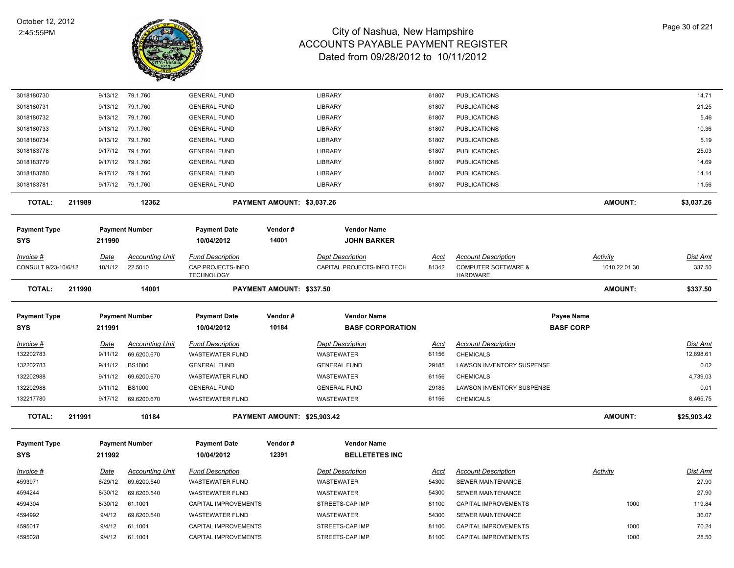# City of Nashua, New Hampshire
## ACCOUNTS PAYABLE PAYMENT REGISTER
### Dated from 09/28/2012 to 10/11/2012

| | | | | | | | | |
|---|---|---|---|---|---|---|---|---|
| 3018180730 | 9/13/12 | 79.1.760 | GENERAL FUND | LIBRARY | 61807 | PUBLICATIONS | | 14.71 |
| 3018180731 | 9/13/12 | 79.1.760 | GENERAL FUND | LIBRARY | 61807 | PUBLICATIONS | | 21.25 |
| 3018180732 | 9/13/12 | 79.1.760 | GENERAL FUND | LIBRARY | 61807 | PUBLICATIONS | | 5.46 |
| 3018180733 | 9/13/12 | 79.1.760 | GENERAL FUND | LIBRARY | 61807 | PUBLICATIONS | | 10.36 |
| 3018180734 | 9/13/12 | 79.1.760 | GENERAL FUND | LIBRARY | 61807 | PUBLICATIONS | | 5.19 |
| 3018183778 | 9/17/12 | 79.1.760 | GENERAL FUND | LIBRARY | 61807 | PUBLICATIONS | | 25.03 |
| 3018183779 | 9/17/12 | 79.1.760 | GENERAL FUND | LIBRARY | 61807 | PUBLICATIONS | | 14.69 |
| 3018183780 | 9/17/12 | 79.1.760 | GENERAL FUND | LIBRARY | 61807 | PUBLICATIONS | | 14.14 |
| 3018183781 | 9/17/12 | 79.1.760 | GENERAL FUND | LIBRARY | 61807 | PUBLICATIONS | | 11.56 |

**TOTAL: 211989 — 12362 — PAYMENT AMOUNT: $3,037.26 — AMOUNT: $3,037.26**

| Payment Type | Payment Number | Payment Date | Vendor # | Vendor Name |
|---|---|---|---|---|
| SYS | 211990 | 10/04/2012 | 14001 | JOHN BARKER |

| Invoice # | Date | Accounting Unit | Fund Description | Dept Description | Acct | Account Description | Activity | Dist Amt |
|---|---|---|---|---|---|---|---|---|
| CONSULT 9/23-10/6/12 | 10/1/12 | 22.5010 | CAP PROJECTS-INFO TECHNOLOGY | CAPITAL PROJECTS-INFO TECH | 81342 | COMPUTER SOFTWARE & HARDWARE | 1010.22.01.30 | 337.50 |

**TOTAL: 211990 — 14001 — PAYMENT AMOUNT: $337.50 — AMOUNT: $337.50**

| Payment Type | Payment Number | Payment Date | Vendor # | Vendor Name | Payee Name |
|---|---|---|---|---|---|
| SYS | 211991 | 10/04/2012 | 10184 | BASF CORPORATION | BASF CORP |

| Invoice # | Date | Accounting Unit | Fund Description | Dept Description | Acct | Account Description | Dist Amt |
|---|---|---|---|---|---|---|---|
| 132202783 | 9/11/12 | 69.6200.670 | WASTEWATER FUND | WASTEWATER | 61156 | CHEMICALS | 12,698.61 |
| 132202783 | 9/11/12 | BS1000 | GENERAL FUND | GENERAL FUND | 29185 | LAWSON INVENTORY SUSPENSE | 0.02 |
| 132202988 | 9/11/12 | 69.6200.670 | WASTEWATER FUND | WASTEWATER | 61156 | CHEMICALS | 4,739.03 |
| 132202988 | 9/11/12 | BS1000 | GENERAL FUND | GENERAL FUND | 29185 | LAWSON INVENTORY SUSPENSE | 0.01 |
| 132217780 | 9/17/12 | 69.6200.670 | WASTEWATER FUND | WASTEWATER | 61156 | CHEMICALS | 8,465.75 |

**TOTAL: 211991 — 10184 — PAYMENT AMOUNT: $25,903.42 — AMOUNT: $25,903.42**

| Payment Type | Payment Number | Payment Date | Vendor # | Vendor Name |
|---|---|---|---|---|
| SYS | 211992 | 10/04/2012 | 12391 | BELLETETES INC |

| Invoice # | Date | Accounting Unit | Fund Description | Dept Description | Acct | Account Description | Activity | Dist Amt |
|---|---|---|---|---|---|---|---|---|
| 4593971 | 8/29/12 | 69.6200.540 | WASTEWATER FUND | WASTEWATER | 54300 | SEWER MAINTENANCE | | 27.90 |
| 4594244 | 8/30/12 | 69.6200.540 | WASTEWATER FUND | WASTEWATER | 54300 | SEWER MAINTENANCE | | 27.90 |
| 4594304 | 8/30/12 | 61.1001 | CAPITAL IMPROVEMENTS | STREETS-CAP IMP | 81100 | CAPITAL IMPROVEMENTS | 1000 | 119.84 |
| 4594992 | 9/4/12 | 69.6200.540 | WASTEWATER FUND | WASTEWATER | 54300 | SEWER MAINTENANCE | | 36.07 |
| 4595017 | 9/4/12 | 61.1001 | CAPITAL IMPROVEMENTS | STREETS-CAP IMP | 81100 | CAPITAL IMPROVEMENTS | 1000 | 70.24 |
| 4595028 | 9/4/12 | 61.1001 | CAPITAL IMPROVEMENTS | STREETS-CAP IMP | 81100 | CAPITAL IMPROVEMENTS | 1000 | 28.50 |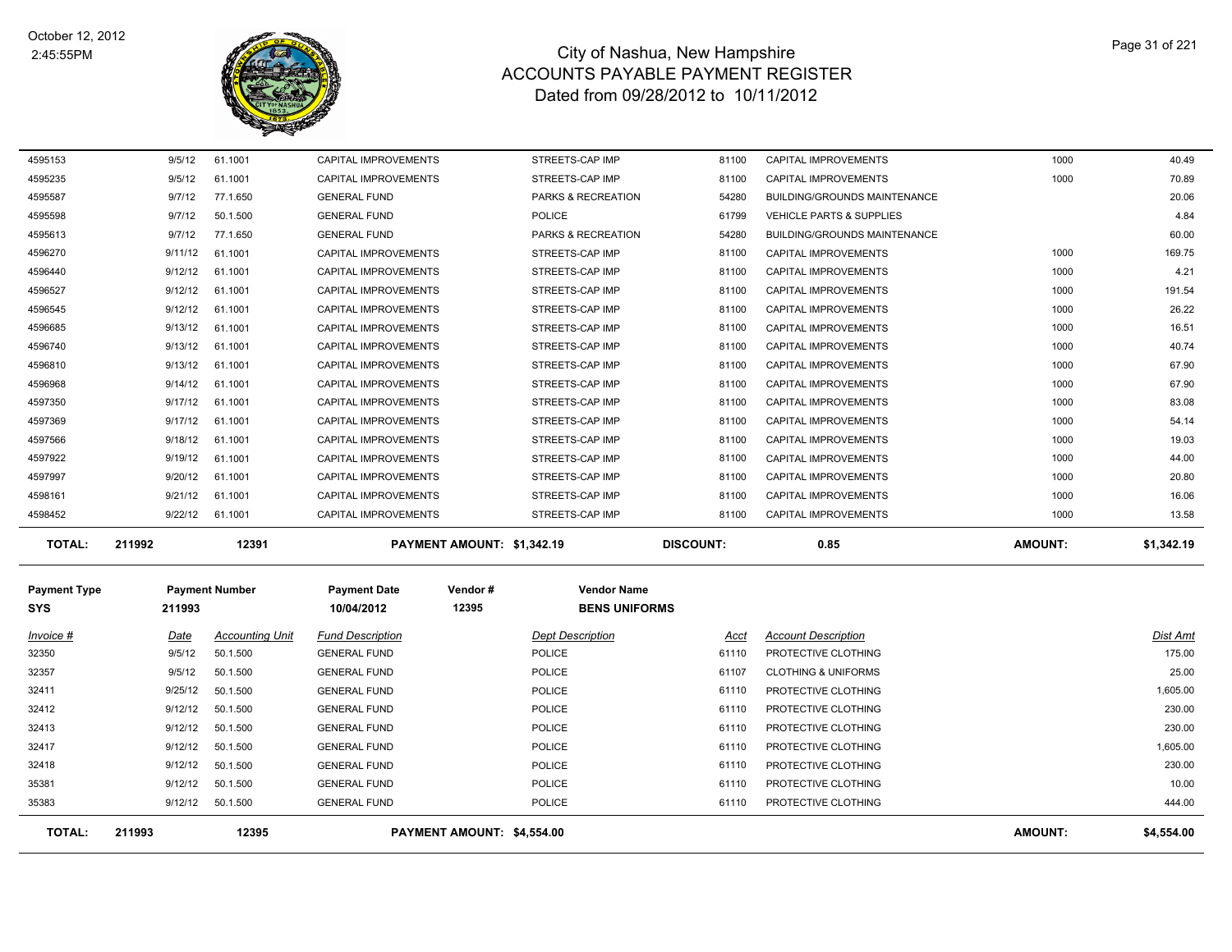| Invoice # | Date | Accounting Unit | Fund Description | Dept Description | Acct | Account Description | | Dist Amt |
|---|---|---|---|---|---|---|---|---|
| 4595153 | 9/5/12 | 61.1001 | CAPITAL IMPROVEMENTS | STREETS-CAP IMP | 81100 | CAPITAL IMPROVEMENTS | 1000 | 40.49 |
| 4595235 | 9/5/12 | 61.1001 | CAPITAL IMPROVEMENTS | STREETS-CAP IMP | 81100 | CAPITAL IMPROVEMENTS | 1000 | 70.89 |
| 4595587 | 9/7/12 | 77.1.650 | GENERAL FUND | PARKS & RECREATION | 54280 | BUILDING/GROUNDS MAINTENANCE | | 20.06 |
| 4595598 | 9/7/12 | 50.1.500 | GENERAL FUND | POLICE | 61799 | VEHICLE PARTS & SUPPLIES | | 4.84 |
| 4595613 | 9/7/12 | 77.1.650 | GENERAL FUND | PARKS & RECREATION | 54280 | BUILDING/GROUNDS MAINTENANCE | | 60.00 |
| 4596270 | 9/11/12 | 61.1001 | CAPITAL IMPROVEMENTS | STREETS-CAP IMP | 81100 | CAPITAL IMPROVEMENTS | 1000 | 169.75 |
| 4596440 | 9/12/12 | 61.1001 | CAPITAL IMPROVEMENTS | STREETS-CAP IMP | 81100 | CAPITAL IMPROVEMENTS | 1000 | 4.21 |
| 4596527 | 9/12/12 | 61.1001 | CAPITAL IMPROVEMENTS | STREETS-CAP IMP | 81100 | CAPITAL IMPROVEMENTS | 1000 | 191.54 |
| 4596545 | 9/12/12 | 61.1001 | CAPITAL IMPROVEMENTS | STREETS-CAP IMP | 81100 | CAPITAL IMPROVEMENTS | 1000 | 26.22 |
| 4596685 | 9/13/12 | 61.1001 | CAPITAL IMPROVEMENTS | STREETS-CAP IMP | 81100 | CAPITAL IMPROVEMENTS | 1000 | 16.51 |
| 4596740 | 9/13/12 | 61.1001 | CAPITAL IMPROVEMENTS | STREETS-CAP IMP | 81100 | CAPITAL IMPROVEMENTS | 1000 | 40.74 |
| 4596810 | 9/13/12 | 61.1001 | CAPITAL IMPROVEMENTS | STREETS-CAP IMP | 81100 | CAPITAL IMPROVEMENTS | 1000 | 67.90 |
| 4596968 | 9/14/12 | 61.1001 | CAPITAL IMPROVEMENTS | STREETS-CAP IMP | 81100 | CAPITAL IMPROVEMENTS | 1000 | 67.90 |
| 4597350 | 9/17/12 | 61.1001 | CAPITAL IMPROVEMENTS | STREETS-CAP IMP | 81100 | CAPITAL IMPROVEMENTS | 1000 | 83.08 |
| 4597369 | 9/17/12 | 61.1001 | CAPITAL IMPROVEMENTS | STREETS-CAP IMP | 81100 | CAPITAL IMPROVEMENTS | 1000 | 54.14 |
| 4597566 | 9/18/12 | 61.1001 | CAPITAL IMPROVEMENTS | STREETS-CAP IMP | 81100 | CAPITAL IMPROVEMENTS | 1000 | 19.03 |
| 4597922 | 9/19/12 | 61.1001 | CAPITAL IMPROVEMENTS | STREETS-CAP IMP | 81100 | CAPITAL IMPROVEMENTS | 1000 | 44.00 |
| 4597997 | 9/20/12 | 61.1001 | CAPITAL IMPROVEMENTS | STREETS-CAP IMP | 81100 | CAPITAL IMPROVEMENTS | 1000 | 20.80 |
| 4598161 | 9/21/12 | 61.1001 | CAPITAL IMPROVEMENTS | STREETS-CAP IMP | 81100 | CAPITAL IMPROVEMENTS | 1000 | 16.06 |
| 4598452 | 9/22/12 | 61.1001 | CAPITAL IMPROVEMENTS | STREETS-CAP IMP | 81100 | CAPITAL IMPROVEMENTS | 1000 | 13.58 |
| **TOTAL:** | **211992** | **12391** | **PAYMENT AMOUNT: $1,342.19** | | **DISCOUNT:** | **0.85** | **AMOUNT:** | **$1,342.19** |

| Payment Type | Payment Number | Payment Date | Vendor # | Vendor Name |
|---|---|---|---|---|
| SYS | 211993 | 10/04/2012 | 12395 | BENS UNIFORMS |

| Invoice # | Date | Accounting Unit | Fund Description | Dept Description | Acct | Account Description | Dist Amt |
|---|---|---|---|---|---|---|---|
| 32350 | 9/5/12 | 50.1.500 | GENERAL FUND | POLICE | 61110 | PROTECTIVE CLOTHING | 175.00 |
| 32357 | 9/5/12 | 50.1.500 | GENERAL FUND | POLICE | 61107 | CLOTHING & UNIFORMS | 25.00 |
| 32411 | 9/25/12 | 50.1.500 | GENERAL FUND | POLICE | 61110 | PROTECTIVE CLOTHING | 1,605.00 |
| 32412 | 9/12/12 | 50.1.500 | GENERAL FUND | POLICE | 61110 | PROTECTIVE CLOTHING | 230.00 |
| 32413 | 9/12/12 | 50.1.500 | GENERAL FUND | POLICE | 61110 | PROTECTIVE CLOTHING | 230.00 |
| 32417 | 9/12/12 | 50.1.500 | GENERAL FUND | POLICE | 61110 | PROTECTIVE CLOTHING | 1,605.00 |
| 32418 | 9/12/12 | 50.1.500 | GENERAL FUND | POLICE | 61110 | PROTECTIVE CLOTHING | 230.00 |
| 35381 | 9/12/12 | 50.1.500 | GENERAL FUND | POLICE | 61110 | PROTECTIVE CLOTHING | 10.00 |
| 35383 | 9/12/12 | 50.1.500 | GENERAL FUND | POLICE | 61110 | PROTECTIVE CLOTHING | 444.00 |
| **TOTAL:** | **211993** | **12395** | **PAYMENT AMOUNT: $4,554.00** | | | **AMOUNT:** | **$4,554.00** |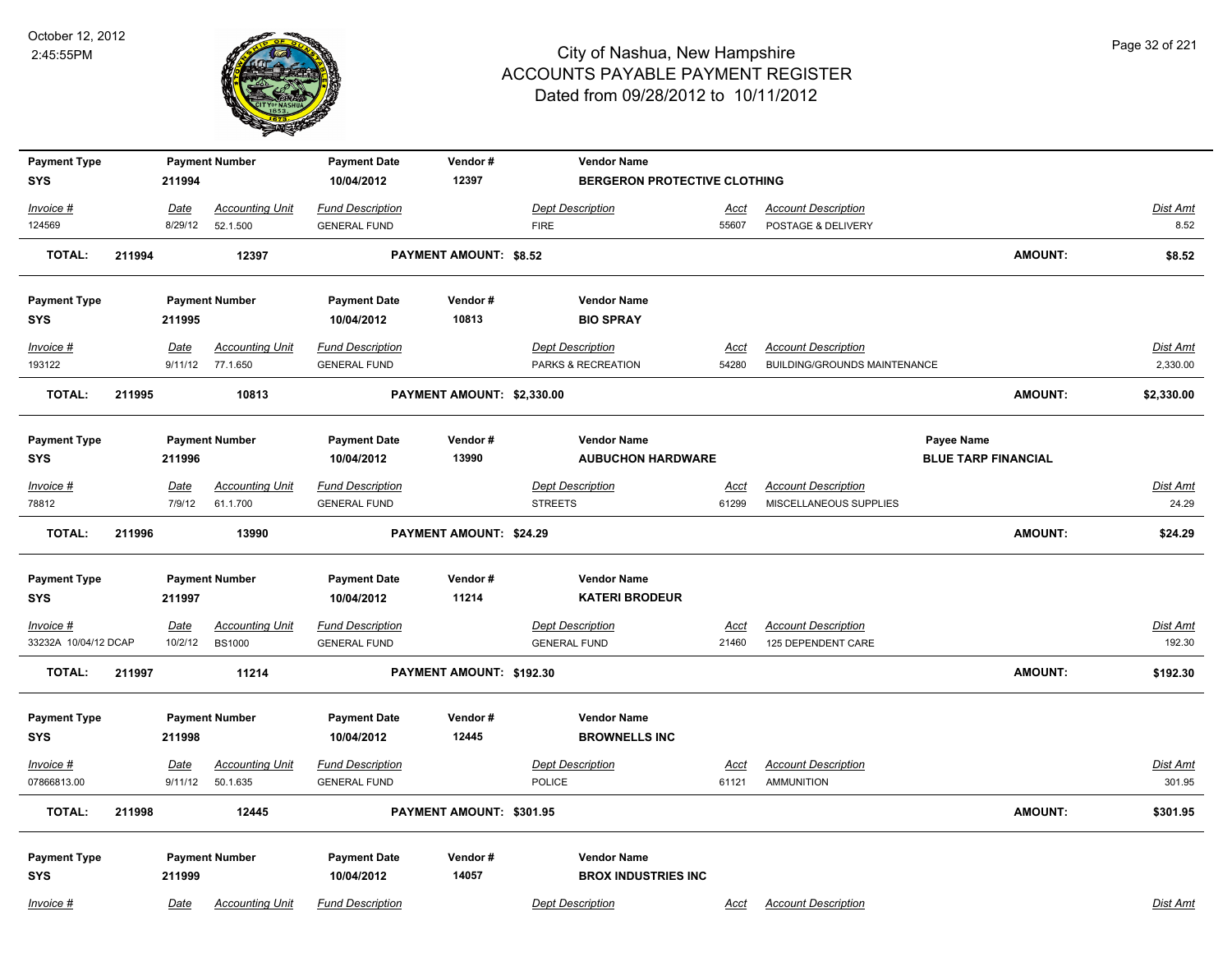# City of Nashua, New Hampshire
## ACCOUNTS PAYABLE PAYMENT REGISTER
### Dated from 09/28/2012 to 10/11/2012

October 12, 2012
2:45:55PM

| Payment Type | Payment Number | Payment Date | Vendor # | Vendor Name |
|---|---|---|---|---|
| SYS | 211994 | 10/04/2012 | 12397 | BERGERON PROTECTIVE CLOTHING |

| Invoice # | Date | Accounting Unit | Fund Description | Dept Description | Acct | Account Description | Dist Amt |
|---|---|---|---|---|---|---|---|
| 124569 | 8/29/12 | 52.1.500 | GENERAL FUND | FIRE | 55607 | POSTAGE & DELIVERY | 8.52 |

**TOTAL: 211994 12397 PAYMENT AMOUNT: $8.52 AMOUNT: $8.52**

| Payment Type | Payment Number | Payment Date | Vendor # | Vendor Name |
|---|---|---|---|---|
| SYS | 211995 | 10/04/2012 | 10813 | BIO SPRAY |

| Invoice # | Date | Accounting Unit | Fund Description | Dept Description | Acct | Account Description | Dist Amt |
|---|---|---|---|---|---|---|---|
| 193122 | 9/11/12 | 77.1.650 | GENERAL FUND | PARKS & RECREATION | 54280 | BUILDING/GROUNDS MAINTENANCE | 2,330.00 |

**TOTAL: 211995 10813 PAYMENT AMOUNT: $2,330.00 AMOUNT: $2,330.00**

| Payment Type | Payment Number | Payment Date | Vendor # | Vendor Name | Payee Name |
|---|---|---|---|---|---|
| SYS | 211996 | 10/04/2012 | 13990 | AUBUCHON HARDWARE | BLUE TARP FINANCIAL |

| Invoice # | Date | Accounting Unit | Fund Description | Dept Description | Acct | Account Description | Dist Amt |
|---|---|---|---|---|---|---|---|
| 78812 | 7/9/12 | 61.1.700 | GENERAL FUND | STREETS | 61299 | MISCELLANEOUS SUPPLIES | 24.29 |

**TOTAL: 211996 13990 PAYMENT AMOUNT: $24.29 AMOUNT: $24.29**

| Payment Type | Payment Number | Payment Date | Vendor # | Vendor Name |
|---|---|---|---|---|
| SYS | 211997 | 10/04/2012 | 11214 | KATERI BRODEUR |

| Invoice # | Date | Accounting Unit | Fund Description | Dept Description | Acct | Account Description | Dist Amt |
|---|---|---|---|---|---|---|---|
| 33232A 10/04/12 DCAP | 10/2/12 | BS1000 | GENERAL FUND | GENERAL FUND | 21460 | 125 DEPENDENT CARE | 192.30 |

**TOTAL: 211997 11214 PAYMENT AMOUNT: $192.30 AMOUNT: $192.30**

| Payment Type | Payment Number | Payment Date | Vendor # | Vendor Name |
|---|---|---|---|---|
| SYS | 211998 | 10/04/2012 | 12445 | BROWNELLS INC |

| Invoice # | Date | Accounting Unit | Fund Description | Dept Description | Acct | Account Description | Dist Amt |
|---|---|---|---|---|---|---|---|
| 07866813.00 | 9/11/12 | 50.1.635 | GENERAL FUND | POLICE | 61121 | AMMUNITION | 301.95 |

**TOTAL: 211998 12445 PAYMENT AMOUNT: $301.95 AMOUNT: $301.95**

| Payment Type | Payment Number | Payment Date | Vendor # | Vendor Name |
|---|---|---|---|---|
| SYS | 211999 | 10/04/2012 | 14057 | BROX INDUSTRIES INC |

| Invoice # | Date | Accounting Unit | Fund Description | Dept Description | Acct | Account Description | Dist Amt |
|---|---|---|---|---|---|---|---|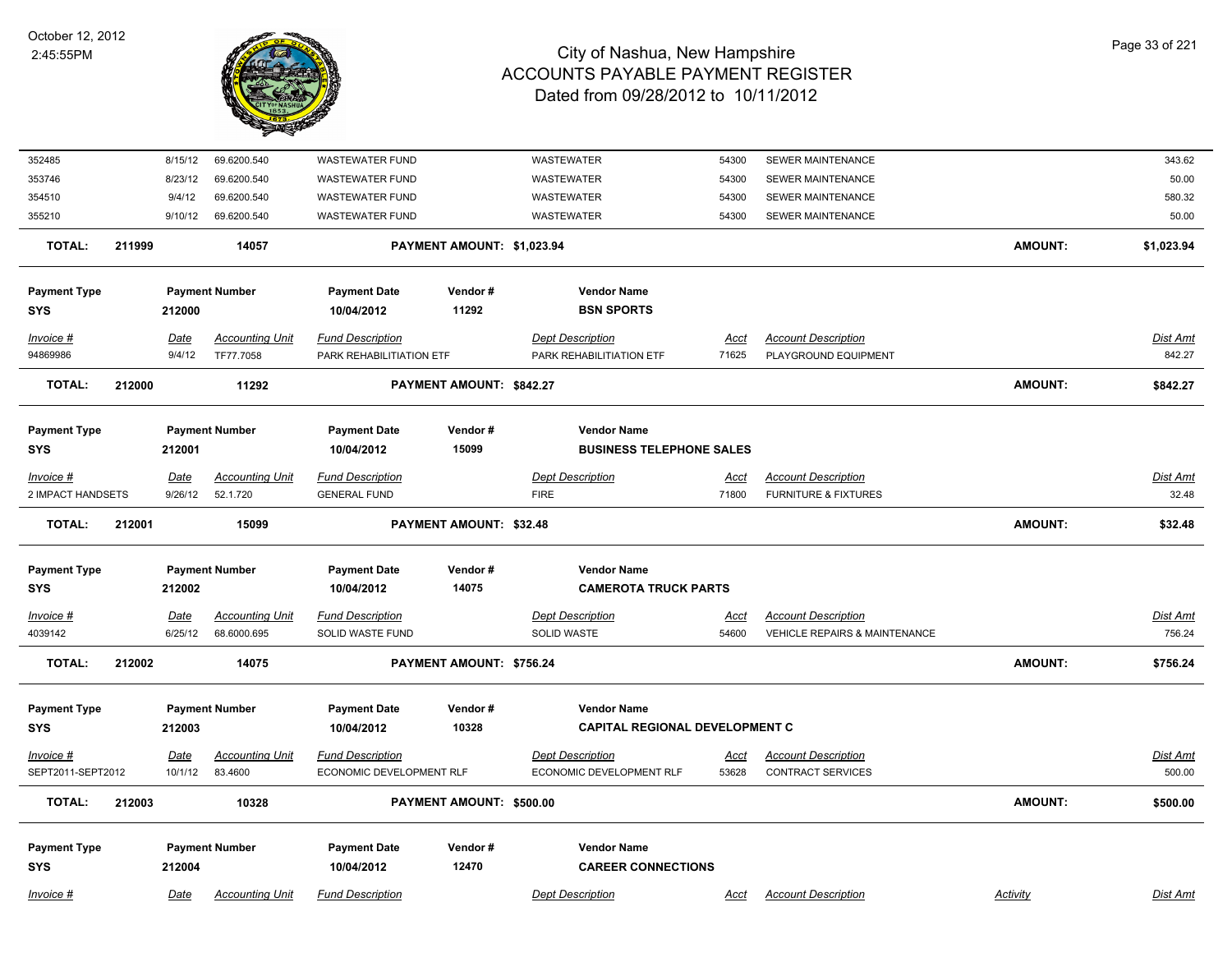# City of Nashua, New Hampshire
## ACCOUNTS PAYABLE PAYMENT REGISTER
### Dated from 09/28/2012 to 10/11/2012

October 12, 2012
2:45:55PM

| Invoice # | Date | Accounting Unit | Fund Description | Dept Description | Acct | Account Description | Dist Amt |
|---|---|---|---|---|---|---|---|
| 352485 | 8/15/12 | 69.6200.540 | WASTEWATER FUND | WASTEWATER | 54300 | SEWER MAINTENANCE | 343.62 |
| 353746 | 8/23/12 | 69.6200.540 | WASTEWATER FUND | WASTEWATER | 54300 | SEWER MAINTENANCE | 50.00 |
| 354510 | 9/4/12 | 69.6200.540 | WASTEWATER FUND | WASTEWATER | 54300 | SEWER MAINTENANCE | 580.32 |
| 355210 | 9/10/12 | 69.6200.540 | WASTEWATER FUND | WASTEWATER | 54300 | SEWER MAINTENANCE | 50.00 |

**TOTAL: 211999 — 14057 — PAYMENT AMOUNT: $1,023.94 — AMOUNT: $1,023.94**

| Payment Type | Payment Number | Payment Date | Vendor # | Vendor Name |
|---|---|---|---|---|
| SYS | 212000 | 10/04/2012 | 11292 | BSN SPORTS |

| Invoice # | Date | Accounting Unit | Fund Description | Dept Description | Acct | Account Description | Dist Amt |
|---|---|---|---|---|---|---|---|
| 94869986 | 9/4/12 | TF77.7058 | PARK REHABILITIATION ETF | PARK REHABILITIATION ETF | 71625 | PLAYGROUND EQUIPMENT | 842.27 |

**TOTAL: 212000 — 11292 — PAYMENT AMOUNT: $842.27 — AMOUNT: $842.27**

| Payment Type | Payment Number | Payment Date | Vendor # | Vendor Name |
|---|---|---|---|---|
| SYS | 212001 | 10/04/2012 | 15099 | BUSINESS TELEPHONE SALES |

| Invoice # | Date | Accounting Unit | Fund Description | Dept Description | Acct | Account Description | Dist Amt |
|---|---|---|---|---|---|---|---|
| 2 IMPACT HANDSETS | 9/26/12 | 52.1.720 | GENERAL FUND | FIRE | 71800 | FURNITURE & FIXTURES | 32.48 |

**TOTAL: 212001 — 15099 — PAYMENT AMOUNT: $32.48 — AMOUNT: $32.48**

| Payment Type | Payment Number | Payment Date | Vendor # | Vendor Name |
|---|---|---|---|---|
| SYS | 212002 | 10/04/2012 | 14075 | CAMEROTA TRUCK PARTS |

| Invoice # | Date | Accounting Unit | Fund Description | Dept Description | Acct | Account Description | Dist Amt |
|---|---|---|---|---|---|---|---|
| 4039142 | 6/25/12 | 68.6000.695 | SOLID WASTE FUND | SOLID WASTE | 54600 | VEHICLE REPAIRS & MAINTENANCE | 756.24 |

**TOTAL: 212002 — 14075 — PAYMENT AMOUNT: $756.24 — AMOUNT: $756.24**

| Payment Type | Payment Number | Payment Date | Vendor # | Vendor Name |
|---|---|---|---|---|
| SYS | 212003 | 10/04/2012 | 10328 | CAPITAL REGIONAL DEVELOPMENT C |

| Invoice # | Date | Accounting Unit | Fund Description | Dept Description | Acct | Account Description | Dist Amt |
|---|---|---|---|---|---|---|---|
| SEPT2011-SEPT2012 | 10/1/12 | 83.4600 | ECONOMIC DEVELOPMENT RLF | ECONOMIC DEVELOPMENT RLF | 53628 | CONTRACT SERVICES | 500.00 |

**TOTAL: 212003 — 10328 — PAYMENT AMOUNT: $500.00 — AMOUNT: $500.00**

| Payment Type | Payment Number | Payment Date | Vendor # | Vendor Name |
|---|---|---|---|---|
| SYS | 212004 | 10/04/2012 | 12470 | CAREER CONNECTIONS |

| Invoice # | Date | Accounting Unit | Fund Description | Dept Description | Acct | Account Description | Activity | Dist Amt |
|---|---|---|---|---|---|---|---|---|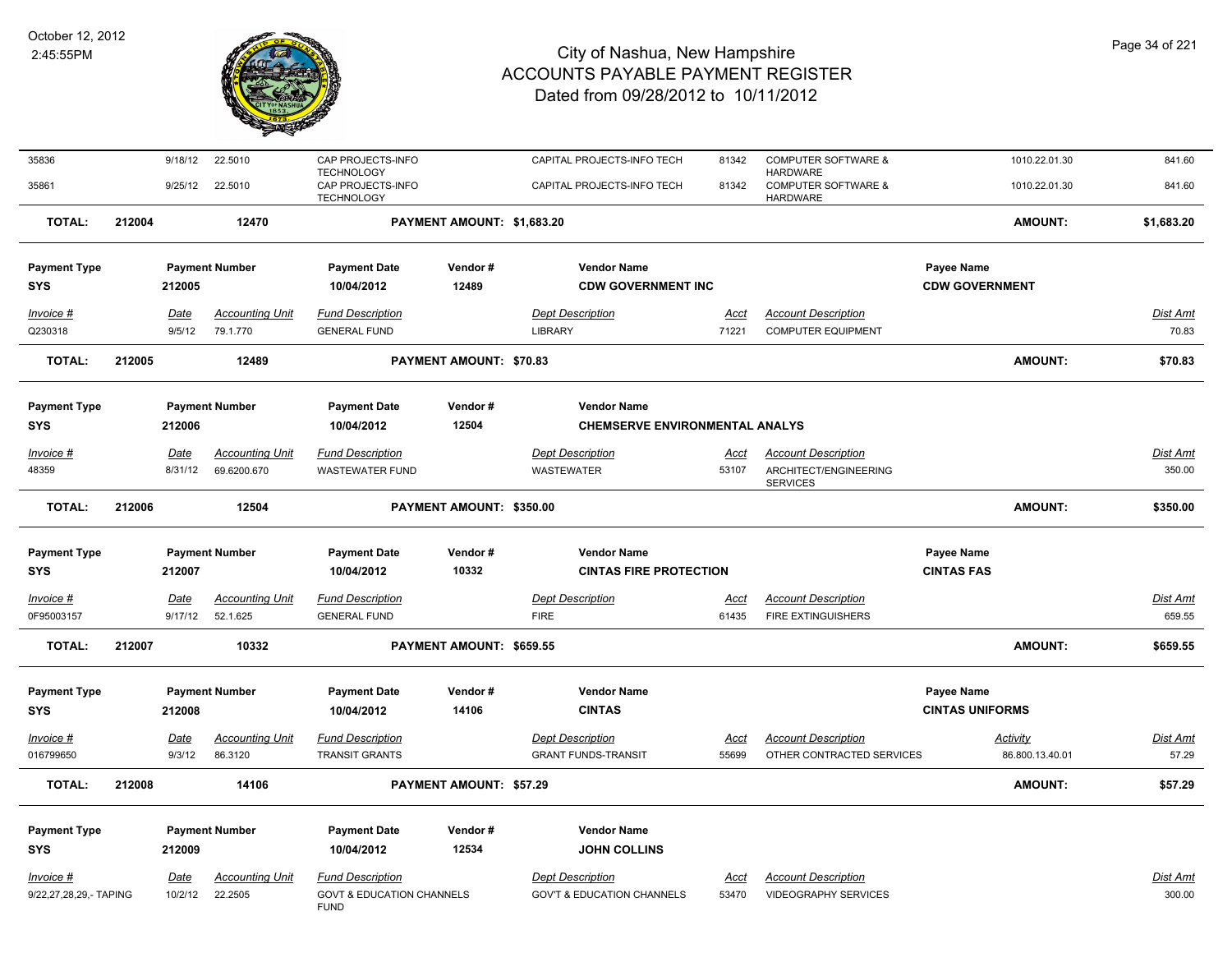| Invoice # | Date | Accounting Unit | Fund Description | Dept Description | Acct | Account Description | Activity | Dist Amt |
|---|---|---|---|---|---|---|---|---|
| 35836 | 9/18/12 | 22.5010 | CAP PROJECTS-INFO TECHNOLOGY | CAPITAL PROJECTS-INFO TECH | 81342 | COMPUTER SOFTWARE & HARDWARE | 1010.22.01.30 | 841.60 |
| 35861 | 9/25/12 | 22.5010 | CAP PROJECTS-INFO TECHNOLOGY | CAPITAL PROJECTS-INFO TECH | 81342 | COMPUTER SOFTWARE & HARDWARE | 1010.22.01.30 | 841.60 |

**TOTAL: 212004 — 12470 — PAYMENT AMOUNT: $1,683.20 — AMOUNT: $1,683.20**

| Payment Type | Payment Number | Payment Date | Vendor # | Vendor Name | Payee Name |
|---|---|---|---|---|---|
| SYS | 212005 | 10/04/2012 | 12489 | CDW GOVERNMENT INC | CDW GOVERNMENT |

| Invoice # | Date | Accounting Unit | Fund Description | Dept Description | Acct | Account Description | Dist Amt |
|---|---|---|---|---|---|---|---|
| Q230318 | 9/5/12 | 79.1.770 | GENERAL FUND | LIBRARY | 71221 | COMPUTER EQUIPMENT | 70.83 |

**TOTAL: 212005 — 12489 — PAYMENT AMOUNT: $70.83 — AMOUNT: $70.83**

| Payment Type | Payment Number | Payment Date | Vendor # | Vendor Name |
|---|---|---|---|---|
| SYS | 212006 | 10/04/2012 | 12504 | CHEMSERVE ENVIRONMENTAL ANALYS |

| Invoice # | Date | Accounting Unit | Fund Description | Dept Description | Acct | Account Description | Dist Amt |
|---|---|---|---|---|---|---|---|
| 48359 | 8/31/12 | 69.6200.670 | WASTEWATER FUND | WASTEWATER | 53107 | ARCHITECT/ENGINEERING SERVICES | 350.00 |

**TOTAL: 212006 — 12504 — PAYMENT AMOUNT: $350.00 — AMOUNT: $350.00**

| Payment Type | Payment Number | Payment Date | Vendor # | Vendor Name | Payee Name |
|---|---|---|---|---|---|
| SYS | 212007 | 10/04/2012 | 10332 | CINTAS FIRE PROTECTION | CINTAS FAS |

| Invoice # | Date | Accounting Unit | Fund Description | Dept Description | Acct | Account Description | Dist Amt |
|---|---|---|---|---|---|---|---|
| 0F95003157 | 9/17/12 | 52.1.625 | GENERAL FUND | FIRE | 61435 | FIRE EXTINGUISHERS | 659.55 |

**TOTAL: 212007 — 10332 — PAYMENT AMOUNT: $659.55 — AMOUNT: $659.55**

| Payment Type | Payment Number | Payment Date | Vendor # | Vendor Name | Payee Name |
|---|---|---|---|---|---|
| SYS | 212008 | 10/04/2012 | 14106 | CINTAS | CINTAS UNIFORMS |

| Invoice # | Date | Accounting Unit | Fund Description | Dept Description | Acct | Account Description | Activity | Dist Amt |
|---|---|---|---|---|---|---|---|---|
| 016799650 | 9/3/12 | 86.3120 | TRANSIT GRANTS | GRANT FUNDS-TRANSIT | 55699 | OTHER CONTRACTED SERVICES | 86.800.13.40.01 | 57.29 |

**TOTAL: 212008 — 14106 — PAYMENT AMOUNT: $57.29 — AMOUNT: $57.29**

| Payment Type | Payment Number | Payment Date | Vendor # | Vendor Name |
|---|---|---|---|---|
| SYS | 212009 | 10/04/2012 | 12534 | JOHN COLLINS |

| Invoice # | Date | Accounting Unit | Fund Description | Dept Description | Acct | Account Description | Dist Amt |
|---|---|---|---|---|---|---|---|
| 9/22,27,28,29,- TAPING | 10/2/12 | 22.2505 | GOVT & EDUCATION CHANNELS FUND | GOV'T & EDUCATION CHANNELS | 53470 | VIDEOGRAPHY SERVICES | 300.00 |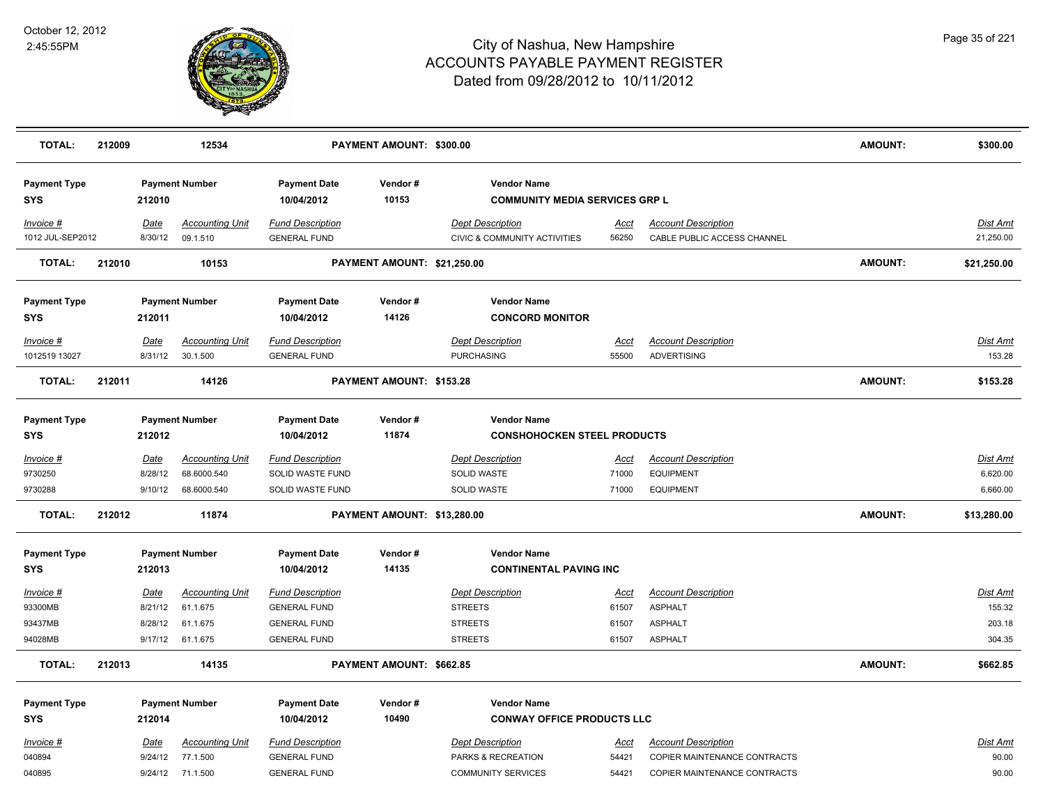# City of Nashua, New Hampshire
## ACCOUNTS PAYABLE PAYMENT REGISTER
### Dated from 09/28/2012 to 10/11/2012

October 12, 2012
2:45:55PM

| TOTAL: | 212009 | 12534 | PAYMENT AMOUNT: $300.00 | AMOUNT: | $300.00 |
|---|---|---|---|---|---|

| Payment Type | Payment Number | Payment Date | Vendor # | Vendor Name |
|---|---|---|---|---|
| SYS | 212010 | 10/04/2012 | 10153 | COMMUNITY MEDIA SERVICES GRP L |

| Invoice # | Date | Accounting Unit | Fund Description | Dept Description | Acct | Account Description | Dist Amt |
|---|---|---|---|---|---|---|---|
| 1012 JUL-SEP2012 | 8/30/12 | 09.1.510 | GENERAL FUND | CIVIC & COMMUNITY ACTIVITIES | 56250 | CABLE PUBLIC ACCESS CHANNEL | 21,250.00 |

| TOTAL: | 212010 | 10153 | PAYMENT AMOUNT: $21,250.00 | AMOUNT: | $21,250.00 |
|---|---|---|---|---|---|

| Payment Type | Payment Number | Payment Date | Vendor # | Vendor Name |
|---|---|---|---|---|
| SYS | 212011 | 10/04/2012 | 14126 | CONCORD MONITOR |

| Invoice # | Date | Accounting Unit | Fund Description | Dept Description | Acct | Account Description | Dist Amt |
|---|---|---|---|---|---|---|---|
| 1012519 13027 | 8/31/12 | 30.1.500 | GENERAL FUND | PURCHASING | 55500 | ADVERTISING | 153.28 |

| TOTAL: | 212011 | 14126 | PAYMENT AMOUNT: $153.28 | AMOUNT: | $153.28 |
|---|---|---|---|---|---|

| Payment Type | Payment Number | Payment Date | Vendor # | Vendor Name |
|---|---|---|---|---|
| SYS | 212012 | 10/04/2012 | 11874 | CONSHOHOCKEN STEEL PRODUCTS |

| Invoice # | Date | Accounting Unit | Fund Description | Dept Description | Acct | Account Description | Dist Amt |
|---|---|---|---|---|---|---|---|
| 9730250 | 8/28/12 | 68.6000.540 | SOLID WASTE FUND | SOLID WASTE | 71000 | EQUIPMENT | 6,620.00 |
| 9730288 | 9/10/12 | 68.6000.540 | SOLID WASTE FUND | SOLID WASTE | 71000 | EQUIPMENT | 6,660.00 |

| TOTAL: | 212012 | 11874 | PAYMENT AMOUNT: $13,280.00 | AMOUNT: | $13,280.00 |
|---|---|---|---|---|---|

| Payment Type | Payment Number | Payment Date | Vendor # | Vendor Name |
|---|---|---|---|---|
| SYS | 212013 | 10/04/2012 | 14135 | CONTINENTAL PAVING INC |

| Invoice # | Date | Accounting Unit | Fund Description | Dept Description | Acct | Account Description | Dist Amt |
|---|---|---|---|---|---|---|---|
| 93300MB | 8/21/12 | 61.1.675 | GENERAL FUND | STREETS | 61507 | ASPHALT | 155.32 |
| 93437MB | 8/28/12 | 61.1.675 | GENERAL FUND | STREETS | 61507 | ASPHALT | 203.18 |
| 94028MB | 9/17/12 | 61.1.675 | GENERAL FUND | STREETS | 61507 | ASPHALT | 304.35 |

| TOTAL: | 212013 | 14135 | PAYMENT AMOUNT: $662.85 | AMOUNT: | $662.85 |
|---|---|---|---|---|---|

| Payment Type | Payment Number | Payment Date | Vendor # | Vendor Name |
|---|---|---|---|---|
| SYS | 212014 | 10/04/2012 | 10490 | CONWAY OFFICE PRODUCTS LLC |

| Invoice # | Date | Accounting Unit | Fund Description | Dept Description | Acct | Account Description | Dist Amt |
|---|---|---|---|---|---|---|---|
| 040894 | 9/24/12 | 77.1.500 | GENERAL FUND | PARKS & RECREATION | 54421 | COPIER MAINTENANCE CONTRACTS | 90.00 |
| 040895 | 9/24/12 | 71.1.500 | GENERAL FUND | COMMUNITY SERVICES | 54421 | COPIER MAINTENANCE CONTRACTS | 90.00 |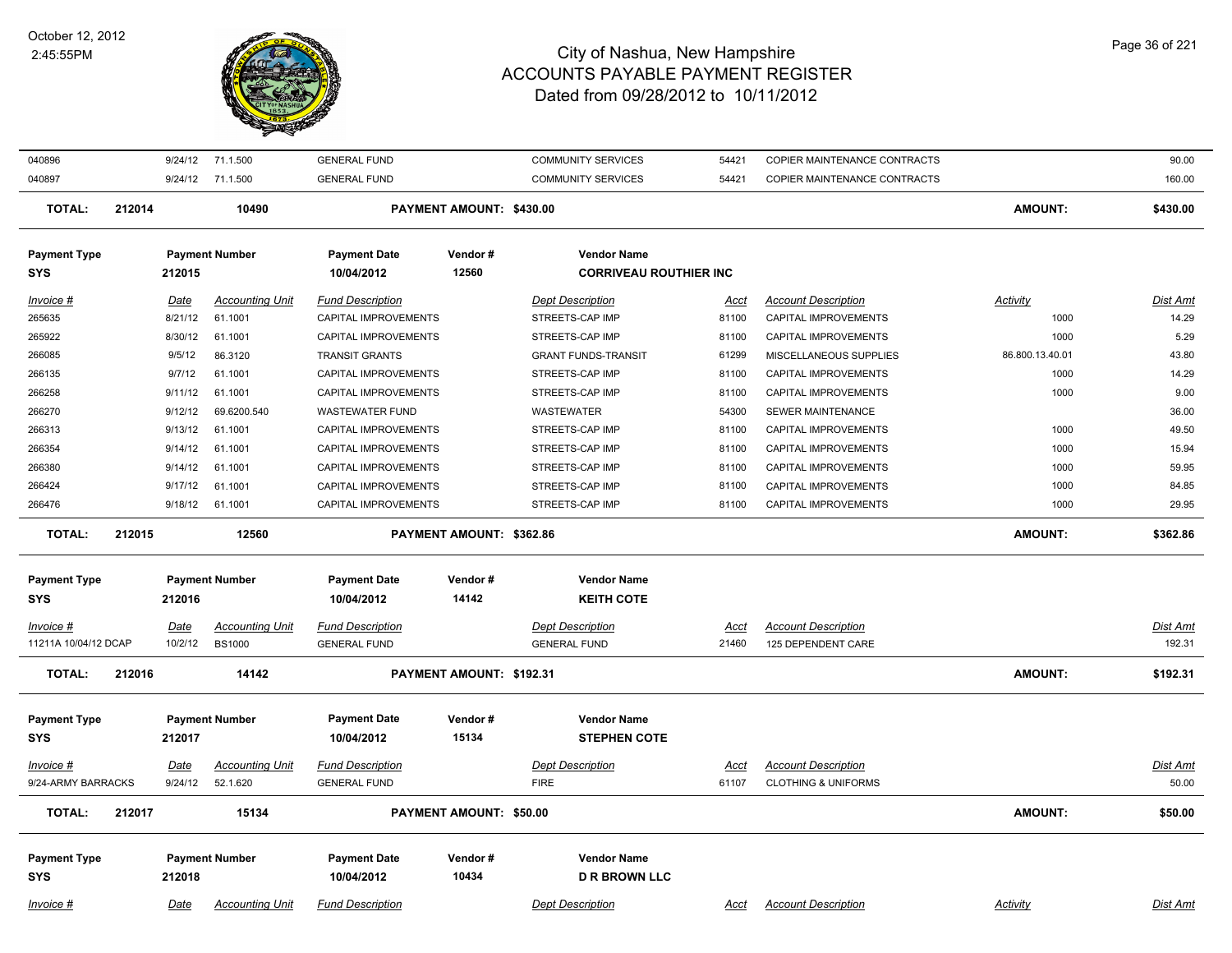| Invoice # | Date | Accounting Unit | Fund Description | | Dept Description | Acct | Account Description | Activity | Dist Amt |
|---|---|---|---|---|---|---|---|---|---|
| 040896 | 9/24/12 | 71.1.500 | GENERAL FUND | | COMMUNITY SERVICES | 54421 | COPIER MAINTENANCE CONTRACTS | | 90.00 |
| 040897 | 9/24/12 | 71.1.500 | GENERAL FUND | | COMMUNITY SERVICES | 54421 | COPIER MAINTENANCE CONTRACTS | | 160.00 |
| **TOTAL:** | **212014** | **10490** | | **PAYMENT AMOUNT: $430.00** | | | | **AMOUNT:** | **$430.00** |

| Payment Type | Payment Number | Payment Date | Vendor # | Vendor Name |
|---|---|---|---|---|
| SYS | 212015 | 10/04/2012 | 12560 | CORRIVEAU ROUTHIER INC |

| Invoice # | Date | Accounting Unit | Fund Description | Dept Description | Acct | Account Description | Activity | Dist Amt |
|---|---|---|---|---|---|---|---|---|
| 265635 | 8/21/12 | 61.1001 | CAPITAL IMPROVEMENTS | STREETS-CAP IMP | 81100 | CAPITAL IMPROVEMENTS | 1000 | 14.29 |
| 265922 | 8/30/12 | 61.1001 | CAPITAL IMPROVEMENTS | STREETS-CAP IMP | 81100 | CAPITAL IMPROVEMENTS | 1000 | 5.29 |
| 266085 | 9/5/12 | 86.3120 | TRANSIT GRANTS | GRANT FUNDS-TRANSIT | 61299 | MISCELLANEOUS SUPPLIES | 86.800.13.40.01 | 43.80 |
| 266135 | 9/7/12 | 61.1001 | CAPITAL IMPROVEMENTS | STREETS-CAP IMP | 81100 | CAPITAL IMPROVEMENTS | 1000 | 14.29 |
| 266258 | 9/11/12 | 61.1001 | CAPITAL IMPROVEMENTS | STREETS-CAP IMP | 81100 | CAPITAL IMPROVEMENTS | 1000 | 9.00 |
| 266270 | 9/12/12 | 69.6200.540 | WASTEWATER FUND | WASTEWATER | 54300 | SEWER MAINTENANCE | | 36.00 |
| 266313 | 9/13/12 | 61.1001 | CAPITAL IMPROVEMENTS | STREETS-CAP IMP | 81100 | CAPITAL IMPROVEMENTS | 1000 | 49.50 |
| 266354 | 9/14/12 | 61.1001 | CAPITAL IMPROVEMENTS | STREETS-CAP IMP | 81100 | CAPITAL IMPROVEMENTS | 1000 | 15.94 |
| 266380 | 9/14/12 | 61.1001 | CAPITAL IMPROVEMENTS | STREETS-CAP IMP | 81100 | CAPITAL IMPROVEMENTS | 1000 | 59.95 |
| 266424 | 9/17/12 | 61.1001 | CAPITAL IMPROVEMENTS | STREETS-CAP IMP | 81100 | CAPITAL IMPROVEMENTS | 1000 | 84.85 |
| 266476 | 9/18/12 | 61.1001 | CAPITAL IMPROVEMENTS | STREETS-CAP IMP | 81100 | CAPITAL IMPROVEMENTS | 1000 | 29.95 |
| **TOTAL:** | **212015** | **12560** | **PAYMENT AMOUNT: $362.86** | | | | **AMOUNT:** | **$362.86** |

| Payment Type | Payment Number | Payment Date | Vendor # | Vendor Name |
|---|---|---|---|---|
| SYS | 212016 | 10/04/2012 | 14142 | KEITH COTE |

| Invoice # | Date | Accounting Unit | Fund Description | Dept Description | Acct | Account Description | Dist Amt |
|---|---|---|---|---|---|---|---|
| 11211A 10/04/12 DCAP | 10/2/12 | BS1000 | GENERAL FUND | GENERAL FUND | 21460 | 125 DEPENDENT CARE | 192.31 |
| **TOTAL:** | **212016** | **14142** | **PAYMENT AMOUNT: $192.31** | | | **AMOUNT:** | **$192.31** |

| Payment Type | Payment Number | Payment Date | Vendor # | Vendor Name |
|---|---|---|---|---|
| SYS | 212017 | 10/04/2012 | 15134 | STEPHEN COTE |

| Invoice # | Date | Accounting Unit | Fund Description | Dept Description | Acct | Account Description | Dist Amt |
|---|---|---|---|---|---|---|---|
| 9/24-ARMY BARRACKS | 9/24/12 | 52.1.620 | GENERAL FUND | FIRE | 61107 | CLOTHING & UNIFORMS | 50.00 |
| **TOTAL:** | **212017** | **15134** | **PAYMENT AMOUNT: $50.00** | | | **AMOUNT:** | **$50.00** |

| Payment Type | Payment Number | Payment Date | Vendor # | Vendor Name |
|---|---|---|---|---|
| SYS | 212018 | 10/04/2012 | 10434 | D R BROWN LLC |

| Invoice # | Date | Accounting Unit | Fund Description | Dept Description | Acct | Account Description | Activity | Dist Amt |
|---|---|---|---|---|---|---|---|---|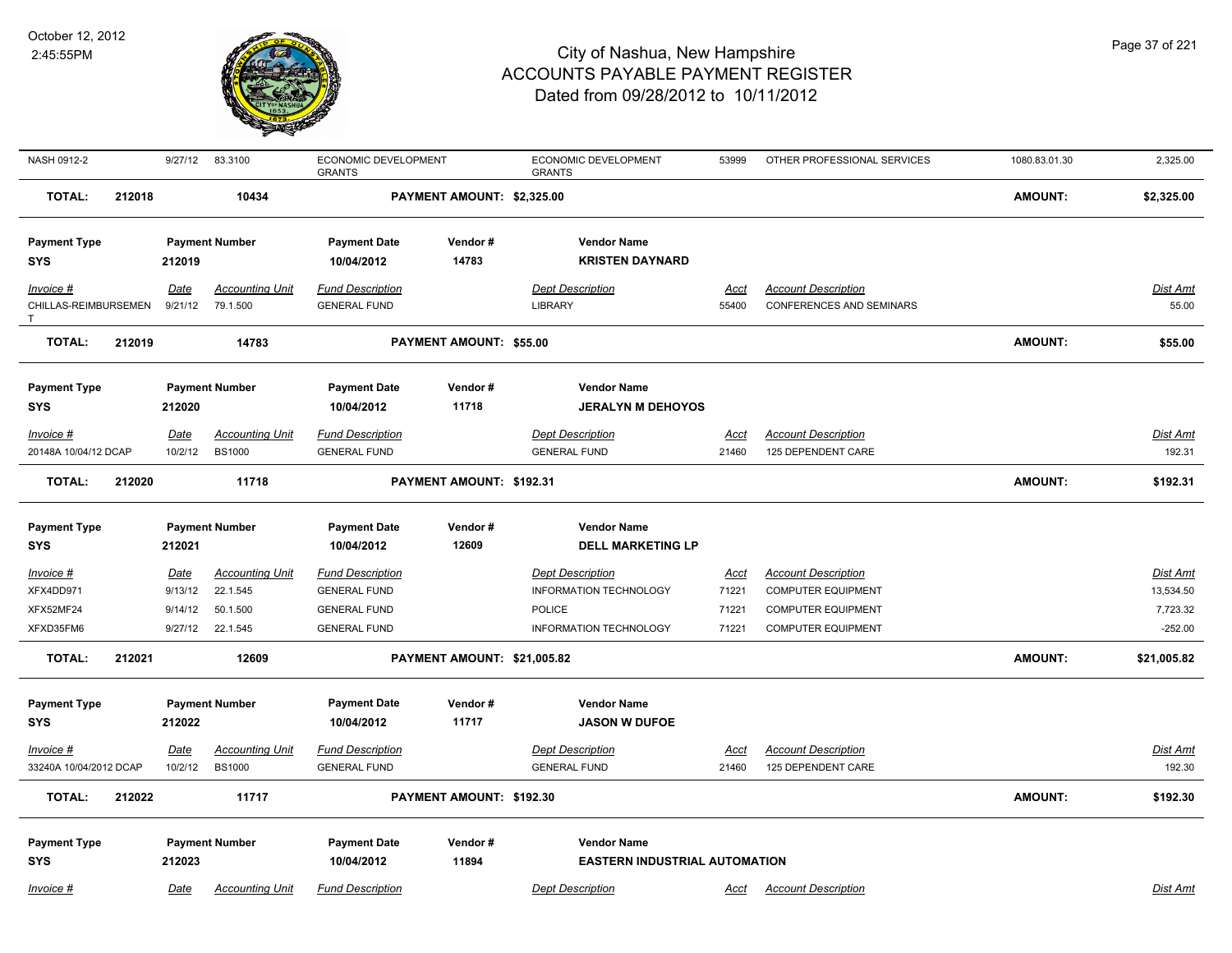| NASH 0912-2 | 9/27/12 | 83.3100 | ECONOMIC DEVELOPMENT GRANTS | | ECONOMIC DEVELOPMENT GRANTS | 53999 | OTHER PROFESSIONAL SERVICES | 1080.83.01.30 | 2,325.00 |
|---|---|---|---|---|---|---|---|---|---|
| **TOTAL: 212018** | | **10434** | **PAYMENT AMOUNT: $2,325.00** | | | | | **AMOUNT:** | **$2,325.00** |

| **Payment Type** | **Payment Number** | | **Payment Date** | **Vendor #** | **Vendor Name** | | | |
|---|---|---|---|---|---|---|---|---|
| **SYS** | **212019** | | **10/04/2012** | **14783** | **KRISTEN DAYNARD** | | | |
| *Invoice #* | *Date* | *Accounting Unit* | *Fund Description* | | *Dept Description* | *Acct* | *Account Description* | *Dist Amt* |
| CHILLAS-REIMBURSEMENT | 9/21/12 | 79.1.500 | GENERAL FUND | | LIBRARY | 55400 | CONFERENCES AND SEMINARS | 55.00 |
| **TOTAL: 212019** | | **14783** | **PAYMENT AMOUNT: $55.00** | | | | **AMOUNT:** | **$55.00** |

| **Payment Type** | **Payment Number** | | **Payment Date** | **Vendor #** | **Vendor Name** | | | |
|---|---|---|---|---|---|---|---|---|
| **SYS** | **212020** | | **10/04/2012** | **11718** | **JERALYN M DEHOYOS** | | | |
| *Invoice #* | *Date* | *Accounting Unit* | *Fund Description* | | *Dept Description* | *Acct* | *Account Description* | *Dist Amt* |
| 20148A 10/04/12 DCAP | 10/2/12 | BS1000 | GENERAL FUND | | GENERAL FUND | 21460 | 125 DEPENDENT CARE | 192.31 |
| **TOTAL: 212020** | | **11718** | **PAYMENT AMOUNT: $192.31** | | | | **AMOUNT:** | **$192.31** |

| **Payment Type** | **Payment Number** | | **Payment Date** | **Vendor #** | **Vendor Name** | | | |
|---|---|---|---|---|---|---|---|---|
| **SYS** | **212021** | | **10/04/2012** | **12609** | **DELL MARKETING LP** | | | |
| *Invoice #* | *Date* | *Accounting Unit* | *Fund Description* | | *Dept Description* | *Acct* | *Account Description* | *Dist Amt* |
| XFX4DD971 | 9/13/12 | 22.1.545 | GENERAL FUND | | INFORMATION TECHNOLOGY | 71221 | COMPUTER EQUIPMENT | 13,534.50 |
| XFX52MF24 | 9/14/12 | 50.1.500 | GENERAL FUND | | POLICE | 71221 | COMPUTER EQUIPMENT | 7,723.32 |
| XFXD35FM6 | 9/27/12 | 22.1.545 | GENERAL FUND | | INFORMATION TECHNOLOGY | 71221 | COMPUTER EQUIPMENT | -252.00 |
| **TOTAL: 212021** | | **12609** | **PAYMENT AMOUNT: $21,005.82** | | | | **AMOUNT:** | **$21,005.82** |

| **Payment Type** | **Payment Number** | | **Payment Date** | **Vendor #** | **Vendor Name** | | | |
|---|---|---|---|---|---|---|---|---|
| **SYS** | **212022** | | **10/04/2012** | **11717** | **JASON W DUFOE** | | | |
| *Invoice #* | *Date* | *Accounting Unit* | *Fund Description* | | *Dept Description* | *Acct* | *Account Description* | *Dist Amt* |
| 33240A 10/04/2012 DCAP | 10/2/12 | BS1000 | GENERAL FUND | | GENERAL FUND | 21460 | 125 DEPENDENT CARE | 192.30 |
| **TOTAL: 212022** | | **11717** | **PAYMENT AMOUNT: $192.30** | | | | **AMOUNT:** | **$192.30** |

| **Payment Type** | **Payment Number** | | **Payment Date** | **Vendor #** | **Vendor Name** | | | |
|---|---|---|---|---|---|---|---|---|
| **SYS** | **212023** | | **10/04/2012** | **11894** | **EASTERN INDUSTRIAL AUTOMATION** | | | |
| *Invoice #* | *Date* | *Accounting Unit* | *Fund Description* | | *Dept Description* | *Acct* | *Account Description* | *Dist Amt* |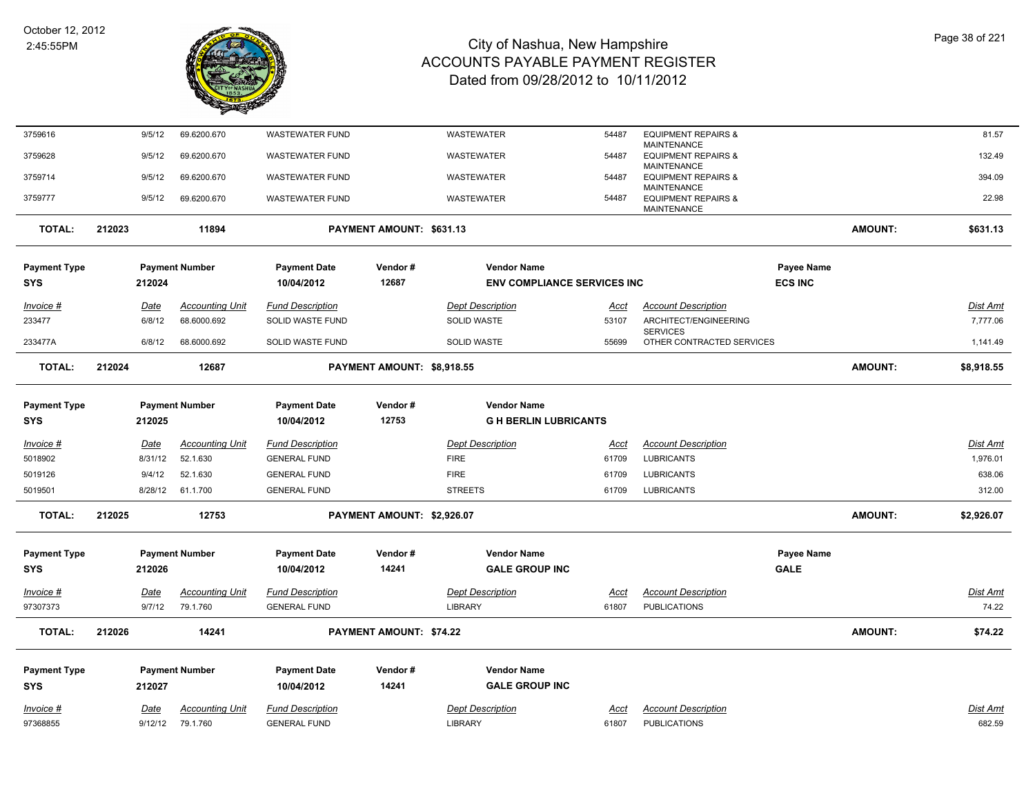| Invoice # | Date | Accounting Unit | Fund Description | Dept Description | Acct | Account Description | Dist Amt |
|---|---|---|---|---|---|---|---|
| 3759616 | 9/5/12 | 69.6200.670 | WASTEWATER FUND | WASTEWATER | 54487 | EQUIPMENT REPAIRS & MAINTENANCE | 81.57 |
| 3759628 | 9/5/12 | 69.6200.670 | WASTEWATER FUND | WASTEWATER | 54487 | EQUIPMENT REPAIRS & MAINTENANCE | 132.49 |
| 3759714 | 9/5/12 | 69.6200.670 | WASTEWATER FUND | WASTEWATER | 54487 | EQUIPMENT REPAIRS & MAINTENANCE | 394.09 |
| 3759777 | 9/5/12 | 69.6200.670 | WASTEWATER FUND | WASTEWATER | 54487 | EQUIPMENT REPAIRS & MAINTENANCE | 22.98 |

**TOTAL: 212023 — 11894 — PAYMENT AMOUNT: $631.13 — AMOUNT: $631.13**

| Payment Type | Payment Number | Payment Date | Vendor # | Vendor Name | Payee Name |
|---|---|---|---|---|---|
| SYS | 212024 | 10/04/2012 | 12687 | ENV COMPLIANCE SERVICES INC | ECS INC |

| Invoice # | Date | Accounting Unit | Fund Description | Dept Description | Acct | Account Description | Dist Amt |
|---|---|---|---|---|---|---|---|
| 233477 | 6/8/12 | 68.6000.692 | SOLID WASTE FUND | SOLID WASTE | 53107 | ARCHITECT/ENGINEERING SERVICES | 7,777.06 |
| 233477A | 6/8/12 | 68.6000.692 | SOLID WASTE FUND | SOLID WASTE | 55699 | OTHER CONTRACTED SERVICES | 1,141.49 |

**TOTAL: 212024 — 12687 — PAYMENT AMOUNT: $8,918.55 — AMOUNT: $8,918.55**

| Payment Type | Payment Number | Payment Date | Vendor # | Vendor Name |
|---|---|---|---|---|
| SYS | 212025 | 10/04/2012 | 12753 | G H BERLIN LUBRICANTS |

| Invoice # | Date | Accounting Unit | Fund Description | Dept Description | Acct | Account Description | Dist Amt |
|---|---|---|---|---|---|---|---|
| 5018902 | 8/31/12 | 52.1.630 | GENERAL FUND | FIRE | 61709 | LUBRICANTS | 1,976.01 |
| 5019126 | 9/4/12 | 52.1.630 | GENERAL FUND | FIRE | 61709 | LUBRICANTS | 638.06 |
| 5019501 | 8/28/12 | 61.1.700 | GENERAL FUND | STREETS | 61709 | LUBRICANTS | 312.00 |

**TOTAL: 212025 — 12753 — PAYMENT AMOUNT: $2,926.07 — AMOUNT: $2,926.07**

| Payment Type | Payment Number | Payment Date | Vendor # | Vendor Name | Payee Name |
|---|---|---|---|---|---|
| SYS | 212026 | 10/04/2012 | 14241 | GALE GROUP INC | GALE |

| Invoice # | Date | Accounting Unit | Fund Description | Dept Description | Acct | Account Description | Dist Amt |
|---|---|---|---|---|---|---|---|
| 97307373 | 9/7/12 | 79.1.760 | GENERAL FUND | LIBRARY | 61807 | PUBLICATIONS | 74.22 |

**TOTAL: 212026 — 14241 — PAYMENT AMOUNT: $74.22 — AMOUNT: $74.22**

| Payment Type | Payment Number | Payment Date | Vendor # | Vendor Name |
|---|---|---|---|---|
| SYS | 212027 | 10/04/2012 | 14241 | GALE GROUP INC |

| Invoice # | Date | Accounting Unit | Fund Description | Dept Description | Acct | Account Description | Dist Amt |
|---|---|---|---|---|---|---|---|
| 97368855 | 9/12/12 | 79.1.760 | GENERAL FUND | LIBRARY | 61807 | PUBLICATIONS | 682.59 |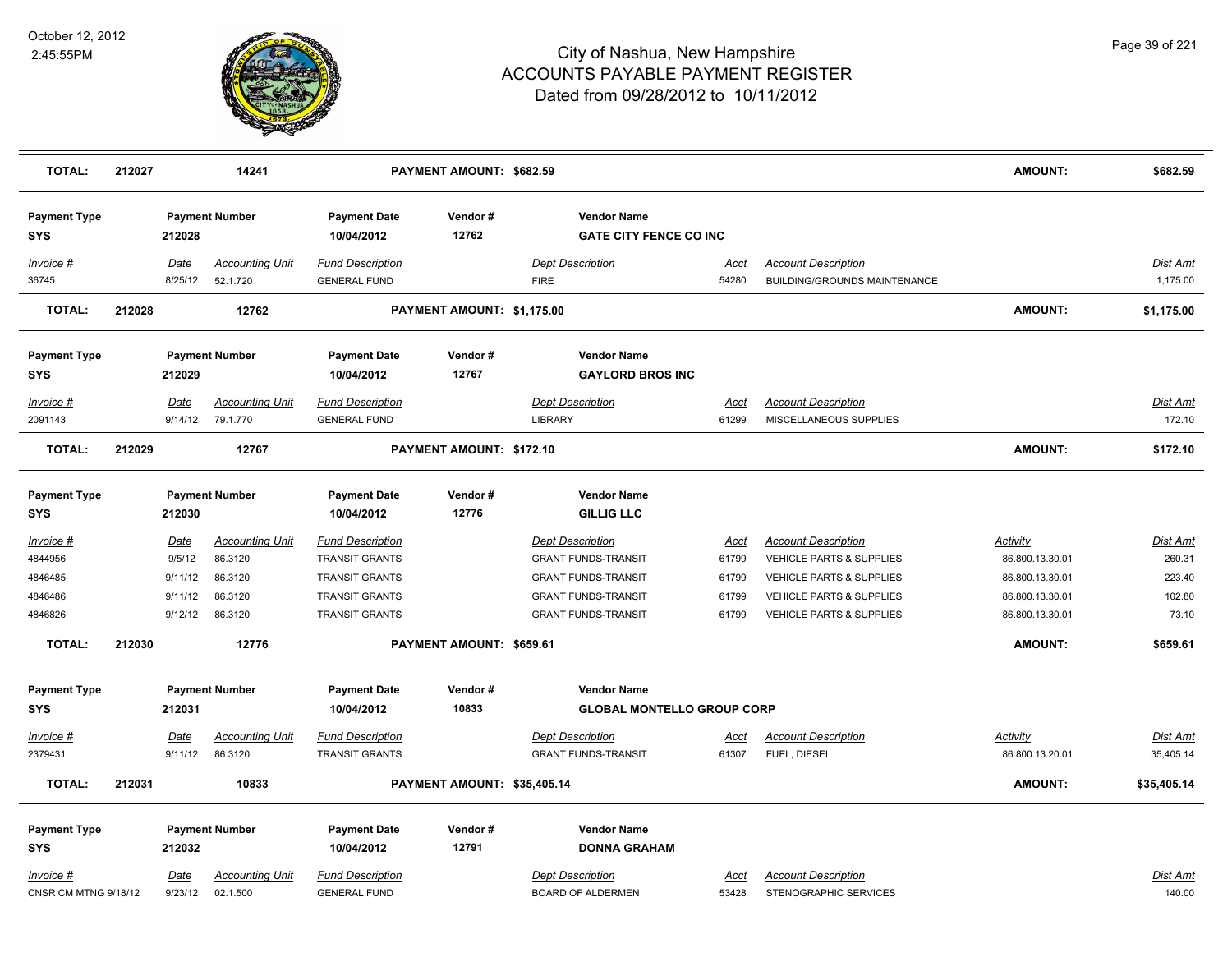# City of Nashua, New Hampshire
# ACCOUNTS PAYABLE PAYMENT REGISTER
# Dated from 09/28/2012 to 10/11/2012

October 12, 2012
2:45:55PM

**TOTAL:** 212027 | 14241 | **PAYMENT AMOUNT: $682.59** | **AMOUNT: $682.59**

| Payment Type | Payment Number | Payment Date | Vendor # | Vendor Name |
|---|---|---|---|---|
| SYS | 212028 | 10/04/2012 | 12762 | GATE CITY FENCE CO INC |

| Invoice # | Date | Accounting Unit | Fund Description | Dept Description | Acct | Account Description | Dist Amt |
|---|---|---|---|---|---|---|---|
| 36745 | 8/25/12 | 52.1.720 | GENERAL FUND | FIRE | 54280 | BUILDING/GROUNDS MAINTENANCE | 1,175.00 |

**TOTAL:** 212028 | 12762 | **PAYMENT AMOUNT: $1,175.00** | **AMOUNT: $1,175.00**

| Payment Type | Payment Number | Payment Date | Vendor # | Vendor Name |
|---|---|---|---|---|
| SYS | 212029 | 10/04/2012 | 12767 | GAYLORD BROS INC |

| Invoice # | Date | Accounting Unit | Fund Description | Dept Description | Acct | Account Description | Dist Amt |
|---|---|---|---|---|---|---|---|
| 2091143 | 9/14/12 | 79.1.770 | GENERAL FUND | LIBRARY | 61299 | MISCELLANEOUS SUPPLIES | 172.10 |

**TOTAL:** 212029 | 12767 | **PAYMENT AMOUNT: $172.10** | **AMOUNT: $172.10**

| Payment Type | Payment Number | Payment Date | Vendor # | Vendor Name |
|---|---|---|---|---|
| SYS | 212030 | 10/04/2012 | 12776 | GILLIG LLC |

| Invoice # | Date | Accounting Unit | Fund Description | Dept Description | Acct | Account Description | Activity | Dist Amt |
|---|---|---|---|---|---|---|---|---|
| 4844956 | 9/5/12 | 86.3120 | TRANSIT GRANTS | GRANT FUNDS-TRANSIT | 61799 | VEHICLE PARTS & SUPPLIES | 86.800.13.30.01 | 260.31 |
| 4846485 | 9/11/12 | 86.3120 | TRANSIT GRANTS | GRANT FUNDS-TRANSIT | 61799 | VEHICLE PARTS & SUPPLIES | 86.800.13.30.01 | 223.40 |
| 4846486 | 9/11/12 | 86.3120 | TRANSIT GRANTS | GRANT FUNDS-TRANSIT | 61799 | VEHICLE PARTS & SUPPLIES | 86.800.13.30.01 | 102.80 |
| 4846826 | 9/12/12 | 86.3120 | TRANSIT GRANTS | GRANT FUNDS-TRANSIT | 61799 | VEHICLE PARTS & SUPPLIES | 86.800.13.30.01 | 73.10 |

**TOTAL:** 212030 | 12776 | **PAYMENT AMOUNT: $659.61** | **AMOUNT: $659.61**

| Payment Type | Payment Number | Payment Date | Vendor # | Vendor Name |
|---|---|---|---|---|
| SYS | 212031 | 10/04/2012 | 10833 | GLOBAL MONTELLO GROUP CORP |

| Invoice # | Date | Accounting Unit | Fund Description | Dept Description | Acct | Account Description | Activity | Dist Amt |
|---|---|---|---|---|---|---|---|---|
| 2379431 | 9/11/12 | 86.3120 | TRANSIT GRANTS | GRANT FUNDS-TRANSIT | 61307 | FUEL, DIESEL | 86.800.13.20.01 | 35,405.14 |

**TOTAL:** 212031 | 10833 | **PAYMENT AMOUNT: $35,405.14** | **AMOUNT: $35,405.14**

| Payment Type | Payment Number | Payment Date | Vendor # | Vendor Name |
|---|---|---|---|---|
| SYS | 212032 | 10/04/2012 | 12791 | DONNA GRAHAM |

| Invoice # | Date | Accounting Unit | Fund Description | Dept Description | Acct | Account Description | Dist Amt |
|---|---|---|---|---|---|---|---|
| CNSR CM MTNG 9/18/12 | 9/23/12 | 02.1.500 | GENERAL FUND | BOARD OF ALDERMEN | 53428 | STENOGRAPHIC SERVICES | 140.00 |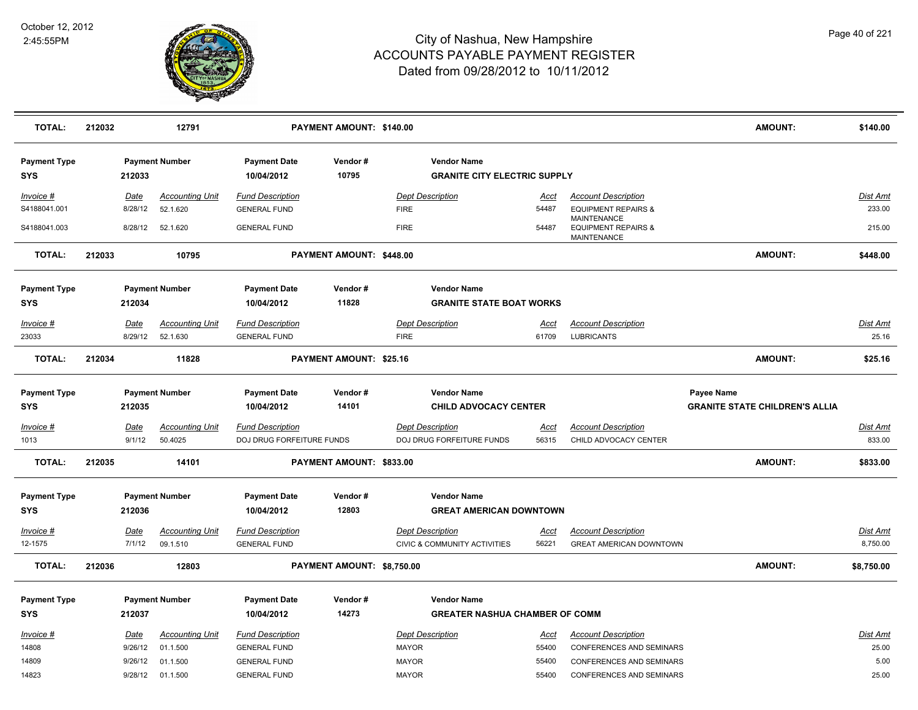# City of Nashua, New Hampshire
## ACCOUNTS PAYABLE PAYMENT REGISTER
### Dated from 09/28/2012 to 10/11/2012

October 12, 2012
2:45:55PM

| **TOTAL:** | **212032** | **12791** | **PAYMENT AMOUNT: $140.00** | **AMOUNT:** | **$140.00** |
|---|---|---|---|---|---|

| Payment Type | Payment Number | Payment Date | Vendor # | Vendor Name |
|---|---|---|---|---|
| **SYS** | **212033** | **10/04/2012** | **10795** | **GRANITE CITY ELECTRIC SUPPLY** |

| Invoice # | Date | Accounting Unit | Fund Description | Dept Description | Acct | Account Description | Dist Amt |
|---|---|---|---|---|---|---|---|
| S4188041.001 | 8/28/12 | 52.1.620 | GENERAL FUND | FIRE | 54487 | EQUIPMENT REPAIRS & MAINTENANCE | 233.00 |
| S4188041.003 | 8/28/12 | 52.1.620 | GENERAL FUND | FIRE | 54487 | EQUIPMENT REPAIRS & MAINTENANCE | 215.00 |

| **TOTAL:** | **212033** | **10795** | **PAYMENT AMOUNT: $448.00** | **AMOUNT:** | **$448.00** |
|---|---|---|---|---|---|

| Payment Type | Payment Number | Payment Date | Vendor # | Vendor Name |
|---|---|---|---|---|
| **SYS** | **212034** | **10/04/2012** | **11828** | **GRANITE STATE BOAT WORKS** |

| Invoice # | Date | Accounting Unit | Fund Description | Dept Description | Acct | Account Description | Dist Amt |
|---|---|---|---|---|---|---|---|
| 23033 | 8/29/12 | 52.1.630 | GENERAL FUND | FIRE | 61709 | LUBRICANTS | 25.16 |

| **TOTAL:** | **212034** | **11828** | **PAYMENT AMOUNT: $25.16** | **AMOUNT:** | **$25.16** |
|---|---|---|---|---|---|

| Payment Type | Payment Number | Payment Date | Vendor # | Vendor Name | Payee Name |
|---|---|---|---|---|---|
| **SYS** | **212035** | **10/04/2012** | **14101** | **CHILD ADVOCACY CENTER** | **GRANITE STATE CHILDREN'S ALLIA** |

| Invoice # | Date | Accounting Unit | Fund Description | Dept Description | Acct | Account Description | Dist Amt |
|---|---|---|---|---|---|---|---|
| 1013 | 9/1/12 | 50.4025 | DOJ DRUG FORFEITURE FUNDS | DOJ DRUG FORFEITURE FUNDS | 56315 | CHILD ADVOCACY CENTER | 833.00 |

| **TOTAL:** | **212035** | **14101** | **PAYMENT AMOUNT: $833.00** | **AMOUNT:** | **$833.00** |
|---|---|---|---|---|---|

| Payment Type | Payment Number | Payment Date | Vendor # | Vendor Name |
|---|---|---|---|---|
| **SYS** | **212036** | **10/04/2012** | **12803** | **GREAT AMERICAN DOWNTOWN** |

| Invoice # | Date | Accounting Unit | Fund Description | Dept Description | Acct | Account Description | Dist Amt |
|---|---|---|---|---|---|---|---|
| 12-1575 | 7/1/12 | 09.1.510 | GENERAL FUND | CIVIC & COMMUNITY ACTIVITIES | 56221 | GREAT AMERICAN DOWNTOWN | 8,750.00 |

| **TOTAL:** | **212036** | **12803** | **PAYMENT AMOUNT: $8,750.00** | **AMOUNT:** | **$8,750.00** |
|---|---|---|---|---|---|

| Payment Type | Payment Number | Payment Date | Vendor # | Vendor Name |
|---|---|---|---|---|
| **SYS** | **212037** | **10/04/2012** | **14273** | **GREATER NASHUA CHAMBER OF COMM** |

| Invoice # | Date | Accounting Unit | Fund Description | Dept Description | Acct | Account Description | Dist Amt |
|---|---|---|---|---|---|---|---|
| 14808 | 9/26/12 | 01.1.500 | GENERAL FUND | MAYOR | 55400 | CONFERENCES AND SEMINARS | 25.00 |
| 14809 | 9/26/12 | 01.1.500 | GENERAL FUND | MAYOR | 55400 | CONFERENCES AND SEMINARS | 5.00 |
| 14823 | 9/28/12 | 01.1.500 | GENERAL FUND | MAYOR | 55400 | CONFERENCES AND SEMINARS | 25.00 |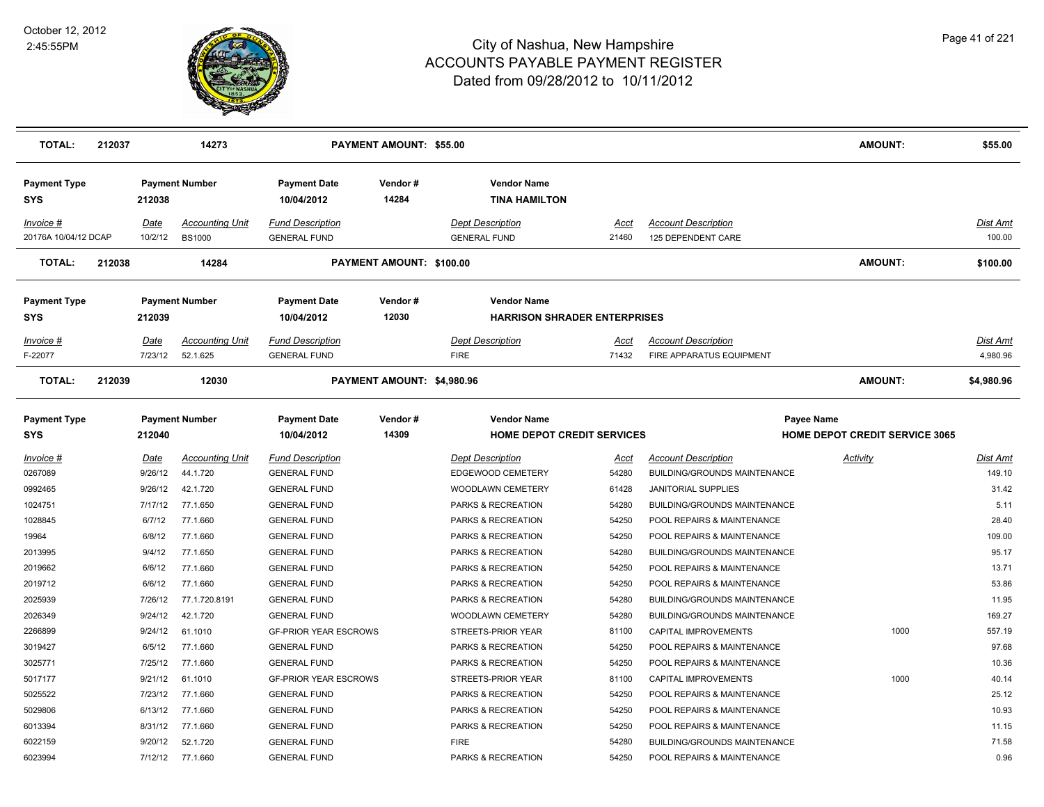| TOTAL: | 212037 | 14273 | | PAYMENT AMOUNT: $55.00 | | | | | AMOUNT: | $55.00 |
|---|---|---|---|---|---|---|---|---|---|---|

| Payment Type | Payment Number | | Payment Date | Vendor # | Vendor Name | | | | |
|---|---|---|---|---|---|---|---|---|---|
| SYS | 212038 | | 10/04/2012 | 14284 | TINA HAMILTON | | | | |
| *Invoice #* | *Date* | *Accounting Unit* | *Fund Description* | | *Dept Description* | *Acct* | *Account Description* | | *Dist Amt* |
| 20176A 10/04/12 DCAP | 10/2/12 | BS1000 | GENERAL FUND | | GENERAL FUND | 21460 | 125 DEPENDENT CARE | | 100.00 |
| **TOTAL:** 212038 | | 14284 | | PAYMENT AMOUNT: $100.00 | | | | AMOUNT: | $100.00 |

| Payment Type | Payment Number | | Payment Date | Vendor # | Vendor Name | | | | |
|---|---|---|---|---|---|---|---|---|---|
| SYS | 212039 | | 10/04/2012 | 12030 | HARRISON SHRADER ENTERPRISES | | | | |
| *Invoice #* | *Date* | *Accounting Unit* | *Fund Description* | | *Dept Description* | *Acct* | *Account Description* | | *Dist Amt* |
| F-22077 | 7/23/12 | 52.1.625 | GENERAL FUND | | FIRE | 71432 | FIRE APPARATUS EQUIPMENT | | 4,980.96 |
| **TOTAL:** 212039 | | 12030 | | PAYMENT AMOUNT: $4,980.96 | | | | AMOUNT: | $4,980.96 |

| Payment Type | Payment Number | | Payment Date | Vendor # | Vendor Name | | | Payee Name | |
|---|---|---|---|---|---|---|---|---|---|
| SYS | 212040 | | 10/04/2012 | 14309 | HOME DEPOT CREDIT SERVICES | | | HOME DEPOT CREDIT SERVICE 3065 | |
| *Invoice #* | *Date* | *Accounting Unit* | *Fund Description* | | *Dept Description* | *Acct* | *Account Description* | *Activity* | *Dist Amt* |
| 0267089 | 9/26/12 | 44.1.720 | GENERAL FUND | | EDGEWOOD CEMETERY | 54280 | BUILDING/GROUNDS MAINTENANCE | | 149.10 |
| 0992465 | 9/26/12 | 42.1.720 | GENERAL FUND | | WOODLAWN CEMETERY | 61428 | JANITORIAL SUPPLIES | | 31.42 |
| 1024751 | 7/17/12 | 77.1.650 | GENERAL FUND | | PARKS & RECREATION | 54280 | BUILDING/GROUNDS MAINTENANCE | | 5.11 |
| 1028845 | 6/7/12 | 77.1.660 | GENERAL FUND | | PARKS & RECREATION | 54250 | POOL REPAIRS & MAINTENANCE | | 28.40 |
| 19964 | 6/8/12 | 77.1.660 | GENERAL FUND | | PARKS & RECREATION | 54250 | POOL REPAIRS & MAINTENANCE | | 109.00 |
| 2013995 | 9/4/12 | 77.1.650 | GENERAL FUND | | PARKS & RECREATION | 54280 | BUILDING/GROUNDS MAINTENANCE | | 95.17 |
| 2019662 | 6/6/12 | 77.1.660 | GENERAL FUND | | PARKS & RECREATION | 54250 | POOL REPAIRS & MAINTENANCE | | 13.71 |
| 2019712 | 6/6/12 | 77.1.660 | GENERAL FUND | | PARKS & RECREATION | 54250 | POOL REPAIRS & MAINTENANCE | | 53.86 |
| 2025939 | 7/26/12 | 77.1.720.8191 | GENERAL FUND | | PARKS & RECREATION | 54280 | BUILDING/GROUNDS MAINTENANCE | | 11.95 |
| 2026349 | 9/24/12 | 42.1.720 | GENERAL FUND | | WOODLAWN CEMETERY | 54280 | BUILDING/GROUNDS MAINTENANCE | | 169.27 |
| 2266899 | 9/24/12 | 61.1010 | GF-PRIOR YEAR ESCROWS | | STREETS-PRIOR YEAR | 81100 | CAPITAL IMPROVEMENTS | 1000 | 557.19 |
| 3019427 | 6/5/12 | 77.1.660 | GENERAL FUND | | PARKS & RECREATION | 54250 | POOL REPAIRS & MAINTENANCE | | 97.68 |
| 3025771 | 7/25/12 | 77.1.660 | GENERAL FUND | | PARKS & RECREATION | 54250 | POOL REPAIRS & MAINTENANCE | | 10.36 |
| 5017177 | 9/21/12 | 61.1010 | GF-PRIOR YEAR ESCROWS | | STREETS-PRIOR YEAR | 81100 | CAPITAL IMPROVEMENTS | 1000 | 40.14 |
| 5025522 | 7/23/12 | 77.1.660 | GENERAL FUND | | PARKS & RECREATION | 54250 | POOL REPAIRS & MAINTENANCE | | 25.12 |
| 5029806 | 6/13/12 | 77.1.660 | GENERAL FUND | | PARKS & RECREATION | 54250 | POOL REPAIRS & MAINTENANCE | | 10.93 |
| 6013394 | 8/31/12 | 77.1.660 | GENERAL FUND | | PARKS & RECREATION | 54250 | POOL REPAIRS & MAINTENANCE | | 11.15 |
| 6022159 | 9/20/12 | 52.1.720 | GENERAL FUND | | FIRE | 54280 | BUILDING/GROUNDS MAINTENANCE | | 71.58 |
| 6023994 | 7/12/12 | 77.1.660 | GENERAL FUND | | PARKS & RECREATION | 54250 | POOL REPAIRS & MAINTENANCE | | 0.96 |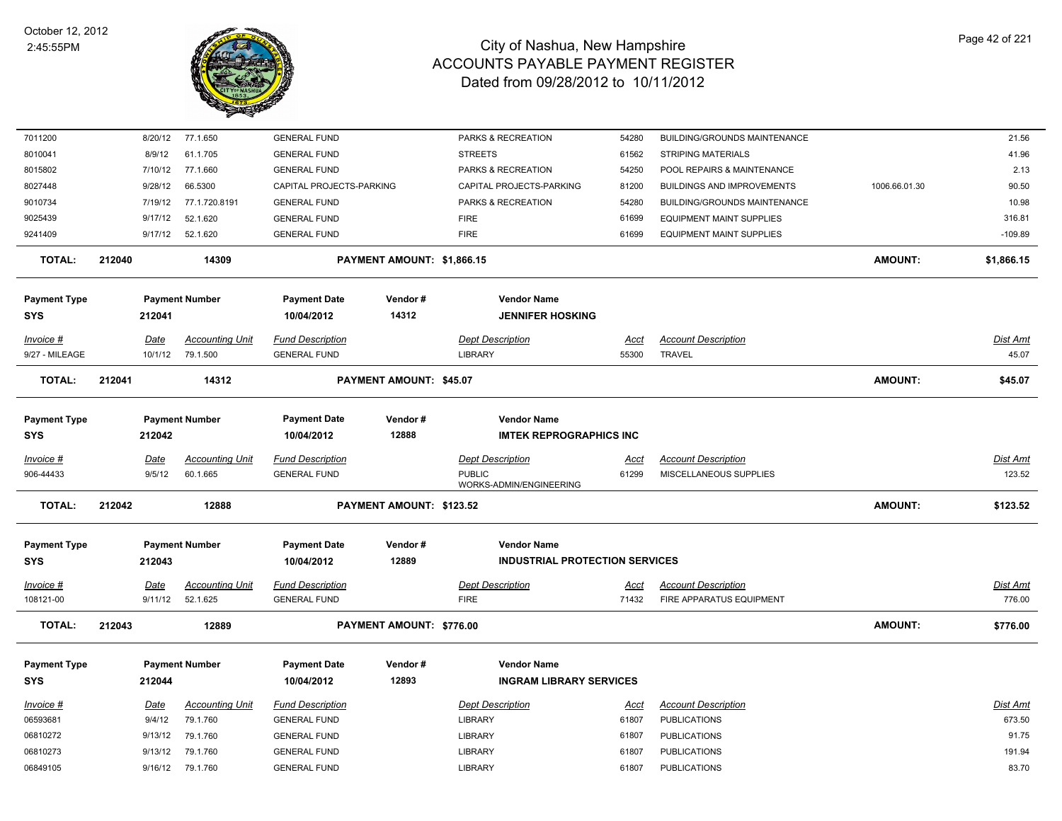| Invoice # | Date | Accounting Unit | Fund Description | Dept Description | Acct | Account Description | | Dist Amt |
|---|---|---|---|---|---|---|---|---|
| 7011200 | 8/20/12 | 77.1.650 | GENERAL FUND | PARKS & RECREATION | 54280 | BUILDING/GROUNDS MAINTENANCE | | 21.56 |
| 8010041 | 8/9/12 | 61.1.705 | GENERAL FUND | STREETS | 61562 | STRIPING MATERIALS | | 41.96 |
| 8015802 | 7/10/12 | 77.1.660 | GENERAL FUND | PARKS & RECREATION | 54250 | POOL REPAIRS & MAINTENANCE | | 2.13 |
| 8027448 | 9/28/12 | 66.5300 | CAPITAL PROJECTS-PARKING | CAPITAL PROJECTS-PARKING | 81200 | BUILDINGS AND IMPROVEMENTS | 1006.66.01.30 | 90.50 |
| 9010734 | 7/19/12 | 77.1.720.8191 | GENERAL FUND | PARKS & RECREATION | 54280 | BUILDING/GROUNDS MAINTENANCE | | 10.98 |
| 9025439 | 9/17/12 | 52.1.620 | GENERAL FUND | FIRE | 61699 | EQUIPMENT MAINT SUPPLIES | | 316.81 |
| 9241409 | 9/17/12 | 52.1.620 | GENERAL FUND | FIRE | 61699 | EQUIPMENT MAINT SUPPLIES | | -109.89 |

**TOTAL:** 212040 | 14309 | **PAYMENT AMOUNT: $1,866.15** | **AMOUNT:** **$1,866.15**

| Payment Type | Payment Number | Payment Date | Vendor # | Vendor Name |
|---|---|---|---|---|
| SYS | 212041 | 10/04/2012 | 14312 | JENNIFER HOSKING |

| Invoice # | Date | Accounting Unit | Fund Description | Dept Description | Acct | Account Description | Dist Amt |
|---|---|---|---|---|---|---|---|
| 9/27 - MILEAGE | 10/1/12 | 79.1.500 | GENERAL FUND | LIBRARY | 55300 | TRAVEL | 45.07 |

**TOTAL:** 212041 | 14312 | **PAYMENT AMOUNT: $45.07** | **AMOUNT:** **$45.07**

| Payment Type | Payment Number | Payment Date | Vendor # | Vendor Name |
|---|---|---|---|---|
| SYS | 212042 | 10/04/2012 | 12888 | IMTEK REPROGRAPHICS INC |

| Invoice # | Date | Accounting Unit | Fund Description | Dept Description | Acct | Account Description | Dist Amt |
|---|---|---|---|---|---|---|---|
| 906-44433 | 9/5/12 | 60.1.665 | GENERAL FUND | PUBLIC WORKS-ADMIN/ENGINEERING | 61299 | MISCELLANEOUS SUPPLIES | 123.52 |

**TOTAL:** 212042 | 12888 | **PAYMENT AMOUNT: $123.52** | **AMOUNT:** **$123.52**

| Payment Type | Payment Number | Payment Date | Vendor # | Vendor Name |
|---|---|---|---|---|
| SYS | 212043 | 10/04/2012 | 12889 | INDUSTRIAL PROTECTION SERVICES |

| Invoice # | Date | Accounting Unit | Fund Description | Dept Description | Acct | Account Description | Dist Amt |
|---|---|---|---|---|---|---|---|
| 108121-00 | 9/11/12 | 52.1.625 | GENERAL FUND | FIRE | 71432 | FIRE APPARATUS EQUIPMENT | 776.00 |

**TOTAL:** 212043 | 12889 | **PAYMENT AMOUNT: $776.00** | **AMOUNT:** **$776.00**

| Payment Type | Payment Number | Payment Date | Vendor # | Vendor Name |
|---|---|---|---|---|
| SYS | 212044 | 10/04/2012 | 12893 | INGRAM LIBRARY SERVICES |

| Invoice # | Date | Accounting Unit | Fund Description | Dept Description | Acct | Account Description | Dist Amt |
|---|---|---|---|---|---|---|---|
| 06593681 | 9/4/12 | 79.1.760 | GENERAL FUND | LIBRARY | 61807 | PUBLICATIONS | 673.50 |
| 06810272 | 9/13/12 | 79.1.760 | GENERAL FUND | LIBRARY | 61807 | PUBLICATIONS | 91.75 |
| 06810273 | 9/13/12 | 79.1.760 | GENERAL FUND | LIBRARY | 61807 | PUBLICATIONS | 191.94 |
| 06849105 | 9/16/12 | 79.1.760 | GENERAL FUND | LIBRARY | 61807 | PUBLICATIONS | 83.70 |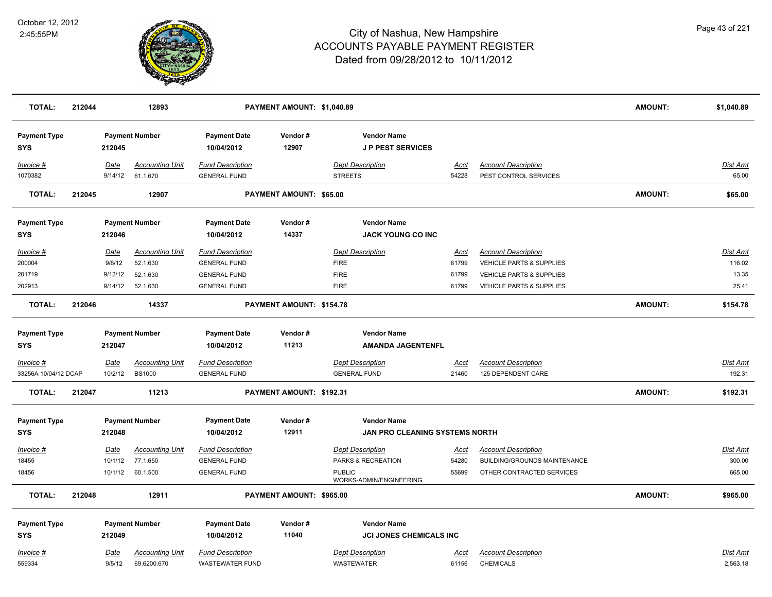# City of Nashua, New Hampshire
## ACCOUNTS PAYABLE PAYMENT REGISTER
### Dated from 09/28/2012 to 10/11/2012

October 12, 2012
2:45:55PM

| TOTAL: | 212044 | 12893 | PAYMENT AMOUNT: $1,040.89 | AMOUNT: | $1,040.89 |
|---|---|---|---|---|---|

| Payment Type | Payment Number | Payment Date | Vendor # | Vendor Name |
|---|---|---|---|---|
| SYS | 212045 | 10/04/2012 | 12907 | J P PEST SERVICES |

| Invoice # | Date | Accounting Unit | Fund Description | Dept Description | Acct | Account Description | Dist Amt |
|---|---|---|---|---|---|---|---|
| 1070382 | 9/14/12 | 61.1.670 | GENERAL FUND | STREETS | 54228 | PEST CONTROL SERVICES | 65.00 |

| TOTAL: | 212045 | 12907 | PAYMENT AMOUNT: $65.00 | AMOUNT: | $65.00 |
|---|---|---|---|---|---|

| Payment Type | Payment Number | Payment Date | Vendor # | Vendor Name |
|---|---|---|---|---|
| SYS | 212046 | 10/04/2012 | 14337 | JACK YOUNG CO INC |

| Invoice # | Date | Accounting Unit | Fund Description | Dept Description | Acct | Account Description | Dist Amt |
|---|---|---|---|---|---|---|---|
| 200004 | 9/6/12 | 52.1.630 | GENERAL FUND | FIRE | 61799 | VEHICLE PARTS & SUPPLIES | 116.02 |
| 201719 | 9/12/12 | 52.1.630 | GENERAL FUND | FIRE | 61799 | VEHICLE PARTS & SUPPLIES | 13.35 |
| 202913 | 9/14/12 | 52.1.630 | GENERAL FUND | FIRE | 61799 | VEHICLE PARTS & SUPPLIES | 25.41 |

| TOTAL: | 212046 | 14337 | PAYMENT AMOUNT: $154.78 | AMOUNT: | $154.78 |
|---|---|---|---|---|---|

| Payment Type | Payment Number | Payment Date | Vendor # | Vendor Name |
|---|---|---|---|---|
| SYS | 212047 | 10/04/2012 | 11213 | AMANDA JAGENTENFL |

| Invoice # | Date | Accounting Unit | Fund Description | Dept Description | Acct | Account Description | Dist Amt |
|---|---|---|---|---|---|---|---|
| 33256A 10/04/12 DCAP | 10/2/12 | BS1000 | GENERAL FUND | GENERAL FUND | 21460 | 125 DEPENDENT CARE | 192.31 |

| TOTAL: | 212047 | 11213 | PAYMENT AMOUNT: $192.31 | AMOUNT: | $192.31 |
|---|---|---|---|---|---|

| Payment Type | Payment Number | Payment Date | Vendor # | Vendor Name |
|---|---|---|---|---|
| SYS | 212048 | 10/04/2012 | 12911 | JAN PRO CLEANING SYSTEMS NORTH |

| Invoice # | Date | Accounting Unit | Fund Description | Dept Description | Acct | Account Description | Dist Amt |
|---|---|---|---|---|---|---|---|
| 18455 | 10/1/12 | 77.1.650 | GENERAL FUND | PARKS & RECREATION | 54280 | BUILDING/GROUNDS MAINTENANCE | 300.00 |
| 18456 | 10/1/12 | 60.1.500 | GENERAL FUND | PUBLIC WORKS-ADMIN/ENGINEERING | 55699 | OTHER CONTRACTED SERVICES | 665.00 |

| TOTAL: | 212048 | 12911 | PAYMENT AMOUNT: $965.00 | AMOUNT: | $965.00 |
|---|---|---|---|---|---|

| Payment Type | Payment Number | Payment Date | Vendor # | Vendor Name |
|---|---|---|---|---|
| SYS | 212049 | 10/04/2012 | 11040 | JCI JONES CHEMICALS INC |

| Invoice # | Date | Accounting Unit | Fund Description | Dept Description | Acct | Account Description | Dist Amt |
|---|---|---|---|---|---|---|---|
| 559334 | 9/5/12 | 69.6200.670 | WASTEWATER FUND | WASTEWATER | 61156 | CHEMICALS | 2,563.18 |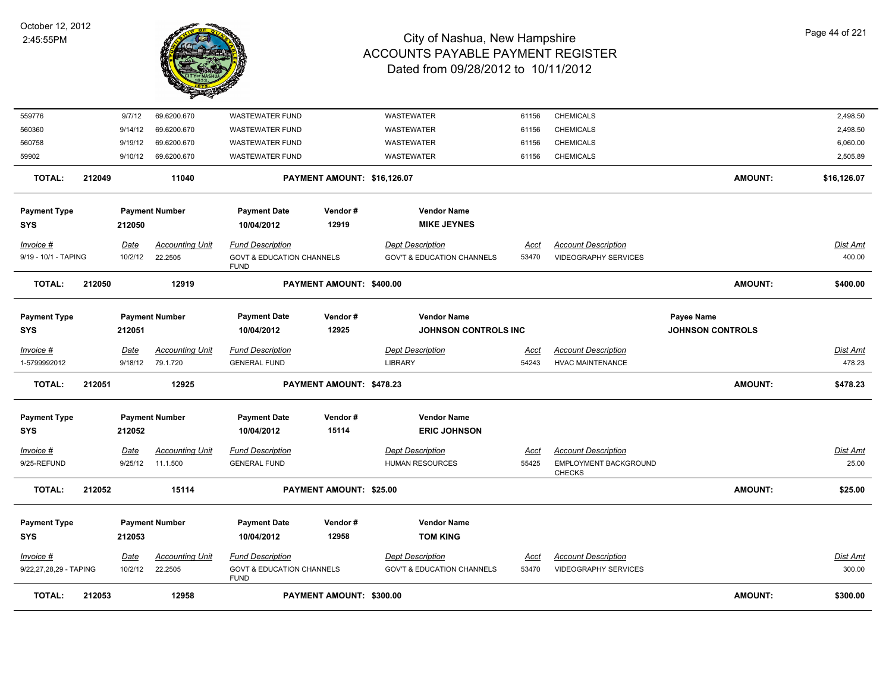| Invoice # | Date | Accounting Unit | Fund Description | Dept Description | Acct | Account Description | Dist Amt |
|---|---|---|---|---|---|---|---|
| 559776 | 9/7/12 | 69.6200.670 | WASTEWATER FUND | WASTEWATER | 61156 | CHEMICALS | 2,498.50 |
| 560360 | 9/14/12 | 69.6200.670 | WASTEWATER FUND | WASTEWATER | 61156 | CHEMICALS | 2,498.50 |
| 560758 | 9/19/12 | 69.6200.670 | WASTEWATER FUND | WASTEWATER | 61156 | CHEMICALS | 6,060.00 |
| 59902 | 9/10/12 | 69.6200.670 | WASTEWATER FUND | WASTEWATER | 61156 | CHEMICALS | 2,505.89 |

**TOTAL: 212049 — 11040 — PAYMENT AMOUNT: $16,126.07 — AMOUNT: $16,126.07**

---

| Payment Type | Payment Number | Payment Date | Vendor # | Vendor Name |
|---|---|---|---|---|
| SYS | 212050 | 10/04/2012 | 12919 | MIKE JEYNES |

| Invoice # | Date | Accounting Unit | Fund Description | Dept Description | Acct | Account Description | Dist Amt |
|---|---|---|---|---|---|---|---|
| 9/19 - 10/1 - TAPING | 10/2/12 | 22.2505 | GOVT & EDUCATION CHANNELS FUND | GOV'T & EDUCATION CHANNELS | 53470 | VIDEOGRAPHY SERVICES | 400.00 |

**TOTAL: 212050 — 12919 — PAYMENT AMOUNT: $400.00 — AMOUNT: $400.00**

---

| Payment Type | Payment Number | Payment Date | Vendor # | Vendor Name | Payee Name |
|---|---|---|---|---|---|
| SYS | 212051 | 10/04/2012 | 12925 | JOHNSON CONTROLS INC | JOHNSON CONTROLS |

| Invoice # | Date | Accounting Unit | Fund Description | Dept Description | Acct | Account Description | Dist Amt |
|---|---|---|---|---|---|---|---|
| 1-5799992012 | 9/18/12 | 79.1.720 | GENERAL FUND | LIBRARY | 54243 | HVAC MAINTENANCE | 478.23 |

**TOTAL: 212051 — 12925 — PAYMENT AMOUNT: $478.23 — AMOUNT: $478.23**

---

| Payment Type | Payment Number | Payment Date | Vendor # | Vendor Name |
|---|---|---|---|---|
| SYS | 212052 | 10/04/2012 | 15114 | ERIC JOHNSON |

| Invoice # | Date | Accounting Unit | Fund Description | Dept Description | Acct | Account Description | Dist Amt |
|---|---|---|---|---|---|---|---|
| 9/25-REFUND | 9/25/12 | 11.1.500 | GENERAL FUND | HUMAN RESOURCES | 55425 | EMPLOYMENT BACKGROUND CHECKS | 25.00 |

**TOTAL: 212052 — 15114 — PAYMENT AMOUNT: $25.00 — AMOUNT: $25.00**

---

| Payment Type | Payment Number | Payment Date | Vendor # | Vendor Name |
|---|---|---|---|---|
| SYS | 212053 | 10/04/2012 | 12958 | TOM KING |

| Invoice # | Date | Accounting Unit | Fund Description | Dept Description | Acct | Account Description | Dist Amt |
|---|---|---|---|---|---|---|---|
| 9/22,27,28,29 - TAPING | 10/2/12 | 22.2505 | GOVT & EDUCATION CHANNELS FUND | GOV'T & EDUCATION CHANNELS | 53470 | VIDEOGRAPHY SERVICES | 300.00 |

**TOTAL: 212053 — 12958 — PAYMENT AMOUNT: $300.00 — AMOUNT: $300.00**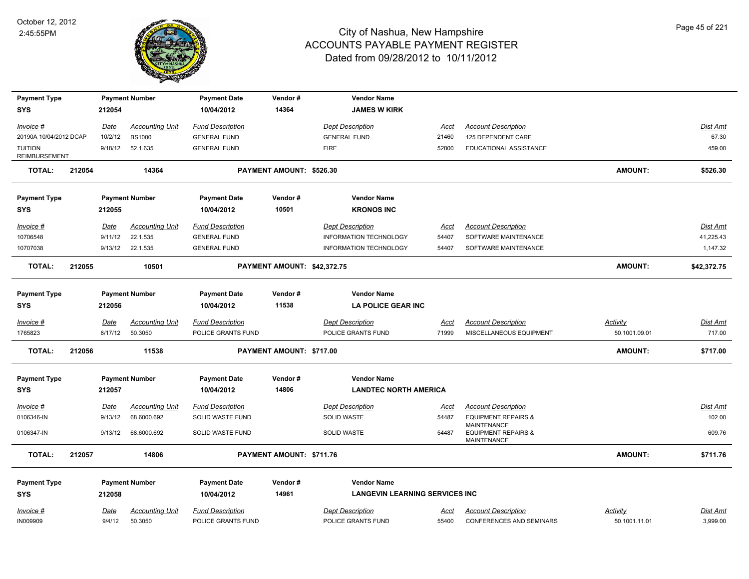# City of Nashua, New Hampshire
## ACCOUNTS PAYABLE PAYMENT REGISTER
### Dated from 09/28/2012 to 10/11/2012

October 12, 2012
2:45:55PM

| Payment Type | Payment Number | Payment Date | Vendor # | Vendor Name |
|---|---|---|---|---|
| SYS | 212054 | 10/04/2012 | 14364 | JAMES W KIRK |

| Invoice # | Date | Accounting Unit | Fund Description | Dept Description | Acct | Account Description | Dist Amt |
|---|---|---|---|---|---|---|---|
| 20190A 10/04/2012 DCAP | 10/2/12 | BS1000 | GENERAL FUND | GENERAL FUND | 21460 | 125 DEPENDENT CARE | 67.30 |
| TUITION REIMBURSEMENT | 9/18/12 | 52.1.635 | GENERAL FUND | FIRE | 52800 | EDUCATIONAL ASSISTANCE | 459.00 |

**TOTAL: 212054 14364 PAYMENT AMOUNT: $526.30 AMOUNT: $526.30**

| Payment Type | Payment Number | Payment Date | Vendor # | Vendor Name |
|---|---|---|---|---|
| SYS | 212055 | 10/04/2012 | 10501 | KRONOS INC |

| Invoice # | Date | Accounting Unit | Fund Description | Dept Description | Acct | Account Description | Dist Amt |
|---|---|---|---|---|---|---|---|
| 10706548 | 9/11/12 | 22.1.535 | GENERAL FUND | INFORMATION TECHNOLOGY | 54407 | SOFTWARE MAINTENANCE | 41,225.43 |
| 10707038 | 9/13/12 | 22.1.535 | GENERAL FUND | INFORMATION TECHNOLOGY | 54407 | SOFTWARE MAINTENANCE | 1,147.32 |

**TOTAL: 212055 10501 PAYMENT AMOUNT: $42,372.75 AMOUNT: $42,372.75**

| Payment Type | Payment Number | Payment Date | Vendor # | Vendor Name |
|---|---|---|---|---|
| SYS | 212056 | 10/04/2012 | 11538 | LA POLICE GEAR INC |

| Invoice # | Date | Accounting Unit | Fund Description | Dept Description | Acct | Account Description | Activity | Dist Amt |
|---|---|---|---|---|---|---|---|---|
| 1765823 | 8/17/12 | 50.3050 | POLICE GRANTS FUND | POLICE GRANTS FUND | 71999 | MISCELLANEOUS EQUIPMENT | 50.1001.09.01 | 717.00 |

**TOTAL: 212056 11538 PAYMENT AMOUNT: $717.00 AMOUNT: $717.00**

| Payment Type | Payment Number | Payment Date | Vendor # | Vendor Name |
|---|---|---|---|---|
| SYS | 212057 | 10/04/2012 | 14806 | LANDTEC NORTH AMERICA |

| Invoice # | Date | Accounting Unit | Fund Description | Dept Description | Acct | Account Description | Dist Amt |
|---|---|---|---|---|---|---|---|
| 0106346-IN | 9/13/12 | 68.6000.692 | SOLID WASTE FUND | SOLID WASTE | 54487 | EQUIPMENT REPAIRS & MAINTENANCE | 102.00 |
| 0106347-IN | 9/13/12 | 68.6000.692 | SOLID WASTE FUND | SOLID WASTE | 54487 | EQUIPMENT REPAIRS & MAINTENANCE | 609.76 |

**TOTAL: 212057 14806 PAYMENT AMOUNT: $711.76 AMOUNT: $711.76**

| Payment Type | Payment Number | Payment Date | Vendor # | Vendor Name |
|---|---|---|---|---|
| SYS | 212058 | 10/04/2012 | 14961 | LANGEVIN LEARNING SERVICES INC |

| Invoice # | Date | Accounting Unit | Fund Description | Dept Description | Acct | Account Description | Activity | Dist Amt |
|---|---|---|---|---|---|---|---|---|
| IN009909 | 9/4/12 | 50.3050 | POLICE GRANTS FUND | POLICE GRANTS FUND | 55400 | CONFERENCES AND SEMINARS | 50.1001.11.01 | 3,999.00 |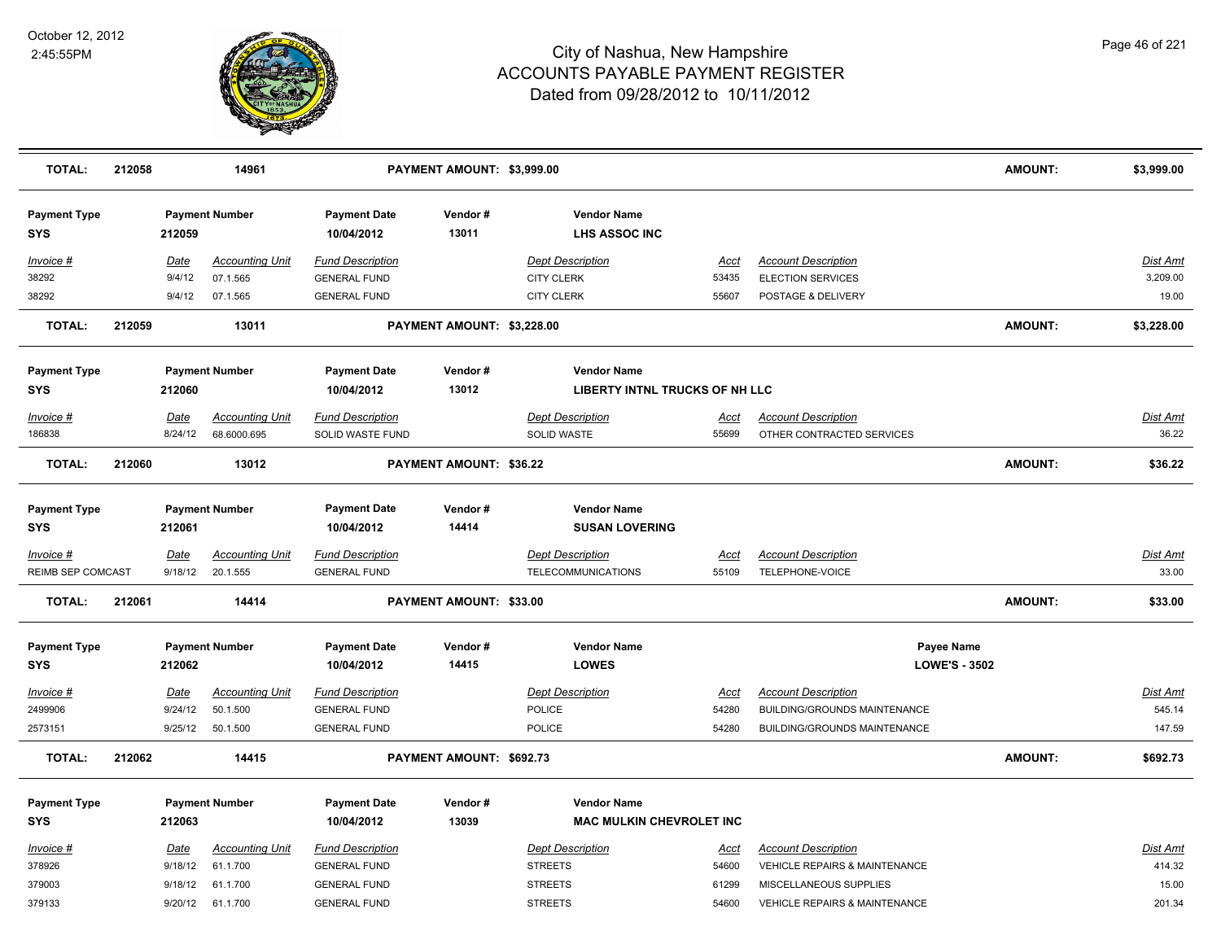| TOTAL: | 212058 | 14961 | PAYMENT AMOUNT: $3,999.00 | | AMOUNT: | $3,999.00 |
|---|---|---|---|---|---|---|

**Payment Type:** SYS | **Payment Number:** 212059 | **Payment Date:** 10/04/2012 | **Vendor #:** 13011 | **Vendor Name:** LHS ASSOC INC

| Invoice # | Date | Accounting Unit | Fund Description | Dept Description | Acct | Account Description | Dist Amt |
|---|---|---|---|---|---|---|---|
| 38292 | 9/4/12 | 07.1.565 | GENERAL FUND | CITY CLERK | 53435 | ELECTION SERVICES | 3,209.00 |
| 38292 | 9/4/12 | 07.1.565 | GENERAL FUND | CITY CLERK | 55607 | POSTAGE & DELIVERY | 19.00 |

| TOTAL: | 212059 | 13011 | PAYMENT AMOUNT: $3,228.00 | | AMOUNT: | $3,228.00 |
|---|---|---|---|---|---|---|

**Payment Type:** SYS | **Payment Number:** 212060 | **Payment Date:** 10/04/2012 | **Vendor #:** 13012 | **Vendor Name:** LIBERTY INTNL TRUCKS OF NH LLC

| Invoice # | Date | Accounting Unit | Fund Description | Dept Description | Acct | Account Description | Dist Amt |
|---|---|---|---|---|---|---|---|
| 186838 | 8/24/12 | 68.6000.695 | SOLID WASTE FUND | SOLID WASTE | 55699 | OTHER CONTRACTED SERVICES | 36.22 |

| TOTAL: | 212060 | 13012 | PAYMENT AMOUNT: $36.22 | | AMOUNT: | $36.22 |
|---|---|---|---|---|---|---|

**Payment Type:** SYS | **Payment Number:** 212061 | **Payment Date:** 10/04/2012 | **Vendor #:** 14414 | **Vendor Name:** SUSAN LOVERING

| Invoice # | Date | Accounting Unit | Fund Description | Dept Description | Acct | Account Description | Dist Amt |
|---|---|---|---|---|---|---|---|
| REIMB SEP COMCAST | 9/18/12 | 20.1.555 | GENERAL FUND | TELECOMMUNICATIONS | 55109 | TELEPHONE-VOICE | 33.00 |

| TOTAL: | 212061 | 14414 | PAYMENT AMOUNT: $33.00 | | AMOUNT: | $33.00 |
|---|---|---|---|---|---|---|

**Payment Type:** SYS | **Payment Number:** 212062 | **Payment Date:** 10/04/2012 | **Vendor #:** 14415 | **Vendor Name:** LOWES | **Payee Name:** LOWE'S - 3502

| Invoice # | Date | Accounting Unit | Fund Description | Dept Description | Acct | Account Description | Dist Amt |
|---|---|---|---|---|---|---|---|
| 2499906 | 9/24/12 | 50.1.500 | GENERAL FUND | POLICE | 54280 | BUILDING/GROUNDS MAINTENANCE | 545.14 |
| 2573151 | 9/25/12 | 50.1.500 | GENERAL FUND | POLICE | 54280 | BUILDING/GROUNDS MAINTENANCE | 147.59 |

| TOTAL: | 212062 | 14415 | PAYMENT AMOUNT: $692.73 | | AMOUNT: | $692.73 |
|---|---|---|---|---|---|---|

**Payment Type:** SYS | **Payment Number:** 212063 | **Payment Date:** 10/04/2012 | **Vendor #:** 13039 | **Vendor Name:** MAC MULKIN CHEVROLET INC

| Invoice # | Date | Accounting Unit | Fund Description | Dept Description | Acct | Account Description | Dist Amt |
|---|---|---|---|---|---|---|---|
| 378926 | 9/18/12 | 61.1.700 | GENERAL FUND | STREETS | 54600 | VEHICLE REPAIRS & MAINTENANCE | 414.32 |
| 379003 | 9/18/12 | 61.1.700 | GENERAL FUND | STREETS | 61299 | MISCELLANEOUS SUPPLIES | 15.00 |
| 379133 | 9/20/12 | 61.1.700 | GENERAL FUND | STREETS | 54600 | VEHICLE REPAIRS & MAINTENANCE | 201.34 |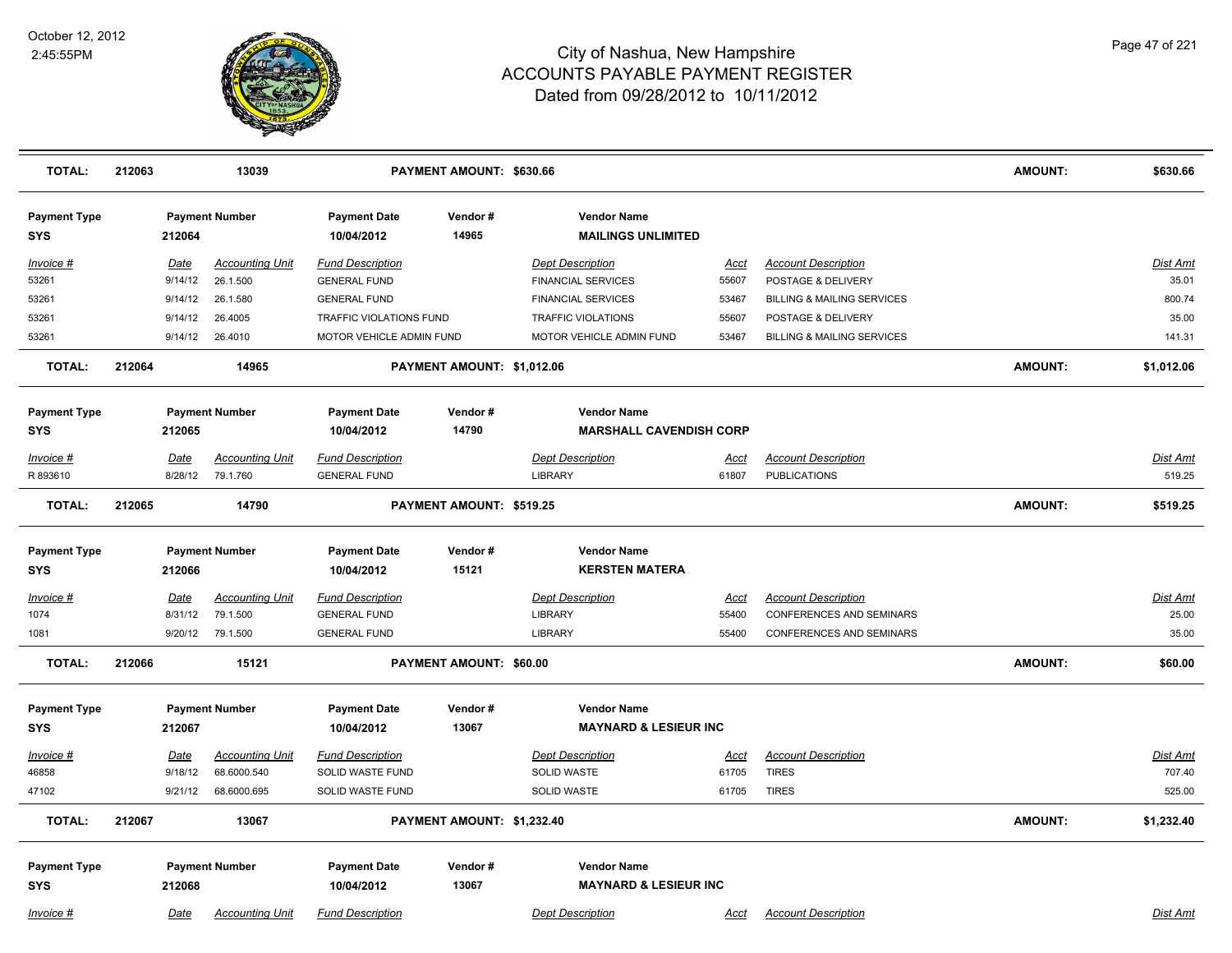# City of Nashua, New Hampshire
## ACCOUNTS PAYABLE PAYMENT REGISTER
### Dated from 09/28/2012 to 10/11/2012

October 12, 2012
2:45:55PM

| **TOTAL:** | **212063** | **13039** | | **PAYMENT AMOUNT: $630.66** | | | | **AMOUNT:** | **$630.66** |
|---|---|---|---|---|---|---|---|---|---|

**Payment Type:** SYS | **Payment Number:** 212064 | **Payment Date:** 10/04/2012 | **Vendor #:** 14965 | **Vendor Name:** MAILINGS UNLIMITED

| Invoice # | Date | Accounting Unit | Fund Description | Dept Description | Acct | Account Description | Dist Amt |
|---|---|---|---|---|---|---|---|
| 53261 | 9/14/12 | 26.1.500 | GENERAL FUND | FINANCIAL SERVICES | 55607 | POSTAGE & DELIVERY | 35.01 |
| 53261 | 9/14/12 | 26.1.580 | GENERAL FUND | FINANCIAL SERVICES | 53467 | BILLING & MAILING SERVICES | 800.74 |
| 53261 | 9/14/12 | 26.4005 | TRAFFIC VIOLATIONS FUND | TRAFFIC VIOLATIONS | 55607 | POSTAGE & DELIVERY | 35.00 |
| 53261 | 9/14/12 | 26.4010 | MOTOR VEHICLE ADMIN FUND | MOTOR VEHICLE ADMIN FUND | 53467 | BILLING & MAILING SERVICES | 141.31 |

**TOTAL:** 212064 | 14965 | **PAYMENT AMOUNT: $1,012.06** | **AMOUNT: $1,012.06**

**Payment Type:** SYS | **Payment Number:** 212065 | **Payment Date:** 10/04/2012 | **Vendor #:** 14790 | **Vendor Name:** MARSHALL CAVENDISH CORP

| Invoice # | Date | Accounting Unit | Fund Description | Dept Description | Acct | Account Description | Dist Amt |
|---|---|---|---|---|---|---|---|
| R 893610 | 8/28/12 | 79.1.760 | GENERAL FUND | LIBRARY | 61807 | PUBLICATIONS | 519.25 |

**TOTAL:** 212065 | 14790 | **PAYMENT AMOUNT: $519.25** | **AMOUNT: $519.25**

**Payment Type:** SYS | **Payment Number:** 212066 | **Payment Date:** 10/04/2012 | **Vendor #:** 15121 | **Vendor Name:** KERSTEN MATERA

| Invoice # | Date | Accounting Unit | Fund Description | Dept Description | Acct | Account Description | Dist Amt |
|---|---|---|---|---|---|---|---|
| 1074 | 8/31/12 | 79.1.500 | GENERAL FUND | LIBRARY | 55400 | CONFERENCES AND SEMINARS | 25.00 |
| 1081 | 9/20/12 | 79.1.500 | GENERAL FUND | LIBRARY | 55400 | CONFERENCES AND SEMINARS | 35.00 |

**TOTAL:** 212066 | 15121 | **PAYMENT AMOUNT: $60.00** | **AMOUNT: $60.00**

**Payment Type:** SYS | **Payment Number:** 212067 | **Payment Date:** 10/04/2012 | **Vendor #:** 13067 | **Vendor Name:** MAYNARD & LESIEUR INC

| Invoice # | Date | Accounting Unit | Fund Description | Dept Description | Acct | Account Description | Dist Amt |
|---|---|---|---|---|---|---|---|
| 46858 | 9/18/12 | 68.6000.540 | SOLID WASTE FUND | SOLID WASTE | 61705 | TIRES | 707.40 |
| 47102 | 9/21/12 | 68.6000.695 | SOLID WASTE FUND | SOLID WASTE | 61705 | TIRES | 525.00 |

**TOTAL:** 212067 | 13067 | **PAYMENT AMOUNT: $1,232.40** | **AMOUNT: $1,232.40**

**Payment Type:** SYS | **Payment Number:** 212068 | **Payment Date:** 10/04/2012 | **Vendor #:** 13067 | **Vendor Name:** MAYNARD & LESIEUR INC

| Invoice # | Date | Accounting Unit | Fund Description | Dept Description | Acct | Account Description | Dist Amt |
|---|---|---|---|---|---|---|---|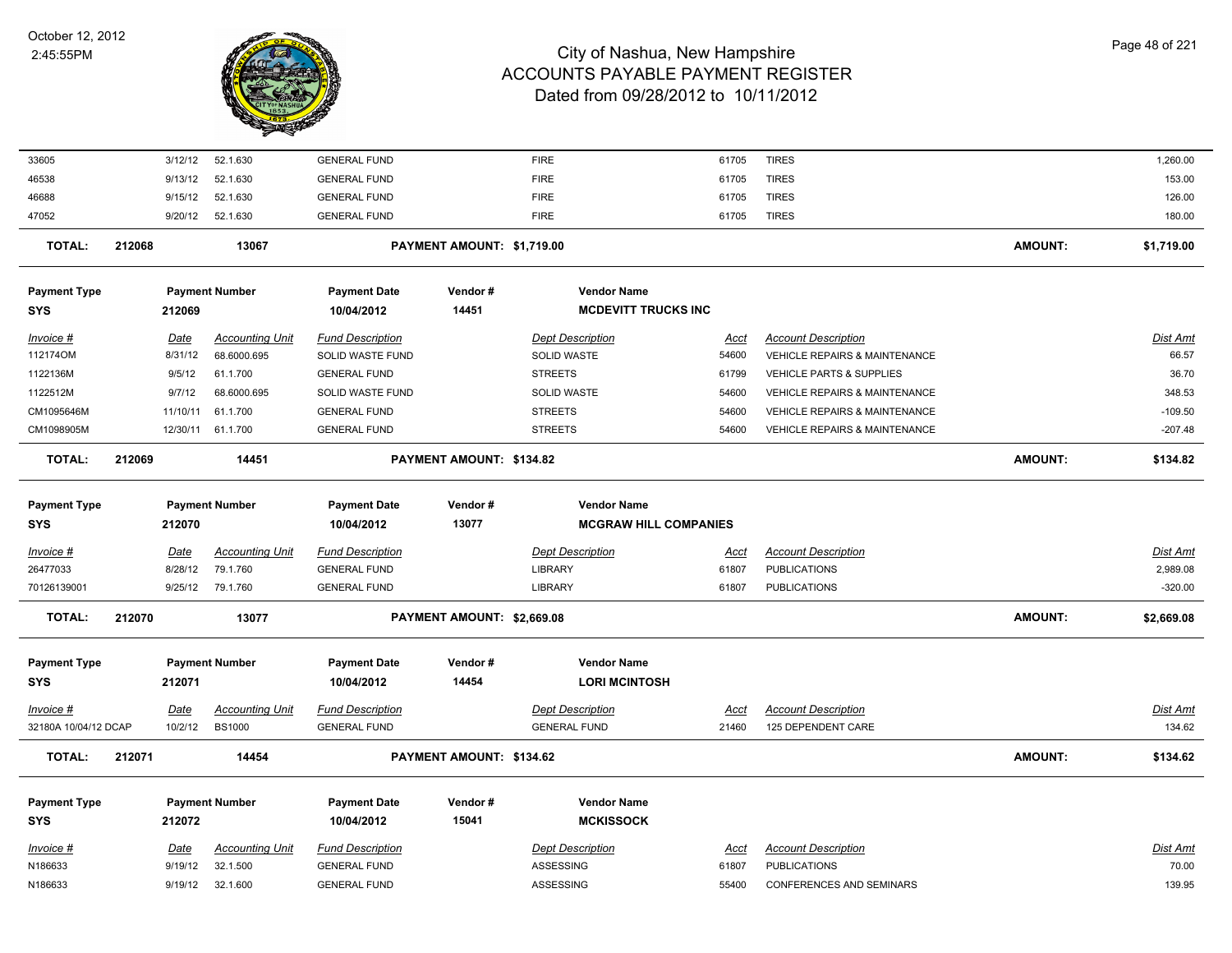# City of Nashua, New Hampshire
## ACCOUNTS PAYABLE PAYMENT REGISTER
### Dated from 09/28/2012 to 10/11/2012

October 12, 2012
2:45:55PM

| Invoice # | Date | Accounting Unit | Fund Description | Dept Description | Acct | Account Description | Dist Amt |
|---|---|---|---|---|---|---|---|
| 33605 | 3/12/12 | 52.1.630 | GENERAL FUND | FIRE | 61705 | TIRES | 1,260.00 |
| 46538 | 9/13/12 | 52.1.630 | GENERAL FUND | FIRE | 61705 | TIRES | 153.00 |
| 46688 | 9/15/12 | 52.1.630 | GENERAL FUND | FIRE | 61705 | TIRES | 126.00 |
| 47052 | 9/20/12 | 52.1.630 | GENERAL FUND | FIRE | 61705 | TIRES | 180.00 |

**TOTAL: 212068 13067 PAYMENT AMOUNT: $1,719.00 AMOUNT: $1,719.00**

| Payment Type | Payment Number | Payment Date | Vendor # | Vendor Name |
|---|---|---|---|---|
| SYS | 212069 | 10/04/2012 | 14451 | MCDEVITT TRUCKS INC |

| Invoice # | Date | Accounting Unit | Fund Description | Dept Description | Acct | Account Description | Dist Amt |
|---|---|---|---|---|---|---|---|
| 112174OM | 8/31/12 | 68.6000.695 | SOLID WASTE FUND | SOLID WASTE | 54600 | VEHICLE REPAIRS & MAINTENANCE | 66.57 |
| 1122136M | 9/5/12 | 61.1.700 | GENERAL FUND | STREETS | 61799 | VEHICLE PARTS & SUPPLIES | 36.70 |
| 1122512M | 9/7/12 | 68.6000.695 | SOLID WASTE FUND | SOLID WASTE | 54600 | VEHICLE REPAIRS & MAINTENANCE | 348.53 |
| CM1095646M | 11/10/11 | 61.1.700 | GENERAL FUND | STREETS | 54600 | VEHICLE REPAIRS & MAINTENANCE | -109.50 |
| CM1098905M | 12/30/11 | 61.1.700 | GENERAL FUND | STREETS | 54600 | VEHICLE REPAIRS & MAINTENANCE | -207.48 |

**TOTAL: 212069 14451 PAYMENT AMOUNT: $134.82 AMOUNT: $134.82**

| Payment Type | Payment Number | Payment Date | Vendor # | Vendor Name |
|---|---|---|---|---|
| SYS | 212070 | 10/04/2012 | 13077 | MCGRAW HILL COMPANIES |

| Invoice # | Date | Accounting Unit | Fund Description | Dept Description | Acct | Account Description | Dist Amt |
|---|---|---|---|---|---|---|---|
| 26477033 | 8/28/12 | 79.1.760 | GENERAL FUND | LIBRARY | 61807 | PUBLICATIONS | 2,989.08 |
| 70126139001 | 9/25/12 | 79.1.760 | GENERAL FUND | LIBRARY | 61807 | PUBLICATIONS | -320.00 |

**TOTAL: 212070 13077 PAYMENT AMOUNT: $2,669.08 AMOUNT: $2,669.08**

| Payment Type | Payment Number | Payment Date | Vendor # | Vendor Name |
|---|---|---|---|---|
| SYS | 212071 | 10/04/2012 | 14454 | LORI MCINTOSH |

| Invoice # | Date | Accounting Unit | Fund Description | Dept Description | Acct | Account Description | Dist Amt |
|---|---|---|---|---|---|---|---|
| 32180A 10/04/12 DCAP | 10/2/12 | BS1000 | GENERAL FUND | GENERAL FUND | 21460 | 125 DEPENDENT CARE | 134.62 |

**TOTAL: 212071 14454 PAYMENT AMOUNT: $134.62 AMOUNT: $134.62**

| Payment Type | Payment Number | Payment Date | Vendor # | Vendor Name |
|---|---|---|---|---|
| SYS | 212072 | 10/04/2012 | 15041 | MCKISSOCK |

| Invoice # | Date | Accounting Unit | Fund Description | Dept Description | Acct | Account Description | Dist Amt |
|---|---|---|---|---|---|---|---|
| N186633 | 9/19/12 | 32.1.500 | GENERAL FUND | ASSESSING | 61807 | PUBLICATIONS | 70.00 |
| N186633 | 9/19/12 | 32.1.600 | GENERAL FUND | ASSESSING | 55400 | CONFERENCES AND SEMINARS | 139.95 |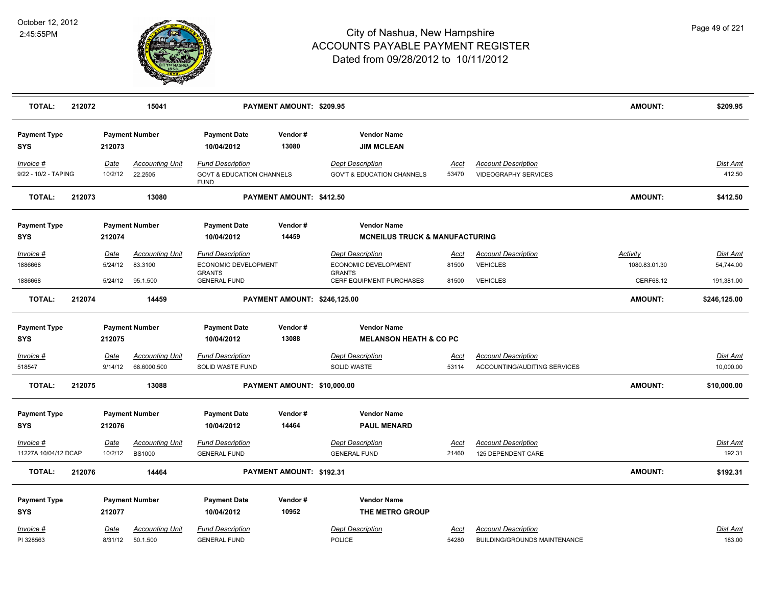# City of Nashua, New Hampshire
## ACCOUNTS PAYABLE PAYMENT REGISTER
### Dated from 09/28/2012 to 10/11/2012

October 12, 2012
2:45:55PM

| **TOTAL:** | **212072** | **15041** | **PAYMENT AMOUNT: $209.95** | **AMOUNT:** | **$209.95** |
|---|---|---|---|---|---|

| Payment Type | Payment Number | Payment Date | Vendor # | Vendor Name |
|---|---|---|---|---|
| **SYS** | **212073** | **10/04/2012** | **13080** | **JIM MCLEAN** |

| *Invoice #* | *Date* | *Accounting Unit* | *Fund Description* | *Dept Description* | *Acct* | *Account Description* | *Dist Amt* |
|---|---|---|---|---|---|---|---|
| 9/22 - 10/2 - TAPING | 10/2/12 | 22.2505 | GOVT & EDUCATION CHANNELS FUND | GOV'T & EDUCATION CHANNELS | 53470 | VIDEOGRAPHY SERVICES | 412.50 |

| **TOTAL:** | **212073** | **13080** | **PAYMENT AMOUNT: $412.50** | **AMOUNT:** | **$412.50** |
|---|---|---|---|---|---|

| Payment Type | Payment Number | Payment Date | Vendor # | Vendor Name |
|---|---|---|---|---|
| **SYS** | **212074** | **10/04/2012** | **14459** | **MCNEILUS TRUCK & MANUFACTURING** |

| *Invoice #* | *Date* | *Accounting Unit* | *Fund Description* | *Dept Description* | *Acct* | *Account Description* | *Activity* | *Dist Amt* |
|---|---|---|---|---|---|---|---|---|
| 1886668 | 5/24/12 | 83.3100 | ECONOMIC DEVELOPMENT GRANTS | ECONOMIC DEVELOPMENT GRANTS | 81500 | VEHICLES | 1080.83.01.30 | 54,744.00 |
| 1886668 | 5/24/12 | 95.1.500 | GENERAL FUND | CERF EQUIPMENT PURCHASES | 81500 | VEHICLES | CERF68.12 | 191,381.00 |

| **TOTAL:** | **212074** | **14459** | **PAYMENT AMOUNT: $246,125.00** | **AMOUNT:** | **$246,125.00** |
|---|---|---|---|---|---|

| Payment Type | Payment Number | Payment Date | Vendor # | Vendor Name |
|---|---|---|---|---|
| **SYS** | **212075** | **10/04/2012** | **13088** | **MELANSON HEATH & CO PC** |

| *Invoice #* | *Date* | *Accounting Unit* | *Fund Description* | *Dept Description* | *Acct* | *Account Description* | *Dist Amt* |
|---|---|---|---|---|---|---|---|
| 518547 | 9/14/12 | 68.6000.500 | SOLID WASTE FUND | SOLID WASTE | 53114 | ACCOUNTING/AUDITING SERVICES | 10,000.00 |

| **TOTAL:** | **212075** | **13088** | **PAYMENT AMOUNT: $10,000.00** | **AMOUNT:** | **$10,000.00** |
|---|---|---|---|---|---|

| Payment Type | Payment Number | Payment Date | Vendor # | Vendor Name |
|---|---|---|---|---|
| **SYS** | **212076** | **10/04/2012** | **14464** | **PAUL MENARD** |

| *Invoice #* | *Date* | *Accounting Unit* | *Fund Description* | *Dept Description* | *Acct* | *Account Description* | *Dist Amt* |
|---|---|---|---|---|---|---|---|
| 11227A 10/04/12 DCAP | 10/2/12 | BS1000 | GENERAL FUND | GENERAL FUND | 21460 | 125 DEPENDENT CARE | 192.31 |

| **TOTAL:** | **212076** | **14464** | **PAYMENT AMOUNT: $192.31** | **AMOUNT:** | **$192.31** |
|---|---|---|---|---|---|

| Payment Type | Payment Number | Payment Date | Vendor # | Vendor Name |
|---|---|---|---|---|
| **SYS** | **212077** | **10/04/2012** | **10952** | **THE METRO GROUP** |

| *Invoice #* | *Date* | *Accounting Unit* | *Fund Description* | *Dept Description* | *Acct* | *Account Description* | *Dist Amt* |
|---|---|---|---|---|---|---|---|
| PI 328563 | 8/31/12 | 50.1.500 | GENERAL FUND | POLICE | 54280 | BUILDING/GROUNDS MAINTENANCE | 183.00 |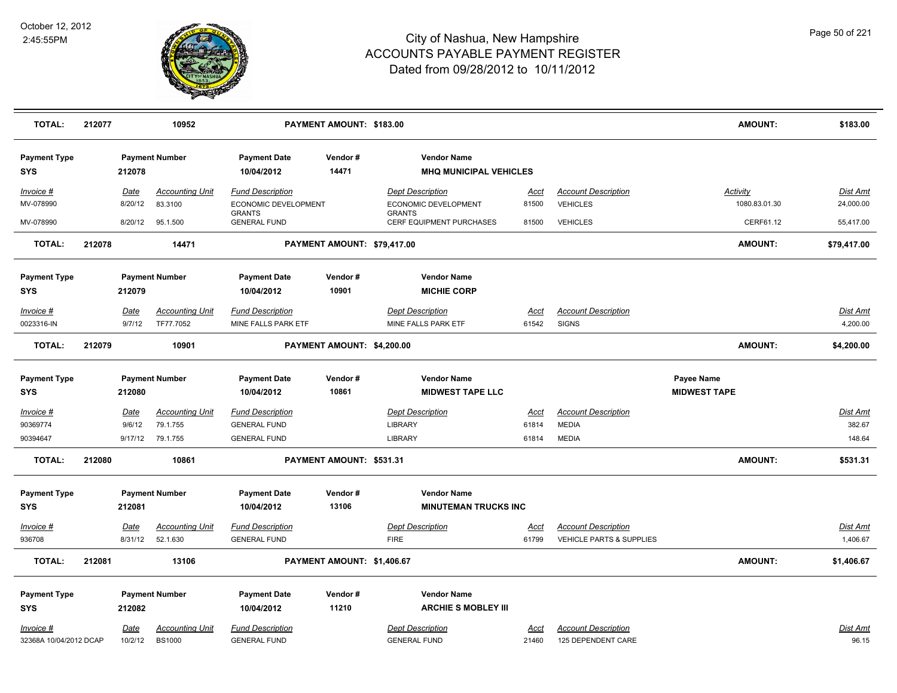# City of Nashua, New Hampshire
# ACCOUNTS PAYABLE PAYMENT REGISTER
## Dated from 09/28/2012 to 10/11/2012

October 12, 2012
2:45:55PM

| TOTAL: | 212077 | 10952 | PAYMENT AMOUNT: $183.00 | AMOUNT: | $183.00 |
|---|---|---|---|---|---|

| Payment Type | Payment Number | Payment Date | Vendor # | Vendor Name |
|---|---|---|---|---|
| SYS | 212078 | 10/04/2012 | 14471 | MHQ MUNICIPAL VEHICLES |

| Invoice # | Date | Accounting Unit | Fund Description | Dept Description | Acct | Account Description | Activity | Dist Amt |
|---|---|---|---|---|---|---|---|---|
| MV-078990 | 8/20/12 | 83.3100 | ECONOMIC DEVELOPMENT GRANTS | ECONOMIC DEVELOPMENT GRANTS | 81500 | VEHICLES | 1080.83.01.30 | 24,000.00 |
| MV-078990 | 8/20/12 | 95.1.500 | GENERAL FUND | CERF EQUIPMENT PURCHASES | 81500 | VEHICLES | CERF61.12 | 55,417.00 |

| TOTAL: | 212078 | 14471 | PAYMENT AMOUNT: $79,417.00 | AMOUNT: | $79,417.00 |
|---|---|---|---|---|---|

| Payment Type | Payment Number | Payment Date | Vendor # | Vendor Name |
|---|---|---|---|---|
| SYS | 212079 | 10/04/2012 | 10901 | MICHIE CORP |

| Invoice # | Date | Accounting Unit | Fund Description | Dept Description | Acct | Account Description | Dist Amt |
|---|---|---|---|---|---|---|---|
| 0023316-IN | 9/7/12 | TF77.7052 | MINE FALLS PARK ETF | MINE FALLS PARK ETF | 61542 | SIGNS | 4,200.00 |

| TOTAL: | 212079 | 10901 | PAYMENT AMOUNT: $4,200.00 | AMOUNT: | $4,200.00 |
|---|---|---|---|---|---|

| Payment Type | Payment Number | Payment Date | Vendor # | Vendor Name | Payee Name |
|---|---|---|---|---|---|
| SYS | 212080 | 10/04/2012 | 10861 | MIDWEST TAPE LLC | MIDWEST TAPE |

| Invoice # | Date | Accounting Unit | Fund Description | Dept Description | Acct | Account Description | Dist Amt |
|---|---|---|---|---|---|---|---|
| 90369774 | 9/6/12 | 79.1.755 | GENERAL FUND | LIBRARY | 61814 | MEDIA | 382.67 |
| 90394647 | 9/17/12 | 79.1.755 | GENERAL FUND | LIBRARY | 61814 | MEDIA | 148.64 |

| TOTAL: | 212080 | 10861 | PAYMENT AMOUNT: $531.31 | AMOUNT: | $531.31 |
|---|---|---|---|---|---|

| Payment Type | Payment Number | Payment Date | Vendor # | Vendor Name |
|---|---|---|---|---|
| SYS | 212081 | 10/04/2012 | 13106 | MINUTEMAN TRUCKS INC |

| Invoice # | Date | Accounting Unit | Fund Description | Dept Description | Acct | Account Description | Dist Amt |
|---|---|---|---|---|---|---|---|
| 936708 | 8/31/12 | 52.1.630 | GENERAL FUND | FIRE | 61799 | VEHICLE PARTS & SUPPLIES | 1,406.67 |

| TOTAL: | 212081 | 13106 | PAYMENT AMOUNT: $1,406.67 | AMOUNT: | $1,406.67 |
|---|---|---|---|---|---|

| Payment Type | Payment Number | Payment Date | Vendor # | Vendor Name |
|---|---|---|---|---|
| SYS | 212082 | 10/04/2012 | 11210 | ARCHIE S MOBLEY III |

| Invoice # | Date | Accounting Unit | Fund Description | Dept Description | Acct | Account Description | Dist Amt |
|---|---|---|---|---|---|---|---|
| 32368A 10/04/2012 DCAP | 10/2/12 | BS1000 | GENERAL FUND | GENERAL FUND | 21460 | 125 DEPENDENT CARE | 96.15 |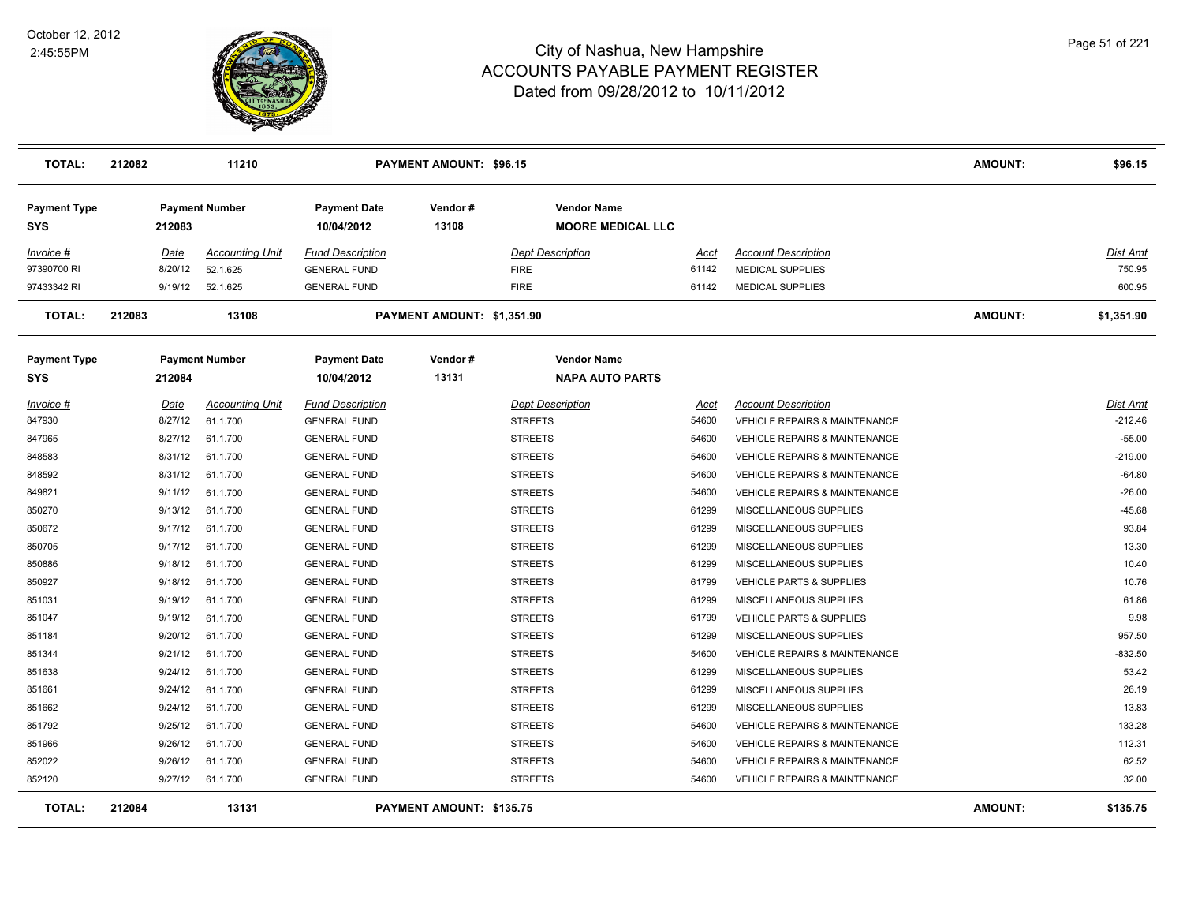| TOTAL: | 212082 | 11210 | | PAYMENT AMOUNT: $96.15 | | | | AMOUNT: | $96.15 |
|---|---|---|---|---|---|---|---|---|---|

| Payment Type | Payment Number | | Payment Date | Vendor # | Vendor Name | | | | |
|---|---|---|---|---|---|---|---|---|---|
| SYS | 212083 | | 10/04/2012 | 13108 | MOORE MEDICAL LLC | | | | |
| *Invoice #* | *Date* | *Accounting Unit* | *Fund Description* | | *Dept Description* | *Acct* | *Account Description* | | *Dist Amt* |
| 97390700 RI | 8/20/12 | 52.1.625 | GENERAL FUND | | FIRE | 61142 | MEDICAL SUPPLIES | | 750.95 |
| 97433342 RI | 9/19/12 | 52.1.625 | GENERAL FUND | | FIRE | 61142 | MEDICAL SUPPLIES | | 600.95 |
| **TOTAL:** | **212083** | **13108** | | **PAYMENT AMOUNT: $1,351.90** | | | | **AMOUNT:** | **$1,351.90** |

| Payment Type | Payment Number | | Payment Date | Vendor # | Vendor Name | | | | |
|---|---|---|---|---|---|---|---|---|---|
| SYS | 212084 | | 10/04/2012 | 13131 | NAPA AUTO PARTS | | | | |
| *Invoice #* | *Date* | *Accounting Unit* | *Fund Description* | | *Dept Description* | *Acct* | *Account Description* | | *Dist Amt* |
| 847930 | 8/27/12 | 61.1.700 | GENERAL FUND | | STREETS | 54600 | VEHICLE REPAIRS & MAINTENANCE | | -212.46 |
| 847965 | 8/27/12 | 61.1.700 | GENERAL FUND | | STREETS | 54600 | VEHICLE REPAIRS & MAINTENANCE | | -55.00 |
| 848583 | 8/31/12 | 61.1.700 | GENERAL FUND | | STREETS | 54600 | VEHICLE REPAIRS & MAINTENANCE | | -219.00 |
| 848592 | 8/31/12 | 61.1.700 | GENERAL FUND | | STREETS | 54600 | VEHICLE REPAIRS & MAINTENANCE | | -64.80 |
| 849821 | 9/11/12 | 61.1.700 | GENERAL FUND | | STREETS | 54600 | VEHICLE REPAIRS & MAINTENANCE | | -26.00 |
| 850270 | 9/13/12 | 61.1.700 | GENERAL FUND | | STREETS | 61299 | MISCELLANEOUS SUPPLIES | | -45.68 |
| 850672 | 9/17/12 | 61.1.700 | GENERAL FUND | | STREETS | 61299 | MISCELLANEOUS SUPPLIES | | 93.84 |
| 850705 | 9/17/12 | 61.1.700 | GENERAL FUND | | STREETS | 61299 | MISCELLANEOUS SUPPLIES | | 13.30 |
| 850886 | 9/18/12 | 61.1.700 | GENERAL FUND | | STREETS | 61299 | MISCELLANEOUS SUPPLIES | | 10.40 |
| 850927 | 9/18/12 | 61.1.700 | GENERAL FUND | | STREETS | 61799 | VEHICLE PARTS & SUPPLIES | | 10.76 |
| 851031 | 9/19/12 | 61.1.700 | GENERAL FUND | | STREETS | 61299 | MISCELLANEOUS SUPPLIES | | 61.86 |
| 851047 | 9/19/12 | 61.1.700 | GENERAL FUND | | STREETS | 61799 | VEHICLE PARTS & SUPPLIES | | 9.98 |
| 851184 | 9/20/12 | 61.1.700 | GENERAL FUND | | STREETS | 61299 | MISCELLANEOUS SUPPLIES | | 957.50 |
| 851344 | 9/21/12 | 61.1.700 | GENERAL FUND | | STREETS | 54600 | VEHICLE REPAIRS & MAINTENANCE | | -832.50 |
| 851638 | 9/24/12 | 61.1.700 | GENERAL FUND | | STREETS | 61299 | MISCELLANEOUS SUPPLIES | | 53.42 |
| 851661 | 9/24/12 | 61.1.700 | GENERAL FUND | | STREETS | 61299 | MISCELLANEOUS SUPPLIES | | 26.19 |
| 851662 | 9/24/12 | 61.1.700 | GENERAL FUND | | STREETS | 61299 | MISCELLANEOUS SUPPLIES | | 13.83 |
| 851792 | 9/25/12 | 61.1.700 | GENERAL FUND | | STREETS | 54600 | VEHICLE REPAIRS & MAINTENANCE | | 133.28 |
| 851966 | 9/26/12 | 61.1.700 | GENERAL FUND | | STREETS | 54600 | VEHICLE REPAIRS & MAINTENANCE | | 112.31 |
| 852022 | 9/26/12 | 61.1.700 | GENERAL FUND | | STREETS | 54600 | VEHICLE REPAIRS & MAINTENANCE | | 62.52 |
| 852120 | 9/27/12 | 61.1.700 | GENERAL FUND | | STREETS | 54600 | VEHICLE REPAIRS & MAINTENANCE | | 32.00 |
| **TOTAL:** | **212084** | **13131** | | **PAYMENT AMOUNT: $135.75** | | | | **AMOUNT:** | **$135.75** |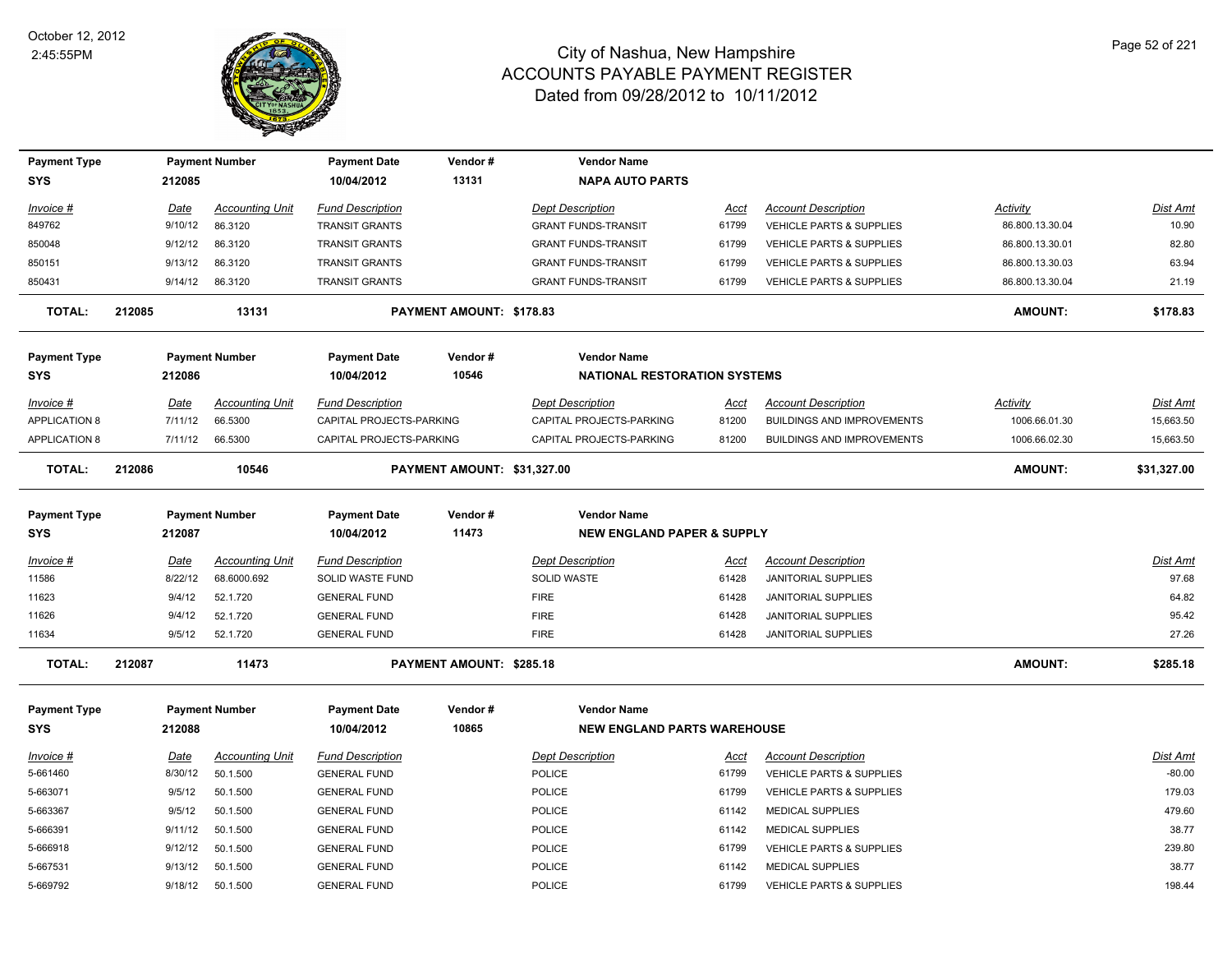# City of Nashua, New Hampshire
## ACCOUNTS PAYABLE PAYMENT REGISTER
### Dated from 09/28/2012 to 10/11/2012

October 12, 2012
2:45:55PM

| Payment Type | Payment Number | Payment Date | Vendor # | Vendor Name |
|---|---|---|---|---|
| SYS | 212085 | 10/04/2012 | 13131 | NAPA AUTO PARTS |

| Invoice # | Date | Accounting Unit | Fund Description | Dept Description | Acct | Account Description | Activity | Dist Amt |
|---|---|---|---|---|---|---|---|---|
| 849762 | 9/10/12 | 86.3120 | TRANSIT GRANTS | GRANT FUNDS-TRANSIT | 61799 | VEHICLE PARTS & SUPPLIES | 86.800.13.30.04 | 10.90 |
| 850048 | 9/12/12 | 86.3120 | TRANSIT GRANTS | GRANT FUNDS-TRANSIT | 61799 | VEHICLE PARTS & SUPPLIES | 86.800.13.30.01 | 82.80 |
| 850151 | 9/13/12 | 86.3120 | TRANSIT GRANTS | GRANT FUNDS-TRANSIT | 61799 | VEHICLE PARTS & SUPPLIES | 86.800.13.30.03 | 63.94 |
| 850431 | 9/14/12 | 86.3120 | TRANSIT GRANTS | GRANT FUNDS-TRANSIT | 61799 | VEHICLE PARTS & SUPPLIES | 86.800.13.30.04 | 21.19 |

**TOTAL: 212085 — 13131 — PAYMENT AMOUNT: $178.83 — AMOUNT: $178.83**

| Payment Type | Payment Number | Payment Date | Vendor # | Vendor Name |
|---|---|---|---|---|
| SYS | 212086 | 10/04/2012 | 10546 | NATIONAL RESTORATION SYSTEMS |

| Invoice # | Date | Accounting Unit | Fund Description | Dept Description | Acct | Account Description | Activity | Dist Amt |
|---|---|---|---|---|---|---|---|---|
| APPLICATION 8 | 7/11/12 | 66.5300 | CAPITAL PROJECTS-PARKING | CAPITAL PROJECTS-PARKING | 81200 | BUILDINGS AND IMPROVEMENTS | 1006.66.01.30 | 15,663.50 |
| APPLICATION 8 | 7/11/12 | 66.5300 | CAPITAL PROJECTS-PARKING | CAPITAL PROJECTS-PARKING | 81200 | BUILDINGS AND IMPROVEMENTS | 1006.66.02.30 | 15,663.50 |

**TOTAL: 212086 — 10546 — PAYMENT AMOUNT: $31,327.00 — AMOUNT: $31,327.00**

| Payment Type | Payment Number | Payment Date | Vendor # | Vendor Name |
|---|---|---|---|---|
| SYS | 212087 | 10/04/2012 | 11473 | NEW ENGLAND PAPER & SUPPLY |

| Invoice # | Date | Accounting Unit | Fund Description | Dept Description | Acct | Account Description | Dist Amt |
|---|---|---|---|---|---|---|---|
| 11586 | 8/22/12 | 68.6000.692 | SOLID WASTE FUND | SOLID WASTE | 61428 | JANITORIAL SUPPLIES | 97.68 |
| 11623 | 9/4/12 | 52.1.720 | GENERAL FUND | FIRE | 61428 | JANITORIAL SUPPLIES | 64.82 |
| 11626 | 9/4/12 | 52.1.720 | GENERAL FUND | FIRE | 61428 | JANITORIAL SUPPLIES | 95.42 |
| 11634 | 9/5/12 | 52.1.720 | GENERAL FUND | FIRE | 61428 | JANITORIAL SUPPLIES | 27.26 |

**TOTAL: 212087 — 11473 — PAYMENT AMOUNT: $285.18 — AMOUNT: $285.18**

| Payment Type | Payment Number | Payment Date | Vendor # | Vendor Name |
|---|---|---|---|---|
| SYS | 212088 | 10/04/2012 | 10865 | NEW ENGLAND PARTS WAREHOUSE |

| Invoice # | Date | Accounting Unit | Fund Description | Dept Description | Acct | Account Description | Dist Amt |
|---|---|---|---|---|---|---|---|
| 5-661460 | 8/30/12 | 50.1.500 | GENERAL FUND | POLICE | 61799 | VEHICLE PARTS & SUPPLIES | -80.00 |
| 5-663071 | 9/5/12 | 50.1.500 | GENERAL FUND | POLICE | 61799 | VEHICLE PARTS & SUPPLIES | 179.03 |
| 5-663367 | 9/5/12 | 50.1.500 | GENERAL FUND | POLICE | 61142 | MEDICAL SUPPLIES | 479.60 |
| 5-666391 | 9/11/12 | 50.1.500 | GENERAL FUND | POLICE | 61142 | MEDICAL SUPPLIES | 38.77 |
| 5-666918 | 9/12/12 | 50.1.500 | GENERAL FUND | POLICE | 61799 | VEHICLE PARTS & SUPPLIES | 239.80 |
| 5-667531 | 9/13/12 | 50.1.500 | GENERAL FUND | POLICE | 61142 | MEDICAL SUPPLIES | 38.77 |
| 5-669792 | 9/18/12 | 50.1.500 | GENERAL FUND | POLICE | 61799 | VEHICLE PARTS & SUPPLIES | 198.44 |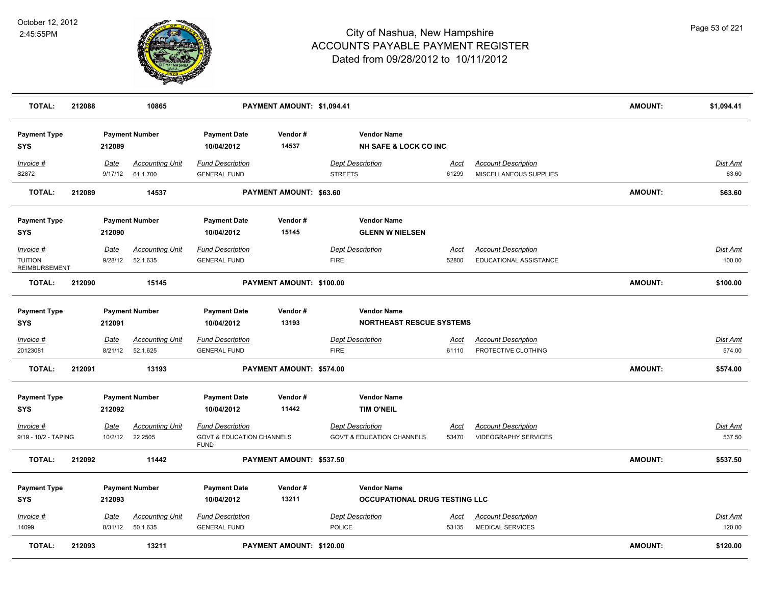# City of Nashua, New Hampshire
## ACCOUNTS PAYABLE PAYMENT REGISTER
### Dated from 09/28/2012 to 10/11/2012

October 12, 2012
2:45:55PM

| TOTAL: | 212088 | 10865 | PAYMENT AMOUNT: $1,094.41 | AMOUNT: | $1,094.41 |
|---|---|---|---|---|---|

| Payment Type | Payment Number | Payment Date | Vendor # | Vendor Name |
|---|---|---|---|---|
| SYS | 212089 | 10/04/2012 | 14537 | NH SAFE & LOCK CO INC |

| Invoice # | Date | Accounting Unit | Fund Description | Dept Description | Acct | Account Description | Dist Amt |
|---|---|---|---|---|---|---|---|
| S2872 | 9/17/12 | 61.1.700 | GENERAL FUND | STREETS | 61299 | MISCELLANEOUS SUPPLIES | 63.60 |

| TOTAL: | 212089 | 14537 | PAYMENT AMOUNT: $63.60 | AMOUNT: | $63.60 |
|---|---|---|---|---|---|

| Payment Type | Payment Number | Payment Date | Vendor # | Vendor Name |
|---|---|---|---|---|
| SYS | 212090 | 10/04/2012 | 15145 | GLENN W NIELSEN |

| Invoice # | Date | Accounting Unit | Fund Description | Dept Description | Acct | Account Description | Dist Amt |
|---|---|---|---|---|---|---|---|
| TUITION REIMBURSEMENT | 9/28/12 | 52.1.635 | GENERAL FUND | FIRE | 52800 | EDUCATIONAL ASSISTANCE | 100.00 |

| TOTAL: | 212090 | 15145 | PAYMENT AMOUNT: $100.00 | AMOUNT: | $100.00 |
|---|---|---|---|---|---|

| Payment Type | Payment Number | Payment Date | Vendor # | Vendor Name |
|---|---|---|---|---|
| SYS | 212091 | 10/04/2012 | 13193 | NORTHEAST RESCUE SYSTEMS |

| Invoice # | Date | Accounting Unit | Fund Description | Dept Description | Acct | Account Description | Dist Amt |
|---|---|---|---|---|---|---|---|
| 20123081 | 8/21/12 | 52.1.625 | GENERAL FUND | FIRE | 61110 | PROTECTIVE CLOTHING | 574.00 |

| TOTAL: | 212091 | 13193 | PAYMENT AMOUNT: $574.00 | AMOUNT: | $574.00 |
|---|---|---|---|---|---|

| Payment Type | Payment Number | Payment Date | Vendor # | Vendor Name |
|---|---|---|---|---|
| SYS | 212092 | 10/04/2012 | 11442 | TIM O'NEIL |

| Invoice # | Date | Accounting Unit | Fund Description | Dept Description | Acct | Account Description | Dist Amt |
|---|---|---|---|---|---|---|---|
| 9/19 - 10/2 - TAPING | 10/2/12 | 22.2505 | GOVT & EDUCATION CHANNELS FUND | GOV'T & EDUCATION CHANNELS | 53470 | VIDEOGRAPHY SERVICES | 537.50 |

| TOTAL: | 212092 | 11442 | PAYMENT AMOUNT: $537.50 | AMOUNT: | $537.50 |
|---|---|---|---|---|---|

| Payment Type | Payment Number | Payment Date | Vendor # | Vendor Name |
|---|---|---|---|---|
| SYS | 212093 | 10/04/2012 | 13211 | OCCUPATIONAL DRUG TESTING LLC |

| Invoice # | Date | Accounting Unit | Fund Description | Dept Description | Acct | Account Description | Dist Amt |
|---|---|---|---|---|---|---|---|
| 14099 | 8/31/12 | 50.1.635 | GENERAL FUND | POLICE | 53135 | MEDICAL SERVICES | 120.00 |

| TOTAL: | 212093 | 13211 | PAYMENT AMOUNT: $120.00 | AMOUNT: | $120.00 |
|---|---|---|---|---|---|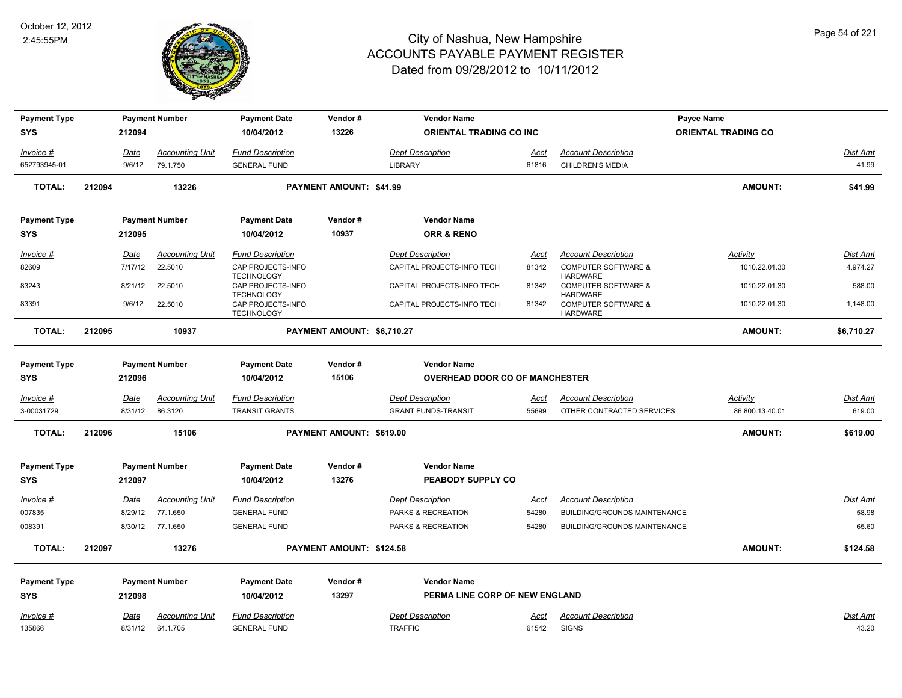# City of Nashua, New Hampshire
## ACCOUNTS PAYABLE PAYMENT REGISTER
### Dated from 09/28/2012 to 10/11/2012

October 12, 2012
2:45:55PM

| Payment Type | Payment Number | Payment Date | Vendor # | Vendor Name | Payee Name |
|---|---|---|---|---|---|
| SYS | 212094 | 10/04/2012 | 13226 | ORIENTAL TRADING CO INC | ORIENTAL TRADING CO |

| Invoice # | Date | Accounting Unit | Fund Description | Dept Description | Acct | Account Description | Dist Amt |
|---|---|---|---|---|---|---|---|
| 652793945-01 | 9/6/12 | 79.1.750 | GENERAL FUND | LIBRARY | 61816 | CHILDREN'S MEDIA | 41.99 |

**TOTAL: 212094 13226 PAYMENT AMOUNT: $41.99 AMOUNT: $41.99**

| Payment Type | Payment Number | Payment Date | Vendor # | Vendor Name |
|---|---|---|---|---|
| SYS | 212095 | 10/04/2012 | 10937 | ORR & RENO |

| Invoice # | Date | Accounting Unit | Fund Description | Dept Description | Acct | Account Description | Activity | Dist Amt |
|---|---|---|---|---|---|---|---|---|
| 82609 | 7/17/12 | 22.5010 | CAP PROJECTS-INFO TECHNOLOGY | CAPITAL PROJECTS-INFO TECH | 81342 | COMPUTER SOFTWARE & HARDWARE | 1010.22.01.30 | 4,974.27 |
| 83243 | 8/21/12 | 22.5010 | CAP PROJECTS-INFO TECHNOLOGY | CAPITAL PROJECTS-INFO TECH | 81342 | COMPUTER SOFTWARE & HARDWARE | 1010.22.01.30 | 588.00 |
| 83391 | 9/6/12 | 22.5010 | CAP PROJECTS-INFO TECHNOLOGY | CAPITAL PROJECTS-INFO TECH | 81342 | COMPUTER SOFTWARE & HARDWARE | 1010.22.01.30 | 1,148.00 |

**TOTAL: 212095 10937 PAYMENT AMOUNT: $6,710.27 AMOUNT: $6,710.27**

| Payment Type | Payment Number | Payment Date | Vendor # | Vendor Name |
|---|---|---|---|---|
| SYS | 212096 | 10/04/2012 | 15106 | OVERHEAD DOOR CO OF MANCHESTER |

| Invoice # | Date | Accounting Unit | Fund Description | Dept Description | Acct | Account Description | Activity | Dist Amt |
|---|---|---|---|---|---|---|---|---|
| 3-00031729 | 8/31/12 | 86.3120 | TRANSIT GRANTS | GRANT FUNDS-TRANSIT | 55699 | OTHER CONTRACTED SERVICES | 86.800.13.40.01 | 619.00 |

**TOTAL: 212096 15106 PAYMENT AMOUNT: $619.00 AMOUNT: $619.00**

| Payment Type | Payment Number | Payment Date | Vendor # | Vendor Name |
|---|---|---|---|---|
| SYS | 212097 | 10/04/2012 | 13276 | PEABODY SUPPLY CO |

| Invoice # | Date | Accounting Unit | Fund Description | Dept Description | Acct | Account Description | Dist Amt |
|---|---|---|---|---|---|---|---|
| 007835 | 8/29/12 | 77.1.650 | GENERAL FUND | PARKS & RECREATION | 54280 | BUILDING/GROUNDS MAINTENANCE | 58.98 |
| 008391 | 8/30/12 | 77.1.650 | GENERAL FUND | PARKS & RECREATION | 54280 | BUILDING/GROUNDS MAINTENANCE | 65.60 |

**TOTAL: 212097 13276 PAYMENT AMOUNT: $124.58 AMOUNT: $124.58**

| Payment Type | Payment Number | Payment Date | Vendor # | Vendor Name |
|---|---|---|---|---|
| SYS | 212098 | 10/04/2012 | 13297 | PERMA LINE CORP OF NEW ENGLAND |

| Invoice # | Date | Accounting Unit | Fund Description | Dept Description | Acct | Account Description | Dist Amt |
|---|---|---|---|---|---|---|---|
| 135866 | 8/31/12 | 64.1.705 | GENERAL FUND | TRAFFIC | 61542 | SIGNS | 43.20 |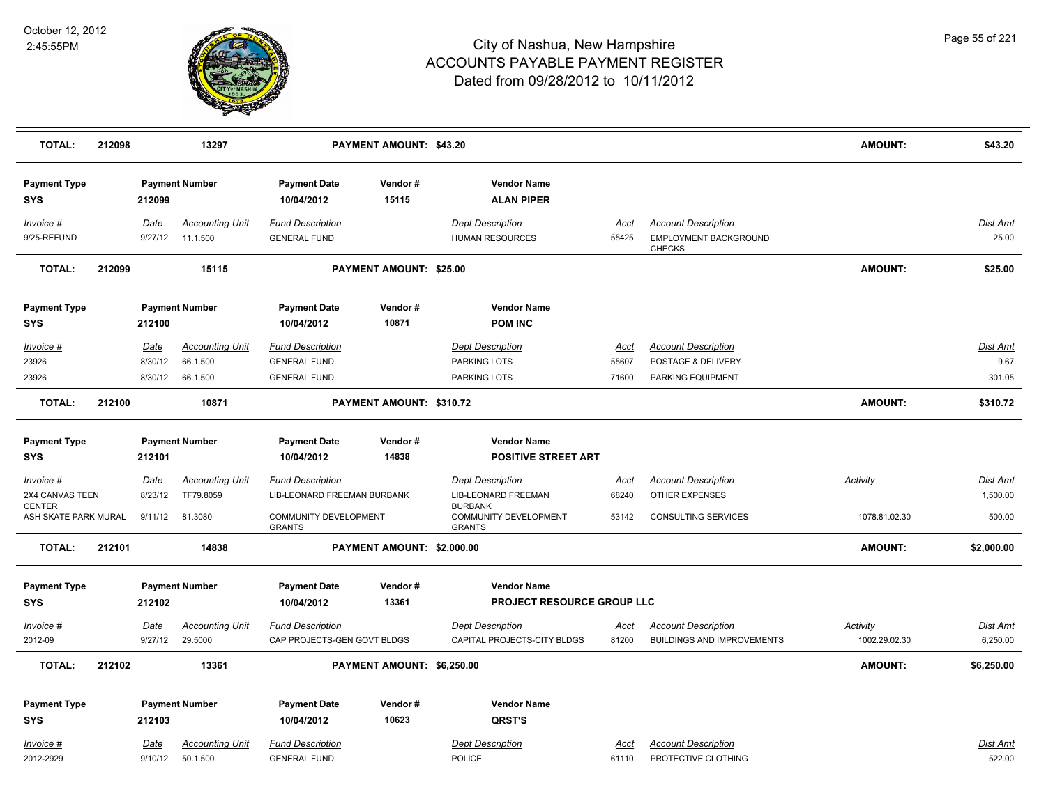# City of Nashua, New Hampshire
## ACCOUNTS PAYABLE PAYMENT REGISTER
### Dated from 09/28/2012 to 10/11/2012

October 12, 2012
2:45:55PM

| **TOTAL:** | **212098** | **13297** | | **PAYMENT AMOUNT: $43.20** | | | | **AMOUNT:** | **$43.20** |
|---|---|---|---|---|---|---|---|---|---|

| **Payment Type** | **Payment Number** | **Payment Date** | **Vendor #** | **Vendor Name** |
|---|---|---|---|---|
| **SYS** | **212099** | **10/04/2012** | **15115** | **ALAN PIPER** |

| *Invoice #* | *Date* | *Accounting Unit* | *Fund Description* | *Dept Description* | *Acct* | *Account Description* | *Dist Amt* |
|---|---|---|---|---|---|---|---|
| 9/25-REFUND | 9/27/12 | 11.1.500 | GENERAL FUND | HUMAN RESOURCES | 55425 | EMPLOYMENT BACKGROUND CHECKS | 25.00 |

| **TOTAL:** | **212099** | **15115** | **PAYMENT AMOUNT: $25.00** | **AMOUNT:** | **$25.00** |
|---|---|---|---|---|---|

| **Payment Type** | **Payment Number** | **Payment Date** | **Vendor #** | **Vendor Name** |
|---|---|---|---|---|
| **SYS** | **212100** | **10/04/2012** | **10871** | **POM INC** |

| *Invoice #* | *Date* | *Accounting Unit* | *Fund Description* | *Dept Description* | *Acct* | *Account Description* | *Dist Amt* |
|---|---|---|---|---|---|---|---|
| 23926 | 8/30/12 | 66.1.500 | GENERAL FUND | PARKING LOTS | 55607 | POSTAGE & DELIVERY | 9.67 |
| 23926 | 8/30/12 | 66.1.500 | GENERAL FUND | PARKING LOTS | 71600 | PARKING EQUIPMENT | 301.05 |

| **TOTAL:** | **212100** | **10871** | **PAYMENT AMOUNT: $310.72** | **AMOUNT:** | **$310.72** |
|---|---|---|---|---|---|

| **Payment Type** | **Payment Number** | **Payment Date** | **Vendor #** | **Vendor Name** |
|---|---|---|---|---|
| **SYS** | **212101** | **10/04/2012** | **14838** | **POSITIVE STREET ART** |

| *Invoice #* | *Date* | *Accounting Unit* | *Fund Description* | *Dept Description* | *Acct* | *Account Description* | *Activity* | *Dist Amt* |
|---|---|---|---|---|---|---|---|---|
| 2X4 CANVAS TEEN CENTER | 8/23/12 | TF79.8059 | LIB-LEONARD FREEMAN BURBANK | LIB-LEONARD FREEMAN BURBANK | 68240 | OTHER EXPENSES | | 1,500.00 |
| ASH SKATE PARK MURAL | 9/11/12 | 81.3080 | COMMUNITY DEVELOPMENT GRANTS | COMMUNITY DEVELOPMENT GRANTS | 53142 | CONSULTING SERVICES | 1078.81.02.30 | 500.00 |

| **TOTAL:** | **212101** | **14838** | **PAYMENT AMOUNT: $2,000.00** | **AMOUNT:** | **$2,000.00** |
|---|---|---|---|---|---|

| **Payment Type** | **Payment Number** | **Payment Date** | **Vendor #** | **Vendor Name** |
|---|---|---|---|---|
| **SYS** | **212102** | **10/04/2012** | **13361** | **PROJECT RESOURCE GROUP LLC** |

| *Invoice #* | *Date* | *Accounting Unit* | *Fund Description* | *Dept Description* | *Acct* | *Account Description* | *Activity* | *Dist Amt* |
|---|---|---|---|---|---|---|---|---|
| 2012-09 | 9/27/12 | 29.5000 | CAP PROJECTS-GEN GOVT BLDGS | CAPITAL PROJECTS-CITY BLDGS | 81200 | BUILDINGS AND IMPROVEMENTS | 1002.29.02.30 | 6,250.00 |

| **TOTAL:** | **212102** | **13361** | **PAYMENT AMOUNT: $6,250.00** | **AMOUNT:** | **$6,250.00** |
|---|---|---|---|---|---|

| **Payment Type** | **Payment Number** | **Payment Date** | **Vendor #** | **Vendor Name** |
|---|---|---|---|---|
| **SYS** | **212103** | **10/04/2012** | **10623** | **QRST'S** |

| *Invoice #* | *Date* | *Accounting Unit* | *Fund Description* | *Dept Description* | *Acct* | *Account Description* | *Dist Amt* |
|---|---|---|---|---|---|---|---|
| 2012-2929 | 9/10/12 | 50.1.500 | GENERAL FUND | POLICE | 61110 | PROTECTIVE CLOTHING | 522.00 |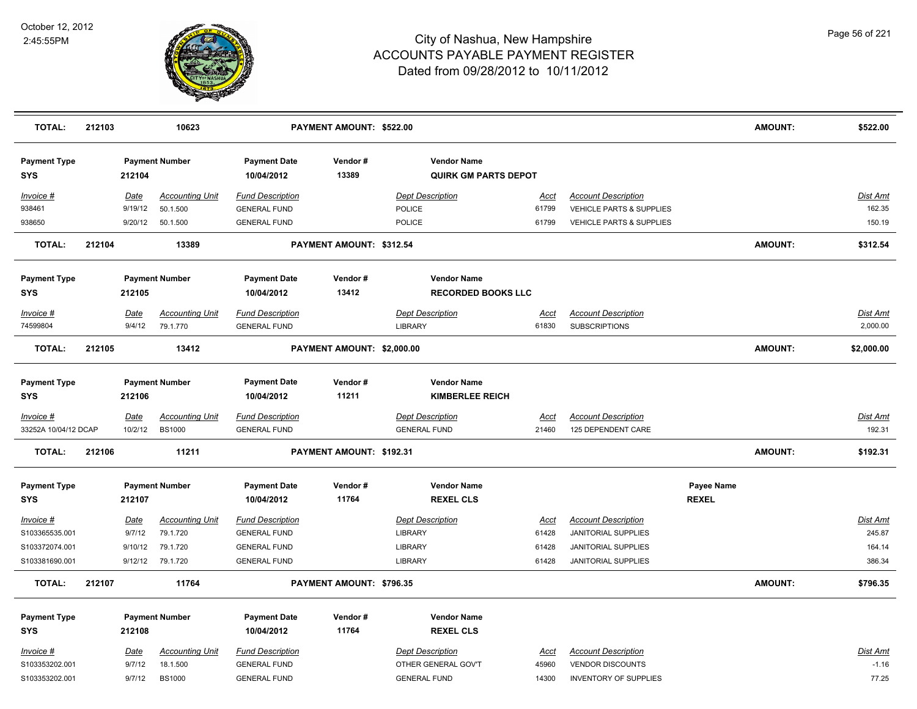# City of Nashua, New Hampshire
## ACCOUNTS PAYABLE PAYMENT REGISTER
### Dated from 09/28/2012 to 10/11/2012

October 12, 2012
2:45:55PM

**TOTAL: 212103 10623 PAYMENT AMOUNT: $522.00 AMOUNT: $522.00**

| Payment Type | Payment Number | Payment Date | Vendor # | Vendor Name |
|---|---|---|---|---|
| SYS | 212104 | 10/04/2012 | 13389 | QUIRK GM PARTS DEPOT |

| Invoice # | Date | Accounting Unit | Fund Description | Dept Description | Acct | Account Description | Dist Amt |
|---|---|---|---|---|---|---|---|
| 938461 | 9/19/12 | 50.1.500 | GENERAL FUND | POLICE | 61799 | VEHICLE PARTS & SUPPLIES | 162.35 |
| 938650 | 9/20/12 | 50.1.500 | GENERAL FUND | POLICE | 61799 | VEHICLE PARTS & SUPPLIES | 150.19 |

**TOTAL: 212104 13389 PAYMENT AMOUNT: $312.54 AMOUNT: $312.54**

| Payment Type | Payment Number | Payment Date | Vendor # | Vendor Name |
|---|---|---|---|---|
| SYS | 212105 | 10/04/2012 | 13412 | RECORDED BOOKS LLC |

| Invoice # | Date | Accounting Unit | Fund Description | Dept Description | Acct | Account Description | Dist Amt |
|---|---|---|---|---|---|---|---|
| 74599804 | 9/4/12 | 79.1.770 | GENERAL FUND | LIBRARY | 61830 | SUBSCRIPTIONS | 2,000.00 |

**TOTAL: 212105 13412 PAYMENT AMOUNT: $2,000.00 AMOUNT: $2,000.00**

| Payment Type | Payment Number | Payment Date | Vendor # | Vendor Name |
|---|---|---|---|---|
| SYS | 212106 | 10/04/2012 | 11211 | KIMBERLEE REICH |

| Invoice # | Date | Accounting Unit | Fund Description | Dept Description | Acct | Account Description | Dist Amt |
|---|---|---|---|---|---|---|---|
| 33252A 10/04/12 DCAP | 10/2/12 | BS1000 | GENERAL FUND | GENERAL FUND | 21460 | 125 DEPENDENT CARE | 192.31 |

**TOTAL: 212106 11211 PAYMENT AMOUNT: $192.31 AMOUNT: $192.31**

| Payment Type | Payment Number | Payment Date | Vendor # | Vendor Name | Payee Name |
|---|---|---|---|---|---|
| SYS | 212107 | 10/04/2012 | 11764 | REXEL CLS | REXEL |

| Invoice # | Date | Accounting Unit | Fund Description | Dept Description | Acct | Account Description | Dist Amt |
|---|---|---|---|---|---|---|---|
| S103365535.001 | 9/7/12 | 79.1.720 | GENERAL FUND | LIBRARY | 61428 | JANITORIAL SUPPLIES | 245.87 |
| S103372074.001 | 9/10/12 | 79.1.720 | GENERAL FUND | LIBRARY | 61428 | JANITORIAL SUPPLIES | 164.14 |
| S103381690.001 | 9/12/12 | 79.1.720 | GENERAL FUND | LIBRARY | 61428 | JANITORIAL SUPPLIES | 386.34 |

**TOTAL: 212107 11764 PAYMENT AMOUNT: $796.35 AMOUNT: $796.35**

| Payment Type | Payment Number | Payment Date | Vendor # | Vendor Name |
|---|---|---|---|---|
| SYS | 212108 | 10/04/2012 | 11764 | REXEL CLS |

| Invoice # | Date | Accounting Unit | Fund Description | Dept Description | Acct | Account Description | Dist Amt |
|---|---|---|---|---|---|---|---|
| S103353202.001 | 9/7/12 | 18.1.500 | GENERAL FUND | OTHER GENERAL GOV'T | 45960 | VENDOR DISCOUNTS | -1.16 |
| S103353202.001 | 9/7/12 | BS1000 | GENERAL FUND | GENERAL FUND | 14300 | INVENTORY OF SUPPLIES | 77.25 |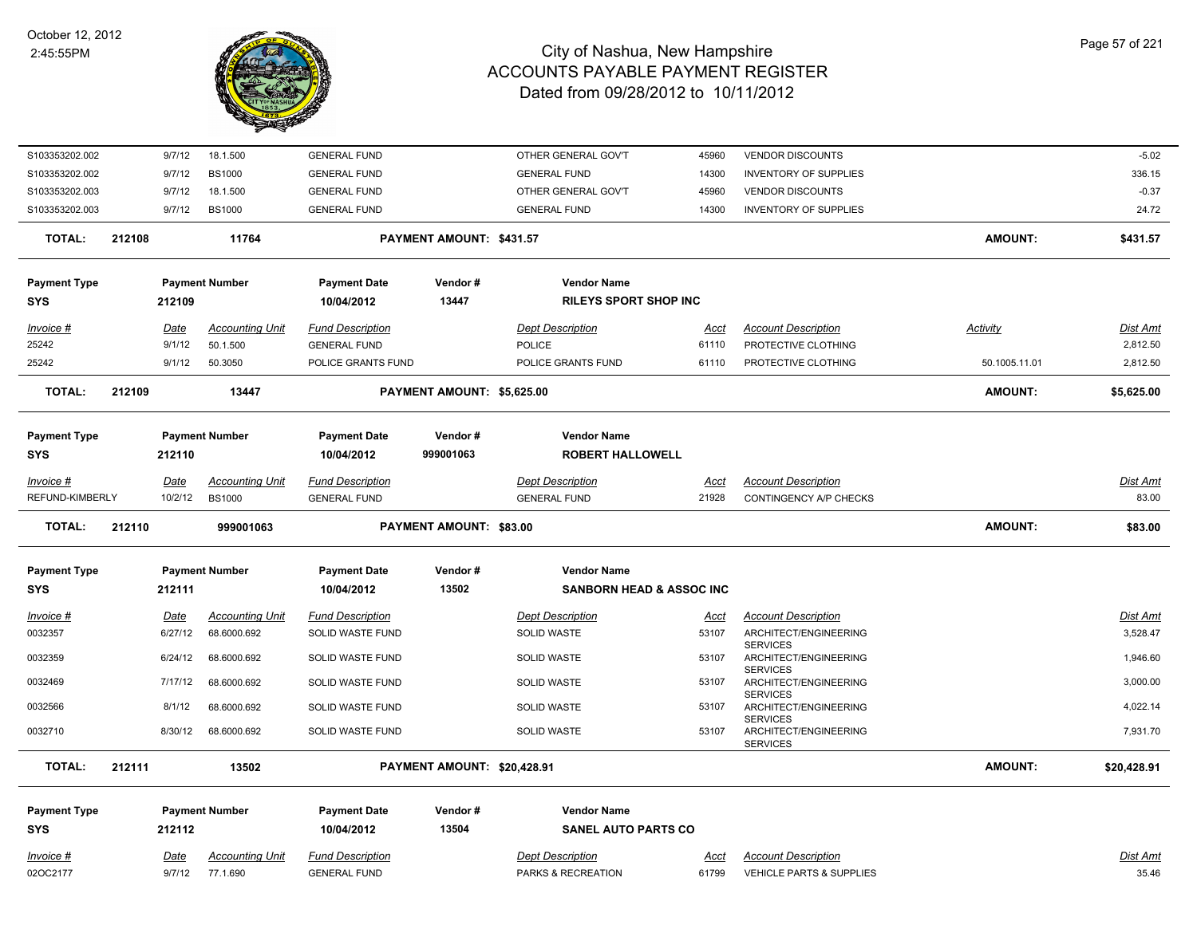| Invoice # | Date | Accounting Unit | Fund Description | Dept Description | Acct | Account Description | Activity | Dist Amt |
|---|---|---|---|---|---|---|---|---|
| S103353202.002 | 9/7/12 | 18.1.500 | GENERAL FUND | OTHER GENERAL GOV'T | 45960 | VENDOR DISCOUNTS | | -5.02 |
| S103353202.002 | 9/7/12 | BS1000 | GENERAL FUND | GENERAL FUND | 14300 | INVENTORY OF SUPPLIES | | 336.15 |
| S103353202.003 | 9/7/12 | 18.1.500 | GENERAL FUND | OTHER GENERAL GOV'T | 45960 | VENDOR DISCOUNTS | | -0.37 |
| S103353202.003 | 9/7/12 | BS1000 | GENERAL FUND | GENERAL FUND | 14300 | INVENTORY OF SUPPLIES | | 24.72 |

**TOTAL: 212108 — 11764 — PAYMENT AMOUNT: $431.57 — AMOUNT: $431.57**

| Payment Type | Payment Number | Payment Date | Vendor # | Vendor Name |
|---|---|---|---|---|
| SYS | 212109 | 10/04/2012 | 13447 | RILEYS SPORT SHOP INC |

| Invoice # | Date | Accounting Unit | Fund Description | Dept Description | Acct | Account Description | Activity | Dist Amt |
|---|---|---|---|---|---|---|---|---|
| 25242 | 9/1/12 | 50.1.500 | GENERAL FUND | POLICE | 61110 | PROTECTIVE CLOTHING | | 2,812.50 |
| 25242 | 9/1/12 | 50.3050 | POLICE GRANTS FUND | POLICE GRANTS FUND | 61110 | PROTECTIVE CLOTHING | 50.1005.11.01 | 2,812.50 |

**TOTAL: 212109 — 13447 — PAYMENT AMOUNT: $5,625.00 — AMOUNT: $5,625.00**

| Payment Type | Payment Number | Payment Date | Vendor # | Vendor Name |
|---|---|---|---|---|
| SYS | 212110 | 10/04/2012 | 999001063 | ROBERT HALLOWELL |

| Invoice # | Date | Accounting Unit | Fund Description | Dept Description | Acct | Account Description | Dist Amt |
|---|---|---|---|---|---|---|---|
| REFUND-KIMBERLY | 10/2/12 | BS1000 | GENERAL FUND | GENERAL FUND | 21928 | CONTINGENCY A/P CHECKS | 83.00 |

**TOTAL: 212110 — 999001063 — PAYMENT AMOUNT: $83.00 — AMOUNT: $83.00**

| Payment Type | Payment Number | Payment Date | Vendor # | Vendor Name |
|---|---|---|---|---|
| SYS | 212111 | 10/04/2012 | 13502 | SANBORN HEAD & ASSOC INC |

| Invoice # | Date | Accounting Unit | Fund Description | Dept Description | Acct | Account Description | Dist Amt |
|---|---|---|---|---|---|---|---|
| 0032357 | 6/27/12 | 68.6000.692 | SOLID WASTE FUND | SOLID WASTE | 53107 | ARCHITECT/ENGINEERING SERVICES | 3,528.47 |
| 0032359 | 6/24/12 | 68.6000.692 | SOLID WASTE FUND | SOLID WASTE | 53107 | ARCHITECT/ENGINEERING SERVICES | 1,946.60 |
| 0032469 | 7/17/12 | 68.6000.692 | SOLID WASTE FUND | SOLID WASTE | 53107 | ARCHITECT/ENGINEERING SERVICES | 3,000.00 |
| 0032566 | 8/1/12 | 68.6000.692 | SOLID WASTE FUND | SOLID WASTE | 53107 | ARCHITECT/ENGINEERING SERVICES | 4,022.14 |
| 0032710 | 8/30/12 | 68.6000.692 | SOLID WASTE FUND | SOLID WASTE | 53107 | ARCHITECT/ENGINEERING SERVICES | 7,931.70 |

**TOTAL: 212111 — 13502 — PAYMENT AMOUNT: $20,428.91 — AMOUNT: $20,428.91**

| Payment Type | Payment Number | Payment Date | Vendor # | Vendor Name |
|---|---|---|---|---|
| SYS | 212112 | 10/04/2012 | 13504 | SANEL AUTO PARTS CO |

| Invoice # | Date | Accounting Unit | Fund Description | Dept Description | Acct | Account Description | Dist Amt |
|---|---|---|---|---|---|---|---|
| 02OC2177 | 9/7/12 | 77.1.690 | GENERAL FUND | PARKS & RECREATION | 61799 | VEHICLE PARTS & SUPPLIES | 35.46 |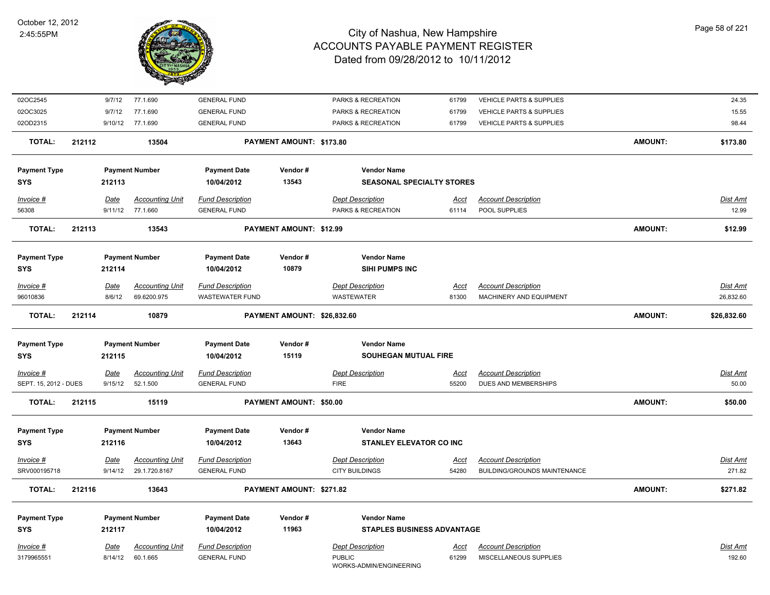# City of Nashua, New Hampshire
## ACCOUNTS PAYABLE PAYMENT REGISTER
### Dated from 09/28/2012 to 10/11/2012

October 12, 2012
2:45:55PM

| Invoice # | Date | Accounting Unit | Fund Description | Dept Description | Acct | Account Description | Dist Amt |
|---|---|---|---|---|---|---|---|
| 02OC2545 | 9/7/12 | 77.1.690 | GENERAL FUND | PARKS & RECREATION | 61799 | VEHICLE PARTS & SUPPLIES | 24.35 |
| 02OC3025 | 9/7/12 | 77.1.690 | GENERAL FUND | PARKS & RECREATION | 61799 | VEHICLE PARTS & SUPPLIES | 15.55 |
| 02OD2315 | 9/10/12 | 77.1.690 | GENERAL FUND | PARKS & RECREATION | 61799 | VEHICLE PARTS & SUPPLIES | 98.44 |

**TOTAL: 212112 — 13504 — PAYMENT AMOUNT: $173.80 — AMOUNT: $173.80**

| Payment Type | Payment Number | Payment Date | Vendor # | Vendor Name |
|---|---|---|---|---|
| SYS | 212113 | 10/04/2012 | 13543 | SEASONAL SPECIALTY STORES |

| Invoice # | Date | Accounting Unit | Fund Description | Dept Description | Acct | Account Description | Dist Amt |
|---|---|---|---|---|---|---|---|
| 56308 | 9/11/12 | 77.1.660 | GENERAL FUND | PARKS & RECREATION | 61114 | POOL SUPPLIES | 12.99 |

**TOTAL: 212113 — 13543 — PAYMENT AMOUNT: $12.99 — AMOUNT: $12.99**

| Payment Type | Payment Number | Payment Date | Vendor # | Vendor Name |
|---|---|---|---|---|
| SYS | 212114 | 10/04/2012 | 10879 | SIHI PUMPS INC |

| Invoice # | Date | Accounting Unit | Fund Description | Dept Description | Acct | Account Description | Dist Amt |
|---|---|---|---|---|---|---|---|
| 96010836 | 8/6/12 | 69.6200.975 | WASTEWATER FUND | WASTEWATER | 81300 | MACHINERY AND EQUIPMENT | 26,832.60 |

**TOTAL: 212114 — 10879 — PAYMENT AMOUNT: $26,832.60 — AMOUNT: $26,832.60**

| Payment Type | Payment Number | Payment Date | Vendor # | Vendor Name |
|---|---|---|---|---|
| SYS | 212115 | 10/04/2012 | 15119 | SOUHEGAN MUTUAL FIRE |

| Invoice # | Date | Accounting Unit | Fund Description | Dept Description | Acct | Account Description | Dist Amt |
|---|---|---|---|---|---|---|---|
| SEPT. 15, 2012 - DUES | 9/15/12 | 52.1.500 | GENERAL FUND | FIRE | 55200 | DUES AND MEMBERSHIPS | 50.00 |

**TOTAL: 212115 — 15119 — PAYMENT AMOUNT: $50.00 — AMOUNT: $50.00**

| Payment Type | Payment Number | Payment Date | Vendor # | Vendor Name |
|---|---|---|---|---|
| SYS | 212116 | 10/04/2012 | 13643 | STANLEY ELEVATOR CO INC |

| Invoice # | Date | Accounting Unit | Fund Description | Dept Description | Acct | Account Description | Dist Amt |
|---|---|---|---|---|---|---|---|
| SRV000195718 | 9/14/12 | 29.1.720.8167 | GENERAL FUND | CITY BUILDINGS | 54280 | BUILDING/GROUNDS MAINTENANCE | 271.82 |

**TOTAL: 212116 — 13643 — PAYMENT AMOUNT: $271.82 — AMOUNT: $271.82**

| Payment Type | Payment Number | Payment Date | Vendor # | Vendor Name |
|---|---|---|---|---|
| SYS | 212117 | 10/04/2012 | 11963 | STAPLES BUSINESS ADVANTAGE |

| Invoice # | Date | Accounting Unit | Fund Description | Dept Description | Acct | Account Description | Dist Amt |
|---|---|---|---|---|---|---|---|
| 3179965551 | 8/14/12 | 60.1.665 | GENERAL FUND | PUBLIC WORKS-ADMIN/ENGINEERING | 61299 | MISCELLANEOUS SUPPLIES | 192.60 |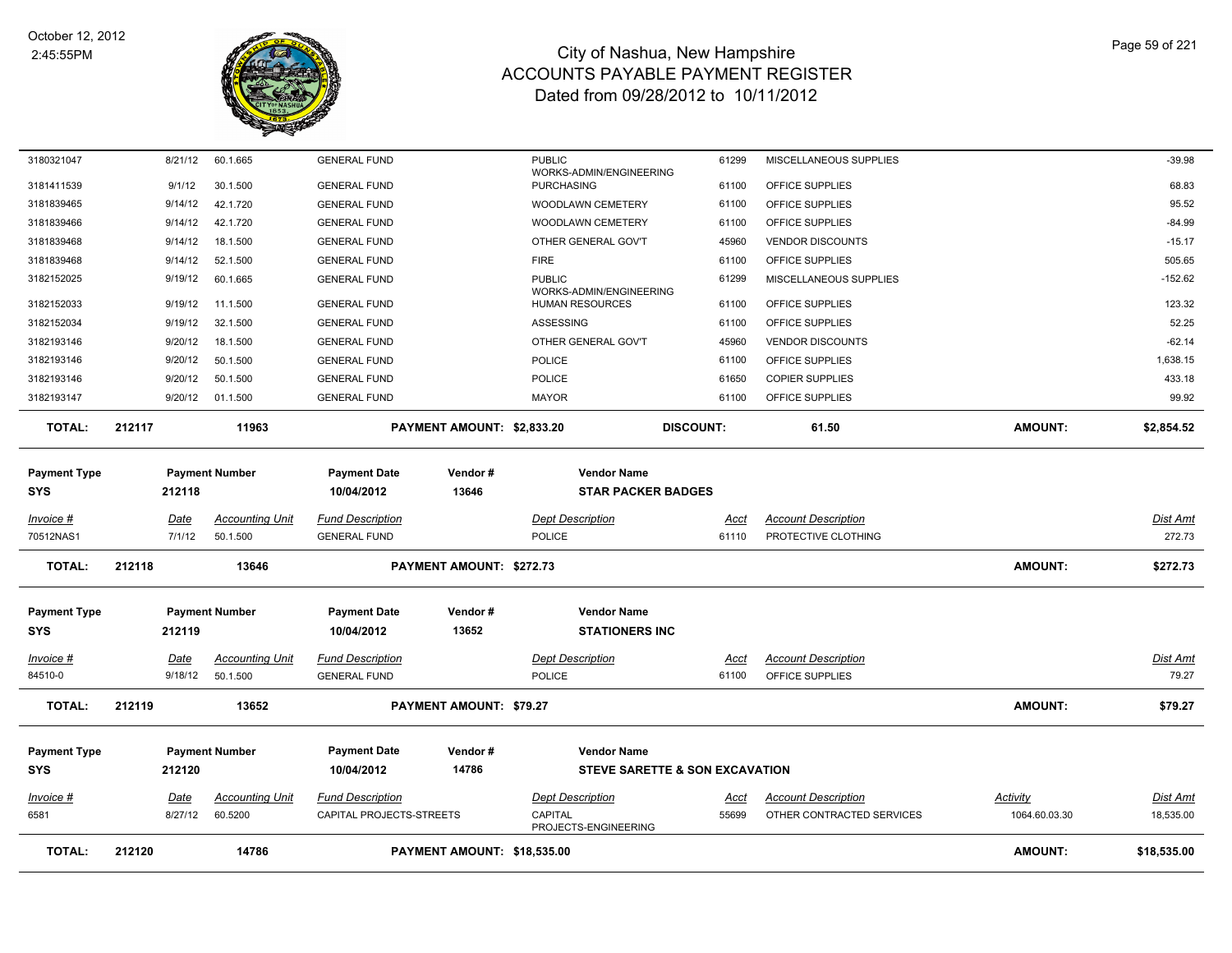| Invoice # | Date | Accounting Unit | Fund Description | Dept Description | Acct | Account Description | Activity | Dist Amt |
|---|---|---|---|---|---|---|---|---|
| 3180321047 | 8/21/12 | 60.1.665 | GENERAL FUND | PUBLIC WORKS-ADMIN/ENGINEERING | 61299 | MISCELLANEOUS SUPPLIES | | -39.98 |
| 3181411539 | 9/1/12 | 30.1.500 | GENERAL FUND | PURCHASING | 61100 | OFFICE SUPPLIES | | 68.83 |
| 3181839465 | 9/14/12 | 42.1.720 | GENERAL FUND | WOODLAWN CEMETERY | 61100 | OFFICE SUPPLIES | | 95.52 |
| 3181839466 | 9/14/12 | 42.1.720 | GENERAL FUND | WOODLAWN CEMETERY | 61100 | OFFICE SUPPLIES | | -84.99 |
| 3181839468 | 9/14/12 | 18.1.500 | GENERAL FUND | OTHER GENERAL GOV'T | 45960 | VENDOR DISCOUNTS | | -15.17 |
| 3181839468 | 9/14/12 | 52.1.500 | GENERAL FUND | FIRE | 61100 | OFFICE SUPPLIES | | 505.65 |
| 3182152025 | 9/19/12 | 60.1.665 | GENERAL FUND | PUBLIC WORKS-ADMIN/ENGINEERING | 61299 | MISCELLANEOUS SUPPLIES | | -152.62 |
| 3182152033 | 9/19/12 | 11.1.500 | GENERAL FUND | HUMAN RESOURCES | 61100 | OFFICE SUPPLIES | | 123.32 |
| 3182152034 | 9/19/12 | 32.1.500 | GENERAL FUND | ASSESSING | 61100 | OFFICE SUPPLIES | | 52.25 |
| 3182193146 | 9/20/12 | 18.1.500 | GENERAL FUND | OTHER GENERAL GOV'T | 45960 | VENDOR DISCOUNTS | | -62.14 |
| 3182193146 | 9/20/12 | 50.1.500 | GENERAL FUND | POLICE | 61100 | OFFICE SUPPLIES | | 1,638.15 |
| 3182193146 | 9/20/12 | 50.1.500 | GENERAL FUND | POLICE | 61650 | COPIER SUPPLIES | | 433.18 |
| 3182193147 | 9/20/12 | 01.1.500 | GENERAL FUND | MAYOR | 61100 | OFFICE SUPPLIES | | 99.92 |

**TOTAL: 212117 | 11963 | PAYMENT AMOUNT: $2,833.20 | DISCOUNT: 61.50 | AMOUNT: $2,854.52**

| Payment Type | Payment Number | Payment Date | Vendor # | Vendor Name |
|---|---|---|---|---|
| SYS | 212118 | 10/04/2012 | 13646 | STAR PACKER BADGES |

| Invoice # | Date | Accounting Unit | Fund Description | Dept Description | Acct | Account Description | Dist Amt |
|---|---|---|---|---|---|---|---|
| 70512NAS1 | 7/1/12 | 50.1.500 | GENERAL FUND | POLICE | 61110 | PROTECTIVE CLOTHING | 272.73 |

**TOTAL: 212118 | 13646 | PAYMENT AMOUNT: $272.73 | AMOUNT: $272.73**

| Payment Type | Payment Number | Payment Date | Vendor # | Vendor Name |
|---|---|---|---|---|
| SYS | 212119 | 10/04/2012 | 13652 | STATIONERS INC |

| Invoice # | Date | Accounting Unit | Fund Description | Dept Description | Acct | Account Description | Dist Amt |
|---|---|---|---|---|---|---|---|
| 84510-0 | 9/18/12 | 50.1.500 | GENERAL FUND | POLICE | 61100 | OFFICE SUPPLIES | 79.27 |

**TOTAL: 212119 | 13652 | PAYMENT AMOUNT: $79.27 | AMOUNT: $79.27**

| Payment Type | Payment Number | Payment Date | Vendor # | Vendor Name |
|---|---|---|---|---|
| SYS | 212120 | 10/04/2012 | 14786 | STEVE SARETTE & SON EXCAVATION |

| Invoice # | Date | Accounting Unit | Fund Description | Dept Description | Acct | Account Description | Activity | Dist Amt |
|---|---|---|---|---|---|---|---|---|
| 6581 | 8/27/12 | 60.5200 | CAPITAL PROJECTS-STREETS | CAPITAL PROJECTS-ENGINEERING | 55699 | OTHER CONTRACTED SERVICES | 1064.60.03.30 | 18,535.00 |

**TOTAL: 212120 | 14786 | PAYMENT AMOUNT: $18,535.00 | AMOUNT: $18,535.00**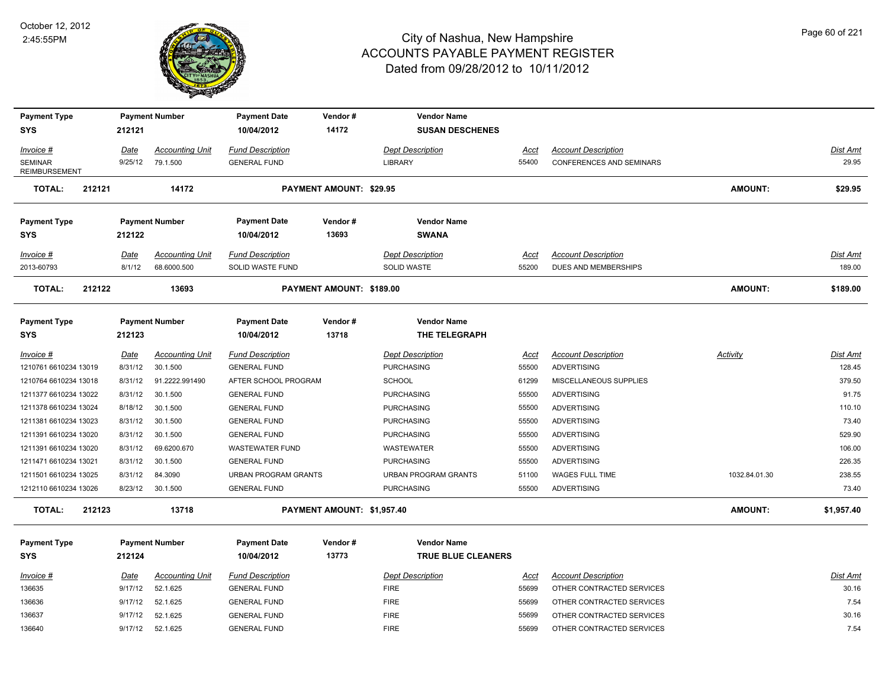# City of Nashua, New Hampshire
# ACCOUNTS PAYABLE PAYMENT REGISTER
## Dated from 09/28/2012 to 10/11/2012

October 12, 2012
2:45:55PM

| Payment Type | Payment Number | Payment Date | Vendor # | Vendor Name | | | |
|---|---|---|---|---|---|---|---|
| SYS | 212121 | 10/04/2012 | 14172 | SUSAN DESCHENES | | | |

| Invoice # | Date | Accounting Unit | Fund Description | Dept Description | Acct | Account Description | Dist Amt |
|---|---|---|---|---|---|---|---|
| SEMINAR REIMBURSEMENT | 9/25/12 | 79.1.500 | GENERAL FUND | LIBRARY | 55400 | CONFERENCES AND SEMINARS | 29.95 |

**TOTAL: 212121 14172 PAYMENT AMOUNT: $29.95 AMOUNT: $29.95**

| Payment Type | Payment Number | Payment Date | Vendor # | Vendor Name | | | |
|---|---|---|---|---|---|---|---|
| SYS | 212122 | 10/04/2012 | 13693 | SWANA | | | |

| Invoice # | Date | Accounting Unit | Fund Description | Dept Description | Acct | Account Description | Dist Amt |
|---|---|---|---|---|---|---|---|
| 2013-60793 | 8/1/12 | 68.6000.500 | SOLID WASTE FUND | SOLID WASTE | 55200 | DUES AND MEMBERSHIPS | 189.00 |

**TOTAL: 212122 13693 PAYMENT AMOUNT: $189.00 AMOUNT: $189.00**

| Payment Type | Payment Number | Payment Date | Vendor # | Vendor Name | | | | |
|---|---|---|---|---|---|---|---|---|
| SYS | 212123 | 10/04/2012 | 13718 | THE TELEGRAPH | | | | |

| Invoice # | Date | Accounting Unit | Fund Description | Dept Description | Acct | Account Description | Activity | Dist Amt |
|---|---|---|---|---|---|---|---|---|
| 1210761 6610234 13019 | 8/31/12 | 30.1.500 | GENERAL FUND | PURCHASING | 55500 | ADVERTISING | | 128.45 |
| 1210764 6610234 13018 | 8/31/12 | 91.2222.991490 | AFTER SCHOOL PROGRAM | SCHOOL | 61299 | MISCELLANEOUS SUPPLIES | | 379.50 |
| 1211377 6610234 13022 | 8/31/12 | 30.1.500 | GENERAL FUND | PURCHASING | 55500 | ADVERTISING | | 91.75 |
| 1211378 6610234 13024 | 8/18/12 | 30.1.500 | GENERAL FUND | PURCHASING | 55500 | ADVERTISING | | 110.10 |
| 1211381 6610234 13023 | 8/31/12 | 30.1.500 | GENERAL FUND | PURCHASING | 55500 | ADVERTISING | | 73.40 |
| 1211391 6610234 13020 | 8/31/12 | 30.1.500 | GENERAL FUND | PURCHASING | 55500 | ADVERTISING | | 529.90 |
| 1211391 6610234 13020 | 8/31/12 | 69.6200.670 | WASTEWATER FUND | WASTEWATER | 55500 | ADVERTISING | | 106.00 |
| 1211471 6610234 13021 | 8/31/12 | 30.1.500 | GENERAL FUND | PURCHASING | 55500 | ADVERTISING | | 226.35 |
| 1211501 6610234 13025 | 8/31/12 | 84.3090 | URBAN PROGRAM GRANTS | URBAN PROGRAM GRANTS | 51100 | WAGES FULL TIME | 1032.84.01.30 | 238.55 |
| 1212110 6610234 13026 | 8/23/12 | 30.1.500 | GENERAL FUND | PURCHASING | 55500 | ADVERTISING | | 73.40 |

**TOTAL: 212123 13718 PAYMENT AMOUNT: $1,957.40 AMOUNT: $1,957.40**

| Payment Type | Payment Number | Payment Date | Vendor # | Vendor Name | | | |
|---|---|---|---|---|---|---|---|
| SYS | 212124 | 10/04/2012 | 13773 | TRUE BLUE CLEANERS | | | |

| Invoice # | Date | Accounting Unit | Fund Description | Dept Description | Acct | Account Description | Dist Amt |
|---|---|---|---|---|---|---|---|
| 136635 | 9/17/12 | 52.1.625 | GENERAL FUND | FIRE | 55699 | OTHER CONTRACTED SERVICES | 30.16 |
| 136636 | 9/17/12 | 52.1.625 | GENERAL FUND | FIRE | 55699 | OTHER CONTRACTED SERVICES | 7.54 |
| 136637 | 9/17/12 | 52.1.625 | GENERAL FUND | FIRE | 55699 | OTHER CONTRACTED SERVICES | 30.16 |
| 136640 | 9/17/12 | 52.1.625 | GENERAL FUND | FIRE | 55699 | OTHER CONTRACTED SERVICES | 7.54 |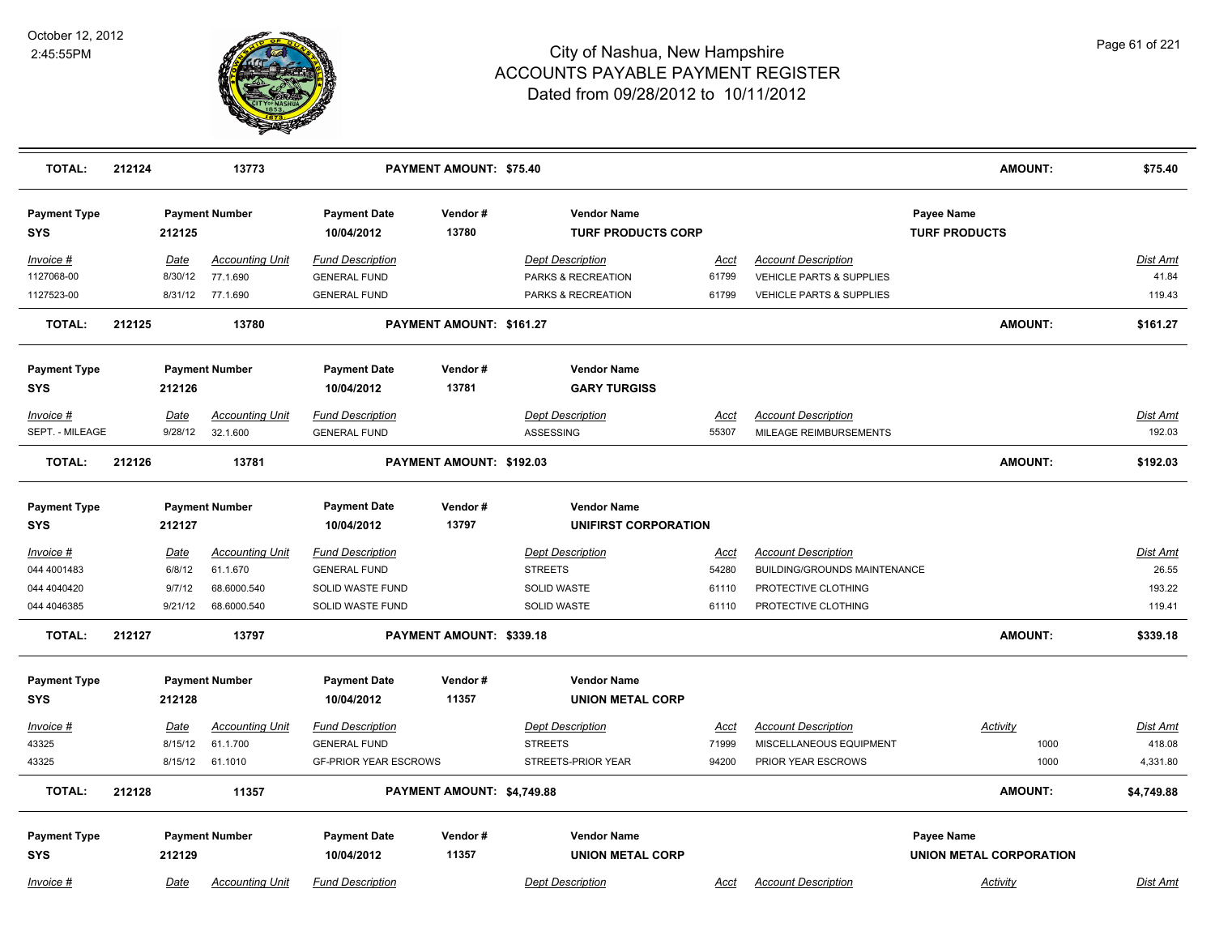| TOTAL: | 212124 | 13773 | | PAYMENT AMOUNT: $75.40 | | | | AMOUNT: | $75.40 |
|---|---|---|---|---|---|---|---|---|---|

**Payment Type** SYS | **Payment Number** 212125 | **Payment Date** 10/04/2012 | **Vendor #** 13780 | **Vendor Name** TURF PRODUCTS CORP | **Payee Name** TURF PRODUCTS

| Invoice # | Date | Accounting Unit | Fund Description | Dept Description | Acct | Account Description | Dist Amt |
|---|---|---|---|---|---|---|---|
| 1127068-00 | 8/30/12 | 77.1.690 | GENERAL FUND | PARKS & RECREATION | 61799 | VEHICLE PARTS & SUPPLIES | 41.84 |
| 1127523-00 | 8/31/12 | 77.1.690 | GENERAL FUND | PARKS & RECREATION | 61799 | VEHICLE PARTS & SUPPLIES | 119.43 |

**TOTAL:** 212125 | 13780 | **PAYMENT AMOUNT: $161.27** | **AMOUNT:** $161.27

**Payment Type** SYS | **Payment Number** 212126 | **Payment Date** 10/04/2012 | **Vendor #** 13781 | **Vendor Name** GARY TURGISS

| Invoice # | Date | Accounting Unit | Fund Description | Dept Description | Acct | Account Description | Dist Amt |
|---|---|---|---|---|---|---|---|
| SEPT. - MILEAGE | 9/28/12 | 32.1.600 | GENERAL FUND | ASSESSING | 55307 | MILEAGE REIMBURSEMENTS | 192.03 |

**TOTAL:** 212126 | 13781 | **PAYMENT AMOUNT: $192.03** | **AMOUNT:** $192.03

**Payment Type** SYS | **Payment Number** 212127 | **Payment Date** 10/04/2012 | **Vendor #** 13797 | **Vendor Name** UNIFIRST CORPORATION

| Invoice # | Date | Accounting Unit | Fund Description | Dept Description | Acct | Account Description | Dist Amt |
|---|---|---|---|---|---|---|---|
| 044 4001483 | 6/8/12 | 61.1.670 | GENERAL FUND | STREETS | 54280 | BUILDING/GROUNDS MAINTENANCE | 26.55 |
| 044 4040420 | 9/7/12 | 68.6000.540 | SOLID WASTE FUND | SOLID WASTE | 61110 | PROTECTIVE CLOTHING | 193.22 |
| 044 4046385 | 9/21/12 | 68.6000.540 | SOLID WASTE FUND | SOLID WASTE | 61110 | PROTECTIVE CLOTHING | 119.41 |

**TOTAL:** 212127 | 13797 | **PAYMENT AMOUNT: $339.18** | **AMOUNT:** $339.18

**Payment Type** SYS | **Payment Number** 212128 | **Payment Date** 10/04/2012 | **Vendor #** 11357 | **Vendor Name** UNION METAL CORP

| Invoice # | Date | Accounting Unit | Fund Description | Dept Description | Acct | Account Description | Activity | Dist Amt |
|---|---|---|---|---|---|---|---|---|
| 43325 | 8/15/12 | 61.1.700 | GENERAL FUND | STREETS | 71999 | MISCELLANEOUS EQUIPMENT | 1000 | 418.08 |
| 43325 | 8/15/12 | 61.1010 | GF-PRIOR YEAR ESCROWS | STREETS-PRIOR YEAR | 94200 | PRIOR YEAR ESCROWS | 1000 | 4,331.80 |

**TOTAL:** 212128 | 11357 | **PAYMENT AMOUNT: $4,749.88** | **AMOUNT:** $4,749.88

**Payment Type** SYS | **Payment Number** 212129 | **Payment Date** 10/04/2012 | **Vendor #** 11357 | **Vendor Name** UNION METAL CORP | **Payee Name** UNION METAL CORPORATION

| Invoice # | Date | Accounting Unit | Fund Description | Dept Description | Acct | Account Description | Activity | Dist Amt |
|---|---|---|---|---|---|---|---|---|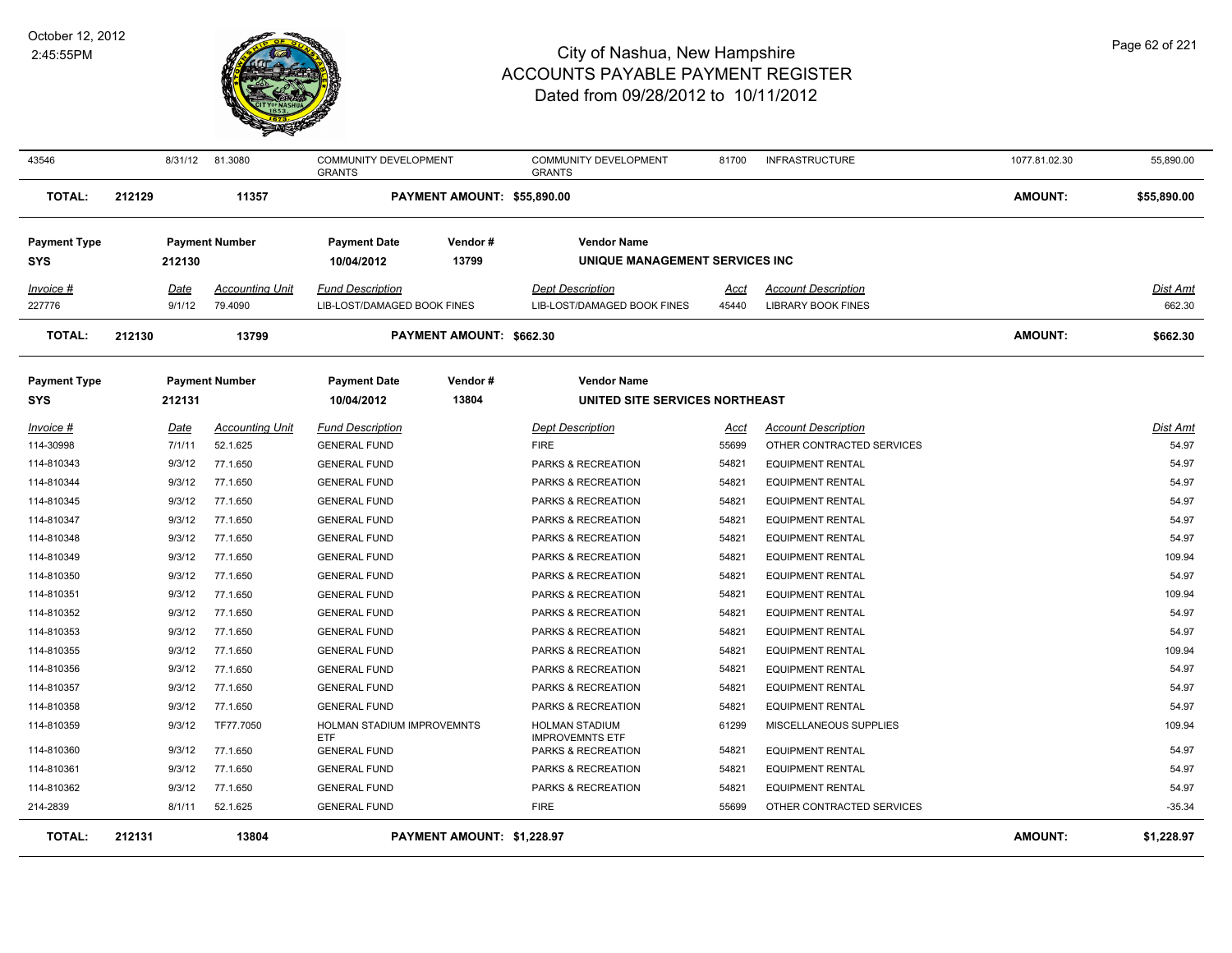# City of Nashua, New Hampshire
## ACCOUNTS PAYABLE PAYMENT REGISTER
### Dated from 09/28/2012 to 10/11/2012

October 12, 2012
2:45:55PM

| | | | | | | | | | |
|---|---|---|---|---|---|---|---|---|---|
| 43546 | 8/31/12 | 81.3080 | COMMUNITY DEVELOPMENT GRANTS | COMMUNITY DEVELOPMENT GRANTS | 81700 | INFRASTRUCTURE | 1077.81.02.30 | | 55,890.00 |
| **TOTAL:** | **212129** | **11357** | **PAYMENT AMOUNT: $55,890.00** | | | | **AMOUNT:** | | **$55,890.00** |

| Payment Type | Payment Number | Payment Date | Vendor # | Vendor Name |
|---|---|---|---|---|
| SYS | 212130 | 10/04/2012 | 13799 | UNIQUE MANAGEMENT SERVICES INC |

| Invoice # | Date | Accounting Unit | Fund Description | Dept Description | Acct | Account Description | Dist Amt |
|---|---|---|---|---|---|---|---|
| 227776 | 9/1/12 | 79.4090 | LIB-LOST/DAMAGED BOOK FINES | LIB-LOST/DAMAGED BOOK FINES | 45440 | LIBRARY BOOK FINES | 662.30 |
| **TOTAL:** | **212130** | **13799** | **PAYMENT AMOUNT: $662.30** | | | **AMOUNT:** | **$662.30** |

| Payment Type | Payment Number | Payment Date | Vendor # | Vendor Name |
|---|---|---|---|---|
| SYS | 212131 | 10/04/2012 | 13804 | UNITED SITE SERVICES NORTHEAST |

| Invoice # | Date | Accounting Unit | Fund Description | Dept Description | Acct | Account Description | Dist Amt |
|---|---|---|---|---|---|---|---|
| 114-30998 | 7/1/11 | 52.1.625 | GENERAL FUND | FIRE | 55699 | OTHER CONTRACTED SERVICES | 54.97 |
| 114-810343 | 9/3/12 | 77.1.650 | GENERAL FUND | PARKS & RECREATION | 54821 | EQUIPMENT RENTAL | 54.97 |
| 114-810344 | 9/3/12 | 77.1.650 | GENERAL FUND | PARKS & RECREATION | 54821 | EQUIPMENT RENTAL | 54.97 |
| 114-810345 | 9/3/12 | 77.1.650 | GENERAL FUND | PARKS & RECREATION | 54821 | EQUIPMENT RENTAL | 54.97 |
| 114-810347 | 9/3/12 | 77.1.650 | GENERAL FUND | PARKS & RECREATION | 54821 | EQUIPMENT RENTAL | 54.97 |
| 114-810348 | 9/3/12 | 77.1.650 | GENERAL FUND | PARKS & RECREATION | 54821 | EQUIPMENT RENTAL | 54.97 |
| 114-810349 | 9/3/12 | 77.1.650 | GENERAL FUND | PARKS & RECREATION | 54821 | EQUIPMENT RENTAL | 109.94 |
| 114-810350 | 9/3/12 | 77.1.650 | GENERAL FUND | PARKS & RECREATION | 54821 | EQUIPMENT RENTAL | 54.97 |
| 114-810351 | 9/3/12 | 77.1.650 | GENERAL FUND | PARKS & RECREATION | 54821 | EQUIPMENT RENTAL | 109.94 |
| 114-810352 | 9/3/12 | 77.1.650 | GENERAL FUND | PARKS & RECREATION | 54821 | EQUIPMENT RENTAL | 54.97 |
| 114-810353 | 9/3/12 | 77.1.650 | GENERAL FUND | PARKS & RECREATION | 54821 | EQUIPMENT RENTAL | 54.97 |
| 114-810355 | 9/3/12 | 77.1.650 | GENERAL FUND | PARKS & RECREATION | 54821 | EQUIPMENT RENTAL | 109.94 |
| 114-810356 | 9/3/12 | 77.1.650 | GENERAL FUND | PARKS & RECREATION | 54821 | EQUIPMENT RENTAL | 54.97 |
| 114-810357 | 9/3/12 | 77.1.650 | GENERAL FUND | PARKS & RECREATION | 54821 | EQUIPMENT RENTAL | 54.97 |
| 114-810358 | 9/3/12 | 77.1.650 | GENERAL FUND | PARKS & RECREATION | 54821 | EQUIPMENT RENTAL | 54.97 |
| 114-810359 | 9/3/12 | TF77.7050 | HOLMAN STADIUM IMPROVEMNTS ETF | HOLMAN STADIUM IMPROVEMNTS ETF | 61299 | MISCELLANEOUS SUPPLIES | 109.94 |
| 114-810360 | 9/3/12 | 77.1.650 | GENERAL FUND | PARKS & RECREATION | 54821 | EQUIPMENT RENTAL | 54.97 |
| 114-810361 | 9/3/12 | 77.1.650 | GENERAL FUND | PARKS & RECREATION | 54821 | EQUIPMENT RENTAL | 54.97 |
| 114-810362 | 9/3/12 | 77.1.650 | GENERAL FUND | PARKS & RECREATION | 54821 | EQUIPMENT RENTAL | 54.97 |
| 214-2839 | 8/1/11 | 52.1.625 | GENERAL FUND | FIRE | 55699 | OTHER CONTRACTED SERVICES | -35.34 |
| **TOTAL:** | **212131** | **13804** | **PAYMENT AMOUNT: $1,228.97** | | | **AMOUNT:** | **$1,228.97** |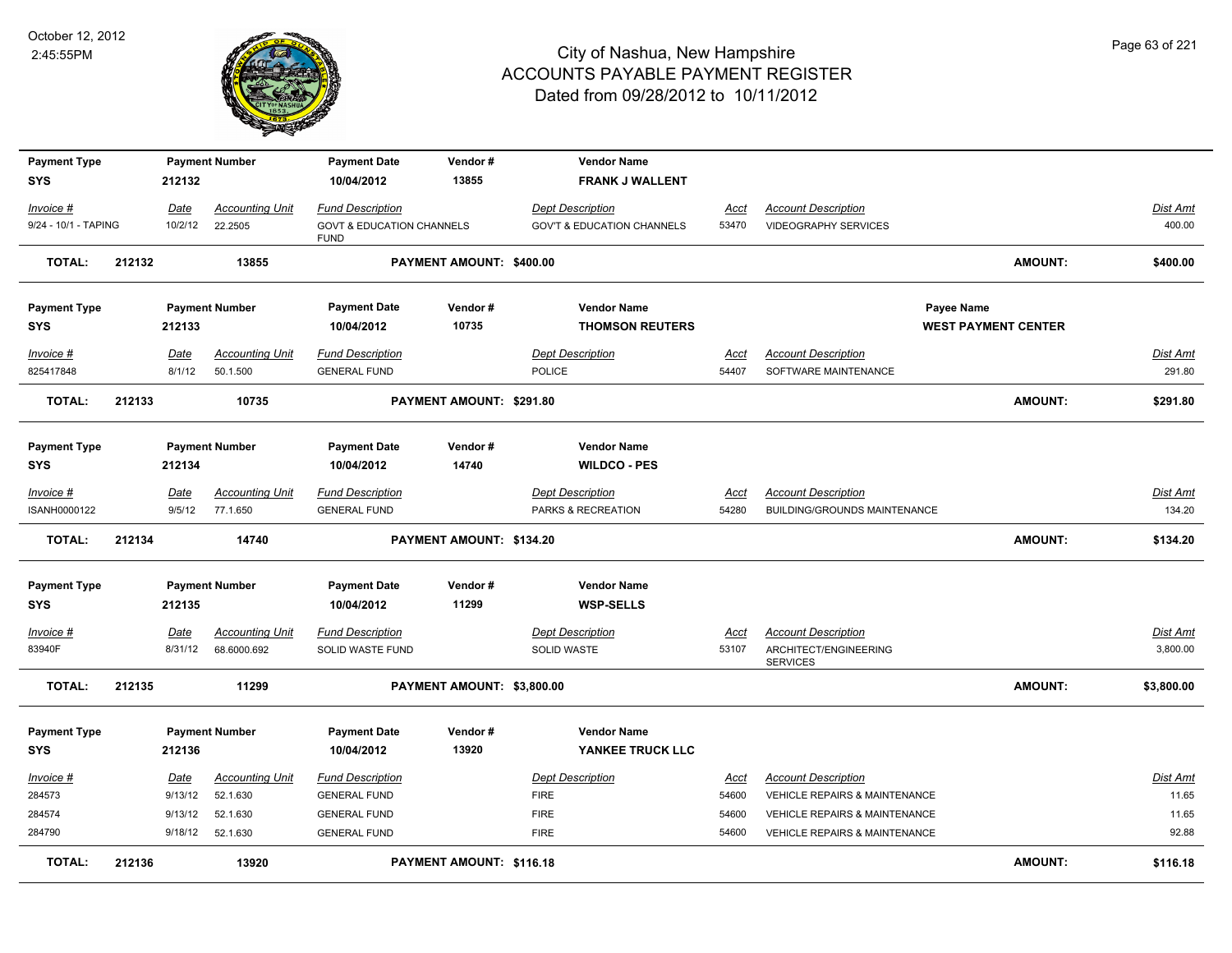# City of Nashua, New Hampshire
## ACCOUNTS PAYABLE PAYMENT REGISTER
### Dated from 09/28/2012 to 10/11/2012

October 12, 2012
2:45:55PM

| Payment Type | Payment Number | Payment Date | Vendor # | Vendor Name |
|---|---|---|---|---|
| SYS | 212132 | 10/04/2012 | 13855 | FRANK J WALLENT |

| Invoice # | Date | Accounting Unit | Fund Description | Dept Description | Acct | Account Description | Dist Amt |
|---|---|---|---|---|---|---|---|
| 9/24 - 10/1 - TAPING | 10/2/12 | 22.2505 | GOVT & EDUCATION CHANNELS FUND | GOV'T & EDUCATION CHANNELS | 53470 | VIDEOGRAPHY SERVICES | 400.00 |

**TOTAL: 212132 13855 PAYMENT AMOUNT: $400.00 AMOUNT: $400.00**

| Payment Type | Payment Number | Payment Date | Vendor # | Vendor Name | Payee Name |
|---|---|---|---|---|---|
| SYS | 212133 | 10/04/2012 | 10735 | THOMSON REUTERS | WEST PAYMENT CENTER |

| Invoice # | Date | Accounting Unit | Fund Description | Dept Description | Acct | Account Description | Dist Amt |
|---|---|---|---|---|---|---|---|
| 825417848 | 8/1/12 | 50.1.500 | GENERAL FUND | POLICE | 54407 | SOFTWARE MAINTENANCE | 291.80 |

**TOTAL: 212133 10735 PAYMENT AMOUNT: $291.80 AMOUNT: $291.80**

| Payment Type | Payment Number | Payment Date | Vendor # | Vendor Name |
|---|---|---|---|---|
| SYS | 212134 | 10/04/2012 | 14740 | WILDCO - PES |

| Invoice # | Date | Accounting Unit | Fund Description | Dept Description | Acct | Account Description | Dist Amt |
|---|---|---|---|---|---|---|---|
| ISANH0000122 | 9/5/12 | 77.1.650 | GENERAL FUND | PARKS & RECREATION | 54280 | BUILDING/GROUNDS MAINTENANCE | 134.20 |

**TOTAL: 212134 14740 PAYMENT AMOUNT: $134.20 AMOUNT: $134.20**

| Payment Type | Payment Number | Payment Date | Vendor # | Vendor Name |
|---|---|---|---|---|
| SYS | 212135 | 10/04/2012 | 11299 | WSP-SELLS |

| Invoice # | Date | Accounting Unit | Fund Description | Dept Description | Acct | Account Description | Dist Amt |
|---|---|---|---|---|---|---|---|
| 83940F | 8/31/12 | 68.6000.692 | SOLID WASTE FUND | SOLID WASTE | 53107 | ARCHITECT/ENGINEERING SERVICES | 3,800.00 |

**TOTAL: 212135 11299 PAYMENT AMOUNT: $3,800.00 AMOUNT: $3,800.00**

| Payment Type | Payment Number | Payment Date | Vendor # | Vendor Name |
|---|---|---|---|---|
| SYS | 212136 | 10/04/2012 | 13920 | YANKEE TRUCK LLC |

| Invoice # | Date | Accounting Unit | Fund Description | Dept Description | Acct | Account Description | Dist Amt |
|---|---|---|---|---|---|---|---|
| 284573 | 9/13/12 | 52.1.630 | GENERAL FUND | FIRE | 54600 | VEHICLE REPAIRS & MAINTENANCE | 11.65 |
| 284574 | 9/13/12 | 52.1.630 | GENERAL FUND | FIRE | 54600 | VEHICLE REPAIRS & MAINTENANCE | 11.65 |
| 284790 | 9/18/12 | 52.1.630 | GENERAL FUND | FIRE | 54600 | VEHICLE REPAIRS & MAINTENANCE | 92.88 |

**TOTAL: 212136 13920 PAYMENT AMOUNT: $116.18 AMOUNT: $116.18**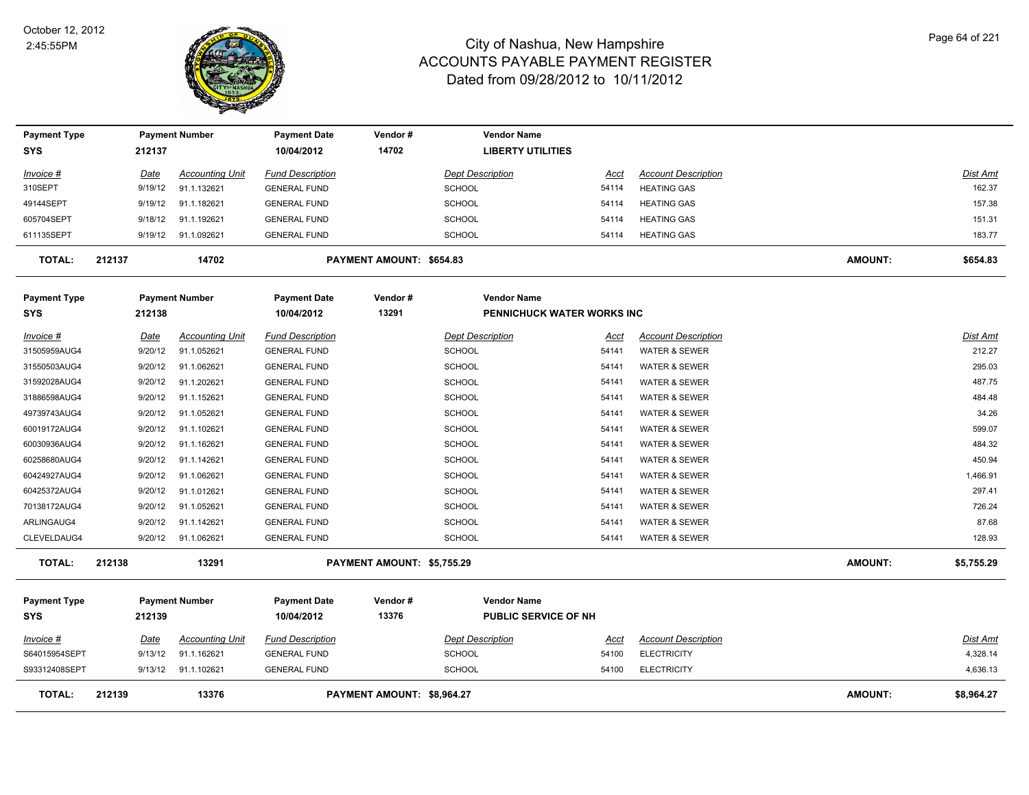# City of Nashua, New Hampshire
## ACCOUNTS PAYABLE PAYMENT REGISTER
### Dated from 09/28/2012 to 10/11/2012

October 12, 2012
2:45:55PM

| Payment Type | Payment Number | Payment Date | Vendor # | Vendor Name | | | |
|---|---|---|---|---|---|---|---|
| **SYS** | **212137** | **10/04/2012** | **14702** | **LIBERTY UTILITIES** | | | |

| *Invoice #* | *Date* | *Accounting Unit* | *Fund Description* | *Dept Description* | *Acct* | *Account Description* | *Dist Amt* |
|---|---|---|---|---|---|---|---|
| 310SEPT | 9/19/12 | 91.1.132621 | GENERAL FUND | SCHOOL | 54114 | HEATING GAS | 162.37 |
| 49144SEPT | 9/19/12 | 91.1.182621 | GENERAL FUND | SCHOOL | 54114 | HEATING GAS | 157.38 |
| 605704SEPT | 9/18/12 | 91.1.192621 | GENERAL FUND | SCHOOL | 54114 | HEATING GAS | 151.31 |
| 611135SEPT | 9/19/12 | 91.1.092621 | GENERAL FUND | SCHOOL | 54114 | HEATING GAS | 183.77 |
| **TOTAL: 212137** | | **14702** | **PAYMENT AMOUNT: $654.83** | | | **AMOUNT:** | **$654.83** |

| Payment Type | Payment Number | Payment Date | Vendor # | Vendor Name | | | |
|---|---|---|---|---|---|---|---|
| **SYS** | **212138** | **10/04/2012** | **13291** | **PENNICHUCK WATER WORKS INC** | | | |

| *Invoice #* | *Date* | *Accounting Unit* | *Fund Description* | *Dept Description* | *Acct* | *Account Description* | *Dist Amt* |
|---|---|---|---|---|---|---|---|
| 31505959AUG4 | 9/20/12 | 91.1.052621 | GENERAL FUND | SCHOOL | 54141 | WATER & SEWER | 212.27 |
| 31550503AUG4 | 9/20/12 | 91.1.062621 | GENERAL FUND | SCHOOL | 54141 | WATER & SEWER | 295.03 |
| 31592028AUG4 | 9/20/12 | 91.1.202621 | GENERAL FUND | SCHOOL | 54141 | WATER & SEWER | 487.75 |
| 31886598AUG4 | 9/20/12 | 91.1.152621 | GENERAL FUND | SCHOOL | 54141 | WATER & SEWER | 484.48 |
| 49739743AUG4 | 9/20/12 | 91.1.052621 | GENERAL FUND | SCHOOL | 54141 | WATER & SEWER | 34.26 |
| 60019172AUG4 | 9/20/12 | 91.1.102621 | GENERAL FUND | SCHOOL | 54141 | WATER & SEWER | 599.07 |
| 60030936AUG4 | 9/20/12 | 91.1.162621 | GENERAL FUND | SCHOOL | 54141 | WATER & SEWER | 484.32 |
| 60258680AUG4 | 9/20/12 | 91.1.142621 | GENERAL FUND | SCHOOL | 54141 | WATER & SEWER | 450.94 |
| 60424927AUG4 | 9/20/12 | 91.1.062621 | GENERAL FUND | SCHOOL | 54141 | WATER & SEWER | 1,466.91 |
| 60425372AUG4 | 9/20/12 | 91.1.012621 | GENERAL FUND | SCHOOL | 54141 | WATER & SEWER | 297.41 |
| 70138172AUG4 | 9/20/12 | 91.1.052621 | GENERAL FUND | SCHOOL | 54141 | WATER & SEWER | 726.24 |
| ARLINGAUG4 | 9/20/12 | 91.1.142621 | GENERAL FUND | SCHOOL | 54141 | WATER & SEWER | 87.68 |
| CLEVELDAUG4 | 9/20/12 | 91.1.062621 | GENERAL FUND | SCHOOL | 54141 | WATER & SEWER | 128.93 |
| **TOTAL: 212138** | | **13291** | **PAYMENT AMOUNT: $5,755.29** | | | **AMOUNT:** | **$5,755.29** |

| Payment Type | Payment Number | Payment Date | Vendor # | Vendor Name | | | |
|---|---|---|---|---|---|---|---|
| **SYS** | **212139** | **10/04/2012** | **13376** | **PUBLIC SERVICE OF NH** | | | |

| *Invoice #* | *Date* | *Accounting Unit* | *Fund Description* | *Dept Description* | *Acct* | *Account Description* | *Dist Amt* |
|---|---|---|---|---|---|---|---|
| S64015954SEPT | 9/13/12 | 91.1.162621 | GENERAL FUND | SCHOOL | 54100 | ELECTRICITY | 4,328.14 |
| S93312408SEPT | 9/13/12 | 91.1.102621 | GENERAL FUND | SCHOOL | 54100 | ELECTRICITY | 4,636.13 |
| **TOTAL: 212139** | | **13376** | **PAYMENT AMOUNT: $8,964.27** | | | **AMOUNT:** | **$8,964.27** |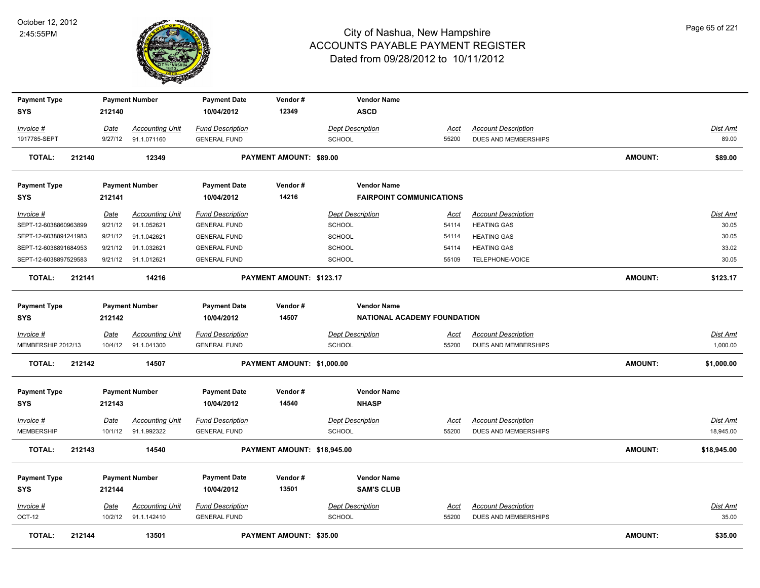# City of Nashua, New Hampshire
## ACCOUNTS PAYABLE PAYMENT REGISTER
### Dated from 09/28/2012 to 10/11/2012

October 12, 2012
2:45:55PM

| Payment Type | Payment Number | Payment Date | Vendor # | Vendor Name |
|---|---|---|---|---|
| SYS | 212140 | 10/04/2012 | 12349 | ASCD |

| Invoice # | Date | Accounting Unit | Fund Description | Dept Description | Acct | Account Description | Dist Amt |
|---|---|---|---|---|---|---|---|
| 1917785-SEPT | 9/27/12 | 91.1.071160 | GENERAL FUND | SCHOOL | 55200 | DUES AND MEMBERSHIPS | 89.00 |

**TOTAL: 212140 12349 PAYMENT AMOUNT: $89.00 AMOUNT: $89.00**

| Payment Type | Payment Number | Payment Date | Vendor # | Vendor Name |
|---|---|---|---|---|
| SYS | 212141 | 10/04/2012 | 14216 | FAIRPOINT COMMUNICATIONS |

| Invoice # | Date | Accounting Unit | Fund Description | Dept Description | Acct | Account Description | Dist Amt |
|---|---|---|---|---|---|---|---|
| SEPT-12-6038860963899 | 9/21/12 | 91.1.052621 | GENERAL FUND | SCHOOL | 54114 | HEATING GAS | 30.05 |
| SEPT-12-6038891241983 | 9/21/12 | 91.1.042621 | GENERAL FUND | SCHOOL | 54114 | HEATING GAS | 30.05 |
| SEPT-12-6038891684953 | 9/21/12 | 91.1.032621 | GENERAL FUND | SCHOOL | 54114 | HEATING GAS | 33.02 |
| SEPT-12-6038897529583 | 9/21/12 | 91.1.012621 | GENERAL FUND | SCHOOL | 55109 | TELEPHONE-VOICE | 30.05 |

**TOTAL: 212141 14216 PAYMENT AMOUNT: $123.17 AMOUNT: $123.17**

| Payment Type | Payment Number | Payment Date | Vendor # | Vendor Name |
|---|---|---|---|---|
| SYS | 212142 | 10/04/2012 | 14507 | NATIONAL ACADEMY FOUNDATION |

| Invoice # | Date | Accounting Unit | Fund Description | Dept Description | Acct | Account Description | Dist Amt |
|---|---|---|---|---|---|---|---|
| MEMBERSHIP 2012/13 | 10/4/12 | 91.1.041300 | GENERAL FUND | SCHOOL | 55200 | DUES AND MEMBERSHIPS | 1,000.00 |

**TOTAL: 212142 14507 PAYMENT AMOUNT: $1,000.00 AMOUNT: $1,000.00**

| Payment Type | Payment Number | Payment Date | Vendor # | Vendor Name |
|---|---|---|---|---|
| SYS | 212143 | 10/04/2012 | 14540 | NHASP |

| Invoice # | Date | Accounting Unit | Fund Description | Dept Description | Acct | Account Description | Dist Amt |
|---|---|---|---|---|---|---|---|
| MEMBERSHIP | 10/1/12 | 91.1.992322 | GENERAL FUND | SCHOOL | 55200 | DUES AND MEMBERSHIPS | 18,945.00 |

**TOTAL: 212143 14540 PAYMENT AMOUNT: $18,945.00 AMOUNT: $18,945.00**

| Payment Type | Payment Number | Payment Date | Vendor # | Vendor Name |
|---|---|---|---|---|
| SYS | 212144 | 10/04/2012 | 13501 | SAM'S CLUB |

| Invoice # | Date | Accounting Unit | Fund Description | Dept Description | Acct | Account Description | Dist Amt |
|---|---|---|---|---|---|---|---|
| OCT-12 | 10/2/12 | 91.1.142410 | GENERAL FUND | SCHOOL | 55200 | DUES AND MEMBERSHIPS | 35.00 |

**TOTAL: 212144 13501 PAYMENT AMOUNT: $35.00 AMOUNT: $35.00**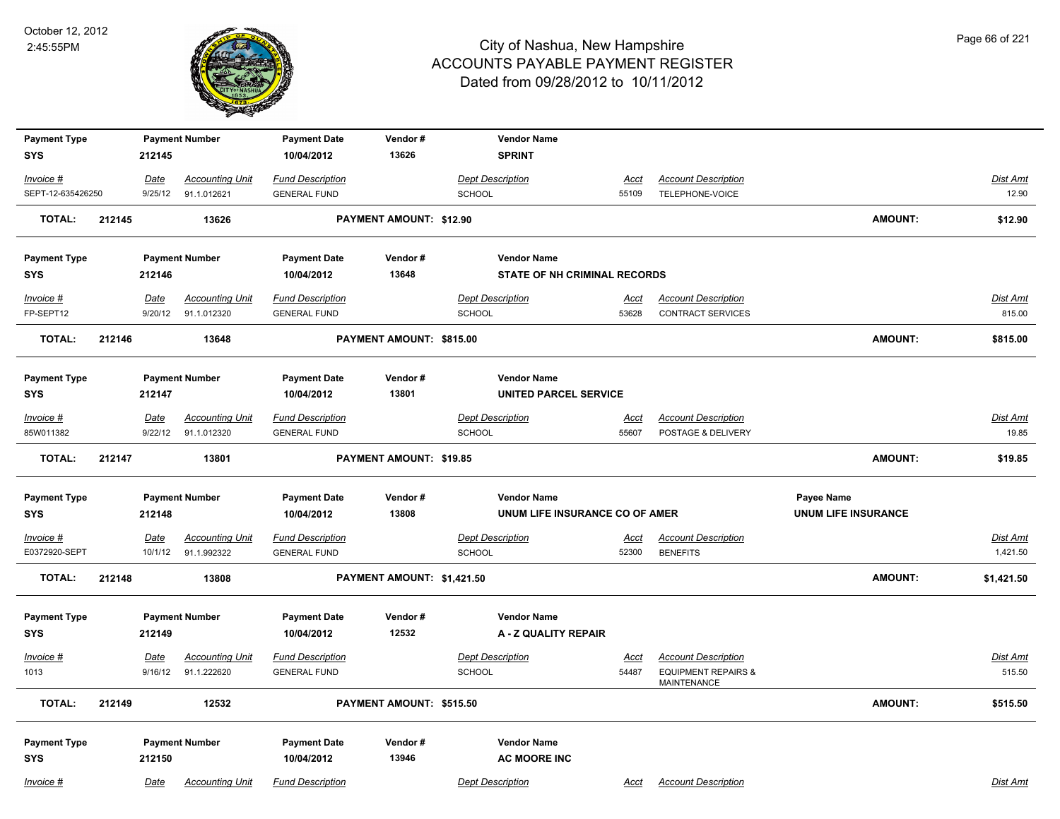# City of Nashua, New Hampshire
## ACCOUNTS PAYABLE PAYMENT REGISTER
### Dated from 09/28/2012 to 10/11/2012

October 12, 2012
2:45:55PM

| Payment Type | Payment Number | Payment Date | Vendor # | Vendor Name |
|---|---|---|---|---|
| SYS | 212145 | 10/04/2012 | 13626 | SPRINT |

| Invoice # | Date | Accounting Unit | Fund Description | Dept Description | Acct | Account Description | Dist Amt |
|---|---|---|---|---|---|---|---|
| SEPT-12-635426250 | 9/25/12 | 91.1.012621 | GENERAL FUND | SCHOOL | 55109 | TELEPHONE-VOICE | 12.90 |

**TOTAL: 212145 13626 PAYMENT AMOUNT: $12.90 AMOUNT: $12.90**

| Payment Type | Payment Number | Payment Date | Vendor # | Vendor Name |
|---|---|---|---|---|
| SYS | 212146 | 10/04/2012 | 13648 | STATE OF NH CRIMINAL RECORDS |

| Invoice # | Date | Accounting Unit | Fund Description | Dept Description | Acct | Account Description | Dist Amt |
|---|---|---|---|---|---|---|---|
| FP-SEPT12 | 9/20/12 | 91.1.012320 | GENERAL FUND | SCHOOL | 53628 | CONTRACT SERVICES | 815.00 |

**TOTAL: 212146 13648 PAYMENT AMOUNT: $815.00 AMOUNT: $815.00**

| Payment Type | Payment Number | Payment Date | Vendor # | Vendor Name |
|---|---|---|---|---|
| SYS | 212147 | 10/04/2012 | 13801 | UNITED PARCEL SERVICE |

| Invoice # | Date | Accounting Unit | Fund Description | Dept Description | Acct | Account Description | Dist Amt |
|---|---|---|---|---|---|---|---|
| 85W011382 | 9/22/12 | 91.1.012320 | GENERAL FUND | SCHOOL | 55607 | POSTAGE & DELIVERY | 19.85 |

**TOTAL: 212147 13801 PAYMENT AMOUNT: $19.85 AMOUNT: $19.85**

| Payment Type | Payment Number | Payment Date | Vendor # | Vendor Name | Payee Name |
|---|---|---|---|---|---|
| SYS | 212148 | 10/04/2012 | 13808 | UNUM LIFE INSURANCE CO OF AMER | UNUM LIFE INSURANCE |

| Invoice # | Date | Accounting Unit | Fund Description | Dept Description | Acct | Account Description | Dist Amt |
|---|---|---|---|---|---|---|---|
| E0372920-SEPT | 10/1/12 | 91.1.992322 | GENERAL FUND | SCHOOL | 52300 | BENEFITS | 1,421.50 |

**TOTAL: 212148 13808 PAYMENT AMOUNT: $1,421.50 AMOUNT: $1,421.50**

| Payment Type | Payment Number | Payment Date | Vendor # | Vendor Name |
|---|---|---|---|---|
| SYS | 212149 | 10/04/2012 | 12532 | A - Z QUALITY REPAIR |

| Invoice # | Date | Accounting Unit | Fund Description | Dept Description | Acct | Account Description | Dist Amt |
|---|---|---|---|---|---|---|---|
| 1013 | 9/16/12 | 91.1.222620 | GENERAL FUND | SCHOOL | 54487 | EQUIPMENT REPAIRS & MAINTENANCE | 515.50 |

**TOTAL: 212149 12532 PAYMENT AMOUNT: $515.50 AMOUNT: $515.50**

| Payment Type | Payment Number | Payment Date | Vendor # | Vendor Name |
|---|---|---|---|---|
| SYS | 212150 | 10/04/2012 | 13946 | AC MOORE INC |

| Invoice # | Date | Accounting Unit | Fund Description | Dept Description | Acct | Account Description | Dist Amt |
|---|---|---|---|---|---|---|---|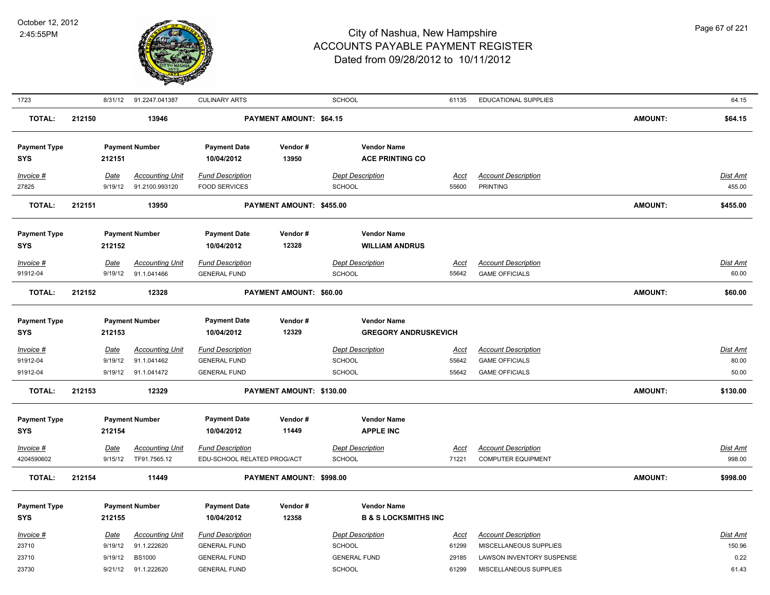| Invoice # | Date | Accounting Unit | Fund Description | Dept Description | Acct | Account Description | Dist Amt |
|---|---|---|---|---|---|---|---|
| 1723 | 8/31/12 | 91.2247.041387 | CULINARY ARTS | SCHOOL | 61135 | EDUCATIONAL SUPPLIES | 64.15 |

**TOTAL: 212150 13946 PAYMENT AMOUNT: $64.15 AMOUNT: $64.15**

| Payment Type | Payment Number | Payment Date | Vendor # | Vendor Name |
|---|---|---|---|---|
| SYS | 212151 | 10/04/2012 | 13950 | ACE PRINTING CO |

| Invoice # | Date | Accounting Unit | Fund Description | Dept Description | Acct | Account Description | Dist Amt |
|---|---|---|---|---|---|---|---|
| 27825 | 9/19/12 | 91.2100.993120 | FOOD SERVICES | SCHOOL | 55600 | PRINTING | 455.00 |

**TOTAL: 212151 13950 PAYMENT AMOUNT: $455.00 AMOUNT: $455.00**

| Payment Type | Payment Number | Payment Date | Vendor # | Vendor Name |
|---|---|---|---|---|
| SYS | 212152 | 10/04/2012 | 12328 | WILLIAM ANDRUS |

| Invoice # | Date | Accounting Unit | Fund Description | Dept Description | Acct | Account Description | Dist Amt |
|---|---|---|---|---|---|---|---|
| 91912-04 | 9/19/12 | 91.1.041466 | GENERAL FUND | SCHOOL | 55642 | GAME OFFICIALS | 60.00 |

**TOTAL: 212152 12328 PAYMENT AMOUNT: $60.00 AMOUNT: $60.00**

| Payment Type | Payment Number | Payment Date | Vendor # | Vendor Name |
|---|---|---|---|---|
| SYS | 212153 | 10/04/2012 | 12329 | GREGORY ANDRUSKEVICH |

| Invoice # | Date | Accounting Unit | Fund Description | Dept Description | Acct | Account Description | Dist Amt |
|---|---|---|---|---|---|---|---|
| 91912-04 | 9/19/12 | 91.1.041462 | GENERAL FUND | SCHOOL | 55642 | GAME OFFICIALS | 80.00 |
| 91912-04 | 9/19/12 | 91.1.041472 | GENERAL FUND | SCHOOL | 55642 | GAME OFFICIALS | 50.00 |

**TOTAL: 212153 12329 PAYMENT AMOUNT: $130.00 AMOUNT: $130.00**

| Payment Type | Payment Number | Payment Date | Vendor # | Vendor Name |
|---|---|---|---|---|
| SYS | 212154 | 10/04/2012 | 11449 | APPLE INC |

| Invoice # | Date | Accounting Unit | Fund Description | Dept Description | Acct | Account Description | Dist Amt |
|---|---|---|---|---|---|---|---|
| 4204590602 | 9/15/12 | TF91.7565.12 | EDU-SCHOOL RELATED PROG/ACT | SCHOOL | 71221 | COMPUTER EQUIPMENT | 998.00 |

**TOTAL: 212154 11449 PAYMENT AMOUNT: $998.00 AMOUNT: $998.00**

| Payment Type | Payment Number | Payment Date | Vendor # | Vendor Name |
|---|---|---|---|---|
| SYS | 212155 | 10/04/2012 | 12358 | B & S LOCKSMITHS INC |

| Invoice # | Date | Accounting Unit | Fund Description | Dept Description | Acct | Account Description | Dist Amt |
|---|---|---|---|---|---|---|---|
| 23710 | 9/19/12 | 91.1.222620 | GENERAL FUND | SCHOOL | 61299 | MISCELLANEOUS SUPPLIES | 150.96 |
| 23710 | 9/19/12 | BS1000 | GENERAL FUND | GENERAL FUND | 29185 | LAWSON INVENTORY SUSPENSE | 0.22 |
| 23730 | 9/21/12 | 91.1.222620 | GENERAL FUND | SCHOOL | 61299 | MISCELLANEOUS SUPPLIES | 61.43 |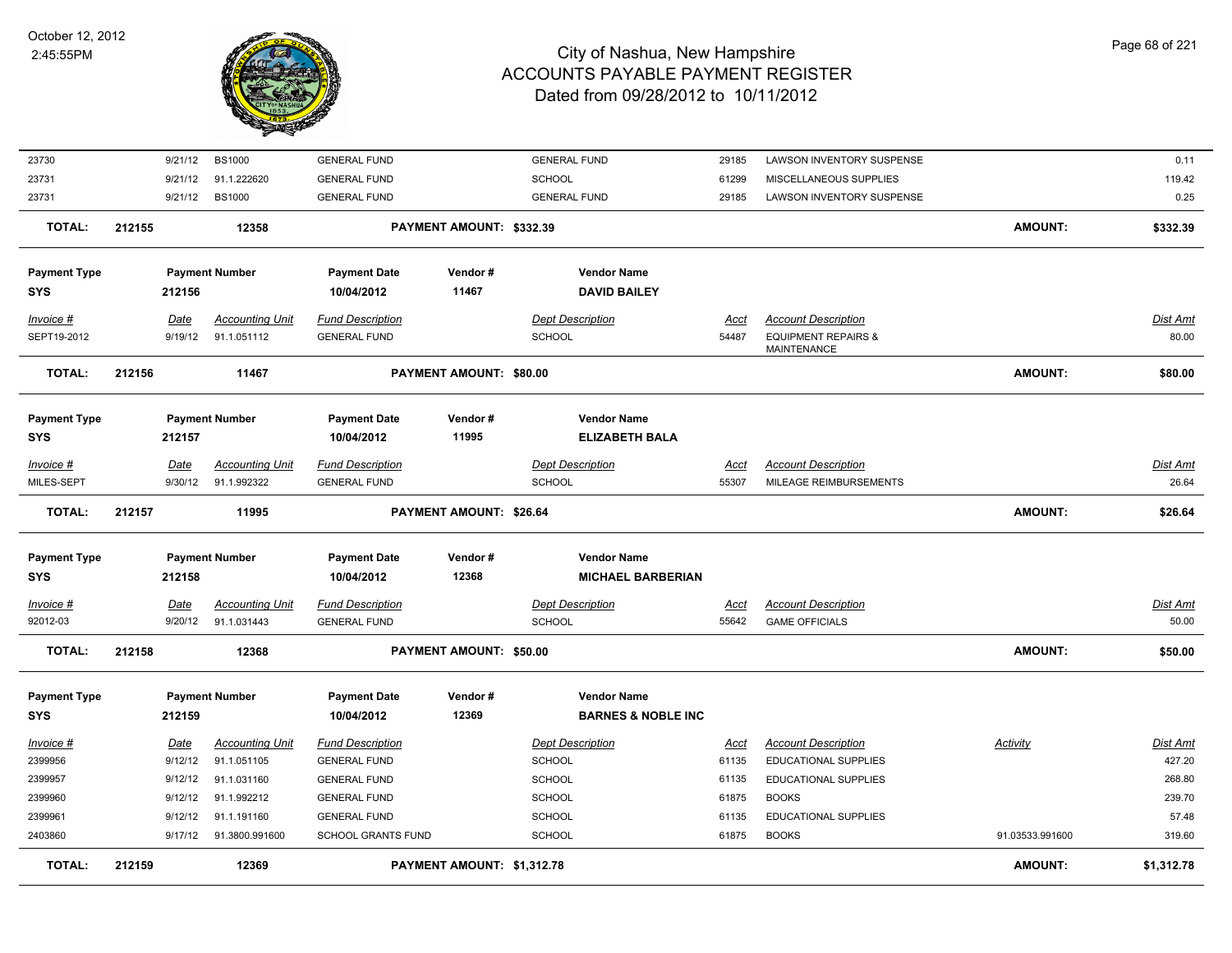# City of Nashua, New Hampshire
## ACCOUNTS PAYABLE PAYMENT REGISTER
### Dated from 09/28/2012 to 10/11/2012

October 12, 2012
2:45:55PM

| | | | | | | | | | |
|---|---|---|---|---|---|---|---|---|---|
| 23730 | 9/21/12 | BS1000 | GENERAL FUND | | GENERAL FUND | 29185 | LAWSON INVENTORY SUSPENSE | | 0.11 |
| 23731 | 9/21/12 | 91.1.222620 | GENERAL FUND | | SCHOOL | 61299 | MISCELLANEOUS SUPPLIES | | 119.42 |
| 23731 | 9/21/12 | BS1000 | GENERAL FUND | | GENERAL FUND | 29185 | LAWSON INVENTORY SUSPENSE | | 0.25 |
| **TOTAL:** | **212155** | **12358** | | **PAYMENT AMOUNT: $332.39** | | | | **AMOUNT:** | **$332.39** |

| Payment Type | Payment Number | Payment Date | Vendor # | Vendor Name |
|---|---|---|---|---|
| SYS | 212156 | 10/04/2012 | 11467 | DAVID BAILEY |

| Invoice # | Date | Accounting Unit | Fund Description | Dept Description | Acct | Account Description | Dist Amt |
|---|---|---|---|---|---|---|---|
| SEPT19-2012 | 9/19/12 | 91.1.051112 | GENERAL FUND | SCHOOL | 54487 | EQUIPMENT REPAIRS & MAINTENANCE | 80.00 |
| **TOTAL:** | **212156** | **11467** | **PAYMENT AMOUNT: $80.00** | | | **AMOUNT:** | **$80.00** |

| Payment Type | Payment Number | Payment Date | Vendor # | Vendor Name |
|---|---|---|---|---|
| SYS | 212157 | 10/04/2012 | 11995 | ELIZABETH BALA |

| Invoice # | Date | Accounting Unit | Fund Description | Dept Description | Acct | Account Description | Dist Amt |
|---|---|---|---|---|---|---|---|
| MILES-SEPT | 9/30/12 | 91.1.992322 | GENERAL FUND | SCHOOL | 55307 | MILEAGE REIMBURSEMENTS | 26.64 |
| **TOTAL:** | **212157** | **11995** | **PAYMENT AMOUNT: $26.64** | | | **AMOUNT:** | **$26.64** |

| Payment Type | Payment Number | Payment Date | Vendor # | Vendor Name |
|---|---|---|---|---|
| SYS | 212158 | 10/04/2012 | 12368 | MICHAEL BARBERIAN |

| Invoice # | Date | Accounting Unit | Fund Description | Dept Description | Acct | Account Description | Dist Amt |
|---|---|---|---|---|---|---|---|
| 92012-03 | 9/20/12 | 91.1.031443 | GENERAL FUND | SCHOOL | 55642 | GAME OFFICIALS | 50.00 |
| **TOTAL:** | **212158** | **12368** | **PAYMENT AMOUNT: $50.00** | | | **AMOUNT:** | **$50.00** |

| Payment Type | Payment Number | Payment Date | Vendor # | Vendor Name |
|---|---|---|---|---|
| SYS | 212159 | 10/04/2012 | 12369 | BARNES & NOBLE INC |

| Invoice # | Date | Accounting Unit | Fund Description | Dept Description | Acct | Account Description | Activity | Dist Amt |
|---|---|---|---|---|---|---|---|---|
| 2399956 | 9/12/12 | 91.1.051105 | GENERAL FUND | SCHOOL | 61135 | EDUCATIONAL SUPPLIES | | 427.20 |
| 2399957 | 9/12/12 | 91.1.031160 | GENERAL FUND | SCHOOL | 61135 | EDUCATIONAL SUPPLIES | | 268.80 |
| 2399960 | 9/12/12 | 91.1.992212 | GENERAL FUND | SCHOOL | 61875 | BOOKS | | 239.70 |
| 2399961 | 9/12/12 | 91.1.191160 | GENERAL FUND | SCHOOL | 61135 | EDUCATIONAL SUPPLIES | | 57.48 |
| 2403860 | 9/17/12 | 91.3800.991600 | SCHOOL GRANTS FUND | SCHOOL | 61875 | BOOKS | 91.03533.991600 | 319.60 |
| **TOTAL:** | **212159** | **12369** | **PAYMENT AMOUNT: $1,312.78** | | | | **AMOUNT:** | **$1,312.78** |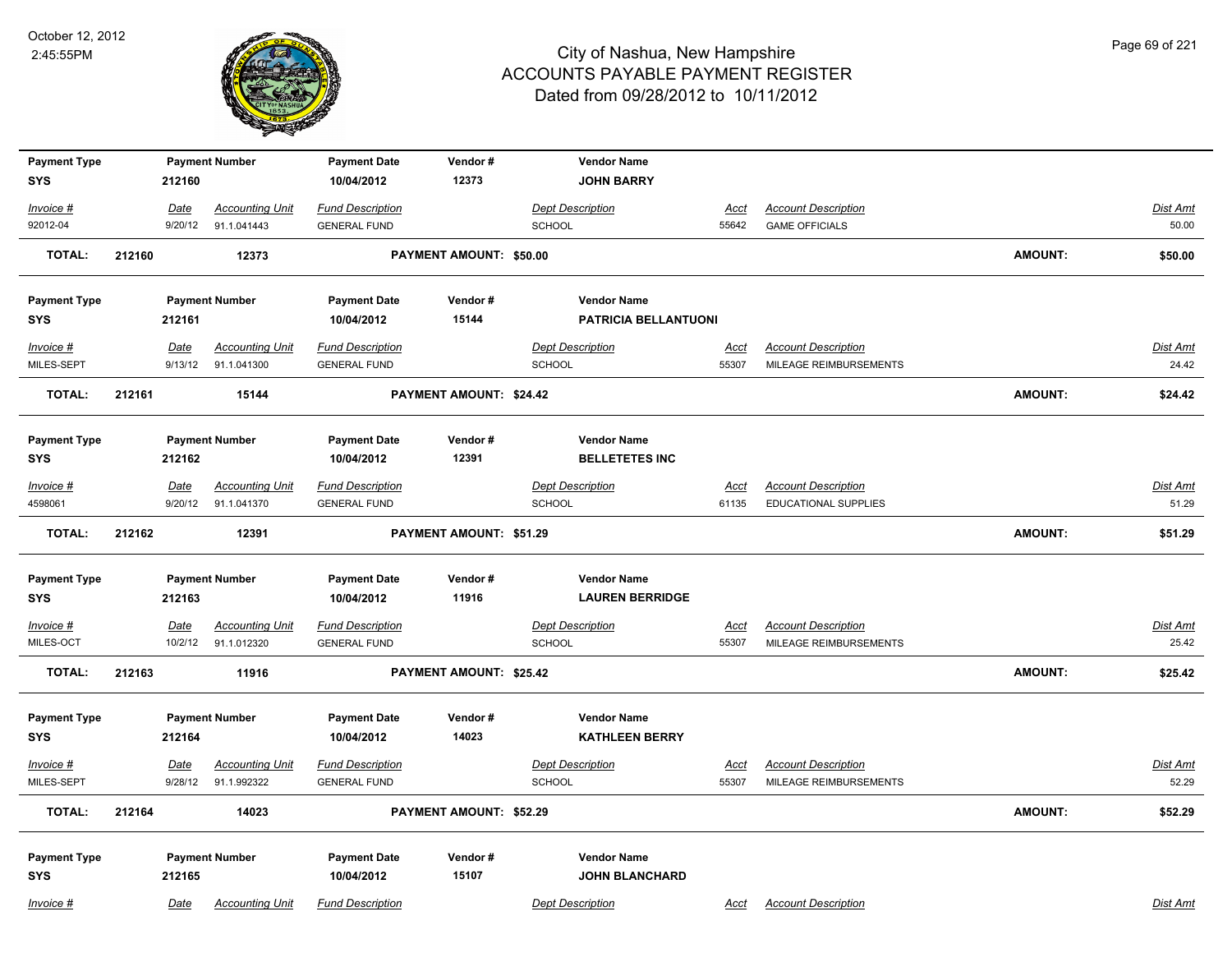# City of Nashua, New Hampshire
## ACCOUNTS PAYABLE PAYMENT REGISTER
### Dated from 09/28/2012 to 10/11/2012

October 12, 2012
2:45:55PM

| Payment Type | Payment Number | Payment Date | Vendor # | Vendor Name |
|---|---|---|---|---|
| SYS | 212160 | 10/04/2012 | 12373 | JOHN BARRY |

| Invoice # | Date | Accounting Unit | Fund Description | Dept Description | Acct | Account Description | Dist Amt |
|---|---|---|---|---|---|---|---|
| 92012-04 | 9/20/12 | 91.1.041443 | GENERAL FUND | SCHOOL | 55642 | GAME OFFICIALS | 50.00 |

**TOTAL: 212160 12373 PAYMENT AMOUNT: $50.00 AMOUNT: $50.00**

| Payment Type | Payment Number | Payment Date | Vendor # | Vendor Name |
|---|---|---|---|---|
| SYS | 212161 | 10/04/2012 | 15144 | PATRICIA BELLANTUONI |

| Invoice # | Date | Accounting Unit | Fund Description | Dept Description | Acct | Account Description | Dist Amt |
|---|---|---|---|---|---|---|---|
| MILES-SEPT | 9/13/12 | 91.1.041300 | GENERAL FUND | SCHOOL | 55307 | MILEAGE REIMBURSEMENTS | 24.42 |

**TOTAL: 212161 15144 PAYMENT AMOUNT: $24.42 AMOUNT: $24.42**

| Payment Type | Payment Number | Payment Date | Vendor # | Vendor Name |
|---|---|---|---|---|
| SYS | 212162 | 10/04/2012 | 12391 | BELLETETES INC |

| Invoice # | Date | Accounting Unit | Fund Description | Dept Description | Acct | Account Description | Dist Amt |
|---|---|---|---|---|---|---|---|
| 4598061 | 9/20/12 | 91.1.041370 | GENERAL FUND | SCHOOL | 61135 | EDUCATIONAL SUPPLIES | 51.29 |

**TOTAL: 212162 12391 PAYMENT AMOUNT: $51.29 AMOUNT: $51.29**

| Payment Type | Payment Number | Payment Date | Vendor # | Vendor Name |
|---|---|---|---|---|
| SYS | 212163 | 10/04/2012 | 11916 | LAUREN BERRIDGE |

| Invoice # | Date | Accounting Unit | Fund Description | Dept Description | Acct | Account Description | Dist Amt |
|---|---|---|---|---|---|---|---|
| MILES-OCT | 10/2/12 | 91.1.012320 | GENERAL FUND | SCHOOL | 55307 | MILEAGE REIMBURSEMENTS | 25.42 |

**TOTAL: 212163 11916 PAYMENT AMOUNT: $25.42 AMOUNT: $25.42**

| Payment Type | Payment Number | Payment Date | Vendor # | Vendor Name |
|---|---|---|---|---|
| SYS | 212164 | 10/04/2012 | 14023 | KATHLEEN BERRY |

| Invoice # | Date | Accounting Unit | Fund Description | Dept Description | Acct | Account Description | Dist Amt |
|---|---|---|---|---|---|---|---|
| MILES-SEPT | 9/28/12 | 91.1.992322 | GENERAL FUND | SCHOOL | 55307 | MILEAGE REIMBURSEMENTS | 52.29 |

**TOTAL: 212164 14023 PAYMENT AMOUNT: $52.29 AMOUNT: $52.29**

| Payment Type | Payment Number | Payment Date | Vendor # | Vendor Name |
|---|---|---|---|---|
| SYS | 212165 | 10/04/2012 | 15107 | JOHN BLANCHARD |

| Invoice # | Date | Accounting Unit | Fund Description | Dept Description | Acct | Account Description | Dist Amt |
|---|---|---|---|---|---|---|---|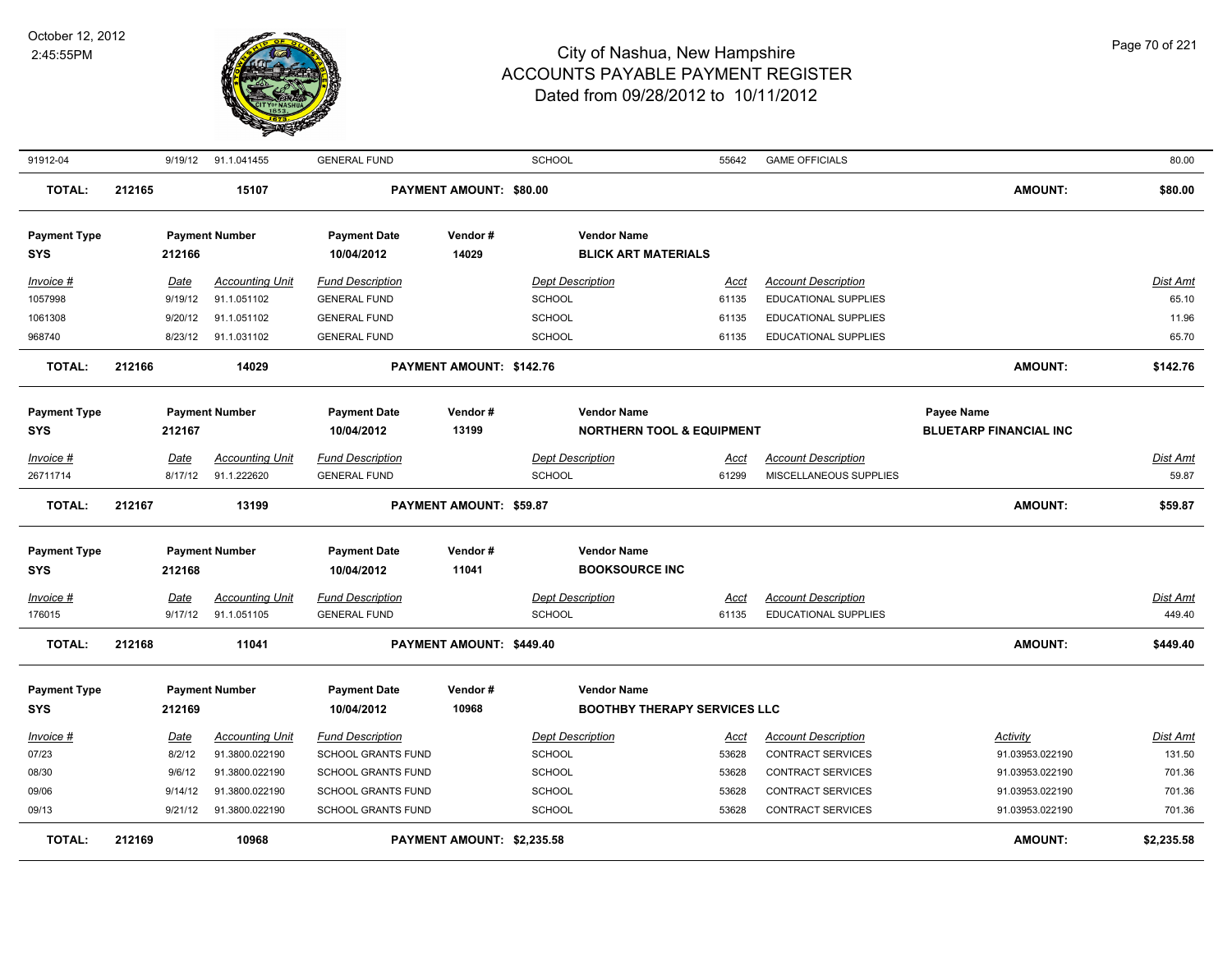# City of Nashua, New Hampshire
## ACCOUNTS PAYABLE PAYMENT REGISTER
### Dated from 09/28/2012 to 10/11/2012

October 12, 2012
2:45:55PM

| 91912-04 | 9/19/12 | 91.1.041455 | GENERAL FUND | | SCHOOL | 55642 | GAME OFFICIALS | | 80.00 |
|---|---|---|---|---|---|---|---|---|---|
| **TOTAL:** | **212165** | **15107** | | **PAYMENT AMOUNT: $80.00** | | | | **AMOUNT:** | **$80.00** |

| Payment Type | Payment Number | Payment Date | Vendor # | Vendor Name |
|---|---|---|---|---|
| **SYS** | **212166** | **10/04/2012** | **14029** | **BLICK ART MATERIALS** |

| Invoice # | Date | Accounting Unit | Fund Description | Dept Description | Acct | Account Description | Dist Amt |
|---|---|---|---|---|---|---|---|
| 1057998 | 9/19/12 | 91.1.051102 | GENERAL FUND | SCHOOL | 61135 | EDUCATIONAL SUPPLIES | 65.10 |
| 1061308 | 9/20/12 | 91.1.051102 | GENERAL FUND | SCHOOL | 61135 | EDUCATIONAL SUPPLIES | 11.96 |
| 968740 | 8/23/12 | 91.1.031102 | GENERAL FUND | SCHOOL | 61135 | EDUCATIONAL SUPPLIES | 65.70 |
| **TOTAL:** | **212166** | **14029** | **PAYMENT AMOUNT: $142.76** | | | **AMOUNT:** | **$142.76** |

| Payment Type | Payment Number | Payment Date | Vendor # | Vendor Name | Payee Name |
|---|---|---|---|---|---|
| **SYS** | **212167** | **10/04/2012** | **13199** | **NORTHERN TOOL & EQUIPMENT** | **BLUETARP FINANCIAL INC** |

| Invoice # | Date | Accounting Unit | Fund Description | Dept Description | Acct | Account Description | Dist Amt |
|---|---|---|---|---|---|---|---|
| 26711714 | 8/17/12 | 91.1.222620 | GENERAL FUND | SCHOOL | 61299 | MISCELLANEOUS SUPPLIES | 59.87 |
| **TOTAL:** | **212167** | **13199** | **PAYMENT AMOUNT: $59.87** | | | **AMOUNT:** | **$59.87** |

| Payment Type | Payment Number | Payment Date | Vendor # | Vendor Name |
|---|---|---|---|---|
| **SYS** | **212168** | **10/04/2012** | **11041** | **BOOKSOURCE INC** |

| Invoice # | Date | Accounting Unit | Fund Description | Dept Description | Acct | Account Description | Dist Amt |
|---|---|---|---|---|---|---|---|
| 176015 | 9/17/12 | 91.1.051105 | GENERAL FUND | SCHOOL | 61135 | EDUCATIONAL SUPPLIES | 449.40 |
| **TOTAL:** | **212168** | **11041** | **PAYMENT AMOUNT: $449.40** | | | **AMOUNT:** | **$449.40** |

| Payment Type | Payment Number | Payment Date | Vendor # | Vendor Name |
|---|---|---|---|---|
| **SYS** | **212169** | **10/04/2012** | **10968** | **BOOTHBY THERAPY SERVICES LLC** |

| Invoice # | Date | Accounting Unit | Fund Description | Dept Description | Acct | Account Description | Activity | Dist Amt |
|---|---|---|---|---|---|---|---|---|
| 07/23 | 8/2/12 | 91.3800.022190 | SCHOOL GRANTS FUND | SCHOOL | 53628 | CONTRACT SERVICES | 91.03953.022190 | 131.50 |
| 08/30 | 9/6/12 | 91.3800.022190 | SCHOOL GRANTS FUND | SCHOOL | 53628 | CONTRACT SERVICES | 91.03953.022190 | 701.36 |
| 09/06 | 9/14/12 | 91.3800.022190 | SCHOOL GRANTS FUND | SCHOOL | 53628 | CONTRACT SERVICES | 91.03953.022190 | 701.36 |
| 09/13 | 9/21/12 | 91.3800.022190 | SCHOOL GRANTS FUND | SCHOOL | 53628 | CONTRACT SERVICES | 91.03953.022190 | 701.36 |
| **TOTAL:** | **212169** | **10968** | **PAYMENT AMOUNT: $2,235.58** | | | | **AMOUNT:** | **$2,235.58** |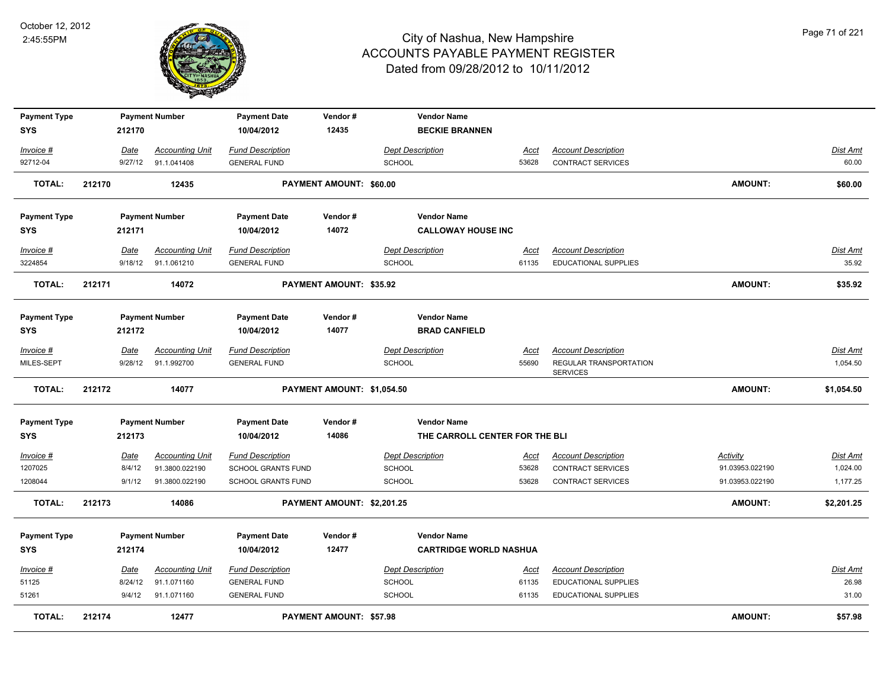# City of Nashua, New Hampshire
## ACCOUNTS PAYABLE PAYMENT REGISTER
### Dated from 09/28/2012 to 10/11/2012

October 12, 2012
2:45:55PM

| Payment Type | Payment Number | Payment Date | Vendor # | Vendor Name |
|---|---|---|---|---|
| SYS | 212170 | 10/04/2012 | 12435 | BECKIE BRANNEN |

| Invoice # | Date | Accounting Unit | Fund Description | Dept Description | Acct | Account Description | Dist Amt |
|---|---|---|---|---|---|---|---|
| 92712-04 | 9/27/12 | 91.1.041408 | GENERAL FUND | SCHOOL | 53628 | CONTRACT SERVICES | 60.00 |

**TOTAL: 212170 12435 PAYMENT AMOUNT: $60.00 AMOUNT: $60.00**

| Payment Type | Payment Number | Payment Date | Vendor # | Vendor Name |
|---|---|---|---|---|
| SYS | 212171 | 10/04/2012 | 14072 | CALLOWAY HOUSE INC |

| Invoice # | Date | Accounting Unit | Fund Description | Dept Description | Acct | Account Description | Dist Amt |
|---|---|---|---|---|---|---|---|
| 3224854 | 9/18/12 | 91.1.061210 | GENERAL FUND | SCHOOL | 61135 | EDUCATIONAL SUPPLIES | 35.92 |

**TOTAL: 212171 14072 PAYMENT AMOUNT: $35.92 AMOUNT: $35.92**

| Payment Type | Payment Number | Payment Date | Vendor # | Vendor Name |
|---|---|---|---|---|
| SYS | 212172 | 10/04/2012 | 14077 | BRAD CANFIELD |

| Invoice # | Date | Accounting Unit | Fund Description | Dept Description | Acct | Account Description | Dist Amt |
|---|---|---|---|---|---|---|---|
| MILES-SEPT | 9/28/12 | 91.1.992700 | GENERAL FUND | SCHOOL | 55690 | REGULAR TRANSPORTATION SERVICES | 1,054.50 |

**TOTAL: 212172 14077 PAYMENT AMOUNT: $1,054.50 AMOUNT: $1,054.50**

| Payment Type | Payment Number | Payment Date | Vendor # | Vendor Name |
|---|---|---|---|---|
| SYS | 212173 | 10/04/2012 | 14086 | THE CARROLL CENTER FOR THE BLI |

| Invoice # | Date | Accounting Unit | Fund Description | Dept Description | Acct | Account Description | Activity | Dist Amt |
|---|---|---|---|---|---|---|---|---|
| 1207025 | 8/4/12 | 91.3800.022190 | SCHOOL GRANTS FUND | SCHOOL | 53628 | CONTRACT SERVICES | 91.03953.022190 | 1,024.00 |
| 1208044 | 9/1/12 | 91.3800.022190 | SCHOOL GRANTS FUND | SCHOOL | 53628 | CONTRACT SERVICES | 91.03953.022190 | 1,177.25 |

**TOTAL: 212173 14086 PAYMENT AMOUNT: $2,201.25 AMOUNT: $2,201.25**

| Payment Type | Payment Number | Payment Date | Vendor # | Vendor Name |
|---|---|---|---|---|
| SYS | 212174 | 10/04/2012 | 12477 | CARTRIDGE WORLD NASHUA |

| Invoice # | Date | Accounting Unit | Fund Description | Dept Description | Acct | Account Description | Dist Amt |
|---|---|---|---|---|---|---|---|
| 51125 | 8/24/12 | 91.1.071160 | GENERAL FUND | SCHOOL | 61135 | EDUCATIONAL SUPPLIES | 26.98 |
| 51261 | 9/4/12 | 91.1.071160 | GENERAL FUND | SCHOOL | 61135 | EDUCATIONAL SUPPLIES | 31.00 |

**TOTAL: 212174 12477 PAYMENT AMOUNT: $57.98 AMOUNT: $57.98**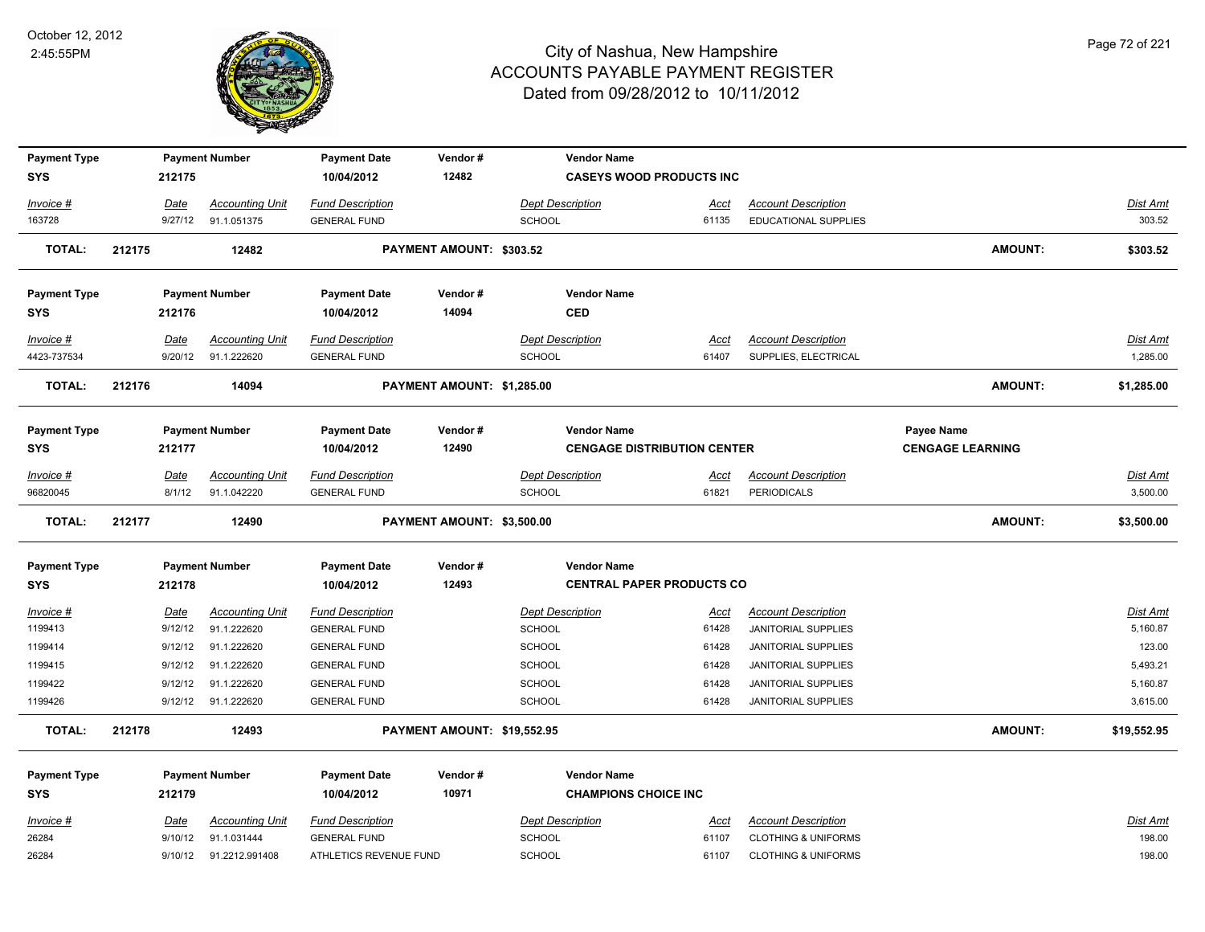# City of Nashua, New Hampshire
## ACCOUNTS PAYABLE PAYMENT REGISTER
### Dated from 09/28/2012 to 10/11/2012

October 12, 2012
2:45:55PM

| Payment Type | Payment Number | Payment Date | Vendor # | Vendor Name | | | |
|---|---|---|---|---|---|---|---|
| SYS | 212175 | 10/04/2012 | 12482 | CASEYS WOOD PRODUCTS INC | | | |

| Invoice # | Date | Accounting Unit | Fund Description | Dept Description | Acct | Account Description | Dist Amt |
|---|---|---|---|---|---|---|---|
| 163728 | 9/27/12 | 91.1.051375 | GENERAL FUND | SCHOOL | 61135 | EDUCATIONAL SUPPLIES | 303.52 |
| **TOTAL: 212175** | | **12482** | | **PAYMENT AMOUNT: $303.52** | | **AMOUNT:** | **$303.52** |

| Payment Type | Payment Number | Payment Date | Vendor # | Vendor Name | | | |
|---|---|---|---|---|---|---|---|
| SYS | 212176 | 10/04/2012 | 14094 | CED | | | |

| Invoice # | Date | Accounting Unit | Fund Description | Dept Description | Acct | Account Description | Dist Amt |
|---|---|---|---|---|---|---|---|
| 4423-737534 | 9/20/12 | 91.1.222620 | GENERAL FUND | SCHOOL | 61407 | SUPPLIES, ELECTRICAL | 1,285.00 |
| **TOTAL: 212176** | | **14094** | | **PAYMENT AMOUNT: $1,285.00** | | **AMOUNT:** | **$1,285.00** |

| Payment Type | Payment Number | Payment Date | Vendor # | Vendor Name | Payee Name |
|---|---|---|---|---|---|
| SYS | 212177 | 10/04/2012 | 12490 | CENGAGE DISTRIBUTION CENTER | CENGAGE LEARNING |

| Invoice # | Date | Accounting Unit | Fund Description | Dept Description | Acct | Account Description | Dist Amt |
|---|---|---|---|---|---|---|---|
| 96820045 | 8/1/12 | 91.1.042220 | GENERAL FUND | SCHOOL | 61821 | PERIODICALS | 3,500.00 |
| **TOTAL: 212177** | | **12490** | | **PAYMENT AMOUNT: $3,500.00** | | **AMOUNT:** | **$3,500.00** |

| Payment Type | Payment Number | Payment Date | Vendor # | Vendor Name | | | |
|---|---|---|---|---|---|---|---|
| SYS | 212178 | 10/04/2012 | 12493 | CENTRAL PAPER PRODUCTS CO | | | |

| Invoice # | Date | Accounting Unit | Fund Description | Dept Description | Acct | Account Description | Dist Amt |
|---|---|---|---|---|---|---|---|
| 1199413 | 9/12/12 | 91.1.222620 | GENERAL FUND | SCHOOL | 61428 | JANITORIAL SUPPLIES | 5,160.87 |
| 1199414 | 9/12/12 | 91.1.222620 | GENERAL FUND | SCHOOL | 61428 | JANITORIAL SUPPLIES | 123.00 |
| 1199415 | 9/12/12 | 91.1.222620 | GENERAL FUND | SCHOOL | 61428 | JANITORIAL SUPPLIES | 5,493.21 |
| 1199422 | 9/12/12 | 91.1.222620 | GENERAL FUND | SCHOOL | 61428 | JANITORIAL SUPPLIES | 5,160.87 |
| 1199426 | 9/12/12 | 91.1.222620 | GENERAL FUND | SCHOOL | 61428 | JANITORIAL SUPPLIES | 3,615.00 |
| **TOTAL: 212178** | | **12493** | | **PAYMENT AMOUNT: $19,552.95** | | **AMOUNT:** | **$19,552.95** |

| Payment Type | Payment Number | Payment Date | Vendor # | Vendor Name | | | |
|---|---|---|---|---|---|---|---|
| SYS | 212179 | 10/04/2012 | 10971 | CHAMPIONS CHOICE INC | | | |

| Invoice # | Date | Accounting Unit | Fund Description | Dept Description | Acct | Account Description | Dist Amt |
|---|---|---|---|---|---|---|---|
| 26284 | 9/10/12 | 91.1.031444 | GENERAL FUND | SCHOOL | 61107 | CLOTHING & UNIFORMS | 198.00 |
| 26284 | 9/10/12 | 91.2212.991408 | ATHLETICS REVENUE FUND | SCHOOL | 61107 | CLOTHING & UNIFORMS | 198.00 |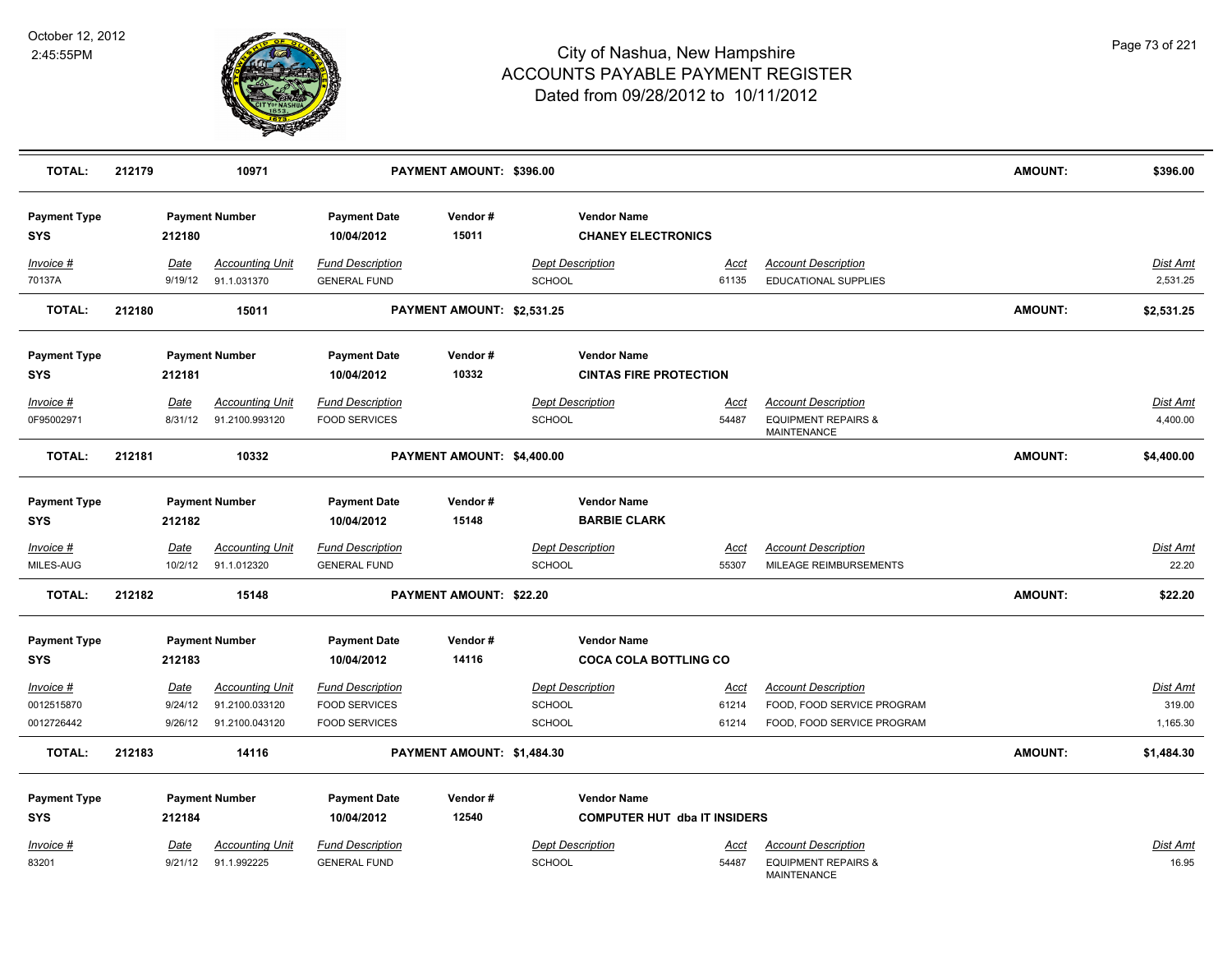# City of Nashua, New Hampshire
## ACCOUNTS PAYABLE PAYMENT REGISTER
### Dated from 09/28/2012 to 10/11/2012

October 12, 2012
2:45:55PM

| **TOTAL:** | **212179** | **10971** | | **PAYMENT AMOUNT: $396.00** | | | | **AMOUNT:** | **$396.00** |
|---|---|---|---|---|---|---|---|---|---|

| Payment Type | Payment Number | Payment Date | Vendor # | Vendor Name |
|---|---|---|---|---|
| **SYS** | **212180** | **10/04/2012** | **15011** | **CHANEY ELECTRONICS** |

| *Invoice #* | *Date* | *Accounting Unit* | *Fund Description* | *Dept Description* | *Acct* | *Account Description* | *Dist Amt* |
|---|---|---|---|---|---|---|---|
| 70137A | 9/19/12 | 91.1.031370 | GENERAL FUND | SCHOOL | 61135 | EDUCATIONAL SUPPLIES | 2,531.25 |
| **TOTAL:** | **212180** | **15011** | **PAYMENT AMOUNT: $2,531.25** | | | **AMOUNT:** | **$2,531.25** |

| Payment Type | Payment Number | Payment Date | Vendor # | Vendor Name |
|---|---|---|---|---|
| **SYS** | **212181** | **10/04/2012** | **10332** | **CINTAS FIRE PROTECTION** |

| *Invoice #* | *Date* | *Accounting Unit* | *Fund Description* | *Dept Description* | *Acct* | *Account Description* | *Dist Amt* |
|---|---|---|---|---|---|---|---|
| 0F95002971 | 8/31/12 | 91.2100.993120 | FOOD SERVICES | SCHOOL | 54487 | EQUIPMENT REPAIRS & MAINTENANCE | 4,400.00 |
| **TOTAL:** | **212181** | **10332** | **PAYMENT AMOUNT: $4,400.00** | | | **AMOUNT:** | **$4,400.00** |

| Payment Type | Payment Number | Payment Date | Vendor # | Vendor Name |
|---|---|---|---|---|
| **SYS** | **212182** | **10/04/2012** | **15148** | **BARBIE CLARK** |

| *Invoice #* | *Date* | *Accounting Unit* | *Fund Description* | *Dept Description* | *Acct* | *Account Description* | *Dist Amt* |
|---|---|---|---|---|---|---|---|
| MILES-AUG | 10/2/12 | 91.1.012320 | GENERAL FUND | SCHOOL | 55307 | MILEAGE REIMBURSEMENTS | 22.20 |
| **TOTAL:** | **212182** | **15148** | **PAYMENT AMOUNT: $22.20** | | | **AMOUNT:** | **$22.20** |

| Payment Type | Payment Number | Payment Date | Vendor # | Vendor Name |
|---|---|---|---|---|
| **SYS** | **212183** | **10/04/2012** | **14116** | **COCA COLA BOTTLING CO** |

| *Invoice #* | *Date* | *Accounting Unit* | *Fund Description* | *Dept Description* | *Acct* | *Account Description* | *Dist Amt* |
|---|---|---|---|---|---|---|---|
| 0012515870 | 9/24/12 | 91.2100.033120 | FOOD SERVICES | SCHOOL | 61214 | FOOD, FOOD SERVICE PROGRAM | 319.00 |
| 0012726442 | 9/26/12 | 91.2100.043120 | FOOD SERVICES | SCHOOL | 61214 | FOOD, FOOD SERVICE PROGRAM | 1,165.30 |
| **TOTAL:** | **212183** | **14116** | **PAYMENT AMOUNT: $1,484.30** | | | **AMOUNT:** | **$1,484.30** |

| Payment Type | Payment Number | Payment Date | Vendor # | Vendor Name |
|---|---|---|---|---|
| **SYS** | **212184** | **10/04/2012** | **12540** | **COMPUTER HUT dba IT INSIDERS** |

| *Invoice #* | *Date* | *Accounting Unit* | *Fund Description* | *Dept Description* | *Acct* | *Account Description* | *Dist Amt* |
|---|---|---|---|---|---|---|---|
| 83201 | 9/21/12 | 91.1.992225 | GENERAL FUND | SCHOOL | 54487 | EQUIPMENT REPAIRS & MAINTENANCE | 16.95 |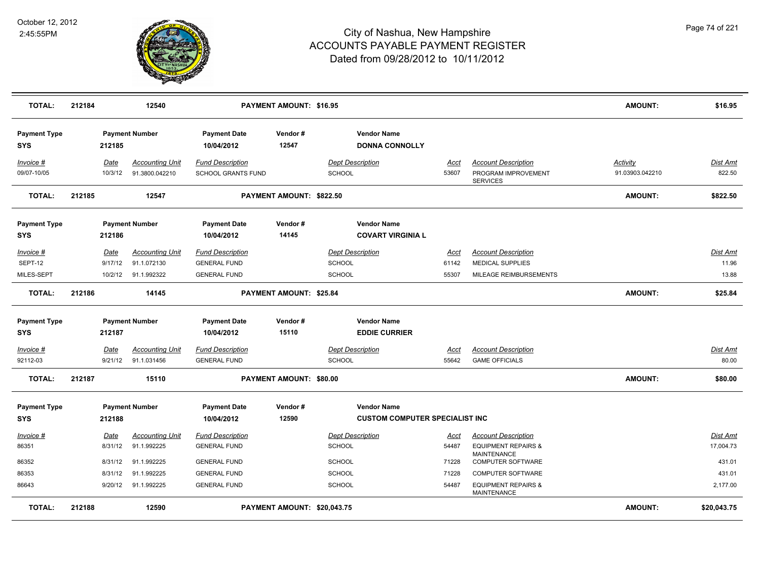# City of Nashua, New Hampshire
## ACCOUNTS PAYABLE PAYMENT REGISTER
### Dated from 09/28/2012 to 10/11/2012

October 12, 2012
2:45:55PM

| TOTAL: | 212184 | 12540 | | PAYMENT AMOUNT: $16.95 | | | | AMOUNT: | $16.95 |
|---|---|---|---|---|---|---|---|---|---|

| Payment Type | Payment Number | | Payment Date | Vendor # | Vendor Name | | | | |
|---|---|---|---|---|---|---|---|---|---|
| SYS | 212185 | | 10/04/2012 | 12547 | DONNA CONNOLLY | | | | |
| *Invoice #* | *Date* | *Accounting Unit* | *Fund Description* | | *Dept Description* | *Acct* | *Account Description* | *Activity* | *Dist Amt* |
| 09/07-10/05 | 10/3/12 | 91.3800.042210 | SCHOOL GRANTS FUND | | SCHOOL | 53607 | PROGRAM IMPROVEMENT SERVICES | 91.03903.042210 | 822.50 |
| **TOTAL:** | 212185 | 12547 | | PAYMENT AMOUNT: $822.50 | | | | AMOUNT: | $822.50 |

| Payment Type | Payment Number | | Payment Date | Vendor # | Vendor Name | | | | |
|---|---|---|---|---|---|---|---|---|---|
| SYS | 212186 | | 10/04/2012 | 14145 | COVART VIRGINIA L | | | | |
| *Invoice #* | *Date* | *Accounting Unit* | *Fund Description* | | *Dept Description* | *Acct* | *Account Description* | | *Dist Amt* |
| SEPT-12 | 9/17/12 | 91.1.072130 | GENERAL FUND | | SCHOOL | 61142 | MEDICAL SUPPLIES | | 11.96 |
| MILES-SEPT | 10/2/12 | 91.1.992322 | GENERAL FUND | | SCHOOL | 55307 | MILEAGE REIMBURSEMENTS | | 13.88 |
| **TOTAL:** | 212186 | 14145 | | PAYMENT AMOUNT: $25.84 | | | | AMOUNT: | $25.84 |

| Payment Type | Payment Number | | Payment Date | Vendor # | Vendor Name | | | | |
|---|---|---|---|---|---|---|---|---|---|
| SYS | 212187 | | 10/04/2012 | 15110 | EDDIE CURRIER | | | | |
| *Invoice #* | *Date* | *Accounting Unit* | *Fund Description* | | *Dept Description* | *Acct* | *Account Description* | | *Dist Amt* |
| 92112-03 | 9/21/12 | 91.1.031456 | GENERAL FUND | | SCHOOL | 55642 | GAME OFFICIALS | | 80.00 |
| **TOTAL:** | 212187 | 15110 | | PAYMENT AMOUNT: $80.00 | | | | AMOUNT: | $80.00 |

| Payment Type | Payment Number | | Payment Date | Vendor # | Vendor Name | | | | |
|---|---|---|---|---|---|---|---|---|---|
| SYS | 212188 | | 10/04/2012 | 12590 | CUSTOM COMPUTER SPECIALIST INC | | | | |
| *Invoice #* | *Date* | *Accounting Unit* | *Fund Description* | | *Dept Description* | *Acct* | *Account Description* | | *Dist Amt* |
| 86351 | 8/31/12 | 91.1.992225 | GENERAL FUND | | SCHOOL | 54487 | EQUIPMENT REPAIRS & MAINTENANCE | | 17,004.73 |
| 86352 | 8/31/12 | 91.1.992225 | GENERAL FUND | | SCHOOL | 71228 | COMPUTER SOFTWARE | | 431.01 |
| 86353 | 8/31/12 | 91.1.992225 | GENERAL FUND | | SCHOOL | 71228 | COMPUTER SOFTWARE | | 431.01 |
| 86643 | 9/20/12 | 91.1.992225 | GENERAL FUND | | SCHOOL | 54487 | EQUIPMENT REPAIRS & MAINTENANCE | | 2,177.00 |
| **TOTAL:** | 212188 | 12590 | | PAYMENT AMOUNT: $20,043.75 | | | | AMOUNT: | $20,043.75 |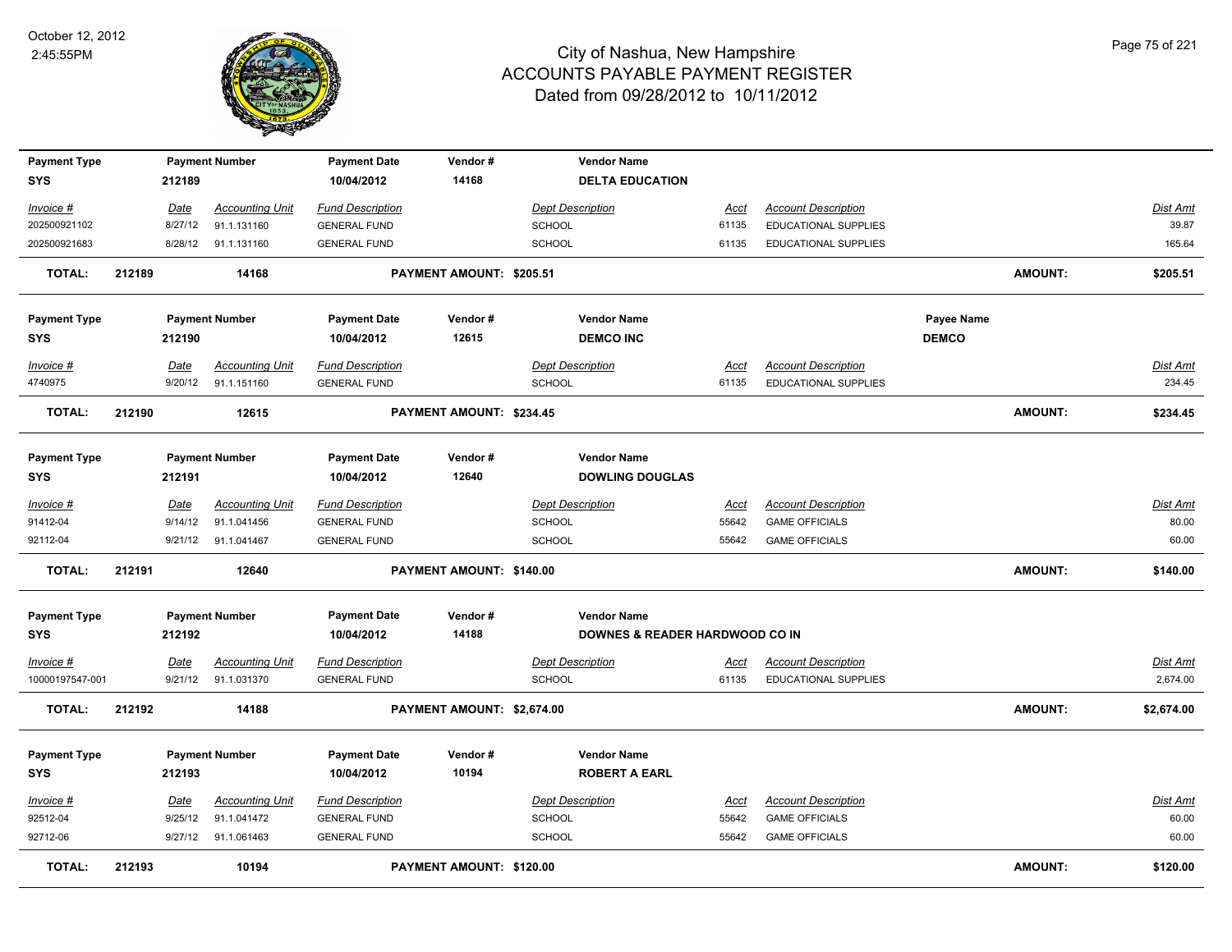# City of Nashua, New Hampshire
## ACCOUNTS PAYABLE PAYMENT REGISTER
### Dated from 09/28/2012 to 10/11/2012

October 12, 2012
2:45:55PM

| Payment Type | Payment Number | Payment Date | Vendor # | Vendor Name | | | |
|---|---|---|---|---|---|---|---|
| SYS | 212189 | 10/04/2012 | 14168 | DELTA EDUCATION | | | |

| Invoice # | Date | Accounting Unit | Fund Description | Dept Description | Acct | Account Description | Dist Amt |
|---|---|---|---|---|---|---|---|
| 202500921102 | 8/27/12 | 91.1.131160 | GENERAL FUND | SCHOOL | 61135 | EDUCATIONAL SUPPLIES | 39.87 |
| 202500921683 | 8/28/12 | 91.1.131160 | GENERAL FUND | SCHOOL | 61135 | EDUCATIONAL SUPPLIES | 165.64 |

**TOTAL: 212189 14168 PAYMENT AMOUNT: $205.51 AMOUNT: $205.51**

| Payment Type | Payment Number | Payment Date | Vendor # | Vendor Name | Payee Name |
|---|---|---|---|---|---|
| SYS | 212190 | 10/04/2012 | 12615 | DEMCO INC | DEMCO |

| Invoice # | Date | Accounting Unit | Fund Description | Dept Description | Acct | Account Description | Dist Amt |
|---|---|---|---|---|---|---|---|
| 4740975 | 9/20/12 | 91.1.151160 | GENERAL FUND | SCHOOL | 61135 | EDUCATIONAL SUPPLIES | 234.45 |

**TOTAL: 212190 12615 PAYMENT AMOUNT: $234.45 AMOUNT: $234.45**

| Payment Type | Payment Number | Payment Date | Vendor # | Vendor Name |
|---|---|---|---|---|
| SYS | 212191 | 10/04/2012 | 12640 | DOWLING DOUGLAS |

| Invoice # | Date | Accounting Unit | Fund Description | Dept Description | Acct | Account Description | Dist Amt |
|---|---|---|---|---|---|---|---|
| 91412-04 | 9/14/12 | 91.1.041456 | GENERAL FUND | SCHOOL | 55642 | GAME OFFICIALS | 80.00 |
| 92112-04 | 9/21/12 | 91.1.041467 | GENERAL FUND | SCHOOL | 55642 | GAME OFFICIALS | 60.00 |

**TOTAL: 212191 12640 PAYMENT AMOUNT: $140.00 AMOUNT: $140.00**

| Payment Type | Payment Number | Payment Date | Vendor # | Vendor Name |
|---|---|---|---|---|
| SYS | 212192 | 10/04/2012 | 14188 | DOWNES & READER HARDWOOD CO IN |

| Invoice # | Date | Accounting Unit | Fund Description | Dept Description | Acct | Account Description | Dist Amt |
|---|---|---|---|---|---|---|---|
| 10000197547-001 | 9/21/12 | 91.1.031370 | GENERAL FUND | SCHOOL | 61135 | EDUCATIONAL SUPPLIES | 2,674.00 |

**TOTAL: 212192 14188 PAYMENT AMOUNT: $2,674.00 AMOUNT: $2,674.00**

| Payment Type | Payment Number | Payment Date | Vendor # | Vendor Name |
|---|---|---|---|---|
| SYS | 212193 | 10/04/2012 | 10194 | ROBERT A EARL |

| Invoice # | Date | Accounting Unit | Fund Description | Dept Description | Acct | Account Description | Dist Amt |
|---|---|---|---|---|---|---|---|
| 92512-04 | 9/25/12 | 91.1.041472 | GENERAL FUND | SCHOOL | 55642 | GAME OFFICIALS | 60.00 |
| 92712-06 | 9/27/12 | 91.1.061463 | GENERAL FUND | SCHOOL | 55642 | GAME OFFICIALS | 60.00 |

**TOTAL: 212193 10194 PAYMENT AMOUNT: $120.00 AMOUNT: $120.00**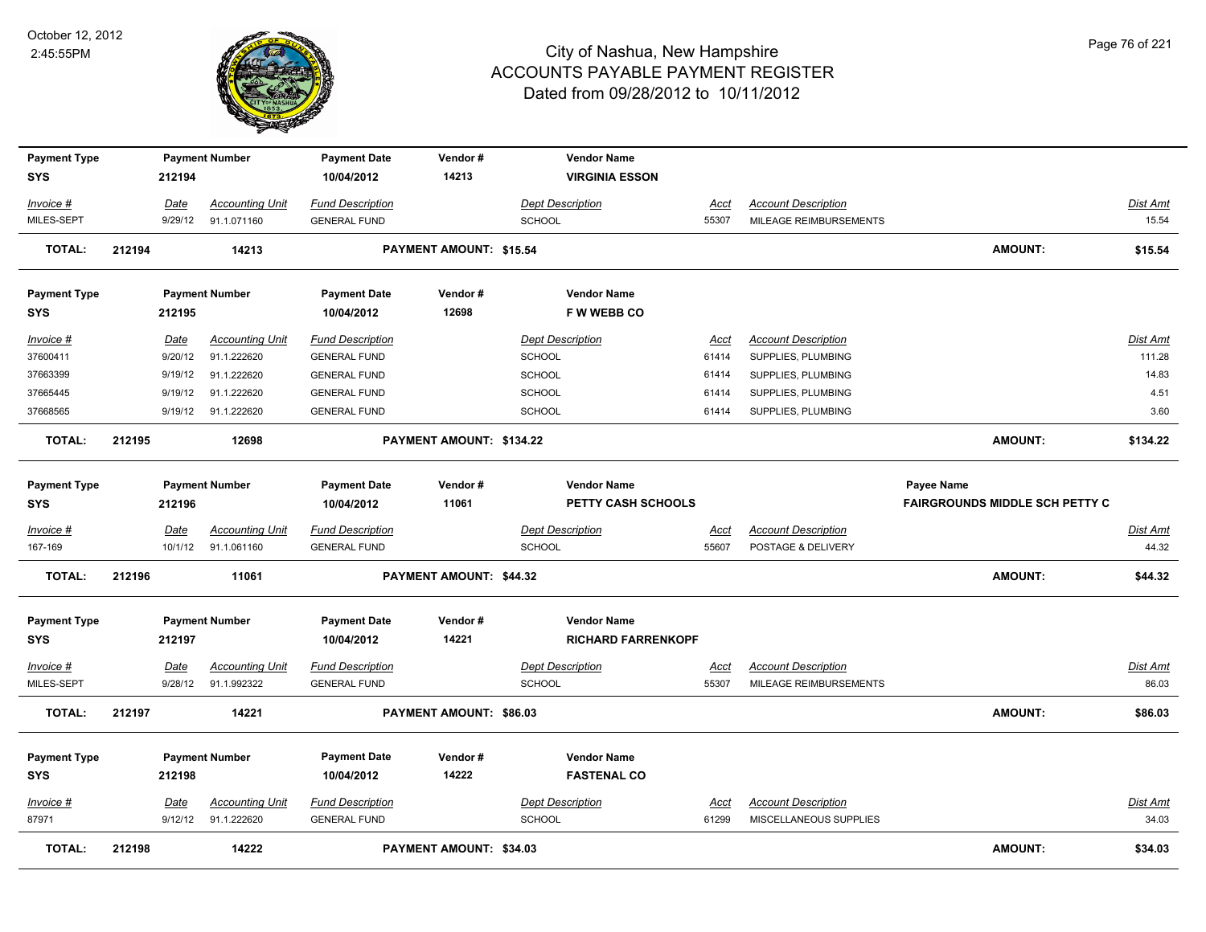# City of Nashua, New Hampshire
## ACCOUNTS PAYABLE PAYMENT REGISTER
### Dated from 09/28/2012 to 10/11/2012

October 12, 2012
2:45:55PM

| Payment Type | Payment Number | Payment Date | Vendor # | Vendor Name |
|---|---|---|---|---|
| SYS | 212194 | 10/04/2012 | 14213 | VIRGINIA ESSON |

| Invoice # | Date | Accounting Unit | Fund Description | Dept Description | Acct | Account Description | Dist Amt |
|---|---|---|---|---|---|---|---|
| MILES-SEPT | 9/29/12 | 91.1.071160 | GENERAL FUND | SCHOOL | 55307 | MILEAGE REIMBURSEMENTS | 15.54 |

**TOTAL: 212194 — 14213 — PAYMENT AMOUNT: $15.54 — AMOUNT: $15.54**

| Payment Type | Payment Number | Payment Date | Vendor # | Vendor Name |
|---|---|---|---|---|
| SYS | 212195 | 10/04/2012 | 12698 | F W WEBB CO |

| Invoice # | Date | Accounting Unit | Fund Description | Dept Description | Acct | Account Description | Dist Amt |
|---|---|---|---|---|---|---|---|
| 37600411 | 9/20/12 | 91.1.222620 | GENERAL FUND | SCHOOL | 61414 | SUPPLIES, PLUMBING | 111.28 |
| 37663399 | 9/19/12 | 91.1.222620 | GENERAL FUND | SCHOOL | 61414 | SUPPLIES, PLUMBING | 14.83 |
| 37665445 | 9/19/12 | 91.1.222620 | GENERAL FUND | SCHOOL | 61414 | SUPPLIES, PLUMBING | 4.51 |
| 37668565 | 9/19/12 | 91.1.222620 | GENERAL FUND | SCHOOL | 61414 | SUPPLIES, PLUMBING | 3.60 |

**TOTAL: 212195 — 12698 — PAYMENT AMOUNT: $134.22 — AMOUNT: $134.22**

| Payment Type | Payment Number | Payment Date | Vendor # | Vendor Name | Payee Name |
|---|---|---|---|---|---|
| SYS | 212196 | 10/04/2012 | 11061 | PETTY CASH SCHOOLS | FAIRGROUNDS MIDDLE SCH PETTY C |

| Invoice # | Date | Accounting Unit | Fund Description | Dept Description | Acct | Account Description | Dist Amt |
|---|---|---|---|---|---|---|---|
| 167-169 | 10/1/12 | 91.1.061160 | GENERAL FUND | SCHOOL | 55607 | POSTAGE & DELIVERY | 44.32 |

**TOTAL: 212196 — 11061 — PAYMENT AMOUNT: $44.32 — AMOUNT: $44.32**

| Payment Type | Payment Number | Payment Date | Vendor # | Vendor Name |
|---|---|---|---|---|
| SYS | 212197 | 10/04/2012 | 14221 | RICHARD FARRENKOPF |

| Invoice # | Date | Accounting Unit | Fund Description | Dept Description | Acct | Account Description | Dist Amt |
|---|---|---|---|---|---|---|---|
| MILES-SEPT | 9/28/12 | 91.1.992322 | GENERAL FUND | SCHOOL | 55307 | MILEAGE REIMBURSEMENTS | 86.03 |

**TOTAL: 212197 — 14221 — PAYMENT AMOUNT: $86.03 — AMOUNT: $86.03**

| Payment Type | Payment Number | Payment Date | Vendor # | Vendor Name |
|---|---|---|---|---|
| SYS | 212198 | 10/04/2012 | 14222 | FASTENAL CO |

| Invoice # | Date | Accounting Unit | Fund Description | Dept Description | Acct | Account Description | Dist Amt |
|---|---|---|---|---|---|---|---|
| 87971 | 9/12/12 | 91.1.222620 | GENERAL FUND | SCHOOL | 61299 | MISCELLANEOUS SUPPLIES | 34.03 |

**TOTAL: 212198 — 14222 — PAYMENT AMOUNT: $34.03 — AMOUNT: $34.03**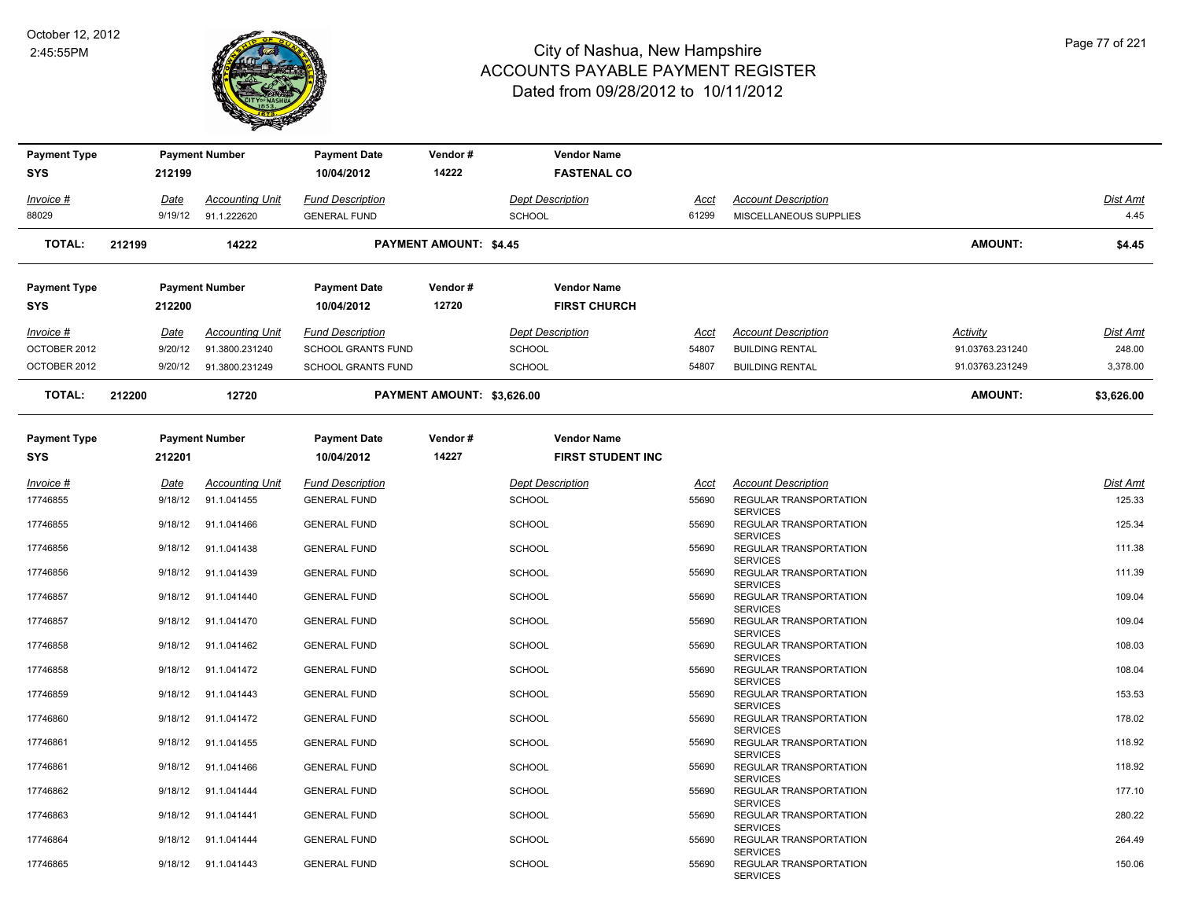# City of Nashua, New Hampshire
## ACCOUNTS PAYABLE PAYMENT REGISTER
### Dated from 09/28/2012 to 10/11/2012

October 12, 2012
2:45:55PM

| Payment Type | Payment Number | Payment Date | Vendor # | Vendor Name |
|---|---|---|---|---|
| SYS | 212199 | 10/04/2012 | 14222 | FASTENAL CO |

| Invoice # | Date | Accounting Unit | Fund Description | Dept Description | Acct | Account Description | Dist Amt |
|---|---|---|---|---|---|---|---|
| 88029 | 9/19/12 | 91.1.222620 | GENERAL FUND | SCHOOL | 61299 | MISCELLANEOUS SUPPLIES | 4.45 |

**TOTAL: 212199 14222 PAYMENT AMOUNT: $4.45 AMOUNT: $4.45**

| Payment Type | Payment Number | Payment Date | Vendor # | Vendor Name |
|---|---|---|---|---|
| SYS | 212200 | 10/04/2012 | 12720 | FIRST CHURCH |

| Invoice # | Date | Accounting Unit | Fund Description | Dept Description | Acct | Account Description | Activity | Dist Amt |
|---|---|---|---|---|---|---|---|---|
| OCTOBER 2012 | 9/20/12 | 91.3800.231240 | SCHOOL GRANTS FUND | SCHOOL | 54807 | BUILDING RENTAL | 91.03763.231240 | 248.00 |
| OCTOBER 2012 | 9/20/12 | 91.3800.231249 | SCHOOL GRANTS FUND | SCHOOL | 54807 | BUILDING RENTAL | 91.03763.231249 | 3,378.00 |

**TOTAL: 212200 12720 PAYMENT AMOUNT: $3,626.00 AMOUNT: $3,626.00**

| Payment Type | Payment Number | Payment Date | Vendor # | Vendor Name |
|---|---|---|---|---|
| SYS | 212201 | 10/04/2012 | 14227 | FIRST STUDENT INC |

| Invoice # | Date | Accounting Unit | Fund Description | Dept Description | Acct | Account Description | Dist Amt |
|---|---|---|---|---|---|---|---|
| 17746855 | 9/18/12 | 91.1.041455 | GENERAL FUND | SCHOOL | 55690 | REGULAR TRANSPORTATION SERVICES | 125.33 |
| 17746855 | 9/18/12 | 91.1.041466 | GENERAL FUND | SCHOOL | 55690 | REGULAR TRANSPORTATION SERVICES | 125.34 |
| 17746856 | 9/18/12 | 91.1.041438 | GENERAL FUND | SCHOOL | 55690 | REGULAR TRANSPORTATION SERVICES | 111.38 |
| 17746856 | 9/18/12 | 91.1.041439 | GENERAL FUND | SCHOOL | 55690 | REGULAR TRANSPORTATION SERVICES | 111.39 |
| 17746857 | 9/18/12 | 91.1.041440 | GENERAL FUND | SCHOOL | 55690 | REGULAR TRANSPORTATION SERVICES | 109.04 |
| 17746857 | 9/18/12 | 91.1.041470 | GENERAL FUND | SCHOOL | 55690 | REGULAR TRANSPORTATION SERVICES | 109.04 |
| 17746858 | 9/18/12 | 91.1.041462 | GENERAL FUND | SCHOOL | 55690 | REGULAR TRANSPORTATION SERVICES | 108.03 |
| 17746858 | 9/18/12 | 91.1.041472 | GENERAL FUND | SCHOOL | 55690 | REGULAR TRANSPORTATION SERVICES | 108.04 |
| 17746859 | 9/18/12 | 91.1.041443 | GENERAL FUND | SCHOOL | 55690 | REGULAR TRANSPORTATION SERVICES | 153.53 |
| 17746860 | 9/18/12 | 91.1.041472 | GENERAL FUND | SCHOOL | 55690 | REGULAR TRANSPORTATION SERVICES | 178.02 |
| 17746861 | 9/18/12 | 91.1.041455 | GENERAL FUND | SCHOOL | 55690 | REGULAR TRANSPORTATION SERVICES | 118.92 |
| 17746861 | 9/18/12 | 91.1.041466 | GENERAL FUND | SCHOOL | 55690 | REGULAR TRANSPORTATION SERVICES | 118.92 |
| 17746862 | 9/18/12 | 91.1.041444 | GENERAL FUND | SCHOOL | 55690 | REGULAR TRANSPORTATION SERVICES | 177.10 |
| 17746863 | 9/18/12 | 91.1.041441 | GENERAL FUND | SCHOOL | 55690 | REGULAR TRANSPORTATION SERVICES | 280.22 |
| 17746864 | 9/18/12 | 91.1.041444 | GENERAL FUND | SCHOOL | 55690 | REGULAR TRANSPORTATION SERVICES | 264.49 |
| 17746865 | 9/18/12 | 91.1.041443 | GENERAL FUND | SCHOOL | 55690 | REGULAR TRANSPORTATION SERVICES | 150.06 |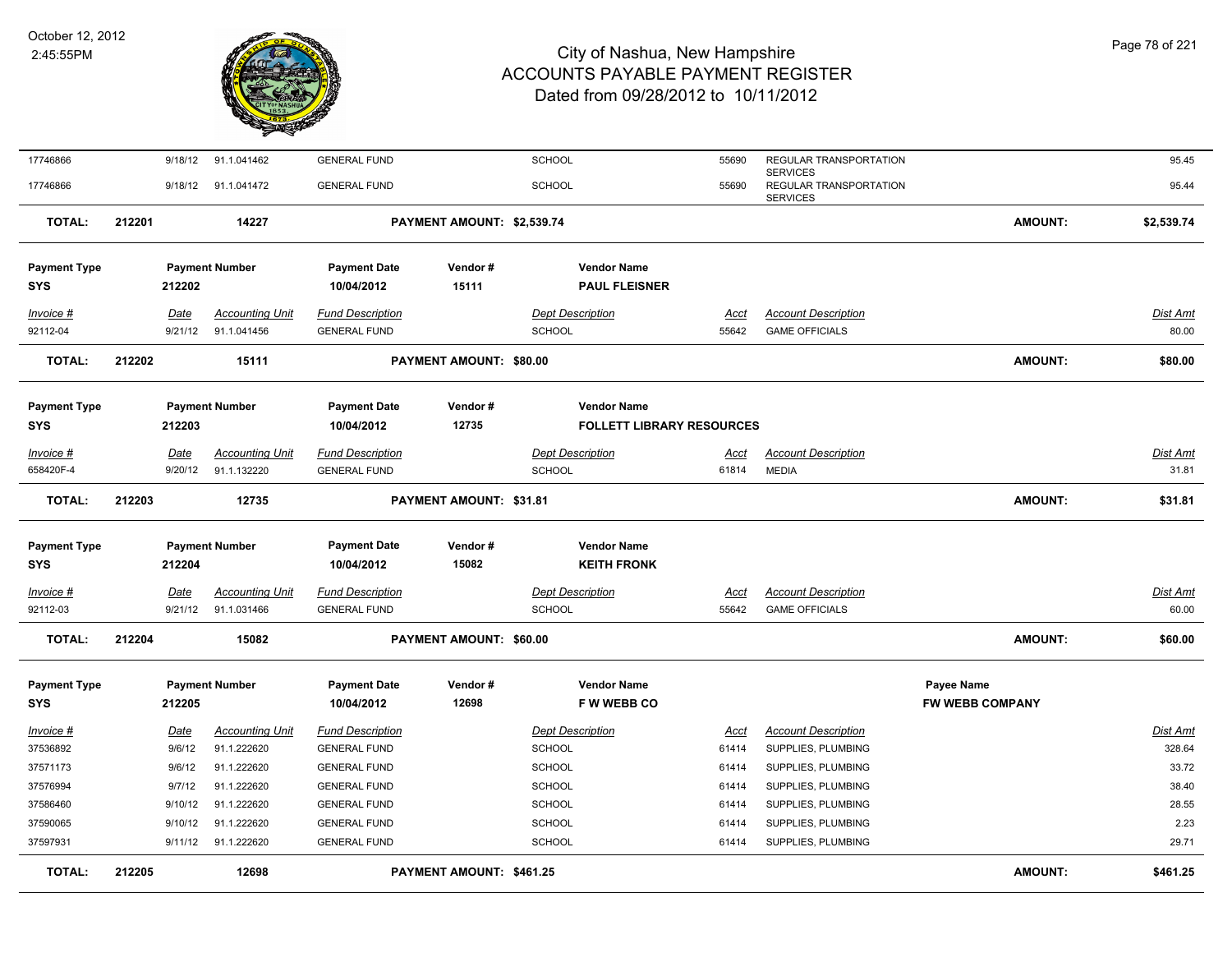# City of Nashua, New Hampshire
## ACCOUNTS PAYABLE PAYMENT REGISTER
### Dated from 09/28/2012 to 10/11/2012

October 12, 2012
2:45:55PM

| Invoice # | Date | Accounting Unit | Fund Description | Dept Description | Acct | Account Description | Dist Amt |
|---|---|---|---|---|---|---|---|
| 17746866 | 9/18/12 | 91.1.041462 | GENERAL FUND | SCHOOL | 55690 | REGULAR TRANSPORTATION SERVICES | 95.45 |
| 17746866 | 9/18/12 | 91.1.041472 | GENERAL FUND | SCHOOL | 55690 | REGULAR TRANSPORTATION SERVICES | 95.44 |

**TOTAL: 212201 14227 PAYMENT AMOUNT: $2,539.74 AMOUNT: $2,539.74**

| Payment Type | Payment Number | Payment Date | Vendor # | Vendor Name |
|---|---|---|---|---|
| SYS | 212202 | 10/04/2012 | 15111 | PAUL FLEISNER |

| Invoice # | Date | Accounting Unit | Fund Description | Dept Description | Acct | Account Description | Dist Amt |
|---|---|---|---|---|---|---|---|
| 92112-04 | 9/21/12 | 91.1.041456 | GENERAL FUND | SCHOOL | 55642 | GAME OFFICIALS | 80.00 |

**TOTAL: 212202 15111 PAYMENT AMOUNT: $80.00 AMOUNT: $80.00**

| Payment Type | Payment Number | Payment Date | Vendor # | Vendor Name |
|---|---|---|---|---|
| SYS | 212203 | 10/04/2012 | 12735 | FOLLETT LIBRARY RESOURCES |

| Invoice # | Date | Accounting Unit | Fund Description | Dept Description | Acct | Account Description | Dist Amt |
|---|---|---|---|---|---|---|---|
| 658420F-4 | 9/20/12 | 91.1.132220 | GENERAL FUND | SCHOOL | 61814 | MEDIA | 31.81 |

**TOTAL: 212203 12735 PAYMENT AMOUNT: $31.81 AMOUNT: $31.81**

| Payment Type | Payment Number | Payment Date | Vendor # | Vendor Name |
|---|---|---|---|---|
| SYS | 212204 | 10/04/2012 | 15082 | KEITH FRONK |

| Invoice # | Date | Accounting Unit | Fund Description | Dept Description | Acct | Account Description | Dist Amt |
|---|---|---|---|---|---|---|---|
| 92112-03 | 9/21/12 | 91.1.031466 | GENERAL FUND | SCHOOL | 55642 | GAME OFFICIALS | 60.00 |

**TOTAL: 212204 15082 PAYMENT AMOUNT: $60.00 AMOUNT: $60.00**

| Payment Type | Payment Number | Payment Date | Vendor # | Vendor Name | Payee Name |
|---|---|---|---|---|---|
| SYS | 212205 | 10/04/2012 | 12698 | F W WEBB CO | FW WEBB COMPANY |

| Invoice # | Date | Accounting Unit | Fund Description | Dept Description | Acct | Account Description | Dist Amt |
|---|---|---|---|---|---|---|---|
| 37536892 | 9/6/12 | 91.1.222620 | GENERAL FUND | SCHOOL | 61414 | SUPPLIES, PLUMBING | 328.64 |
| 37571173 | 9/6/12 | 91.1.222620 | GENERAL FUND | SCHOOL | 61414 | SUPPLIES, PLUMBING | 33.72 |
| 37576994 | 9/7/12 | 91.1.222620 | GENERAL FUND | SCHOOL | 61414 | SUPPLIES, PLUMBING | 38.40 |
| 37586460 | 9/10/12 | 91.1.222620 | GENERAL FUND | SCHOOL | 61414 | SUPPLIES, PLUMBING | 28.55 |
| 37590065 | 9/10/12 | 91.1.222620 | GENERAL FUND | SCHOOL | 61414 | SUPPLIES, PLUMBING | 2.23 |
| 37597931 | 9/11/12 | 91.1.222620 | GENERAL FUND | SCHOOL | 61414 | SUPPLIES, PLUMBING | 29.71 |

**TOTAL: 212205 12698 PAYMENT AMOUNT: $461.25 AMOUNT: $461.25**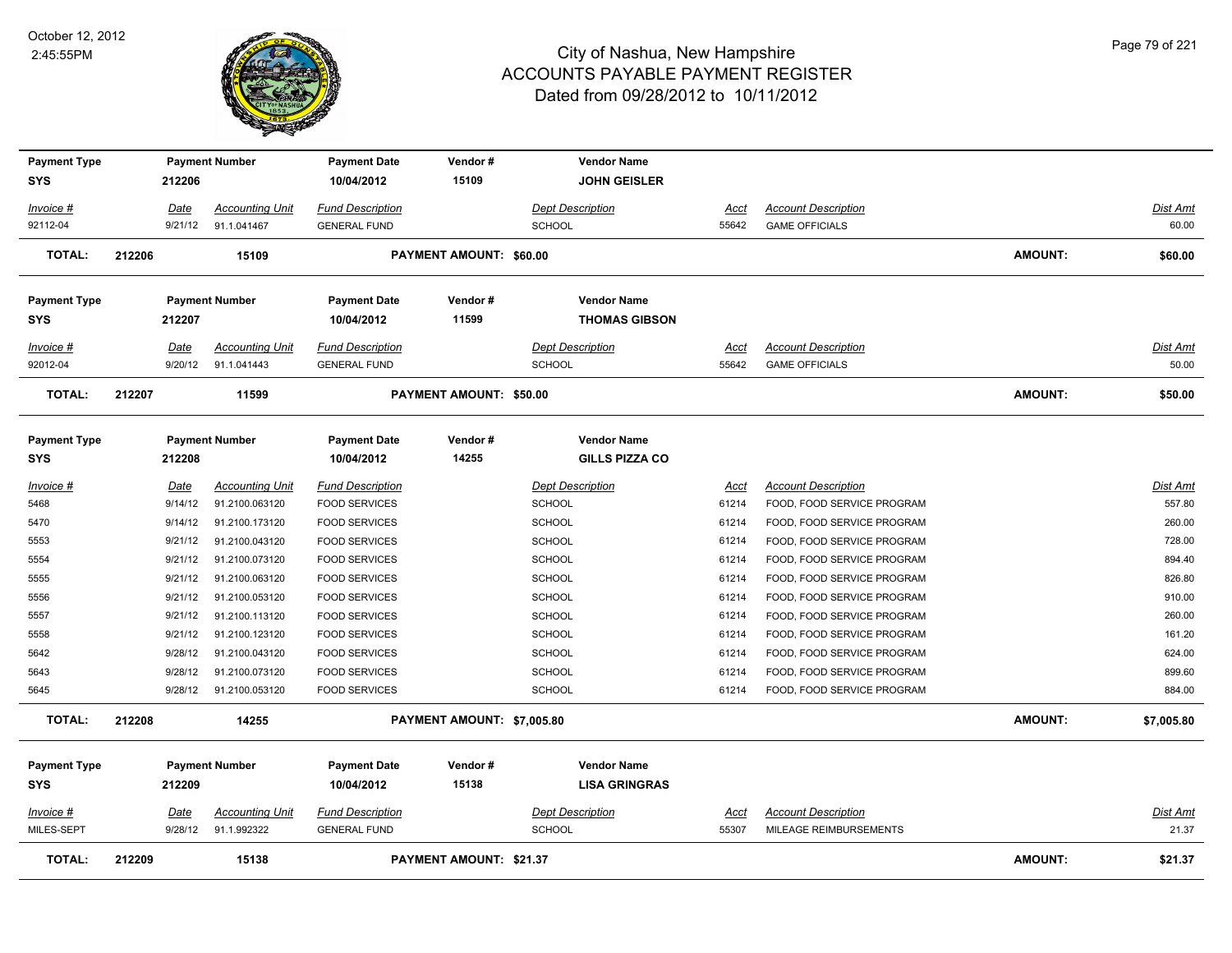# City of Nashua, New Hampshire
## ACCOUNTS PAYABLE PAYMENT REGISTER
### Dated from 09/28/2012 to 10/11/2012

October 12, 2012
2:45:55PM

| Payment Type | Payment Number | Payment Date | Vendor # | Vendor Name |
|---|---|---|---|---|
| SYS | 212206 | 10/04/2012 | 15109 | JOHN GEISLER |

| Invoice # | Date | Accounting Unit | Fund Description | Dept Description | Acct | Account Description | Dist Amt |
|---|---|---|---|---|---|---|---|
| 92112-04 | 9/21/12 | 91.1.041467 | GENERAL FUND | SCHOOL | 55642 | GAME OFFICIALS | 60.00 |

**TOTAL: 212206 15109 PAYMENT AMOUNT: $60.00 AMOUNT: $60.00**

| Payment Type | Payment Number | Payment Date | Vendor # | Vendor Name |
|---|---|---|---|---|
| SYS | 212207 | 10/04/2012 | 11599 | THOMAS GIBSON |

| Invoice # | Date | Accounting Unit | Fund Description | Dept Description | Acct | Account Description | Dist Amt |
|---|---|---|---|---|---|---|---|
| 92012-04 | 9/20/12 | 91.1.041443 | GENERAL FUND | SCHOOL | 55642 | GAME OFFICIALS | 50.00 |

**TOTAL: 212207 11599 PAYMENT AMOUNT: $50.00 AMOUNT: $50.00**

| Payment Type | Payment Number | Payment Date | Vendor # | Vendor Name |
|---|---|---|---|---|
| SYS | 212208 | 10/04/2012 | 14255 | GILLS PIZZA CO |

| Invoice # | Date | Accounting Unit | Fund Description | Dept Description | Acct | Account Description | Dist Amt |
|---|---|---|---|---|---|---|---|
| 5468 | 9/14/12 | 91.2100.063120 | FOOD SERVICES | SCHOOL | 61214 | FOOD, FOOD SERVICE PROGRAM | 557.80 |
| 5470 | 9/14/12 | 91.2100.173120 | FOOD SERVICES | SCHOOL | 61214 | FOOD, FOOD SERVICE PROGRAM | 260.00 |
| 5553 | 9/21/12 | 91.2100.043120 | FOOD SERVICES | SCHOOL | 61214 | FOOD, FOOD SERVICE PROGRAM | 728.00 |
| 5554 | 9/21/12 | 91.2100.073120 | FOOD SERVICES | SCHOOL | 61214 | FOOD, FOOD SERVICE PROGRAM | 894.40 |
| 5555 | 9/21/12 | 91.2100.063120 | FOOD SERVICES | SCHOOL | 61214 | FOOD, FOOD SERVICE PROGRAM | 826.80 |
| 5556 | 9/21/12 | 91.2100.053120 | FOOD SERVICES | SCHOOL | 61214 | FOOD, FOOD SERVICE PROGRAM | 910.00 |
| 5557 | 9/21/12 | 91.2100.113120 | FOOD SERVICES | SCHOOL | 61214 | FOOD, FOOD SERVICE PROGRAM | 260.00 |
| 5558 | 9/21/12 | 91.2100.123120 | FOOD SERVICES | SCHOOL | 61214 | FOOD, FOOD SERVICE PROGRAM | 161.20 |
| 5642 | 9/28/12 | 91.2100.043120 | FOOD SERVICES | SCHOOL | 61214 | FOOD, FOOD SERVICE PROGRAM | 624.00 |
| 5643 | 9/28/12 | 91.2100.073120 | FOOD SERVICES | SCHOOL | 61214 | FOOD, FOOD SERVICE PROGRAM | 899.60 |
| 5645 | 9/28/12 | 91.2100.053120 | FOOD SERVICES | SCHOOL | 61214 | FOOD, FOOD SERVICE PROGRAM | 884.00 |

**TOTAL: 212208 14255 PAYMENT AMOUNT: $7,005.80 AMOUNT: $7,005.80**

| Payment Type | Payment Number | Payment Date | Vendor # | Vendor Name |
|---|---|---|---|---|
| SYS | 212209 | 10/04/2012 | 15138 | LISA GRINGRAS |

| Invoice # | Date | Accounting Unit | Fund Description | Dept Description | Acct | Account Description | Dist Amt |
|---|---|---|---|---|---|---|---|
| MILES-SEPT | 9/28/12 | 91.1.992322 | GENERAL FUND | SCHOOL | 55307 | MILEAGE REIMBURSEMENTS | 21.37 |

**TOTAL: 212209 15138 PAYMENT AMOUNT: $21.37 AMOUNT: $21.37**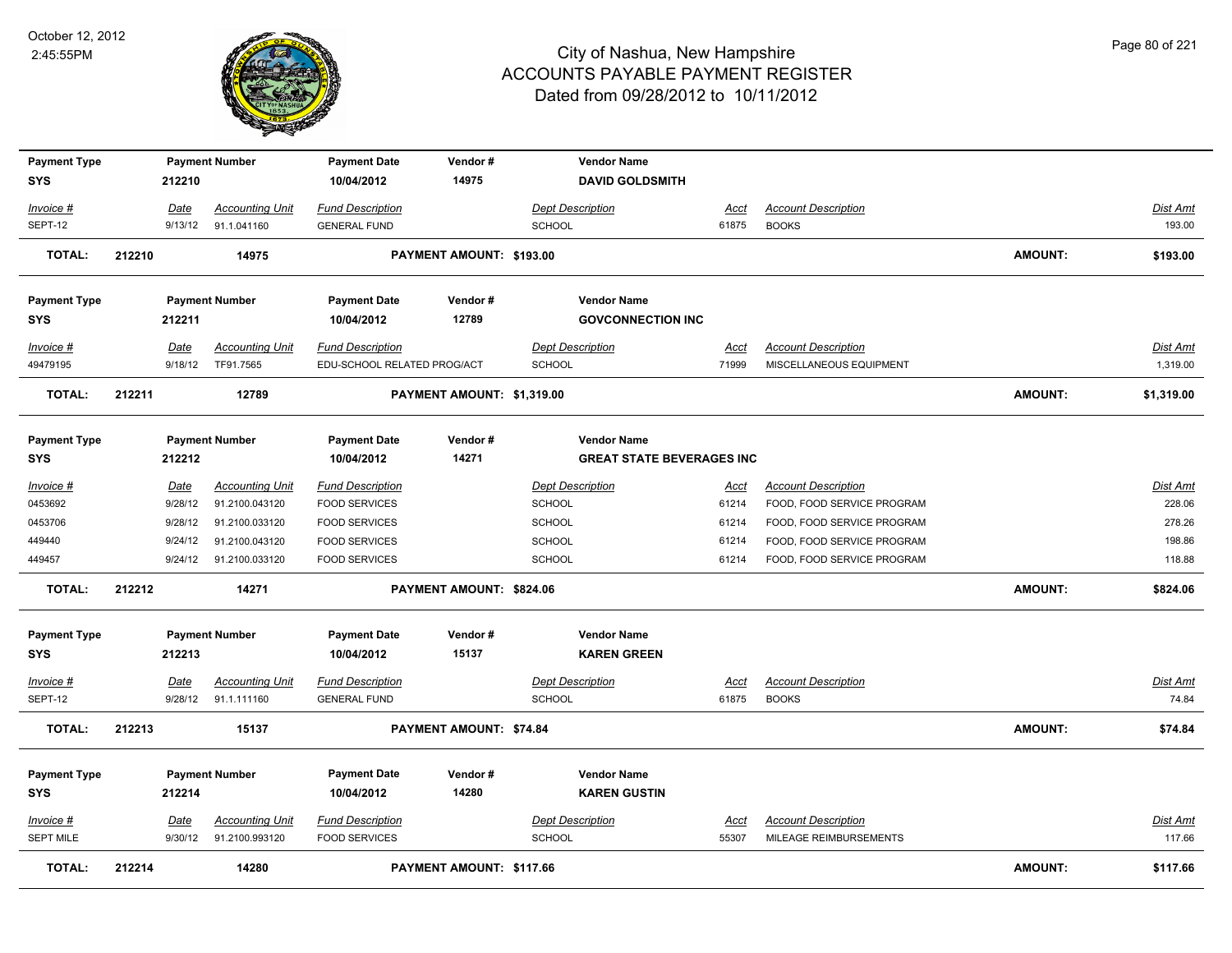# City of Nashua, New Hampshire
## ACCOUNTS PAYABLE PAYMENT REGISTER
### Dated from 09/28/2012 to 10/11/2012

October 12, 2012
2:45:55PM

| Payment Type | Payment Number | Payment Date | Vendor # | Vendor Name |
|---|---|---|---|---|
| SYS | 212210 | 10/04/2012 | 14975 | **DAVID GOLDSMITH** |

| Invoice # | Date | Accounting Unit | Fund Description | Dept Description | Acct | Account Description | Dist Amt |
|---|---|---|---|---|---|---|---|
| SEPT-12 | 9/13/12 | 91.1.041160 | GENERAL FUND | SCHOOL | 61875 | BOOKS | 193.00 |

**TOTAL: 212210 14975 PAYMENT AMOUNT: $193.00 AMOUNT: $193.00**

| Payment Type | Payment Number | Payment Date | Vendor # | Vendor Name |
|---|---|---|---|---|
| SYS | 212211 | 10/04/2012 | 12789 | **GOVCONNECTION INC** |

| Invoice # | Date | Accounting Unit | Fund Description | Dept Description | Acct | Account Description | Dist Amt |
|---|---|---|---|---|---|---|---|
| 49479195 | 9/18/12 | TF91.7565 | EDU-SCHOOL RELATED PROG/ACT | SCHOOL | 71999 | MISCELLANEOUS EQUIPMENT | 1,319.00 |

**TOTAL: 212211 12789 PAYMENT AMOUNT: $1,319.00 AMOUNT: $1,319.00**

| Payment Type | Payment Number | Payment Date | Vendor # | Vendor Name |
|---|---|---|---|---|
| SYS | 212212 | 10/04/2012 | 14271 | **GREAT STATE BEVERAGES INC** |

| Invoice # | Date | Accounting Unit | Fund Description | Dept Description | Acct | Account Description | Dist Amt |
|---|---|---|---|---|---|---|---|
| 0453692 | 9/28/12 | 91.2100.043120 | FOOD SERVICES | SCHOOL | 61214 | FOOD, FOOD SERVICE PROGRAM | 228.06 |
| 0453706 | 9/28/12 | 91.2100.033120 | FOOD SERVICES | SCHOOL | 61214 | FOOD, FOOD SERVICE PROGRAM | 278.26 |
| 449440 | 9/24/12 | 91.2100.043120 | FOOD SERVICES | SCHOOL | 61214 | FOOD, FOOD SERVICE PROGRAM | 198.86 |
| 449457 | 9/24/12 | 91.2100.033120 | FOOD SERVICES | SCHOOL | 61214 | FOOD, FOOD SERVICE PROGRAM | 118.88 |

**TOTAL: 212212 14271 PAYMENT AMOUNT: $824.06 AMOUNT: $824.06**

| Payment Type | Payment Number | Payment Date | Vendor # | Vendor Name |
|---|---|---|---|---|
| SYS | 212213 | 10/04/2012 | 15137 | **KAREN GREEN** |

| Invoice # | Date | Accounting Unit | Fund Description | Dept Description | Acct | Account Description | Dist Amt |
|---|---|---|---|---|---|---|---|
| SEPT-12 | 9/28/12 | 91.1.111160 | GENERAL FUND | SCHOOL | 61875 | BOOKS | 74.84 |

**TOTAL: 212213 15137 PAYMENT AMOUNT: $74.84 AMOUNT: $74.84**

| Payment Type | Payment Number | Payment Date | Vendor # | Vendor Name |
|---|---|---|---|---|
| SYS | 212214 | 10/04/2012 | 14280 | **KAREN GUSTIN** |

| Invoice # | Date | Accounting Unit | Fund Description | Dept Description | Acct | Account Description | Dist Amt |
|---|---|---|---|---|---|---|---|
| SEPT MILE | 9/30/12 | 91.2100.993120 | FOOD SERVICES | SCHOOL | 55307 | MILEAGE REIMBURSEMENTS | 117.66 |

**TOTAL: 212214 14280 PAYMENT AMOUNT: $117.66 AMOUNT: $117.66**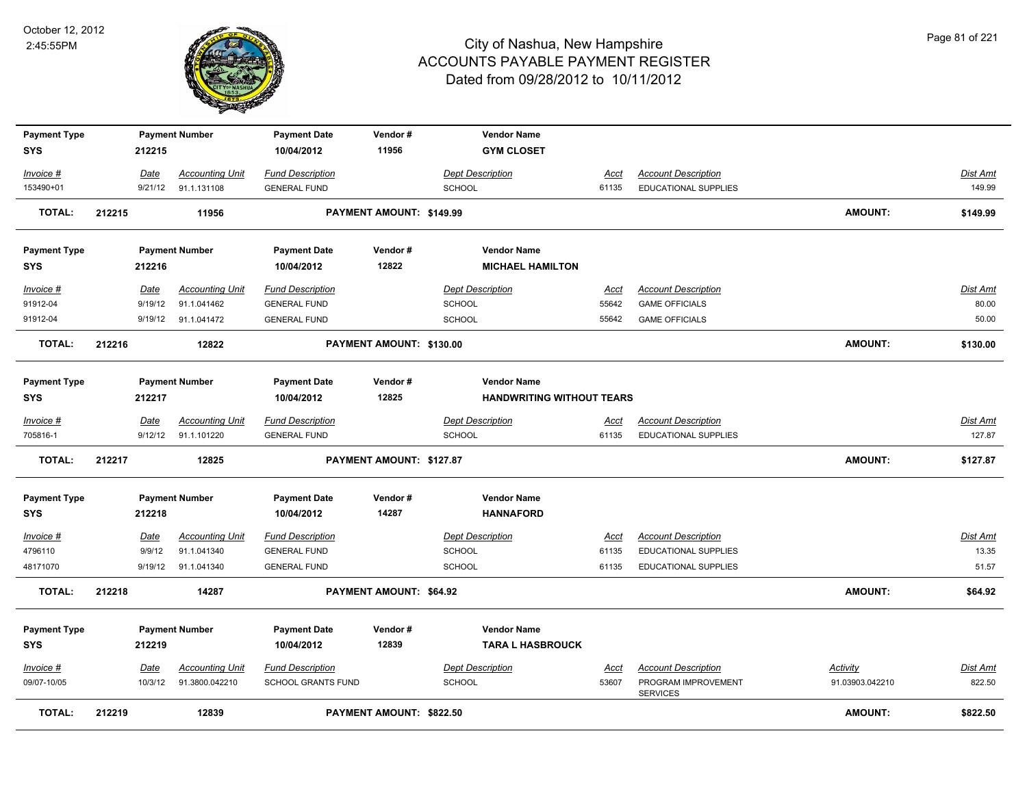# City of Nashua, New Hampshire
# ACCOUNTS PAYABLE PAYMENT REGISTER
# Dated from 09/28/2012 to 10/11/2012

October 12, 2012
2:45:55PM

| Payment Type | Payment Number | Payment Date | Vendor # | Vendor Name |
|---|---|---|---|---|
| SYS | 212215 | 10/04/2012 | 11956 | GYM CLOSET |

| Invoice # | Date | Accounting Unit | Fund Description | Dept Description | Acct | Account Description | Dist Amt |
|---|---|---|---|---|---|---|---|
| 153490+01 | 9/21/12 | 91.1.131108 | GENERAL FUND | SCHOOL | 61135 | EDUCATIONAL SUPPLIES | 149.99 |

**TOTAL: 212215 11956 PAYMENT AMOUNT: $149.99 AMOUNT: $149.99**

| Payment Type | Payment Number | Payment Date | Vendor # | Vendor Name |
|---|---|---|---|---|
| SYS | 212216 | 10/04/2012 | 12822 | MICHAEL HAMILTON |

| Invoice # | Date | Accounting Unit | Fund Description | Dept Description | Acct | Account Description | Dist Amt |
|---|---|---|---|---|---|---|---|
| 91912-04 | 9/19/12 | 91.1.041462 | GENERAL FUND | SCHOOL | 55642 | GAME OFFICIALS | 80.00 |
| 91912-04 | 9/19/12 | 91.1.041472 | GENERAL FUND | SCHOOL | 55642 | GAME OFFICIALS | 50.00 |

**TOTAL: 212216 12822 PAYMENT AMOUNT: $130.00 AMOUNT: $130.00**

| Payment Type | Payment Number | Payment Date | Vendor # | Vendor Name |
|---|---|---|---|---|
| SYS | 212217 | 10/04/2012 | 12825 | HANDWRITING WITHOUT TEARS |

| Invoice # | Date | Accounting Unit | Fund Description | Dept Description | Acct | Account Description | Dist Amt |
|---|---|---|---|---|---|---|---|
| 705816-1 | 9/12/12 | 91.1.101220 | GENERAL FUND | SCHOOL | 61135 | EDUCATIONAL SUPPLIES | 127.87 |

**TOTAL: 212217 12825 PAYMENT AMOUNT: $127.87 AMOUNT: $127.87**

| Payment Type | Payment Number | Payment Date | Vendor # | Vendor Name |
|---|---|---|---|---|
| SYS | 212218 | 10/04/2012 | 14287 | HANNAFORD |

| Invoice # | Date | Accounting Unit | Fund Description | Dept Description | Acct | Account Description | Dist Amt |
|---|---|---|---|---|---|---|---|
| 4796110 | 9/9/12 | 91.1.041340 | GENERAL FUND | SCHOOL | 61135 | EDUCATIONAL SUPPLIES | 13.35 |
| 48171070 | 9/19/12 | 91.1.041340 | GENERAL FUND | SCHOOL | 61135 | EDUCATIONAL SUPPLIES | 51.57 |

**TOTAL: 212218 14287 PAYMENT AMOUNT: $64.92 AMOUNT: $64.92**

| Payment Type | Payment Number | Payment Date | Vendor # | Vendor Name |
|---|---|---|---|---|
| SYS | 212219 | 10/04/2012 | 12839 | TARA L HASBROUCK |

| Invoice # | Date | Accounting Unit | Fund Description | Dept Description | Acct | Account Description | Activity | Dist Amt |
|---|---|---|---|---|---|---|---|---|
| 09/07-10/05 | 10/3/12 | 91.3800.042210 | SCHOOL GRANTS FUND | SCHOOL | 53607 | PROGRAM IMPROVEMENT SERVICES | 91.03903.042210 | 822.50 |

**TOTAL: 212219 12839 PAYMENT AMOUNT: $822.50 AMOUNT: $822.50**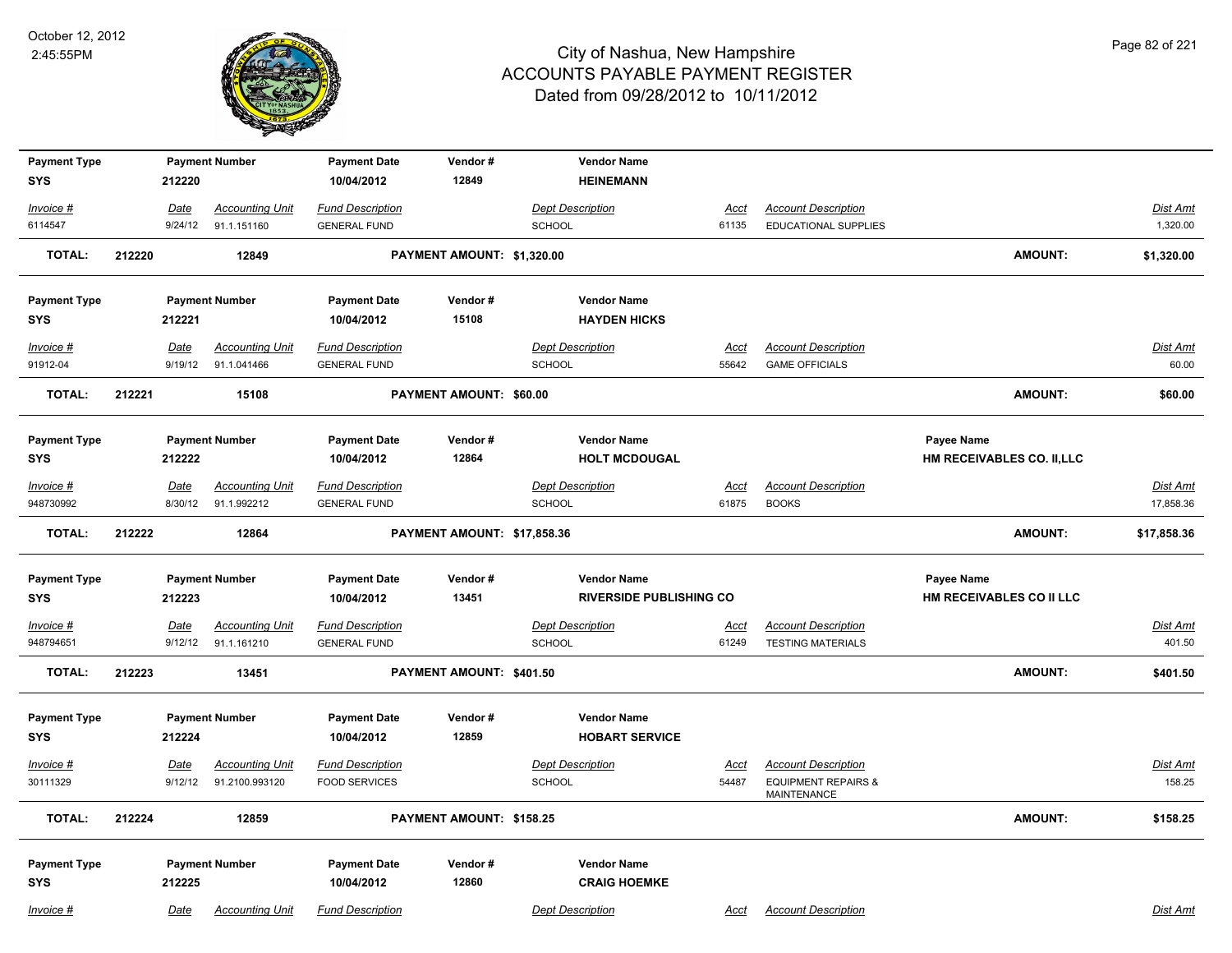# City of Nashua, New Hampshire
## ACCOUNTS PAYABLE PAYMENT REGISTER
### Dated from 09/28/2012 to 10/11/2012

October 12, 2012
2:45:55PM

| Payment Type | Payment Number | Payment Date | Vendor # | Vendor Name | | | Payee Name | |
|---|---|---|---|---|---|---|---|---|
| SYS | 212220 | 10/04/2012 | 12849 | HEINEMANN | | | | |
| *Invoice #* | *Date* | *Accounting Unit* | *Fund Description* | *Dept Description* | *Acct* | *Account Description* | | *Dist Amt* |
| 6114547 | 9/24/12 | 91.1.151160 | GENERAL FUND | SCHOOL | 61135 | EDUCATIONAL SUPPLIES | | 1,320.00 |
| **TOTAL:** | **212220** | **12849** | **PAYMENT AMOUNT: $1,320.00** | | | | **AMOUNT:** | **$1,320.00** |

| Payment Type | Payment Number | Payment Date | Vendor # | Vendor Name | | | Payee Name | |
|---|---|---|---|---|---|---|---|---|
| SYS | 212221 | 10/04/2012 | 15108 | HAYDEN HICKS | | | | |
| *Invoice #* | *Date* | *Accounting Unit* | *Fund Description* | *Dept Description* | *Acct* | *Account Description* | | *Dist Amt* |
| 91912-04 | 9/19/12 | 91.1.041466 | GENERAL FUND | SCHOOL | 55642 | GAME OFFICIALS | | 60.00 |
| **TOTAL:** | **212221** | **15108** | **PAYMENT AMOUNT: $60.00** | | | | **AMOUNT:** | **$60.00** |

| Payment Type | Payment Number | Payment Date | Vendor # | Vendor Name | | | Payee Name | |
|---|---|---|---|---|---|---|---|---|
| SYS | 212222 | 10/04/2012 | 12864 | HOLT MCDOUGAL | | | HM RECEIVABLES CO. II,LLC | |
| *Invoice #* | *Date* | *Accounting Unit* | *Fund Description* | *Dept Description* | *Acct* | *Account Description* | | *Dist Amt* |
| 948730992 | 8/30/12 | 91.1.992212 | GENERAL FUND | SCHOOL | 61875 | BOOKS | | 17,858.36 |
| **TOTAL:** | **212222** | **12864** | **PAYMENT AMOUNT: $17,858.36** | | | | **AMOUNT:** | **$17,858.36** |

| Payment Type | Payment Number | Payment Date | Vendor # | Vendor Name | | | Payee Name | |
|---|---|---|---|---|---|---|---|---|
| SYS | 212223 | 10/04/2012 | 13451 | RIVERSIDE PUBLISHING CO | | | HM RECEIVABLES CO II LLC | |
| *Invoice #* | *Date* | *Accounting Unit* | *Fund Description* | *Dept Description* | *Acct* | *Account Description* | | *Dist Amt* |
| 948794651 | 9/12/12 | 91.1.161210 | GENERAL FUND | SCHOOL | 61249 | TESTING MATERIALS | | 401.50 |
| **TOTAL:** | **212223** | **13451** | **PAYMENT AMOUNT: $401.50** | | | | **AMOUNT:** | **$401.50** |

| Payment Type | Payment Number | Payment Date | Vendor # | Vendor Name | | | Payee Name | |
|---|---|---|---|---|---|---|---|---|
| SYS | 212224 | 10/04/2012 | 12859 | HOBART SERVICE | | | | |
| *Invoice #* | *Date* | *Accounting Unit* | *Fund Description* | *Dept Description* | *Acct* | *Account Description* | | *Dist Amt* |
| 30111329 | 9/12/12 | 91.2100.993120 | FOOD SERVICES | SCHOOL | 54487 | EQUIPMENT REPAIRS & MAINTENANCE | | 158.25 |
| **TOTAL:** | **212224** | **12859** | **PAYMENT AMOUNT: $158.25** | | | | **AMOUNT:** | **$158.25** |

| Payment Type | Payment Number | Payment Date | Vendor # | Vendor Name | | | Payee Name | |
|---|---|---|---|---|---|---|---|---|
| SYS | 212225 | 10/04/2012 | 12860 | CRAIG HOEMKE | | | | |
| *Invoice #* | *Date* | *Accounting Unit* | *Fund Description* | *Dept Description* | *Acct* | *Account Description* | | *Dist Amt* |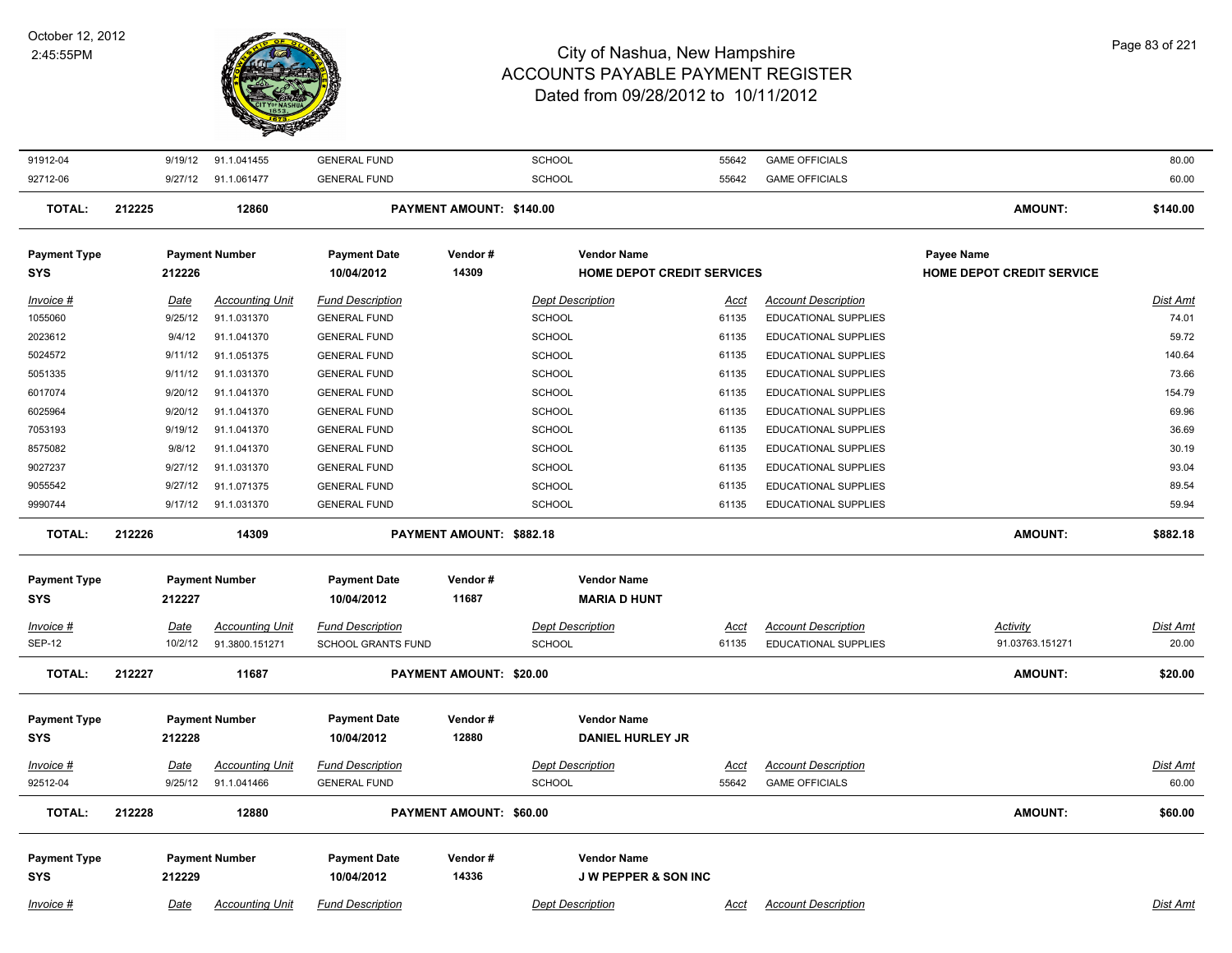| Invoice # | Date | Accounting Unit | Fund Description | Dept Description | Acct | Account Description | Dist Amt |
|---|---|---|---|---|---|---|---|
| 91912-04 | 9/19/12 | 91.1.041455 | GENERAL FUND | SCHOOL | 55642 | GAME OFFICIALS | 80.00 |
| 92712-06 | 9/27/12 | 91.1.061477 | GENERAL FUND | SCHOOL | 55642 | GAME OFFICIALS | 60.00 |

**TOTAL:** 212225 | 12860 | **PAYMENT AMOUNT: $140.00** | **AMOUNT: $140.00**

| Payment Type | Payment Number | Payment Date | Vendor # | Vendor Name | Payee Name |
|---|---|---|---|---|---|
| SYS | 212226 | 10/04/2012 | 14309 | HOME DEPOT CREDIT SERVICES | HOME DEPOT CREDIT SERVICE |

| Invoice # | Date | Accounting Unit | Fund Description | Dept Description | Acct | Account Description | Dist Amt |
|---|---|---|---|---|---|---|---|
| 1055060 | 9/25/12 | 91.1.031370 | GENERAL FUND | SCHOOL | 61135 | EDUCATIONAL SUPPLIES | 74.01 |
| 2023612 | 9/4/12 | 91.1.041370 | GENERAL FUND | SCHOOL | 61135 | EDUCATIONAL SUPPLIES | 59.72 |
| 5024572 | 9/11/12 | 91.1.051375 | GENERAL FUND | SCHOOL | 61135 | EDUCATIONAL SUPPLIES | 140.64 |
| 5051335 | 9/11/12 | 91.1.031370 | GENERAL FUND | SCHOOL | 61135 | EDUCATIONAL SUPPLIES | 73.66 |
| 6017074 | 9/20/12 | 91.1.041370 | GENERAL FUND | SCHOOL | 61135 | EDUCATIONAL SUPPLIES | 154.79 |
| 6025964 | 9/20/12 | 91.1.041370 | GENERAL FUND | SCHOOL | 61135 | EDUCATIONAL SUPPLIES | 69.96 |
| 7053193 | 9/19/12 | 91.1.041370 | GENERAL FUND | SCHOOL | 61135 | EDUCATIONAL SUPPLIES | 36.69 |
| 8575082 | 9/8/12 | 91.1.041370 | GENERAL FUND | SCHOOL | 61135 | EDUCATIONAL SUPPLIES | 30.19 |
| 9027237 | 9/27/12 | 91.1.031370 | GENERAL FUND | SCHOOL | 61135 | EDUCATIONAL SUPPLIES | 93.04 |
| 9055542 | 9/27/12 | 91.1.071375 | GENERAL FUND | SCHOOL | 61135 | EDUCATIONAL SUPPLIES | 89.54 |
| 9990744 | 9/17/12 | 91.1.031370 | GENERAL FUND | SCHOOL | 61135 | EDUCATIONAL SUPPLIES | 59.94 |

**TOTAL:** 212226 | 14309 | **PAYMENT AMOUNT: $882.18** | **AMOUNT: $882.18**

| Payment Type | Payment Number | Payment Date | Vendor # | Vendor Name |
|---|---|---|---|---|
| SYS | 212227 | 10/04/2012 | 11687 | MARIA D HUNT |

| Invoice # | Date | Accounting Unit | Fund Description | Dept Description | Acct | Account Description | Activity | Dist Amt |
|---|---|---|---|---|---|---|---|---|
| SEP-12 | 10/2/12 | 91.3800.151271 | SCHOOL GRANTS FUND | SCHOOL | 61135 | EDUCATIONAL SUPPLIES | 91.03763.151271 | 20.00 |

**TOTAL:** 212227 | 11687 | **PAYMENT AMOUNT: $20.00** | **AMOUNT: $20.00**

| Payment Type | Payment Number | Payment Date | Vendor # | Vendor Name |
|---|---|---|---|---|
| SYS | 212228 | 10/04/2012 | 12880 | DANIEL HURLEY JR |

| Invoice # | Date | Accounting Unit | Fund Description | Dept Description | Acct | Account Description | Dist Amt |
|---|---|---|---|---|---|---|---|
| 92512-04 | 9/25/12 | 91.1.041466 | GENERAL FUND | SCHOOL | 55642 | GAME OFFICIALS | 60.00 |

**TOTAL:** 212228 | 12880 | **PAYMENT AMOUNT: $60.00** | **AMOUNT: $60.00**

| Payment Type | Payment Number | Payment Date | Vendor # | Vendor Name |
|---|---|---|---|---|
| SYS | 212229 | 10/04/2012 | 14336 | J W PEPPER & SON INC |

| Invoice # | Date | Accounting Unit | Fund Description | Dept Description | Acct | Account Description | Dist Amt |
|---|---|---|---|---|---|---|---|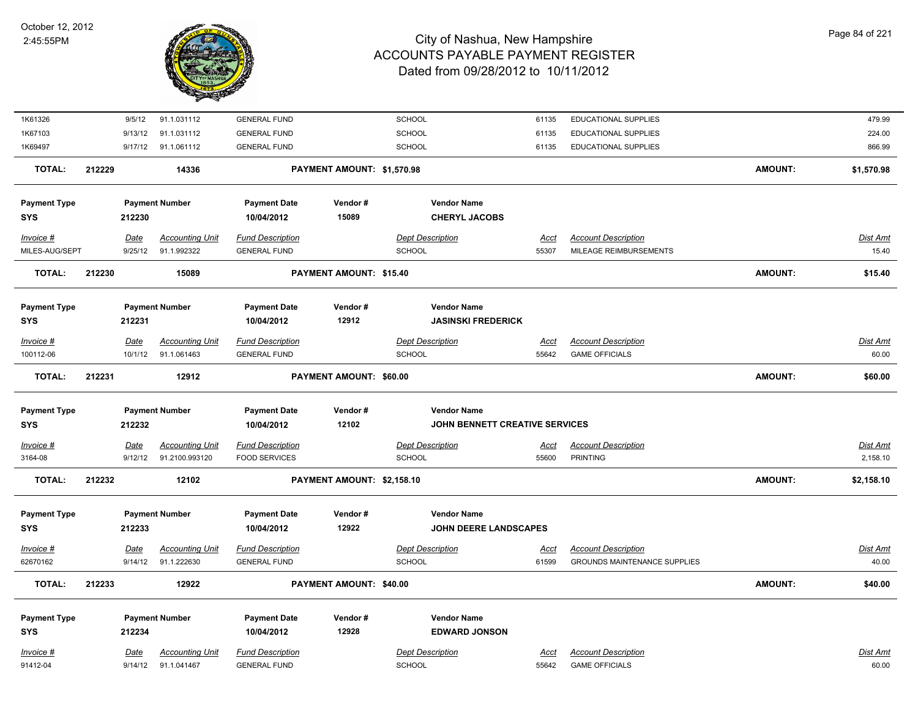| Invoice # | Date | Accounting Unit | Fund Description | Dept Description | Acct | Account Description | Dist Amt |
|---|---|---|---|---|---|---|---|
| 1K61326 | 9/5/12 | 91.1.031112 | GENERAL FUND | SCHOOL | 61135 | EDUCATIONAL SUPPLIES | 479.99 |
| 1K67103 | 9/13/12 | 91.1.031112 | GENERAL FUND | SCHOOL | 61135 | EDUCATIONAL SUPPLIES | 224.00 |
| 1K69497 | 9/17/12 | 91.1.061112 | GENERAL FUND | SCHOOL | 61135 | EDUCATIONAL SUPPLIES | 866.99 |

**TOTAL:** 212229 14336 **PAYMENT AMOUNT: $1,570.98** **AMOUNT: $1,570.98**

| Payment Type | Payment Number | Payment Date | Vendor # | Vendor Name |
|---|---|---|---|---|
| SYS | 212230 | 10/04/2012 | 15089 | CHERYL JACOBS |

| Invoice # | Date | Accounting Unit | Fund Description | Dept Description | Acct | Account Description | Dist Amt |
|---|---|---|---|---|---|---|---|
| MILES-AUG/SEPT | 9/25/12 | 91.1.992322 | GENERAL FUND | SCHOOL | 55307 | MILEAGE REIMBURSEMENTS | 15.40 |

**TOTAL:** 212230 15089 **PAYMENT AMOUNT: $15.40** **AMOUNT: $15.40**

| Payment Type | Payment Number | Payment Date | Vendor # | Vendor Name |
|---|---|---|---|---|
| SYS | 212231 | 10/04/2012 | 12912 | JASINSKI FREDERICK |

| Invoice # | Date | Accounting Unit | Fund Description | Dept Description | Acct | Account Description | Dist Amt |
|---|---|---|---|---|---|---|---|
| 100112-06 | 10/1/12 | 91.1.061463 | GENERAL FUND | SCHOOL | 55642 | GAME OFFICIALS | 60.00 |

**TOTAL:** 212231 12912 **PAYMENT AMOUNT: $60.00** **AMOUNT: $60.00**

| Payment Type | Payment Number | Payment Date | Vendor # | Vendor Name |
|---|---|---|---|---|
| SYS | 212232 | 10/04/2012 | 12102 | JOHN BENNETT CREATIVE SERVICES |

| Invoice # | Date | Accounting Unit | Fund Description | Dept Description | Acct | Account Description | Dist Amt |
|---|---|---|---|---|---|---|---|
| 3164-08 | 9/12/12 | 91.2100.993120 | FOOD SERVICES | SCHOOL | 55600 | PRINTING | 2,158.10 |

**TOTAL:** 212232 12102 **PAYMENT AMOUNT: $2,158.10** **AMOUNT: $2,158.10**

| Payment Type | Payment Number | Payment Date | Vendor # | Vendor Name |
|---|---|---|---|---|
| SYS | 212233 | 10/04/2012 | 12922 | JOHN DEERE LANDSCAPES |

| Invoice # | Date | Accounting Unit | Fund Description | Dept Description | Acct | Account Description | Dist Amt |
|---|---|---|---|---|---|---|---|
| 62670162 | 9/14/12 | 91.1.222630 | GENERAL FUND | SCHOOL | 61599 | GROUNDS MAINTENANCE SUPPLIES | 40.00 |

**TOTAL:** 212233 12922 **PAYMENT AMOUNT: $40.00** **AMOUNT: $40.00**

| Payment Type | Payment Number | Payment Date | Vendor # | Vendor Name |
|---|---|---|---|---|
| SYS | 212234 | 10/04/2012 | 12928 | EDWARD JONSON |

| Invoice # | Date | Accounting Unit | Fund Description | Dept Description | Acct | Account Description | Dist Amt |
|---|---|---|---|---|---|---|---|
| 91412-04 | 9/14/12 | 91.1.041467 | GENERAL FUND | SCHOOL | 55642 | GAME OFFICIALS | 60.00 |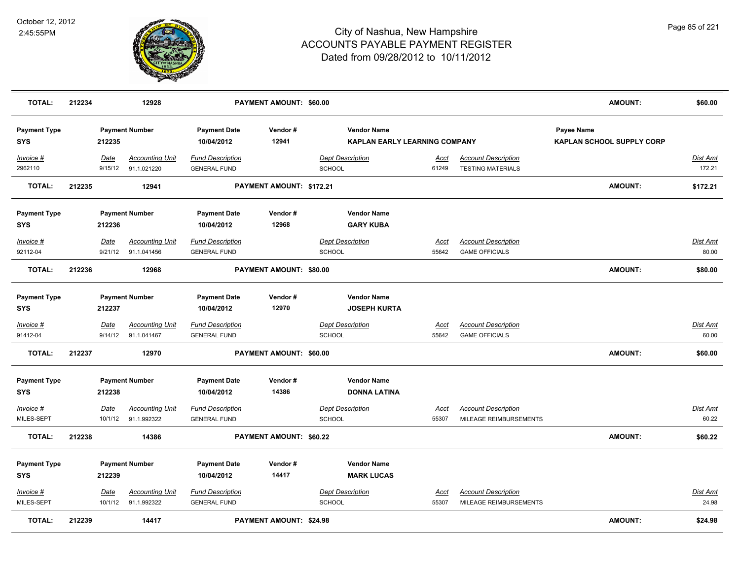# City of Nashua, New Hampshire
## ACCOUNTS PAYABLE PAYMENT REGISTER
### Dated from 09/28/2012 to 10/11/2012

October 12, 2012
2:45:55PM

| **TOTAL:** | **212234** | **12928** | **PAYMENT AMOUNT: $60.00** | **AMOUNT:** | **$60.00** |
|---|---|---|---|---|---|

| Payment Type | Payment Number | Payment Date | Vendor # | Vendor Name | Payee Name |
|---|---|---|---|---|---|
| **SYS** | **212235** | **10/04/2012** | **12941** | **KAPLAN EARLY LEARNING COMPANY** | **KAPLAN SCHOOL SUPPLY CORP** |

| Invoice # | Date | Accounting Unit | Fund Description | Dept Description | Acct | Account Description | Dist Amt |
|---|---|---|---|---|---|---|---|
| 2962110 | 9/15/12 | 91.1.021220 | GENERAL FUND | SCHOOL | 61249 | TESTING MATERIALS | 172.21 |

| **TOTAL:** | **212235** | **12941** | **PAYMENT AMOUNT: $172.21** | **AMOUNT:** | **$172.21** |
|---|---|---|---|---|---|

| Payment Type | Payment Number | Payment Date | Vendor # | Vendor Name |
|---|---|---|---|---|
| **SYS** | **212236** | **10/04/2012** | **12968** | **GARY KUBA** |

| Invoice # | Date | Accounting Unit | Fund Description | Dept Description | Acct | Account Description | Dist Amt |
|---|---|---|---|---|---|---|---|
| 92112-04 | 9/21/12 | 91.1.041456 | GENERAL FUND | SCHOOL | 55642 | GAME OFFICIALS | 80.00 |

| **TOTAL:** | **212236** | **12968** | **PAYMENT AMOUNT: $80.00** | **AMOUNT:** | **$80.00** |
|---|---|---|---|---|---|

| Payment Type | Payment Number | Payment Date | Vendor # | Vendor Name |
|---|---|---|---|---|
| **SYS** | **212237** | **10/04/2012** | **12970** | **JOSEPH KURTA** |

| Invoice # | Date | Accounting Unit | Fund Description | Dept Description | Acct | Account Description | Dist Amt |
|---|---|---|---|---|---|---|---|
| 91412-04 | 9/14/12 | 91.1.041467 | GENERAL FUND | SCHOOL | 55642 | GAME OFFICIALS | 60.00 |

| **TOTAL:** | **212237** | **12970** | **PAYMENT AMOUNT: $60.00** | **AMOUNT:** | **$60.00** |
|---|---|---|---|---|---|

| Payment Type | Payment Number | Payment Date | Vendor # | Vendor Name |
|---|---|---|---|---|
| **SYS** | **212238** | **10/04/2012** | **14386** | **DONNA LATINA** |

| Invoice # | Date | Accounting Unit | Fund Description | Dept Description | Acct | Account Description | Dist Amt |
|---|---|---|---|---|---|---|---|
| MILES-SEPT | 10/1/12 | 91.1.992322 | GENERAL FUND | SCHOOL | 55307 | MILEAGE REIMBURSEMENTS | 60.22 |

| **TOTAL:** | **212238** | **14386** | **PAYMENT AMOUNT: $60.22** | **AMOUNT:** | **$60.22** |
|---|---|---|---|---|---|

| Payment Type | Payment Number | Payment Date | Vendor # | Vendor Name |
|---|---|---|---|---|
| **SYS** | **212239** | **10/04/2012** | **14417** | **MARK LUCAS** |

| Invoice # | Date | Accounting Unit | Fund Description | Dept Description | Acct | Account Description | Dist Amt |
|---|---|---|---|---|---|---|---|
| MILES-SEPT | 10/1/12 | 91.1.992322 | GENERAL FUND | SCHOOL | 55307 | MILEAGE REIMBURSEMENTS | 24.98 |

| **TOTAL:** | **212239** | **14417** | **PAYMENT AMOUNT: $24.98** | **AMOUNT:** | **$24.98** |
|---|---|---|---|---|---|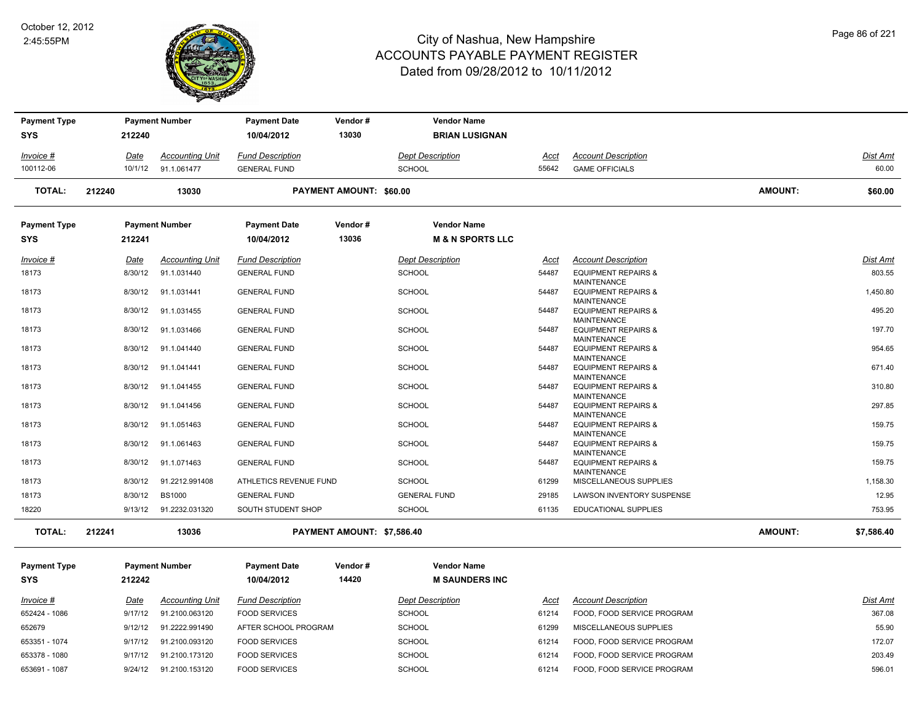# City of Nashua, New Hampshire
## ACCOUNTS PAYABLE PAYMENT REGISTER
### Dated from 09/28/2012 to 10/11/2012

October 12, 2012
2:45:55PM

| Payment Type | Payment Number | Payment Date | Vendor # | Vendor Name |
|---|---|---|---|---|
| SYS | 212240 | 10/04/2012 | 13030 | BRIAN LUSIGNAN |

| Invoice # | Date | Accounting Unit | Fund Description | Dept Description | Acct | Account Description | Dist Amt |
|---|---|---|---|---|---|---|---|
| 100112-06 | 10/1/12 | 91.1.061477 | GENERAL FUND | SCHOOL | 55642 | GAME OFFICIALS | 60.00 |

**TOTAL: 212240 13030 PAYMENT AMOUNT: $60.00 AMOUNT: $60.00**

| Payment Type | Payment Number | Payment Date | Vendor # | Vendor Name |
|---|---|---|---|---|
| SYS | 212241 | 10/04/2012 | 13036 | M & N SPORTS LLC |

| Invoice # | Date | Accounting Unit | Fund Description | Dept Description | Acct | Account Description | Dist Amt |
|---|---|---|---|---|---|---|---|
| 18173 | 8/30/12 | 91.1.031440 | GENERAL FUND | SCHOOL | 54487 | EQUIPMENT REPAIRS & MAINTENANCE | 803.55 |
| 18173 | 8/30/12 | 91.1.031441 | GENERAL FUND | SCHOOL | 54487 | EQUIPMENT REPAIRS & MAINTENANCE | 1,450.80 |
| 18173 | 8/30/12 | 91.1.031455 | GENERAL FUND | SCHOOL | 54487 | EQUIPMENT REPAIRS & MAINTENANCE | 495.20 |
| 18173 | 8/30/12 | 91.1.031466 | GENERAL FUND | SCHOOL | 54487 | EQUIPMENT REPAIRS & MAINTENANCE | 197.70 |
| 18173 | 8/30/12 | 91.1.041440 | GENERAL FUND | SCHOOL | 54487 | EQUIPMENT REPAIRS & MAINTENANCE | 954.65 |
| 18173 | 8/30/12 | 91.1.041441 | GENERAL FUND | SCHOOL | 54487 | EQUIPMENT REPAIRS & MAINTENANCE | 671.40 |
| 18173 | 8/30/12 | 91.1.041455 | GENERAL FUND | SCHOOL | 54487 | EQUIPMENT REPAIRS & MAINTENANCE | 310.80 |
| 18173 | 8/30/12 | 91.1.041456 | GENERAL FUND | SCHOOL | 54487 | EQUIPMENT REPAIRS & MAINTENANCE | 297.85 |
| 18173 | 8/30/12 | 91.1.051463 | GENERAL FUND | SCHOOL | 54487 | EQUIPMENT REPAIRS & MAINTENANCE | 159.75 |
| 18173 | 8/30/12 | 91.1.061463 | GENERAL FUND | SCHOOL | 54487 | EQUIPMENT REPAIRS & MAINTENANCE | 159.75 |
| 18173 | 8/30/12 | 91.1.071463 | GENERAL FUND | SCHOOL | 54487 | EQUIPMENT REPAIRS & MAINTENANCE | 159.75 |
| 18173 | 8/30/12 | 91.2212.991408 | ATHLETICS REVENUE FUND | SCHOOL | 61299 | MISCELLANEOUS SUPPLIES | 1,158.30 |
| 18173 | 8/30/12 | BS1000 | GENERAL FUND | GENERAL FUND | 29185 | LAWSON INVENTORY SUSPENSE | 12.95 |
| 18220 | 9/13/12 | 91.2232.031320 | SOUTH STUDENT SHOP | SCHOOL | 61135 | EDUCATIONAL SUPPLIES | 753.95 |

**TOTAL: 212241 13036 PAYMENT AMOUNT: $7,586.40 AMOUNT: $7,586.40**

| Payment Type | Payment Number | Payment Date | Vendor # | Vendor Name |
|---|---|---|---|---|
| SYS | 212242 | 10/04/2012 | 14420 | M SAUNDERS INC |

| Invoice # | Date | Accounting Unit | Fund Description | Dept Description | Acct | Account Description | Dist Amt |
|---|---|---|---|---|---|---|---|
| 652424 - 1086 | 9/17/12 | 91.2100.063120 | FOOD SERVICES | SCHOOL | 61214 | FOOD, FOOD SERVICE PROGRAM | 367.08 |
| 652679 | 9/12/12 | 91.2222.991490 | AFTER SCHOOL PROGRAM | SCHOOL | 61299 | MISCELLANEOUS SUPPLIES | 55.90 |
| 653351 - 1074 | 9/17/12 | 91.2100.093120 | FOOD SERVICES | SCHOOL | 61214 | FOOD, FOOD SERVICE PROGRAM | 172.07 |
| 653378 - 1080 | 9/17/12 | 91.2100.173120 | FOOD SERVICES | SCHOOL | 61214 | FOOD, FOOD SERVICE PROGRAM | 203.49 |
| 653691 - 1087 | 9/24/12 | 91.2100.153120 | FOOD SERVICES | SCHOOL | 61214 | FOOD, FOOD SERVICE PROGRAM | 596.01 |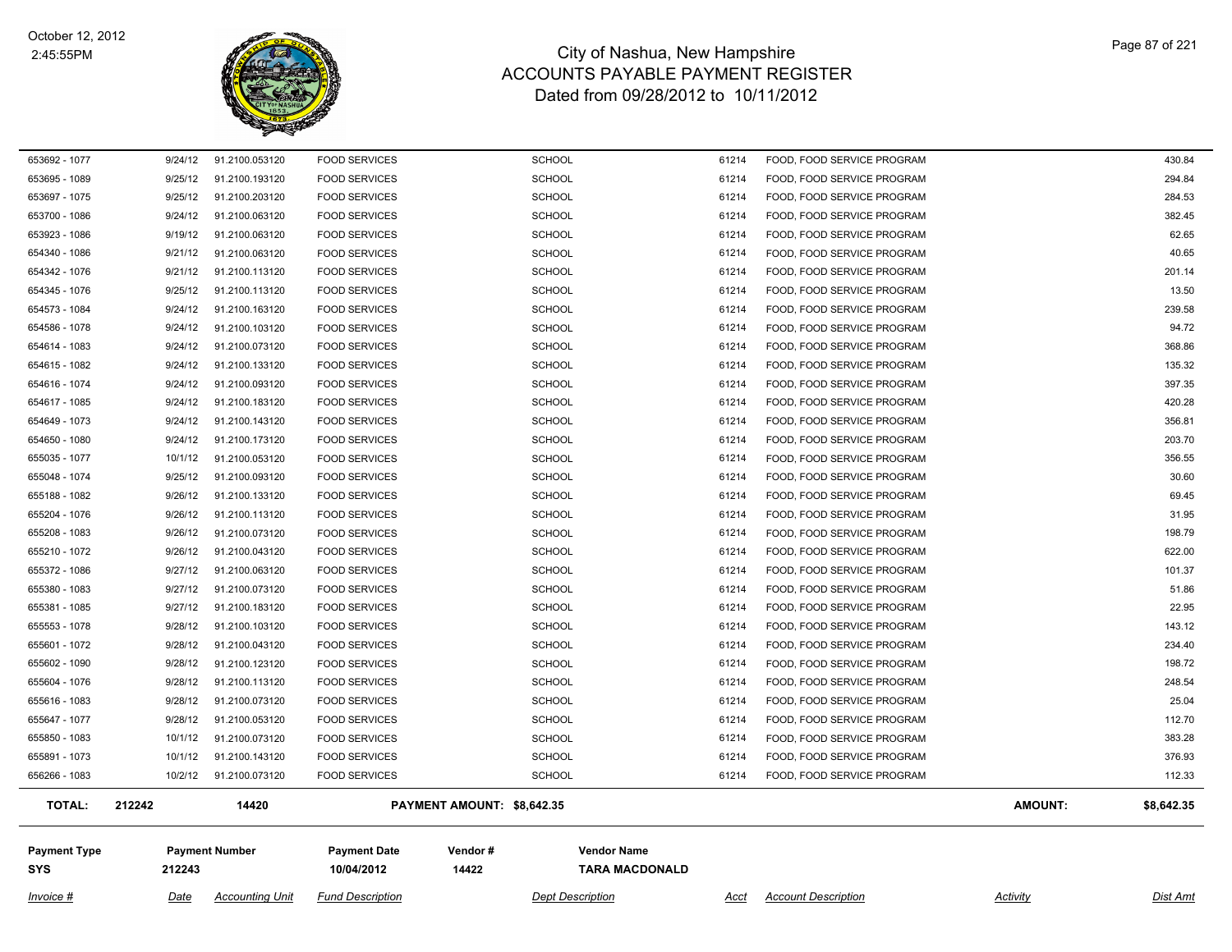| Invoice # | Date | Accounting Unit | Fund Description | Dept Description | Acct | Account Description | Activity | Dist Amt |
|---|---|---|---|---|---|---|---|---|
| 653692 - 1077 | 9/24/12 | 91.2100.053120 | FOOD SERVICES | SCHOOL | 61214 | FOOD, FOOD SERVICE PROGRAM | | 430.84 |
| 653695 - 1089 | 9/25/12 | 91.2100.193120 | FOOD SERVICES | SCHOOL | 61214 | FOOD, FOOD SERVICE PROGRAM | | 294.84 |
| 653697 - 1075 | 9/25/12 | 91.2100.203120 | FOOD SERVICES | SCHOOL | 61214 | FOOD, FOOD SERVICE PROGRAM | | 284.53 |
| 653700 - 1086 | 9/24/12 | 91.2100.063120 | FOOD SERVICES | SCHOOL | 61214 | FOOD, FOOD SERVICE PROGRAM | | 382.45 |
| 653923 - 1086 | 9/19/12 | 91.2100.063120 | FOOD SERVICES | SCHOOL | 61214 | FOOD, FOOD SERVICE PROGRAM | | 62.65 |
| 654340 - 1086 | 9/21/12 | 91.2100.063120 | FOOD SERVICES | SCHOOL | 61214 | FOOD, FOOD SERVICE PROGRAM | | 40.65 |
| 654342 - 1076 | 9/21/12 | 91.2100.113120 | FOOD SERVICES | SCHOOL | 61214 | FOOD, FOOD SERVICE PROGRAM | | 201.14 |
| 654345 - 1076 | 9/25/12 | 91.2100.113120 | FOOD SERVICES | SCHOOL | 61214 | FOOD, FOOD SERVICE PROGRAM | | 13.50 |
| 654573 - 1084 | 9/24/12 | 91.2100.163120 | FOOD SERVICES | SCHOOL | 61214 | FOOD, FOOD SERVICE PROGRAM | | 239.58 |
| 654586 - 1078 | 9/24/12 | 91.2100.103120 | FOOD SERVICES | SCHOOL | 61214 | FOOD, FOOD SERVICE PROGRAM | | 94.72 |
| 654614 - 1083 | 9/24/12 | 91.2100.073120 | FOOD SERVICES | SCHOOL | 61214 | FOOD, FOOD SERVICE PROGRAM | | 368.86 |
| 654615 - 1082 | 9/24/12 | 91.2100.133120 | FOOD SERVICES | SCHOOL | 61214 | FOOD, FOOD SERVICE PROGRAM | | 135.32 |
| 654616 - 1074 | 9/24/12 | 91.2100.093120 | FOOD SERVICES | SCHOOL | 61214 | FOOD, FOOD SERVICE PROGRAM | | 397.35 |
| 654617 - 1085 | 9/24/12 | 91.2100.183120 | FOOD SERVICES | SCHOOL | 61214 | FOOD, FOOD SERVICE PROGRAM | | 420.28 |
| 654649 - 1073 | 9/24/12 | 91.2100.143120 | FOOD SERVICES | SCHOOL | 61214 | FOOD, FOOD SERVICE PROGRAM | | 356.81 |
| 654650 - 1080 | 9/24/12 | 91.2100.173120 | FOOD SERVICES | SCHOOL | 61214 | FOOD, FOOD SERVICE PROGRAM | | 203.70 |
| 655035 - 1077 | 10/1/12 | 91.2100.053120 | FOOD SERVICES | SCHOOL | 61214 | FOOD, FOOD SERVICE PROGRAM | | 356.55 |
| 655048 - 1074 | 9/25/12 | 91.2100.093120 | FOOD SERVICES | SCHOOL | 61214 | FOOD, FOOD SERVICE PROGRAM | | 30.60 |
| 655188 - 1082 | 9/26/12 | 91.2100.133120 | FOOD SERVICES | SCHOOL | 61214 | FOOD, FOOD SERVICE PROGRAM | | 69.45 |
| 655204 - 1076 | 9/26/12 | 91.2100.113120 | FOOD SERVICES | SCHOOL | 61214 | FOOD, FOOD SERVICE PROGRAM | | 31.95 |
| 655208 - 1083 | 9/26/12 | 91.2100.073120 | FOOD SERVICES | SCHOOL | 61214 | FOOD, FOOD SERVICE PROGRAM | | 198.79 |
| 655210 - 1072 | 9/26/12 | 91.2100.043120 | FOOD SERVICES | SCHOOL | 61214 | FOOD, FOOD SERVICE PROGRAM | | 622.00 |
| 655372 - 1086 | 9/27/12 | 91.2100.063120 | FOOD SERVICES | SCHOOL | 61214 | FOOD, FOOD SERVICE PROGRAM | | 101.37 |
| 655380 - 1083 | 9/27/12 | 91.2100.073120 | FOOD SERVICES | SCHOOL | 61214 | FOOD, FOOD SERVICE PROGRAM | | 51.86 |
| 655381 - 1085 | 9/27/12 | 91.2100.183120 | FOOD SERVICES | SCHOOL | 61214 | FOOD, FOOD SERVICE PROGRAM | | 22.95 |
| 655553 - 1078 | 9/28/12 | 91.2100.103120 | FOOD SERVICES | SCHOOL | 61214 | FOOD, FOOD SERVICE PROGRAM | | 143.12 |
| 655601 - 1072 | 9/28/12 | 91.2100.043120 | FOOD SERVICES | SCHOOL | 61214 | FOOD, FOOD SERVICE PROGRAM | | 234.40 |
| 655602 - 1090 | 9/28/12 | 91.2100.123120 | FOOD SERVICES | SCHOOL | 61214 | FOOD, FOOD SERVICE PROGRAM | | 198.72 |
| 655604 - 1076 | 9/28/12 | 91.2100.113120 | FOOD SERVICES | SCHOOL | 61214 | FOOD, FOOD SERVICE PROGRAM | | 248.54 |
| 655616 - 1083 | 9/28/12 | 91.2100.073120 | FOOD SERVICES | SCHOOL | 61214 | FOOD, FOOD SERVICE PROGRAM | | 25.04 |
| 655647 - 1077 | 9/28/12 | 91.2100.053120 | FOOD SERVICES | SCHOOL | 61214 | FOOD, FOOD SERVICE PROGRAM | | 112.70 |
| 655850 - 1083 | 10/1/12 | 91.2100.073120 | FOOD SERVICES | SCHOOL | 61214 | FOOD, FOOD SERVICE PROGRAM | | 383.28 |
| 655891 - 1073 | 10/1/12 | 91.2100.143120 | FOOD SERVICES | SCHOOL | 61214 | FOOD, FOOD SERVICE PROGRAM | | 376.93 |
| 656266 - 1083 | 10/2/12 | 91.2100.073120 | FOOD SERVICES | SCHOOL | 61214 | FOOD, FOOD SERVICE PROGRAM | | 112.33 |

**TOTAL:** 212242 | 14420 | **PAYMENT AMOUNT: $8,642.35** | **AMOUNT: $8,642.35**

| Payment Type | Payment Number | Payment Date | Vendor # | Vendor Name |
|---|---|---|---|---|
| SYS | 212243 | 10/04/2012 | 14422 | TARA MACDONALD |

| Invoice # | Date | Accounting Unit | Fund Description | Dept Description | Acct | Account Description | Activity | Dist Amt |
|---|---|---|---|---|---|---|---|---|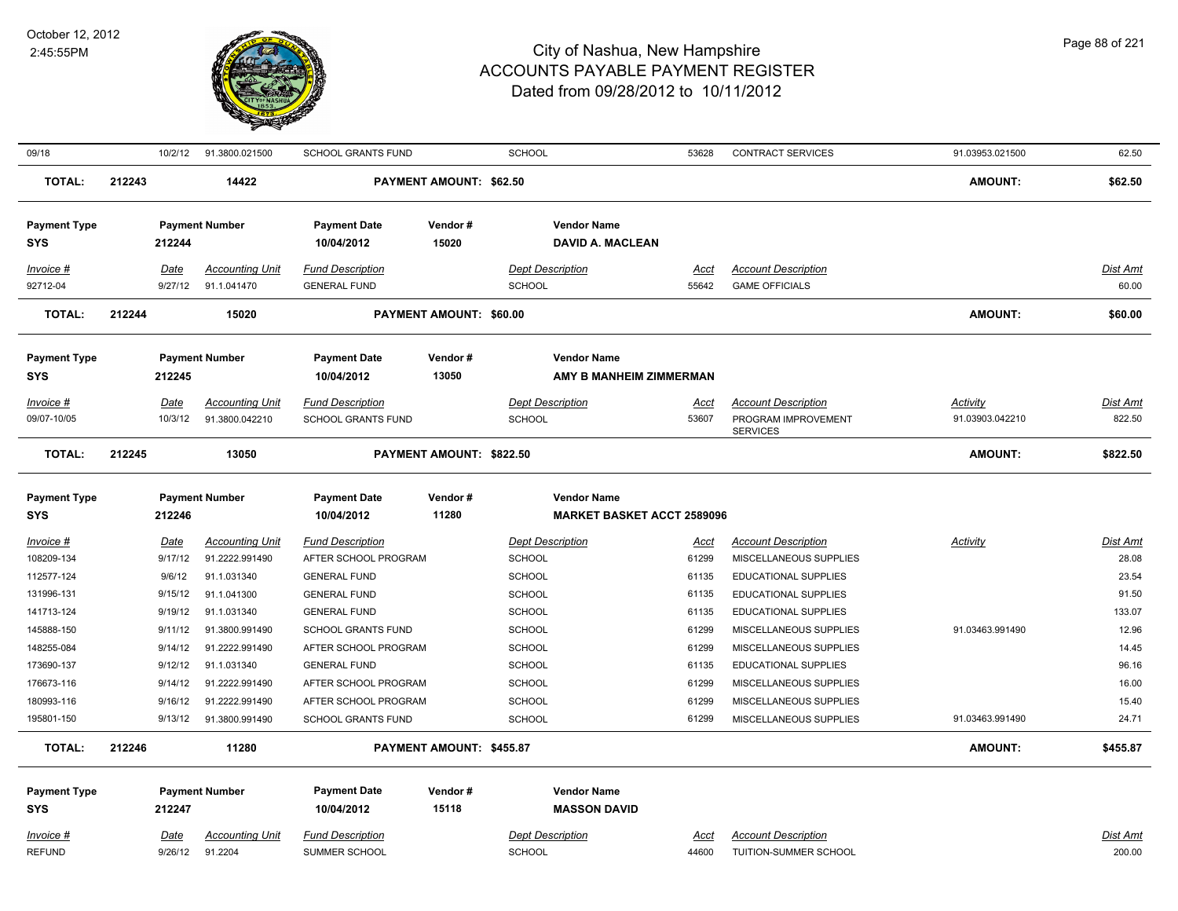# City of Nashua, New Hampshire
## ACCOUNTS PAYABLE PAYMENT REGISTER
### Dated from 09/28/2012 to 10/11/2012

October 12, 2012
2:45:55PM

| 09/18 | 10/2/12 | 91.3800.021500 | SCHOOL GRANTS FUND | SCHOOL | 53628 | CONTRACT SERVICES | 91.03953.021500 | 62.50 |
|---|---|---|---|---|---|---|---|---|

**TOTAL:** 212243 &nbsp; 14422 &nbsp; **PAYMENT AMOUNT: $62.50** &nbsp; **AMOUNT: $62.50**

| Payment Type | Payment Number | Payment Date | Vendor # | Vendor Name |
|---|---|---|---|---|
| SYS | 212244 | 10/04/2012 | 15020 | DAVID A. MACLEAN |

| Invoice # | Date | Accounting Unit | Fund Description | Dept Description | Acct | Account Description | Dist Amt |
|---|---|---|---|---|---|---|---|
| 92712-04 | 9/27/12 | 91.1.041470 | GENERAL FUND | SCHOOL | 55642 | GAME OFFICIALS | 60.00 |

**TOTAL:** 212244 &nbsp; 15020 &nbsp; **PAYMENT AMOUNT: $60.00** &nbsp; **AMOUNT: $60.00**

| Payment Type | Payment Number | Payment Date | Vendor # | Vendor Name |
|---|---|---|---|---|
| SYS | 212245 | 10/04/2012 | 13050 | AMY B MANHEIM ZIMMERMAN |

| Invoice # | Date | Accounting Unit | Fund Description | Dept Description | Acct | Account Description | Activity | Dist Amt |
|---|---|---|---|---|---|---|---|---|
| 09/07-10/05 | 10/3/12 | 91.3800.042210 | SCHOOL GRANTS FUND | SCHOOL | 53607 | PROGRAM IMPROVEMENT SERVICES | 91.03903.042210 | 822.50 |

**TOTAL:** 212245 &nbsp; 13050 &nbsp; **PAYMENT AMOUNT: $822.50** &nbsp; **AMOUNT: $822.50**

| Payment Type | Payment Number | Payment Date | Vendor # | Vendor Name |
|---|---|---|---|---|
| SYS | 212246 | 10/04/2012 | 11280 | MARKET BASKET ACCT 2589096 |

| Invoice # | Date | Accounting Unit | Fund Description | Dept Description | Acct | Account Description | Activity | Dist Amt |
|---|---|---|---|---|---|---|---|---|
| 108209-134 | 9/17/12 | 91.2222.991490 | AFTER SCHOOL PROGRAM | SCHOOL | 61299 | MISCELLANEOUS SUPPLIES | | 28.08 |
| 112577-124 | 9/6/12 | 91.1.031340 | GENERAL FUND | SCHOOL | 61135 | EDUCATIONAL SUPPLIES | | 23.54 |
| 131996-131 | 9/15/12 | 91.1.041300 | GENERAL FUND | SCHOOL | 61135 | EDUCATIONAL SUPPLIES | | 91.50 |
| 141713-124 | 9/19/12 | 91.1.031340 | GENERAL FUND | SCHOOL | 61135 | EDUCATIONAL SUPPLIES | | 133.07 |
| 145888-150 | 9/11/12 | 91.3800.991490 | SCHOOL GRANTS FUND | SCHOOL | 61299 | MISCELLANEOUS SUPPLIES | 91.03463.991490 | 12.96 |
| 148255-084 | 9/14/12 | 91.2222.991490 | AFTER SCHOOL PROGRAM | SCHOOL | 61299 | MISCELLANEOUS SUPPLIES | | 14.45 |
| 173690-137 | 9/12/12 | 91.1.031340 | GENERAL FUND | SCHOOL | 61135 | EDUCATIONAL SUPPLIES | | 96.16 |
| 176673-116 | 9/14/12 | 91.2222.991490 | AFTER SCHOOL PROGRAM | SCHOOL | 61299 | MISCELLANEOUS SUPPLIES | | 16.00 |
| 180993-116 | 9/16/12 | 91.2222.991490 | AFTER SCHOOL PROGRAM | SCHOOL | 61299 | MISCELLANEOUS SUPPLIES | | 15.40 |
| 195801-150 | 9/13/12 | 91.3800.991490 | SCHOOL GRANTS FUND | SCHOOL | 61299 | MISCELLANEOUS SUPPLIES | 91.03463.991490 | 24.71 |

**TOTAL:** 212246 &nbsp; 11280 &nbsp; **PAYMENT AMOUNT: $455.87** &nbsp; **AMOUNT: $455.87**

| Payment Type | Payment Number | Payment Date | Vendor # | Vendor Name |
|---|---|---|---|---|
| SYS | 212247 | 10/04/2012 | 15118 | MASSON DAVID |

| Invoice # | Date | Accounting Unit | Fund Description | Dept Description | Acct | Account Description | Dist Amt |
|---|---|---|---|---|---|---|---|
| REFUND | 9/26/12 | 91.2204 | SUMMER SCHOOL | SCHOOL | 44600 | TUITION-SUMMER SCHOOL | 200.00 |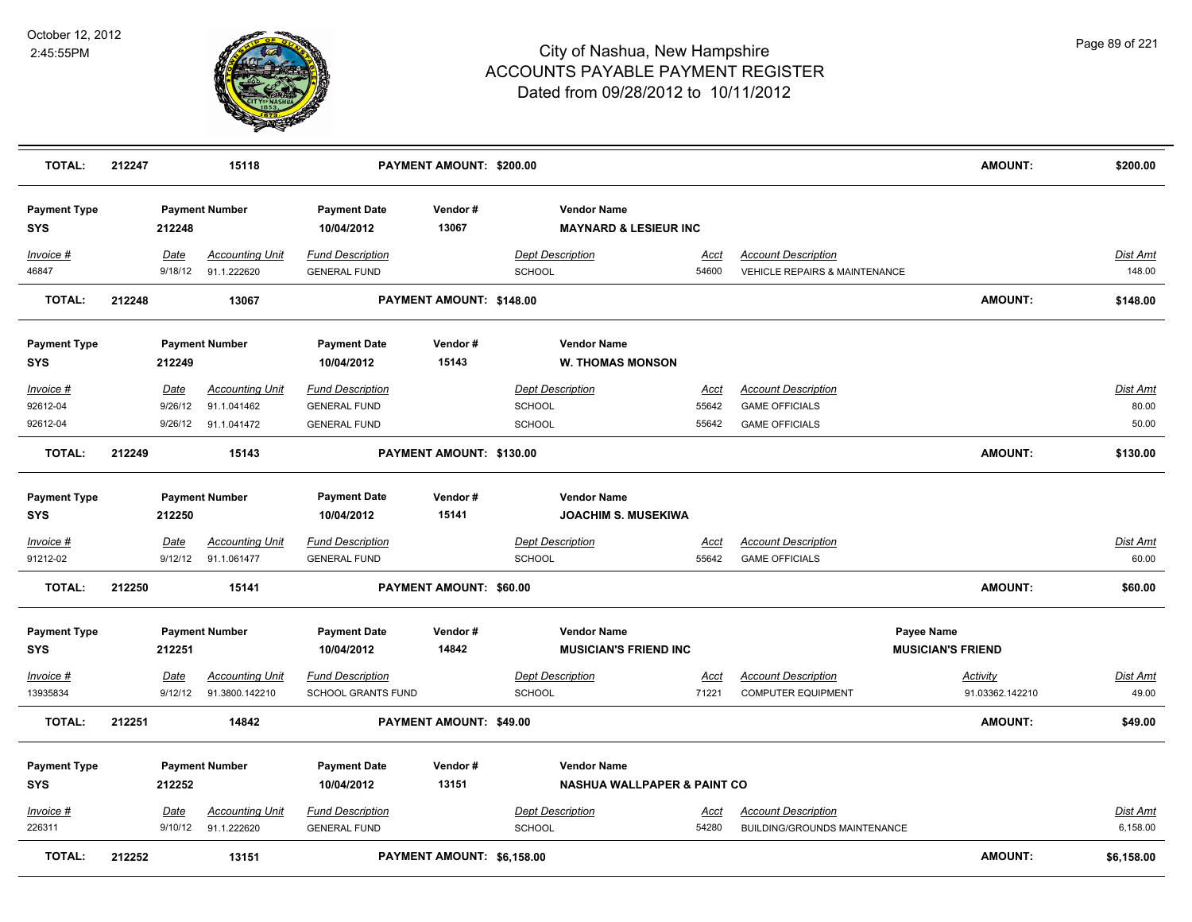# City of Nashua, New Hampshire
## ACCOUNTS PAYABLE PAYMENT REGISTER
### Dated from 09/28/2012 to 10/11/2012

October 12, 2012
2:45:55PM

**TOTAL:** 212247 | 15118 | **PAYMENT AMOUNT: $200.00** | **AMOUNT:** **$200.00**

---

| Payment Type | Payment Number | Payment Date | Vendor # | Vendor Name |
|---|---|---|---|---|
| SYS | 212248 | 10/04/2012 | 13067 | MAYNARD & LESIEUR INC |

| Invoice # | Date | Accounting Unit | Fund Description | Dept Description | Acct | Account Description | Dist Amt |
|---|---|---|---|---|---|---|---|
| 46847 | 9/18/12 | 91.1.222620 | GENERAL FUND | SCHOOL | 54600 | VEHICLE REPAIRS & MAINTENANCE | 148.00 |

**TOTAL:** 212248 | 13067 | **PAYMENT AMOUNT: $148.00** | **AMOUNT:** **$148.00**

---

| Payment Type | Payment Number | Payment Date | Vendor # | Vendor Name |
|---|---|---|---|---|
| SYS | 212249 | 10/04/2012 | 15143 | W. THOMAS MONSON |

| Invoice # | Date | Accounting Unit | Fund Description | Dept Description | Acct | Account Description | Dist Amt |
|---|---|---|---|---|---|---|---|
| 92612-04 | 9/26/12 | 91.1.041462 | GENERAL FUND | SCHOOL | 55642 | GAME OFFICIALS | 80.00 |
| 92612-04 | 9/26/12 | 91.1.041472 | GENERAL FUND | SCHOOL | 55642 | GAME OFFICIALS | 50.00 |

**TOTAL:** 212249 | 15143 | **PAYMENT AMOUNT: $130.00** | **AMOUNT:** **$130.00**

---

| Payment Type | Payment Number | Payment Date | Vendor # | Vendor Name |
|---|---|---|---|---|
| SYS | 212250 | 10/04/2012 | 15141 | JOACHIM S. MUSEKIWA |

| Invoice # | Date | Accounting Unit | Fund Description | Dept Description | Acct | Account Description | Dist Amt |
|---|---|---|---|---|---|---|---|
| 91212-02 | 9/12/12 | 91.1.061477 | GENERAL FUND | SCHOOL | 55642 | GAME OFFICIALS | 60.00 |

**TOTAL:** 212250 | 15141 | **PAYMENT AMOUNT: $60.00** | **AMOUNT:** **$60.00**

---

| Payment Type | Payment Number | Payment Date | Vendor # | Vendor Name | Payee Name |
|---|---|---|---|---|---|
| SYS | 212251 | 10/04/2012 | 14842 | MUSICIAN'S FRIEND INC | MUSICIAN'S FRIEND |

| Invoice # | Date | Accounting Unit | Fund Description | Dept Description | Acct | Account Description | Activity | Dist Amt |
|---|---|---|---|---|---|---|---|---|
| 13935834 | 9/12/12 | 91.3800.142210 | SCHOOL GRANTS FUND | SCHOOL | 71221 | COMPUTER EQUIPMENT | 91.03362.142210 | 49.00 |

**TOTAL:** 212251 | 14842 | **PAYMENT AMOUNT: $49.00** | **AMOUNT:** **$49.00**

---

| Payment Type | Payment Number | Payment Date | Vendor # | Vendor Name |
|---|---|---|---|---|
| SYS | 212252 | 10/04/2012 | 13151 | NASHUA WALLPAPER & PAINT CO |

| Invoice # | Date | Accounting Unit | Fund Description | Dept Description | Acct | Account Description | Dist Amt |
|---|---|---|---|---|---|---|---|
| 226311 | 9/10/12 | 91.1.222620 | GENERAL FUND | SCHOOL | 54280 | BUILDING/GROUNDS MAINTENANCE | 6,158.00 |

**TOTAL:** 212252 | 13151 | **PAYMENT AMOUNT: $6,158.00** | **AMOUNT:** **$6,158.00**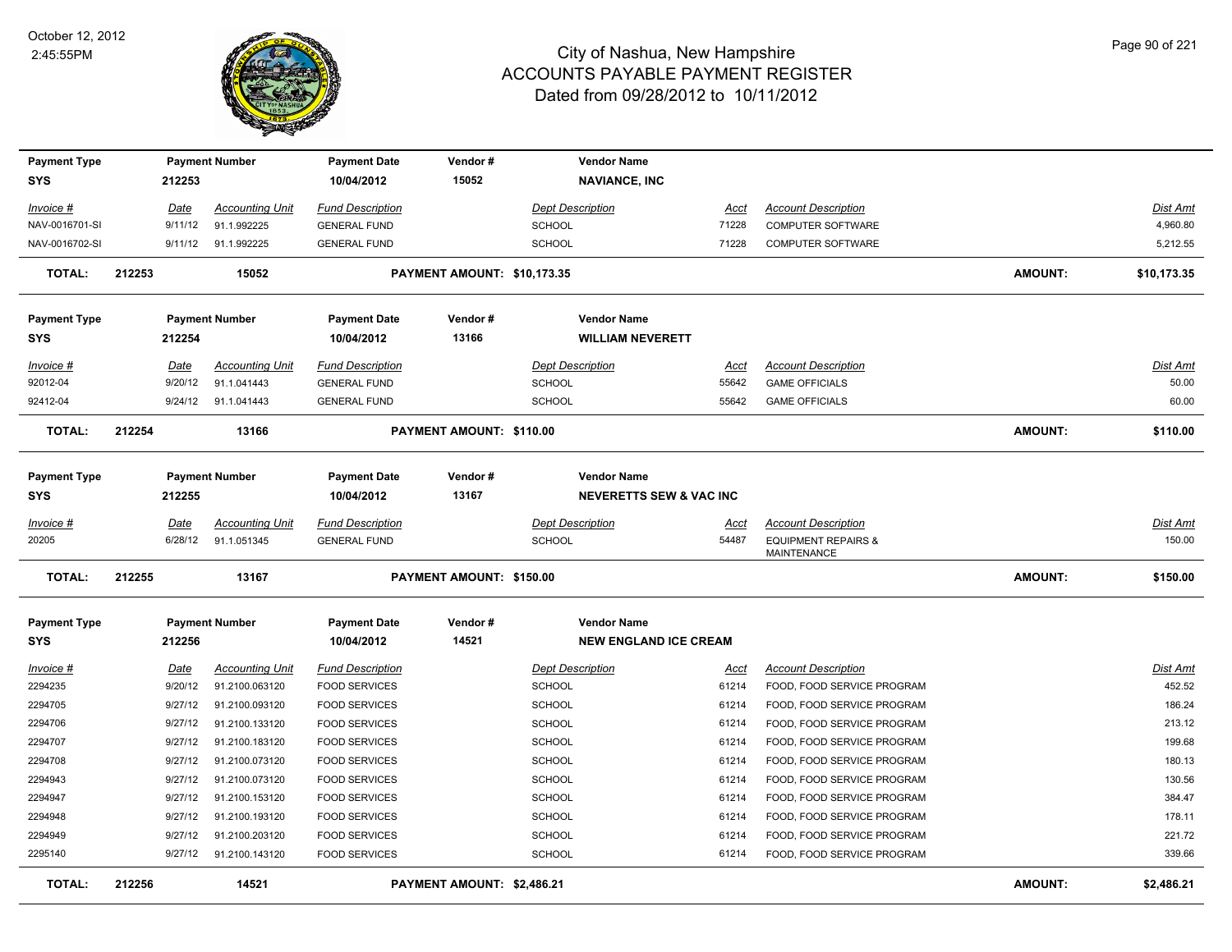# City of Nashua, New Hampshire
## ACCOUNTS PAYABLE PAYMENT REGISTER
### Dated from 09/28/2012 to 10/11/2012

October 12, 2012
2:45:55PM

| Payment Type | Payment Number | Payment Date | Vendor # | Vendor Name |
|---|---|---|---|---|
| SYS | 212253 | 10/04/2012 | 15052 | NAVIANCE, INC |

| Invoice # | Date | Accounting Unit | Fund Description | Dept Description | Acct | Account Description | Dist Amt |
|---|---|---|---|---|---|---|---|
| NAV-0016701-SI | 9/11/12 | 91.1.992225 | GENERAL FUND | SCHOOL | 71228 | COMPUTER SOFTWARE | 4,960.80 |
| NAV-0016702-SI | 9/11/12 | 91.1.992225 | GENERAL FUND | SCHOOL | 71228 | COMPUTER SOFTWARE | 5,212.55 |

**TOTAL:** 212253 15052 **PAYMENT AMOUNT: $10,173.35** **AMOUNT: $10,173.35**

| Payment Type | Payment Number | Payment Date | Vendor # | Vendor Name |
|---|---|---|---|---|
| SYS | 212254 | 10/04/2012 | 13166 | WILLIAM NEVERETT |

| Invoice # | Date | Accounting Unit | Fund Description | Dept Description | Acct | Account Description | Dist Amt |
|---|---|---|---|---|---|---|---|
| 92012-04 | 9/20/12 | 91.1.041443 | GENERAL FUND | SCHOOL | 55642 | GAME OFFICIALS | 50.00 |
| 92412-04 | 9/24/12 | 91.1.041443 | GENERAL FUND | SCHOOL | 55642 | GAME OFFICIALS | 60.00 |

**TOTAL:** 212254 13166 **PAYMENT AMOUNT: $110.00** **AMOUNT: $110.00**

| Payment Type | Payment Number | Payment Date | Vendor # | Vendor Name |
|---|---|---|---|---|
| SYS | 212255 | 10/04/2012 | 13167 | NEVERETTS SEW & VAC INC |

| Invoice # | Date | Accounting Unit | Fund Description | Dept Description | Acct | Account Description | Dist Amt |
|---|---|---|---|---|---|---|---|
| 20205 | 6/28/12 | 91.1.051345 | GENERAL FUND | SCHOOL | 54487 | EQUIPMENT REPAIRS & MAINTENANCE | 150.00 |

**TOTAL:** 212255 13167 **PAYMENT AMOUNT: $150.00** **AMOUNT: $150.00**

| Payment Type | Payment Number | Payment Date | Vendor # | Vendor Name |
|---|---|---|---|---|
| SYS | 212256 | 10/04/2012 | 14521 | NEW ENGLAND ICE CREAM |

| Invoice # | Date | Accounting Unit | Fund Description | Dept Description | Acct | Account Description | Dist Amt |
|---|---|---|---|---|---|---|---|
| 2294235 | 9/20/12 | 91.2100.063120 | FOOD SERVICES | SCHOOL | 61214 | FOOD, FOOD SERVICE PROGRAM | 452.52 |
| 2294705 | 9/27/12 | 91.2100.093120 | FOOD SERVICES | SCHOOL | 61214 | FOOD, FOOD SERVICE PROGRAM | 186.24 |
| 2294706 | 9/27/12 | 91.2100.133120 | FOOD SERVICES | SCHOOL | 61214 | FOOD, FOOD SERVICE PROGRAM | 213.12 |
| 2294707 | 9/27/12 | 91.2100.183120 | FOOD SERVICES | SCHOOL | 61214 | FOOD, FOOD SERVICE PROGRAM | 199.68 |
| 2294708 | 9/27/12 | 91.2100.073120 | FOOD SERVICES | SCHOOL | 61214 | FOOD, FOOD SERVICE PROGRAM | 180.13 |
| 2294943 | 9/27/12 | 91.2100.073120 | FOOD SERVICES | SCHOOL | 61214 | FOOD, FOOD SERVICE PROGRAM | 130.56 |
| 2294947 | 9/27/12 | 91.2100.153120 | FOOD SERVICES | SCHOOL | 61214 | FOOD, FOOD SERVICE PROGRAM | 384.47 |
| 2294948 | 9/27/12 | 91.2100.193120 | FOOD SERVICES | SCHOOL | 61214 | FOOD, FOOD SERVICE PROGRAM | 178.11 |
| 2294949 | 9/27/12 | 91.2100.203120 | FOOD SERVICES | SCHOOL | 61214 | FOOD, FOOD SERVICE PROGRAM | 221.72 |
| 2295140 | 9/27/12 | 91.2100.143120 | FOOD SERVICES | SCHOOL | 61214 | FOOD, FOOD SERVICE PROGRAM | 339.66 |

**TOTAL:** 212256 14521 **PAYMENT AMOUNT: $2,486.21** **AMOUNT: $2,486.21**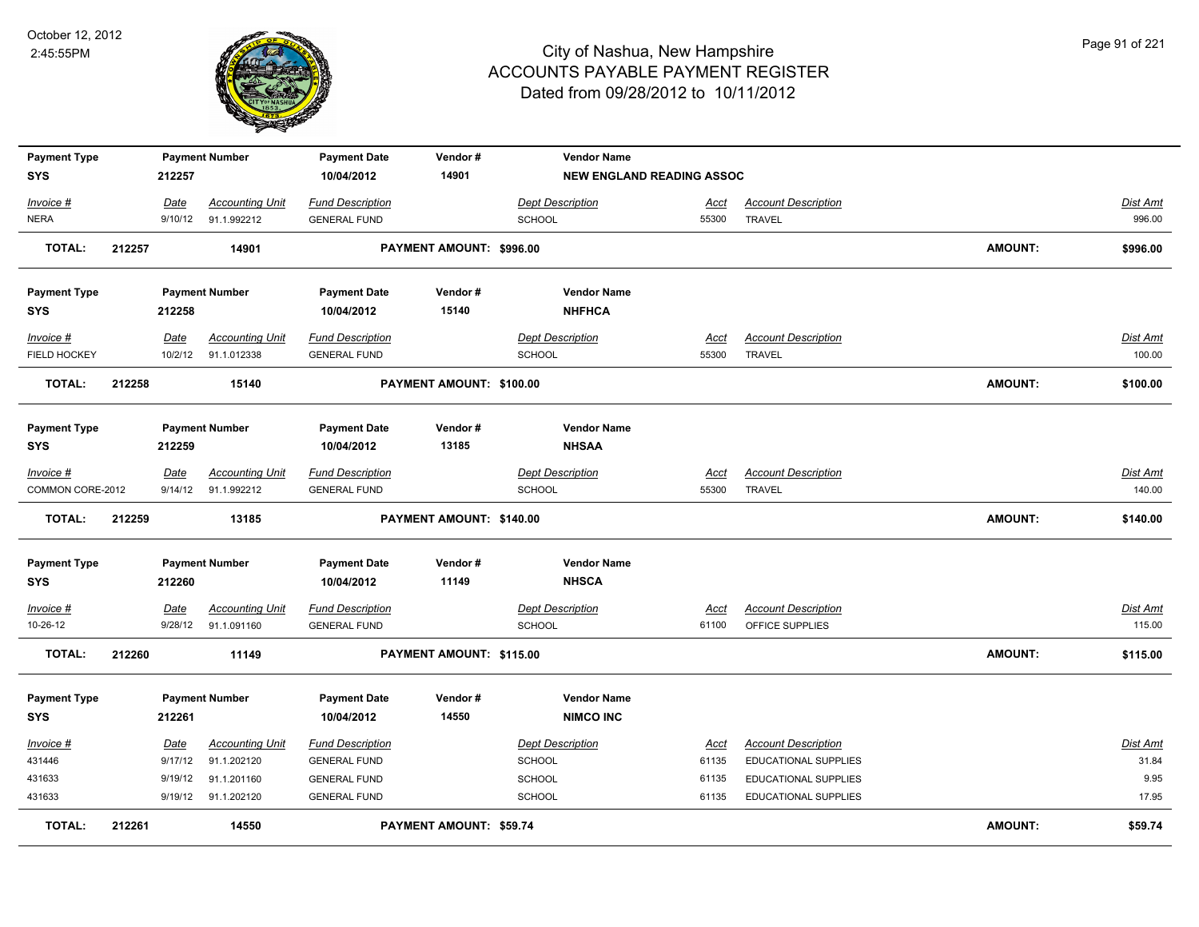# City of Nashua, New Hampshire
## ACCOUNTS PAYABLE PAYMENT REGISTER
### Dated from 09/28/2012 to 10/11/2012

October 12, 2012
2:45:55PM

| Payment Type | Payment Number | Payment Date | Vendor # | Vendor Name |
|---|---|---|---|---|
| **SYS** | **212257** | **10/04/2012** | **14901** | **NEW ENGLAND READING ASSOC** |

| *Invoice #* | *Date* | *Accounting Unit* | *Fund Description* | *Dept Description* | *Acct* | *Account Description* | *Dist Amt* |
|---|---|---|---|---|---|---|---|
| NERA | 9/10/12 | 91.1.992212 | GENERAL FUND | SCHOOL | 55300 | TRAVEL | 996.00 |

**TOTAL: 212257 14901 PAYMENT AMOUNT: $996.00 AMOUNT: $996.00**

| Payment Type | Payment Number | Payment Date | Vendor # | Vendor Name |
|---|---|---|---|---|
| **SYS** | **212258** | **10/04/2012** | **15140** | **NHFHCA** |

| *Invoice #* | *Date* | *Accounting Unit* | *Fund Description* | *Dept Description* | *Acct* | *Account Description* | *Dist Amt* |
|---|---|---|---|---|---|---|---|
| FIELD HOCKEY | 10/2/12 | 91.1.012338 | GENERAL FUND | SCHOOL | 55300 | TRAVEL | 100.00 |

**TOTAL: 212258 15140 PAYMENT AMOUNT: $100.00 AMOUNT: $100.00**

| Payment Type | Payment Number | Payment Date | Vendor # | Vendor Name |
|---|---|---|---|---|
| **SYS** | **212259** | **10/04/2012** | **13185** | **NHSAA** |

| *Invoice #* | *Date* | *Accounting Unit* | *Fund Description* | *Dept Description* | *Acct* | *Account Description* | *Dist Amt* |
|---|---|---|---|---|---|---|---|
| COMMON CORE-2012 | 9/14/12 | 91.1.992212 | GENERAL FUND | SCHOOL | 55300 | TRAVEL | 140.00 |

**TOTAL: 212259 13185 PAYMENT AMOUNT: $140.00 AMOUNT: $140.00**

| Payment Type | Payment Number | Payment Date | Vendor # | Vendor Name |
|---|---|---|---|---|
| **SYS** | **212260** | **10/04/2012** | **11149** | **NHSCA** |

| *Invoice #* | *Date* | *Accounting Unit* | *Fund Description* | *Dept Description* | *Acct* | *Account Description* | *Dist Amt* |
|---|---|---|---|---|---|---|---|
| 10-26-12 | 9/28/12 | 91.1.091160 | GENERAL FUND | SCHOOL | 61100 | OFFICE SUPPLIES | 115.00 |

**TOTAL: 212260 11149 PAYMENT AMOUNT: $115.00 AMOUNT: $115.00**

| Payment Type | Payment Number | Payment Date | Vendor # | Vendor Name |
|---|---|---|---|---|
| **SYS** | **212261** | **10/04/2012** | **14550** | **NIMCO INC** |

| *Invoice #* | *Date* | *Accounting Unit* | *Fund Description* | *Dept Description* | *Acct* | *Account Description* | *Dist Amt* |
|---|---|---|---|---|---|---|---|
| 431446 | 9/17/12 | 91.1.202120 | GENERAL FUND | SCHOOL | 61135 | EDUCATIONAL SUPPLIES | 31.84 |
| 431633 | 9/19/12 | 91.1.201160 | GENERAL FUND | SCHOOL | 61135 | EDUCATIONAL SUPPLIES | 9.95 |
| 431633 | 9/19/12 | 91.1.202120 | GENERAL FUND | SCHOOL | 61135 | EDUCATIONAL SUPPLIES | 17.95 |

**TOTAL: 212261 14550 PAYMENT AMOUNT: $59.74 AMOUNT: $59.74**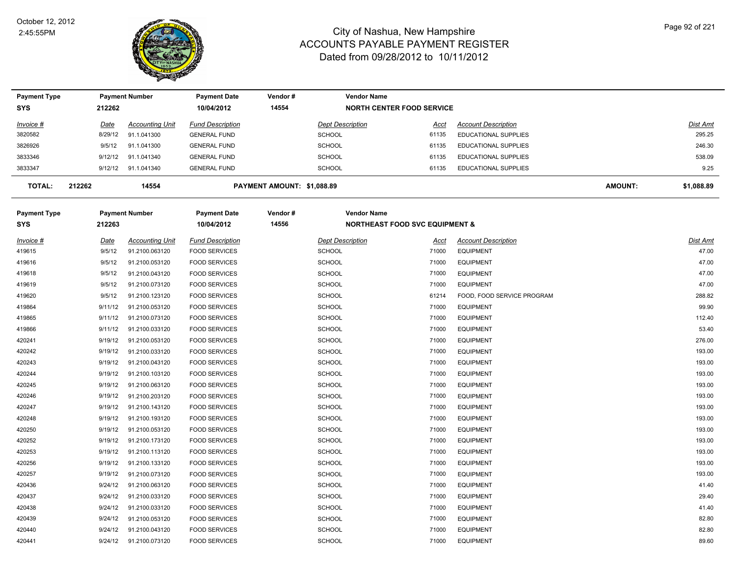# City of Nashua, New Hampshire
## ACCOUNTS PAYABLE PAYMENT REGISTER
### Dated from 09/28/2012 to 10/11/2012

October 12, 2012
2:45:55PM

| Payment Type | Payment Number | Payment Date | Vendor # | Vendor Name |
|---|---|---|---|---|
| SYS | 212262 | 10/04/2012 | 14554 | NORTH CENTER FOOD SERVICE |

| Invoice # | Date | Accounting Unit | Fund Description | Dept Description | Acct | Account Description | Dist Amt |
|---|---|---|---|---|---|---|---|
| 3820582 | 8/29/12 | 91.1.041300 | GENERAL FUND | SCHOOL | 61135 | EDUCATIONAL SUPPLIES | 295.25 |
| 3826926 | 9/5/12 | 91.1.041300 | GENERAL FUND | SCHOOL | 61135 | EDUCATIONAL SUPPLIES | 246.30 |
| 3833346 | 9/12/12 | 91.1.041340 | GENERAL FUND | SCHOOL | 61135 | EDUCATIONAL SUPPLIES | 538.09 |
| 3833347 | 9/12/12 | 91.1.041340 | GENERAL FUND | SCHOOL | 61135 | EDUCATIONAL SUPPLIES | 9.25 |

**TOTAL: 212262 14554 PAYMENT AMOUNT: $1,088.89 AMOUNT: $1,088.89**

| Payment Type | Payment Number | Payment Date | Vendor # | Vendor Name |
|---|---|---|---|---|
| SYS | 212263 | 10/04/2012 | 14556 | NORTHEAST FOOD SVC EQUIPMENT & |

| Invoice # | Date | Accounting Unit | Fund Description | Dept Description | Acct | Account Description | Dist Amt |
|---|---|---|---|---|---|---|---|
| 419615 | 9/5/12 | 91.2100.063120 | FOOD SERVICES | SCHOOL | 71000 | EQUIPMENT | 47.00 |
| 419616 | 9/5/12 | 91.2100.053120 | FOOD SERVICES | SCHOOL | 71000 | EQUIPMENT | 47.00 |
| 419618 | 9/5/12 | 91.2100.043120 | FOOD SERVICES | SCHOOL | 71000 | EQUIPMENT | 47.00 |
| 419619 | 9/5/12 | 91.2100.073120 | FOOD SERVICES | SCHOOL | 71000 | EQUIPMENT | 47.00 |
| 419620 | 9/5/12 | 91.2100.123120 | FOOD SERVICES | SCHOOL | 61214 | FOOD, FOOD SERVICE PROGRAM | 288.82 |
| 419864 | 9/11/12 | 91.2100.053120 | FOOD SERVICES | SCHOOL | 71000 | EQUIPMENT | 99.90 |
| 419865 | 9/11/12 | 91.2100.073120 | FOOD SERVICES | SCHOOL | 71000 | EQUIPMENT | 112.40 |
| 419866 | 9/11/12 | 91.2100.033120 | FOOD SERVICES | SCHOOL | 71000 | EQUIPMENT | 53.40 |
| 420241 | 9/19/12 | 91.2100.053120 | FOOD SERVICES | SCHOOL | 71000 | EQUIPMENT | 276.00 |
| 420242 | 9/19/12 | 91.2100.033120 | FOOD SERVICES | SCHOOL | 71000 | EQUIPMENT | 193.00 |
| 420243 | 9/19/12 | 91.2100.043120 | FOOD SERVICES | SCHOOL | 71000 | EQUIPMENT | 193.00 |
| 420244 | 9/19/12 | 91.2100.103120 | FOOD SERVICES | SCHOOL | 71000 | EQUIPMENT | 193.00 |
| 420245 | 9/19/12 | 91.2100.063120 | FOOD SERVICES | SCHOOL | 71000 | EQUIPMENT | 193.00 |
| 420246 | 9/19/12 | 91.2100.203120 | FOOD SERVICES | SCHOOL | 71000 | EQUIPMENT | 193.00 |
| 420247 | 9/19/12 | 91.2100.143120 | FOOD SERVICES | SCHOOL | 71000 | EQUIPMENT | 193.00 |
| 420248 | 9/19/12 | 91.2100.193120 | FOOD SERVICES | SCHOOL | 71000 | EQUIPMENT | 193.00 |
| 420250 | 9/19/12 | 91.2100.053120 | FOOD SERVICES | SCHOOL | 71000 | EQUIPMENT | 193.00 |
| 420252 | 9/19/12 | 91.2100.173120 | FOOD SERVICES | SCHOOL | 71000 | EQUIPMENT | 193.00 |
| 420253 | 9/19/12 | 91.2100.113120 | FOOD SERVICES | SCHOOL | 71000 | EQUIPMENT | 193.00 |
| 420256 | 9/19/12 | 91.2100.133120 | FOOD SERVICES | SCHOOL | 71000 | EQUIPMENT | 193.00 |
| 420257 | 9/19/12 | 91.2100.073120 | FOOD SERVICES | SCHOOL | 71000 | EQUIPMENT | 193.00 |
| 420436 | 9/24/12 | 91.2100.063120 | FOOD SERVICES | SCHOOL | 71000 | EQUIPMENT | 41.40 |
| 420437 | 9/24/12 | 91.2100.033120 | FOOD SERVICES | SCHOOL | 71000 | EQUIPMENT | 29.40 |
| 420438 | 9/24/12 | 91.2100.033120 | FOOD SERVICES | SCHOOL | 71000 | EQUIPMENT | 41.40 |
| 420439 | 9/24/12 | 91.2100.053120 | FOOD SERVICES | SCHOOL | 71000 | EQUIPMENT | 82.80 |
| 420440 | 9/24/12 | 91.2100.043120 | FOOD SERVICES | SCHOOL | 71000 | EQUIPMENT | 82.80 |
| 420441 | 9/24/12 | 91.2100.073120 | FOOD SERVICES | SCHOOL | 71000 | EQUIPMENT | 89.60 |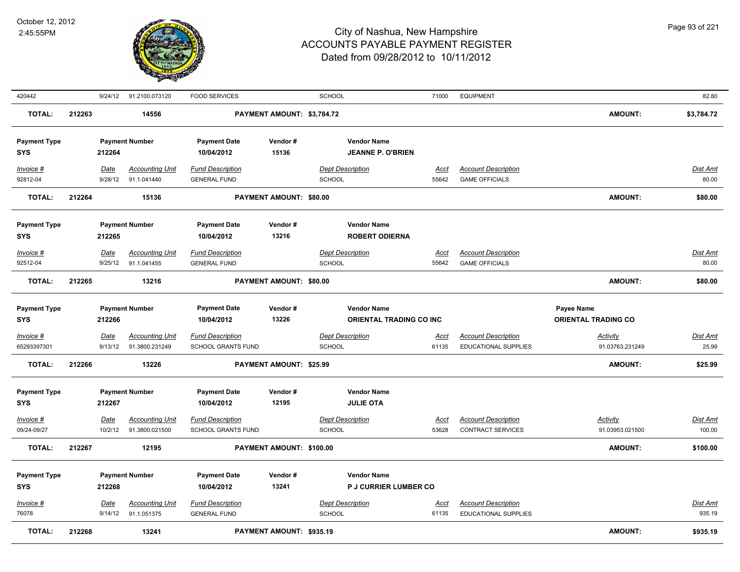| 420442 | 9/24/12 | 91.2100.073120 | FOOD SERVICES | | SCHOOL | 71000 | EQUIPMENT | | 82.80 |
|---|---|---|---|---|---|---|---|---|---|
| **TOTAL:** | **212263** | **14556** | | **PAYMENT AMOUNT: $3,784.72** | | | | **AMOUNT:** | **$3,784.72** |

| **Payment Type** | **Payment Number** | | **Payment Date** | **Vendor #** | **Vendor Name** | | | | |
|---|---|---|---|---|---|---|---|---|---|
| **SYS** | **212264** | | **10/04/2012** | **15136** | **JEANNE P. O'BRIEN** | | | | |
| *Invoice #* | *Date* | *Accounting Unit* | *Fund Description* | | *Dept Description* | *Acct* | *Account Description* | | *Dist Amt* |
| 92812-04 | 9/28/12 | 91.1.041440 | GENERAL FUND | | SCHOOL | 55642 | GAME OFFICIALS | | 80.00 |
| **TOTAL:** | **212264** | **15136** | | **PAYMENT AMOUNT: $80.00** | | | | **AMOUNT:** | **$80.00** |

| **Payment Type** | **Payment Number** | | **Payment Date** | **Vendor #** | **Vendor Name** | | | | |
|---|---|---|---|---|---|---|---|---|---|
| **SYS** | **212265** | | **10/04/2012** | **13216** | **ROBERT ODIERNA** | | | | |
| *Invoice #* | *Date* | *Accounting Unit* | *Fund Description* | | *Dept Description* | *Acct* | *Account Description* | | *Dist Amt* |
| 92512-04 | 9/25/12 | 91.1.041455 | GENERAL FUND | | SCHOOL | 55642 | GAME OFFICIALS | | 80.00 |
| **TOTAL:** | **212265** | **13216** | | **PAYMENT AMOUNT: $80.00** | | | | **AMOUNT:** | **$80.00** |

| **Payment Type** | **Payment Number** | | **Payment Date** | **Vendor #** | **Vendor Name** | | | **Payee Name** | |
|---|---|---|---|---|---|---|---|---|---|
| **SYS** | **212266** | | **10/04/2012** | **13226** | **ORIENTAL TRADING CO INC** | | | **ORIENTAL TRADING CO** | |
| *Invoice #* | *Date* | *Accounting Unit* | *Fund Description* | | *Dept Description* | *Acct* | *Account Description* | *Activity* | *Dist Amt* |
| 65293397301 | 9/13/12 | 91.3800.231249 | SCHOOL GRANTS FUND | | SCHOOL | 61135 | EDUCATIONAL SUPPLIES | 91.03763.231249 | 25.99 |
| **TOTAL:** | **212266** | **13226** | | **PAYMENT AMOUNT: $25.99** | | | | **AMOUNT:** | **$25.99** |

| **Payment Type** | **Payment Number** | | **Payment Date** | **Vendor #** | **Vendor Name** | | | | |
|---|---|---|---|---|---|---|---|---|---|
| **SYS** | **212267** | | **10/04/2012** | **12195** | **JULIE OTA** | | | | |
| *Invoice #* | *Date* | *Accounting Unit* | *Fund Description* | | *Dept Description* | *Acct* | *Account Description* | *Activity* | *Dist Amt* |
| 09/24-09/27 | 10/2/12 | 91.3800.021500 | SCHOOL GRANTS FUND | | SCHOOL | 53628 | CONTRACT SERVICES | 91.03953.021500 | 100.00 |
| **TOTAL:** | **212267** | **12195** | | **PAYMENT AMOUNT: $100.00** | | | | **AMOUNT:** | **$100.00** |

| **Payment Type** | **Payment Number** | | **Payment Date** | **Vendor #** | **Vendor Name** | | | | |
|---|---|---|---|---|---|---|---|---|---|
| **SYS** | **212268** | | **10/04/2012** | **13241** | **P J CURRIER LUMBER CO** | | | | |
| *Invoice #* | *Date* | *Accounting Unit* | *Fund Description* | | *Dept Description* | *Acct* | *Account Description* | | *Dist Amt* |
| 76078 | 9/14/12 | 91.1.051375 | GENERAL FUND | | SCHOOL | 61135 | EDUCATIONAL SUPPLIES | | 935.19 |
| **TOTAL:** | **212268** | **13241** | | **PAYMENT AMOUNT: $935.19** | | | | **AMOUNT:** | **$935.19** |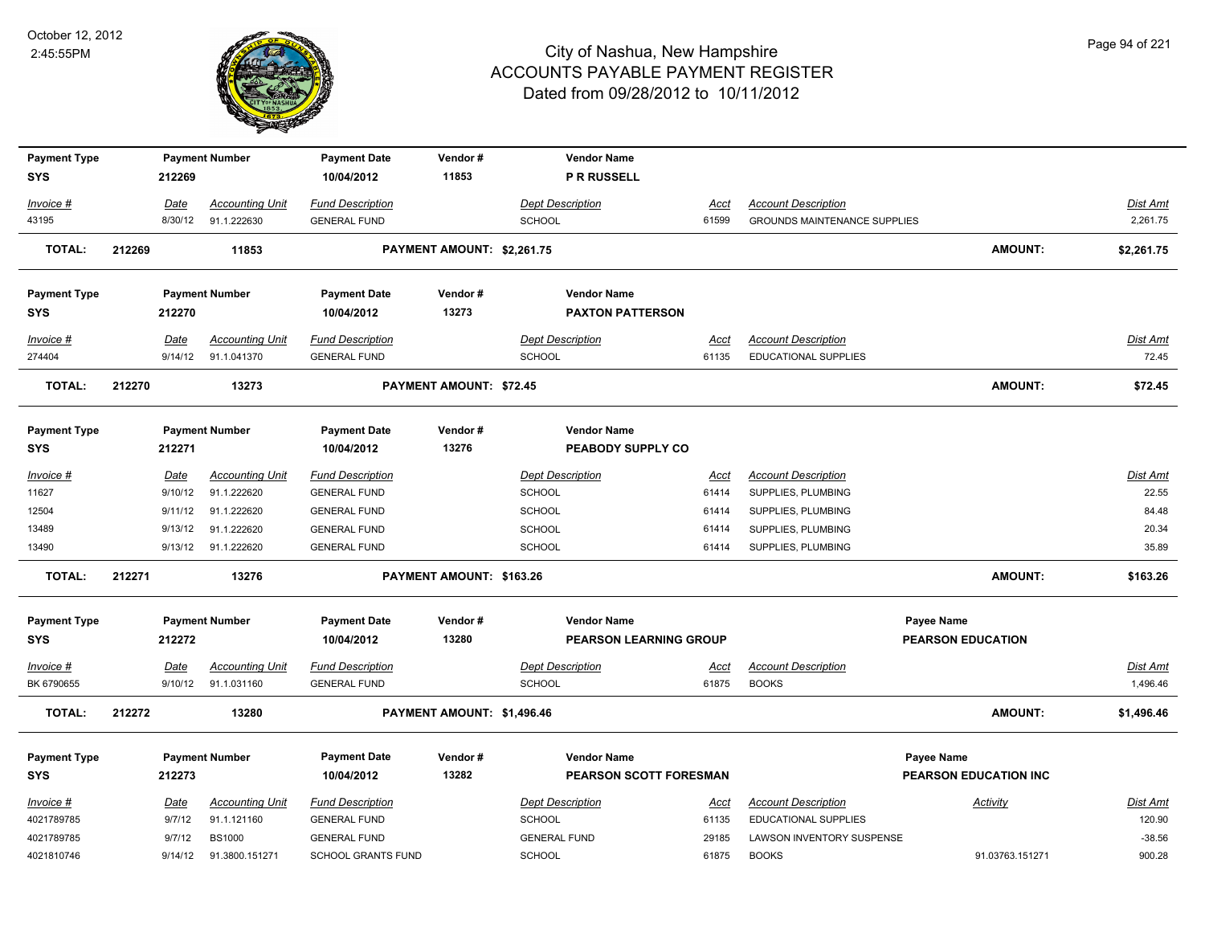# City of Nashua, New Hampshire
## ACCOUNTS PAYABLE PAYMENT REGISTER
### Dated from 09/28/2012 to 10/11/2012

October 12, 2012
2:45:55PM

| Payment Type | Payment Number | Payment Date | Vendor # | Vendor Name |
|---|---|---|---|---|
| SYS | 212269 | 10/04/2012 | 11853 | P R RUSSELL |

| Invoice # | Date | Accounting Unit | Fund Description | Dept Description | Acct | Account Description | Dist Amt |
|---|---|---|---|---|---|---|---|
| 43195 | 8/30/12 | 91.1.222630 | GENERAL FUND | SCHOOL | 61599 | GROUNDS MAINTENANCE SUPPLIES | 2,261.75 |

**TOTAL: 212269 11853 PAYMENT AMOUNT: $2,261.75 AMOUNT: $2,261.75**

| Payment Type | Payment Number | Payment Date | Vendor # | Vendor Name |
|---|---|---|---|---|
| SYS | 212270 | 10/04/2012 | 13273 | PAXTON PATTERSON |

| Invoice # | Date | Accounting Unit | Fund Description | Dept Description | Acct | Account Description | Dist Amt |
|---|---|---|---|---|---|---|---|
| 274404 | 9/14/12 | 91.1.041370 | GENERAL FUND | SCHOOL | 61135 | EDUCATIONAL SUPPLIES | 72.45 |

**TOTAL: 212270 13273 PAYMENT AMOUNT: $72.45 AMOUNT: $72.45**

| Payment Type | Payment Number | Payment Date | Vendor # | Vendor Name |
|---|---|---|---|---|
| SYS | 212271 | 10/04/2012 | 13276 | PEABODY SUPPLY CO |

| Invoice # | Date | Accounting Unit | Fund Description | Dept Description | Acct | Account Description | Dist Amt |
|---|---|---|---|---|---|---|---|
| 11627 | 9/10/12 | 91.1.222620 | GENERAL FUND | SCHOOL | 61414 | SUPPLIES, PLUMBING | 22.55 |
| 12504 | 9/11/12 | 91.1.222620 | GENERAL FUND | SCHOOL | 61414 | SUPPLIES, PLUMBING | 84.48 |
| 13489 | 9/13/12 | 91.1.222620 | GENERAL FUND | SCHOOL | 61414 | SUPPLIES, PLUMBING | 20.34 |
| 13490 | 9/13/12 | 91.1.222620 | GENERAL FUND | SCHOOL | 61414 | SUPPLIES, PLUMBING | 35.89 |

**TOTAL: 212271 13276 PAYMENT AMOUNT: $163.26 AMOUNT: $163.26**

| Payment Type | Payment Number | Payment Date | Vendor # | Vendor Name | Payee Name |
|---|---|---|---|---|---|
| SYS | 212272 | 10/04/2012 | 13280 | PEARSON LEARNING GROUP | PEARSON EDUCATION |

| Invoice # | Date | Accounting Unit | Fund Description | Dept Description | Acct | Account Description | Dist Amt |
|---|---|---|---|---|---|---|---|
| BK 6790655 | 9/10/12 | 91.1.031160 | GENERAL FUND | SCHOOL | 61875 | BOOKS | 1,496.46 |

**TOTAL: 212272 13280 PAYMENT AMOUNT: $1,496.46 AMOUNT: $1,496.46**

| Payment Type | Payment Number | Payment Date | Vendor # | Vendor Name | Payee Name |
|---|---|---|---|---|---|
| SYS | 212273 | 10/04/2012 | 13282 | PEARSON SCOTT FORESMAN | PEARSON EDUCATION INC |

| Invoice # | Date | Accounting Unit | Fund Description | Dept Description | Acct | Account Description | Activity | Dist Amt |
|---|---|---|---|---|---|---|---|---|
| 4021789785 | 9/7/12 | 91.1.121160 | GENERAL FUND | SCHOOL | 61135 | EDUCATIONAL SUPPLIES | | 120.90 |
| 4021789785 | 9/7/12 | BS1000 | GENERAL FUND | GENERAL FUND | 29185 | LAWSON INVENTORY SUSPENSE | | -38.56 |
| 4021810746 | 9/14/12 | 91.3800.151271 | SCHOOL GRANTS FUND | SCHOOL | 61875 | BOOKS | 91.03763.151271 | 900.28 |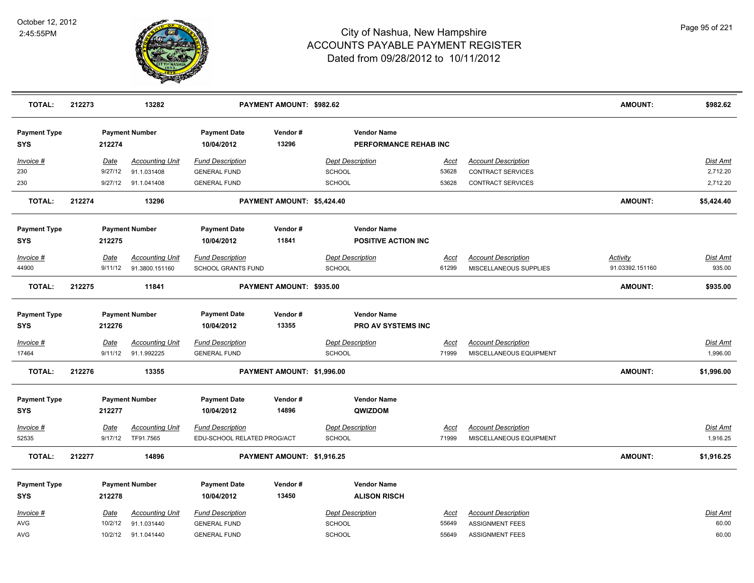| TOTAL: | 212273 | 13282 | PAYMENT AMOUNT: $982.62 | | | AMOUNT: | $982.62 |
|---|---|---|---|---|---|---|---|

**Payment Type:** SYS | **Payment Number:** 212274 | **Payment Date:** 10/04/2012 | **Vendor #:** 13296 | **Vendor Name:** PERFORMANCE REHAB INC

| Invoice # | Date | Accounting Unit | Fund Description | Dept Description | Acct | Account Description | Activity | Dist Amt |
|---|---|---|---|---|---|---|---|---|
| 230 | 9/27/12 | 91.1.031408 | GENERAL FUND | SCHOOL | 53628 | CONTRACT SERVICES | | 2,712.20 |
| 230 | 9/27/12 | 91.1.041408 | GENERAL FUND | SCHOOL | 53628 | CONTRACT SERVICES | | 2,712.20 |

**TOTAL:** 212274 | 13296 | **PAYMENT AMOUNT:** $5,424.40 | **AMOUNT:** $5,424.40

**Payment Type:** SYS | **Payment Number:** 212275 | **Payment Date:** 10/04/2012 | **Vendor #:** 11841 | **Vendor Name:** POSITIVE ACTION INC

| Invoice # | Date | Accounting Unit | Fund Description | Dept Description | Acct | Account Description | Activity | Dist Amt |
|---|---|---|---|---|---|---|---|---|
| 44900 | 9/11/12 | 91.3800.151160 | SCHOOL GRANTS FUND | SCHOOL | 61299 | MISCELLANEOUS SUPPLIES | 91.03392.151160 | 935.00 |

**TOTAL:** 212275 | 11841 | **PAYMENT AMOUNT:** $935.00 | **AMOUNT:** $935.00

**Payment Type:** SYS | **Payment Number:** 212276 | **Payment Date:** 10/04/2012 | **Vendor #:** 13355 | **Vendor Name:** PRO AV SYSTEMS INC

| Invoice # | Date | Accounting Unit | Fund Description | Dept Description | Acct | Account Description | Activity | Dist Amt |
|---|---|---|---|---|---|---|---|---|
| 17464 | 9/11/12 | 91.1.992225 | GENERAL FUND | SCHOOL | 71999 | MISCELLANEOUS EQUIPMENT | | 1,996.00 |

**TOTAL:** 212276 | 13355 | **PAYMENT AMOUNT:** $1,996.00 | **AMOUNT:** $1,996.00

**Payment Type:** SYS | **Payment Number:** 212277 | **Payment Date:** 10/04/2012 | **Vendor #:** 14896 | **Vendor Name:** QWIZDOM

| Invoice # | Date | Accounting Unit | Fund Description | Dept Description | Acct | Account Description | Activity | Dist Amt |
|---|---|---|---|---|---|---|---|---|
| 52535 | 9/17/12 | TF91.7565 | EDU-SCHOOL RELATED PROG/ACT | SCHOOL | 71999 | MISCELLANEOUS EQUIPMENT | | 1,916.25 |

**TOTAL:** 212277 | 14896 | **PAYMENT AMOUNT:** $1,916.25 | **AMOUNT:** $1,916.25

**Payment Type:** SYS | **Payment Number:** 212278 | **Payment Date:** 10/04/2012 | **Vendor #:** 13450 | **Vendor Name:** ALISON RISCH

| Invoice # | Date | Accounting Unit | Fund Description | Dept Description | Acct | Account Description | Activity | Dist Amt |
|---|---|---|---|---|---|---|---|---|
| AVG | 10/2/12 | 91.1.031440 | GENERAL FUND | SCHOOL | 55649 | ASSIGNMENT FEES | | 60.00 |
| AVG | 10/2/12 | 91.1.041440 | GENERAL FUND | SCHOOL | 55649 | ASSIGNMENT FEES | | 60.00 |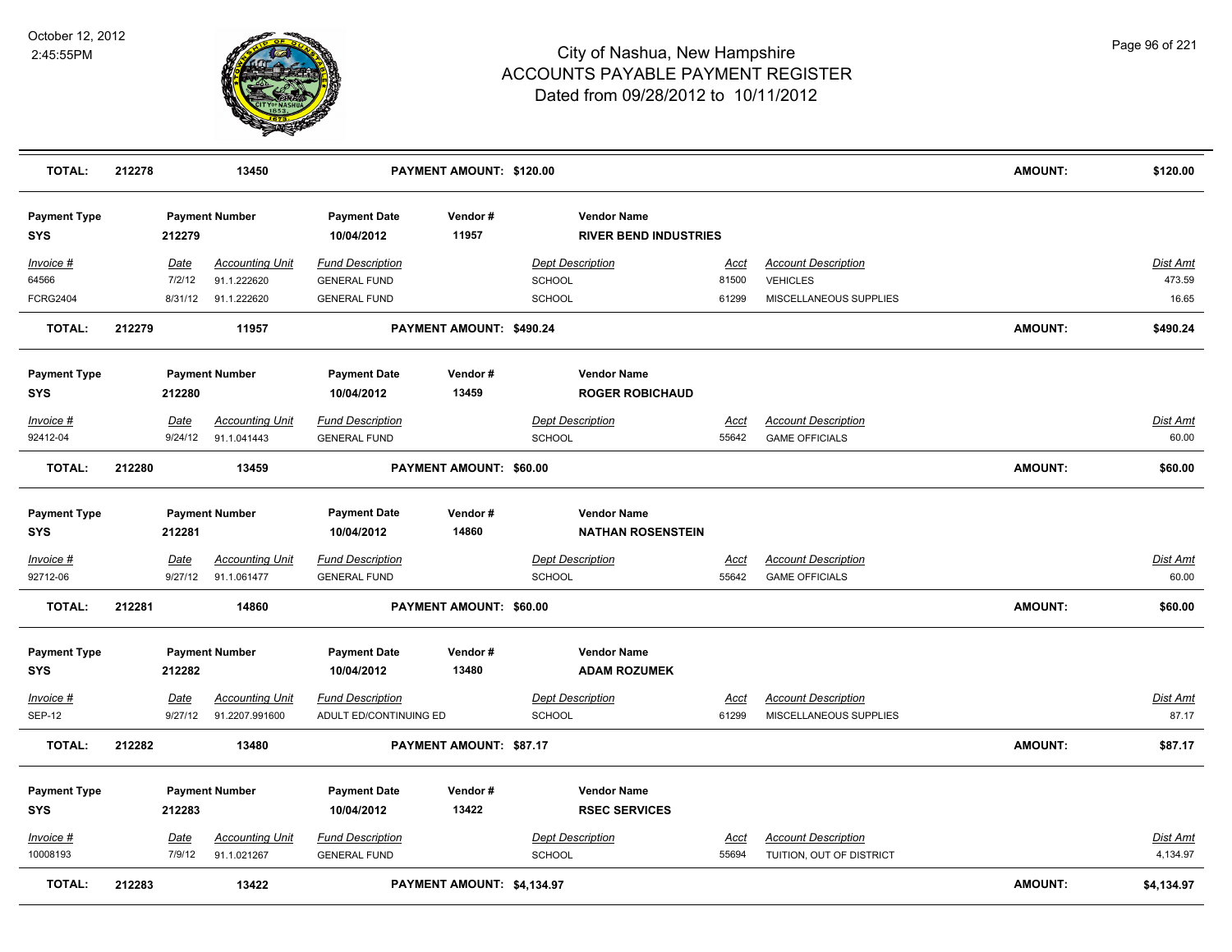| TOTAL: | 212278 | 13450 | PAYMENT AMOUNT: $120.00 | AMOUNT: | $120.00 |
|---|---|---|---|---|---|

**Payment Type:** SYS | **Payment Number:** 212279 | **Payment Date:** 10/04/2012 | **Vendor #:** 11957 | **Vendor Name:** RIVER BEND INDUSTRIES

| Invoice # | Date | Accounting Unit | Fund Description | Dept Description | Acct | Account Description | Dist Amt |
|---|---|---|---|---|---|---|---|
| 64566 | 7/2/12 | 91.1.222620 | GENERAL FUND | SCHOOL | 81500 | VEHICLES | 473.59 |
| FCRG2404 | 8/31/12 | 91.1.222620 | GENERAL FUND | SCHOOL | 61299 | MISCELLANEOUS SUPPLIES | 16.65 |

| TOTAL: | 212279 | 11957 | PAYMENT AMOUNT: $490.24 | AMOUNT: | $490.24 |
|---|---|---|---|---|---|

**Payment Type:** SYS | **Payment Number:** 212280 | **Payment Date:** 10/04/2012 | **Vendor #:** 13459 | **Vendor Name:** ROGER ROBICHAUD

| Invoice # | Date | Accounting Unit | Fund Description | Dept Description | Acct | Account Description | Dist Amt |
|---|---|---|---|---|---|---|---|
| 92412-04 | 9/24/12 | 91.1.041443 | GENERAL FUND | SCHOOL | 55642 | GAME OFFICIALS | 60.00 |

| TOTAL: | 212280 | 13459 | PAYMENT AMOUNT: $60.00 | AMOUNT: | $60.00 |
|---|---|---|---|---|---|

**Payment Type:** SYS | **Payment Number:** 212281 | **Payment Date:** 10/04/2012 | **Vendor #:** 14860 | **Vendor Name:** NATHAN ROSENSTEIN

| Invoice # | Date | Accounting Unit | Fund Description | Dept Description | Acct | Account Description | Dist Amt |
|---|---|---|---|---|---|---|---|
| 92712-06 | 9/27/12 | 91.1.061477 | GENERAL FUND | SCHOOL | 55642 | GAME OFFICIALS | 60.00 |

| TOTAL: | 212281 | 14860 | PAYMENT AMOUNT: $60.00 | AMOUNT: | $60.00 |
|---|---|---|---|---|---|

**Payment Type:** SYS | **Payment Number:** 212282 | **Payment Date:** 10/04/2012 | **Vendor #:** 13480 | **Vendor Name:** ADAM ROZUMEK

| Invoice # | Date | Accounting Unit | Fund Description | Dept Description | Acct | Account Description | Dist Amt |
|---|---|---|---|---|---|---|---|
| SEP-12 | 9/27/12 | 91.2207.991600 | ADULT ED/CONTINUING ED | SCHOOL | 61299 | MISCELLANEOUS SUPPLIES | 87.17 |

| TOTAL: | 212282 | 13480 | PAYMENT AMOUNT: $87.17 | AMOUNT: | $87.17 |
|---|---|---|---|---|---|

**Payment Type:** SYS | **Payment Number:** 212283 | **Payment Date:** 10/04/2012 | **Vendor #:** 13422 | **Vendor Name:** RSEC SERVICES

| Invoice # | Date | Accounting Unit | Fund Description | Dept Description | Acct | Account Description | Dist Amt |
|---|---|---|---|---|---|---|---|
| 10008193 | 7/9/12 | 91.1.021267 | GENERAL FUND | SCHOOL | 55694 | TUITION, OUT OF DISTRICT | 4,134.97 |

| TOTAL: | 212283 | 13422 | PAYMENT AMOUNT: $4,134.97 | AMOUNT: | $4,134.97 |
|---|---|---|---|---|---|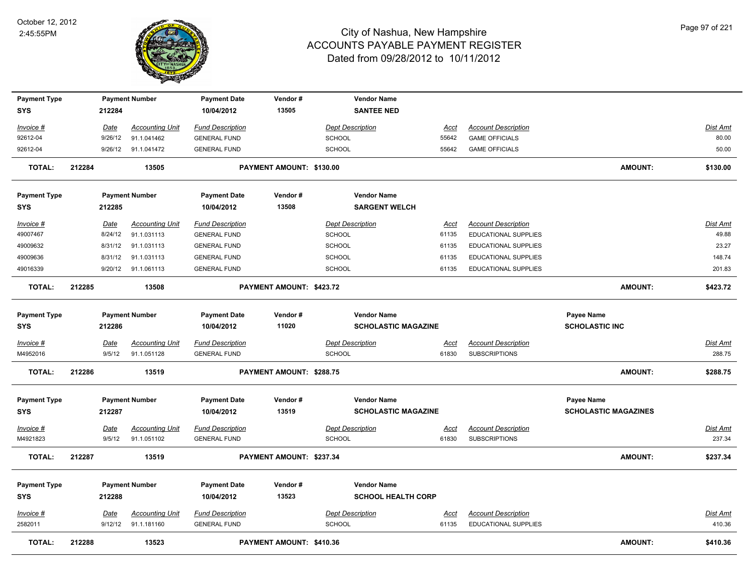# City of Nashua, New Hampshire
## ACCOUNTS PAYABLE PAYMENT REGISTER
### Dated from 09/28/2012 to 10/11/2012

October 12, 2012
2:45:55PM

| Payment Type | Payment Number | Payment Date | Vendor # | Vendor Name |
|---|---|---|---|---|
| SYS | 212284 | 10/04/2012 | 13505 | SANTEE NED |

| Invoice # | Date | Accounting Unit | Fund Description | Dept Description | Acct | Account Description | Dist Amt |
|---|---|---|---|---|---|---|---|
| 92612-04 | 9/26/12 | 91.1.041462 | GENERAL FUND | SCHOOL | 55642 | GAME OFFICIALS | 80.00 |
| 92612-04 | 9/26/12 | 91.1.041472 | GENERAL FUND | SCHOOL | 55642 | GAME OFFICIALS | 50.00 |

**TOTAL: 212284 13505 PAYMENT AMOUNT: $130.00 AMOUNT: $130.00**

| Payment Type | Payment Number | Payment Date | Vendor # | Vendor Name |
|---|---|---|---|---|
| SYS | 212285 | 10/04/2012 | 13508 | SARGENT WELCH |

| Invoice # | Date | Accounting Unit | Fund Description | Dept Description | Acct | Account Description | Dist Amt |
|---|---|---|---|---|---|---|---|
| 49007467 | 8/24/12 | 91.1.031113 | GENERAL FUND | SCHOOL | 61135 | EDUCATIONAL SUPPLIES | 49.88 |
| 49009632 | 8/31/12 | 91.1.031113 | GENERAL FUND | SCHOOL | 61135 | EDUCATIONAL SUPPLIES | 23.27 |
| 49009636 | 8/31/12 | 91.1.031113 | GENERAL FUND | SCHOOL | 61135 | EDUCATIONAL SUPPLIES | 148.74 |
| 49016339 | 9/20/12 | 91.1.061113 | GENERAL FUND | SCHOOL | 61135 | EDUCATIONAL SUPPLIES | 201.83 |

**TOTAL: 212285 13508 PAYMENT AMOUNT: $423.72 AMOUNT: $423.72**

| Payment Type | Payment Number | Payment Date | Vendor # | Vendor Name | Payee Name |
|---|---|---|---|---|---|
| SYS | 212286 | 10/04/2012 | 11020 | SCHOLASTIC MAGAZINE | SCHOLASTIC INC |

| Invoice # | Date | Accounting Unit | Fund Description | Dept Description | Acct | Account Description | Dist Amt |
|---|---|---|---|---|---|---|---|
| M4952016 | 9/5/12 | 91.1.051128 | GENERAL FUND | SCHOOL | 61830 | SUBSCRIPTIONS | 288.75 |

**TOTAL: 212286 13519 PAYMENT AMOUNT: $288.75 AMOUNT: $288.75**

| Payment Type | Payment Number | Payment Date | Vendor # | Vendor Name | Payee Name |
|---|---|---|---|---|---|
| SYS | 212287 | 10/04/2012 | 13519 | SCHOLASTIC MAGAZINE | SCHOLASTIC MAGAZINES |

| Invoice # | Date | Accounting Unit | Fund Description | Dept Description | Acct | Account Description | Dist Amt |
|---|---|---|---|---|---|---|---|
| M4921823 | 9/5/12 | 91.1.051102 | GENERAL FUND | SCHOOL | 61830 | SUBSCRIPTIONS | 237.34 |

**TOTAL: 212287 13519 PAYMENT AMOUNT: $237.34 AMOUNT: $237.34**

| Payment Type | Payment Number | Payment Date | Vendor # | Vendor Name |
|---|---|---|---|---|
| SYS | 212288 | 10/04/2012 | 13523 | SCHOOL HEALTH CORP |

| Invoice # | Date | Accounting Unit | Fund Description | Dept Description | Acct | Account Description | Dist Amt |
|---|---|---|---|---|---|---|---|
| 2582011 | 9/12/12 | 91.1.181160 | GENERAL FUND | SCHOOL | 61135 | EDUCATIONAL SUPPLIES | 410.36 |

**TOTAL: 212288 13523 PAYMENT AMOUNT: $410.36 AMOUNT: $410.36**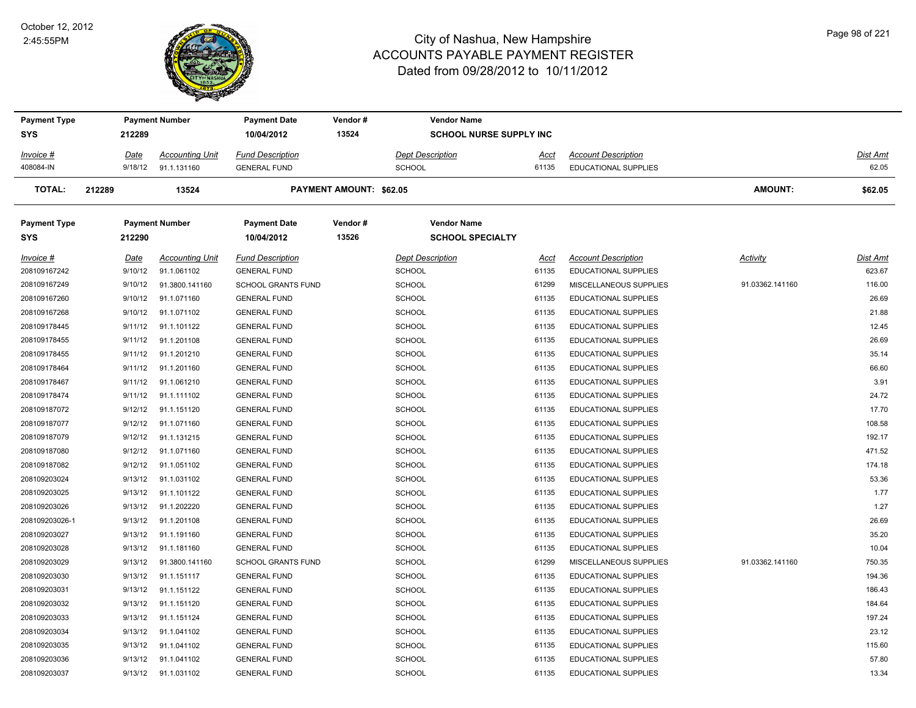# City of Nashua, New Hampshire
## ACCOUNTS PAYABLE PAYMENT REGISTER
### Dated from 09/28/2012 to 10/11/2012

October 12, 2012
2:45:55PM

| Payment Type | Payment Number | Payment Date | Vendor # | Vendor Name |
|---|---|---|---|---|
| SYS | 212289 | 10/04/2012 | 13524 | SCHOOL NURSE SUPPLY INC |

| Invoice # | Date | Accounting Unit | Fund Description | Dept Description | Acct | Account Description | Dist Amt |
|---|---|---|---|---|---|---|---|
| 408084-IN | 9/18/12 | 91.1.131160 | GENERAL FUND | SCHOOL | 61135 | EDUCATIONAL SUPPLIES | 62.05 |

**TOTAL: 212289 13524 PAYMENT AMOUNT: $62.05 AMOUNT: $62.05**

| Payment Type | Payment Number | Payment Date | Vendor # | Vendor Name |
|---|---|---|---|---|
| SYS | 212290 | 10/04/2012 | 13526 | SCHOOL SPECIALTY |

| Invoice # | Date | Accounting Unit | Fund Description | Dept Description | Acct | Account Description | Activity | Dist Amt |
|---|---|---|---|---|---|---|---|---|
| 208109167242 | 9/10/12 | 91.1.061102 | GENERAL FUND | SCHOOL | 61135 | EDUCATIONAL SUPPLIES | | 623.67 |
| 208109167249 | 9/10/12 | 91.3800.141160 | SCHOOL GRANTS FUND | SCHOOL | 61299 | MISCELLANEOUS SUPPLIES | 91.03362.141160 | 116.00 |
| 208109167260 | 9/10/12 | 91.1.071160 | GENERAL FUND | SCHOOL | 61135 | EDUCATIONAL SUPPLIES | | 26.69 |
| 208109167268 | 9/10/12 | 91.1.071102 | GENERAL FUND | SCHOOL | 61135 | EDUCATIONAL SUPPLIES | | 21.88 |
| 208109178445 | 9/11/12 | 91.1.101122 | GENERAL FUND | SCHOOL | 61135 | EDUCATIONAL SUPPLIES | | 12.45 |
| 208109178455 | 9/11/12 | 91.1.201108 | GENERAL FUND | SCHOOL | 61135 | EDUCATIONAL SUPPLIES | | 26.69 |
| 208109178455 | 9/11/12 | 91.1.201210 | GENERAL FUND | SCHOOL | 61135 | EDUCATIONAL SUPPLIES | | 35.14 |
| 208109178464 | 9/11/12 | 91.1.201160 | GENERAL FUND | SCHOOL | 61135 | EDUCATIONAL SUPPLIES | | 66.60 |
| 208109178467 | 9/11/12 | 91.1.061210 | GENERAL FUND | SCHOOL | 61135 | EDUCATIONAL SUPPLIES | | 3.91 |
| 208109178474 | 9/11/12 | 91.1.111102 | GENERAL FUND | SCHOOL | 61135 | EDUCATIONAL SUPPLIES | | 24.72 |
| 208109187072 | 9/12/12 | 91.1.151120 | GENERAL FUND | SCHOOL | 61135 | EDUCATIONAL SUPPLIES | | 17.70 |
| 208109187077 | 9/12/12 | 91.1.071160 | GENERAL FUND | SCHOOL | 61135 | EDUCATIONAL SUPPLIES | | 108.58 |
| 208109187079 | 9/12/12 | 91.1.131215 | GENERAL FUND | SCHOOL | 61135 | EDUCATIONAL SUPPLIES | | 192.17 |
| 208109187080 | 9/12/12 | 91.1.071160 | GENERAL FUND | SCHOOL | 61135 | EDUCATIONAL SUPPLIES | | 471.52 |
| 208109187082 | 9/12/12 | 91.1.051102 | GENERAL FUND | SCHOOL | 61135 | EDUCATIONAL SUPPLIES | | 174.18 |
| 208109203024 | 9/13/12 | 91.1.031102 | GENERAL FUND | SCHOOL | 61135 | EDUCATIONAL SUPPLIES | | 53.36 |
| 208109203025 | 9/13/12 | 91.1.101122 | GENERAL FUND | SCHOOL | 61135 | EDUCATIONAL SUPPLIES | | 1.77 |
| 208109203026 | 9/13/12 | 91.1.202220 | GENERAL FUND | SCHOOL | 61135 | EDUCATIONAL SUPPLIES | | 1.27 |
| 208109203026-1 | 9/13/12 | 91.1.201108 | GENERAL FUND | SCHOOL | 61135 | EDUCATIONAL SUPPLIES | | 26.69 |
| 208109203027 | 9/13/12 | 91.1.191160 | GENERAL FUND | SCHOOL | 61135 | EDUCATIONAL SUPPLIES | | 35.20 |
| 208109203028 | 9/13/12 | 91.1.181160 | GENERAL FUND | SCHOOL | 61135 | EDUCATIONAL SUPPLIES | | 10.04 |
| 208109203029 | 9/13/12 | 91.3800.141160 | SCHOOL GRANTS FUND | SCHOOL | 61299 | MISCELLANEOUS SUPPLIES | 91.03362.141160 | 750.35 |
| 208109203030 | 9/13/12 | 91.1.151117 | GENERAL FUND | SCHOOL | 61135 | EDUCATIONAL SUPPLIES | | 194.36 |
| 208109203031 | 9/13/12 | 91.1.151122 | GENERAL FUND | SCHOOL | 61135 | EDUCATIONAL SUPPLIES | | 186.43 |
| 208109203032 | 9/13/12 | 91.1.151120 | GENERAL FUND | SCHOOL | 61135 | EDUCATIONAL SUPPLIES | | 184.64 |
| 208109203033 | 9/13/12 | 91.1.151124 | GENERAL FUND | SCHOOL | 61135 | EDUCATIONAL SUPPLIES | | 197.24 |
| 208109203034 | 9/13/12 | 91.1.041102 | GENERAL FUND | SCHOOL | 61135 | EDUCATIONAL SUPPLIES | | 23.12 |
| 208109203035 | 9/13/12 | 91.1.041102 | GENERAL FUND | SCHOOL | 61135 | EDUCATIONAL SUPPLIES | | 115.60 |
| 208109203036 | 9/13/12 | 91.1.041102 | GENERAL FUND | SCHOOL | 61135 | EDUCATIONAL SUPPLIES | | 57.80 |
| 208109203037 | 9/13/12 | 91.1.031102 | GENERAL FUND | SCHOOL | 61135 | EDUCATIONAL SUPPLIES | | 13.34 |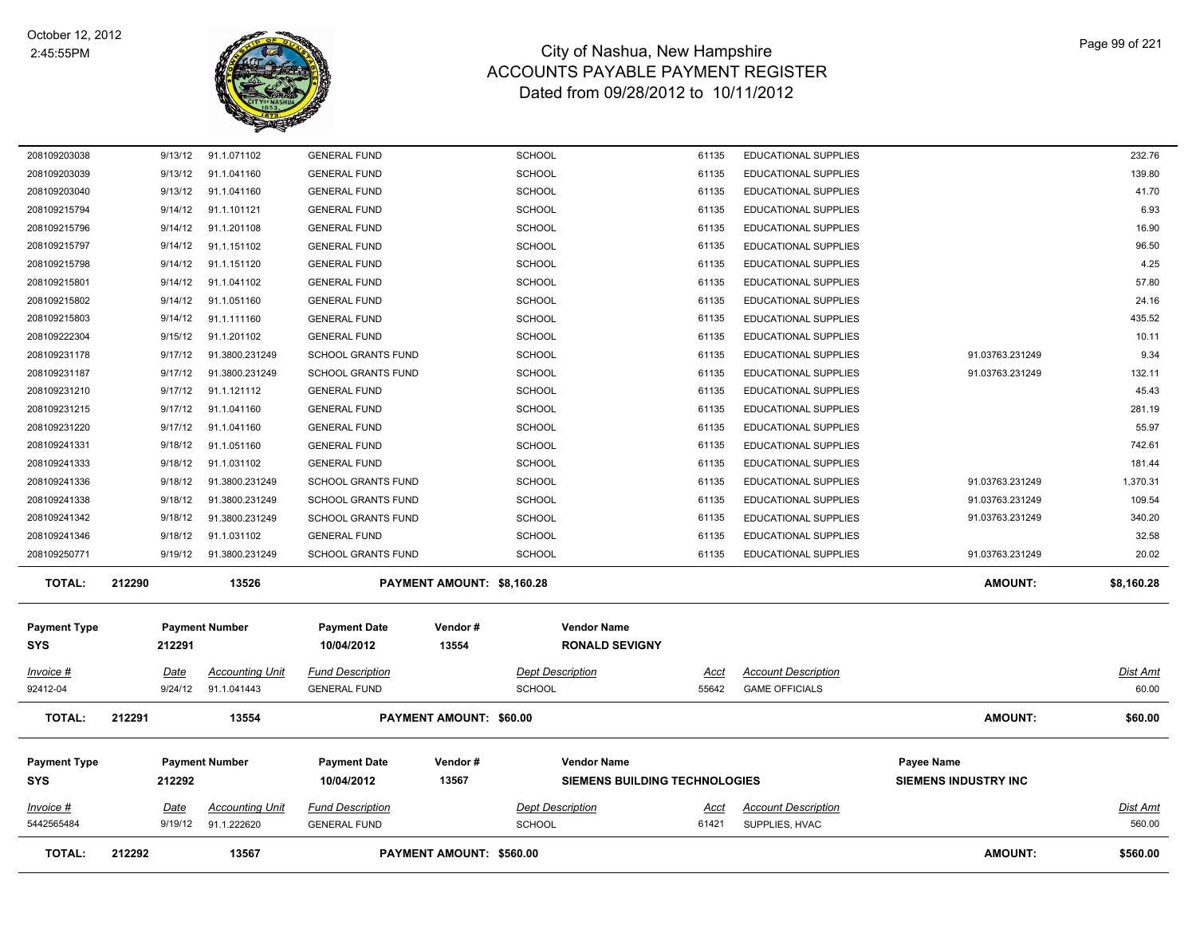# City of Nashua, New Hampshire
## ACCOUNTS PAYABLE PAYMENT REGISTER
### Dated from 09/28/2012 to 10/11/2012

October 12, 2012
2:45:55PM

| | | | | | | | | |
|---|---|---|---|---|---|---|---|---|
| 208109203038 | 9/13/12 | 91.1.071102 | GENERAL FUND | SCHOOL | 61135 | EDUCATIONAL SUPPLIES | | 232.76 |
| 208109203039 | 9/13/12 | 91.1.041160 | GENERAL FUND | SCHOOL | 61135 | EDUCATIONAL SUPPLIES | | 139.80 |
| 208109203040 | 9/13/12 | 91.1.041160 | GENERAL FUND | SCHOOL | 61135 | EDUCATIONAL SUPPLIES | | 41.70 |
| 208109215794 | 9/14/12 | 91.1.101121 | GENERAL FUND | SCHOOL | 61135 | EDUCATIONAL SUPPLIES | | 6.93 |
| 208109215796 | 9/14/12 | 91.1.201108 | GENERAL FUND | SCHOOL | 61135 | EDUCATIONAL SUPPLIES | | 16.90 |
| 208109215797 | 9/14/12 | 91.1.151102 | GENERAL FUND | SCHOOL | 61135 | EDUCATIONAL SUPPLIES | | 96.50 |
| 208109215798 | 9/14/12 | 91.1.151120 | GENERAL FUND | SCHOOL | 61135 | EDUCATIONAL SUPPLIES | | 4.25 |
| 208109215801 | 9/14/12 | 91.1.041102 | GENERAL FUND | SCHOOL | 61135 | EDUCATIONAL SUPPLIES | | 57.80 |
| 208109215802 | 9/14/12 | 91.1.051160 | GENERAL FUND | SCHOOL | 61135 | EDUCATIONAL SUPPLIES | | 24.16 |
| 208109215803 | 9/14/12 | 91.1.111160 | GENERAL FUND | SCHOOL | 61135 | EDUCATIONAL SUPPLIES | | 435.52 |
| 208109222304 | 9/15/12 | 91.1.201102 | GENERAL FUND | SCHOOL | 61135 | EDUCATIONAL SUPPLIES | | 10.11 |
| 208109231178 | 9/17/12 | 91.3800.231249 | SCHOOL GRANTS FUND | SCHOOL | 61135 | EDUCATIONAL SUPPLIES | 91.03763.231249 | 9.34 |
| 208109231187 | 9/17/12 | 91.3800.231249 | SCHOOL GRANTS FUND | SCHOOL | 61135 | EDUCATIONAL SUPPLIES | 91.03763.231249 | 132.11 |
| 208109231210 | 9/17/12 | 91.1.121112 | GENERAL FUND | SCHOOL | 61135 | EDUCATIONAL SUPPLIES | | 45.43 |
| 208109231215 | 9/17/12 | 91.1.041160 | GENERAL FUND | SCHOOL | 61135 | EDUCATIONAL SUPPLIES | | 281.19 |
| 208109231220 | 9/17/12 | 91.1.041160 | GENERAL FUND | SCHOOL | 61135 | EDUCATIONAL SUPPLIES | | 55.97 |
| 208109241331 | 9/18/12 | 91.1.051160 | GENERAL FUND | SCHOOL | 61135 | EDUCATIONAL SUPPLIES | | 742.61 |
| 208109241333 | 9/18/12 | 91.1.031102 | GENERAL FUND | SCHOOL | 61135 | EDUCATIONAL SUPPLIES | | 181.44 |
| 208109241336 | 9/18/12 | 91.3800.231249 | SCHOOL GRANTS FUND | SCHOOL | 61135 | EDUCATIONAL SUPPLIES | 91.03763.231249 | 1,370.31 |
| 208109241338 | 9/18/12 | 91.3800.231249 | SCHOOL GRANTS FUND | SCHOOL | 61135 | EDUCATIONAL SUPPLIES | 91.03763.231249 | 109.54 |
| 208109241342 | 9/18/12 | 91.3800.231249 | SCHOOL GRANTS FUND | SCHOOL | 61135 | EDUCATIONAL SUPPLIES | 91.03763.231249 | 340.20 |
| 208109241346 | 9/18/12 | 91.1.031102 | GENERAL FUND | SCHOOL | 61135 | EDUCATIONAL SUPPLIES | | 32.58 |
| 208109250771 | 9/19/12 | 91.3800.231249 | SCHOOL GRANTS FUND | SCHOOL | 61135 | EDUCATIONAL SUPPLIES | 91.03763.231249 | 20.02 |

**TOTAL: 212290 | 13526 | PAYMENT AMOUNT: $8,160.28 | AMOUNT: $8,160.28**

| Payment Type | Payment Number | Payment Date | Vendor # | Vendor Name |
|---|---|---|---|---|
| SYS | 212291 | 10/04/2012 | 13554 | RONALD SEVIGNY |

| Invoice # | Date | Accounting Unit | Fund Description | Dept Description | Acct | Account Description | Dist Amt |
|---|---|---|---|---|---|---|---|
| 92412-04 | 9/24/12 | 91.1.041443 | GENERAL FUND | SCHOOL | 55642 | GAME OFFICIALS | 60.00 |

**TOTAL: 212291 | 13554 | PAYMENT AMOUNT: $60.00 | AMOUNT: $60.00**

| Payment Type | Payment Number | Payment Date | Vendor # | Vendor Name | Payee Name |
|---|---|---|---|---|---|
| SYS | 212292 | 10/04/2012 | 13567 | SIEMENS BUILDING TECHNOLOGIES | SIEMENS INDUSTRY INC |

| Invoice # | Date | Accounting Unit | Fund Description | Dept Description | Acct | Account Description | Dist Amt |
|---|---|---|---|---|---|---|---|
| 5442565484 | 9/19/12 | 91.1.222620 | GENERAL FUND | SCHOOL | 61421 | SUPPLIES, HVAC | 560.00 |

**TOTAL: 212292 | 13567 | PAYMENT AMOUNT: $560.00 | AMOUNT: $560.00**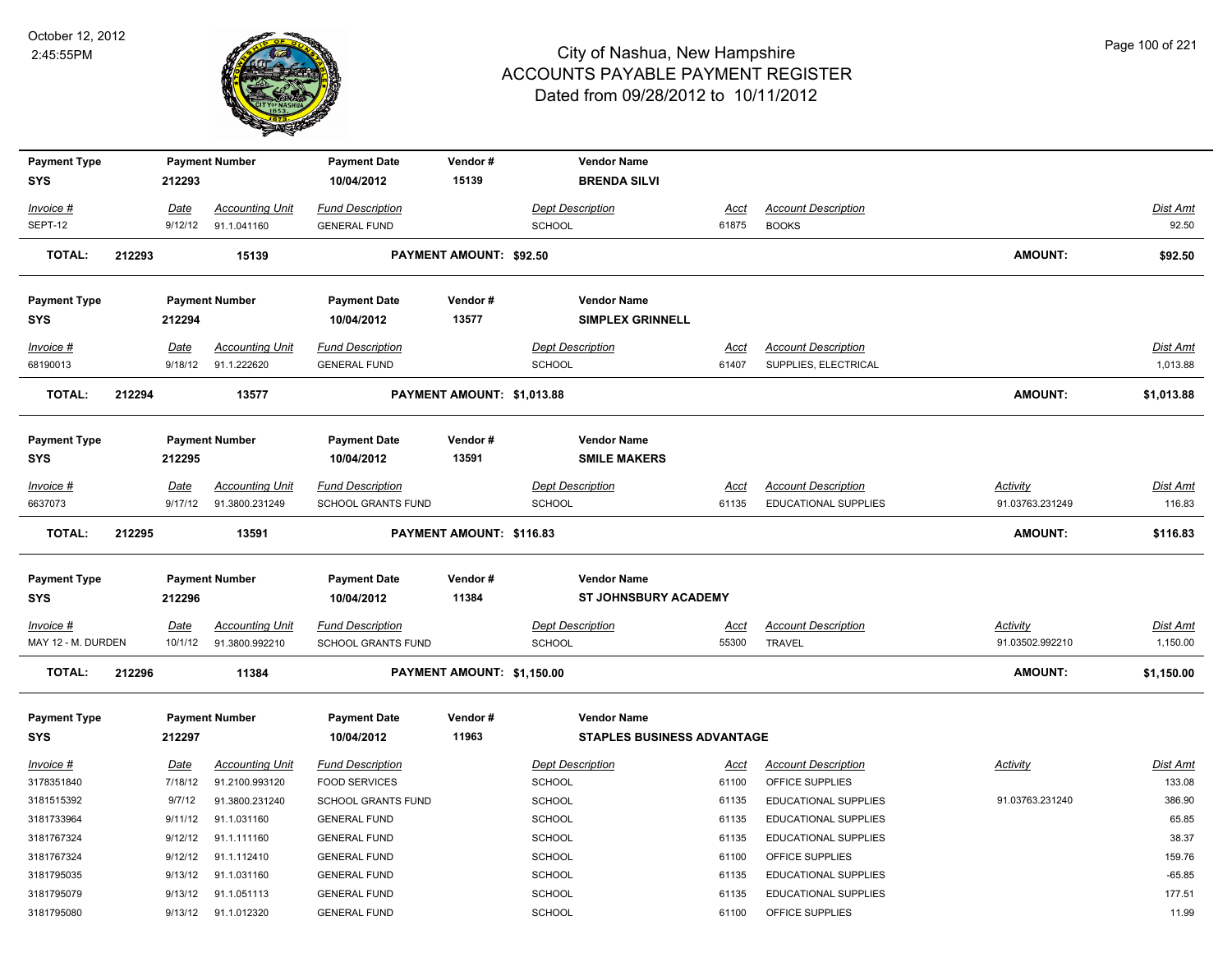# City of Nashua, New Hampshire
## ACCOUNTS PAYABLE PAYMENT REGISTER
### Dated from 09/28/2012 to 10/11/2012

October 12, 2012
2:45:55PM

| Payment Type | Payment Number | Payment Date | Vendor # | Vendor Name |
|---|---|---|---|---|
| SYS | 212293 | 10/04/2012 | 15139 | BRENDA SILVI |

| Invoice # | Date | Accounting Unit | Fund Description | Dept Description | Acct | Account Description | Activity | Dist Amt |
|---|---|---|---|---|---|---|---|---|
| SEPT-12 | 9/12/12 | 91.1.041160 | GENERAL FUND | SCHOOL | 61875 | BOOKS | | 92.50 |

**TOTAL: 212293 15139 PAYMENT AMOUNT: $92.50 AMOUNT: $92.50**

| Payment Type | Payment Number | Payment Date | Vendor # | Vendor Name |
|---|---|---|---|---|
| SYS | 212294 | 10/04/2012 | 13577 | SIMPLEX GRINNELL |

| Invoice # | Date | Accounting Unit | Fund Description | Dept Description | Acct | Account Description | Activity | Dist Amt |
|---|---|---|---|---|---|---|---|---|
| 68190013 | 9/18/12 | 91.1.222620 | GENERAL FUND | SCHOOL | 61407 | SUPPLIES, ELECTRICAL | | 1,013.88 |

**TOTAL: 212294 13577 PAYMENT AMOUNT: $1,013.88 AMOUNT: $1,013.88**

| Payment Type | Payment Number | Payment Date | Vendor # | Vendor Name |
|---|---|---|---|---|
| SYS | 212295 | 10/04/2012 | 13591 | SMILE MAKERS |

| Invoice # | Date | Accounting Unit | Fund Description | Dept Description | Acct | Account Description | Activity | Dist Amt |
|---|---|---|---|---|---|---|---|---|
| 6637073 | 9/17/12 | 91.3800.231249 | SCHOOL GRANTS FUND | SCHOOL | 61135 | EDUCATIONAL SUPPLIES | 91.03763.231249 | 116.83 |

**TOTAL: 212295 13591 PAYMENT AMOUNT: $116.83 AMOUNT: $116.83**

| Payment Type | Payment Number | Payment Date | Vendor # | Vendor Name |
|---|---|---|---|---|
| SYS | 212296 | 10/04/2012 | 11384 | ST JOHNSBURY ACADEMY |

| Invoice # | Date | Accounting Unit | Fund Description | Dept Description | Acct | Account Description | Activity | Dist Amt |
|---|---|---|---|---|---|---|---|---|
| MAY 12 - M. DURDEN | 10/1/12 | 91.3800.992210 | SCHOOL GRANTS FUND | SCHOOL | 55300 | TRAVEL | 91.03502.992210 | 1,150.00 |

**TOTAL: 212296 11384 PAYMENT AMOUNT: $1,150.00 AMOUNT: $1,150.00**

| Payment Type | Payment Number | Payment Date | Vendor # | Vendor Name |
|---|---|---|---|---|
| SYS | 212297 | 10/04/2012 | 11963 | STAPLES BUSINESS ADVANTAGE |

| Invoice # | Date | Accounting Unit | Fund Description | Dept Description | Acct | Account Description | Activity | Dist Amt |
|---|---|---|---|---|---|---|---|---|
| 3178351840 | 7/18/12 | 91.2100.993120 | FOOD SERVICES | SCHOOL | 61100 | OFFICE SUPPLIES | | 133.08 |
| 3181515392 | 9/7/12 | 91.3800.231240 | SCHOOL GRANTS FUND | SCHOOL | 61135 | EDUCATIONAL SUPPLIES | 91.03763.231240 | 386.90 |
| 3181733964 | 9/11/12 | 91.1.031160 | GENERAL FUND | SCHOOL | 61135 | EDUCATIONAL SUPPLIES | | 65.85 |
| 3181767324 | 9/12/12 | 91.1.111160 | GENERAL FUND | SCHOOL | 61135 | EDUCATIONAL SUPPLIES | | 38.37 |
| 3181767324 | 9/12/12 | 91.1.112410 | GENERAL FUND | SCHOOL | 61100 | OFFICE SUPPLIES | | 159.76 |
| 3181795035 | 9/13/12 | 91.1.031160 | GENERAL FUND | SCHOOL | 61135 | EDUCATIONAL SUPPLIES | | -65.85 |
| 3181795079 | 9/13/12 | 91.1.051113 | GENERAL FUND | SCHOOL | 61135 | EDUCATIONAL SUPPLIES | | 177.51 |
| 3181795080 | 9/13/12 | 91.1.012320 | GENERAL FUND | SCHOOL | 61100 | OFFICE SUPPLIES | | 11.99 |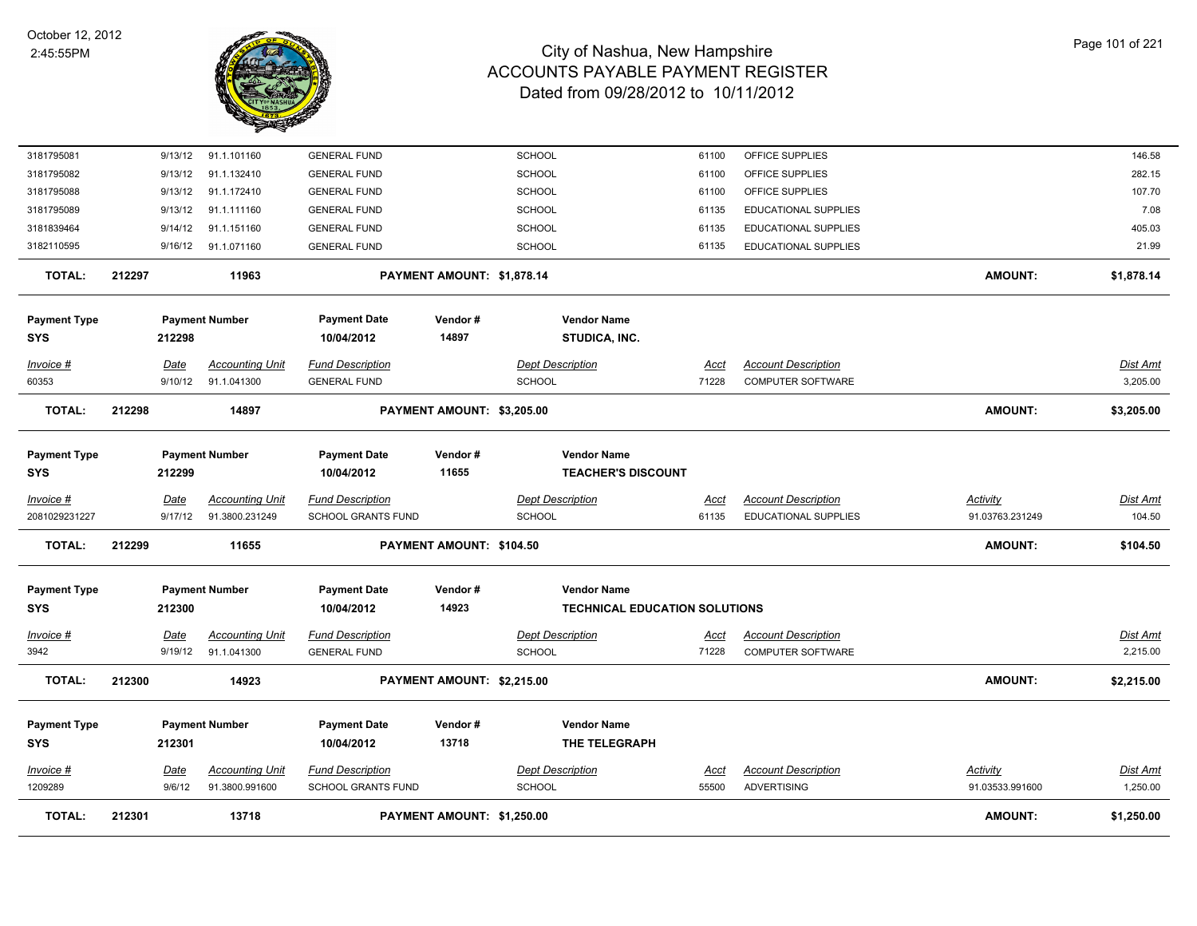# City of Nashua, New Hampshire
## ACCOUNTS PAYABLE PAYMENT REGISTER
### Dated from 09/28/2012 to 10/11/2012

October 12, 2012
2:45:55PM

| Invoice # | Date | Accounting Unit | Fund Description | Dept Description | Acct | Account Description | Activity | Dist Amt |
|---|---|---|---|---|---|---|---|---|
| 3181795081 | 9/13/12 | 91.1.101160 | GENERAL FUND | SCHOOL | 61100 | OFFICE SUPPLIES | | 146.58 |
| 3181795082 | 9/13/12 | 91.1.132410 | GENERAL FUND | SCHOOL | 61100 | OFFICE SUPPLIES | | 282.15 |
| 3181795088 | 9/13/12 | 91.1.172410 | GENERAL FUND | SCHOOL | 61100 | OFFICE SUPPLIES | | 107.70 |
| 3181795089 | 9/13/12 | 91.1.111160 | GENERAL FUND | SCHOOL | 61135 | EDUCATIONAL SUPPLIES | | 7.08 |
| 3181839464 | 9/14/12 | 91.1.151160 | GENERAL FUND | SCHOOL | 61135 | EDUCATIONAL SUPPLIES | | 405.03 |
| 3182110595 | 9/16/12 | 91.1.071160 | GENERAL FUND | SCHOOL | 61135 | EDUCATIONAL SUPPLIES | | 21.99 |

**TOTAL: 212297 — 11963 — PAYMENT AMOUNT: $1,878.14 — AMOUNT: $1,878.14**

| Payment Type | Payment Number | Payment Date | Vendor # | Vendor Name |
|---|---|---|---|---|
| SYS | 212298 | 10/04/2012 | 14897 | STUDICA, INC. |

| Invoice # | Date | Accounting Unit | Fund Description | Dept Description | Acct | Account Description | Dist Amt |
|---|---|---|---|---|---|---|---|
| 60353 | 9/10/12 | 91.1.041300 | GENERAL FUND | SCHOOL | 71228 | COMPUTER SOFTWARE | 3,205.00 |

**TOTAL: 212298 — 14897 — PAYMENT AMOUNT: $3,205.00 — AMOUNT: $3,205.00**

| Payment Type | Payment Number | Payment Date | Vendor # | Vendor Name |
|---|---|---|---|---|
| SYS | 212299 | 10/04/2012 | 11655 | TEACHER'S DISCOUNT |

| Invoice # | Date | Accounting Unit | Fund Description | Dept Description | Acct | Account Description | Activity | Dist Amt |
|---|---|---|---|---|---|---|---|---|
| 2081029231227 | 9/17/12 | 91.3800.231249 | SCHOOL GRANTS FUND | SCHOOL | 61135 | EDUCATIONAL SUPPLIES | 91.03763.231249 | 104.50 |

**TOTAL: 212299 — 11655 — PAYMENT AMOUNT: $104.50 — AMOUNT: $104.50**

| Payment Type | Payment Number | Payment Date | Vendor # | Vendor Name |
|---|---|---|---|---|
| SYS | 212300 | 10/04/2012 | 14923 | TECHNICAL EDUCATION SOLUTIONS |

| Invoice # | Date | Accounting Unit | Fund Description | Dept Description | Acct | Account Description | Dist Amt |
|---|---|---|---|---|---|---|---|
| 3942 | 9/19/12 | 91.1.041300 | GENERAL FUND | SCHOOL | 71228 | COMPUTER SOFTWARE | 2,215.00 |

**TOTAL: 212300 — 14923 — PAYMENT AMOUNT: $2,215.00 — AMOUNT: $2,215.00**

| Payment Type | Payment Number | Payment Date | Vendor # | Vendor Name |
|---|---|---|---|---|
| SYS | 212301 | 10/04/2012 | 13718 | THE TELEGRAPH |

| Invoice # | Date | Accounting Unit | Fund Description | Dept Description | Acct | Account Description | Activity | Dist Amt |
|---|---|---|---|---|---|---|---|---|
| 1209289 | 9/6/12 | 91.3800.991600 | SCHOOL GRANTS FUND | SCHOOL | 55500 | ADVERTISING | 91.03533.991600 | 1,250.00 |

**TOTAL: 212301 — 13718 — PAYMENT AMOUNT: $1,250.00 — AMOUNT: $1,250.00**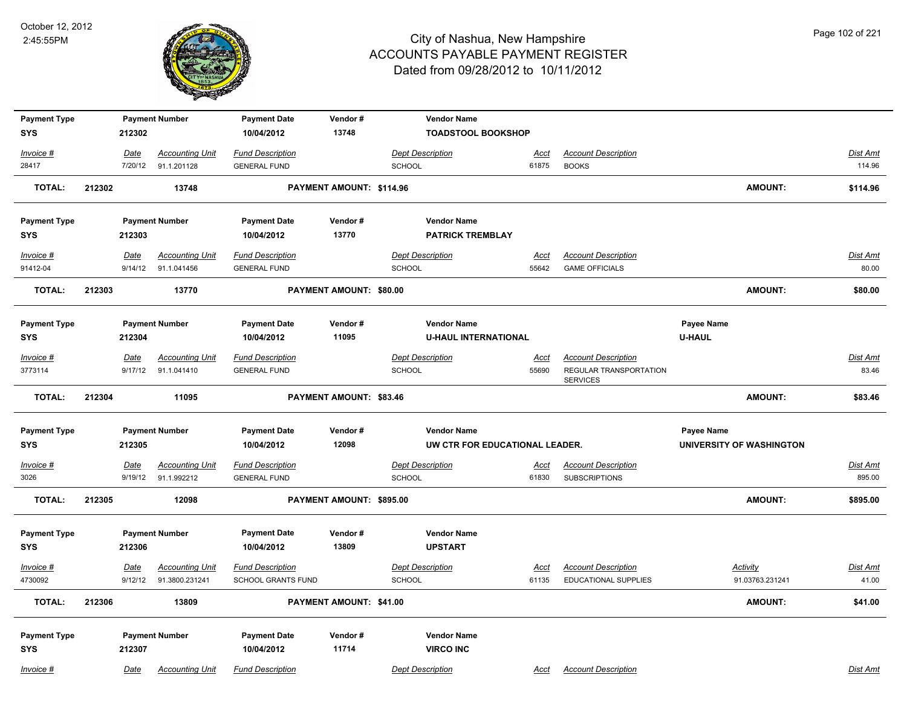# City of Nashua, New Hampshire
## ACCOUNTS PAYABLE PAYMENT REGISTER
### Dated from 09/28/2012 to 10/11/2012

October 12, 2012
2:45:55PM

| Payment Type | Payment Number | Payment Date | Vendor # | Vendor Name |
|---|---|---|---|---|
| SYS | 212302 | 10/04/2012 | 13748 | TOADSTOOL BOOKSHOP |

| Invoice # | Date | Accounting Unit | Fund Description | Dept Description | Acct | Account Description | Dist Amt |
|---|---|---|---|---|---|---|---|
| 28417 | 7/20/12 | 91.1.201128 | GENERAL FUND | SCHOOL | 61875 | BOOKS | 114.96 |

**TOTAL: 212302 13748 PAYMENT AMOUNT: $114.96 AMOUNT: $114.96**

| Payment Type | Payment Number | Payment Date | Vendor # | Vendor Name |
|---|---|---|---|---|
| SYS | 212303 | 10/04/2012 | 13770 | PATRICK TREMBLAY |

| Invoice # | Date | Accounting Unit | Fund Description | Dept Description | Acct | Account Description | Dist Amt |
|---|---|---|---|---|---|---|---|
| 91412-04 | 9/14/12 | 91.1.041456 | GENERAL FUND | SCHOOL | 55642 | GAME OFFICIALS | 80.00 |

**TOTAL: 212303 13770 PAYMENT AMOUNT: $80.00 AMOUNT: $80.00**

| Payment Type | Payment Number | Payment Date | Vendor # | Vendor Name | Payee Name |
|---|---|---|---|---|---|
| SYS | 212304 | 10/04/2012 | 11095 | U-HAUL INTERNATIONAL | U-HAUL |

| Invoice # | Date | Accounting Unit | Fund Description | Dept Description | Acct | Account Description | Dist Amt |
|---|---|---|---|---|---|---|---|
| 3773114 | 9/17/12 | 91.1.041410 | GENERAL FUND | SCHOOL | 55690 | REGULAR TRANSPORTATION SERVICES | 83.46 |

**TOTAL: 212304 11095 PAYMENT AMOUNT: $83.46 AMOUNT: $83.46**

| Payment Type | Payment Number | Payment Date | Vendor # | Vendor Name | Payee Name |
|---|---|---|---|---|---|
| SYS | 212305 | 10/04/2012 | 12098 | UW CTR FOR EDUCATIONAL LEADER. | UNIVERSITY OF WASHINGTON |

| Invoice # | Date | Accounting Unit | Fund Description | Dept Description | Acct | Account Description | Dist Amt |
|---|---|---|---|---|---|---|---|
| 3026 | 9/19/12 | 91.1.992212 | GENERAL FUND | SCHOOL | 61830 | SUBSCRIPTIONS | 895.00 |

**TOTAL: 212305 12098 PAYMENT AMOUNT: $895.00 AMOUNT: $895.00**

| Payment Type | Payment Number | Payment Date | Vendor # | Vendor Name |
|---|---|---|---|---|
| SYS | 212306 | 10/04/2012 | 13809 | UPSTART |

| Invoice # | Date | Accounting Unit | Fund Description | Dept Description | Acct | Account Description | Activity | Dist Amt |
|---|---|---|---|---|---|---|---|---|
| 4730092 | 9/12/12 | 91.3800.231241 | SCHOOL GRANTS FUND | SCHOOL | 61135 | EDUCATIONAL SUPPLIES | 91.03763.231241 | 41.00 |

**TOTAL: 212306 13809 PAYMENT AMOUNT: $41.00 AMOUNT: $41.00**

| Payment Type | Payment Number | Payment Date | Vendor # | Vendor Name |
|---|---|---|---|---|
| SYS | 212307 | 10/04/2012 | 11714 | VIRCO INC |

| Invoice # | Date | Accounting Unit | Fund Description | Dept Description | Acct | Account Description | Dist Amt |
|---|---|---|---|---|---|---|---|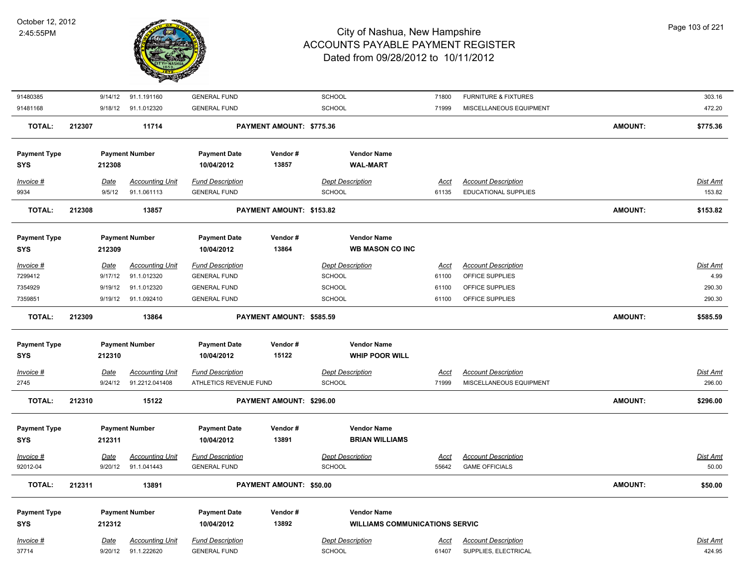| Invoice # | Date | Accounting Unit | Fund Description | Dept Description | Acct | Account Description | Dist Amt |
|---|---|---|---|---|---|---|---|
| 91480385 | 9/14/12 | 91.1.191160 | GENERAL FUND | SCHOOL | 71800 | FURNITURE & FIXTURES | 303.16 |
| 91481168 | 9/18/12 | 91.1.012320 | GENERAL FUND | SCHOOL | 71999 | MISCELLANEOUS EQUIPMENT | 472.20 |

**TOTAL: 212307 11714 PAYMENT AMOUNT: $775.36 AMOUNT: $775.36**

| Payment Type | Payment Number | Payment Date | Vendor # | Vendor Name |
|---|---|---|---|---|
| SYS | 212308 | 10/04/2012 | 13857 | WAL-MART |

| Invoice # | Date | Accounting Unit | Fund Description | Dept Description | Acct | Account Description | Dist Amt |
|---|---|---|---|---|---|---|---|
| 9934 | 9/5/12 | 91.1.061113 | GENERAL FUND | SCHOOL | 61135 | EDUCATIONAL SUPPLIES | 153.82 |

**TOTAL: 212308 13857 PAYMENT AMOUNT: $153.82 AMOUNT: $153.82**

| Payment Type | Payment Number | Payment Date | Vendor # | Vendor Name |
|---|---|---|---|---|
| SYS | 212309 | 10/04/2012 | 13864 | WB MASON CO INC |

| Invoice # | Date | Accounting Unit | Fund Description | Dept Description | Acct | Account Description | Dist Amt |
|---|---|---|---|---|---|---|---|
| 7299412 | 9/17/12 | 91.1.012320 | GENERAL FUND | SCHOOL | 61100 | OFFICE SUPPLIES | 4.99 |
| 7354929 | 9/19/12 | 91.1.012320 | GENERAL FUND | SCHOOL | 61100 | OFFICE SUPPLIES | 290.30 |
| 7359851 | 9/19/12 | 91.1.092410 | GENERAL FUND | SCHOOL | 61100 | OFFICE SUPPLIES | 290.30 |

**TOTAL: 212309 13864 PAYMENT AMOUNT: $585.59 AMOUNT: $585.59**

| Payment Type | Payment Number | Payment Date | Vendor # | Vendor Name |
|---|---|---|---|---|
| SYS | 212310 | 10/04/2012 | 15122 | WHIP POOR WILL |

| Invoice # | Date | Accounting Unit | Fund Description | Dept Description | Acct | Account Description | Dist Amt |
|---|---|---|---|---|---|---|---|
| 2745 | 9/24/12 | 91.2212.041408 | ATHLETICS REVENUE FUND | SCHOOL | 71999 | MISCELLANEOUS EQUIPMENT | 296.00 |

**TOTAL: 212310 15122 PAYMENT AMOUNT: $296.00 AMOUNT: $296.00**

| Payment Type | Payment Number | Payment Date | Vendor # | Vendor Name |
|---|---|---|---|---|
| SYS | 212311 | 10/04/2012 | 13891 | BRIAN WILLIAMS |

| Invoice # | Date | Accounting Unit | Fund Description | Dept Description | Acct | Account Description | Dist Amt |
|---|---|---|---|---|---|---|---|
| 92012-04 | 9/20/12 | 91.1.041443 | GENERAL FUND | SCHOOL | 55642 | GAME OFFICIALS | 50.00 |

**TOTAL: 212311 13891 PAYMENT AMOUNT: $50.00 AMOUNT: $50.00**

| Payment Type | Payment Number | Payment Date | Vendor # | Vendor Name |
|---|---|---|---|---|
| SYS | 212312 | 10/04/2012 | 13892 | WILLIAMS COMMUNICATIONS SERVIC |

| Invoice # | Date | Accounting Unit | Fund Description | Dept Description | Acct | Account Description | Dist Amt |
|---|---|---|---|---|---|---|---|
| 37714 | 9/20/12 | 91.1.222620 | GENERAL FUND | SCHOOL | 61407 | SUPPLIES, ELECTRICAL | 424.95 |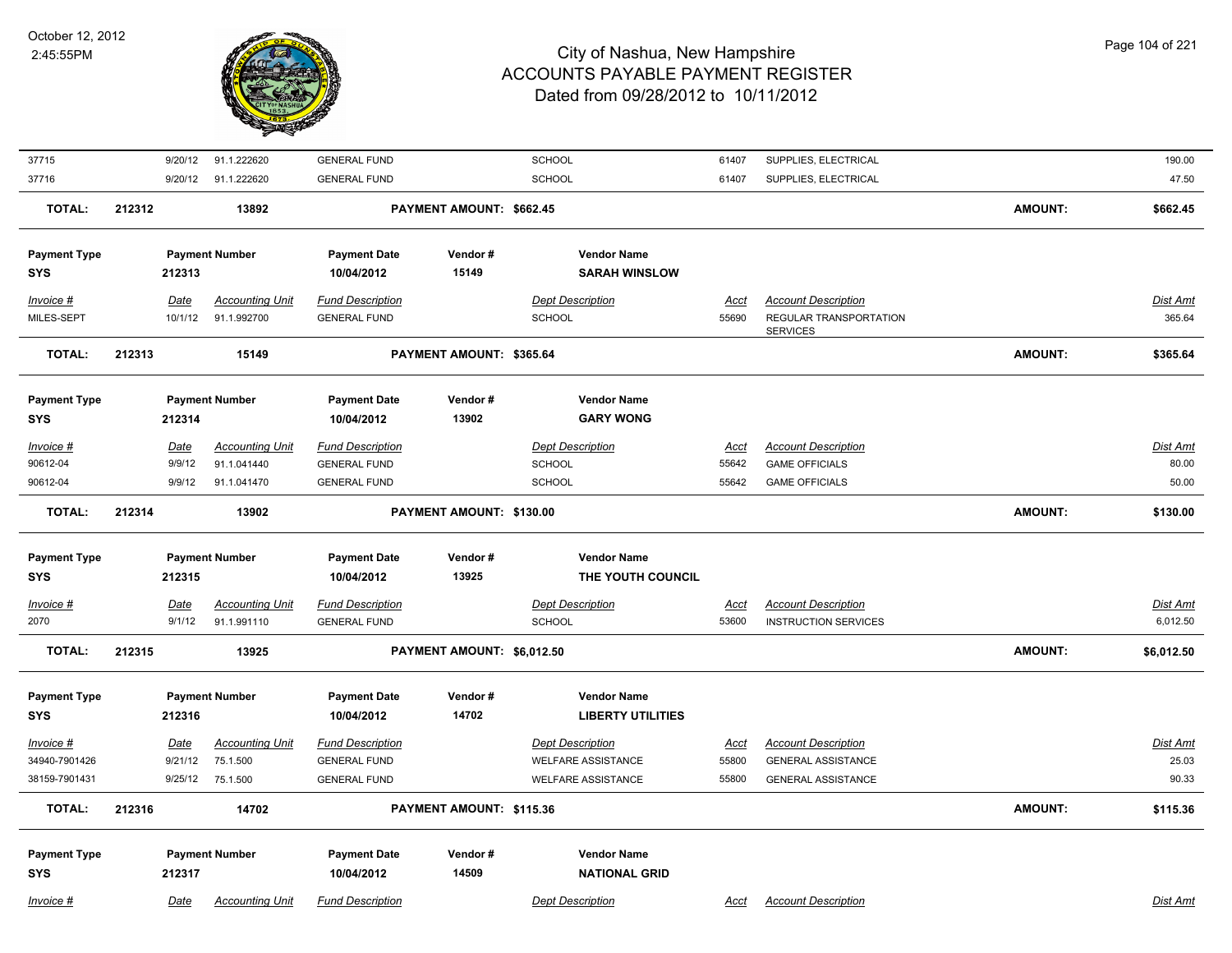| | | | | | | | | |
|---|---|---|---|---|---|---|---|---|
| 37715 | 9/20/12 | 91.1.222620 | GENERAL FUND | | SCHOOL | 61407 | SUPPLIES, ELECTRICAL | 190.00 |
| 37716 | 9/20/12 | 91.1.222620 | GENERAL FUND | | SCHOOL | 61407 | SUPPLIES, ELECTRICAL | 47.50 |
| **TOTAL:** | **212312** | **13892** | | **PAYMENT AMOUNT: $662.45** | | | **AMOUNT:** | **$662.45** |

| Payment Type | Payment Number | Payment Date | Vendor # | Vendor Name |
|---|---|---|---|---|
| **SYS** | **212313** | **10/04/2012** | **15149** | **SARAH WINSLOW** |

| *Invoice #* | *Date* | *Accounting Unit* | *Fund Description* | *Dept Description* | *Acct* | *Account Description* | *Dist Amt* |
|---|---|---|---|---|---|---|---|
| MILES-SEPT | 10/1/12 | 91.1.992700 | GENERAL FUND | SCHOOL | 55690 | REGULAR TRANSPORTATION SERVICES | 365.64 |
| **TOTAL:** | **212313** | **15149** | **PAYMENT AMOUNT: $365.64** | | | **AMOUNT:** | **$365.64** |

| Payment Type | Payment Number | Payment Date | Vendor # | Vendor Name |
|---|---|---|---|---|
| **SYS** | **212314** | **10/04/2012** | **13902** | **GARY WONG** |

| *Invoice #* | *Date* | *Accounting Unit* | *Fund Description* | *Dept Description* | *Acct* | *Account Description* | *Dist Amt* |
|---|---|---|---|---|---|---|---|
| 90612-04 | 9/9/12 | 91.1.041440 | GENERAL FUND | SCHOOL | 55642 | GAME OFFICIALS | 80.00 |
| 90612-04 | 9/9/12 | 91.1.041470 | GENERAL FUND | SCHOOL | 55642 | GAME OFFICIALS | 50.00 |
| **TOTAL:** | **212314** | **13902** | **PAYMENT AMOUNT: $130.00** | | | **AMOUNT:** | **$130.00** |

| Payment Type | Payment Number | Payment Date | Vendor # | Vendor Name |
|---|---|---|---|---|
| **SYS** | **212315** | **10/04/2012** | **13925** | **THE YOUTH COUNCIL** |

| *Invoice #* | *Date* | *Accounting Unit* | *Fund Description* | *Dept Description* | *Acct* | *Account Description* | *Dist Amt* |
|---|---|---|---|---|---|---|---|
| 2070 | 9/1/12 | 91.1.991110 | GENERAL FUND | SCHOOL | 53600 | INSTRUCTION SERVICES | 6,012.50 |
| **TOTAL:** | **212315** | **13925** | **PAYMENT AMOUNT: $6,012.50** | | | **AMOUNT:** | **$6,012.50** |

| Payment Type | Payment Number | Payment Date | Vendor # | Vendor Name |
|---|---|---|---|---|
| **SYS** | **212316** | **10/04/2012** | **14702** | **LIBERTY UTILITIES** |

| *Invoice #* | *Date* | *Accounting Unit* | *Fund Description* | *Dept Description* | *Acct* | *Account Description* | *Dist Amt* |
|---|---|---|---|---|---|---|---|
| 34940-7901426 | 9/21/12 | 75.1.500 | GENERAL FUND | WELFARE ASSISTANCE | 55800 | GENERAL ASSISTANCE | 25.03 |
| 38159-7901431 | 9/25/12 | 75.1.500 | GENERAL FUND | WELFARE ASSISTANCE | 55800 | GENERAL ASSISTANCE | 90.33 |
| **TOTAL:** | **212316** | **14702** | **PAYMENT AMOUNT: $115.36** | | | **AMOUNT:** | **$115.36** |

| Payment Type | Payment Number | Payment Date | Vendor # | Vendor Name |
|---|---|---|---|---|
| **SYS** | **212317** | **10/04/2012** | **14509** | **NATIONAL GRID** |

| *Invoice #* | *Date* | *Accounting Unit* | *Fund Description* | *Dept Description* | *Acct* | *Account Description* | *Dist Amt* |
|---|---|---|---|---|---|---|---|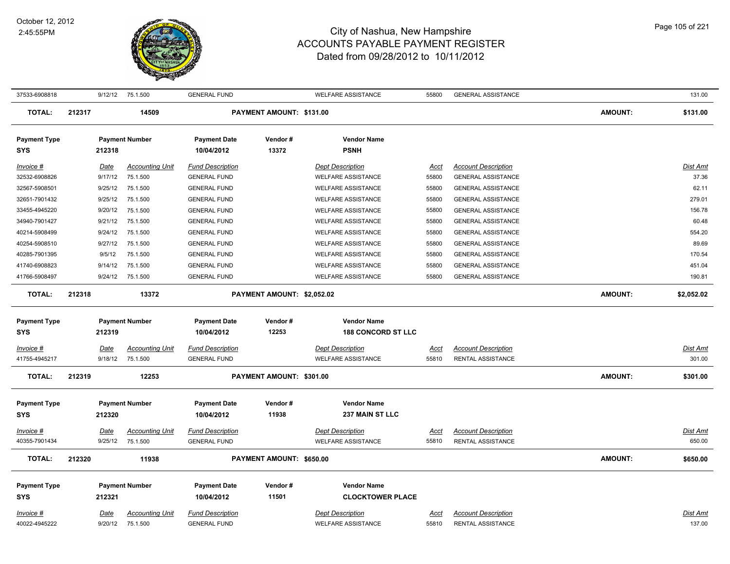| Invoice # | Date | Accounting Unit | Fund Description | Dept Description | Acct | Account Description | Dist Amt |
|---|---|---|---|---|---|---|---|
| 37533-6908818 | 9/12/12 | 75.1.500 | GENERAL FUND | WELFARE ASSISTANCE | 55800 | GENERAL ASSISTANCE | 131.00 |

**TOTAL: 212317 | 14509 | PAYMENT AMOUNT: $131.00 | AMOUNT: $131.00**

| Payment Type | Payment Number | Payment Date | Vendor # | Vendor Name |
|---|---|---|---|---|
| SYS | 212318 | 10/04/2012 | 13372 | PSNH |

| Invoice # | Date | Accounting Unit | Fund Description | Dept Description | Acct | Account Description | Dist Amt |
|---|---|---|---|---|---|---|---|
| 32532-6908826 | 9/17/12 | 75.1.500 | GENERAL FUND | WELFARE ASSISTANCE | 55800 | GENERAL ASSISTANCE | 37.36 |
| 32567-5908501 | 9/25/12 | 75.1.500 | GENERAL FUND | WELFARE ASSISTANCE | 55800 | GENERAL ASSISTANCE | 62.11 |
| 32651-7901432 | 9/25/12 | 75.1.500 | GENERAL FUND | WELFARE ASSISTANCE | 55800 | GENERAL ASSISTANCE | 279.01 |
| 33455-4945220 | 9/20/12 | 75.1.500 | GENERAL FUND | WELFARE ASSISTANCE | 55800 | GENERAL ASSISTANCE | 156.78 |
| 34940-7901427 | 9/21/12 | 75.1.500 | GENERAL FUND | WELFARE ASSISTANCE | 55800 | GENERAL ASSISTANCE | 60.48 |
| 40214-5908499 | 9/24/12 | 75.1.500 | GENERAL FUND | WELFARE ASSISTANCE | 55800 | GENERAL ASSISTANCE | 554.20 |
| 40254-5908510 | 9/27/12 | 75.1.500 | GENERAL FUND | WELFARE ASSISTANCE | 55800 | GENERAL ASSISTANCE | 89.69 |
| 40285-7901395 | 9/5/12 | 75.1.500 | GENERAL FUND | WELFARE ASSISTANCE | 55800 | GENERAL ASSISTANCE | 170.54 |
| 41740-6908823 | 9/14/12 | 75.1.500 | GENERAL FUND | WELFARE ASSISTANCE | 55800 | GENERAL ASSISTANCE | 451.04 |
| 41766-5908497 | 9/24/12 | 75.1.500 | GENERAL FUND | WELFARE ASSISTANCE | 55800 | GENERAL ASSISTANCE | 190.81 |

**TOTAL: 212318 | 13372 | PAYMENT AMOUNT: $2,052.02 | AMOUNT: $2,052.02**

| Payment Type | Payment Number | Payment Date | Vendor # | Vendor Name |
|---|---|---|---|---|
| SYS | 212319 | 10/04/2012 | 12253 | 188 CONCORD ST LLC |

| Invoice # | Date | Accounting Unit | Fund Description | Dept Description | Acct | Account Description | Dist Amt |
|---|---|---|---|---|---|---|---|
| 41755-4945217 | 9/18/12 | 75.1.500 | GENERAL FUND | WELFARE ASSISTANCE | 55810 | RENTAL ASSISTANCE | 301.00 |

**TOTAL: 212319 | 12253 | PAYMENT AMOUNT: $301.00 | AMOUNT: $301.00**

| Payment Type | Payment Number | Payment Date | Vendor # | Vendor Name |
|---|---|---|---|---|
| SYS | 212320 | 10/04/2012 | 11938 | 237 MAIN ST LLC |

| Invoice # | Date | Accounting Unit | Fund Description | Dept Description | Acct | Account Description | Dist Amt |
|---|---|---|---|---|---|---|---|
| 40355-7901434 | 9/25/12 | 75.1.500 | GENERAL FUND | WELFARE ASSISTANCE | 55810 | RENTAL ASSISTANCE | 650.00 |

**TOTAL: 212320 | 11938 | PAYMENT AMOUNT: $650.00 | AMOUNT: $650.00**

| Payment Type | Payment Number | Payment Date | Vendor # | Vendor Name |
|---|---|---|---|---|
| SYS | 212321 | 10/04/2012 | 11501 | CLOCKTOWER PLACE |

| Invoice # | Date | Accounting Unit | Fund Description | Dept Description | Acct | Account Description | Dist Amt |
|---|---|---|---|---|---|---|---|
| 40022-4945222 | 9/20/12 | 75.1.500 | GENERAL FUND | WELFARE ASSISTANCE | 55810 | RENTAL ASSISTANCE | 137.00 |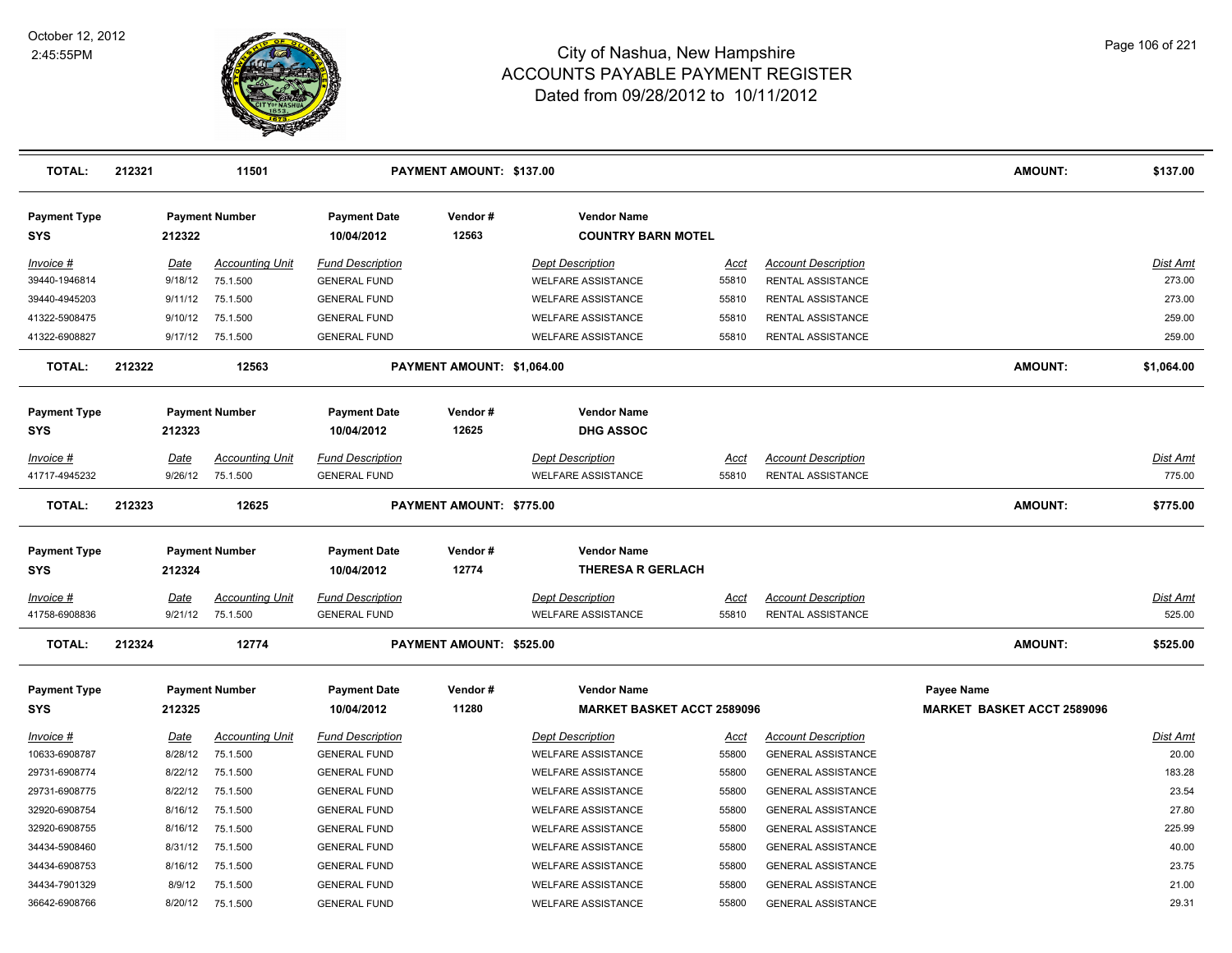# City of Nashua, New Hampshire
## ACCOUNTS PAYABLE PAYMENT REGISTER
### Dated from 09/28/2012 to 10/11/2012

October 12, 2012
2:45:55PM

| TOTAL: | 212321 | 11501 | PAYMENT AMOUNT: $137.00 | AMOUNT: | $137.00 |
|---|---|---|---|---|---|

**Payment Type:** SYS | **Payment Number:** 212322 | **Payment Date:** 10/04/2012 | **Vendor #:** 12563 | **Vendor Name:** COUNTRY BARN MOTEL

| Invoice # | Date | Accounting Unit | Fund Description | Dept Description | Acct | Account Description | Dist Amt |
|---|---|---|---|---|---|---|---|
| 39440-1946814 | 9/18/12 | 75.1.500 | GENERAL FUND | WELFARE ASSISTANCE | 55810 | RENTAL ASSISTANCE | 273.00 |
| 39440-4945203 | 9/11/12 | 75.1.500 | GENERAL FUND | WELFARE ASSISTANCE | 55810 | RENTAL ASSISTANCE | 273.00 |
| 41322-5908475 | 9/10/12 | 75.1.500 | GENERAL FUND | WELFARE ASSISTANCE | 55810 | RENTAL ASSISTANCE | 259.00 |
| 41322-6908827 | 9/17/12 | 75.1.500 | GENERAL FUND | WELFARE ASSISTANCE | 55810 | RENTAL ASSISTANCE | 259.00 |

| TOTAL: | 212322 | 12563 | PAYMENT AMOUNT: $1,064.00 | AMOUNT: | $1,064.00 |
|---|---|---|---|---|---|

**Payment Type:** SYS | **Payment Number:** 212323 | **Payment Date:** 10/04/2012 | **Vendor #:** 12625 | **Vendor Name:** DHG ASSOC

| Invoice # | Date | Accounting Unit | Fund Description | Dept Description | Acct | Account Description | Dist Amt |
|---|---|---|---|---|---|---|---|
| 41717-4945232 | 9/26/12 | 75.1.500 | GENERAL FUND | WELFARE ASSISTANCE | 55810 | RENTAL ASSISTANCE | 775.00 |

| TOTAL: | 212323 | 12625 | PAYMENT AMOUNT: $775.00 | AMOUNT: | $775.00 |
|---|---|---|---|---|---|

**Payment Type:** SYS | **Payment Number:** 212324 | **Payment Date:** 10/04/2012 | **Vendor #:** 12774 | **Vendor Name:** THERESA R GERLACH

| Invoice # | Date | Accounting Unit | Fund Description | Dept Description | Acct | Account Description | Dist Amt |
|---|---|---|---|---|---|---|---|
| 41758-6908836 | 9/21/12 | 75.1.500 | GENERAL FUND | WELFARE ASSISTANCE | 55810 | RENTAL ASSISTANCE | 525.00 |

| TOTAL: | 212324 | 12774 | PAYMENT AMOUNT: $525.00 | AMOUNT: | $525.00 |
|---|---|---|---|---|---|

**Payment Type:** SYS | **Payment Number:** 212325 | **Payment Date:** 10/04/2012 | **Vendor #:** 11280 | **Vendor Name:** MARKET BASKET ACCT 2589096 | **Payee Name:** MARKET BASKET ACCT 2589096

| Invoice # | Date | Accounting Unit | Fund Description | Dept Description | Acct | Account Description | Dist Amt |
|---|---|---|---|---|---|---|---|
| 10633-6908787 | 8/28/12 | 75.1.500 | GENERAL FUND | WELFARE ASSISTANCE | 55800 | GENERAL ASSISTANCE | 20.00 |
| 29731-6908774 | 8/22/12 | 75.1.500 | GENERAL FUND | WELFARE ASSISTANCE | 55800 | GENERAL ASSISTANCE | 183.28 |
| 29731-6908775 | 8/22/12 | 75.1.500 | GENERAL FUND | WELFARE ASSISTANCE | 55800 | GENERAL ASSISTANCE | 23.54 |
| 32920-6908754 | 8/16/12 | 75.1.500 | GENERAL FUND | WELFARE ASSISTANCE | 55800 | GENERAL ASSISTANCE | 27.80 |
| 32920-6908755 | 8/16/12 | 75.1.500 | GENERAL FUND | WELFARE ASSISTANCE | 55800 | GENERAL ASSISTANCE | 225.99 |
| 34434-5908460 | 8/31/12 | 75.1.500 | GENERAL FUND | WELFARE ASSISTANCE | 55800 | GENERAL ASSISTANCE | 40.00 |
| 34434-6908753 | 8/16/12 | 75.1.500 | GENERAL FUND | WELFARE ASSISTANCE | 55800 | GENERAL ASSISTANCE | 23.75 |
| 34434-7901329 | 8/9/12 | 75.1.500 | GENERAL FUND | WELFARE ASSISTANCE | 55800 | GENERAL ASSISTANCE | 21.00 |
| 36642-6908766 | 8/20/12 | 75.1.500 | GENERAL FUND | WELFARE ASSISTANCE | 55800 | GENERAL ASSISTANCE | 29.31 |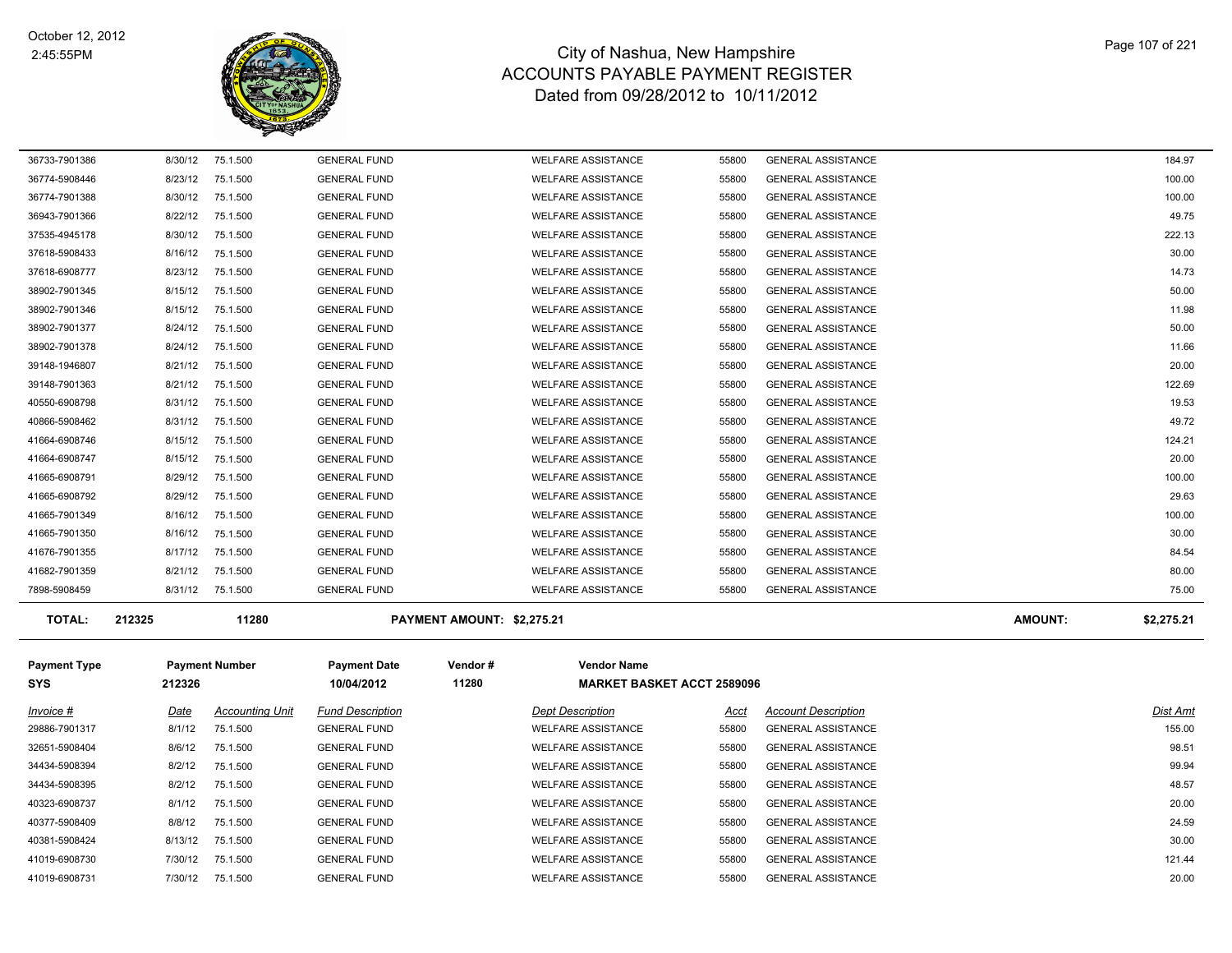# City of Nashua, New Hampshire
## ACCOUNTS PAYABLE PAYMENT REGISTER
### Dated from 09/28/2012 to 10/11/2012

October 12, 2012
2:45:55PM

| Invoice # | Date | Accounting Unit | Fund Description | Dept Description | Acct | Account Description | Dist Amt |
|---|---|---|---|---|---|---|---|
| 36733-7901386 | 8/30/12 | 75.1.500 | GENERAL FUND | WELFARE ASSISTANCE | 55800 | GENERAL ASSISTANCE | 184.97 |
| 36774-5908446 | 8/23/12 | 75.1.500 | GENERAL FUND | WELFARE ASSISTANCE | 55800 | GENERAL ASSISTANCE | 100.00 |
| 36774-7901388 | 8/30/12 | 75.1.500 | GENERAL FUND | WELFARE ASSISTANCE | 55800 | GENERAL ASSISTANCE | 100.00 |
| 36943-7901366 | 8/22/12 | 75.1.500 | GENERAL FUND | WELFARE ASSISTANCE | 55800 | GENERAL ASSISTANCE | 49.75 |
| 37535-4945178 | 8/30/12 | 75.1.500 | GENERAL FUND | WELFARE ASSISTANCE | 55800 | GENERAL ASSISTANCE | 222.13 |
| 37618-5908433 | 8/16/12 | 75.1.500 | GENERAL FUND | WELFARE ASSISTANCE | 55800 | GENERAL ASSISTANCE | 30.00 |
| 37618-6908777 | 8/23/12 | 75.1.500 | GENERAL FUND | WELFARE ASSISTANCE | 55800 | GENERAL ASSISTANCE | 14.73 |
| 38902-7901345 | 8/15/12 | 75.1.500 | GENERAL FUND | WELFARE ASSISTANCE | 55800 | GENERAL ASSISTANCE | 50.00 |
| 38902-7901346 | 8/15/12 | 75.1.500 | GENERAL FUND | WELFARE ASSISTANCE | 55800 | GENERAL ASSISTANCE | 11.98 |
| 38902-7901377 | 8/24/12 | 75.1.500 | GENERAL FUND | WELFARE ASSISTANCE | 55800 | GENERAL ASSISTANCE | 50.00 |
| 38902-7901378 | 8/24/12 | 75.1.500 | GENERAL FUND | WELFARE ASSISTANCE | 55800 | GENERAL ASSISTANCE | 11.66 |
| 39148-1946807 | 8/21/12 | 75.1.500 | GENERAL FUND | WELFARE ASSISTANCE | 55800 | GENERAL ASSISTANCE | 20.00 |
| 39148-7901363 | 8/21/12 | 75.1.500 | GENERAL FUND | WELFARE ASSISTANCE | 55800 | GENERAL ASSISTANCE | 122.69 |
| 40550-6908798 | 8/31/12 | 75.1.500 | GENERAL FUND | WELFARE ASSISTANCE | 55800 | GENERAL ASSISTANCE | 19.53 |
| 40866-5908462 | 8/31/12 | 75.1.500 | GENERAL FUND | WELFARE ASSISTANCE | 55800 | GENERAL ASSISTANCE | 49.72 |
| 41664-6908746 | 8/15/12 | 75.1.500 | GENERAL FUND | WELFARE ASSISTANCE | 55800 | GENERAL ASSISTANCE | 124.21 |
| 41664-6908747 | 8/15/12 | 75.1.500 | GENERAL FUND | WELFARE ASSISTANCE | 55800 | GENERAL ASSISTANCE | 20.00 |
| 41665-6908791 | 8/29/12 | 75.1.500 | GENERAL FUND | WELFARE ASSISTANCE | 55800 | GENERAL ASSISTANCE | 100.00 |
| 41665-6908792 | 8/29/12 | 75.1.500 | GENERAL FUND | WELFARE ASSISTANCE | 55800 | GENERAL ASSISTANCE | 29.63 |
| 41665-7901349 | 8/16/12 | 75.1.500 | GENERAL FUND | WELFARE ASSISTANCE | 55800 | GENERAL ASSISTANCE | 100.00 |
| 41665-7901350 | 8/16/12 | 75.1.500 | GENERAL FUND | WELFARE ASSISTANCE | 55800 | GENERAL ASSISTANCE | 30.00 |
| 41676-7901355 | 8/17/12 | 75.1.500 | GENERAL FUND | WELFARE ASSISTANCE | 55800 | GENERAL ASSISTANCE | 84.54 |
| 41682-7901359 | 8/21/12 | 75.1.500 | GENERAL FUND | WELFARE ASSISTANCE | 55800 | GENERAL ASSISTANCE | 80.00 |
| 7898-5908459 | 8/31/12 | 75.1.500 | GENERAL FUND | WELFARE ASSISTANCE | 55800 | GENERAL ASSISTANCE | 75.00 |

**TOTAL: 212325 11280 PAYMENT AMOUNT: $2,275.21 AMOUNT: $2,275.21**

| Payment Type | Payment Number | Payment Date | Vendor # | Vendor Name |
|---|---|---|---|---|
| SYS | 212326 | 10/04/2012 | 11280 | MARKET BASKET ACCT 2589096 |

| Invoice # | Date | Accounting Unit | Fund Description | Dept Description | Acct | Account Description | Dist Amt |
|---|---|---|---|---|---|---|---|
| 29886-7901317 | 8/1/12 | 75.1.500 | GENERAL FUND | WELFARE ASSISTANCE | 55800 | GENERAL ASSISTANCE | 155.00 |
| 32651-5908404 | 8/6/12 | 75.1.500 | GENERAL FUND | WELFARE ASSISTANCE | 55800 | GENERAL ASSISTANCE | 98.51 |
| 34434-5908394 | 8/2/12 | 75.1.500 | GENERAL FUND | WELFARE ASSISTANCE | 55800 | GENERAL ASSISTANCE | 99.94 |
| 34434-5908395 | 8/2/12 | 75.1.500 | GENERAL FUND | WELFARE ASSISTANCE | 55800 | GENERAL ASSISTANCE | 48.57 |
| 40323-6908737 | 8/1/12 | 75.1.500 | GENERAL FUND | WELFARE ASSISTANCE | 55800 | GENERAL ASSISTANCE | 20.00 |
| 40377-5908409 | 8/8/12 | 75.1.500 | GENERAL FUND | WELFARE ASSISTANCE | 55800 | GENERAL ASSISTANCE | 24.59 |
| 40381-5908424 | 8/13/12 | 75.1.500 | GENERAL FUND | WELFARE ASSISTANCE | 55800 | GENERAL ASSISTANCE | 30.00 |
| 41019-6908730 | 7/30/12 | 75.1.500 | GENERAL FUND | WELFARE ASSISTANCE | 55800 | GENERAL ASSISTANCE | 121.44 |
| 41019-6908731 | 7/30/12 | 75.1.500 | GENERAL FUND | WELFARE ASSISTANCE | 55800 | GENERAL ASSISTANCE | 20.00 |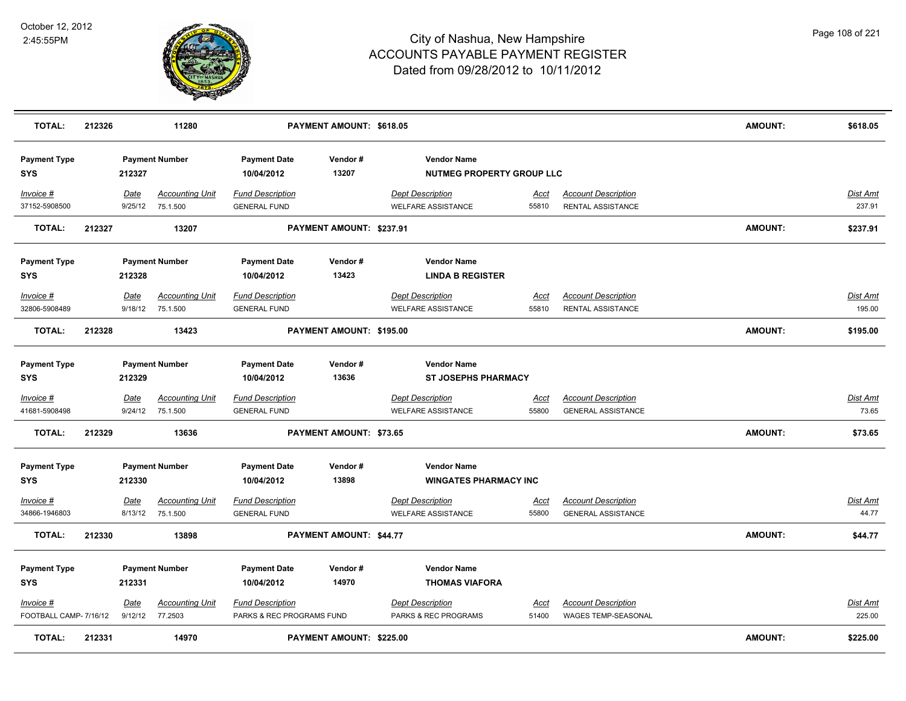| TOTAL: | 212326 | | 11280 | | PAYMENT AMOUNT: $618.05 | | | | | AMOUNT: | $618.05 |
|---|---|---|---|---|---|---|---|---|---|---|---|

| Payment Type | | Payment Number | | Payment Date | Vendor # | Vendor Name | | | | |
|---|---|---|---|---|---|---|---|---|---|---|
| SYS | | 212327 | | 10/04/2012 | 13207 | NUTMEG PROPERTY GROUP LLC | | | | |
| *Invoice #* | *Date* | | *Accounting Unit* | *Fund Description* | | *Dept Description* | *Acct* | *Account Description* | | *Dist Amt* |
| 37152-5908500 | 9/25/12 | | 75.1.500 | GENERAL FUND | | WELFARE ASSISTANCE | 55810 | RENTAL ASSISTANCE | | 237.91 |
| **TOTAL:** | **212327** | | **13207** | | **PAYMENT AMOUNT: $237.91** | | | | **AMOUNT:** | **$237.91** |

| Payment Type | | Payment Number | | Payment Date | Vendor # | Vendor Name | | | | |
|---|---|---|---|---|---|---|---|---|---|---|
| SYS | | 212328 | | 10/04/2012 | 13423 | LINDA B REGISTER | | | | |
| *Invoice #* | *Date* | | *Accounting Unit* | *Fund Description* | | *Dept Description* | *Acct* | *Account Description* | | *Dist Amt* |
| 32806-5908489 | 9/18/12 | | 75.1.500 | GENERAL FUND | | WELFARE ASSISTANCE | 55810 | RENTAL ASSISTANCE | | 195.00 |
| **TOTAL:** | **212328** | | **13423** | | **PAYMENT AMOUNT: $195.00** | | | | **AMOUNT:** | **$195.00** |

| Payment Type | | Payment Number | | Payment Date | Vendor # | Vendor Name | | | | |
|---|---|---|---|---|---|---|---|---|---|---|
| SYS | | 212329 | | 10/04/2012 | 13636 | ST JOSEPHS PHARMACY | | | | |
| *Invoice #* | *Date* | | *Accounting Unit* | *Fund Description* | | *Dept Description* | *Acct* | *Account Description* | | *Dist Amt* |
| 41681-5908498 | 9/24/12 | | 75.1.500 | GENERAL FUND | | WELFARE ASSISTANCE | 55800 | GENERAL ASSISTANCE | | 73.65 |
| **TOTAL:** | **212329** | | **13636** | | **PAYMENT AMOUNT: $73.65** | | | | **AMOUNT:** | **$73.65** |

| Payment Type | | Payment Number | | Payment Date | Vendor # | Vendor Name | | | | |
|---|---|---|---|---|---|---|---|---|---|---|
| SYS | | 212330 | | 10/04/2012 | 13898 | WINGATES PHARMACY INC | | | | |
| *Invoice #* | *Date* | | *Accounting Unit* | *Fund Description* | | *Dept Description* | *Acct* | *Account Description* | | *Dist Amt* |
| 34866-1946803 | 8/13/12 | | 75.1.500 | GENERAL FUND | | WELFARE ASSISTANCE | 55800 | GENERAL ASSISTANCE | | 44.77 |
| **TOTAL:** | **212330** | | **13898** | | **PAYMENT AMOUNT: $44.77** | | | | **AMOUNT:** | **$44.77** |

| Payment Type | | Payment Number | | Payment Date | Vendor # | Vendor Name | | | | |
|---|---|---|---|---|---|---|---|---|---|---|
| SYS | | 212331 | | 10/04/2012 | 14970 | THOMAS VIAFORA | | | | |
| *Invoice #* | *Date* | | *Accounting Unit* | *Fund Description* | | *Dept Description* | *Acct* | *Account Description* | | *Dist Amt* |
| FOOTBALL CAMP- 7/16/12 | 9/12/12 | | 77.2503 | PARKS & REC PROGRAMS FUND | | PARKS & REC PROGRAMS | 51400 | WAGES TEMP-SEASONAL | | 225.00 |
| **TOTAL:** | **212331** | | **14970** | | **PAYMENT AMOUNT: $225.00** | | | | **AMOUNT:** | **$225.00** |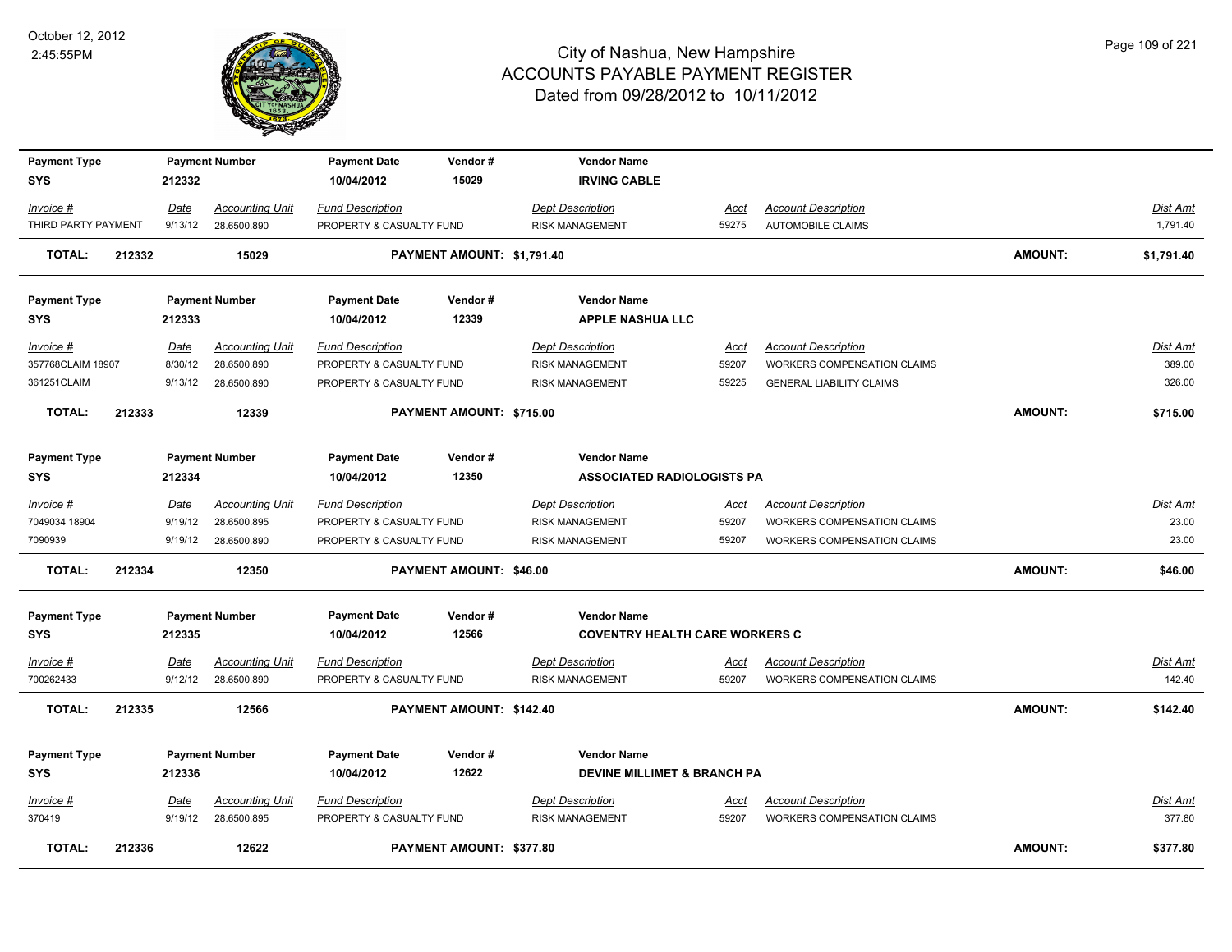# City of Nashua, New Hampshire
## ACCOUNTS PAYABLE PAYMENT REGISTER
### Dated from 09/28/2012 to 10/11/2012

October 12, 2012
2:45:55PM

| Payment Type | Payment Number | Payment Date | Vendor # | Vendor Name |
|---|---|---|---|---|
| SYS | 212332 | 10/04/2012 | 15029 | **IRVING CABLE** |

| Invoice # | Date | Accounting Unit | Fund Description | Dept Description | Acct | Account Description | Dist Amt |
|---|---|---|---|---|---|---|---|
| THIRD PARTY PAYMENT | 9/13/12 | 28.6500.890 | PROPERTY & CASUALTY FUND | RISK MANAGEMENT | 59275 | AUTOMOBILE CLAIMS | 1,791.40 |

**TOTAL: 212332 15029 PAYMENT AMOUNT: $1,791.40 AMOUNT: $1,791.40**

| Payment Type | Payment Number | Payment Date | Vendor # | Vendor Name |
|---|---|---|---|---|
| SYS | 212333 | 10/04/2012 | 12339 | **APPLE NASHUA LLC** |

| Invoice # | Date | Accounting Unit | Fund Description | Dept Description | Acct | Account Description | Dist Amt |
|---|---|---|---|---|---|---|---|
| 357768CLAIM 18907 | 8/30/12 | 28.6500.890 | PROPERTY & CASUALTY FUND | RISK MANAGEMENT | 59207 | WORKERS COMPENSATION CLAIMS | 389.00 |
| 361251CLAIM | 9/13/12 | 28.6500.890 | PROPERTY & CASUALTY FUND | RISK MANAGEMENT | 59225 | GENERAL LIABILITY CLAIMS | 326.00 |

**TOTAL: 212333 12339 PAYMENT AMOUNT: $715.00 AMOUNT: $715.00**

| Payment Type | Payment Number | Payment Date | Vendor # | Vendor Name |
|---|---|---|---|---|
| SYS | 212334 | 10/04/2012 | 12350 | **ASSOCIATED RADIOLOGISTS PA** |

| Invoice # | Date | Accounting Unit | Fund Description | Dept Description | Acct | Account Description | Dist Amt |
|---|---|---|---|---|---|---|---|
| 7049034 18904 | 9/19/12 | 28.6500.895 | PROPERTY & CASUALTY FUND | RISK MANAGEMENT | 59207 | WORKERS COMPENSATION CLAIMS | 23.00 |
| 7090939 | 9/19/12 | 28.6500.890 | PROPERTY & CASUALTY FUND | RISK MANAGEMENT | 59207 | WORKERS COMPENSATION CLAIMS | 23.00 |

**TOTAL: 212334 12350 PAYMENT AMOUNT: $46.00 AMOUNT: $46.00**

| Payment Type | Payment Number | Payment Date | Vendor # | Vendor Name |
|---|---|---|---|---|
| SYS | 212335 | 10/04/2012 | 12566 | **COVENTRY HEALTH CARE WORKERS C** |

| Invoice # | Date | Accounting Unit | Fund Description | Dept Description | Acct | Account Description | Dist Amt |
|---|---|---|---|---|---|---|---|
| 700262433 | 9/12/12 | 28.6500.890 | PROPERTY & CASUALTY FUND | RISK MANAGEMENT | 59207 | WORKERS COMPENSATION CLAIMS | 142.40 |

**TOTAL: 212335 12566 PAYMENT AMOUNT: $142.40 AMOUNT: $142.40**

| Payment Type | Payment Number | Payment Date | Vendor # | Vendor Name |
|---|---|---|---|---|
| SYS | 212336 | 10/04/2012 | 12622 | **DEVINE MILLIMET & BRANCH PA** |

| Invoice # | Date | Accounting Unit | Fund Description | Dept Description | Acct | Account Description | Dist Amt |
|---|---|---|---|---|---|---|---|
| 370419 | 9/19/12 | 28.6500.895 | PROPERTY & CASUALTY FUND | RISK MANAGEMENT | 59207 | WORKERS COMPENSATION CLAIMS | 377.80 |

**TOTAL: 212336 12622 PAYMENT AMOUNT: $377.80 AMOUNT: $377.80**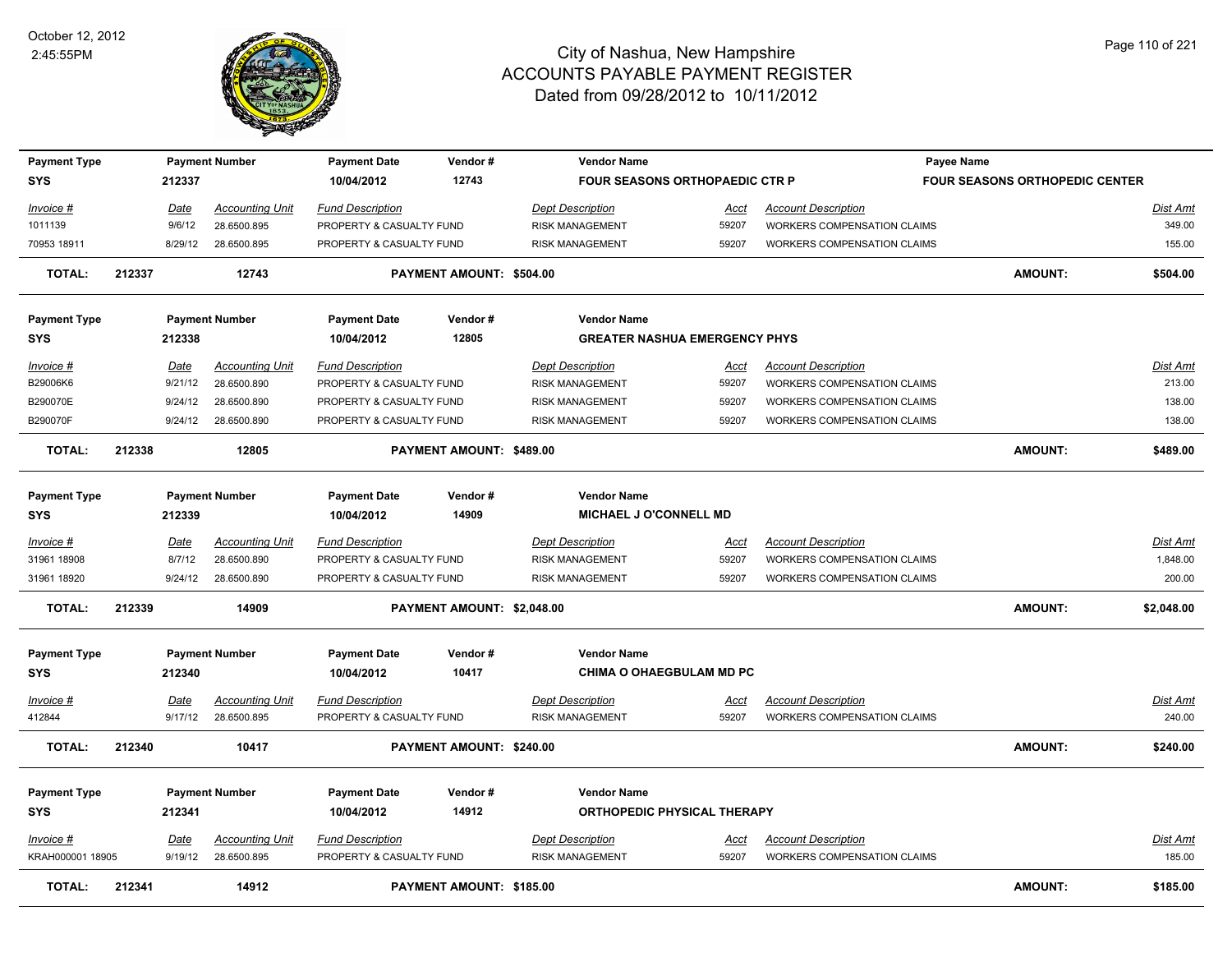# City of Nashua, New Hampshire
## ACCOUNTS PAYABLE PAYMENT REGISTER
### Dated from 09/28/2012 to 10/11/2012

October 12, 2012
2:45:55PM

| Payment Type | Payment Number | Payment Date | Vendor # | Vendor Name | Payee Name |
|---|---|---|---|---|---|
| SYS | 212337 | 10/04/2012 | 12743 | FOUR SEASONS ORTHOPAEDIC CTR P | FOUR SEASONS ORTHOPEDIC CENTER |

| Invoice # | Date | Accounting Unit | Fund Description | Dept Description | Acct | Account Description | Dist Amt |
|---|---|---|---|---|---|---|---|
| 1011139 | 9/6/12 | 28.6500.895 | PROPERTY & CASUALTY FUND | RISK MANAGEMENT | 59207 | WORKERS COMPENSATION CLAIMS | 349.00 |
| 70953 18911 | 8/29/12 | 28.6500.895 | PROPERTY & CASUALTY FUND | RISK MANAGEMENT | 59207 | WORKERS COMPENSATION CLAIMS | 155.00 |

**TOTAL: 212337 12743 PAYMENT AMOUNT: $504.00 AMOUNT: $504.00**

| Payment Type | Payment Number | Payment Date | Vendor # | Vendor Name |
|---|---|---|---|---|
| SYS | 212338 | 10/04/2012 | 12805 | GREATER NASHUA EMERGENCY PHYS |

| Invoice # | Date | Accounting Unit | Fund Description | Dept Description | Acct | Account Description | Dist Amt |
|---|---|---|---|---|---|---|---|
| B29006K6 | 9/21/12 | 28.6500.890 | PROPERTY & CASUALTY FUND | RISK MANAGEMENT | 59207 | WORKERS COMPENSATION CLAIMS | 213.00 |
| B290070E | 9/24/12 | 28.6500.890 | PROPERTY & CASUALTY FUND | RISK MANAGEMENT | 59207 | WORKERS COMPENSATION CLAIMS | 138.00 |
| B290070F | 9/24/12 | 28.6500.890 | PROPERTY & CASUALTY FUND | RISK MANAGEMENT | 59207 | WORKERS COMPENSATION CLAIMS | 138.00 |

**TOTAL: 212338 12805 PAYMENT AMOUNT: $489.00 AMOUNT: $489.00**

| Payment Type | Payment Number | Payment Date | Vendor # | Vendor Name |
|---|---|---|---|---|
| SYS | 212339 | 10/04/2012 | 14909 | MICHAEL J O'CONNELL MD |

| Invoice # | Date | Accounting Unit | Fund Description | Dept Description | Acct | Account Description | Dist Amt |
|---|---|---|---|---|---|---|---|
| 31961 18908 | 8/7/12 | 28.6500.890 | PROPERTY & CASUALTY FUND | RISK MANAGEMENT | 59207 | WORKERS COMPENSATION CLAIMS | 1,848.00 |
| 31961 18920 | 9/24/12 | 28.6500.890 | PROPERTY & CASUALTY FUND | RISK MANAGEMENT | 59207 | WORKERS COMPENSATION CLAIMS | 200.00 |

**TOTAL: 212339 14909 PAYMENT AMOUNT: $2,048.00 AMOUNT: $2,048.00**

| Payment Type | Payment Number | Payment Date | Vendor # | Vendor Name |
|---|---|---|---|---|
| SYS | 212340 | 10/04/2012 | 10417 | CHIMA O OHAEGBULAM MD PC |

| Invoice # | Date | Accounting Unit | Fund Description | Dept Description | Acct | Account Description | Dist Amt |
|---|---|---|---|---|---|---|---|
| 412844 | 9/17/12 | 28.6500.895 | PROPERTY & CASUALTY FUND | RISK MANAGEMENT | 59207 | WORKERS COMPENSATION CLAIMS | 240.00 |

**TOTAL: 212340 10417 PAYMENT AMOUNT: $240.00 AMOUNT: $240.00**

| Payment Type | Payment Number | Payment Date | Vendor # | Vendor Name |
|---|---|---|---|---|
| SYS | 212341 | 10/04/2012 | 14912 | ORTHOPEDIC PHYSICAL THERAPY |

| Invoice # | Date | Accounting Unit | Fund Description | Dept Description | Acct | Account Description | Dist Amt |
|---|---|---|---|---|---|---|---|
| KRAH000001 18905 | 9/19/12 | 28.6500.895 | PROPERTY & CASUALTY FUND | RISK MANAGEMENT | 59207 | WORKERS COMPENSATION CLAIMS | 185.00 |

**TOTAL: 212341 14912 PAYMENT AMOUNT: $185.00 AMOUNT: $185.00**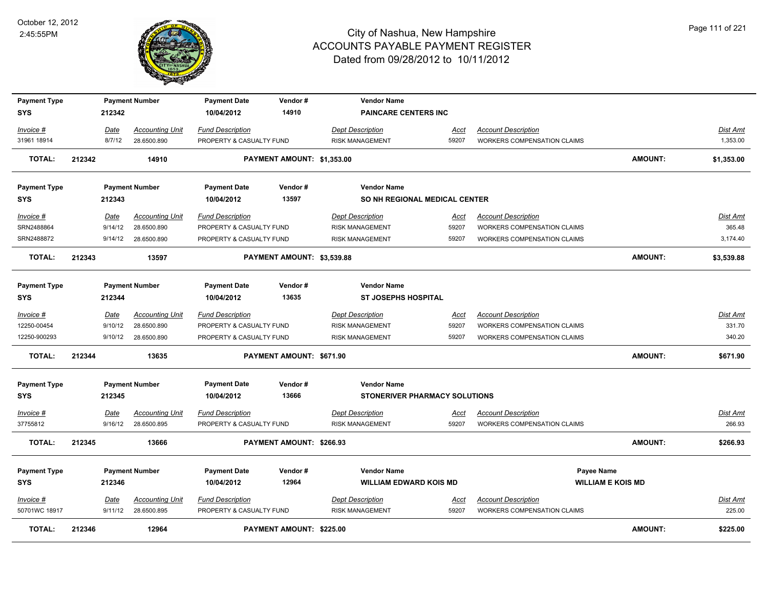# City of Nashua, New Hampshire
## ACCOUNTS PAYABLE PAYMENT REGISTER
### Dated from 09/28/2012 to 10/11/2012

October 12, 2012
2:45:55PM

| Payment Type | Payment Number | Payment Date | Vendor # | Vendor Name |
|---|---|---|---|---|
| SYS | 212342 | 10/04/2012 | 14910 | PAINCARE CENTERS INC |

| Invoice # | Date | Accounting Unit | Fund Description | Dept Description | Acct | Account Description | Dist Amt |
|---|---|---|---|---|---|---|---|
| 31961 18914 | 8/7/12 | 28.6500.890 | PROPERTY & CASUALTY FUND | RISK MANAGEMENT | 59207 | WORKERS COMPENSATION CLAIMS | 1,353.00 |

**TOTAL: 212342 14910 PAYMENT AMOUNT: $1,353.00 AMOUNT: $1,353.00**

| Payment Type | Payment Number | Payment Date | Vendor # | Vendor Name |
|---|---|---|---|---|
| SYS | 212343 | 10/04/2012 | 13597 | SO NH REGIONAL MEDICAL CENTER |

| Invoice # | Date | Accounting Unit | Fund Description | Dept Description | Acct | Account Description | Dist Amt |
|---|---|---|---|---|---|---|---|
| SRN2488864 | 9/14/12 | 28.6500.890 | PROPERTY & CASUALTY FUND | RISK MANAGEMENT | 59207 | WORKERS COMPENSATION CLAIMS | 365.48 |
| SRN2488872 | 9/14/12 | 28.6500.890 | PROPERTY & CASUALTY FUND | RISK MANAGEMENT | 59207 | WORKERS COMPENSATION CLAIMS | 3,174.40 |

**TOTAL: 212343 13597 PAYMENT AMOUNT: $3,539.88 AMOUNT: $3,539.88**

| Payment Type | Payment Number | Payment Date | Vendor # | Vendor Name |
|---|---|---|---|---|
| SYS | 212344 | 10/04/2012 | 13635 | ST JOSEPHS HOSPITAL |

| Invoice # | Date | Accounting Unit | Fund Description | Dept Description | Acct | Account Description | Dist Amt |
|---|---|---|---|---|---|---|---|
| 12250-00454 | 9/10/12 | 28.6500.890 | PROPERTY & CASUALTY FUND | RISK MANAGEMENT | 59207 | WORKERS COMPENSATION CLAIMS | 331.70 |
| 12250-900293 | 9/10/12 | 28.6500.890 | PROPERTY & CASUALTY FUND | RISK MANAGEMENT | 59207 | WORKERS COMPENSATION CLAIMS | 340.20 |

**TOTAL: 212344 13635 PAYMENT AMOUNT: $671.90 AMOUNT: $671.90**

| Payment Type | Payment Number | Payment Date | Vendor # | Vendor Name |
|---|---|---|---|---|
| SYS | 212345 | 10/04/2012 | 13666 | STONERIVER PHARMACY SOLUTIONS |

| Invoice # | Date | Accounting Unit | Fund Description | Dept Description | Acct | Account Description | Dist Amt |
|---|---|---|---|---|---|---|---|
| 37755812 | 9/16/12 | 28.6500.895 | PROPERTY & CASUALTY FUND | RISK MANAGEMENT | 59207 | WORKERS COMPENSATION CLAIMS | 266.93 |

**TOTAL: 212345 13666 PAYMENT AMOUNT: $266.93 AMOUNT: $266.93**

| Payment Type | Payment Number | Payment Date | Vendor # | Vendor Name | Payee Name |
|---|---|---|---|---|---|
| SYS | 212346 | 10/04/2012 | 12964 | WILLIAM EDWARD KOIS MD | WILLIAM E KOIS MD |

| Invoice # | Date | Accounting Unit | Fund Description | Dept Description | Acct | Account Description | Dist Amt |
|---|---|---|---|---|---|---|---|
| 50701WC 18917 | 9/11/12 | 28.6500.895 | PROPERTY & CASUALTY FUND | RISK MANAGEMENT | 59207 | WORKERS COMPENSATION CLAIMS | 225.00 |

**TOTAL: 212346 12964 PAYMENT AMOUNT: $225.00 AMOUNT: $225.00**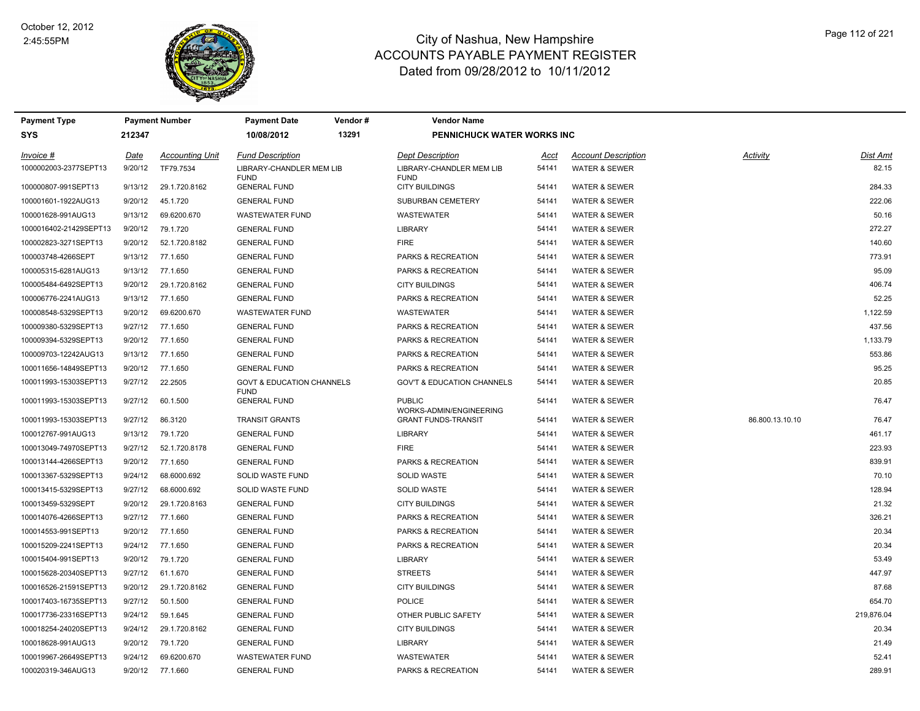# City of Nashua, New Hampshire
## ACCOUNTS PAYABLE PAYMENT REGISTER
### Dated from 09/28/2012 to 10/11/2012

October 12, 2012
2:45:55PM

| Payment Type | Payment Number | Payment Date | Vendor # | Vendor Name |
|---|---|---|---|---|
| SYS | 212347 | 10/08/2012 | 13291 | PENNICHUCK WATER WORKS INC |

| Invoice # | Date | Accounting Unit | Fund Description | Dept Description | Acct | Account Description | Activity | Dist Amt |
|---|---|---|---|---|---|---|---|---|
| 1000002003-2377SEPT13 | 9/20/12 | TF79.7534 | LIBRARY-CHANDLER MEM LIB FUND | LIBRARY-CHANDLER MEM LIB FUND | 54141 | WATER & SEWER | | 82.15 |
| 100000807-991SEPT13 | 9/13/12 | 29.1.720.8162 | GENERAL FUND | CITY BUILDINGS | 54141 | WATER & SEWER | | 284.33 |
| 100001601-1922AUG13 | 9/20/12 | 45.1.720 | GENERAL FUND | SUBURBAN CEMETERY | 54141 | WATER & SEWER | | 222.06 |
| 100001628-991AUG13 | 9/13/12 | 69.6200.670 | WASTEWATER FUND | WASTEWATER | 54141 | WATER & SEWER | | 50.16 |
| 1000016402-21429SEPT13 | 9/20/12 | 79.1.720 | GENERAL FUND | LIBRARY | 54141 | WATER & SEWER | | 272.27 |
| 100002823-3271SEPT13 | 9/20/12 | 52.1.720.8182 | GENERAL FUND | FIRE | 54141 | WATER & SEWER | | 140.60 |
| 100003748-4266SEPT | 9/13/12 | 77.1.650 | GENERAL FUND | PARKS & RECREATION | 54141 | WATER & SEWER | | 773.91 |
| 100005315-6281AUG13 | 9/13/12 | 77.1.650 | GENERAL FUND | PARKS & RECREATION | 54141 | WATER & SEWER | | 95.09 |
| 100005484-6492SEPT13 | 9/20/12 | 29.1.720.8162 | GENERAL FUND | CITY BUILDINGS | 54141 | WATER & SEWER | | 406.74 |
| 100006776-2241AUG13 | 9/13/12 | 77.1.650 | GENERAL FUND | PARKS & RECREATION | 54141 | WATER & SEWER | | 52.25 |
| 100008548-5329SEPT13 | 9/20/12 | 69.6200.670 | WASTEWATER FUND | WASTEWATER | 54141 | WATER & SEWER | | 1,122.59 |
| 100009380-5329SEPT13 | 9/27/12 | 77.1.650 | GENERAL FUND | PARKS & RECREATION | 54141 | WATER & SEWER | | 437.56 |
| 100009394-5329SEPT13 | 9/20/12 | 77.1.650 | GENERAL FUND | PARKS & RECREATION | 54141 | WATER & SEWER | | 1,133.79 |
| 100009703-12242AUG13 | 9/13/12 | 77.1.650 | GENERAL FUND | PARKS & RECREATION | 54141 | WATER & SEWER | | 553.86 |
| 100011656-14849SEPT13 | 9/20/12 | 77.1.650 | GENERAL FUND | PARKS & RECREATION | 54141 | WATER & SEWER | | 95.25 |
| 100011993-15303SEPT13 | 9/27/12 | 22.2505 | GOVT & EDUCATION CHANNELS FUND | GOV'T & EDUCATION CHANNELS | 54141 | WATER & SEWER | | 20.85 |
| 100011993-15303SEPT13 | 9/27/12 | 60.1.500 | GENERAL FUND | PUBLIC WORKS-ADMIN/ENGINEERING | 54141 | WATER & SEWER | | 76.47 |
| 100011993-15303SEPT13 | 9/27/12 | 86.3120 | TRANSIT GRANTS | GRANT FUNDS-TRANSIT | 54141 | WATER & SEWER | 86.800.13.10.10 | 76.47 |
| 100012767-991AUG13 | 9/13/12 | 79.1.720 | GENERAL FUND | LIBRARY | 54141 | WATER & SEWER | | 461.17 |
| 100013049-74970SEPT13 | 9/27/12 | 52.1.720.8178 | GENERAL FUND | FIRE | 54141 | WATER & SEWER | | 223.93 |
| 100013144-4266SEPT13 | 9/20/12 | 77.1.650 | GENERAL FUND | PARKS & RECREATION | 54141 | WATER & SEWER | | 839.91 |
| 100013367-5329SEPT13 | 9/24/12 | 68.6000.692 | SOLID WASTE FUND | SOLID WASTE | 54141 | WATER & SEWER | | 70.10 |
| 100013415-5329SEPT13 | 9/27/12 | 68.6000.692 | SOLID WASTE FUND | SOLID WASTE | 54141 | WATER & SEWER | | 128.94 |
| 100013459-5329SEPT | 9/20/12 | 29.1.720.8163 | GENERAL FUND | CITY BUILDINGS | 54141 | WATER & SEWER | | 21.32 |
| 100014076-4266SEPT13 | 9/27/12 | 77.1.660 | GENERAL FUND | PARKS & RECREATION | 54141 | WATER & SEWER | | 326.21 |
| 100014553-991SEPT13 | 9/20/12 | 77.1.650 | GENERAL FUND | PARKS & RECREATION | 54141 | WATER & SEWER | | 20.34 |
| 100015209-2241SEPT13 | 9/24/12 | 77.1.650 | GENERAL FUND | PARKS & RECREATION | 54141 | WATER & SEWER | | 20.34 |
| 100015404-991SEPT13 | 9/20/12 | 79.1.720 | GENERAL FUND | LIBRARY | 54141 | WATER & SEWER | | 53.49 |
| 100015628-20340SEPT13 | 9/27/12 | 61.1.670 | GENERAL FUND | STREETS | 54141 | WATER & SEWER | | 447.97 |
| 100016526-21591SEPT13 | 9/20/12 | 29.1.720.8162 | GENERAL FUND | CITY BUILDINGS | 54141 | WATER & SEWER | | 87.68 |
| 100017403-16735SEPT13 | 9/27/12 | 50.1.500 | GENERAL FUND | POLICE | 54141 | WATER & SEWER | | 654.70 |
| 100017736-23316SEPT13 | 9/24/12 | 59.1.645 | GENERAL FUND | OTHER PUBLIC SAFETY | 54141 | WATER & SEWER | | 219,876.04 |
| 100018254-24020SEPT13 | 9/24/12 | 29.1.720.8162 | GENERAL FUND | CITY BUILDINGS | 54141 | WATER & SEWER | | 20.34 |
| 100018628-991AUG13 | 9/20/12 | 79.1.720 | GENERAL FUND | LIBRARY | 54141 | WATER & SEWER | | 21.49 |
| 100019967-26649SEPT13 | 9/24/12 | 69.6200.670 | WASTEWATER FUND | WASTEWATER | 54141 | WATER & SEWER | | 52.41 |
| 100020319-346AUG13 | 9/20/12 | 77.1.660 | GENERAL FUND | PARKS & RECREATION | 54141 | WATER & SEWER | | 289.91 |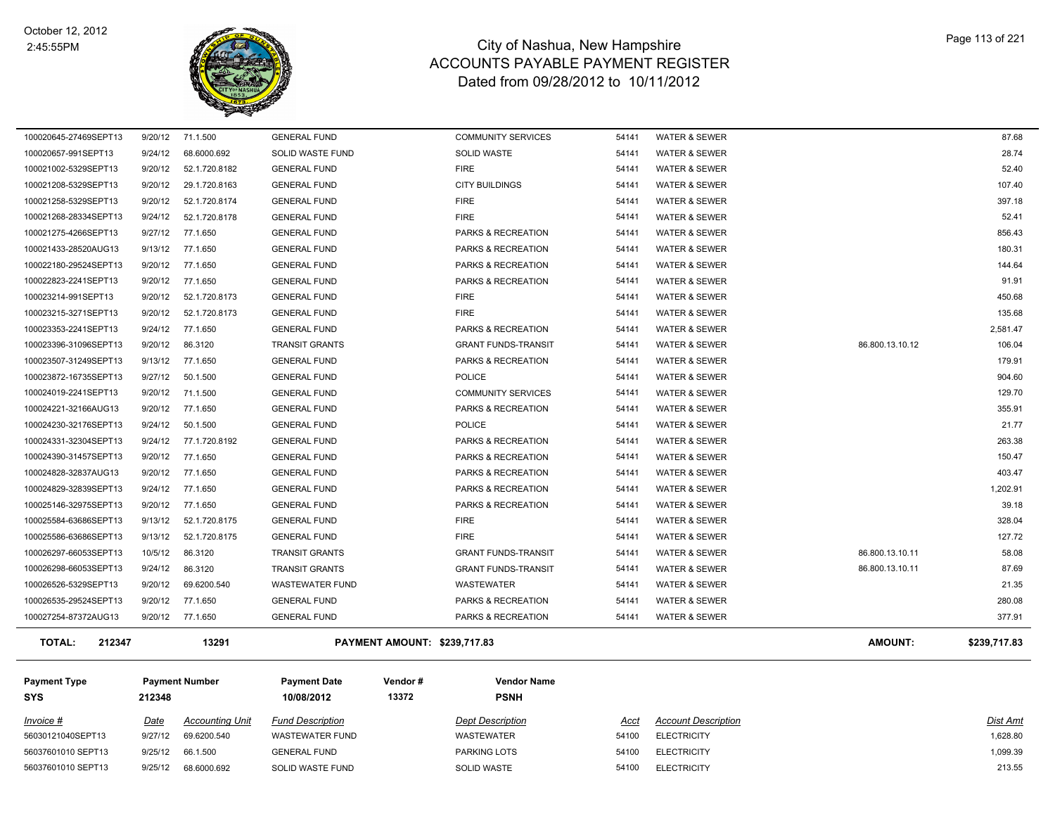# City of Nashua, New Hampshire
## ACCOUNTS PAYABLE PAYMENT REGISTER
### Dated from 09/28/2012 to 10/11/2012

October 12, 2012
2:45:55PM

| Invoice # | Date | Accounting Unit | Fund Description | Dept Description | Acct | Account Description | | Dist Amt |
|---|---|---|---|---|---|---|---|---|
| 100020645-27469SEPT13 | 9/20/12 | 71.1.500 | GENERAL FUND | COMMUNITY SERVICES | 54141 | WATER & SEWER | | 87.68 |
| 100020657-991SEPT13 | 9/24/12 | 68.6000.692 | SOLID WASTE FUND | SOLID WASTE | 54141 | WATER & SEWER | | 28.74 |
| 100021002-5329SEPT13 | 9/20/12 | 52.1.720.8182 | GENERAL FUND | FIRE | 54141 | WATER & SEWER | | 52.40 |
| 100021208-5329SEPT13 | 9/20/12 | 29.1.720.8163 | GENERAL FUND | CITY BUILDINGS | 54141 | WATER & SEWER | | 107.40 |
| 100021258-5329SEPT13 | 9/20/12 | 52.1.720.8174 | GENERAL FUND | FIRE | 54141 | WATER & SEWER | | 397.18 |
| 100021268-28334SEPT13 | 9/24/12 | 52.1.720.8178 | GENERAL FUND | FIRE | 54141 | WATER & SEWER | | 52.41 |
| 100021275-4266SEPT13 | 9/27/12 | 77.1.650 | GENERAL FUND | PARKS & RECREATION | 54141 | WATER & SEWER | | 856.43 |
| 100021433-28520AUG13 | 9/13/12 | 77.1.650 | GENERAL FUND | PARKS & RECREATION | 54141 | WATER & SEWER | | 180.31 |
| 100022180-29524SEPT13 | 9/20/12 | 77.1.650 | GENERAL FUND | PARKS & RECREATION | 54141 | WATER & SEWER | | 144.64 |
| 100022823-2241SEPT13 | 9/20/12 | 77.1.650 | GENERAL FUND | PARKS & RECREATION | 54141 | WATER & SEWER | | 91.91 |
| 100023214-991SEPT13 | 9/20/12 | 52.1.720.8173 | GENERAL FUND | FIRE | 54141 | WATER & SEWER | | 450.68 |
| 100023215-3271SEPT13 | 9/20/12 | 52.1.720.8173 | GENERAL FUND | FIRE | 54141 | WATER & SEWER | | 135.68 |
| 100023353-2241SEPT13 | 9/24/12 | 77.1.650 | GENERAL FUND | PARKS & RECREATION | 54141 | WATER & SEWER | | 2,581.47 |
| 100023396-31096SEPT13 | 9/20/12 | 86.3120 | TRANSIT GRANTS | GRANT FUNDS-TRANSIT | 54141 | WATER & SEWER | 86.800.13.10.12 | 106.04 |
| 100023507-31249SEPT13 | 9/13/12 | 77.1.650 | GENERAL FUND | PARKS & RECREATION | 54141 | WATER & SEWER | | 179.91 |
| 100023872-16735SEPT13 | 9/27/12 | 50.1.500 | GENERAL FUND | POLICE | 54141 | WATER & SEWER | | 904.60 |
| 100024019-2241SEPT13 | 9/20/12 | 71.1.500 | GENERAL FUND | COMMUNITY SERVICES | 54141 | WATER & SEWER | | 129.70 |
| 100024221-32166AUG13 | 9/20/12 | 77.1.650 | GENERAL FUND | PARKS & RECREATION | 54141 | WATER & SEWER | | 355.91 |
| 100024230-32176SEPT13 | 9/24/12 | 50.1.500 | GENERAL FUND | POLICE | 54141 | WATER & SEWER | | 21.77 |
| 100024331-32304SEPT13 | 9/24/12 | 77.1.720.8192 | GENERAL FUND | PARKS & RECREATION | 54141 | WATER & SEWER | | 263.38 |
| 100024390-31457SEPT13 | 9/20/12 | 77.1.650 | GENERAL FUND | PARKS & RECREATION | 54141 | WATER & SEWER | | 150.47 |
| 100024828-32837AUG13 | 9/20/12 | 77.1.650 | GENERAL FUND | PARKS & RECREATION | 54141 | WATER & SEWER | | 403.47 |
| 100024829-32839SEPT13 | 9/24/12 | 77.1.650 | GENERAL FUND | PARKS & RECREATION | 54141 | WATER & SEWER | | 1,202.91 |
| 100025146-32975SEPT13 | 9/20/12 | 77.1.650 | GENERAL FUND | PARKS & RECREATION | 54141 | WATER & SEWER | | 39.18 |
| 100025584-63686SEPT13 | 9/13/12 | 52.1.720.8175 | GENERAL FUND | FIRE | 54141 | WATER & SEWER | | 328.04 |
| 100025586-63686SEPT13 | 9/13/12 | 52.1.720.8175 | GENERAL FUND | FIRE | 54141 | WATER & SEWER | | 127.72 |
| 100026297-66053SEPT13 | 10/5/12 | 86.3120 | TRANSIT GRANTS | GRANT FUNDS-TRANSIT | 54141 | WATER & SEWER | 86.800.13.10.11 | 58.08 |
| 100026298-66053SEPT13 | 9/24/12 | 86.3120 | TRANSIT GRANTS | GRANT FUNDS-TRANSIT | 54141 | WATER & SEWER | 86.800.13.10.11 | 87.69 |
| 100026526-5329SEPT13 | 9/20/12 | 69.6200.540 | WASTEWATER FUND | WASTEWATER | 54141 | WATER & SEWER | | 21.35 |
| 100026535-29524SEPT13 | 9/20/12 | 77.1.650 | GENERAL FUND | PARKS & RECREATION | 54141 | WATER & SEWER | | 280.08 |
| 100027254-87372AUG13 | 9/20/12 | 77.1.650 | GENERAL FUND | PARKS & RECREATION | 54141 | WATER & SEWER | | 377.91 |

**TOTAL: 212347 &nbsp; 13291 &nbsp; PAYMENT AMOUNT: $239,717.83 &nbsp; AMOUNT: $239,717.83**

| Payment Type | Payment Number | Payment Date | Vendor # | Vendor Name |
|---|---|---|---|---|
| SYS | 212348 | 10/08/2012 | 13372 | PSNH |

| Invoice # | Date | Accounting Unit | Fund Description | Dept Description | Acct | Account Description | Dist Amt |
|---|---|---|---|---|---|---|---|
| 56030121040SEPT13 | 9/27/12 | 69.6200.540 | WASTEWATER FUND | WASTEWATER | 54100 | ELECTRICITY | 1,628.80 |
| 56037601010 SEPT13 | 9/25/12 | 66.1.500 | GENERAL FUND | PARKING LOTS | 54100 | ELECTRICITY | 1,099.39 |
| 56037601010 SEPT13 | 9/25/12 | 68.6000.692 | SOLID WASTE FUND | SOLID WASTE | 54100 | ELECTRICITY | 213.55 |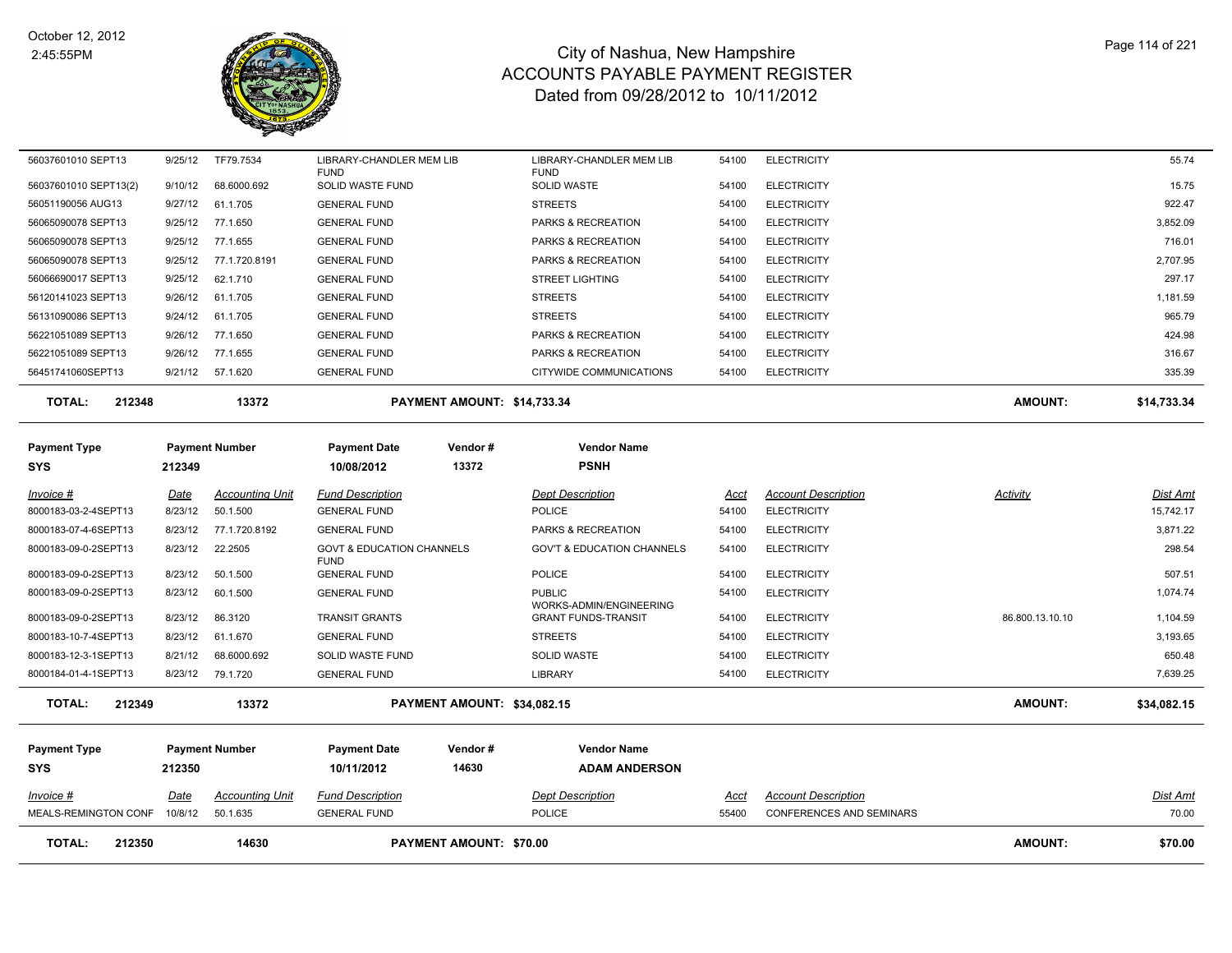# City of Nashua, New Hampshire
## ACCOUNTS PAYABLE PAYMENT REGISTER
### Dated from 09/28/2012 to 10/11/2012

October 12, 2012
2:45:55PM

| Invoice # | Date | Accounting Unit | Fund Description | Dept Description | Acct | Account Description | Activity | Dist Amt |
|---|---|---|---|---|---|---|---|---|
| 56037601010 SEPT13 | 9/25/12 | TF79.7534 | LIBRARY-CHANDLER MEM LIB FUND | LIBRARY-CHANDLER MEM LIB FUND | 54100 | ELECTRICITY | | 55.74 |
| 56037601010 SEPT13(2) | 9/10/12 | 68.6000.692 | SOLID WASTE FUND | SOLID WASTE | 54100 | ELECTRICITY | | 15.75 |
| 56051190056 AUG13 | 9/27/12 | 61.1.705 | GENERAL FUND | STREETS | 54100 | ELECTRICITY | | 922.47 |
| 56065090078 SEPT13 | 9/25/12 | 77.1.650 | GENERAL FUND | PARKS & RECREATION | 54100 | ELECTRICITY | | 3,852.09 |
| 56065090078 SEPT13 | 9/25/12 | 77.1.655 | GENERAL FUND | PARKS & RECREATION | 54100 | ELECTRICITY | | 716.01 |
| 56065090078 SEPT13 | 9/25/12 | 77.1.720.8191 | GENERAL FUND | PARKS & RECREATION | 54100 | ELECTRICITY | | 2,707.95 |
| 56066690017 SEPT13 | 9/25/12 | 62.1.710 | GENERAL FUND | STREET LIGHTING | 54100 | ELECTRICITY | | 297.17 |
| 56120141023 SEPT13 | 9/26/12 | 61.1.705 | GENERAL FUND | STREETS | 54100 | ELECTRICITY | | 1,181.59 |
| 56131090086 SEPT13 | 9/24/12 | 61.1.705 | GENERAL FUND | STREETS | 54100 | ELECTRICITY | | 965.79 |
| 56221051089 SEPT13 | 9/26/12 | 77.1.650 | GENERAL FUND | PARKS & RECREATION | 54100 | ELECTRICITY | | 424.98 |
| 56221051089 SEPT13 | 9/26/12 | 77.1.655 | GENERAL FUND | PARKS & RECREATION | 54100 | ELECTRICITY | | 316.67 |
| 56451741060SEPT13 | 9/21/12 | 57.1.620 | GENERAL FUND | CITYWIDE COMMUNICATIONS | 54100 | ELECTRICITY | | 335.39 |

**TOTAL: 212348 — 13372 — PAYMENT AMOUNT: $14,733.34 — AMOUNT: $14,733.34**

| Payment Type | Payment Number | Payment Date | Vendor # | Vendor Name |
|---|---|---|---|---|
| SYS | 212349 | 10/08/2012 | 13372 | PSNH |

| Invoice # | Date | Accounting Unit | Fund Description | Dept Description | Acct | Account Description | Activity | Dist Amt |
|---|---|---|---|---|---|---|---|---|
| 8000183-03-2-4SEPT13 | 8/23/12 | 50.1.500 | GENERAL FUND | POLICE | 54100 | ELECTRICITY | | 15,742.17 |
| 8000183-07-4-6SEPT13 | 8/23/12 | 77.1.720.8192 | GENERAL FUND | PARKS & RECREATION | 54100 | ELECTRICITY | | 3,871.22 |
| 8000183-09-0-2SEPT13 | 8/23/12 | 22.2505 | GOVT & EDUCATION CHANNELS FUND | GOV'T & EDUCATION CHANNELS | 54100 | ELECTRICITY | | 298.54 |
| 8000183-09-0-2SEPT13 | 8/23/12 | 50.1.500 | GENERAL FUND | POLICE | 54100 | ELECTRICITY | | 507.51 |
| 8000183-09-0-2SEPT13 | 8/23/12 | 60.1.500 | GENERAL FUND | PUBLIC WORKS-ADMIN/ENGINEERING | 54100 | ELECTRICITY | | 1,074.74 |
| 8000183-09-0-2SEPT13 | 8/23/12 | 86.3120 | TRANSIT GRANTS | GRANT FUNDS-TRANSIT | 54100 | ELECTRICITY | 86.800.13.10.10 | 1,104.59 |
| 8000183-10-7-4SEPT13 | 8/23/12 | 61.1.670 | GENERAL FUND | STREETS | 54100 | ELECTRICITY | | 3,193.65 |
| 8000183-12-3-1SEPT13 | 8/21/12 | 68.6000.692 | SOLID WASTE FUND | SOLID WASTE | 54100 | ELECTRICITY | | 650.48 |
| 8000184-01-4-1SEPT13 | 8/23/12 | 79.1.720 | GENERAL FUND | LIBRARY | 54100 | ELECTRICITY | | 7,639.25 |

**TOTAL: 212349 — 13372 — PAYMENT AMOUNT: $34,082.15 — AMOUNT: $34,082.15**

| Payment Type | Payment Number | Payment Date | Vendor # | Vendor Name |
|---|---|---|---|---|
| SYS | 212350 | 10/11/2012 | 14630 | ADAM ANDERSON |

| Invoice # | Date | Accounting Unit | Fund Description | Dept Description | Acct | Account Description | Dist Amt |
|---|---|---|---|---|---|---|---|
| MEALS-REMINGTON CONF | 10/8/12 | 50.1.635 | GENERAL FUND | POLICE | 55400 | CONFERENCES AND SEMINARS | 70.00 |

**TOTAL: 212350 — 14630 — PAYMENT AMOUNT: $70.00 — AMOUNT: $70.00**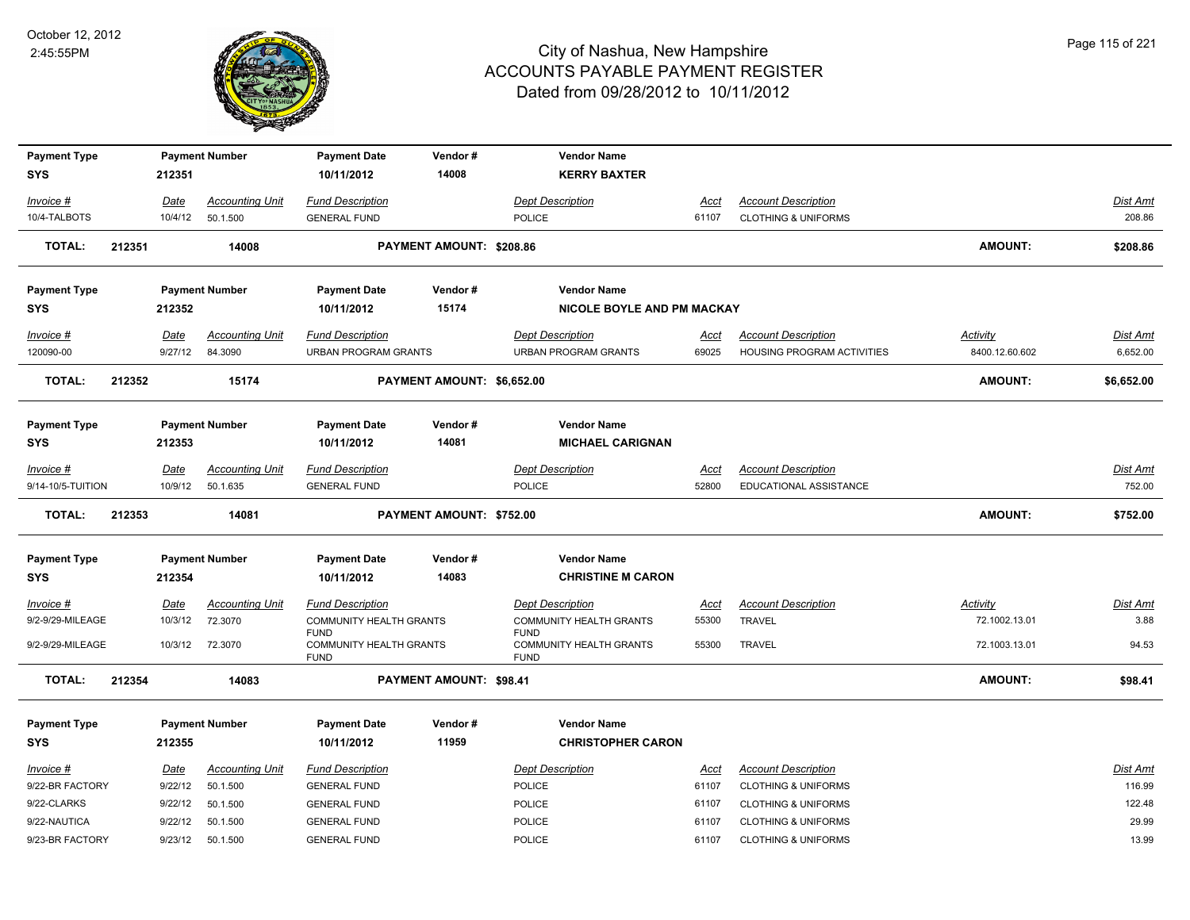# City of Nashua, New Hampshire
## ACCOUNTS PAYABLE PAYMENT REGISTER
### Dated from 09/28/2012 to 10/11/2012

October 12, 2012
2:45:55PM

| Payment Type | Payment Number | Payment Date | Vendor # | Vendor Name |
|---|---|---|---|---|
| SYS | 212351 | 10/11/2012 | 14008 | KERRY BAXTER |

| Invoice # | Date | Accounting Unit | Fund Description | Dept Description | Acct | Account Description | Activity | Dist Amt |
|---|---|---|---|---|---|---|---|---|
| 10/4-TALBOTS | 10/4/12 | 50.1.500 | GENERAL FUND | POLICE | 61107 | CLOTHING & UNIFORMS | | 208.86 |

**TOTAL: 212351 14008 PAYMENT AMOUNT: $208.86 AMOUNT: $208.86**

| Payment Type | Payment Number | Payment Date | Vendor # | Vendor Name |
|---|---|---|---|---|
| SYS | 212352 | 10/11/2012 | 15174 | NICOLE BOYLE AND PM MACKAY |

| Invoice # | Date | Accounting Unit | Fund Description | Dept Description | Acct | Account Description | Activity | Dist Amt |
|---|---|---|---|---|---|---|---|---|
| 120090-00 | 9/27/12 | 84.3090 | URBAN PROGRAM GRANTS | URBAN PROGRAM GRANTS | 69025 | HOUSING PROGRAM ACTIVITIES | 8400.12.60.602 | 6,652.00 |

**TOTAL: 212352 15174 PAYMENT AMOUNT: $6,652.00 AMOUNT: $6,652.00**

| Payment Type | Payment Number | Payment Date | Vendor # | Vendor Name |
|---|---|---|---|---|
| SYS | 212353 | 10/11/2012 | 14081 | MICHAEL CARIGNAN |

| Invoice # | Date | Accounting Unit | Fund Description | Dept Description | Acct | Account Description | Activity | Dist Amt |
|---|---|---|---|---|---|---|---|---|
| 9/14-10/5-TUITION | 10/9/12 | 50.1.635 | GENERAL FUND | POLICE | 52800 | EDUCATIONAL ASSISTANCE | | 752.00 |

**TOTAL: 212353 14081 PAYMENT AMOUNT: $752.00 AMOUNT: $752.00**

| Payment Type | Payment Number | Payment Date | Vendor # | Vendor Name |
|---|---|---|---|---|
| SYS | 212354 | 10/11/2012 | 14083 | CHRISTINE M CARON |

| Invoice # | Date | Accounting Unit | Fund Description | Dept Description | Acct | Account Description | Activity | Dist Amt |
|---|---|---|---|---|---|---|---|---|
| 9/2-9/29-MILEAGE | 10/3/12 | 72.3070 | COMMUNITY HEALTH GRANTS FUND | COMMUNITY HEALTH GRANTS FUND | 55300 | TRAVEL | 72.1002.13.01 | 3.88 |
| 9/2-9/29-MILEAGE | 10/3/12 | 72.3070 | COMMUNITY HEALTH GRANTS FUND | COMMUNITY HEALTH GRANTS FUND | 55300 | TRAVEL | 72.1003.13.01 | 94.53 |

**TOTAL: 212354 14083 PAYMENT AMOUNT: $98.41 AMOUNT: $98.41**

| Payment Type | Payment Number | Payment Date | Vendor # | Vendor Name |
|---|---|---|---|---|
| SYS | 212355 | 10/11/2012 | 11959 | CHRISTOPHER CARON |

| Invoice # | Date | Accounting Unit | Fund Description | Dept Description | Acct | Account Description | Activity | Dist Amt |
|---|---|---|---|---|---|---|---|---|
| 9/22-BR FACTORY | 9/22/12 | 50.1.500 | GENERAL FUND | POLICE | 61107 | CLOTHING & UNIFORMS | | 116.99 |
| 9/22-CLARKS | 9/22/12 | 50.1.500 | GENERAL FUND | POLICE | 61107 | CLOTHING & UNIFORMS | | 122.48 |
| 9/22-NAUTICA | 9/22/12 | 50.1.500 | GENERAL FUND | POLICE | 61107 | CLOTHING & UNIFORMS | | 29.99 |
| 9/23-BR FACTORY | 9/23/12 | 50.1.500 | GENERAL FUND | POLICE | 61107 | CLOTHING & UNIFORMS | | 13.99 |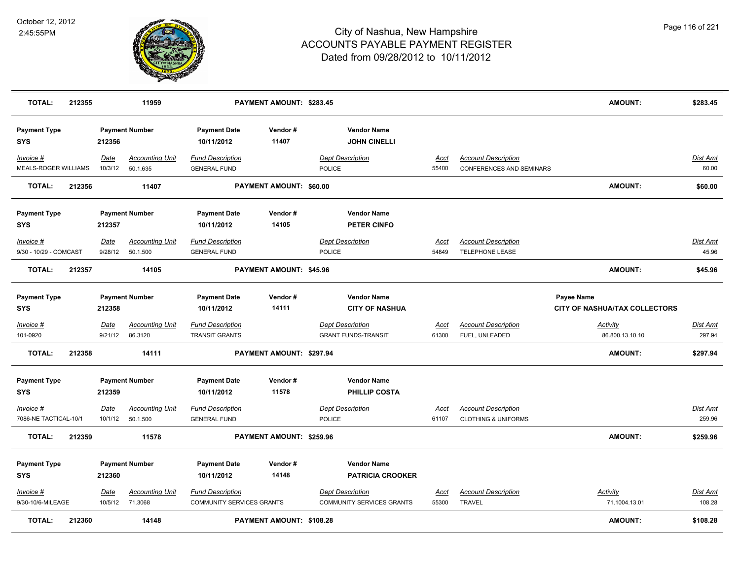# City of Nashua, New Hampshire
## ACCOUNTS PAYABLE PAYMENT REGISTER
### Dated from 09/28/2012 to 10/11/2012

October 12, 2012
2:45:55PM

| **TOTAL:** | **212355** | **11959** | | **PAYMENT AMOUNT: $283.45** | | | | **AMOUNT:** | **$283.45** |
|---|---|---|---|---|---|---|---|---|---|

| **Payment Type** | **Payment Number** | **Payment Date** | **Vendor #** | **Vendor Name** |
|---|---|---|---|---|
| **SYS** | **212356** | **10/11/2012** | **11407** | **JOHN CINELLI** |

| *Invoice #* | *Date* | *Accounting Unit* | *Fund Description* | *Dept Description* | *Acct* | *Account Description* | *Dist Amt* |
|---|---|---|---|---|---|---|---|
| MEALS-ROGER WILLIAMS | 10/3/12 | 50.1.635 | GENERAL FUND | POLICE | 55400 | CONFERENCES AND SEMINARS | 60.00 |
| **TOTAL:** | **212356** | **11407** | **PAYMENT AMOUNT: $60.00** | | | **AMOUNT:** | **$60.00** |

| **Payment Type** | **Payment Number** | **Payment Date** | **Vendor #** | **Vendor Name** |
|---|---|---|---|---|
| **SYS** | **212357** | **10/11/2012** | **14105** | **PETER CINFO** |

| *Invoice #* | *Date* | *Accounting Unit* | *Fund Description* | *Dept Description* | *Acct* | *Account Description* | *Dist Amt* |
|---|---|---|---|---|---|---|---|
| 9/30 - 10/29 - COMCAST | 9/28/12 | 50.1.500 | GENERAL FUND | POLICE | 54849 | TELEPHONE LEASE | 45.96 |
| **TOTAL:** | **212357** | **14105** | **PAYMENT AMOUNT: $45.96** | | | **AMOUNT:** | **$45.96** |

| **Payment Type** | **Payment Number** | **Payment Date** | **Vendor #** | **Vendor Name** | **Payee Name** |
|---|---|---|---|---|---|
| **SYS** | **212358** | **10/11/2012** | **14111** | **CITY OF NASHUA** | **CITY OF NASHUA/TAX COLLECTORS** |

| *Invoice #* | *Date* | *Accounting Unit* | *Fund Description* | *Dept Description* | *Acct* | *Account Description* | *Activity* | *Dist Amt* |
|---|---|---|---|---|---|---|---|---|
| 101-0920 | 9/21/12 | 86.3120 | TRANSIT GRANTS | GRANT FUNDS-TRANSIT | 61300 | FUEL, UNLEADED | 86.800.13.10.10 | 297.94 |
| **TOTAL:** | **212358** | **14111** | **PAYMENT AMOUNT: $297.94** | | | | **AMOUNT:** | **$297.94** |

| **Payment Type** | **Payment Number** | **Payment Date** | **Vendor #** | **Vendor Name** |
|---|---|---|---|---|
| **SYS** | **212359** | **10/11/2012** | **11578** | **PHILLIP COSTA** |

| *Invoice #* | *Date* | *Accounting Unit* | *Fund Description* | *Dept Description* | *Acct* | *Account Description* | *Dist Amt* |
|---|---|---|---|---|---|---|---|
| 7086-NE TACTICAL-10/1 | 10/1/12 | 50.1.500 | GENERAL FUND | POLICE | 61107 | CLOTHING & UNIFORMS | 259.96 |
| **TOTAL:** | **212359** | **11578** | **PAYMENT AMOUNT: $259.96** | | | **AMOUNT:** | **$259.96** |

| **Payment Type** | **Payment Number** | **Payment Date** | **Vendor #** | **Vendor Name** |
|---|---|---|---|---|
| **SYS** | **212360** | **10/11/2012** | **14148** | **PATRICIA CROOKER** |

| *Invoice #* | *Date* | *Accounting Unit* | *Fund Description* | *Dept Description* | *Acct* | *Account Description* | *Activity* | *Dist Amt* |
|---|---|---|---|---|---|---|---|---|
| 9/30-10/6-MILEAGE | 10/5/12 | 71.3068 | COMMUNITY SERVICES GRANTS | COMMUNITY SERVICES GRANTS | 55300 | TRAVEL | 71.1004.13.01 | 108.28 |
| **TOTAL:** | **212360** | **14148** | **PAYMENT AMOUNT: $108.28** | | | | **AMOUNT:** | **$108.28** |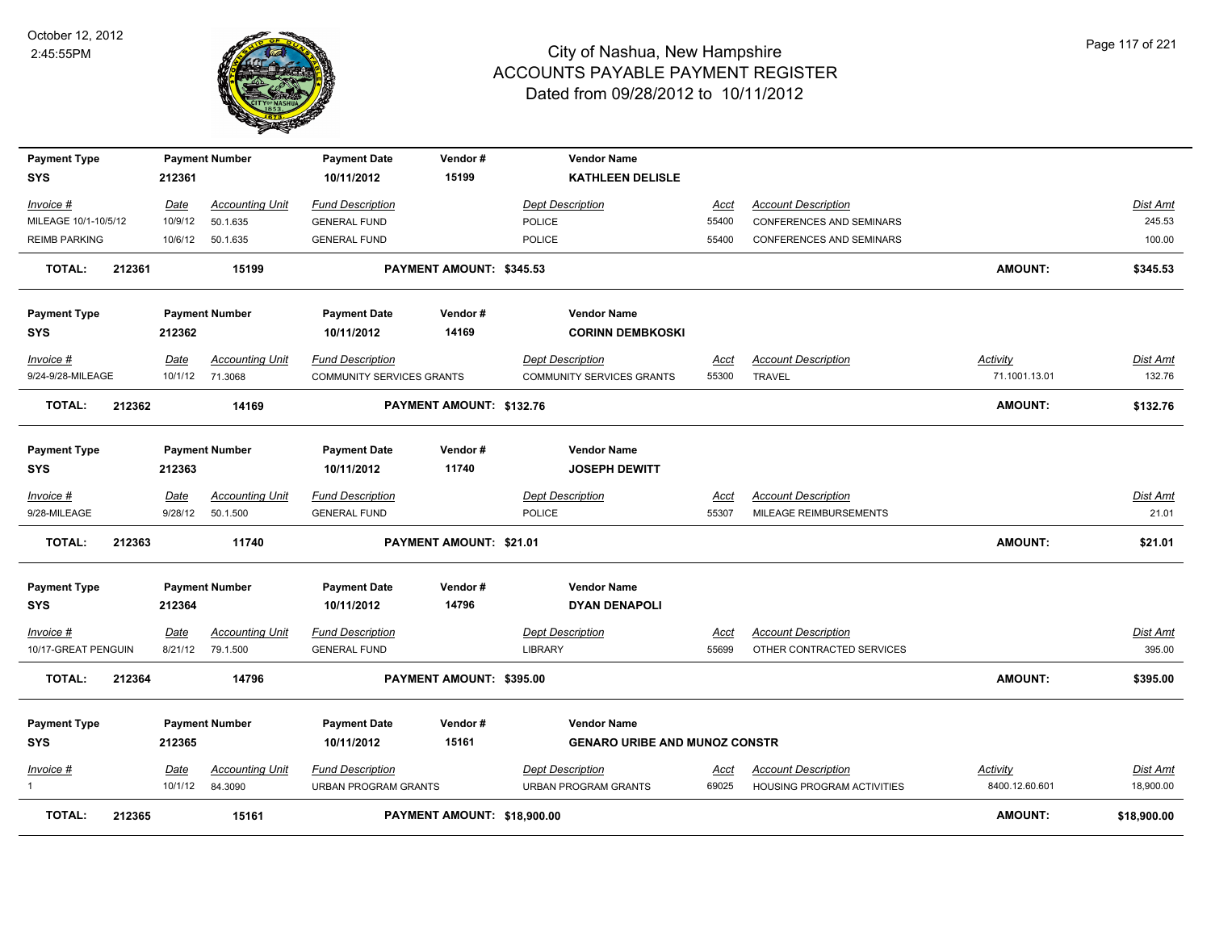# City of Nashua, New Hampshire
## ACCOUNTS PAYABLE PAYMENT REGISTER
### Dated from 09/28/2012 to 10/11/2012

October 12, 2012
2:45:55PM

| Payment Type | Payment Number | Payment Date | Vendor # | Vendor Name |
|---|---|---|---|---|
| SYS | 212361 | 10/11/2012 | 15199 | KATHLEEN DELISLE |

| Invoice # | Date | Accounting Unit | Fund Description | Dept Description | Acct | Account Description | Dist Amt |
|---|---|---|---|---|---|---|---|
| MILEAGE 10/1-10/5/12 | 10/9/12 | 50.1.635 | GENERAL FUND | POLICE | 55400 | CONFERENCES AND SEMINARS | 245.53 |
| REIMB PARKING | 10/6/12 | 50.1.635 | GENERAL FUND | POLICE | 55400 | CONFERENCES AND SEMINARS | 100.00 |

**TOTAL: 212361 — 15199 — PAYMENT AMOUNT: $345.53 — AMOUNT: $345.53**

| Payment Type | Payment Number | Payment Date | Vendor # | Vendor Name |
|---|---|---|---|---|
| SYS | 212362 | 10/11/2012 | 14169 | CORINN DEMBKOSKI |

| Invoice # | Date | Accounting Unit | Fund Description | Dept Description | Acct | Account Description | Activity | Dist Amt |
|---|---|---|---|---|---|---|---|---|
| 9/24-9/28-MILEAGE | 10/1/12 | 71.3068 | COMMUNITY SERVICES GRANTS | COMMUNITY SERVICES GRANTS | 55300 | TRAVEL | 71.1001.13.01 | 132.76 |

**TOTAL: 212362 — 14169 — PAYMENT AMOUNT: $132.76 — AMOUNT: $132.76**

| Payment Type | Payment Number | Payment Date | Vendor # | Vendor Name |
|---|---|---|---|---|
| SYS | 212363 | 10/11/2012 | 11740 | JOSEPH DEWITT |

| Invoice # | Date | Accounting Unit | Fund Description | Dept Description | Acct | Account Description | Dist Amt |
|---|---|---|---|---|---|---|---|
| 9/28-MILEAGE | 9/28/12 | 50.1.500 | GENERAL FUND | POLICE | 55307 | MILEAGE REIMBURSEMENTS | 21.01 |

**TOTAL: 212363 — 11740 — PAYMENT AMOUNT: $21.01 — AMOUNT: $21.01**

| Payment Type | Payment Number | Payment Date | Vendor # | Vendor Name |
|---|---|---|---|---|
| SYS | 212364 | 10/11/2012 | 14796 | DYAN DENAPOLI |

| Invoice # | Date | Accounting Unit | Fund Description | Dept Description | Acct | Account Description | Dist Amt |
|---|---|---|---|---|---|---|---|
| 10/17-GREAT PENGUIN | 8/21/12 | 79.1.500 | GENERAL FUND | LIBRARY | 55699 | OTHER CONTRACTED SERVICES | 395.00 |

**TOTAL: 212364 — 14796 — PAYMENT AMOUNT: $395.00 — AMOUNT: $395.00**

| Payment Type | Payment Number | Payment Date | Vendor # | Vendor Name |
|---|---|---|---|---|
| SYS | 212365 | 10/11/2012 | 15161 | GENARO URIBE AND MUNOZ CONSTR |

| Invoice # | Date | Accounting Unit | Fund Description | Dept Description | Acct | Account Description | Activity | Dist Amt |
|---|---|---|---|---|---|---|---|---|
| 1 | 10/1/12 | 84.3090 | URBAN PROGRAM GRANTS | URBAN PROGRAM GRANTS | 69025 | HOUSING PROGRAM ACTIVITIES | 8400.12.60.601 | 18,900.00 |

**TOTAL: 212365 — 15161 — PAYMENT AMOUNT: $18,900.00 — AMOUNT: $18,900.00**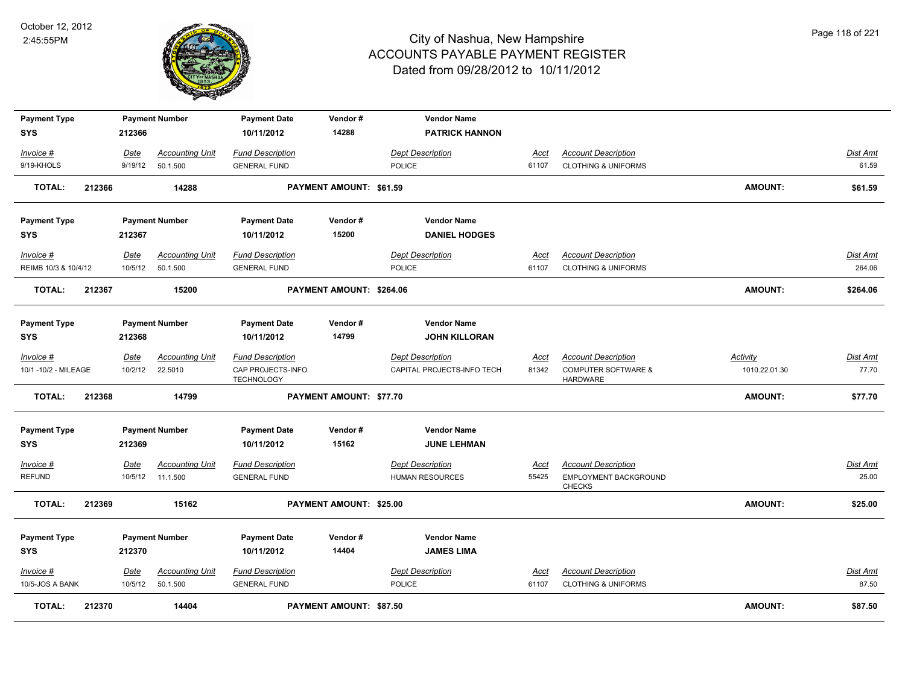# City of Nashua, New Hampshire
## ACCOUNTS PAYABLE PAYMENT REGISTER
### Dated from 09/28/2012 to 10/11/2012

October 12, 2012
2:45:55PM

| Payment Type | Payment Number | Payment Date | Vendor # | Vendor Name |
|---|---|---|---|---|
| SYS | 212366 | 10/11/2012 | 14288 | PATRICK HANNON |

| Invoice # | Date | Accounting Unit | Fund Description | Dept Description | Acct | Account Description | Dist Amt |
|---|---|---|---|---|---|---|---|
| 9/19-KHOLS | 9/19/12 | 50.1.500 | GENERAL FUND | POLICE | 61107 | CLOTHING & UNIFORMS | 61.59 |

**TOTAL: 212366 14288 PAYMENT AMOUNT: $61.59 AMOUNT: $61.59**

| Payment Type | Payment Number | Payment Date | Vendor # | Vendor Name |
|---|---|---|---|---|
| SYS | 212367 | 10/11/2012 | 15200 | DANIEL HODGES |

| Invoice # | Date | Accounting Unit | Fund Description | Dept Description | Acct | Account Description | Dist Amt |
|---|---|---|---|---|---|---|---|
| REIMB 10/3 & 10/4/12 | 10/5/12 | 50.1.500 | GENERAL FUND | POLICE | 61107 | CLOTHING & UNIFORMS | 264.06 |

**TOTAL: 212367 15200 PAYMENT AMOUNT: $264.06 AMOUNT: $264.06**

| Payment Type | Payment Number | Payment Date | Vendor # | Vendor Name |
|---|---|---|---|---|
| SYS | 212368 | 10/11/2012 | 14799 | JOHN KILLORAN |

| Invoice # | Date | Accounting Unit | Fund Description | Dept Description | Acct | Account Description | Activity | Dist Amt |
|---|---|---|---|---|---|---|---|---|
| 10/1 -10/2 - MILEAGE | 10/2/12 | 22.5010 | CAP PROJECTS-INFO TECHNOLOGY | CAPITAL PROJECTS-INFO TECH | 81342 | COMPUTER SOFTWARE & HARDWARE | 1010.22.01.30 | 77.70 |

**TOTAL: 212368 14799 PAYMENT AMOUNT: $77.70 AMOUNT: $77.70**

| Payment Type | Payment Number | Payment Date | Vendor # | Vendor Name |
|---|---|---|---|---|
| SYS | 212369 | 10/11/2012 | 15162 | JUNE LEHMAN |

| Invoice # | Date | Accounting Unit | Fund Description | Dept Description | Acct | Account Description | Dist Amt |
|---|---|---|---|---|---|---|---|
| REFUND | 10/5/12 | 11.1.500 | GENERAL FUND | HUMAN RESOURCES | 55425 | EMPLOYMENT BACKGROUND CHECKS | 25.00 |

**TOTAL: 212369 15162 PAYMENT AMOUNT: $25.00 AMOUNT: $25.00**

| Payment Type | Payment Number | Payment Date | Vendor # | Vendor Name |
|---|---|---|---|---|
| SYS | 212370 | 10/11/2012 | 14404 | JAMES LIMA |

| Invoice # | Date | Accounting Unit | Fund Description | Dept Description | Acct | Account Description | Dist Amt |
|---|---|---|---|---|---|---|---|
| 10/5-JOS A BANK | 10/5/12 | 50.1.500 | GENERAL FUND | POLICE | 61107 | CLOTHING & UNIFORMS | 87.50 |

**TOTAL: 212370 14404 PAYMENT AMOUNT: $87.50 AMOUNT: $87.50**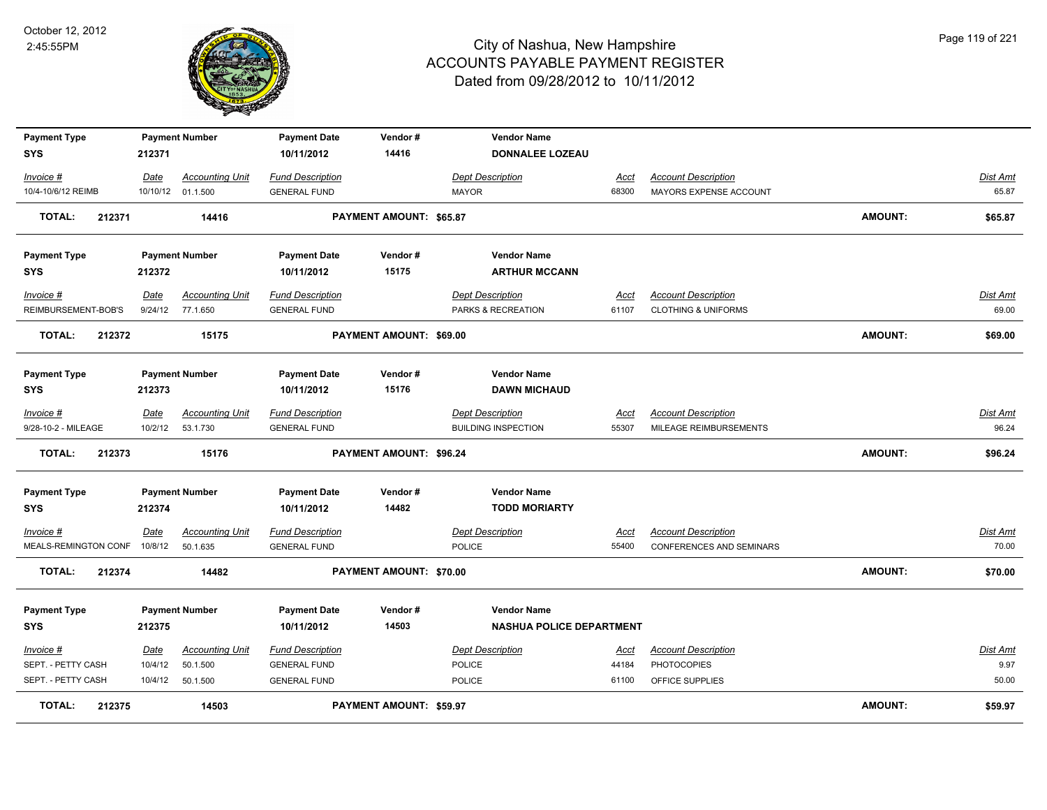# City of Nashua, New Hampshire
## ACCOUNTS PAYABLE PAYMENT REGISTER
### Dated from 09/28/2012 to 10/11/2012

October 12, 2012
2:45:55PM

| Payment Type | Payment Number | Payment Date | Vendor # | Vendor Name |
|---|---|---|---|---|
| SYS | 212371 | 10/11/2012 | 14416 | DONNALEE LOZEAU |

| Invoice # | Date | Accounting Unit | Fund Description | Dept Description | Acct | Account Description | Dist Amt |
|---|---|---|---|---|---|---|---|
| 10/4-10/6/12 REIMB | 10/10/12 | 01.1.500 | GENERAL FUND | MAYOR | 68300 | MAYORS EXPENSE ACCOUNT | 65.87 |

**TOTAL: 212371 14416 PAYMENT AMOUNT: $65.87 AMOUNT: $65.87**

| Payment Type | Payment Number | Payment Date | Vendor # | Vendor Name |
|---|---|---|---|---|
| SYS | 212372 | 10/11/2012 | 15175 | ARTHUR MCCANN |

| Invoice # | Date | Accounting Unit | Fund Description | Dept Description | Acct | Account Description | Dist Amt |
|---|---|---|---|---|---|---|---|
| REIMBURSEMENT-BOB'S | 9/24/12 | 77.1.650 | GENERAL FUND | PARKS & RECREATION | 61107 | CLOTHING & UNIFORMS | 69.00 |

**TOTAL: 212372 15175 PAYMENT AMOUNT: $69.00 AMOUNT: $69.00**

| Payment Type | Payment Number | Payment Date | Vendor # | Vendor Name |
|---|---|---|---|---|
| SYS | 212373 | 10/11/2012 | 15176 | DAWN MICHAUD |

| Invoice # | Date | Accounting Unit | Fund Description | Dept Description | Acct | Account Description | Dist Amt |
|---|---|---|---|---|---|---|---|
| 9/28-10-2 - MILEAGE | 10/2/12 | 53.1.730 | GENERAL FUND | BUILDING INSPECTION | 55307 | MILEAGE REIMBURSEMENTS | 96.24 |

**TOTAL: 212373 15176 PAYMENT AMOUNT: $96.24 AMOUNT: $96.24**

| Payment Type | Payment Number | Payment Date | Vendor # | Vendor Name |
|---|---|---|---|---|
| SYS | 212374 | 10/11/2012 | 14482 | TODD MORIARTY |

| Invoice # | Date | Accounting Unit | Fund Description | Dept Description | Acct | Account Description | Dist Amt |
|---|---|---|---|---|---|---|---|
| MEALS-REMINGTON CONF | 10/8/12 | 50.1.635 | GENERAL FUND | POLICE | 55400 | CONFERENCES AND SEMINARS | 70.00 |

**TOTAL: 212374 14482 PAYMENT AMOUNT: $70.00 AMOUNT: $70.00**

| Payment Type | Payment Number | Payment Date | Vendor # | Vendor Name |
|---|---|---|---|---|
| SYS | 212375 | 10/11/2012 | 14503 | NASHUA POLICE DEPARTMENT |

| Invoice # | Date | Accounting Unit | Fund Description | Dept Description | Acct | Account Description | Dist Amt |
|---|---|---|---|---|---|---|---|
| SEPT. - PETTY CASH | 10/4/12 | 50.1.500 | GENERAL FUND | POLICE | 44184 | PHOTOCOPIES | 9.97 |
| SEPT. - PETTY CASH | 10/4/12 | 50.1.500 | GENERAL FUND | POLICE | 61100 | OFFICE SUPPLIES | 50.00 |

**TOTAL: 212375 14503 PAYMENT AMOUNT: $59.97 AMOUNT: $59.97**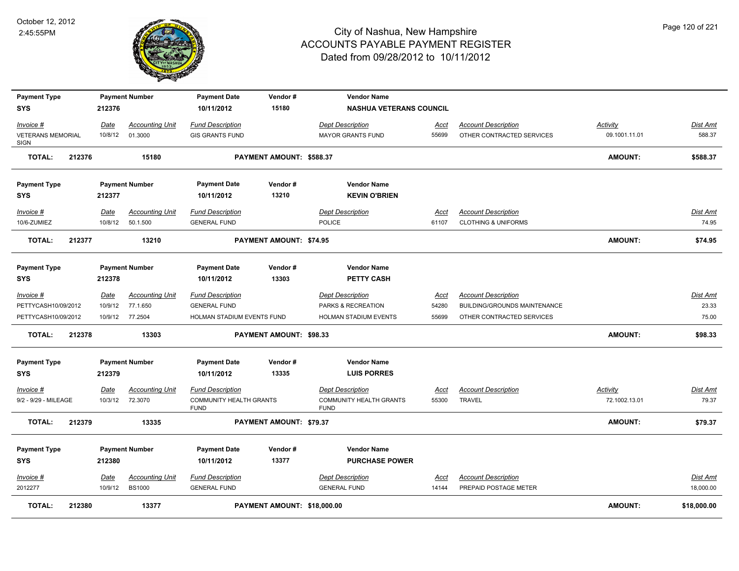# City of Nashua, New Hampshire
## ACCOUNTS PAYABLE PAYMENT REGISTER
### Dated from 09/28/2012 to 10/11/2012

October 12, 2012
2:45:55PM

| Payment Type | Payment Number | Payment Date | Vendor # | Vendor Name |
|---|---|---|---|---|
| SYS | 212376 | 10/11/2012 | 15180 | NASHUA VETERANS COUNCIL |

| Invoice # | Date | Accounting Unit | Fund Description | Dept Description | Acct | Account Description | Activity | Dist Amt |
|---|---|---|---|---|---|---|---|---|
| VETERANS MEMORIAL SIGN | 10/8/12 | 01.3000 | GIS GRANTS FUND | MAYOR GRANTS FUND | 55699 | OTHER CONTRACTED SERVICES | 09.1001.11.01 | 588.37 |

**TOTAL: 212376 15180 PAYMENT AMOUNT: $588.37 AMOUNT: $588.37**

| Payment Type | Payment Number | Payment Date | Vendor # | Vendor Name |
|---|---|---|---|---|
| SYS | 212377 | 10/11/2012 | 13210 | KEVIN O'BRIEN |

| Invoice # | Date | Accounting Unit | Fund Description | Dept Description | Acct | Account Description | Dist Amt |
|---|---|---|---|---|---|---|---|
| 10/6-ZUMIEZ | 10/8/12 | 50.1.500 | GENERAL FUND | POLICE | 61107 | CLOTHING & UNIFORMS | 74.95 |

**TOTAL: 212377 13210 PAYMENT AMOUNT: $74.95 AMOUNT: $74.95**

| Payment Type | Payment Number | Payment Date | Vendor # | Vendor Name |
|---|---|---|---|---|
| SYS | 212378 | 10/11/2012 | 13303 | PETTY CASH |

| Invoice # | Date | Accounting Unit | Fund Description | Dept Description | Acct | Account Description | Dist Amt |
|---|---|---|---|---|---|---|---|
| PETTYCASH10/09/2012 | 10/9/12 | 77.1.650 | GENERAL FUND | PARKS & RECREATION | 54280 | BUILDING/GROUNDS MAINTENANCE | 23.33 |
| PETTYCASH10/09/2012 | 10/9/12 | 77.2504 | HOLMAN STADIUM EVENTS FUND | HOLMAN STADIUM EVENTS | 55699 | OTHER CONTRACTED SERVICES | 75.00 |

**TOTAL: 212378 13303 PAYMENT AMOUNT: $98.33 AMOUNT: $98.33**

| Payment Type | Payment Number | Payment Date | Vendor # | Vendor Name |
|---|---|---|---|---|
| SYS | 212379 | 10/11/2012 | 13335 | LUIS PORRES |

| Invoice # | Date | Accounting Unit | Fund Description | Dept Description | Acct | Account Description | Activity | Dist Amt |
|---|---|---|---|---|---|---|---|---|
| 9/2 - 9/29 - MILEAGE | 10/3/12 | 72.3070 | COMMUNITY HEALTH GRANTS FUND | COMMUNITY HEALTH GRANTS FUND | 55300 | TRAVEL | 72.1002.13.01 | 79.37 |

**TOTAL: 212379 13335 PAYMENT AMOUNT: $79.37 AMOUNT: $79.37**

| Payment Type | Payment Number | Payment Date | Vendor # | Vendor Name |
|---|---|---|---|---|
| SYS | 212380 | 10/11/2012 | 13377 | PURCHASE POWER |

| Invoice # | Date | Accounting Unit | Fund Description | Dept Description | Acct | Account Description | Dist Amt |
|---|---|---|---|---|---|---|---|
| 2012277 | 10/9/12 | BS1000 | GENERAL FUND | GENERAL FUND | 14144 | PREPAID POSTAGE METER | 18,000.00 |

**TOTAL: 212380 13377 PAYMENT AMOUNT: $18,000.00 AMOUNT: $18,000.00**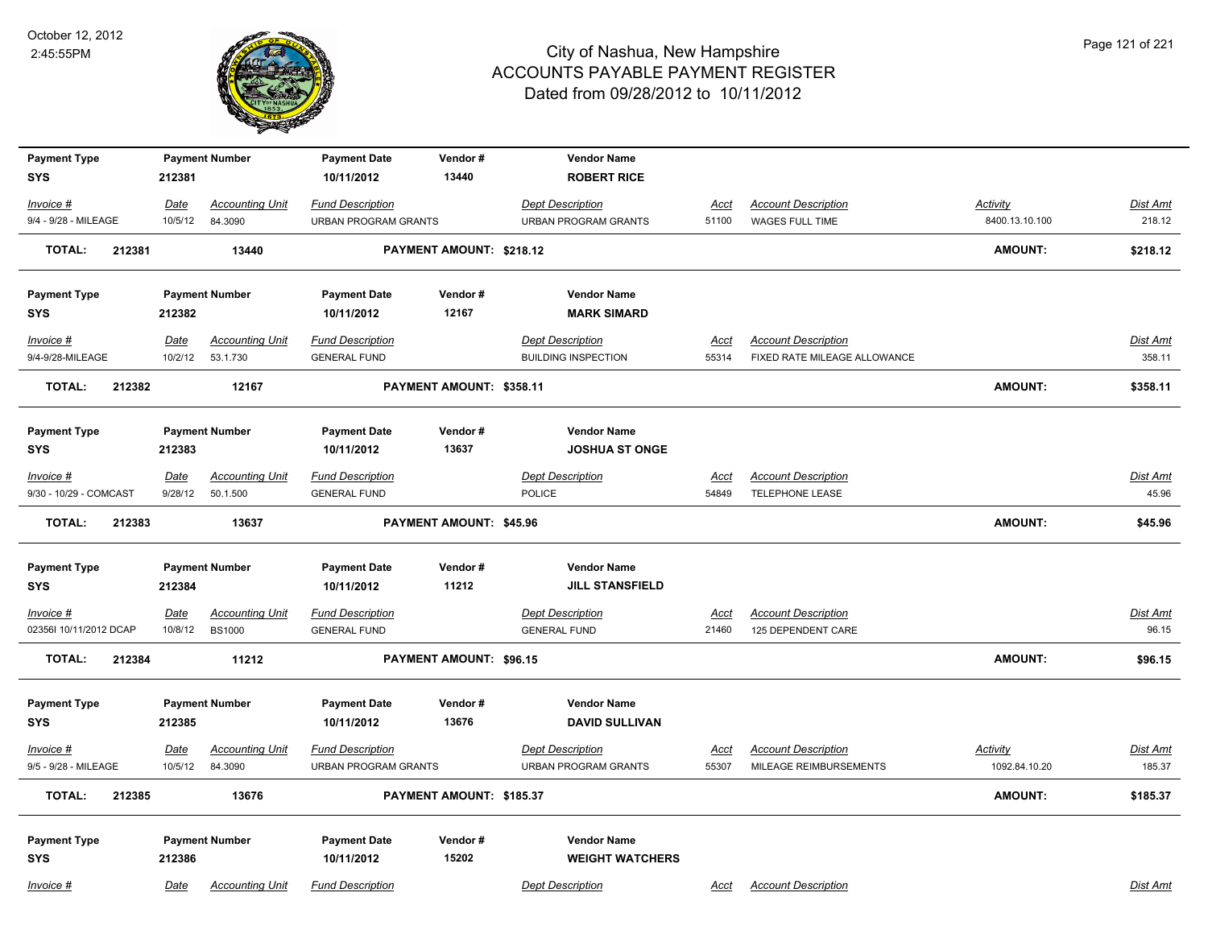# City of Nashua, New Hampshire
## ACCOUNTS PAYABLE PAYMENT REGISTER
### Dated from 09/28/2012 to 10/11/2012

October 12, 2012
2:45:55PM

| Payment Type | Payment Number | Payment Date | Vendor # | Vendor Name | | | |
|---|---|---|---|---|---|---|---|
| SYS | 212381 | 10/11/2012 | 13440 | ROBERT RICE | | | |

| Invoice # | Date | Accounting Unit | Fund Description | Dept Description | Acct | Account Description | Activity | Dist Amt |
|---|---|---|---|---|---|---|---|---|
| 9/4 - 9/28 - MILEAGE | 10/5/12 | 84.3090 | URBAN PROGRAM GRANTS | URBAN PROGRAM GRANTS | 51100 | WAGES FULL TIME | 8400.13.10.100 | 218.12 |

**TOTAL: 212381 13440 PAYMENT AMOUNT: $218.12 AMOUNT: $218.12**

| Payment Type | Payment Number | Payment Date | Vendor # | Vendor Name | | | |
|---|---|---|---|---|---|---|---|
| SYS | 212382 | 10/11/2012 | 12167 | MARK SIMARD | | | |

| Invoice # | Date | Accounting Unit | Fund Description | Dept Description | Acct | Account Description | Dist Amt |
|---|---|---|---|---|---|---|---|
| 9/4-9/28-MILEAGE | 10/2/12 | 53.1.730 | GENERAL FUND | BUILDING INSPECTION | 55314 | FIXED RATE MILEAGE ALLOWANCE | 358.11 |

**TOTAL: 212382 12167 PAYMENT AMOUNT: $358.11 AMOUNT: $358.11**

| Payment Type | Payment Number | Payment Date | Vendor # | Vendor Name | | | |
|---|---|---|---|---|---|---|---|
| SYS | 212383 | 10/11/2012 | 13637 | JOSHUA ST ONGE | | | |

| Invoice # | Date | Accounting Unit | Fund Description | Dept Description | Acct | Account Description | Dist Amt |
|---|---|---|---|---|---|---|---|
| 9/30 - 10/29 - COMCAST | 9/28/12 | 50.1.500 | GENERAL FUND | POLICE | 54849 | TELEPHONE LEASE | 45.96 |

**TOTAL: 212383 13637 PAYMENT AMOUNT: $45.96 AMOUNT: $45.96**

| Payment Type | Payment Number | Payment Date | Vendor # | Vendor Name | | | |
|---|---|---|---|---|---|---|---|
| SYS | 212384 | 10/11/2012 | 11212 | JILL STANSFIELD | | | |

| Invoice # | Date | Accounting Unit | Fund Description | Dept Description | Acct | Account Description | Dist Amt |
|---|---|---|---|---|---|---|---|
| 02356I 10/11/2012 DCAP | 10/8/12 | BS1000 | GENERAL FUND | GENERAL FUND | 21460 | 125 DEPENDENT CARE | 96.15 |

**TOTAL: 212384 11212 PAYMENT AMOUNT: $96.15 AMOUNT: $96.15**

| Payment Type | Payment Number | Payment Date | Vendor # | Vendor Name | | | |
|---|---|---|---|---|---|---|---|
| SYS | 212385 | 10/11/2012 | 13676 | DAVID SULLIVAN | | | |

| Invoice # | Date | Accounting Unit | Fund Description | Dept Description | Acct | Account Description | Activity | Dist Amt |
|---|---|---|---|---|---|---|---|---|
| 9/5 - 9/28 - MILEAGE | 10/5/12 | 84.3090 | URBAN PROGRAM GRANTS | URBAN PROGRAM GRANTS | 55307 | MILEAGE REIMBURSEMENTS | 1092.84.10.20 | 185.37 |

**TOTAL: 212385 13676 PAYMENT AMOUNT: $185.37 AMOUNT: $185.37**

| Payment Type | Payment Number | Payment Date | Vendor # | Vendor Name | | | |
|---|---|---|---|---|---|---|---|
| SYS | 212386 | 10/11/2012 | 15202 | WEIGHT WATCHERS | | | |

| Invoice # | Date | Accounting Unit | Fund Description | Dept Description | Acct | Account Description | Dist Amt |
|---|---|---|---|---|---|---|---|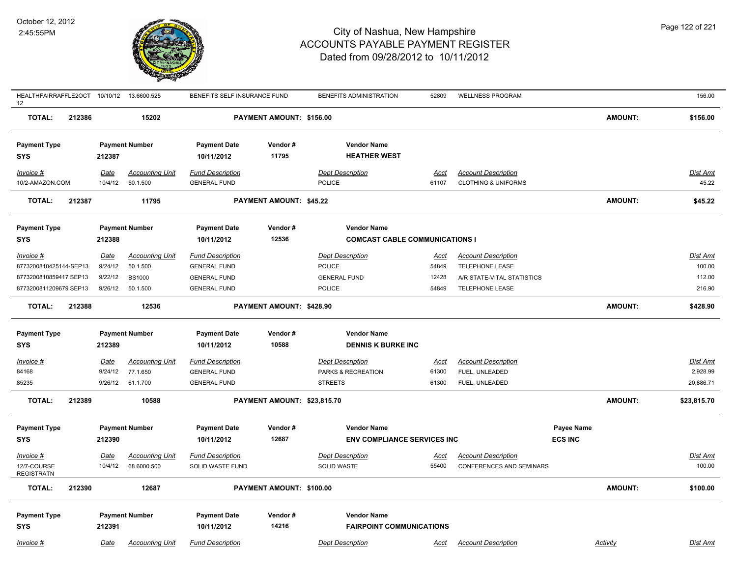| Invoice # | Date | Accounting Unit | Fund Description | Dept Description | Acct | Account Description | Dist Amt |
|---|---|---|---|---|---|---|---|
| HEALTHFAIRRAFFLE2OCT12 | 10/10/12 | 13.6600.525 | BENEFITS SELF INSURANCE FUND | BENEFITS ADMINISTRATION | 52809 | WELLNESS PROGRAM | 156.00 |

**TOTAL: 212386 | 15202 | PAYMENT AMOUNT: $156.00 | AMOUNT: $156.00**

| Payment Type | Payment Number | Payment Date | Vendor # | Vendor Name |
|---|---|---|---|---|
| SYS | 212387 | 10/11/2012 | 11795 | HEATHER WEST |

| Invoice # | Date | Accounting Unit | Fund Description | Dept Description | Acct | Account Description | Dist Amt |
|---|---|---|---|---|---|---|---|
| 10/2-AMAZON.COM | 10/4/12 | 50.1.500 | GENERAL FUND | POLICE | 61107 | CLOTHING & UNIFORMS | 45.22 |

**TOTAL: 212387 | 11795 | PAYMENT AMOUNT: $45.22 | AMOUNT: $45.22**

| Payment Type | Payment Number | Payment Date | Vendor # | Vendor Name |
|---|---|---|---|---|
| SYS | 212388 | 10/11/2012 | 12536 | COMCAST CABLE COMMUNICATIONS I |

| Invoice # | Date | Accounting Unit | Fund Description | Dept Description | Acct | Account Description | Dist Amt |
|---|---|---|---|---|---|---|---|
| 8773200810425144-SEP13 | 9/24/12 | 50.1.500 | GENERAL FUND | POLICE | 54849 | TELEPHONE LEASE | 100.00 |
| 8773200810859417 SEP13 | 9/22/12 | BS1000 | GENERAL FUND | GENERAL FUND | 12428 | A/R STATE-VITAL STATISTICS | 112.00 |
| 8773200811209679 SEP13 | 9/26/12 | 50.1.500 | GENERAL FUND | POLICE | 54849 | TELEPHONE LEASE | 216.90 |

**TOTAL: 212388 | 12536 | PAYMENT AMOUNT: $428.90 | AMOUNT: $428.90**

| Payment Type | Payment Number | Payment Date | Vendor # | Vendor Name |
|---|---|---|---|---|
| SYS | 212389 | 10/11/2012 | 10588 | DENNIS K BURKE INC |

| Invoice # | Date | Accounting Unit | Fund Description | Dept Description | Acct | Account Description | Dist Amt |
|---|---|---|---|---|---|---|---|
| 84168 | 9/24/12 | 77.1.650 | GENERAL FUND | PARKS & RECREATION | 61300 | FUEL, UNLEADED | 2,928.99 |
| 85235 | 9/26/12 | 61.1.700 | GENERAL FUND | STREETS | 61300 | FUEL, UNLEADED | 20,886.71 |

**TOTAL: 212389 | 10588 | PAYMENT AMOUNT: $23,815.70 | AMOUNT: $23,815.70**

| Payment Type | Payment Number | Payment Date | Vendor # | Vendor Name | Payee Name |
|---|---|---|---|---|---|
| SYS | 212390 | 10/11/2012 | 12687 | ENV COMPLIANCE SERVICES INC | ECS INC |

| Invoice # | Date | Accounting Unit | Fund Description | Dept Description | Acct | Account Description | Dist Amt |
|---|---|---|---|---|---|---|---|
| 12/7-COURSE REGISTRATN | 10/4/12 | 68.6000.500 | SOLID WASTE FUND | SOLID WASTE | 55400 | CONFERENCES AND SEMINARS | 100.00 |

**TOTAL: 212390 | 12687 | PAYMENT AMOUNT: $100.00 | AMOUNT: $100.00**

| Payment Type | Payment Number | Payment Date | Vendor # | Vendor Name |
|---|---|---|---|---|
| SYS | 212391 | 10/11/2012 | 14216 | FAIRPOINT COMMUNICATIONS |

| Invoice # | Date | Accounting Unit | Fund Description | Dept Description | Acct | Account Description | Activity | Dist Amt |
|---|---|---|---|---|---|---|---|---|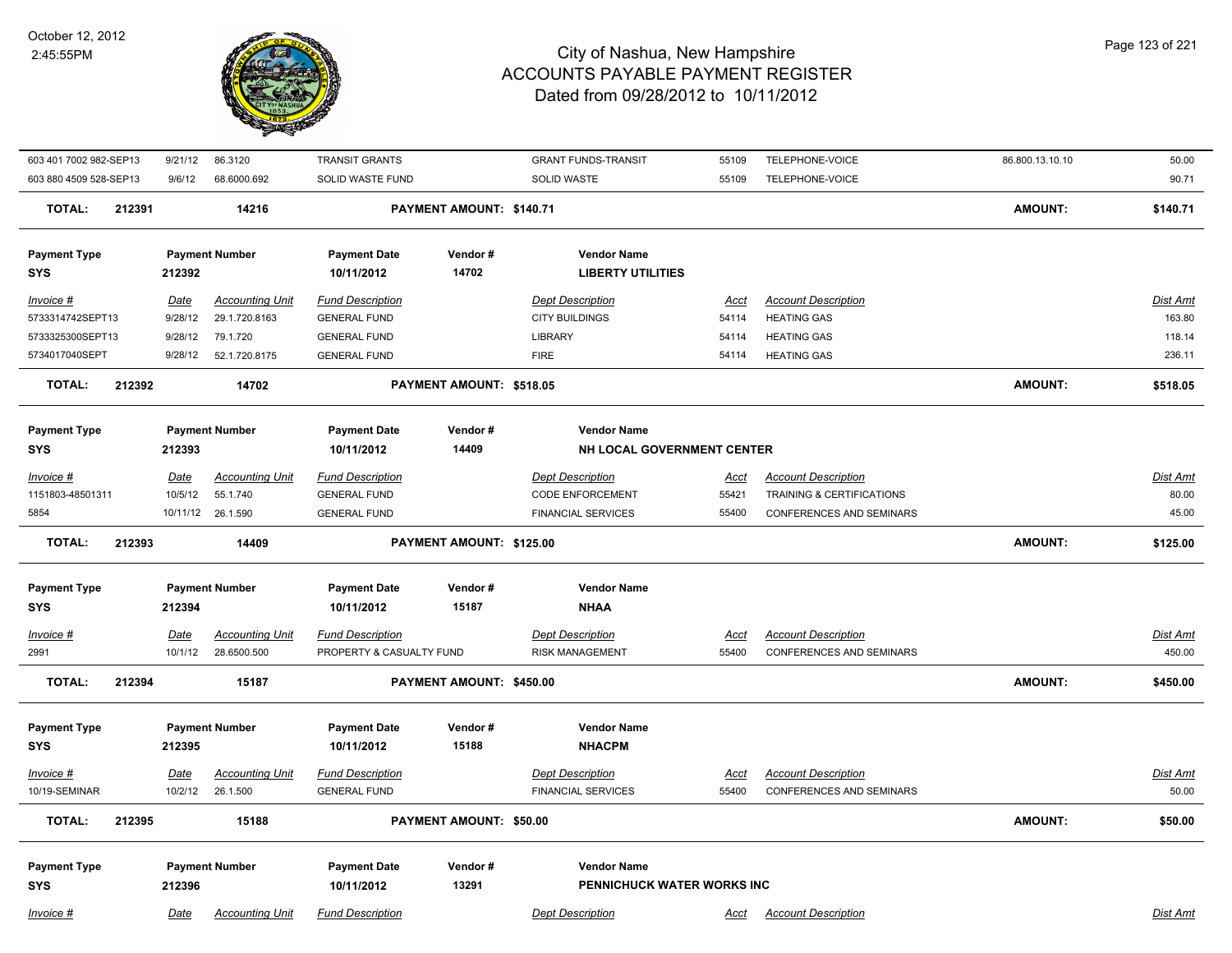# City of Nashua, New Hampshire
## ACCOUNTS PAYABLE PAYMENT REGISTER
### Dated from 09/28/2012 to 10/11/2012

October 12, 2012
2:45:55PM

| Invoice # | Date | Accounting Unit | Fund Description | Dept Description | Acct | Account Description | | Dist Amt |
|---|---|---|---|---|---|---|---|---|
| 603 401 7002 982-SEP13 | 9/21/12 | 86.3120 | TRANSIT GRANTS | GRANT FUNDS-TRANSIT | 55109 | TELEPHONE-VOICE | 86.800.13.10.10 | 50.00 |
| 603 880 4509 528-SEP13 | 9/6/12 | 68.6000.692 | SOLID WASTE FUND | SOLID WASTE | 55109 | TELEPHONE-VOICE | | 90.71 |

**TOTAL: 212391 14216 PAYMENT AMOUNT: $140.71 AMOUNT: $140.71**

| Payment Type | Payment Number | Payment Date | Vendor # | Vendor Name |
|---|---|---|---|---|
| SYS | 212392 | 10/11/2012 | 14702 | LIBERTY UTILITIES |

| Invoice # | Date | Accounting Unit | Fund Description | Dept Description | Acct | Account Description | Dist Amt |
|---|---|---|---|---|---|---|---|
| 5733314742SEPT13 | 9/28/12 | 29.1.720.8163 | GENERAL FUND | CITY BUILDINGS | 54114 | HEATING GAS | 163.80 |
| 5733325300SEPT13 | 9/28/12 | 79.1.720 | GENERAL FUND | LIBRARY | 54114 | HEATING GAS | 118.14 |
| 5734017040SEPT | 9/28/12 | 52.1.720.8175 | GENERAL FUND | FIRE | 54114 | HEATING GAS | 236.11 |

**TOTAL: 212392 14702 PAYMENT AMOUNT: $518.05 AMOUNT: $518.05**

| Payment Type | Payment Number | Payment Date | Vendor # | Vendor Name |
|---|---|---|---|---|
| SYS | 212393 | 10/11/2012 | 14409 | NH LOCAL GOVERNMENT CENTER |

| Invoice # | Date | Accounting Unit | Fund Description | Dept Description | Acct | Account Description | Dist Amt |
|---|---|---|---|---|---|---|---|
| 1151803-48501311 | 10/5/12 | 55.1.740 | GENERAL FUND | CODE ENFORCEMENT | 55421 | TRAINING & CERTIFICATIONS | 80.00 |
| 5854 | 10/11/12 | 26.1.590 | GENERAL FUND | FINANCIAL SERVICES | 55400 | CONFERENCES AND SEMINARS | 45.00 |

**TOTAL: 212393 14409 PAYMENT AMOUNT: $125.00 AMOUNT: $125.00**

| Payment Type | Payment Number | Payment Date | Vendor # | Vendor Name |
|---|---|---|---|---|
| SYS | 212394 | 10/11/2012 | 15187 | NHAA |

| Invoice # | Date | Accounting Unit | Fund Description | Dept Description | Acct | Account Description | Dist Amt |
|---|---|---|---|---|---|---|---|
| 2991 | 10/1/12 | 28.6500.500 | PROPERTY & CASUALTY FUND | RISK MANAGEMENT | 55400 | CONFERENCES AND SEMINARS | 450.00 |

**TOTAL: 212394 15187 PAYMENT AMOUNT: $450.00 AMOUNT: $450.00**

| Payment Type | Payment Number | Payment Date | Vendor # | Vendor Name |
|---|---|---|---|---|
| SYS | 212395 | 10/11/2012 | 15188 | NHACPM |

| Invoice # | Date | Accounting Unit | Fund Description | Dept Description | Acct | Account Description | Dist Amt |
|---|---|---|---|---|---|---|---|
| 10/19-SEMINAR | 10/2/12 | 26.1.500 | GENERAL FUND | FINANCIAL SERVICES | 55400 | CONFERENCES AND SEMINARS | 50.00 |

**TOTAL: 212395 15188 PAYMENT AMOUNT: $50.00 AMOUNT: $50.00**

| Payment Type | Payment Number | Payment Date | Vendor # | Vendor Name |
|---|---|---|---|---|
| SYS | 212396 | 10/11/2012 | 13291 | PENNICHUCK WATER WORKS INC |

| Invoice # | Date | Accounting Unit | Fund Description | Dept Description | Acct | Account Description | Dist Amt |
|---|---|---|---|---|---|---|---|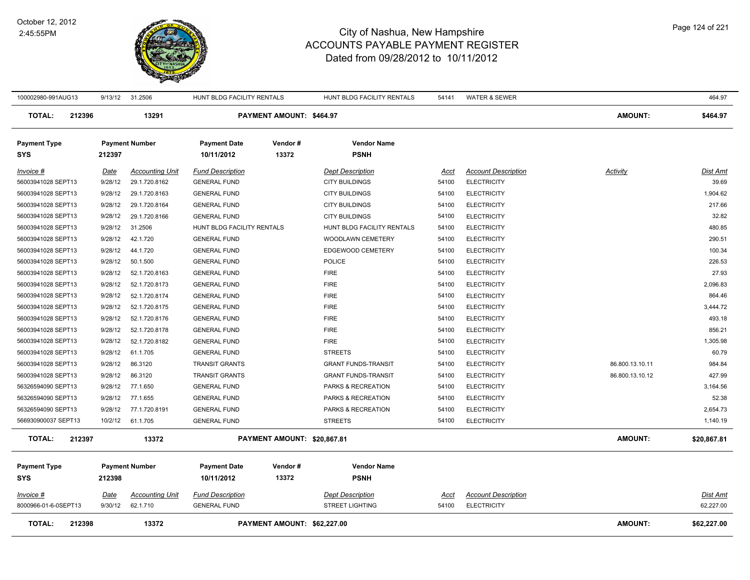# City of Nashua, New Hampshire
## ACCOUNTS PAYABLE PAYMENT REGISTER
### Dated from 09/28/2012 to 10/11/2012

October 12, 2012
2:45:55PM

| Invoice # | Date | Accounting Unit | Fund Description | Dept Description | Acct | Account Description | Activity | Dist Amt |
|---|---|---|---|---|---|---|---|---|
| 100002980-991AUG13 | 9/13/12 | 31.2506 | HUNT BLDG FACILITY RENTALS | HUNT BLDG FACILITY RENTALS | 54141 | WATER & SEWER | | 464.97 |

**TOTAL: 212396 13291 PAYMENT AMOUNT: $464.97 AMOUNT: $464.97**

| Payment Type | Payment Number | Payment Date | Vendor # | Vendor Name |
|---|---|---|---|---|
| SYS | 212397 | 10/11/2012 | 13372 | PSNH |

| Invoice # | Date | Accounting Unit | Fund Description | Dept Description | Acct | Account Description | Activity | Dist Amt |
|---|---|---|---|---|---|---|---|---|
| 56003941028 SEPT13 | 9/28/12 | 29.1.720.8162 | GENERAL FUND | CITY BUILDINGS | 54100 | ELECTRICITY | | 39.69 |
| 56003941028 SEPT13 | 9/28/12 | 29.1.720.8163 | GENERAL FUND | CITY BUILDINGS | 54100 | ELECTRICITY | | 1,904.62 |
| 56003941028 SEPT13 | 9/28/12 | 29.1.720.8164 | GENERAL FUND | CITY BUILDINGS | 54100 | ELECTRICITY | | 217.66 |
| 56003941028 SEPT13 | 9/28/12 | 29.1.720.8166 | GENERAL FUND | CITY BUILDINGS | 54100 | ELECTRICITY | | 32.82 |
| 56003941028 SEPT13 | 9/28/12 | 31.2506 | HUNT BLDG FACILITY RENTALS | HUNT BLDG FACILITY RENTALS | 54100 | ELECTRICITY | | 480.85 |
| 56003941028 SEPT13 | 9/28/12 | 42.1.720 | GENERAL FUND | WOODLAWN CEMETERY | 54100 | ELECTRICITY | | 290.51 |
| 56003941028 SEPT13 | 9/28/12 | 44.1.720 | GENERAL FUND | EDGEWOOD CEMETERY | 54100 | ELECTRICITY | | 100.34 |
| 56003941028 SEPT13 | 9/28/12 | 50.1.500 | GENERAL FUND | POLICE | 54100 | ELECTRICITY | | 226.53 |
| 56003941028 SEPT13 | 9/28/12 | 52.1.720.8163 | GENERAL FUND | FIRE | 54100 | ELECTRICITY | | 27.93 |
| 56003941028 SEPT13 | 9/28/12 | 52.1.720.8173 | GENERAL FUND | FIRE | 54100 | ELECTRICITY | | 2,096.83 |
| 56003941028 SEPT13 | 9/28/12 | 52.1.720.8174 | GENERAL FUND | FIRE | 54100 | ELECTRICITY | | 864.46 |
| 56003941028 SEPT13 | 9/28/12 | 52.1.720.8175 | GENERAL FUND | FIRE | 54100 | ELECTRICITY | | 3,444.72 |
| 56003941028 SEPT13 | 9/28/12 | 52.1.720.8176 | GENERAL FUND | FIRE | 54100 | ELECTRICITY | | 493.18 |
| 56003941028 SEPT13 | 9/28/12 | 52.1.720.8178 | GENERAL FUND | FIRE | 54100 | ELECTRICITY | | 856.21 |
| 56003941028 SEPT13 | 9/28/12 | 52.1.720.8182 | GENERAL FUND | FIRE | 54100 | ELECTRICITY | | 1,305.98 |
| 56003941028 SEPT13 | 9/28/12 | 61.1.705 | GENERAL FUND | STREETS | 54100 | ELECTRICITY | | 60.79 |
| 56003941028 SEPT13 | 9/28/12 | 86.3120 | TRANSIT GRANTS | GRANT FUNDS-TRANSIT | 54100 | ELECTRICITY | 86.800.13.10.11 | 984.84 |
| 56003941028 SEPT13 | 9/28/12 | 86.3120 | TRANSIT GRANTS | GRANT FUNDS-TRANSIT | 54100 | ELECTRICITY | 86.800.13.10.12 | 427.99 |
| 56326594090 SEPT13 | 9/28/12 | 77.1.650 | GENERAL FUND | PARKS & RECREATION | 54100 | ELECTRICITY | | 3,164.56 |
| 56326594090 SEPT13 | 9/28/12 | 77.1.655 | GENERAL FUND | PARKS & RECREATION | 54100 | ELECTRICITY | | 52.38 |
| 56326594090 SEPT13 | 9/28/12 | 77.1.720.8191 | GENERAL FUND | PARKS & RECREATION | 54100 | ELECTRICITY | | 2,654.73 |
| 566930900037 SEPT13 | 10/2/12 | 61.1.705 | GENERAL FUND | STREETS | 54100 | ELECTRICITY | | 1,140.19 |

**TOTAL: 212397 13372 PAYMENT AMOUNT: $20,867.81 AMOUNT: $20,867.81**

| Payment Type | Payment Number | Payment Date | Vendor # | Vendor Name |
|---|---|---|---|---|
| SYS | 212398 | 10/11/2012 | 13372 | PSNH |

| Invoice # | Date | Accounting Unit | Fund Description | Dept Description | Acct | Account Description | Dist Amt |
|---|---|---|---|---|---|---|---|
| 8000966-01-6-0SEPT13 | 9/30/12 | 62.1.710 | GENERAL FUND | STREET LIGHTING | 54100 | ELECTRICITY | 62,227.00 |

**TOTAL: 212398 13372 PAYMENT AMOUNT: $62,227.00 AMOUNT: $62,227.00**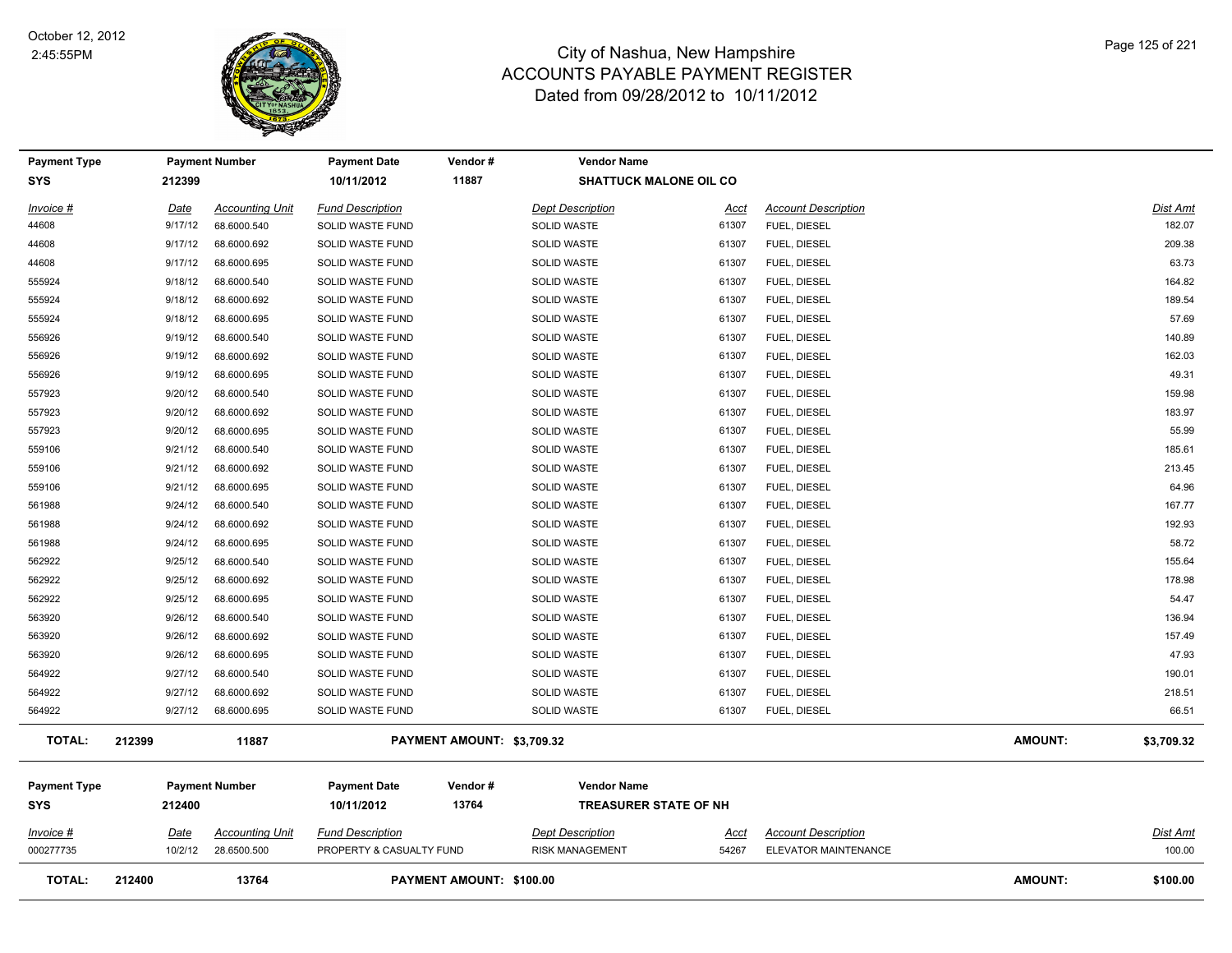# City of Nashua, New Hampshire
## ACCOUNTS PAYABLE PAYMENT REGISTER
### Dated from 09/28/2012 to 10/11/2012

| Payment Type | Payment Number | Payment Date | Vendor # | Vendor Name |
|---|---|---|---|---|
| SYS | 212399 | 10/11/2012 | 11887 | SHATTUCK MALONE OIL CO |

| Invoice # | Date | Accounting Unit | Fund Description | Dept Description | Acct | Account Description | Dist Amt |
|---|---|---|---|---|---|---|---|
| 44608 | 9/17/12 | 68.6000.540 | SOLID WASTE FUND | SOLID WASTE | 61307 | FUEL, DIESEL | 182.07 |
| 44608 | 9/17/12 | 68.6000.692 | SOLID WASTE FUND | SOLID WASTE | 61307 | FUEL, DIESEL | 209.38 |
| 44608 | 9/17/12 | 68.6000.695 | SOLID WASTE FUND | SOLID WASTE | 61307 | FUEL, DIESEL | 63.73 |
| 555924 | 9/18/12 | 68.6000.540 | SOLID WASTE FUND | SOLID WASTE | 61307 | FUEL, DIESEL | 164.82 |
| 555924 | 9/18/12 | 68.6000.692 | SOLID WASTE FUND | SOLID WASTE | 61307 | FUEL, DIESEL | 189.54 |
| 555924 | 9/18/12 | 68.6000.695 | SOLID WASTE FUND | SOLID WASTE | 61307 | FUEL, DIESEL | 57.69 |
| 556926 | 9/19/12 | 68.6000.540 | SOLID WASTE FUND | SOLID WASTE | 61307 | FUEL, DIESEL | 140.89 |
| 556926 | 9/19/12 | 68.6000.692 | SOLID WASTE FUND | SOLID WASTE | 61307 | FUEL, DIESEL | 162.03 |
| 556926 | 9/19/12 | 68.6000.695 | SOLID WASTE FUND | SOLID WASTE | 61307 | FUEL, DIESEL | 49.31 |
| 557923 | 9/20/12 | 68.6000.540 | SOLID WASTE FUND | SOLID WASTE | 61307 | FUEL, DIESEL | 159.98 |
| 557923 | 9/20/12 | 68.6000.692 | SOLID WASTE FUND | SOLID WASTE | 61307 | FUEL, DIESEL | 183.97 |
| 557923 | 9/20/12 | 68.6000.695 | SOLID WASTE FUND | SOLID WASTE | 61307 | FUEL, DIESEL | 55.99 |
| 559106 | 9/21/12 | 68.6000.540 | SOLID WASTE FUND | SOLID WASTE | 61307 | FUEL, DIESEL | 185.61 |
| 559106 | 9/21/12 | 68.6000.692 | SOLID WASTE FUND | SOLID WASTE | 61307 | FUEL, DIESEL | 213.45 |
| 559106 | 9/21/12 | 68.6000.695 | SOLID WASTE FUND | SOLID WASTE | 61307 | FUEL, DIESEL | 64.96 |
| 561988 | 9/24/12 | 68.6000.540 | SOLID WASTE FUND | SOLID WASTE | 61307 | FUEL, DIESEL | 167.77 |
| 561988 | 9/24/12 | 68.6000.692 | SOLID WASTE FUND | SOLID WASTE | 61307 | FUEL, DIESEL | 192.93 |
| 561988 | 9/24/12 | 68.6000.695 | SOLID WASTE FUND | SOLID WASTE | 61307 | FUEL, DIESEL | 58.72 |
| 562922 | 9/25/12 | 68.6000.540 | SOLID WASTE FUND | SOLID WASTE | 61307 | FUEL, DIESEL | 155.64 |
| 562922 | 9/25/12 | 68.6000.692 | SOLID WASTE FUND | SOLID WASTE | 61307 | FUEL, DIESEL | 178.98 |
| 562922 | 9/25/12 | 68.6000.695 | SOLID WASTE FUND | SOLID WASTE | 61307 | FUEL, DIESEL | 54.47 |
| 563920 | 9/26/12 | 68.6000.540 | SOLID WASTE FUND | SOLID WASTE | 61307 | FUEL, DIESEL | 136.94 |
| 563920 | 9/26/12 | 68.6000.692 | SOLID WASTE FUND | SOLID WASTE | 61307 | FUEL, DIESEL | 157.49 |
| 563920 | 9/26/12 | 68.6000.695 | SOLID WASTE FUND | SOLID WASTE | 61307 | FUEL, DIESEL | 47.93 |
| 564922 | 9/27/12 | 68.6000.540 | SOLID WASTE FUND | SOLID WASTE | 61307 | FUEL, DIESEL | 190.01 |
| 564922 | 9/27/12 | 68.6000.692 | SOLID WASTE FUND | SOLID WASTE | 61307 | FUEL, DIESEL | 218.51 |
| 564922 | 9/27/12 | 68.6000.695 | SOLID WASTE FUND | SOLID WASTE | 61307 | FUEL, DIESEL | 66.51 |

**TOTAL: 212399 11887 PAYMENT AMOUNT: $3,709.32 AMOUNT: $3,709.32**

| Payment Type | Payment Number | Payment Date | Vendor # | Vendor Name |
|---|---|---|---|---|
| SYS | 212400 | 10/11/2012 | 13764 | TREASURER STATE OF NH |

| Invoice # | Date | Accounting Unit | Fund Description | Dept Description | Acct | Account Description | Dist Amt |
|---|---|---|---|---|---|---|---|
| 000277735 | 10/2/12 | 28.6500.500 | PROPERTY & CASUALTY FUND | RISK MANAGEMENT | 54267 | ELEVATOR MAINTENANCE | 100.00 |

**TOTAL: 212400 13764 PAYMENT AMOUNT: $100.00 AMOUNT: $100.00**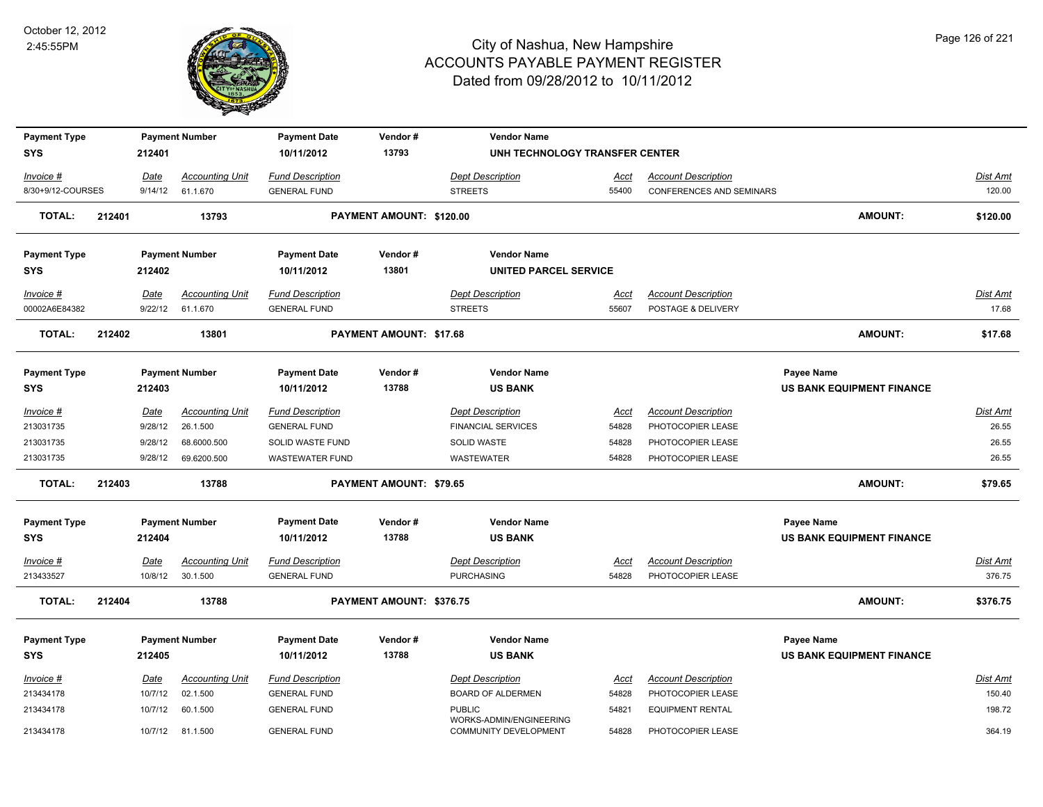# City of Nashua, New Hampshire
## ACCOUNTS PAYABLE PAYMENT REGISTER
### Dated from 09/28/2012 to 10/11/2012

October 12, 2012
2:45:55PM

| Payment Type | Payment Number | Payment Date | Vendor # | Vendor Name | | | |
|---|---|---|---|---|---|---|---|
| **SYS** | **212401** | **10/11/2012** | **13793** | **UNH TECHNOLOGY TRANSFER CENTER** | | | |

| *Invoice #* | *Date* | *Accounting Unit* | *Fund Description* | *Dept Description* | *Acct* | *Account Description* | *Dist Amt* |
|---|---|---|---|---|---|---|---|
| 8/30+9/12-COURSES | 9/14/12 | 61.1.670 | GENERAL FUND | STREETS | 55400 | CONFERENCES AND SEMINARS | 120.00 |

**TOTAL: 212401 13793 PAYMENT AMOUNT: $120.00 AMOUNT: $120.00**

| Payment Type | Payment Number | Payment Date | Vendor # | Vendor Name | | | |
|---|---|---|---|---|---|---|---|
| **SYS** | **212402** | **10/11/2012** | **13801** | **UNITED PARCEL SERVICE** | | | |

| *Invoice #* | *Date* | *Accounting Unit* | *Fund Description* | *Dept Description* | *Acct* | *Account Description* | *Dist Amt* |
|---|---|---|---|---|---|---|---|
| 00002A6E84382 | 9/22/12 | 61.1.670 | GENERAL FUND | STREETS | 55607 | POSTAGE & DELIVERY | 17.68 |

**TOTAL: 212402 13801 PAYMENT AMOUNT: $17.68 AMOUNT: $17.68**

| Payment Type | Payment Number | Payment Date | Vendor # | Vendor Name | Payee Name | | |
|---|---|---|---|---|---|---|---|
| **SYS** | **212403** | **10/11/2012** | **13788** | **US BANK** | **US BANK EQUIPMENT FINANCE** | | |

| *Invoice #* | *Date* | *Accounting Unit* | *Fund Description* | *Dept Description* | *Acct* | *Account Description* | *Dist Amt* |
|---|---|---|---|---|---|---|---|
| 213031735 | 9/28/12 | 26.1.500 | GENERAL FUND | FINANCIAL SERVICES | 54828 | PHOTOCOPIER LEASE | 26.55 |
| 213031735 | 9/28/12 | 68.6000.500 | SOLID WASTE FUND | SOLID WASTE | 54828 | PHOTOCOPIER LEASE | 26.55 |
| 213031735 | 9/28/12 | 69.6200.500 | WASTEWATER FUND | WASTEWATER | 54828 | PHOTOCOPIER LEASE | 26.55 |

**TOTAL: 212403 13788 PAYMENT AMOUNT: $79.65 AMOUNT: $79.65**

| Payment Type | Payment Number | Payment Date | Vendor # | Vendor Name | Payee Name | | |
|---|---|---|---|---|---|---|---|
| **SYS** | **212404** | **10/11/2012** | **13788** | **US BANK** | **US BANK EQUIPMENT FINANCE** | | |

| *Invoice #* | *Date* | *Accounting Unit* | *Fund Description* | *Dept Description* | *Acct* | *Account Description* | *Dist Amt* |
|---|---|---|---|---|---|---|---|
| 213433527 | 10/8/12 | 30.1.500 | GENERAL FUND | PURCHASING | 54828 | PHOTOCOPIER LEASE | 376.75 |

**TOTAL: 212404 13788 PAYMENT AMOUNT: $376.75 AMOUNT: $376.75**

| Payment Type | Payment Number | Payment Date | Vendor # | Vendor Name | Payee Name | | |
|---|---|---|---|---|---|---|---|
| **SYS** | **212405** | **10/11/2012** | **13788** | **US BANK** | **US BANK EQUIPMENT FINANCE** | | |

| *Invoice #* | *Date* | *Accounting Unit* | *Fund Description* | *Dept Description* | *Acct* | *Account Description* | *Dist Amt* |
|---|---|---|---|---|---|---|---|
| 213434178 | 10/7/12 | 02.1.500 | GENERAL FUND | BOARD OF ALDERMEN | 54828 | PHOTOCOPIER LEASE | 150.40 |
| 213434178 | 10/7/12 | 60.1.500 | GENERAL FUND | PUBLIC WORKS-ADMIN/ENGINEERING | 54821 | EQUIPMENT RENTAL | 198.72 |
| 213434178 | 10/7/12 | 81.1.500 | GENERAL FUND | COMMUNITY DEVELOPMENT | 54828 | PHOTOCOPIER LEASE | 364.19 |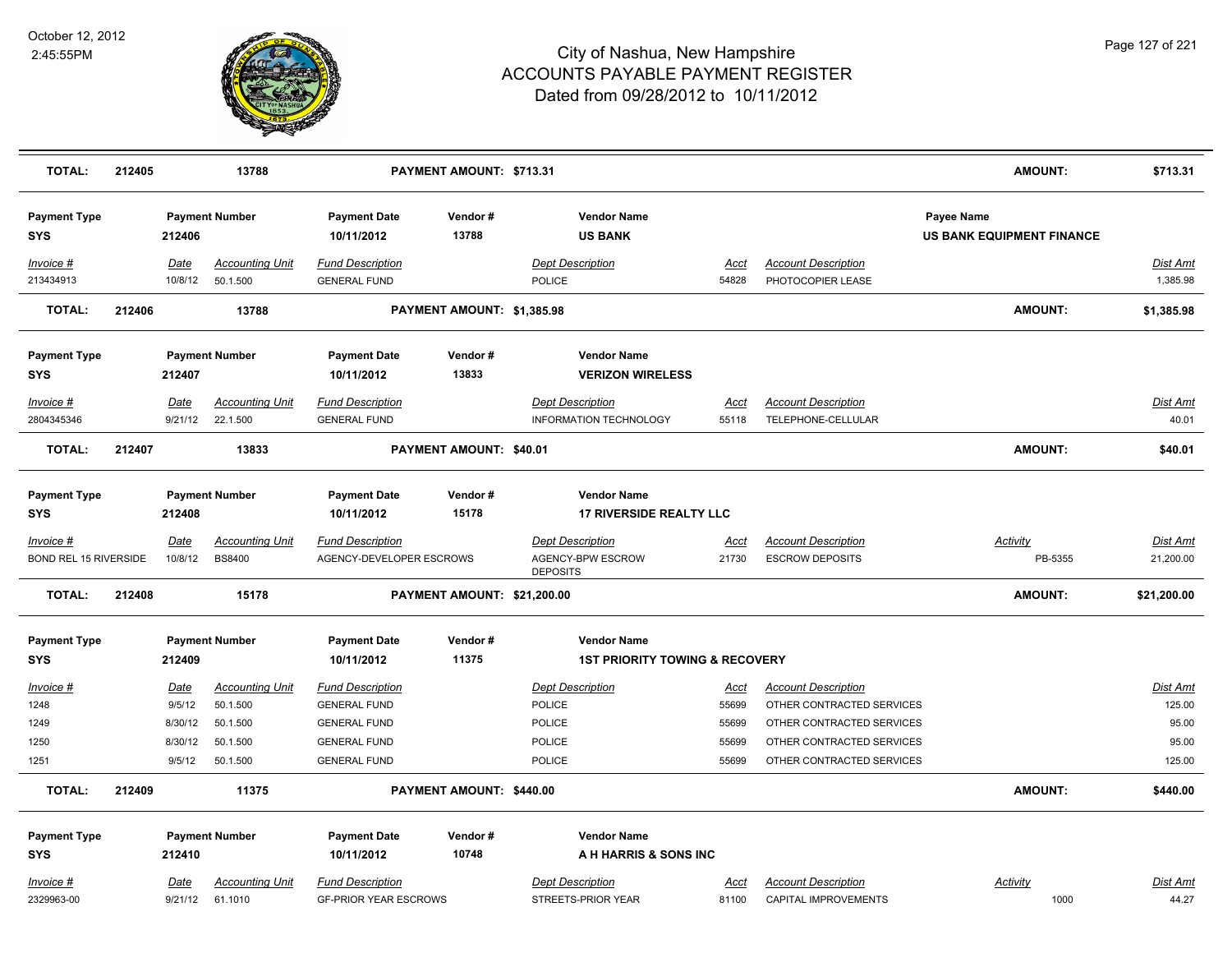| TOTAL: | 212405 | 13788 | PAYMENT AMOUNT: $713.31 | AMOUNT: | $713.31 |
|---|---|---|---|---|---|

**Payment Type** SYS | **Payment Number** 212406 | **Payment Date** 10/11/2012 | **Vendor #** 13788 | **Vendor Name** US BANK | **Payee Name** US BANK EQUIPMENT FINANCE

| Invoice # | Date | Accounting Unit | Fund Description | Dept Description | Acct | Account Description | Dist Amt |
|---|---|---|---|---|---|---|---|
| 213434913 | 10/8/12 | 50.1.500 | GENERAL FUND | POLICE | 54828 | PHOTOCOPIER LEASE | 1,385.98 |

| TOTAL: | 212406 | 13788 | PAYMENT AMOUNT: $1,385.98 | AMOUNT: | $1,385.98 |
|---|---|---|---|---|---|

**Payment Type** SYS | **Payment Number** 212407 | **Payment Date** 10/11/2012 | **Vendor #** 13833 | **Vendor Name** VERIZON WIRELESS

| Invoice # | Date | Accounting Unit | Fund Description | Dept Description | Acct | Account Description | Dist Amt |
|---|---|---|---|---|---|---|---|
| 2804345346 | 9/21/12 | 22.1.500 | GENERAL FUND | INFORMATION TECHNOLOGY | 55118 | TELEPHONE-CELLULAR | 40.01 |

| TOTAL: | 212407 | 13833 | PAYMENT AMOUNT: $40.01 | AMOUNT: | $40.01 |
|---|---|---|---|---|---|

**Payment Type** SYS | **Payment Number** 212408 | **Payment Date** 10/11/2012 | **Vendor #** 15178 | **Vendor Name** 17 RIVERSIDE REALTY LLC

| Invoice # | Date | Accounting Unit | Fund Description | Dept Description | Acct | Account Description | Activity | Dist Amt |
|---|---|---|---|---|---|---|---|---|
| BOND REL 15 RIVERSIDE | 10/8/12 | BS8400 | AGENCY-DEVELOPER ESCROWS | AGENCY-BPW ESCROW DEPOSITS | 21730 | ESCROW DEPOSITS | PB-5355 | 21,200.00 |

| TOTAL: | 212408 | 15178 | PAYMENT AMOUNT: $21,200.00 | AMOUNT: | $21,200.00 |
|---|---|---|---|---|---|

**Payment Type** SYS | **Payment Number** 212409 | **Payment Date** 10/11/2012 | **Vendor #** 11375 | **Vendor Name** 1ST PRIORITY TOWING & RECOVERY

| Invoice # | Date | Accounting Unit | Fund Description | Dept Description | Acct | Account Description | Dist Amt |
|---|---|---|---|---|---|---|---|
| 1248 | 9/5/12 | 50.1.500 | GENERAL FUND | POLICE | 55699 | OTHER CONTRACTED SERVICES | 125.00 |
| 1249 | 8/30/12 | 50.1.500 | GENERAL FUND | POLICE | 55699 | OTHER CONTRACTED SERVICES | 95.00 |
| 1250 | 8/30/12 | 50.1.500 | GENERAL FUND | POLICE | 55699 | OTHER CONTRACTED SERVICES | 95.00 |
| 1251 | 9/5/12 | 50.1.500 | GENERAL FUND | POLICE | 55699 | OTHER CONTRACTED SERVICES | 125.00 |

| TOTAL: | 212409 | 11375 | PAYMENT AMOUNT: $440.00 | AMOUNT: | $440.00 |
|---|---|---|---|---|---|

**Payment Type** SYS | **Payment Number** 212410 | **Payment Date** 10/11/2012 | **Vendor #** 10748 | **Vendor Name** A H HARRIS & SONS INC

| Invoice # | Date | Accounting Unit | Fund Description | Dept Description | Acct | Account Description | Activity | Dist Amt |
|---|---|---|---|---|---|---|---|---|
| 2329963-00 | 9/21/12 | 61.1010 | GF-PRIOR YEAR ESCROWS | STREETS-PRIOR YEAR | 81100 | CAPITAL IMPROVEMENTS | 1000 | 44.27 |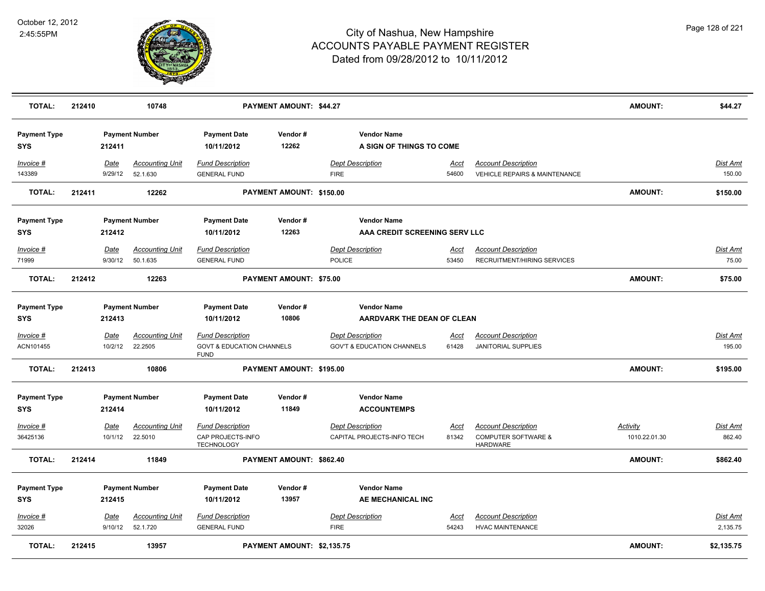# City of Nashua, New Hampshire
## ACCOUNTS PAYABLE PAYMENT REGISTER
### Dated from 09/28/2012 to 10/11/2012

October 12, 2012
2:45:55PM

| **TOTAL:** | **212410** | **10748** | **PAYMENT AMOUNT: $44.27** | **AMOUNT:** | **$44.27** |
|---|---|---|---|---|---|

| Payment Type | Payment Number | Payment Date | Vendor # | Vendor Name |
|---|---|---|---|---|
| SYS | 212411 | 10/11/2012 | 12262 | A SIGN OF THINGS TO COME |

| Invoice # | Date | Accounting Unit | Fund Description | Dept Description | Acct | Account Description | Activity | Dist Amt |
|---|---|---|---|---|---|---|---|---|
| 143389 | 9/29/12 | 52.1.630 | GENERAL FUND | FIRE | 54600 | VEHICLE REPAIRS & MAINTENANCE | | 150.00 |

| **TOTAL:** | **212411** | **12262** | **PAYMENT AMOUNT: $150.00** | **AMOUNT:** | **$150.00** |
|---|---|---|---|---|---|

| Payment Type | Payment Number | Payment Date | Vendor # | Vendor Name |
|---|---|---|---|---|
| SYS | 212412 | 10/11/2012 | 12263 | AAA CREDIT SCREENING SERV LLC |

| Invoice # | Date | Accounting Unit | Fund Description | Dept Description | Acct | Account Description | Activity | Dist Amt |
|---|---|---|---|---|---|---|---|---|
| 71999 | 9/30/12 | 50.1.635 | GENERAL FUND | POLICE | 53450 | RECRUITMENT/HIRING SERVICES | | 75.00 |

| **TOTAL:** | **212412** | **12263** | **PAYMENT AMOUNT: $75.00** | **AMOUNT:** | **$75.00** |
|---|---|---|---|---|---|

| Payment Type | Payment Number | Payment Date | Vendor # | Vendor Name |
|---|---|---|---|---|
| SYS | 212413 | 10/11/2012 | 10806 | AARDVARK THE DEAN OF CLEAN |

| Invoice # | Date | Accounting Unit | Fund Description | Dept Description | Acct | Account Description | Activity | Dist Amt |
|---|---|---|---|---|---|---|---|---|
| ACN101455 | 10/2/12 | 22.2505 | GOVT & EDUCATION CHANNELS FUND | GOV'T & EDUCATION CHANNELS | 61428 | JANITORIAL SUPPLIES | | 195.00 |

| **TOTAL:** | **212413** | **10806** | **PAYMENT AMOUNT: $195.00** | **AMOUNT:** | **$195.00** |
|---|---|---|---|---|---|

| Payment Type | Payment Number | Payment Date | Vendor # | Vendor Name |
|---|---|---|---|---|
| SYS | 212414 | 10/11/2012 | 11849 | ACCOUNTEMPS |

| Invoice # | Date | Accounting Unit | Fund Description | Dept Description | Acct | Account Description | Activity | Dist Amt |
|---|---|---|---|---|---|---|---|---|
| 36425136 | 10/1/12 | 22.5010 | CAP PROJECTS-INFO TECHNOLOGY | CAPITAL PROJECTS-INFO TECH | 81342 | COMPUTER SOFTWARE & HARDWARE | 1010.22.01.30 | 862.40 |

| **TOTAL:** | **212414** | **11849** | **PAYMENT AMOUNT: $862.40** | **AMOUNT:** | **$862.40** |
|---|---|---|---|---|---|

| Payment Type | Payment Number | Payment Date | Vendor # | Vendor Name |
|---|---|---|---|---|
| SYS | 212415 | 10/11/2012 | 13957 | AE MECHANICAL INC |

| Invoice # | Date | Accounting Unit | Fund Description | Dept Description | Acct | Account Description | Activity | Dist Amt |
|---|---|---|---|---|---|---|---|---|
| 32026 | 9/10/12 | 52.1.720 | GENERAL FUND | FIRE | 54243 | HVAC MAINTENANCE | | 2,135.75 |

| **TOTAL:** | **212415** | **13957** | **PAYMENT AMOUNT: $2,135.75** | **AMOUNT:** | **$2,135.75** |
|---|---|---|---|---|---|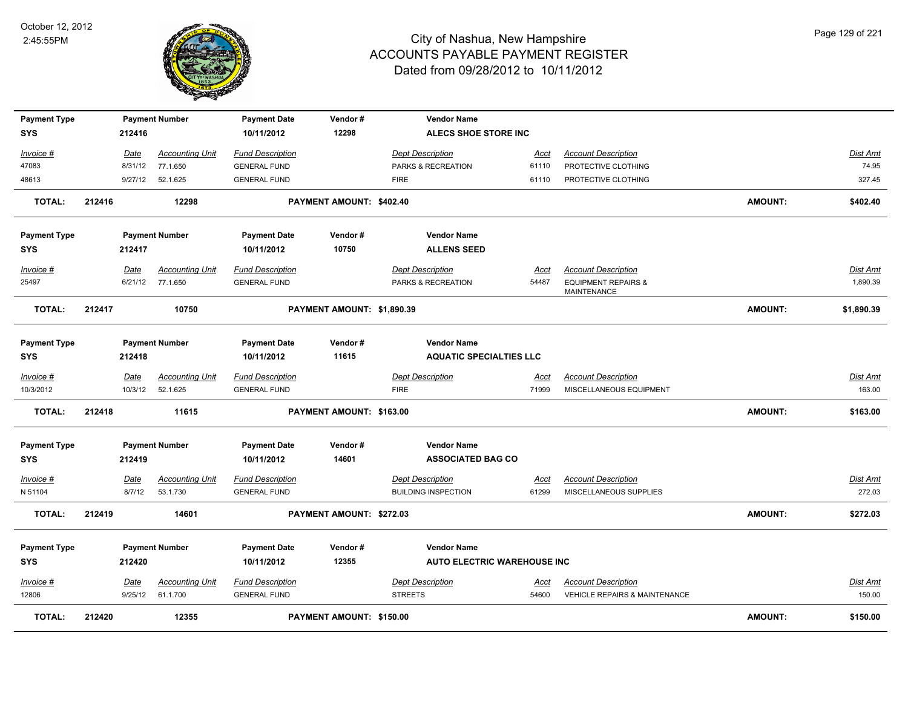# City of Nashua, New Hampshire
## ACCOUNTS PAYABLE PAYMENT REGISTER
### Dated from 09/28/2012 to 10/11/2012

October 12, 2012
2:45:55PM

| Payment Type | Payment Number | Payment Date | Vendor # | Vendor Name |
|---|---|---|---|---|
| SYS | 212416 | 10/11/2012 | 12298 | ALECS SHOE STORE INC |

| Invoice # | Date | Accounting Unit | Fund Description | Dept Description | Acct | Account Description | Dist Amt |
|---|---|---|---|---|---|---|---|
| 47083 | 8/31/12 | 77.1.650 | GENERAL FUND | PARKS & RECREATION | 61110 | PROTECTIVE CLOTHING | 74.95 |
| 48613 | 9/27/12 | 52.1.625 | GENERAL FUND | FIRE | 61110 | PROTECTIVE CLOTHING | 327.45 |

**TOTAL: 212416 12298 PAYMENT AMOUNT: $402.40 AMOUNT: $402.40**

| Payment Type | Payment Number | Payment Date | Vendor # | Vendor Name |
|---|---|---|---|---|
| SYS | 212417 | 10/11/2012 | 10750 | ALLENS SEED |

| Invoice # | Date | Accounting Unit | Fund Description | Dept Description | Acct | Account Description | Dist Amt |
|---|---|---|---|---|---|---|---|
| 25497 | 6/21/12 | 77.1.650 | GENERAL FUND | PARKS & RECREATION | 54487 | EQUIPMENT REPAIRS & MAINTENANCE | 1,890.39 |

**TOTAL: 212417 10750 PAYMENT AMOUNT: $1,890.39 AMOUNT: $1,890.39**

| Payment Type | Payment Number | Payment Date | Vendor # | Vendor Name |
|---|---|---|---|---|
| SYS | 212418 | 10/11/2012 | 11615 | AQUATIC SPECIALTIES LLC |

| Invoice # | Date | Accounting Unit | Fund Description | Dept Description | Acct | Account Description | Dist Amt |
|---|---|---|---|---|---|---|---|
| 10/3/2012 | 10/3/12 | 52.1.625 | GENERAL FUND | FIRE | 71999 | MISCELLANEOUS EQUIPMENT | 163.00 |

**TOTAL: 212418 11615 PAYMENT AMOUNT: $163.00 AMOUNT: $163.00**

| Payment Type | Payment Number | Payment Date | Vendor # | Vendor Name |
|---|---|---|---|---|
| SYS | 212419 | 10/11/2012 | 14601 | ASSOCIATED BAG CO |

| Invoice # | Date | Accounting Unit | Fund Description | Dept Description | Acct | Account Description | Dist Amt |
|---|---|---|---|---|---|---|---|
| N 51104 | 8/7/12 | 53.1.730 | GENERAL FUND | BUILDING INSPECTION | 61299 | MISCELLANEOUS SUPPLIES | 272.03 |

**TOTAL: 212419 14601 PAYMENT AMOUNT: $272.03 AMOUNT: $272.03**

| Payment Type | Payment Number | Payment Date | Vendor # | Vendor Name |
|---|---|---|---|---|
| SYS | 212420 | 10/11/2012 | 12355 | AUTO ELECTRIC WAREHOUSE INC |

| Invoice # | Date | Accounting Unit | Fund Description | Dept Description | Acct | Account Description | Dist Amt |
|---|---|---|---|---|---|---|---|
| 12806 | 9/25/12 | 61.1.700 | GENERAL FUND | STREETS | 54600 | VEHICLE REPAIRS & MAINTENANCE | 150.00 |

**TOTAL: 212420 12355 PAYMENT AMOUNT: $150.00 AMOUNT: $150.00**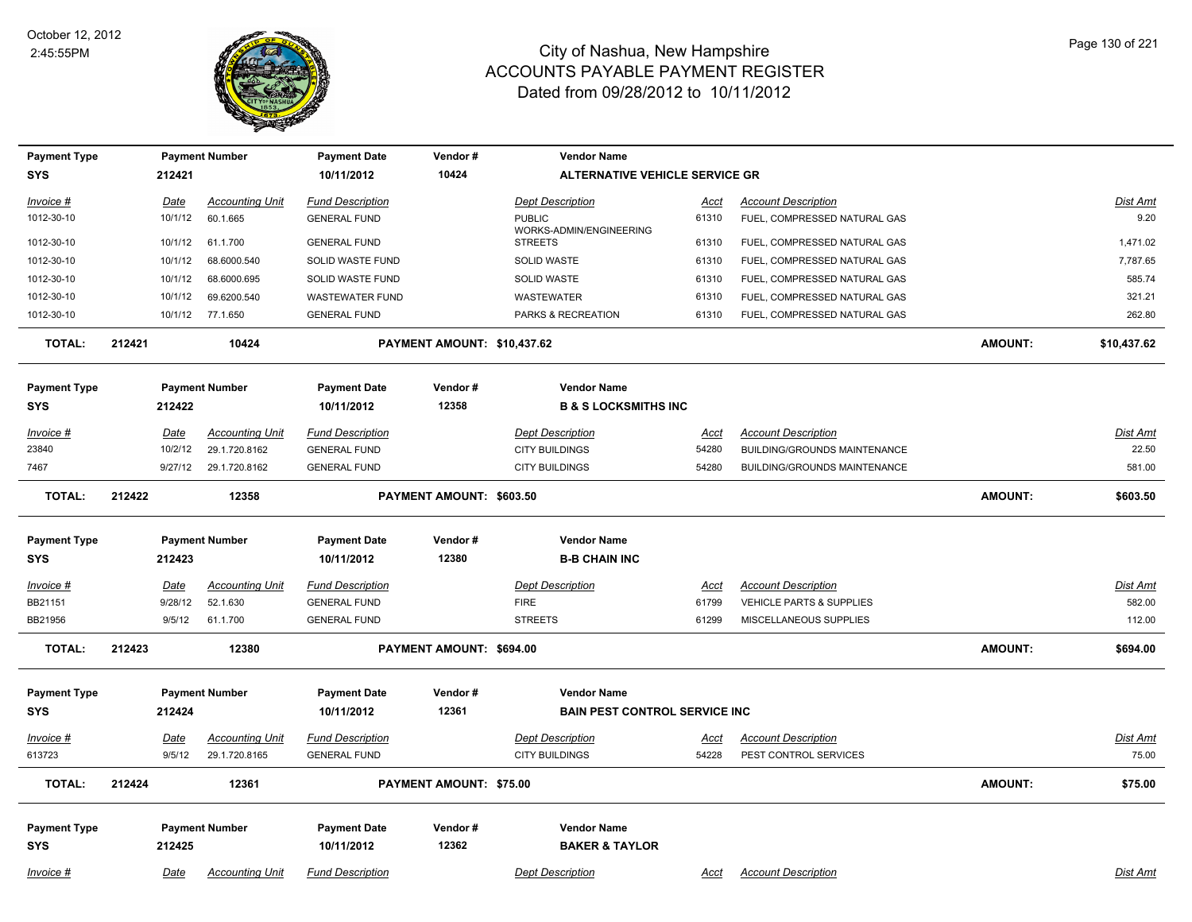# City of Nashua, New Hampshire
## ACCOUNTS PAYABLE PAYMENT REGISTER
### Dated from 09/28/2012 to 10/11/2012

October 12, 2012
2:45:55PM

| Payment Type | Payment Number | Payment Date | Vendor # | Vendor Name |
|---|---|---|---|---|
| SYS | 212421 | 10/11/2012 | 10424 | ALTERNATIVE VEHICLE SERVICE GR |

| Invoice # | Date | Accounting Unit | Fund Description | Dept Description | Acct | Account Description | Dist Amt |
|---|---|---|---|---|---|---|---|
| 1012-30-10 | 10/1/12 | 60.1.665 | GENERAL FUND | PUBLIC WORKS-ADMIN/ENGINEERING | 61310 | FUEL, COMPRESSED NATURAL GAS | 9.20 |
| 1012-30-10 | 10/1/12 | 61.1.700 | GENERAL FUND | STREETS | 61310 | FUEL, COMPRESSED NATURAL GAS | 1,471.02 |
| 1012-30-10 | 10/1/12 | 68.6000.540 | SOLID WASTE FUND | SOLID WASTE | 61310 | FUEL, COMPRESSED NATURAL GAS | 7,787.65 |
| 1012-30-10 | 10/1/12 | 68.6000.695 | SOLID WASTE FUND | SOLID WASTE | 61310 | FUEL, COMPRESSED NATURAL GAS | 585.74 |
| 1012-30-10 | 10/1/12 | 69.6200.540 | WASTEWATER FUND | WASTEWATER | 61310 | FUEL, COMPRESSED NATURAL GAS | 321.21 |
| 1012-30-10 | 10/1/12 | 77.1.650 | GENERAL FUND | PARKS & RECREATION | 61310 | FUEL, COMPRESSED NATURAL GAS | 262.80 |

**TOTAL: 212421 10424 PAYMENT AMOUNT: $10,437.62 AMOUNT: $10,437.62**

| Payment Type | Payment Number | Payment Date | Vendor # | Vendor Name |
|---|---|---|---|---|
| SYS | 212422 | 10/11/2012 | 12358 | B & S LOCKSMITHS INC |

| Invoice # | Date | Accounting Unit | Fund Description | Dept Description | Acct | Account Description | Dist Amt |
|---|---|---|---|---|---|---|---|
| 23840 | 10/2/12 | 29.1.720.8162 | GENERAL FUND | CITY BUILDINGS | 54280 | BUILDING/GROUNDS MAINTENANCE | 22.50 |
| 7467 | 9/27/12 | 29.1.720.8162 | GENERAL FUND | CITY BUILDINGS | 54280 | BUILDING/GROUNDS MAINTENANCE | 581.00 |

**TOTAL: 212422 12358 PAYMENT AMOUNT: $603.50 AMOUNT: $603.50**

| Payment Type | Payment Number | Payment Date | Vendor # | Vendor Name |
|---|---|---|---|---|
| SYS | 212423 | 10/11/2012 | 12380 | B-B CHAIN INC |

| Invoice # | Date | Accounting Unit | Fund Description | Dept Description | Acct | Account Description | Dist Amt |
|---|---|---|---|---|---|---|---|
| BB21151 | 9/28/12 | 52.1.630 | GENERAL FUND | FIRE | 61799 | VEHICLE PARTS & SUPPLIES | 582.00 |
| BB21956 | 9/5/12 | 61.1.700 | GENERAL FUND | STREETS | 61299 | MISCELLANEOUS SUPPLIES | 112.00 |

**TOTAL: 212423 12380 PAYMENT AMOUNT: $694.00 AMOUNT: $694.00**

| Payment Type | Payment Number | Payment Date | Vendor # | Vendor Name |
|---|---|---|---|---|
| SYS | 212424 | 10/11/2012 | 12361 | BAIN PEST CONTROL SERVICE INC |

| Invoice # | Date | Accounting Unit | Fund Description | Dept Description | Acct | Account Description | Dist Amt |
|---|---|---|---|---|---|---|---|
| 613723 | 9/5/12 | 29.1.720.8165 | GENERAL FUND | CITY BUILDINGS | 54228 | PEST CONTROL SERVICES | 75.00 |

**TOTAL: 212424 12361 PAYMENT AMOUNT: $75.00 AMOUNT: $75.00**

| Payment Type | Payment Number | Payment Date | Vendor # | Vendor Name |
|---|---|---|---|---|
| SYS | 212425 | 10/11/2012 | 12362 | BAKER & TAYLOR |

| Invoice # | Date | Accounting Unit | Fund Description | Dept Description | Acct | Account Description | Dist Amt |
|---|---|---|---|---|---|---|---|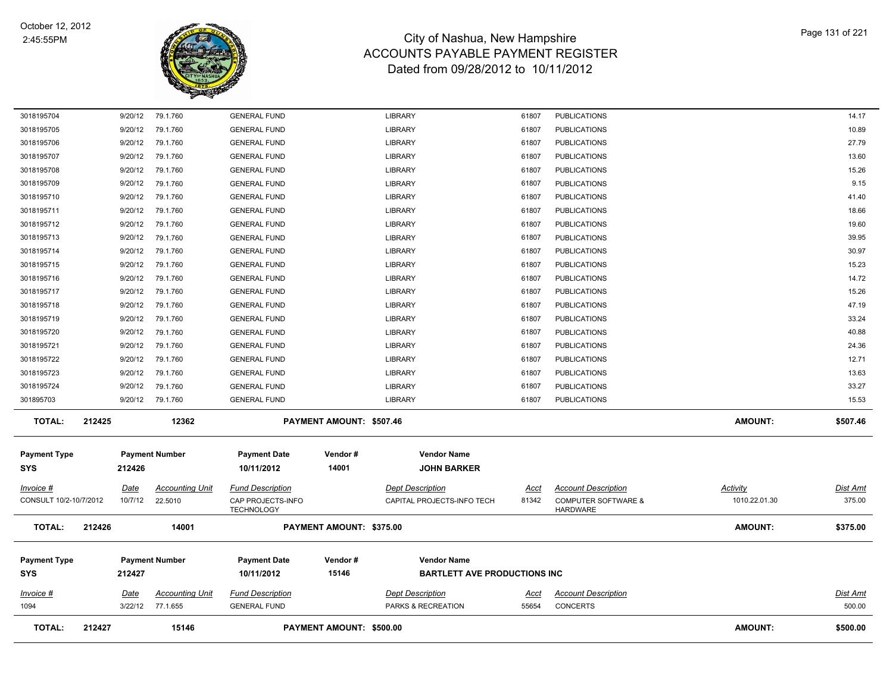# City of Nashua, New Hampshire
## ACCOUNTS PAYABLE PAYMENT REGISTER
### Dated from 09/28/2012 to 10/11/2012

October 12, 2012
2:45:55PM

| | | | | | | | | |
|---|---|---|---|---|---|---|---|---|
| 3018195704 | 9/20/12 | 79.1.760 | GENERAL FUND | LIBRARY | 61807 | PUBLICATIONS | | 14.17 |
| 3018195705 | 9/20/12 | 79.1.760 | GENERAL FUND | LIBRARY | 61807 | PUBLICATIONS | | 10.89 |
| 3018195706 | 9/20/12 | 79.1.760 | GENERAL FUND | LIBRARY | 61807 | PUBLICATIONS | | 27.79 |
| 3018195707 | 9/20/12 | 79.1.760 | GENERAL FUND | LIBRARY | 61807 | PUBLICATIONS | | 13.60 |
| 3018195708 | 9/20/12 | 79.1.760 | GENERAL FUND | LIBRARY | 61807 | PUBLICATIONS | | 15.26 |
| 3018195709 | 9/20/12 | 79.1.760 | GENERAL FUND | LIBRARY | 61807 | PUBLICATIONS | | 9.15 |
| 3018195710 | 9/20/12 | 79.1.760 | GENERAL FUND | LIBRARY | 61807 | PUBLICATIONS | | 41.40 |
| 3018195711 | 9/20/12 | 79.1.760 | GENERAL FUND | LIBRARY | 61807 | PUBLICATIONS | | 18.66 |
| 3018195712 | 9/20/12 | 79.1.760 | GENERAL FUND | LIBRARY | 61807 | PUBLICATIONS | | 19.60 |
| 3018195713 | 9/20/12 | 79.1.760 | GENERAL FUND | LIBRARY | 61807 | PUBLICATIONS | | 39.95 |
| 3018195714 | 9/20/12 | 79.1.760 | GENERAL FUND | LIBRARY | 61807 | PUBLICATIONS | | 30.97 |
| 3018195715 | 9/20/12 | 79.1.760 | GENERAL FUND | LIBRARY | 61807 | PUBLICATIONS | | 15.23 |
| 3018195716 | 9/20/12 | 79.1.760 | GENERAL FUND | LIBRARY | 61807 | PUBLICATIONS | | 14.72 |
| 3018195717 | 9/20/12 | 79.1.760 | GENERAL FUND | LIBRARY | 61807 | PUBLICATIONS | | 15.26 |
| 3018195718 | 9/20/12 | 79.1.760 | GENERAL FUND | LIBRARY | 61807 | PUBLICATIONS | | 47.19 |
| 3018195719 | 9/20/12 | 79.1.760 | GENERAL FUND | LIBRARY | 61807 | PUBLICATIONS | | 33.24 |
| 3018195720 | 9/20/12 | 79.1.760 | GENERAL FUND | LIBRARY | 61807 | PUBLICATIONS | | 40.88 |
| 3018195721 | 9/20/12 | 79.1.760 | GENERAL FUND | LIBRARY | 61807 | PUBLICATIONS | | 24.36 |
| 3018195722 | 9/20/12 | 79.1.760 | GENERAL FUND | LIBRARY | 61807 | PUBLICATIONS | | 12.71 |
| 3018195723 | 9/20/12 | 79.1.760 | GENERAL FUND | LIBRARY | 61807 | PUBLICATIONS | | 13.63 |
| 3018195724 | 9/20/12 | 79.1.760 | GENERAL FUND | LIBRARY | 61807 | PUBLICATIONS | | 33.27 |
| 301895703 | 9/20/12 | 79.1.760 | GENERAL FUND | LIBRARY | 61807 | PUBLICATIONS | | 15.53 |
| **TOTAL: 212425** | | **12362** | **PAYMENT AMOUNT: $507.46** | | | | **AMOUNT:** | **$507.46** |

| Payment Type | Payment Number | Payment Date | Vendor # | Vendor Name |
|---|---|---|---|---|
| SYS | 212426 | 10/11/2012 | 14001 | JOHN BARKER |

| Invoice # | Date | Accounting Unit | Fund Description | Dept Description | Acct | Account Description | Activity | Dist Amt |
|---|---|---|---|---|---|---|---|---|
| CONSULT 10/2-10/7/2012 | 10/7/12 | 22.5010 | CAP PROJECTS-INFO TECHNOLOGY | CAPITAL PROJECTS-INFO TECH | 81342 | COMPUTER SOFTWARE & HARDWARE | 1010.22.01.30 | 375.00 |
| **TOTAL: 212426** | | **14001** | **PAYMENT AMOUNT: $375.00** | | | | **AMOUNT:** | **$375.00** |

| Payment Type | Payment Number | Payment Date | Vendor # | Vendor Name |
|---|---|---|---|---|
| SYS | 212427 | 10/11/2012 | 15146 | BARTLETT AVE PRODUCTIONS INC |

| Invoice # | Date | Accounting Unit | Fund Description | Dept Description | Acct | Account Description | Activity | Dist Amt |
|---|---|---|---|---|---|---|---|---|
| 1094 | 3/22/12 | 77.1.655 | GENERAL FUND | PARKS & RECREATION | 55654 | CONCERTS | | 500.00 |
| **TOTAL: 212427** | | **15146** | **PAYMENT AMOUNT: $500.00** | | | | **AMOUNT:** | **$500.00** |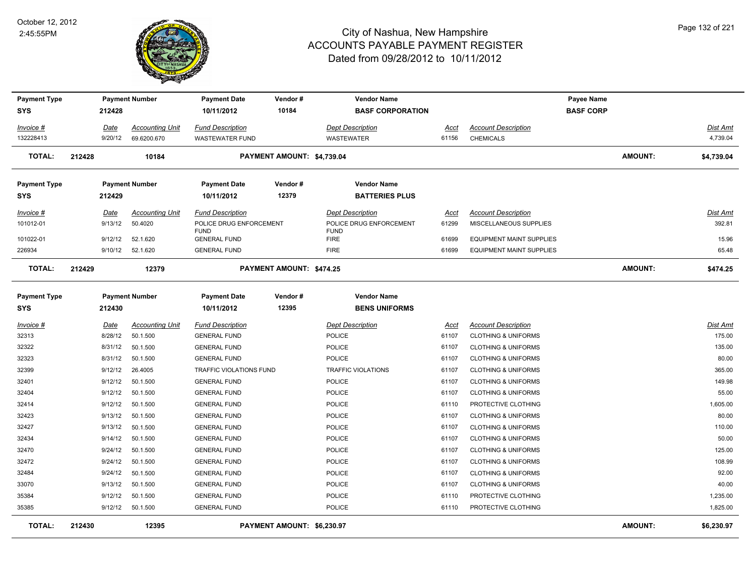# City of Nashua, New Hampshire
## ACCOUNTS PAYABLE PAYMENT REGISTER
### Dated from 09/28/2012 to 10/11/2012

October 12, 2012
2:45:55PM

| Payment Type | Payment Number | Payment Date | Vendor # | Vendor Name | Payee Name |
|---|---|---|---|---|---|
| SYS | 212428 | 10/11/2012 | 10184 | BASF CORPORATION | BASF CORP |

| Invoice # | Date | Accounting Unit | Fund Description | Dept Description | Acct | Account Description | Dist Amt |
|---|---|---|---|---|---|---|---|
| 132228413 | 9/20/12 | 69.6200.670 | WASTEWATER FUND | WASTEWATER | 61156 | CHEMICALS | 4,739.04 |

**TOTAL: 212428 10184 PAYMENT AMOUNT: $4,739.04 AMOUNT: $4,739.04**

| Payment Type | Payment Number | Payment Date | Vendor # | Vendor Name |
|---|---|---|---|---|
| SYS | 212429 | 10/11/2012 | 12379 | BATTERIES PLUS |

| Invoice # | Date | Accounting Unit | Fund Description | Dept Description | Acct | Account Description | Dist Amt |
|---|---|---|---|---|---|---|---|
| 101012-01 | 9/13/12 | 50.4020 | POLICE DRUG ENFORCEMENT FUND | POLICE DRUG ENFORCEMENT FUND | 61299 | MISCELLANEOUS SUPPLIES | 392.81 |
| 101022-01 | 9/12/12 | 52.1.620 | GENERAL FUND | FIRE | 61699 | EQUIPMENT MAINT SUPPLIES | 15.96 |
| 226934 | 9/10/12 | 52.1.620 | GENERAL FUND | FIRE | 61699 | EQUIPMENT MAINT SUPPLIES | 65.48 |

**TOTAL: 212429 12379 PAYMENT AMOUNT: $474.25 AMOUNT: $474.25**

| Payment Type | Payment Number | Payment Date | Vendor # | Vendor Name |
|---|---|---|---|---|
| SYS | 212430 | 10/11/2012 | 12395 | BENS UNIFORMS |

| Invoice # | Date | Accounting Unit | Fund Description | Dept Description | Acct | Account Description | Dist Amt |
|---|---|---|---|---|---|---|---|
| 32313 | 8/28/12 | 50.1.500 | GENERAL FUND | POLICE | 61107 | CLOTHING & UNIFORMS | 175.00 |
| 32322 | 8/31/12 | 50.1.500 | GENERAL FUND | POLICE | 61107 | CLOTHING & UNIFORMS | 135.00 |
| 32323 | 8/31/12 | 50.1.500 | GENERAL FUND | POLICE | 61107 | CLOTHING & UNIFORMS | 80.00 |
| 32399 | 9/12/12 | 26.4005 | TRAFFIC VIOLATIONS FUND | TRAFFIC VIOLATIONS | 61107 | CLOTHING & UNIFORMS | 365.00 |
| 32401 | 9/12/12 | 50.1.500 | GENERAL FUND | POLICE | 61107 | CLOTHING & UNIFORMS | 149.98 |
| 32404 | 9/12/12 | 50.1.500 | GENERAL FUND | POLICE | 61107 | CLOTHING & UNIFORMS | 55.00 |
| 32414 | 9/12/12 | 50.1.500 | GENERAL FUND | POLICE | 61110 | PROTECTIVE CLOTHING | 1,605.00 |
| 32423 | 9/13/12 | 50.1.500 | GENERAL FUND | POLICE | 61107 | CLOTHING & UNIFORMS | 80.00 |
| 32427 | 9/13/12 | 50.1.500 | GENERAL FUND | POLICE | 61107 | CLOTHING & UNIFORMS | 110.00 |
| 32434 | 9/14/12 | 50.1.500 | GENERAL FUND | POLICE | 61107 | CLOTHING & UNIFORMS | 50.00 |
| 32470 | 9/24/12 | 50.1.500 | GENERAL FUND | POLICE | 61107 | CLOTHING & UNIFORMS | 125.00 |
| 32472 | 9/24/12 | 50.1.500 | GENERAL FUND | POLICE | 61107 | CLOTHING & UNIFORMS | 108.99 |
| 32484 | 9/24/12 | 50.1.500 | GENERAL FUND | POLICE | 61107 | CLOTHING & UNIFORMS | 92.00 |
| 33070 | 9/13/12 | 50.1.500 | GENERAL FUND | POLICE | 61107 | CLOTHING & UNIFORMS | 40.00 |
| 35384 | 9/12/12 | 50.1.500 | GENERAL FUND | POLICE | 61110 | PROTECTIVE CLOTHING | 1,235.00 |
| 35385 | 9/12/12 | 50.1.500 | GENERAL FUND | POLICE | 61110 | PROTECTIVE CLOTHING | 1,825.00 |

**TOTAL: 212430 12395 PAYMENT AMOUNT: $6,230.97 AMOUNT: $6,230.97**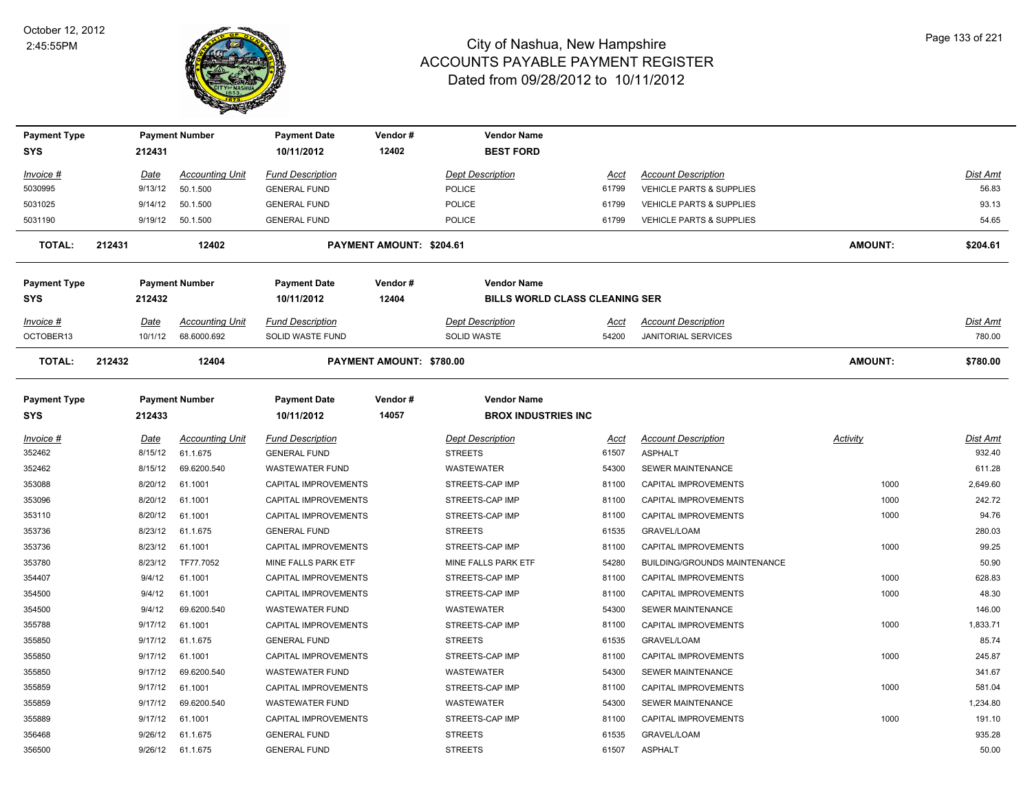# City of Nashua, New Hampshire
## ACCOUNTS PAYABLE PAYMENT REGISTER
### Dated from 09/28/2012 to 10/11/2012

October 12, 2012
2:45:55PM

| Payment Type | Payment Number | Payment Date | Vendor # | Vendor Name |
|---|---|---|---|---|
| SYS | 212431 | 10/11/2012 | 12402 | BEST FORD |

| Invoice # | Date | Accounting Unit | Fund Description | Dept Description | Acct | Account Description | Dist Amt |
|---|---|---|---|---|---|---|---|
| 5030995 | 9/13/12 | 50.1.500 | GENERAL FUND | POLICE | 61799 | VEHICLE PARTS & SUPPLIES | 56.83 |
| 5031025 | 9/14/12 | 50.1.500 | GENERAL FUND | POLICE | 61799 | VEHICLE PARTS & SUPPLIES | 93.13 |
| 5031190 | 9/19/12 | 50.1.500 | GENERAL FUND | POLICE | 61799 | VEHICLE PARTS & SUPPLIES | 54.65 |

**TOTAL: 212431 12402 PAYMENT AMOUNT: $204.61 AMOUNT: $204.61**

| Payment Type | Payment Number | Payment Date | Vendor # | Vendor Name |
|---|---|---|---|---|
| SYS | 212432 | 10/11/2012 | 12404 | BILLS WORLD CLASS CLEANING SER |

| Invoice # | Date | Accounting Unit | Fund Description | Dept Description | Acct | Account Description | Dist Amt |
|---|---|---|---|---|---|---|---|
| OCTOBER13 | 10/1/12 | 68.6000.692 | SOLID WASTE FUND | SOLID WASTE | 54200 | JANITORIAL SERVICES | 780.00 |

**TOTAL: 212432 12404 PAYMENT AMOUNT: $780.00 AMOUNT: $780.00**

| Payment Type | Payment Number | Payment Date | Vendor # | Vendor Name |
|---|---|---|---|---|
| SYS | 212433 | 10/11/2012 | 14057 | BROX INDUSTRIES INC |

| Invoice # | Date | Accounting Unit | Fund Description | Dept Description | Acct | Account Description | Activity | Dist Amt |
|---|---|---|---|---|---|---|---|---|
| 352462 | 8/15/12 | 61.1.675 | GENERAL FUND | STREETS | 61507 | ASPHALT | | 932.40 |
| 352462 | 8/15/12 | 69.6200.540 | WASTEWATER FUND | WASTEWATER | 54300 | SEWER MAINTENANCE | | 611.28 |
| 353088 | 8/20/12 | 61.1001 | CAPITAL IMPROVEMENTS | STREETS-CAP IMP | 81100 | CAPITAL IMPROVEMENTS | 1000 | 2,649.60 |
| 353096 | 8/20/12 | 61.1001 | CAPITAL IMPROVEMENTS | STREETS-CAP IMP | 81100 | CAPITAL IMPROVEMENTS | 1000 | 242.72 |
| 353110 | 8/20/12 | 61.1001 | CAPITAL IMPROVEMENTS | STREETS-CAP IMP | 81100 | CAPITAL IMPROVEMENTS | 1000 | 94.76 |
| 353736 | 8/23/12 | 61.1.675 | GENERAL FUND | STREETS | 61535 | GRAVEL/LOAM | | 280.03 |
| 353736 | 8/23/12 | 61.1001 | CAPITAL IMPROVEMENTS | STREETS-CAP IMP | 81100 | CAPITAL IMPROVEMENTS | 1000 | 99.25 |
| 353780 | 8/23/12 | TF77.7052 | MINE FALLS PARK ETF | MINE FALLS PARK ETF | 54280 | BUILDING/GROUNDS MAINTENANCE | | 50.90 |
| 354407 | 9/4/12 | 61.1001 | CAPITAL IMPROVEMENTS | STREETS-CAP IMP | 81100 | CAPITAL IMPROVEMENTS | 1000 | 628.83 |
| 354500 | 9/4/12 | 61.1001 | CAPITAL IMPROVEMENTS | STREETS-CAP IMP | 81100 | CAPITAL IMPROVEMENTS | 1000 | 48.30 |
| 354500 | 9/4/12 | 69.6200.540 | WASTEWATER FUND | WASTEWATER | 54300 | SEWER MAINTENANCE | | 146.00 |
| 355788 | 9/17/12 | 61.1001 | CAPITAL IMPROVEMENTS | STREETS-CAP IMP | 81100 | CAPITAL IMPROVEMENTS | 1000 | 1,833.71 |
| 355850 | 9/17/12 | 61.1.675 | GENERAL FUND | STREETS | 61535 | GRAVEL/LOAM | | 85.74 |
| 355850 | 9/17/12 | 61.1001 | CAPITAL IMPROVEMENTS | STREETS-CAP IMP | 81100 | CAPITAL IMPROVEMENTS | 1000 | 245.87 |
| 355850 | 9/17/12 | 69.6200.540 | WASTEWATER FUND | WASTEWATER | 54300 | SEWER MAINTENANCE | | 341.67 |
| 355859 | 9/17/12 | 61.1001 | CAPITAL IMPROVEMENTS | STREETS-CAP IMP | 81100 | CAPITAL IMPROVEMENTS | 1000 | 581.04 |
| 355859 | 9/17/12 | 69.6200.540 | WASTEWATER FUND | WASTEWATER | 54300 | SEWER MAINTENANCE | | 1,234.80 |
| 355889 | 9/17/12 | 61.1001 | CAPITAL IMPROVEMENTS | STREETS-CAP IMP | 81100 | CAPITAL IMPROVEMENTS | 1000 | 191.10 |
| 356468 | 9/26/12 | 61.1.675 | GENERAL FUND | STREETS | 61535 | GRAVEL/LOAM | | 935.28 |
| 356500 | 9/26/12 | 61.1.675 | GENERAL FUND | STREETS | 61507 | ASPHALT | | 50.00 |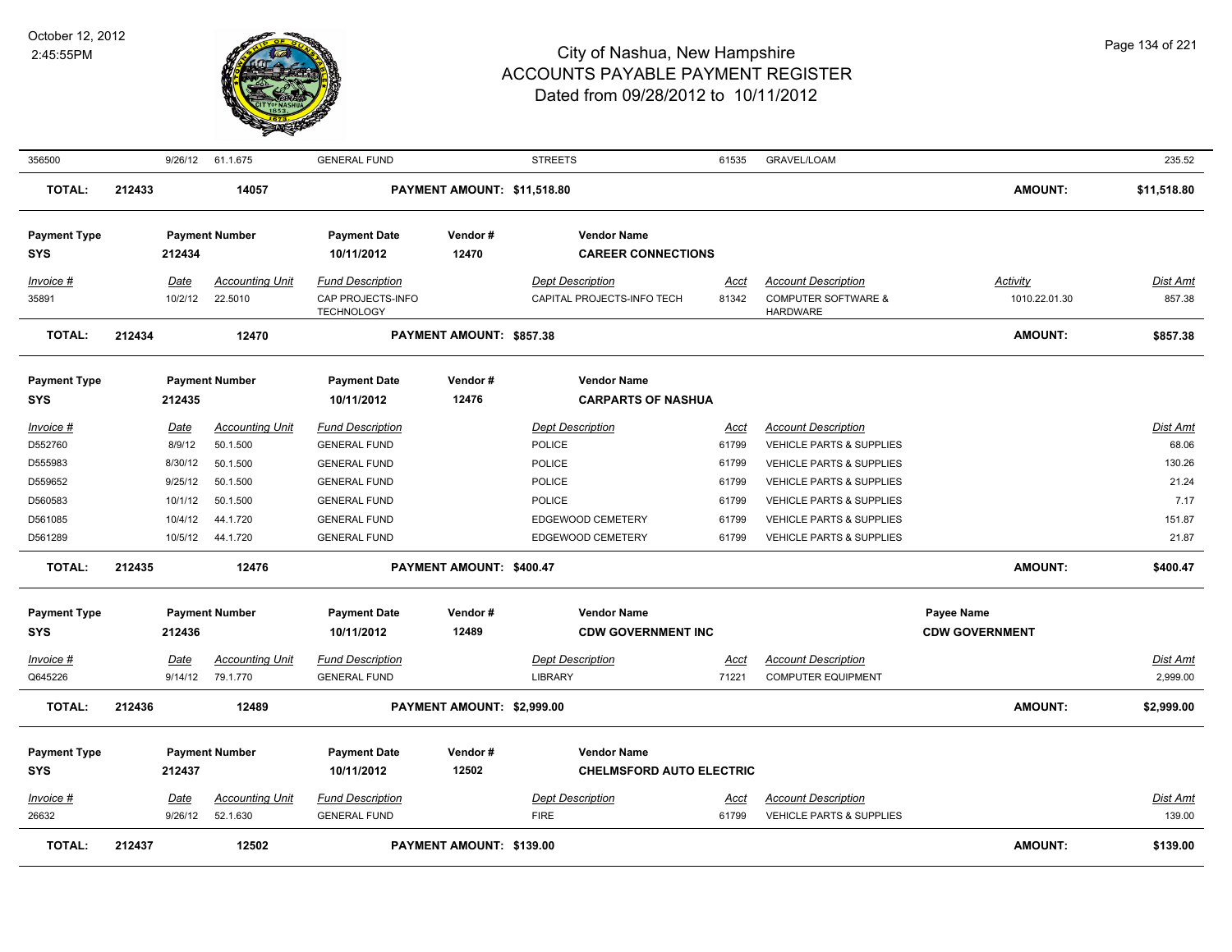# City of Nashua, New Hampshire
## ACCOUNTS PAYABLE PAYMENT REGISTER
### Dated from 09/28/2012 to 10/11/2012

October 12, 2012
2:45:55PM

| 356500 | 9/26/12 | 61.1.675 | GENERAL FUND | STREETS | 61535 | GRAVEL/LOAM | | 235.52 |
|---|---|---|---|---|---|---|---|---|
| **TOTAL:** 212433 | | **14057** | | **PAYMENT AMOUNT: $11,518.80** | | | **AMOUNT:** | **$11,518.80** |

**Payment Type:** SYS | **Payment Number:** 212434 | **Payment Date:** 10/11/2012 | **Vendor #:** 12470 | **Vendor Name:** CAREER CONNECTIONS

| Invoice # | Date | Accounting Unit | Fund Description | Dept Description | Acct | Account Description | Activity | Dist Amt |
|---|---|---|---|---|---|---|---|---|
| 35891 | 10/2/12 | 22.5010 | CAP PROJECTS-INFO TECHNOLOGY | CAPITAL PROJECTS-INFO TECH | 81342 | COMPUTER SOFTWARE & HARDWARE | 1010.22.01.30 | 857.38 |
| **TOTAL:** 212434 | | **12470** | | **PAYMENT AMOUNT: $857.38** | | | **AMOUNT:** | **$857.38** |

**Payment Type:** SYS | **Payment Number:** 212435 | **Payment Date:** 10/11/2012 | **Vendor #:** 12476 | **Vendor Name:** CARPARTS OF NASHUA

| Invoice # | Date | Accounting Unit | Fund Description | Dept Description | Acct | Account Description | Dist Amt |
|---|---|---|---|---|---|---|---|
| D552760 | 8/9/12 | 50.1.500 | GENERAL FUND | POLICE | 61799 | VEHICLE PARTS & SUPPLIES | 68.06 |
| D555983 | 8/30/12 | 50.1.500 | GENERAL FUND | POLICE | 61799 | VEHICLE PARTS & SUPPLIES | 130.26 |
| D559652 | 9/25/12 | 50.1.500 | GENERAL FUND | POLICE | 61799 | VEHICLE PARTS & SUPPLIES | 21.24 |
| D560583 | 10/1/12 | 50.1.500 | GENERAL FUND | POLICE | 61799 | VEHICLE PARTS & SUPPLIES | 7.17 |
| D561085 | 10/4/12 | 44.1.720 | GENERAL FUND | EDGEWOOD CEMETERY | 61799 | VEHICLE PARTS & SUPPLIES | 151.87 |
| D561289 | 10/5/12 | 44.1.720 | GENERAL FUND | EDGEWOOD CEMETERY | 61799 | VEHICLE PARTS & SUPPLIES | 21.87 |
| **TOTAL:** 212435 | | **12476** | | **PAYMENT AMOUNT: $400.47** | | **AMOUNT:** | **$400.47** |

**Payment Type:** SYS | **Payment Number:** 212436 | **Payment Date:** 10/11/2012 | **Vendor #:** 12489 | **Vendor Name:** CDW GOVERNMENT INC | **Payee Name:** CDW GOVERNMENT

| Invoice # | Date | Accounting Unit | Fund Description | Dept Description | Acct | Account Description | Dist Amt |
|---|---|---|---|---|---|---|---|
| Q645226 | 9/14/12 | 79.1.770 | GENERAL FUND | LIBRARY | 71221 | COMPUTER EQUIPMENT | 2,999.00 |
| **TOTAL:** 212436 | | **12489** | | **PAYMENT AMOUNT: $2,999.00** | | **AMOUNT:** | **$2,999.00** |

**Payment Type:** SYS | **Payment Number:** 212437 | **Payment Date:** 10/11/2012 | **Vendor #:** 12502 | **Vendor Name:** CHELMSFORD AUTO ELECTRIC

| Invoice # | Date | Accounting Unit | Fund Description | Dept Description | Acct | Account Description | Dist Amt |
|---|---|---|---|---|---|---|---|
| 26632 | 9/26/12 | 52.1.630 | GENERAL FUND | FIRE | 61799 | VEHICLE PARTS & SUPPLIES | 139.00 |
| **TOTAL:** 212437 | | **12502** | | **PAYMENT AMOUNT: $139.00** | | **AMOUNT:** | **$139.00** |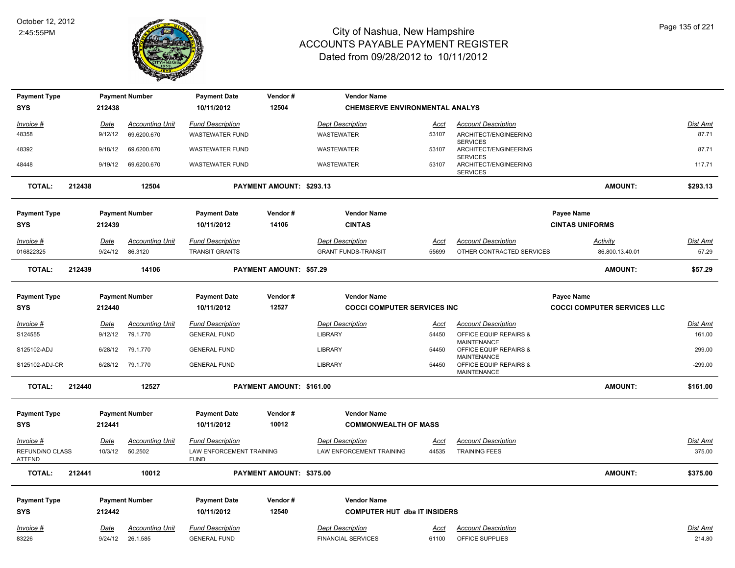# City of Nashua, New Hampshire
# ACCOUNTS PAYABLE PAYMENT REGISTER
## Dated from 09/28/2012 to 10/11/2012

| Payment Type | Payment Number | Payment Date | Vendor # | Vendor Name | | |
|---|---|---|---|---|---|---|
| SYS | 212438 | 10/11/2012 | 12504 | CHEMSERVE ENVIRONMENTAL ANALYS | | |

| Invoice # | Date | Accounting Unit | Fund Description | Dept Description | Acct | Account Description | Dist Amt |
|---|---|---|---|---|---|---|---|
| 48358 | 9/12/12 | 69.6200.670 | WASTEWATER FUND | WASTEWATER | 53107 | ARCHITECT/ENGINEERING SERVICES | 87.71 |
| 48392 | 9/18/12 | 69.6200.670 | WASTEWATER FUND | WASTEWATER | 53107 | ARCHITECT/ENGINEERING SERVICES | 87.71 |
| 48448 | 9/19/12 | 69.6200.670 | WASTEWATER FUND | WASTEWATER | 53107 | ARCHITECT/ENGINEERING SERVICES | 117.71 |

**TOTAL: 212438 12504 PAYMENT AMOUNT: $293.13 AMOUNT: $293.13**

| Payment Type | Payment Number | Payment Date | Vendor # | Vendor Name | Payee Name |
|---|---|---|---|---|---|
| SYS | 212439 | 10/11/2012 | 14106 | CINTAS | CINTAS UNIFORMS |

| Invoice # | Date | Accounting Unit | Fund Description | Dept Description | Acct | Account Description | Activity | Dist Amt |
|---|---|---|---|---|---|---|---|---|
| 016822325 | 9/24/12 | 86.3120 | TRANSIT GRANTS | GRANT FUNDS-TRANSIT | 55699 | OTHER CONTRACTED SERVICES | 86.800.13.40.01 | 57.29 |

**TOTAL: 212439 14106 PAYMENT AMOUNT: $57.29 AMOUNT: $57.29**

| Payment Type | Payment Number | Payment Date | Vendor # | Vendor Name | Payee Name |
|---|---|---|---|---|---|
| SYS | 212440 | 10/11/2012 | 12527 | COCCI COMPUTER SERVICES INC | COCCI COMPUTER SERVICES LLC |

| Invoice # | Date | Accounting Unit | Fund Description | Dept Description | Acct | Account Description | Dist Amt |
|---|---|---|---|---|---|---|---|
| S124555 | 9/12/12 | 79.1.770 | GENERAL FUND | LIBRARY | 54450 | OFFICE EQUIP REPAIRS & MAINTENANCE | 161.00 |
| S125102-ADJ | 6/28/12 | 79.1.770 | GENERAL FUND | LIBRARY | 54450 | OFFICE EQUIP REPAIRS & MAINTENANCE | 299.00 |
| S125102-ADJ-CR | 6/28/12 | 79.1.770 | GENERAL FUND | LIBRARY | 54450 | OFFICE EQUIP REPAIRS & MAINTENANCE | -299.00 |

**TOTAL: 212440 12527 PAYMENT AMOUNT: $161.00 AMOUNT: $161.00**

| Payment Type | Payment Number | Payment Date | Vendor # | Vendor Name |
|---|---|---|---|---|
| SYS | 212441 | 10/11/2012 | 10012 | COMMONWEALTH OF MASS |

| Invoice # | Date | Accounting Unit | Fund Description | Dept Description | Acct | Account Description | Dist Amt |
|---|---|---|---|---|---|---|---|
| REFUND/NO CLASS ATTEND | 10/3/12 | 50.2502 | LAW ENFORCEMENT TRAINING FUND | LAW ENFORCEMENT TRAINING | 44535 | TRAINING FEES | 375.00 |

**TOTAL: 212441 10012 PAYMENT AMOUNT: $375.00 AMOUNT: $375.00**

| Payment Type | Payment Number | Payment Date | Vendor # | Vendor Name |
|---|---|---|---|---|
| SYS | 212442 | 10/11/2012 | 12540 | COMPUTER HUT dba IT INSIDERS |

| Invoice # | Date | Accounting Unit | Fund Description | Dept Description | Acct | Account Description | Dist Amt |
|---|---|---|---|---|---|---|---|
| 83226 | 9/24/12 | 26.1.585 | GENERAL FUND | FINANCIAL SERVICES | 61100 | OFFICE SUPPLIES | 214.80 |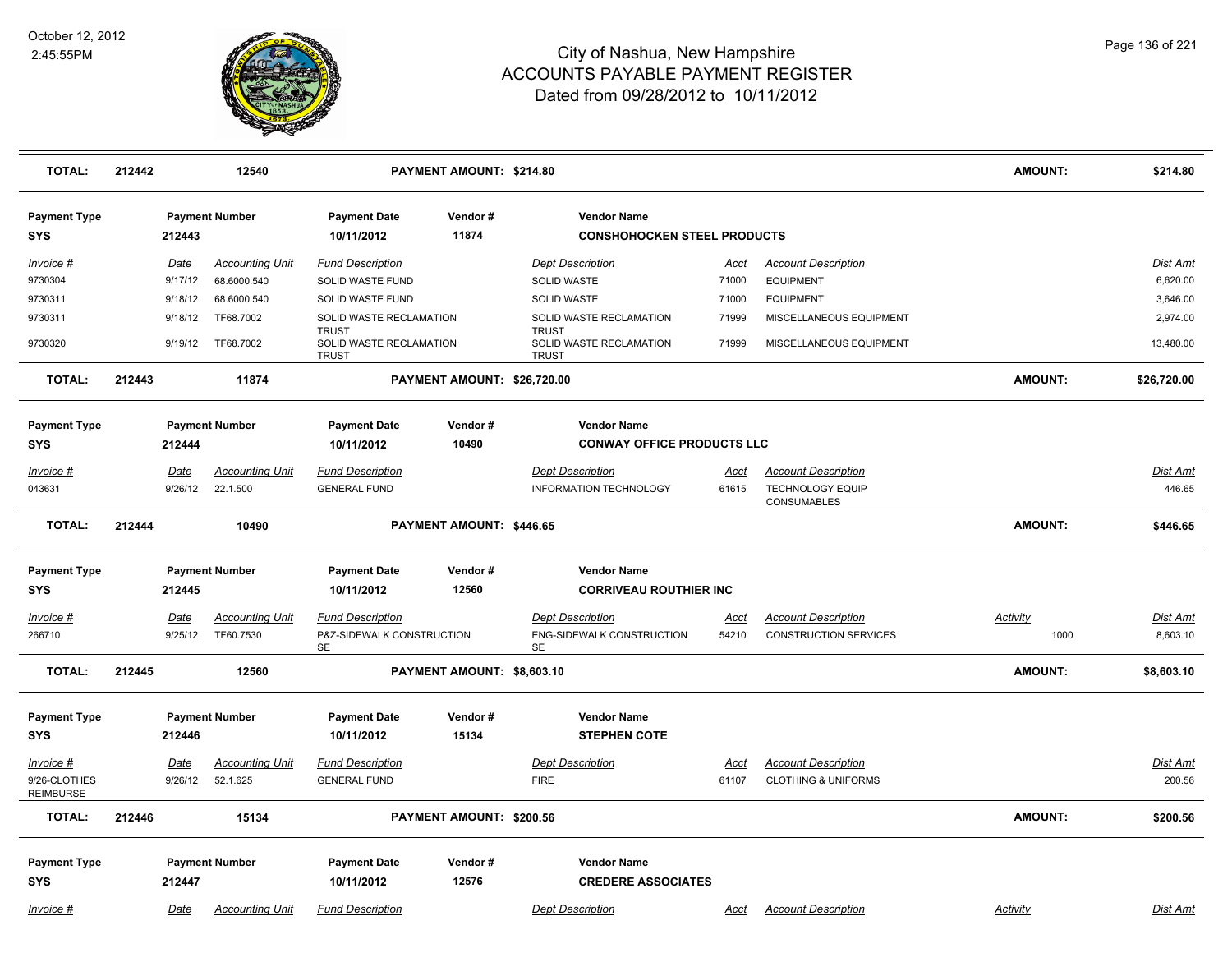# City of Nashua, New Hampshire
## ACCOUNTS PAYABLE PAYMENT REGISTER
### Dated from 09/28/2012 to 10/11/2012

October 12, 2012
2:45:55PM

| **TOTAL:** | **212442** | **12540** | | **PAYMENT AMOUNT: $214.80** | | | | **AMOUNT:** | **$214.80** |
|---|---|---|---|---|---|---|---|---|---|

| **Payment Type** | **Payment Number** | | **Payment Date** | **Vendor #** | **Vendor Name** | | | | |
|---|---|---|---|---|---|---|---|---|---|
| **SYS** | **212443** | | **10/11/2012** | **11874** | **CONSHOHOCKEN STEEL PRODUCTS** | | | | |
| *Invoice #* | *Date* | *Accounting Unit* | *Fund Description* | | *Dept Description* | *Acct* | *Account Description* | | *Dist Amt* |
| 9730304 | 9/17/12 | 68.6000.540 | SOLID WASTE FUND | | SOLID WASTE | 71000 | EQUIPMENT | | 6,620.00 |
| 9730311 | 9/18/12 | 68.6000.540 | SOLID WASTE FUND | | SOLID WASTE | 71000 | EQUIPMENT | | 3,646.00 |
| 9730311 | 9/18/12 | TF68.7002 | SOLID WASTE RECLAMATION TRUST | | SOLID WASTE RECLAMATION TRUST | 71999 | MISCELLANEOUS EQUIPMENT | | 2,974.00 |
| 9730320 | 9/19/12 | TF68.7002 | SOLID WASTE RECLAMATION TRUST | | SOLID WASTE RECLAMATION TRUST | 71999 | MISCELLANEOUS EQUIPMENT | | 13,480.00 |
| **TOTAL:** | **212443** | **11874** | | **PAYMENT AMOUNT: $26,720.00** | | | | **AMOUNT:** | **$26,720.00** |

| **Payment Type** | **Payment Number** | | **Payment Date** | **Vendor #** | **Vendor Name** | | | | |
|---|---|---|---|---|---|---|---|---|---|
| **SYS** | **212444** | | **10/11/2012** | **10490** | **CONWAY OFFICE PRODUCTS LLC** | | | | |
| *Invoice #* | *Date* | *Accounting Unit* | *Fund Description* | | *Dept Description* | *Acct* | *Account Description* | | *Dist Amt* |
| 043631 | 9/26/12 | 22.1.500 | GENERAL FUND | | INFORMATION TECHNOLOGY | 61615 | TECHNOLOGY EQUIP CONSUMABLES | | 446.65 |
| **TOTAL:** | **212444** | **10490** | | **PAYMENT AMOUNT: $446.65** | | | | **AMOUNT:** | **$446.65** |

| **Payment Type** | **Payment Number** | | **Payment Date** | **Vendor #** | **Vendor Name** | | | | |
|---|---|---|---|---|---|---|---|---|---|
| **SYS** | **212445** | | **10/11/2012** | **12560** | **CORRIVEAU ROUTHIER INC** | | | | |
| *Invoice #* | *Date* | *Accounting Unit* | *Fund Description* | | *Dept Description* | *Acct* | *Account Description* | *Activity* | *Dist Amt* |
| 266710 | 9/25/12 | TF60.7530 | P&Z-SIDEWALK CONSTRUCTION SE | | ENG-SIDEWALK CONSTRUCTION SE | 54210 | CONSTRUCTION SERVICES | 1000 | 8,603.10 |
| **TOTAL:** | **212445** | **12560** | | **PAYMENT AMOUNT: $8,603.10** | | | | **AMOUNT:** | **$8,603.10** |

| **Payment Type** | **Payment Number** | | **Payment Date** | **Vendor #** | **Vendor Name** | | | | |
|---|---|---|---|---|---|---|---|---|---|
| **SYS** | **212446** | | **10/11/2012** | **15134** | **STEPHEN COTE** | | | | |
| *Invoice #* | *Date* | *Accounting Unit* | *Fund Description* | | *Dept Description* | *Acct* | *Account Description* | | *Dist Amt* |
| 9/26-CLOTHES REIMBURSE | 9/26/12 | 52.1.625 | GENERAL FUND | | FIRE | 61107 | CLOTHING & UNIFORMS | | 200.56 |
| **TOTAL:** | **212446** | **15134** | | **PAYMENT AMOUNT: $200.56** | | | | **AMOUNT:** | **$200.56** |

| **Payment Type** | **Payment Number** | | **Payment Date** | **Vendor #** | **Vendor Name** | | | | |
|---|---|---|---|---|---|---|---|---|---|
| **SYS** | **212447** | | **10/11/2012** | **12576** | **CREDERE ASSOCIATES** | | | | |
| *Invoice #* | *Date* | *Accounting Unit* | *Fund Description* | | *Dept Description* | *Acct* | *Account Description* | *Activity* | *Dist Amt* |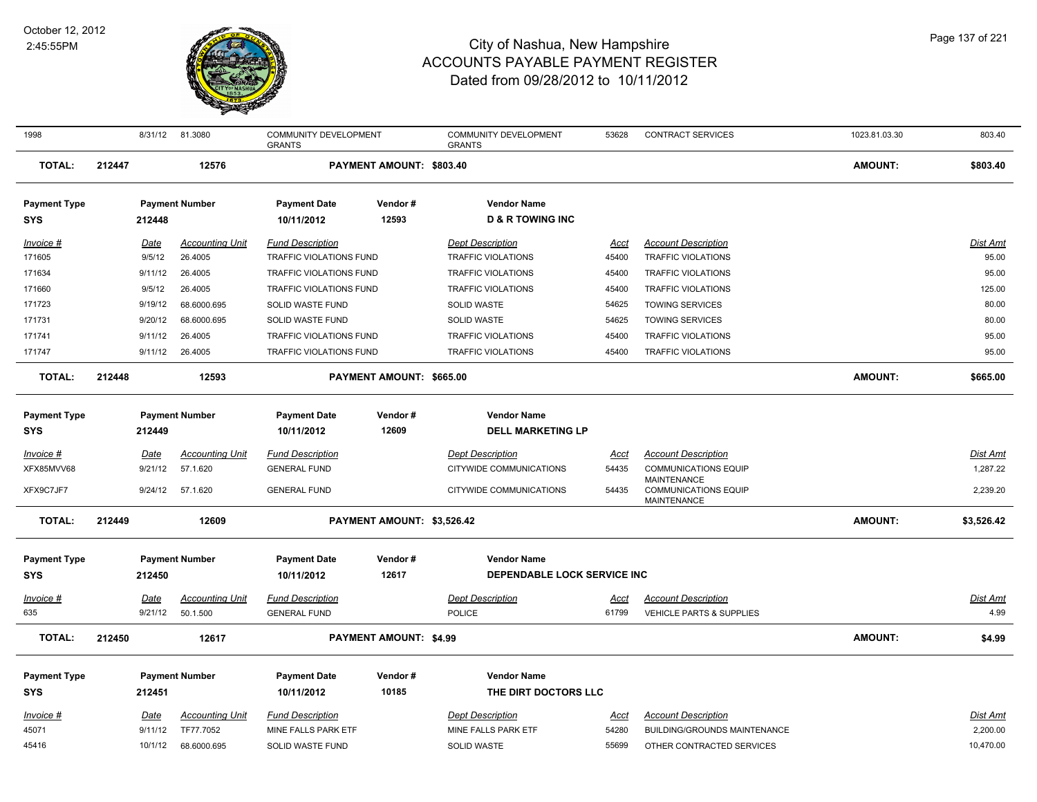# City of Nashua, New Hampshire
## ACCOUNTS PAYABLE PAYMENT REGISTER
### Dated from 09/28/2012 to 10/11/2012

October 12, 2012
2:45:55PM

| | | | | | | | | |
|---|---|---|---|---|---|---|---|---|
| 1998 | 8/31/12 | 81.3080 | COMMUNITY DEVELOPMENT GRANTS | COMMUNITY DEVELOPMENT GRANTS | 53628 | CONTRACT SERVICES | 1023.81.03.30 | 803.40 |

**TOTAL:** 212447 &nbsp;&nbsp; 12576 &nbsp;&nbsp; **PAYMENT AMOUNT: $803.40** &nbsp;&nbsp; **AMOUNT: $803.40**

| Payment Type | Payment Number | Payment Date | Vendor # | Vendor Name |
|---|---|---|---|---|
| SYS | 212448 | 10/11/2012 | 12593 | D & R TOWING INC |

| Invoice # | Date | Accounting Unit | Fund Description | Dept Description | Acct | Account Description | Dist Amt |
|---|---|---|---|---|---|---|---|
| 171605 | 9/5/12 | 26.4005 | TRAFFIC VIOLATIONS FUND | TRAFFIC VIOLATIONS | 45400 | TRAFFIC VIOLATIONS | 95.00 |
| 171634 | 9/11/12 | 26.4005 | TRAFFIC VIOLATIONS FUND | TRAFFIC VIOLATIONS | 45400 | TRAFFIC VIOLATIONS | 95.00 |
| 171660 | 9/5/12 | 26.4005 | TRAFFIC VIOLATIONS FUND | TRAFFIC VIOLATIONS | 45400 | TRAFFIC VIOLATIONS | 125.00 |
| 171723 | 9/19/12 | 68.6000.695 | SOLID WASTE FUND | SOLID WASTE | 54625 | TOWING SERVICES | 80.00 |
| 171731 | 9/20/12 | 68.6000.695 | SOLID WASTE FUND | SOLID WASTE | 54625 | TOWING SERVICES | 80.00 |
| 171741 | 9/11/12 | 26.4005 | TRAFFIC VIOLATIONS FUND | TRAFFIC VIOLATIONS | 45400 | TRAFFIC VIOLATIONS | 95.00 |
| 171747 | 9/11/12 | 26.4005 | TRAFFIC VIOLATIONS FUND | TRAFFIC VIOLATIONS | 45400 | TRAFFIC VIOLATIONS | 95.00 |

**TOTAL:** 212448 &nbsp;&nbsp; 12593 &nbsp;&nbsp; **PAYMENT AMOUNT: $665.00** &nbsp;&nbsp; **AMOUNT: $665.00**

| Payment Type | Payment Number | Payment Date | Vendor # | Vendor Name |
|---|---|---|---|---|
| SYS | 212449 | 10/11/2012 | 12609 | DELL MARKETING LP |

| Invoice # | Date | Accounting Unit | Fund Description | Dept Description | Acct | Account Description | Dist Amt |
|---|---|---|---|---|---|---|---|
| XFX85MVV68 | 9/21/12 | 57.1.620 | GENERAL FUND | CITYWIDE COMMUNICATIONS | 54435 | COMMUNICATIONS EQUIP MAINTENANCE | 1,287.22 |
| XFX9C7JF7 | 9/24/12 | 57.1.620 | GENERAL FUND | CITYWIDE COMMUNICATIONS | 54435 | COMMUNICATIONS EQUIP MAINTENANCE | 2,239.20 |

**TOTAL:** 212449 &nbsp;&nbsp; 12609 &nbsp;&nbsp; **PAYMENT AMOUNT: $3,526.42** &nbsp;&nbsp; **AMOUNT: $3,526.42**

| Payment Type | Payment Number | Payment Date | Vendor # | Vendor Name |
|---|---|---|---|---|
| SYS | 212450 | 10/11/2012 | 12617 | DEPENDABLE LOCK SERVICE INC |

| Invoice # | Date | Accounting Unit | Fund Description | Dept Description | Acct | Account Description | Dist Amt |
|---|---|---|---|---|---|---|---|
| 635 | 9/21/12 | 50.1.500 | GENERAL FUND | POLICE | 61799 | VEHICLE PARTS & SUPPLIES | 4.99 |

**TOTAL:** 212450 &nbsp;&nbsp; 12617 &nbsp;&nbsp; **PAYMENT AMOUNT: $4.99** &nbsp;&nbsp; **AMOUNT: $4.99**

| Payment Type | Payment Number | Payment Date | Vendor # | Vendor Name |
|---|---|---|---|---|
| SYS | 212451 | 10/11/2012 | 10185 | THE DIRT DOCTORS LLC |

| Invoice # | Date | Accounting Unit | Fund Description | Dept Description | Acct | Account Description | Dist Amt |
|---|---|---|---|---|---|---|---|
| 45071 | 9/11/12 | TF77.7052 | MINE FALLS PARK ETF | MINE FALLS PARK ETF | 54280 | BUILDING/GROUNDS MAINTENANCE | 2,200.00 |
| 45416 | 10/1/12 | 68.6000.695 | SOLID WASTE FUND | SOLID WASTE | 55699 | OTHER CONTRACTED SERVICES | 10,470.00 |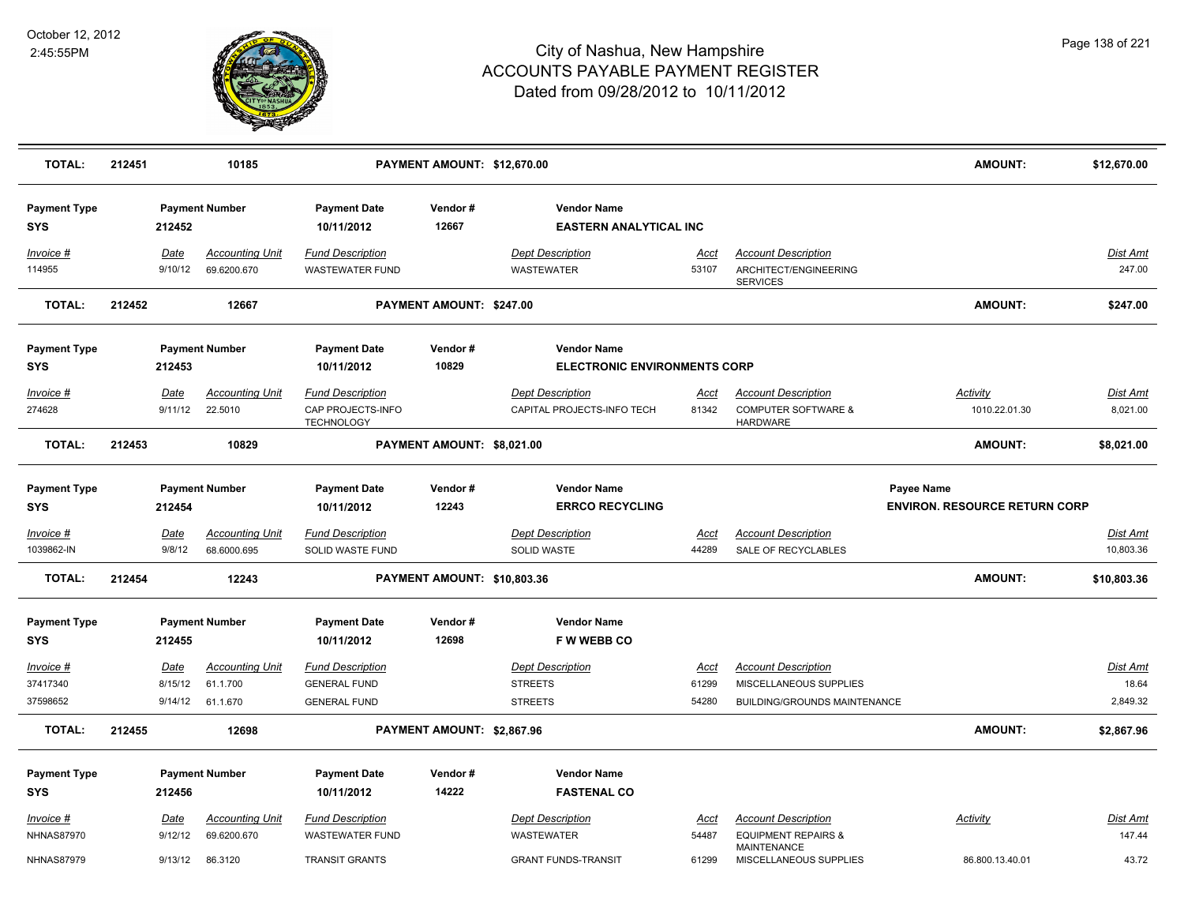| TOTAL: | 212451 | 10185 | PAYMENT AMOUNT: $12,670.00 | | | AMOUNT: | $12,670.00 |
|---|---|---|---|---|---|---|---|

| Payment Type | Payment Number | Payment Date | Vendor # | Vendor Name |
|---|---|---|---|---|
| SYS | 212452 | 10/11/2012 | 12667 | EASTERN ANALYTICAL INC |

| Invoice # | Date | Accounting Unit | Fund Description | Dept Description | Acct | Account Description | Dist Amt |
|---|---|---|---|---|---|---|---|
| 114955 | 9/10/12 | 69.6200.670 | WASTEWATER FUND | WASTEWATER | 53107 | ARCHITECT/ENGINEERING SERVICES | 247.00 |

| TOTAL: | 212452 | 12667 | PAYMENT AMOUNT: $247.00 | AMOUNT: | $247.00 |
|---|---|---|---|---|---|

| Payment Type | Payment Number | Payment Date | Vendor # | Vendor Name |
|---|---|---|---|---|
| SYS | 212453 | 10/11/2012 | 10829 | ELECTRONIC ENVIRONMENTS CORP |

| Invoice # | Date | Accounting Unit | Fund Description | Dept Description | Acct | Account Description | Activity | Dist Amt |
|---|---|---|---|---|---|---|---|---|
| 274628 | 9/11/12 | 22.5010 | CAP PROJECTS-INFO TECHNOLOGY | CAPITAL PROJECTS-INFO TECH | 81342 | COMPUTER SOFTWARE & HARDWARE | 1010.22.01.30 | 8,021.00 |

| TOTAL: | 212453 | 10829 | PAYMENT AMOUNT: $8,021.00 | AMOUNT: | $8,021.00 |
|---|---|---|---|---|---|

| Payment Type | Payment Number | Payment Date | Vendor # | Vendor Name | Payee Name |
|---|---|---|---|---|---|
| SYS | 212454 | 10/11/2012 | 12243 | ERRCO RECYCLING | ENVIRON. RESOURCE RETURN CORP |

| Invoice # | Date | Accounting Unit | Fund Description | Dept Description | Acct | Account Description | Dist Amt |
|---|---|---|---|---|---|---|---|
| 1039862-IN | 9/8/12 | 68.6000.695 | SOLID WASTE FUND | SOLID WASTE | 44289 | SALE OF RECYCLABLES | 10,803.36 |

| TOTAL: | 212454 | 12243 | PAYMENT AMOUNT: $10,803.36 | AMOUNT: | $10,803.36 |
|---|---|---|---|---|---|

| Payment Type | Payment Number | Payment Date | Vendor # | Vendor Name |
|---|---|---|---|---|
| SYS | 212455 | 10/11/2012 | 12698 | F W WEBB CO |

| Invoice # | Date | Accounting Unit | Fund Description | Dept Description | Acct | Account Description | Dist Amt |
|---|---|---|---|---|---|---|---|
| 37417340 | 8/15/12 | 61.1.700 | GENERAL FUND | STREETS | 61299 | MISCELLANEOUS SUPPLIES | 18.64 |
| 37598652 | 9/14/12 | 61.1.670 | GENERAL FUND | STREETS | 54280 | BUILDING/GROUNDS MAINTENANCE | 2,849.32 |

| TOTAL: | 212455 | 12698 | PAYMENT AMOUNT: $2,867.96 | AMOUNT: | $2,867.96 |
|---|---|---|---|---|---|

| Payment Type | Payment Number | Payment Date | Vendor # | Vendor Name |
|---|---|---|---|---|
| SYS | 212456 | 10/11/2012 | 14222 | FASTENAL CO |

| Invoice # | Date | Accounting Unit | Fund Description | Dept Description | Acct | Account Description | Activity | Dist Amt |
|---|---|---|---|---|---|---|---|---|
| NHNAS87970 | 9/12/12 | 69.6200.670 | WASTEWATER FUND | WASTEWATER | 54487 | EQUIPMENT REPAIRS & MAINTENANCE | | 147.44 |
| NHNAS87979 | 9/13/12 | 86.3120 | TRANSIT GRANTS | GRANT FUNDS-TRANSIT | 61299 | MISCELLANEOUS SUPPLIES | 86.800.13.40.01 | 43.72 |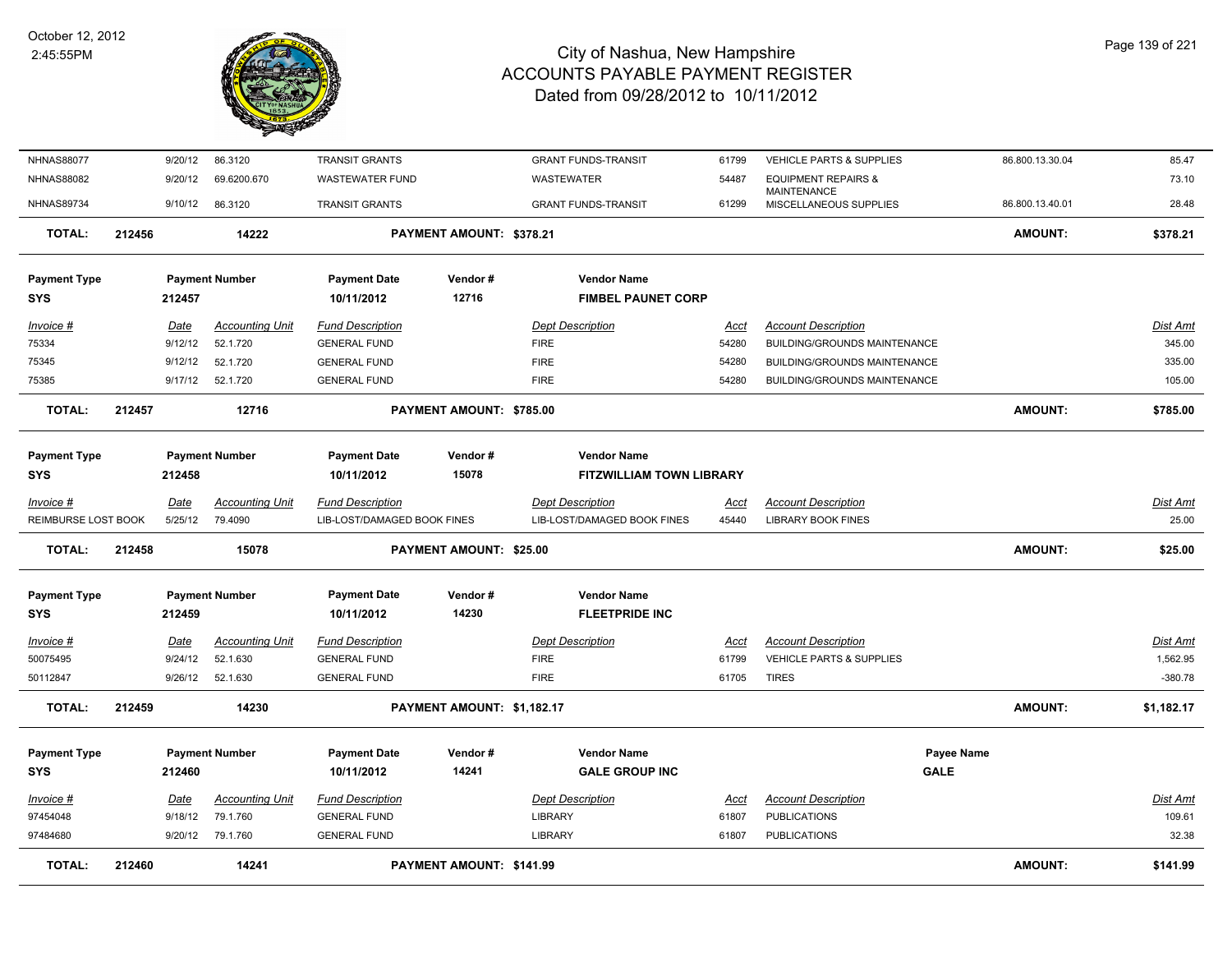# City of Nashua, New Hampshire
## ACCOUNTS PAYABLE PAYMENT REGISTER
### Dated from 09/28/2012 to 10/11/2012

October 12, 2012
2:45:55PM

| Invoice # | Date | Accounting Unit | Fund Description | Dept Description | Acct | Account Description | | Dist Amt |
|---|---|---|---|---|---|---|---|---|
| NHNAS88077 | 9/20/12 | 86.3120 | TRANSIT GRANTS | GRANT FUNDS-TRANSIT | 61799 | VEHICLE PARTS & SUPPLIES | 86.800.13.30.04 | 85.47 |
| NHNAS88082 | 9/20/12 | 69.6200.670 | WASTEWATER FUND | WASTEWATER | 54487 | EQUIPMENT REPAIRS & MAINTENANCE | | 73.10 |
| NHNAS89734 | 9/10/12 | 86.3120 | TRANSIT GRANTS | GRANT FUNDS-TRANSIT | 61299 | MISCELLANEOUS SUPPLIES | 86.800.13.40.01 | 28.48 |

**TOTAL: 212456 — 14222 — PAYMENT AMOUNT: $378.21 — AMOUNT: $378.21**

| Payment Type | Payment Number | Payment Date | Vendor # | Vendor Name |
|---|---|---|---|---|
| SYS | 212457 | 10/11/2012 | 12716 | FIMBEL PAUNET CORP |

| Invoice # | Date | Accounting Unit | Fund Description | Dept Description | Acct | Account Description | Dist Amt |
|---|---|---|---|---|---|---|---|
| 75334 | 9/12/12 | 52.1.720 | GENERAL FUND | FIRE | 54280 | BUILDING/GROUNDS MAINTENANCE | 345.00 |
| 75345 | 9/12/12 | 52.1.720 | GENERAL FUND | FIRE | 54280 | BUILDING/GROUNDS MAINTENANCE | 335.00 |
| 75385 | 9/17/12 | 52.1.720 | GENERAL FUND | FIRE | 54280 | BUILDING/GROUNDS MAINTENANCE | 105.00 |

**TOTAL: 212457 — 12716 — PAYMENT AMOUNT: $785.00 — AMOUNT: $785.00**

| Payment Type | Payment Number | Payment Date | Vendor # | Vendor Name |
|---|---|---|---|---|
| SYS | 212458 | 10/11/2012 | 15078 | FITZWILLIAM TOWN LIBRARY |

| Invoice # | Date | Accounting Unit | Fund Description | Dept Description | Acct | Account Description | Dist Amt |
|---|---|---|---|---|---|---|---|
| REIMBURSE LOST BOOK | 5/25/12 | 79.4090 | LIB-LOST/DAMAGED BOOK FINES | LIB-LOST/DAMAGED BOOK FINES | 45440 | LIBRARY BOOK FINES | 25.00 |

**TOTAL: 212458 — 15078 — PAYMENT AMOUNT: $25.00 — AMOUNT: $25.00**

| Payment Type | Payment Number | Payment Date | Vendor # | Vendor Name |
|---|---|---|---|---|
| SYS | 212459 | 10/11/2012 | 14230 | FLEETPRIDE INC |

| Invoice # | Date | Accounting Unit | Fund Description | Dept Description | Acct | Account Description | Dist Amt |
|---|---|---|---|---|---|---|---|
| 50075495 | 9/24/12 | 52.1.630 | GENERAL FUND | FIRE | 61799 | VEHICLE PARTS & SUPPLIES | 1,562.95 |
| 50112847 | 9/26/12 | 52.1.630 | GENERAL FUND | FIRE | 61705 | TIRES | -380.78 |

**TOTAL: 212459 — 14230 — PAYMENT AMOUNT: $1,182.17 — AMOUNT: $1,182.17**

| Payment Type | Payment Number | Payment Date | Vendor # | Vendor Name | Payee Name |
|---|---|---|---|---|---|
| SYS | 212460 | 10/11/2012 | 14241 | GALE GROUP INC | GALE |

| Invoice # | Date | Accounting Unit | Fund Description | Dept Description | Acct | Account Description | Dist Amt |
|---|---|---|---|---|---|---|---|
| 97454048 | 9/18/12 | 79.1.760 | GENERAL FUND | LIBRARY | 61807 | PUBLICATIONS | 109.61 |
| 97484680 | 9/20/12 | 79.1.760 | GENERAL FUND | LIBRARY | 61807 | PUBLICATIONS | 32.38 |

**TOTAL: 212460 — 14241 — PAYMENT AMOUNT: $141.99 — AMOUNT: $141.99**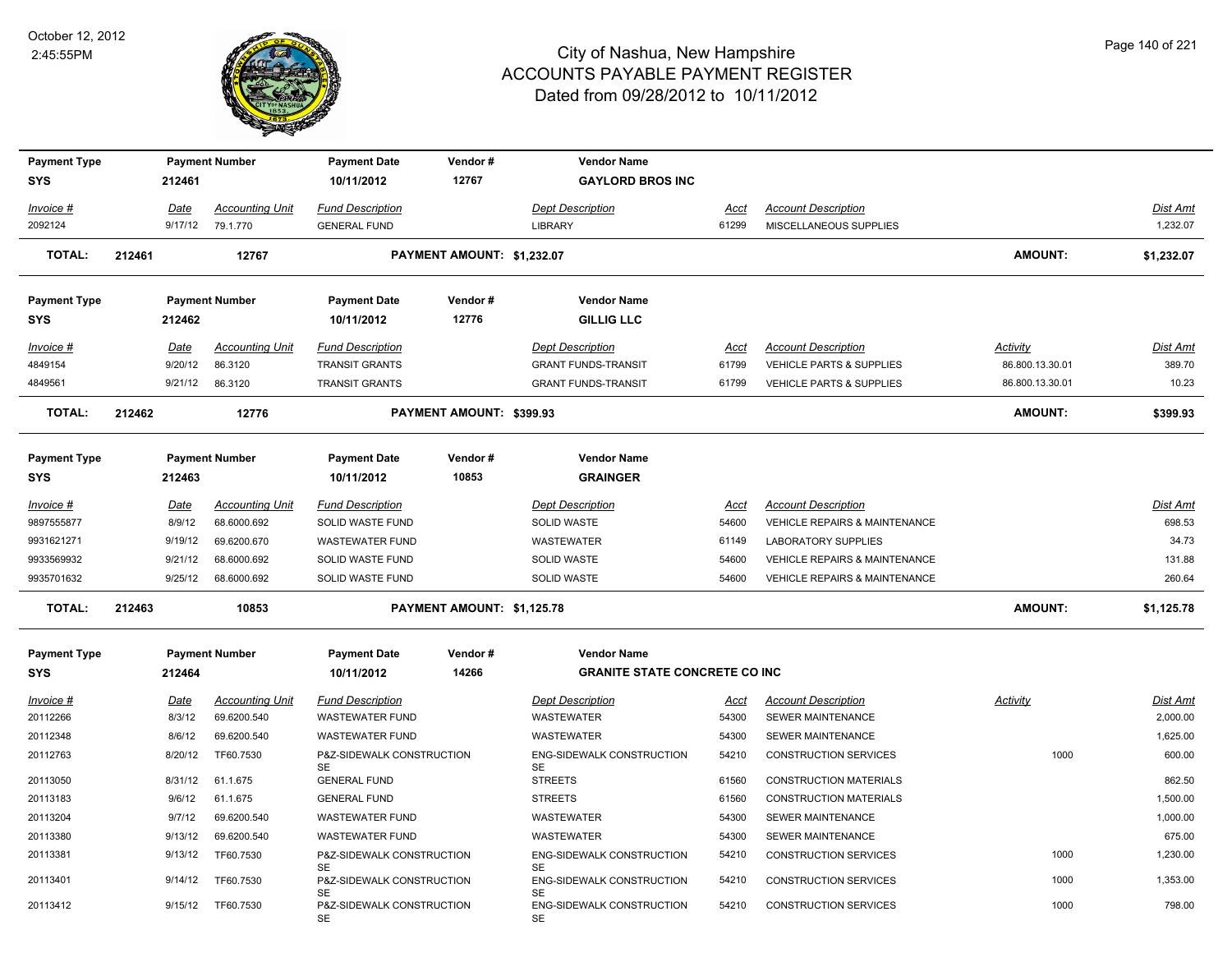# City of Nashua, New Hampshire
## ACCOUNTS PAYABLE PAYMENT REGISTER
### Dated from 09/28/2012 to 10/11/2012

October 12, 2012
2:45:55PM

| Payment Type | Payment Number | Payment Date | Vendor # | Vendor Name |
|---|---|---|---|---|
| SYS | 212461 | 10/11/2012 | 12767 | GAYLORD BROS INC |

| Invoice # | Date | Accounting Unit | Fund Description | Dept Description | Acct | Account Description | Dist Amt |
|---|---|---|---|---|---|---|---|
| 2092124 | 9/17/12 | 79.1.770 | GENERAL FUND | LIBRARY | 61299 | MISCELLANEOUS SUPPLIES | 1,232.07 |

**TOTAL: 212461 12767 PAYMENT AMOUNT: $1,232.07 AMOUNT: $1,232.07**

| Payment Type | Payment Number | Payment Date | Vendor # | Vendor Name |
|---|---|---|---|---|
| SYS | 212462 | 10/11/2012 | 12776 | GILLIG LLC |

| Invoice # | Date | Accounting Unit | Fund Description | Dept Description | Acct | Account Description | Activity | Dist Amt |
|---|---|---|---|---|---|---|---|---|
| 4849154 | 9/20/12 | 86.3120 | TRANSIT GRANTS | GRANT FUNDS-TRANSIT | 61799 | VEHICLE PARTS & SUPPLIES | 86.800.13.30.01 | 389.70 |
| 4849561 | 9/21/12 | 86.3120 | TRANSIT GRANTS | GRANT FUNDS-TRANSIT | 61799 | VEHICLE PARTS & SUPPLIES | 86.800.13.30.01 | 10.23 |

**TOTAL: 212462 12776 PAYMENT AMOUNT: $399.93 AMOUNT: $399.93**

| Payment Type | Payment Number | Payment Date | Vendor # | Vendor Name |
|---|---|---|---|---|
| SYS | 212463 | 10/11/2012 | 10853 | GRAINGER |

| Invoice # | Date | Accounting Unit | Fund Description | Dept Description | Acct | Account Description | Dist Amt |
|---|---|---|---|---|---|---|---|
| 9897555877 | 8/9/12 | 68.6000.692 | SOLID WASTE FUND | SOLID WASTE | 54600 | VEHICLE REPAIRS & MAINTENANCE | 698.53 |
| 9931621271 | 9/19/12 | 69.6200.670 | WASTEWATER FUND | WASTEWATER | 61149 | LABORATORY SUPPLIES | 34.73 |
| 9933569932 | 9/21/12 | 68.6000.692 | SOLID WASTE FUND | SOLID WASTE | 54600 | VEHICLE REPAIRS & MAINTENANCE | 131.88 |
| 9935701632 | 9/25/12 | 68.6000.692 | SOLID WASTE FUND | SOLID WASTE | 54600 | VEHICLE REPAIRS & MAINTENANCE | 260.64 |

**TOTAL: 212463 10853 PAYMENT AMOUNT: $1,125.78 AMOUNT: $1,125.78**

| Payment Type | Payment Number | Payment Date | Vendor # | Vendor Name |
|---|---|---|---|---|
| SYS | 212464 | 10/11/2012 | 14266 | GRANITE STATE CONCRETE CO INC |

| Invoice # | Date | Accounting Unit | Fund Description | Dept Description | Acct | Account Description | Activity | Dist Amt |
|---|---|---|---|---|---|---|---|---|
| 20112266 | 8/3/12 | 69.6200.540 | WASTEWATER FUND | WASTEWATER | 54300 | SEWER MAINTENANCE | | 2,000.00 |
| 20112348 | 8/6/12 | 69.6200.540 | WASTEWATER FUND | WASTEWATER | 54300 | SEWER MAINTENANCE | | 1,625.00 |
| 20112763 | 8/20/12 | TF60.7530 | P&Z-SIDEWALK CONSTRUCTION SE | ENG-SIDEWALK CONSTRUCTION SE | 54210 | CONSTRUCTION SERVICES | 1000 | 600.00 |
| 20113050 | 8/31/12 | 61.1.675 | GENERAL FUND | STREETS | 61560 | CONSTRUCTION MATERIALS | | 862.50 |
| 20113183 | 9/6/12 | 61.1.675 | GENERAL FUND | STREETS | 61560 | CONSTRUCTION MATERIALS | | 1,500.00 |
| 20113204 | 9/7/12 | 69.6200.540 | WASTEWATER FUND | WASTEWATER | 54300 | SEWER MAINTENANCE | | 1,000.00 |
| 20113380 | 9/13/12 | 69.6200.540 | WASTEWATER FUND | WASTEWATER | 54300 | SEWER MAINTENANCE | | 675.00 |
| 20113381 | 9/13/12 | TF60.7530 | P&Z-SIDEWALK CONSTRUCTION SE | ENG-SIDEWALK CONSTRUCTION SE | 54210 | CONSTRUCTION SERVICES | 1000 | 1,230.00 |
| 20113401 | 9/14/12 | TF60.7530 | P&Z-SIDEWALK CONSTRUCTION SE | ENG-SIDEWALK CONSTRUCTION SE | 54210 | CONSTRUCTION SERVICES | 1000 | 1,353.00 |
| 20113412 | 9/15/12 | TF60.7530 | P&Z-SIDEWALK CONSTRUCTION SE | ENG-SIDEWALK CONSTRUCTION SE | 54210 | CONSTRUCTION SERVICES | 1000 | 798.00 |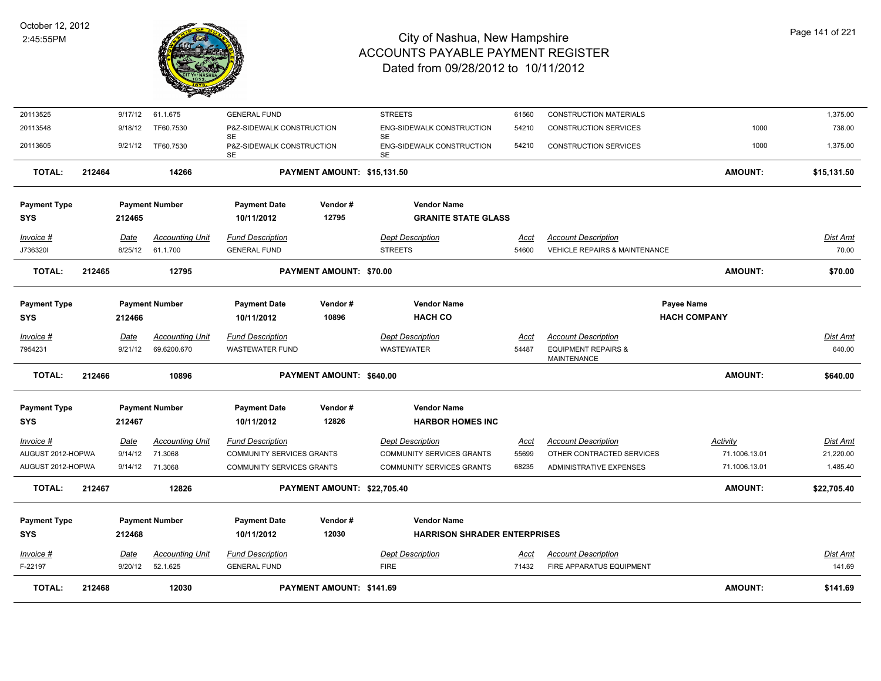| Invoice # | Date | Accounting Unit | Fund Description | Dept Description | Acct | Account Description | Activity | Dist Amt |
|---|---|---|---|---|---|---|---|---|
| 20113525 | 9/17/12 | 61.1.675 | GENERAL FUND | STREETS | 61560 | CONSTRUCTION MATERIALS | | 1,375.00 |
| 20113548 | 9/18/12 | TF60.7530 | P&Z-SIDEWALK CONSTRUCTION SE | ENG-SIDEWALK CONSTRUCTION SE | 54210 | CONSTRUCTION SERVICES | 1000 | 738.00 |
| 20113605 | 9/21/12 | TF60.7530 | P&Z-SIDEWALK CONSTRUCTION SE | ENG-SIDEWALK CONSTRUCTION SE | 54210 | CONSTRUCTION SERVICES | 1000 | 1,375.00 |

**TOTAL: 212464 — 14266 — PAYMENT AMOUNT: $15,131.50 — AMOUNT: $15,131.50**

| Payment Type | Payment Number | Payment Date | Vendor # | Vendor Name |
|---|---|---|---|---|
| SYS | 212465 | 10/11/2012 | 12795 | GRANITE STATE GLASS |

| Invoice # | Date | Accounting Unit | Fund Description | Dept Description | Acct | Account Description | Dist Amt |
|---|---|---|---|---|---|---|---|
| J736320I | 8/25/12 | 61.1.700 | GENERAL FUND | STREETS | 54600 | VEHICLE REPAIRS & MAINTENANCE | 70.00 |

**TOTAL: 212465 — 12795 — PAYMENT AMOUNT: $70.00 — AMOUNT: $70.00**

| Payment Type | Payment Number | Payment Date | Vendor # | Vendor Name | Payee Name |
|---|---|---|---|---|---|
| SYS | 212466 | 10/11/2012 | 10896 | HACH CO | HACH COMPANY |

| Invoice # | Date | Accounting Unit | Fund Description | Dept Description | Acct | Account Description | Dist Amt |
|---|---|---|---|---|---|---|---|
| 7954231 | 9/21/12 | 69.6200.670 | WASTEWATER FUND | WASTEWATER | 54487 | EQUIPMENT REPAIRS & MAINTENANCE | 640.00 |

**TOTAL: 212466 — 10896 — PAYMENT AMOUNT: $640.00 — AMOUNT: $640.00**

| Payment Type | Payment Number | Payment Date | Vendor # | Vendor Name |
|---|---|---|---|---|
| SYS | 212467 | 10/11/2012 | 12826 | HARBOR HOMES INC |

| Invoice # | Date | Accounting Unit | Fund Description | Dept Description | Acct | Account Description | Activity | Dist Amt |
|---|---|---|---|---|---|---|---|---|
| AUGUST 2012-HOPWA | 9/14/12 | 71.3068 | COMMUNITY SERVICES GRANTS | COMMUNITY SERVICES GRANTS | 55699 | OTHER CONTRACTED SERVICES | 71.1006.13.01 | 21,220.00 |
| AUGUST 2012-HOPWA | 9/14/12 | 71.3068 | COMMUNITY SERVICES GRANTS | COMMUNITY SERVICES GRANTS | 68235 | ADMINISTRATIVE EXPENSES | 71.1006.13.01 | 1,485.40 |

**TOTAL: 212467 — 12826 — PAYMENT AMOUNT: $22,705.40 — AMOUNT: $22,705.40**

| Payment Type | Payment Number | Payment Date | Vendor # | Vendor Name |
|---|---|---|---|---|
| SYS | 212468 | 10/11/2012 | 12030 | HARRISON SHRADER ENTERPRISES |

| Invoice # | Date | Accounting Unit | Fund Description | Dept Description | Acct | Account Description | Dist Amt |
|---|---|---|---|---|---|---|---|
| F-22197 | 9/20/12 | 52.1.625 | GENERAL FUND | FIRE | 71432 | FIRE APPARATUS EQUIPMENT | 141.69 |

**TOTAL: 212468 — 12030 — PAYMENT AMOUNT: $141.69 — AMOUNT: $141.69**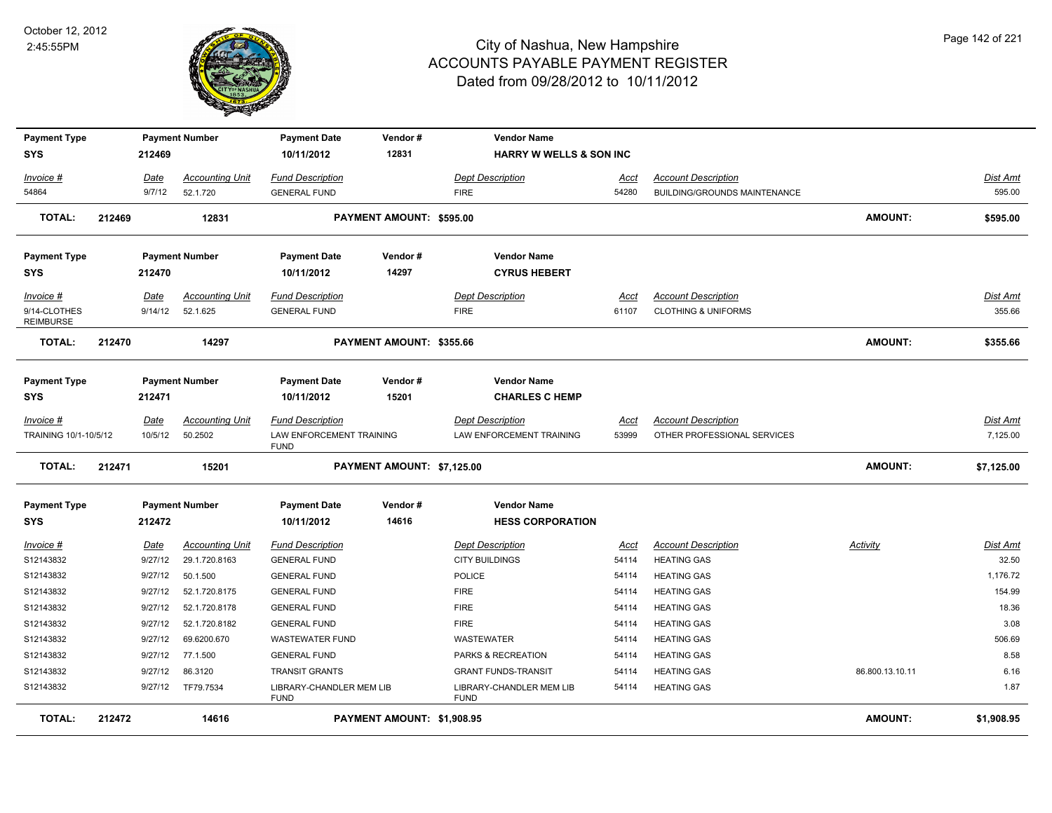October 12, 2012
2:45:55PM

# City of Nashua, New Hampshire
## ACCOUNTS PAYABLE PAYMENT REGISTER
### Dated from 09/28/2012 to 10/11/2012

| Payment Type | Payment Number | Payment Date | Vendor # | Vendor Name |
|---|---|---|---|---|
| SYS | 212469 | 10/11/2012 | 12831 | HARRY W WELLS & SON INC |

| Invoice # | Date | Accounting Unit | Fund Description | Dept Description | Acct | Account Description | Dist Amt |
|---|---|---|---|---|---|---|---|
| 54864 | 9/7/12 | 52.1.720 | GENERAL FUND | FIRE | 54280 | BUILDING/GROUNDS MAINTENANCE | 595.00 |

**TOTAL: 212469 12831 PAYMENT AMOUNT: $595.00 AMOUNT: $595.00**

| Payment Type | Payment Number | Payment Date | Vendor # | Vendor Name |
|---|---|---|---|---|
| SYS | 212470 | 10/11/2012 | 14297 | CYRUS HEBERT |

| Invoice # | Date | Accounting Unit | Fund Description | Dept Description | Acct | Account Description | Dist Amt |
|---|---|---|---|---|---|---|---|
| 9/14-CLOTHES REIMBURSE | 9/14/12 | 52.1.625 | GENERAL FUND | FIRE | 61107 | CLOTHING & UNIFORMS | 355.66 |

**TOTAL: 212470 14297 PAYMENT AMOUNT: $355.66 AMOUNT: $355.66**

| Payment Type | Payment Number | Payment Date | Vendor # | Vendor Name |
|---|---|---|---|---|
| SYS | 212471 | 10/11/2012 | 15201 | CHARLES C HEMP |

| Invoice # | Date | Accounting Unit | Fund Description | Dept Description | Acct | Account Description | Dist Amt |
|---|---|---|---|---|---|---|---|
| TRAINING 10/1-10/5/12 | 10/5/12 | 50.2502 | LAW ENFORCEMENT TRAINING FUND | LAW ENFORCEMENT TRAINING | 53999 | OTHER PROFESSIONAL SERVICES | 7,125.00 |

**TOTAL: 212471 15201 PAYMENT AMOUNT: $7,125.00 AMOUNT: $7,125.00**

| Payment Type | Payment Number | Payment Date | Vendor # | Vendor Name |
|---|---|---|---|---|
| SYS | 212472 | 10/11/2012 | 14616 | HESS CORPORATION |

| Invoice # | Date | Accounting Unit | Fund Description | Dept Description | Acct | Account Description | Activity | Dist Amt |
|---|---|---|---|---|---|---|---|---|
| S12143832 | 9/27/12 | 29.1.720.8163 | GENERAL FUND | CITY BUILDINGS | 54114 | HEATING GAS | | 32.50 |
| S12143832 | 9/27/12 | 50.1.500 | GENERAL FUND | POLICE | 54114 | HEATING GAS | | 1,176.72 |
| S12143832 | 9/27/12 | 52.1.720.8175 | GENERAL FUND | FIRE | 54114 | HEATING GAS | | 154.99 |
| S12143832 | 9/27/12 | 52.1.720.8178 | GENERAL FUND | FIRE | 54114 | HEATING GAS | | 18.36 |
| S12143832 | 9/27/12 | 52.1.720.8182 | GENERAL FUND | FIRE | 54114 | HEATING GAS | | 3.08 |
| S12143832 | 9/27/12 | 69.6200.670 | WASTEWATER FUND | WASTEWATER | 54114 | HEATING GAS | | 506.69 |
| S12143832 | 9/27/12 | 77.1.500 | GENERAL FUND | PARKS & RECREATION | 54114 | HEATING GAS | | 8.58 |
| S12143832 | 9/27/12 | 86.3120 | TRANSIT GRANTS | GRANT FUNDS-TRANSIT | 54114 | HEATING GAS | 86.800.13.10.11 | 6.16 |
| S12143832 | 9/27/12 | TF79.7534 | LIBRARY-CHANDLER MEM LIB FUND | LIBRARY-CHANDLER MEM LIB FUND | 54114 | HEATING GAS | | 1.87 |

**TOTAL: 212472 14616 PAYMENT AMOUNT: $1,908.95 AMOUNT: $1,908.95**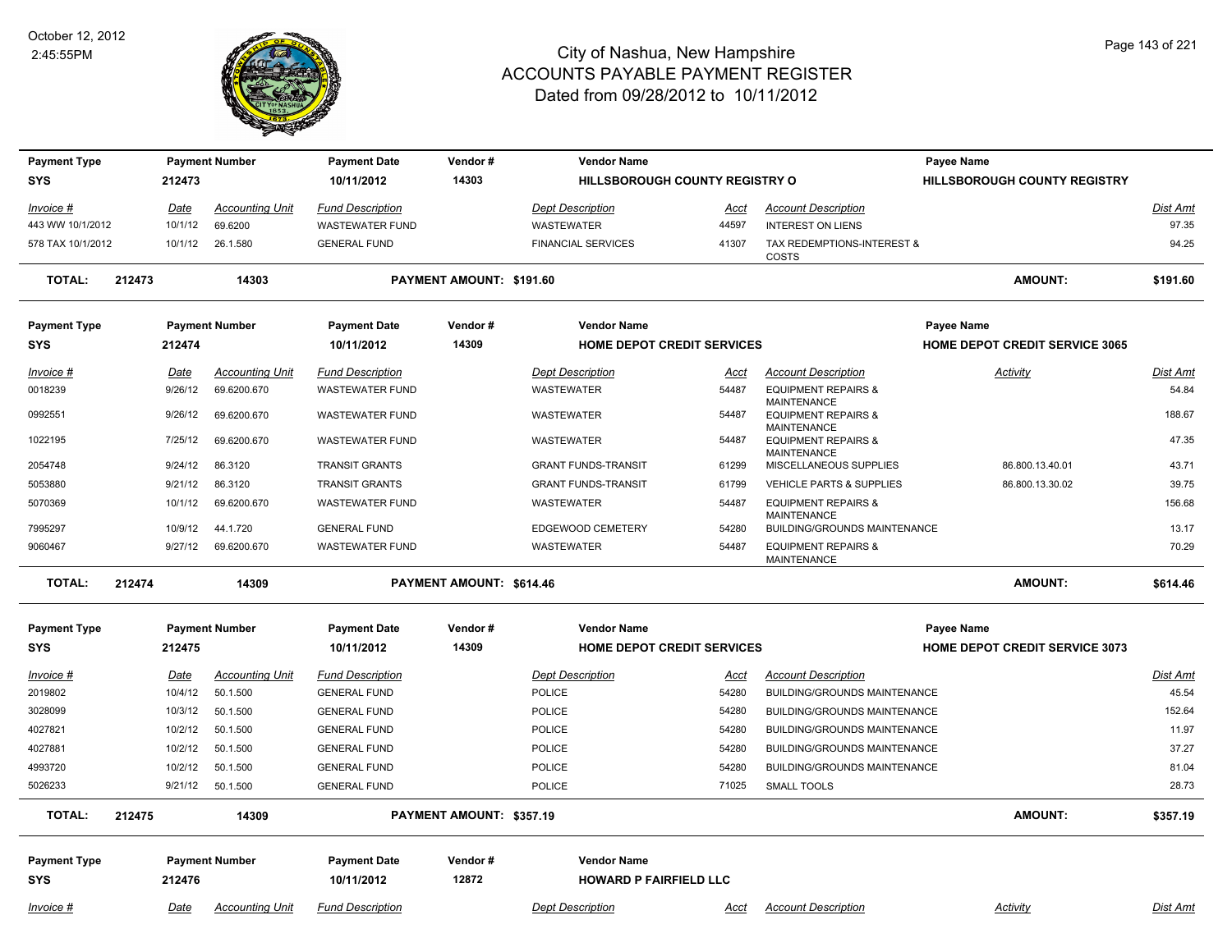# City of Nashua, New Hampshire
## ACCOUNTS PAYABLE PAYMENT REGISTER
### Dated from 09/28/2012 to 10/11/2012

October 12, 2012
2:45:55PM

| Payment Type | Payment Number | Payment Date | Vendor # | Vendor Name | Payee Name |
|---|---|---|---|---|---|
| SYS | 212473 | 10/11/2012 | 14303 | HILLSBOROUGH COUNTY REGISTRY O | HILLSBOROUGH COUNTY REGISTRY |

| Invoice # | Date | Accounting Unit | Fund Description | Dept Description | Acct | Account Description | Activity | Dist Amt |
|---|---|---|---|---|---|---|---|---|
| 443 WW 10/1/2012 | 10/1/12 | 69.6200 | WASTEWATER FUND | WASTEWATER | 44597 | INTEREST ON LIENS | | 97.35 |
| 578 TAX 10/1/2012 | 10/1/12 | 26.1.580 | GENERAL FUND | FINANCIAL SERVICES | 41307 | TAX REDEMPTIONS-INTEREST & COSTS | | 94.25 |

**TOTAL: 212473 14303 PAYMENT AMOUNT: $191.60 AMOUNT: $191.60**

| Payment Type | Payment Number | Payment Date | Vendor # | Vendor Name | Payee Name |
|---|---|---|---|---|---|
| SYS | 212474 | 10/11/2012 | 14309 | HOME DEPOT CREDIT SERVICES | HOME DEPOT CREDIT SERVICE 3065 |

| Invoice # | Date | Accounting Unit | Fund Description | Dept Description | Acct | Account Description | Activity | Dist Amt |
|---|---|---|---|---|---|---|---|---|
| 0018239 | 9/26/12 | 69.6200.670 | WASTEWATER FUND | WASTEWATER | 54487 | EQUIPMENT REPAIRS & MAINTENANCE | | 54.84 |
| 0992551 | 9/26/12 | 69.6200.670 | WASTEWATER FUND | WASTEWATER | 54487 | EQUIPMENT REPAIRS & MAINTENANCE | | 188.67 |
| 1022195 | 7/25/12 | 69.6200.670 | WASTEWATER FUND | WASTEWATER | 54487 | EQUIPMENT REPAIRS & MAINTENANCE | | 47.35 |
| 2054748 | 9/24/12 | 86.3120 | TRANSIT GRANTS | GRANT FUNDS-TRANSIT | 61299 | MISCELLANEOUS SUPPLIES | 86.800.13.40.01 | 43.71 |
| 5053880 | 9/21/12 | 86.3120 | TRANSIT GRANTS | GRANT FUNDS-TRANSIT | 61799 | VEHICLE PARTS & SUPPLIES | 86.800.13.30.02 | 39.75 |
| 5070369 | 10/1/12 | 69.6200.670 | WASTEWATER FUND | WASTEWATER | 54487 | EQUIPMENT REPAIRS & MAINTENANCE | | 156.68 |
| 7995297 | 10/9/12 | 44.1.720 | GENERAL FUND | EDGEWOOD CEMETERY | 54280 | BUILDING/GROUNDS MAINTENANCE | | 13.17 |
| 9060467 | 9/27/12 | 69.6200.670 | WASTEWATER FUND | WASTEWATER | 54487 | EQUIPMENT REPAIRS & MAINTENANCE | | 70.29 |

**TOTAL: 212474 14309 PAYMENT AMOUNT: $614.46 AMOUNT: $614.46**

| Payment Type | Payment Number | Payment Date | Vendor # | Vendor Name | Payee Name |
|---|---|---|---|---|---|
| SYS | 212475 | 10/11/2012 | 14309 | HOME DEPOT CREDIT SERVICES | HOME DEPOT CREDIT SERVICE 3073 |

| Invoice # | Date | Accounting Unit | Fund Description | Dept Description | Acct | Account Description | Activity | Dist Amt |
|---|---|---|---|---|---|---|---|---|
| 2019802 | 10/4/12 | 50.1.500 | GENERAL FUND | POLICE | 54280 | BUILDING/GROUNDS MAINTENANCE | | 45.54 |
| 3028099 | 10/3/12 | 50.1.500 | GENERAL FUND | POLICE | 54280 | BUILDING/GROUNDS MAINTENANCE | | 152.64 |
| 4027821 | 10/2/12 | 50.1.500 | GENERAL FUND | POLICE | 54280 | BUILDING/GROUNDS MAINTENANCE | | 11.97 |
| 4027881 | 10/2/12 | 50.1.500 | GENERAL FUND | POLICE | 54280 | BUILDING/GROUNDS MAINTENANCE | | 37.27 |
| 4993720 | 10/2/12 | 50.1.500 | GENERAL FUND | POLICE | 54280 | BUILDING/GROUNDS MAINTENANCE | | 81.04 |
| 5026233 | 9/21/12 | 50.1.500 | GENERAL FUND | POLICE | 71025 | SMALL TOOLS | | 28.73 |

**TOTAL: 212475 14309 PAYMENT AMOUNT: $357.19 AMOUNT: $357.19**

| Payment Type | Payment Number | Payment Date | Vendor # | Vendor Name |
|---|---|---|---|---|
| SYS | 212476 | 10/11/2012 | 12872 | HOWARD P FAIRFIELD LLC |

| Invoice # | Date | Accounting Unit | Fund Description | Dept Description | Acct | Account Description | Activity | Dist Amt |
|---|---|---|---|---|---|---|---|---|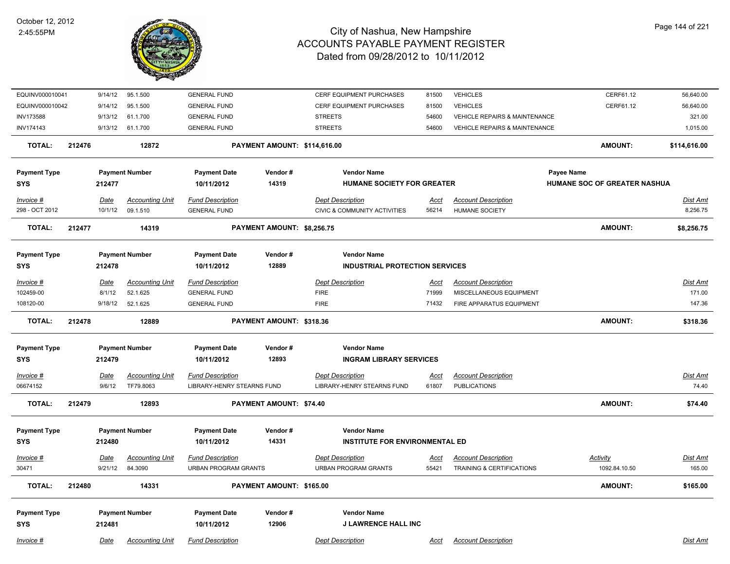| Invoice # | Date | Accounting Unit | Fund Description | Dept Description | Acct | Account Description | Activity | Dist Amt |
|---|---|---|---|---|---|---|---|---|
| EQUINV000010041 | 9/14/12 | 95.1.500 | GENERAL FUND | CERF EQUIPMENT PURCHASES | 81500 | VEHICLES | CERF61.12 | 56,640.00 |
| EQUINV000010042 | 9/14/12 | 95.1.500 | GENERAL FUND | CERF EQUIPMENT PURCHASES | 81500 | VEHICLES | CERF61.12 | 56,640.00 |
| INV173588 | 9/13/12 | 61.1.700 | GENERAL FUND | STREETS | 54600 | VEHICLE REPAIRS & MAINTENANCE | | 321.00 |
| INV174143 | 9/13/12 | 61.1.700 | GENERAL FUND | STREETS | 54600 | VEHICLE REPAIRS & MAINTENANCE | | 1,015.00 |

**TOTAL:** 212476 | 12872 | **PAYMENT AMOUNT: $114,616.00** | **AMOUNT: $114,616.00**

---

| Payment Type | Payment Number | Payment Date | Vendor # | Vendor Name | Payee Name |
|---|---|---|---|---|---|
| SYS | 212477 | 10/11/2012 | 14319 | HUMANE SOCIETY FOR GREATER | HUMANE SOC OF GREATER NASHUA |

| Invoice # | Date | Accounting Unit | Fund Description | Dept Description | Acct | Account Description | Dist Amt |
|---|---|---|---|---|---|---|---|
| 298 - OCT 2012 | 10/1/12 | 09.1.510 | GENERAL FUND | CIVIC & COMMUNITY ACTIVITIES | 56214 | HUMANE SOCIETY | 8,256.75 |

**TOTAL:** 212477 | 14319 | **PAYMENT AMOUNT: $8,256.75** | **AMOUNT: $8,256.75**

---

| Payment Type | Payment Number | Payment Date | Vendor # | Vendor Name |
|---|---|---|---|---|
| SYS | 212478 | 10/11/2012 | 12889 | INDUSTRIAL PROTECTION SERVICES |

| Invoice # | Date | Accounting Unit | Fund Description | Dept Description | Acct | Account Description | Dist Amt |
|---|---|---|---|---|---|---|---|
| 102459-00 | 8/1/12 | 52.1.625 | GENERAL FUND | FIRE | 71999 | MISCELLANEOUS EQUIPMENT | 171.00 |
| 108120-00 | 9/18/12 | 52.1.625 | GENERAL FUND | FIRE | 71432 | FIRE APPARATUS EQUIPMENT | 147.36 |

**TOTAL:** 212478 | 12889 | **PAYMENT AMOUNT: $318.36** | **AMOUNT: $318.36**

---

| Payment Type | Payment Number | Payment Date | Vendor # | Vendor Name |
|---|---|---|---|---|
| SYS | 212479 | 10/11/2012 | 12893 | INGRAM LIBRARY SERVICES |

| Invoice # | Date | Accounting Unit | Fund Description | Dept Description | Acct | Account Description | Dist Amt |
|---|---|---|---|---|---|---|---|
| 06674152 | 9/6/12 | TF79.8063 | LIBRARY-HENRY STEARNS FUND | LIBRARY-HENRY STEARNS FUND | 61807 | PUBLICATIONS | 74.40 |

**TOTAL:** 212479 | 12893 | **PAYMENT AMOUNT: $74.40** | **AMOUNT: $74.40**

---

| Payment Type | Payment Number | Payment Date | Vendor # | Vendor Name |
|---|---|---|---|---|
| SYS | 212480 | 10/11/2012 | 14331 | INSTITUTE FOR ENVIRONMENTAL ED |

| Invoice # | Date | Accounting Unit | Fund Description | Dept Description | Acct | Account Description | Activity | Dist Amt |
|---|---|---|---|---|---|---|---|---|
| 30471 | 9/21/12 | 84.3090 | URBAN PROGRAM GRANTS | URBAN PROGRAM GRANTS | 55421 | TRAINING & CERTIFICATIONS | 1092.84.10.50 | 165.00 |

**TOTAL:** 212480 | 14331 | **PAYMENT AMOUNT: $165.00** | **AMOUNT: $165.00**

---

| Payment Type | Payment Number | Payment Date | Vendor # | Vendor Name |
|---|---|---|---|---|
| SYS | 212481 | 10/11/2012 | 12906 | J LAWRENCE HALL INC |

| Invoice # | Date | Accounting Unit | Fund Description | Dept Description | Acct | Account Description | Dist Amt |
|---|---|---|---|---|---|---|---|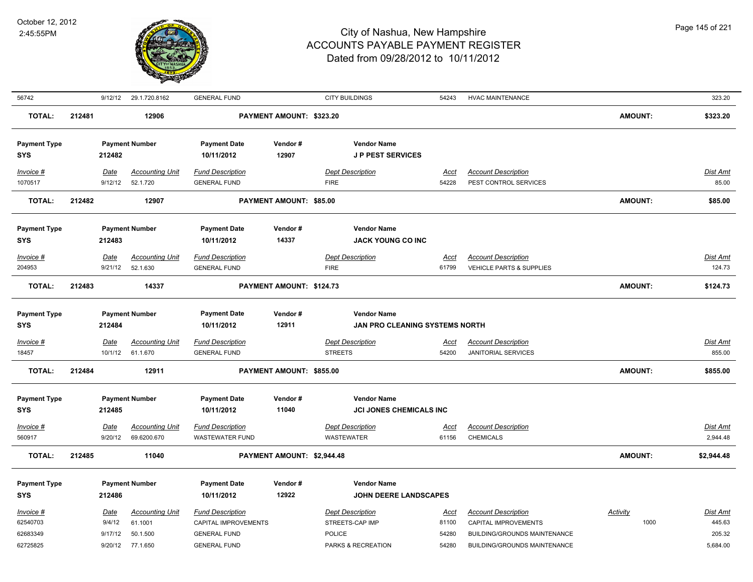| Invoice # | Date | Accounting Unit | Fund Description | Dept Description | Acct | Account Description | Activity | Dist Amt |
|---|---|---|---|---|---|---|---|---|
| 56742 | 9/12/12 | 29.1.720.8162 | GENERAL FUND | CITY BUILDINGS | 54243 | HVAC MAINTENANCE | | 323.20 |

**TOTAL: 212481 | 12906 | PAYMENT AMOUNT: $323.20 | AMOUNT: $323.20**

| Payment Type | Payment Number | Payment Date | Vendor # | Vendor Name |
|---|---|---|---|---|
| SYS | 212482 | 10/11/2012 | 12907 | J P PEST SERVICES |

| Invoice # | Date | Accounting Unit | Fund Description | Dept Description | Acct | Account Description | Dist Amt |
|---|---|---|---|---|---|---|---|
| 1070517 | 9/12/12 | 52.1.720 | GENERAL FUND | FIRE | 54228 | PEST CONTROL SERVICES | 85.00 |

**TOTAL: 212482 | 12907 | PAYMENT AMOUNT: $85.00 | AMOUNT: $85.00**

| Payment Type | Payment Number | Payment Date | Vendor # | Vendor Name |
|---|---|---|---|---|
| SYS | 212483 | 10/11/2012 | 14337 | JACK YOUNG CO INC |

| Invoice # | Date | Accounting Unit | Fund Description | Dept Description | Acct | Account Description | Dist Amt |
|---|---|---|---|---|---|---|---|
| 204953 | 9/21/12 | 52.1.630 | GENERAL FUND | FIRE | 61799 | VEHICLE PARTS & SUPPLIES | 124.73 |

**TOTAL: 212483 | 14337 | PAYMENT AMOUNT: $124.73 | AMOUNT: $124.73**

| Payment Type | Payment Number | Payment Date | Vendor # | Vendor Name |
|---|---|---|---|---|
| SYS | 212484 | 10/11/2012 | 12911 | JAN PRO CLEANING SYSTEMS NORTH |

| Invoice # | Date | Accounting Unit | Fund Description | Dept Description | Acct | Account Description | Dist Amt |
|---|---|---|---|---|---|---|---|
| 18457 | 10/1/12 | 61.1.670 | GENERAL FUND | STREETS | 54200 | JANITORIAL SERVICES | 855.00 |

**TOTAL: 212484 | 12911 | PAYMENT AMOUNT: $855.00 | AMOUNT: $855.00**

| Payment Type | Payment Number | Payment Date | Vendor # | Vendor Name |
|---|---|---|---|---|
| SYS | 212485 | 10/11/2012 | 11040 | JCI JONES CHEMICALS INC |

| Invoice # | Date | Accounting Unit | Fund Description | Dept Description | Acct | Account Description | Dist Amt |
|---|---|---|---|---|---|---|---|
| 560917 | 9/20/12 | 69.6200.670 | WASTEWATER FUND | WASTEWATER | 61156 | CHEMICALS | 2,944.48 |

**TOTAL: 212485 | 11040 | PAYMENT AMOUNT: $2,944.48 | AMOUNT: $2,944.48**

| Payment Type | Payment Number | Payment Date | Vendor # | Vendor Name |
|---|---|---|---|---|
| SYS | 212486 | 10/11/2012 | 12922 | JOHN DEERE LANDSCAPES |

| Invoice # | Date | Accounting Unit | Fund Description | Dept Description | Acct | Account Description | Activity | Dist Amt |
|---|---|---|---|---|---|---|---|---|
| 62540703 | 9/4/12 | 61.1001 | CAPITAL IMPROVEMENTS | STREETS-CAP IMP | 81100 | CAPITAL IMPROVEMENTS | 1000 | 445.63 |
| 62683349 | 9/17/12 | 50.1.500 | GENERAL FUND | POLICE | 54280 | BUILDING/GROUNDS MAINTENANCE | | 205.32 |
| 62725825 | 9/20/12 | 77.1.650 | GENERAL FUND | PARKS & RECREATION | 54280 | BUILDING/GROUNDS MAINTENANCE | | 5,684.00 |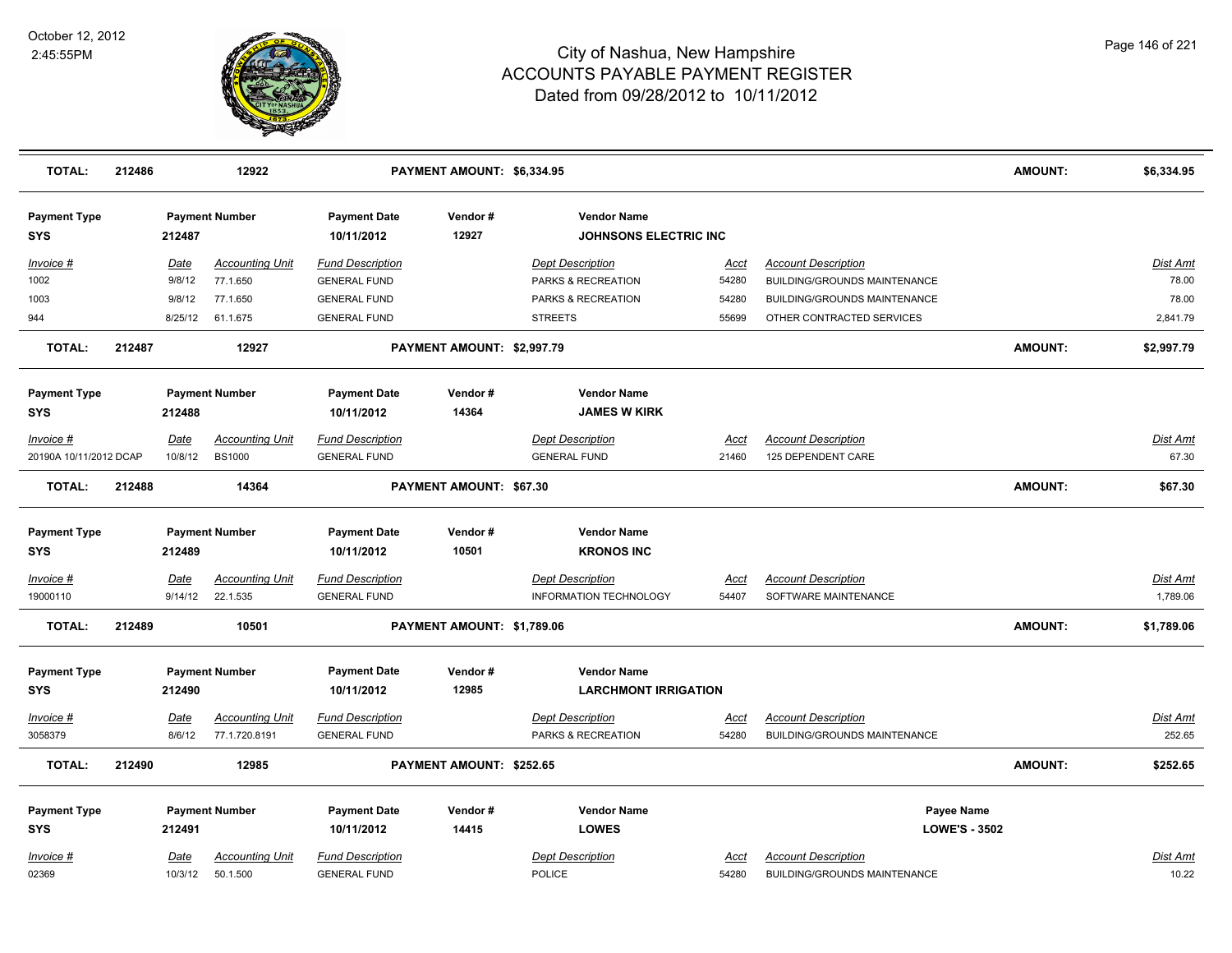| TOTAL: | 212486 | 12922 | PAYMENT AMOUNT: $6,334.95 | AMOUNT: | $6,334.95 |
|---|---|---|---|---|---|

**Payment Type:** SYS | **Payment Number:** 212487 | **Payment Date:** 10/11/2012 | **Vendor #:** 12927 | **Vendor Name:** JOHNSONS ELECTRIC INC

| Invoice # | Date | Accounting Unit | Fund Description | Dept Description | Acct | Account Description | Dist Amt |
|---|---|---|---|---|---|---|---|
| 1002 | 9/8/12 | 77.1.650 | GENERAL FUND | PARKS & RECREATION | 54280 | BUILDING/GROUNDS MAINTENANCE | 78.00 |
| 1003 | 9/8/12 | 77.1.650 | GENERAL FUND | PARKS & RECREATION | 54280 | BUILDING/GROUNDS MAINTENANCE | 78.00 |
| 944 | 8/25/12 | 61.1.675 | GENERAL FUND | STREETS | 55699 | OTHER CONTRACTED SERVICES | 2,841.79 |

| TOTAL: | 212487 | 12927 | PAYMENT AMOUNT: $2,997.79 | AMOUNT: | $2,997.79 |
|---|---|---|---|---|---|

**Payment Type:** SYS | **Payment Number:** 212488 | **Payment Date:** 10/11/2012 | **Vendor #:** 14364 | **Vendor Name:** JAMES W KIRK

| Invoice # | Date | Accounting Unit | Fund Description | Dept Description | Acct | Account Description | Dist Amt |
|---|---|---|---|---|---|---|---|
| 20190A 10/11/2012 DCAP | 10/8/12 | BS1000 | GENERAL FUND | GENERAL FUND | 21460 | 125 DEPENDENT CARE | 67.30 |

| TOTAL: | 212488 | 14364 | PAYMENT AMOUNT: $67.30 | AMOUNT: | $67.30 |
|---|---|---|---|---|---|

**Payment Type:** SYS | **Payment Number:** 212489 | **Payment Date:** 10/11/2012 | **Vendor #:** 10501 | **Vendor Name:** KRONOS INC

| Invoice # | Date | Accounting Unit | Fund Description | Dept Description | Acct | Account Description | Dist Amt |
|---|---|---|---|---|---|---|---|
| 19000110 | 9/14/12 | 22.1.535 | GENERAL FUND | INFORMATION TECHNOLOGY | 54407 | SOFTWARE MAINTENANCE | 1,789.06 |

| TOTAL: | 212489 | 10501 | PAYMENT AMOUNT: $1,789.06 | AMOUNT: | $1,789.06 |
|---|---|---|---|---|---|

**Payment Type:** SYS | **Payment Number:** 212490 | **Payment Date:** 10/11/2012 | **Vendor #:** 12985 | **Vendor Name:** LARCHMONT IRRIGATION

| Invoice # | Date | Accounting Unit | Fund Description | Dept Description | Acct | Account Description | Dist Amt |
|---|---|---|---|---|---|---|---|
| 3058379 | 8/6/12 | 77.1.720.8191 | GENERAL FUND | PARKS & RECREATION | 54280 | BUILDING/GROUNDS MAINTENANCE | 252.65 |

| TOTAL: | 212490 | 12985 | PAYMENT AMOUNT: $252.65 | AMOUNT: | $252.65 |
|---|---|---|---|---|---|

**Payment Type:** SYS | **Payment Number:** 212491 | **Payment Date:** 10/11/2012 | **Vendor #:** 14415 | **Vendor Name:** LOWES | **Payee Name:** LOWE'S - 3502

| Invoice # | Date | Accounting Unit | Fund Description | Dept Description | Acct | Account Description | Dist Amt |
|---|---|---|---|---|---|---|---|
| 02369 | 10/3/12 | 50.1.500 | GENERAL FUND | POLICE | 54280 | BUILDING/GROUNDS MAINTENANCE | 10.22 |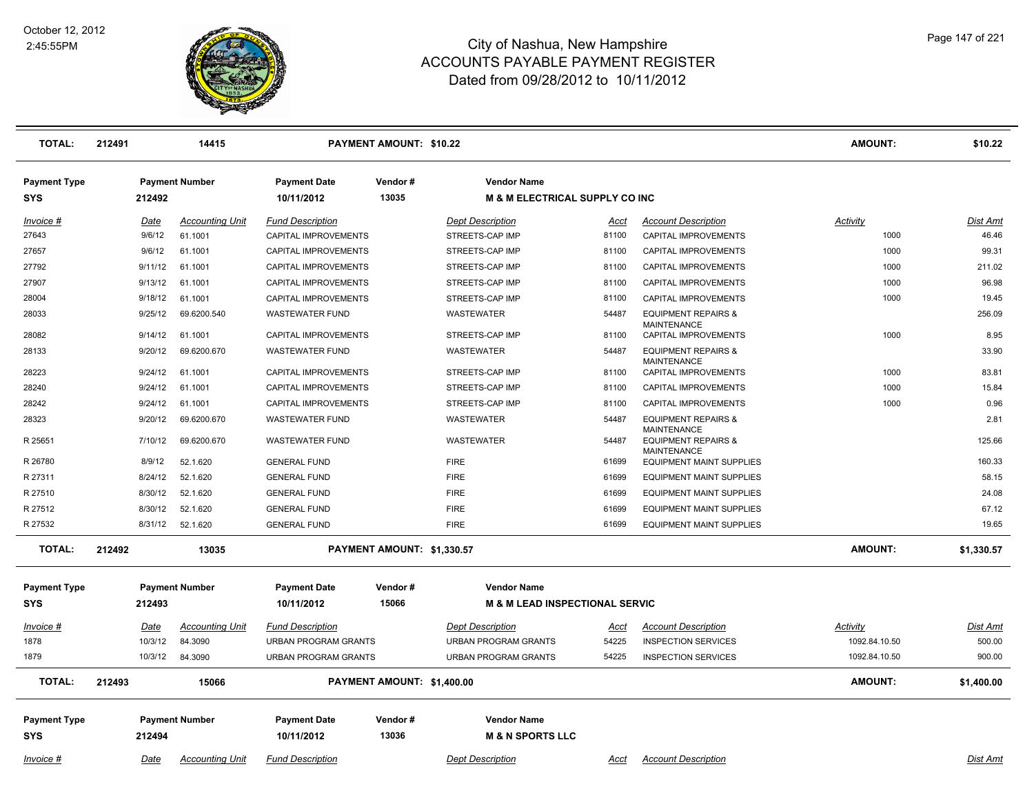| **TOTAL:** | **212491** | **14415** | | **PAYMENT AMOUNT: $10.22** | | | | | **AMOUNT:** | **$10.22** |
|---|---|---|---|---|---|---|---|---|---|---|

| Payment Type | Payment Number | | Payment Date | Vendor # | Vendor Name | | | | | |
|---|---|---|---|---|---|---|---|---|---|---|
| **SYS** | **212492** | | **10/11/2012** | **13035** | **M & M ELECTRICAL SUPPLY CO INC** | | | | | |
| *Invoice #* | *Date* | *Accounting Unit* | *Fund Description* | | *Dept Description* | *Acct* | *Account Description* | | *Activity* | *Dist Amt* |
| 27643 | 9/6/12 | 61.1001 | CAPITAL IMPROVEMENTS | | STREETS-CAP IMP | 81100 | CAPITAL IMPROVEMENTS | | 1000 | 46.46 |
| 27657 | 9/6/12 | 61.1001 | CAPITAL IMPROVEMENTS | | STREETS-CAP IMP | 81100 | CAPITAL IMPROVEMENTS | | 1000 | 99.31 |
| 27792 | 9/11/12 | 61.1001 | CAPITAL IMPROVEMENTS | | STREETS-CAP IMP | 81100 | CAPITAL IMPROVEMENTS | | 1000 | 211.02 |
| 27907 | 9/13/12 | 61.1001 | CAPITAL IMPROVEMENTS | | STREETS-CAP IMP | 81100 | CAPITAL IMPROVEMENTS | | 1000 | 96.98 |
| 28004 | 9/18/12 | 61.1001 | CAPITAL IMPROVEMENTS | | STREETS-CAP IMP | 81100 | CAPITAL IMPROVEMENTS | | 1000 | 19.45 |
| 28033 | 9/25/12 | 69.6200.540 | WASTEWATER FUND | | WASTEWATER | 54487 | EQUIPMENT REPAIRS & MAINTENANCE | | | 256.09 |
| 28082 | 9/14/12 | 61.1001 | CAPITAL IMPROVEMENTS | | STREETS-CAP IMP | 81100 | CAPITAL IMPROVEMENTS | | 1000 | 8.95 |
| 28133 | 9/20/12 | 69.6200.670 | WASTEWATER FUND | | WASTEWATER | 54487 | EQUIPMENT REPAIRS & MAINTENANCE | | | 33.90 |
| 28223 | 9/24/12 | 61.1001 | CAPITAL IMPROVEMENTS | | STREETS-CAP IMP | 81100 | CAPITAL IMPROVEMENTS | | 1000 | 83.81 |
| 28240 | 9/24/12 | 61.1001 | CAPITAL IMPROVEMENTS | | STREETS-CAP IMP | 81100 | CAPITAL IMPROVEMENTS | | 1000 | 15.84 |
| 28242 | 9/24/12 | 61.1001 | CAPITAL IMPROVEMENTS | | STREETS-CAP IMP | 81100 | CAPITAL IMPROVEMENTS | | 1000 | 0.96 |
| 28323 | 9/20/12 | 69.6200.670 | WASTEWATER FUND | | WASTEWATER | 54487 | EQUIPMENT REPAIRS & MAINTENANCE | | | 2.81 |
| R 25651 | 7/10/12 | 69.6200.670 | WASTEWATER FUND | | WASTEWATER | 54487 | EQUIPMENT REPAIRS & MAINTENANCE | | | 125.66 |
| R 26780 | 8/9/12 | 52.1.620 | GENERAL FUND | | FIRE | 61699 | EQUIPMENT MAINT SUPPLIES | | | 160.33 |
| R 27311 | 8/24/12 | 52.1.620 | GENERAL FUND | | FIRE | 61699 | EQUIPMENT MAINT SUPPLIES | | | 58.15 |
| R 27510 | 8/30/12 | 52.1.620 | GENERAL FUND | | FIRE | 61699 | EQUIPMENT MAINT SUPPLIES | | | 24.08 |
| R 27512 | 8/30/12 | 52.1.620 | GENERAL FUND | | FIRE | 61699 | EQUIPMENT MAINT SUPPLIES | | | 67.12 |
| R 27532 | 8/31/12 | 52.1.620 | GENERAL FUND | | FIRE | 61699 | EQUIPMENT MAINT SUPPLIES | | | 19.65 |
| **TOTAL:** | **212492** | **13035** | | **PAYMENT AMOUNT: $1,330.57** | | | | | **AMOUNT:** | **$1,330.57** |

| Payment Type | Payment Number | | Payment Date | Vendor # | Vendor Name | | | | | |
|---|---|---|---|---|---|---|---|---|---|---|
| **SYS** | **212493** | | **10/11/2012** | **15066** | **M & M LEAD INSPECTIONAL SERVIC** | | | | | |
| *Invoice #* | *Date* | *Accounting Unit* | *Fund Description* | | *Dept Description* | *Acct* | *Account Description* | | *Activity* | *Dist Amt* |
| 1878 | 10/3/12 | 84.3090 | URBAN PROGRAM GRANTS | | URBAN PROGRAM GRANTS | 54225 | INSPECTION SERVICES | | 1092.84.10.50 | 500.00 |
| 1879 | 10/3/12 | 84.3090 | URBAN PROGRAM GRANTS | | URBAN PROGRAM GRANTS | 54225 | INSPECTION SERVICES | | 1092.84.10.50 | 900.00 |
| **TOTAL:** | **212493** | **15066** | | **PAYMENT AMOUNT: $1,400.00** | | | | | **AMOUNT:** | **$1,400.00** |

| Payment Type | Payment Number | | Payment Date | Vendor # | Vendor Name | | | | | |
|---|---|---|---|---|---|---|---|---|---|---|
| **SYS** | **212494** | | **10/11/2012** | **13036** | **M & N SPORTS LLC** | | | | | |
| *Invoice #* | *Date* | *Accounting Unit* | *Fund Description* | | *Dept Description* | *Acct* | *Account Description* | | | *Dist Amt* |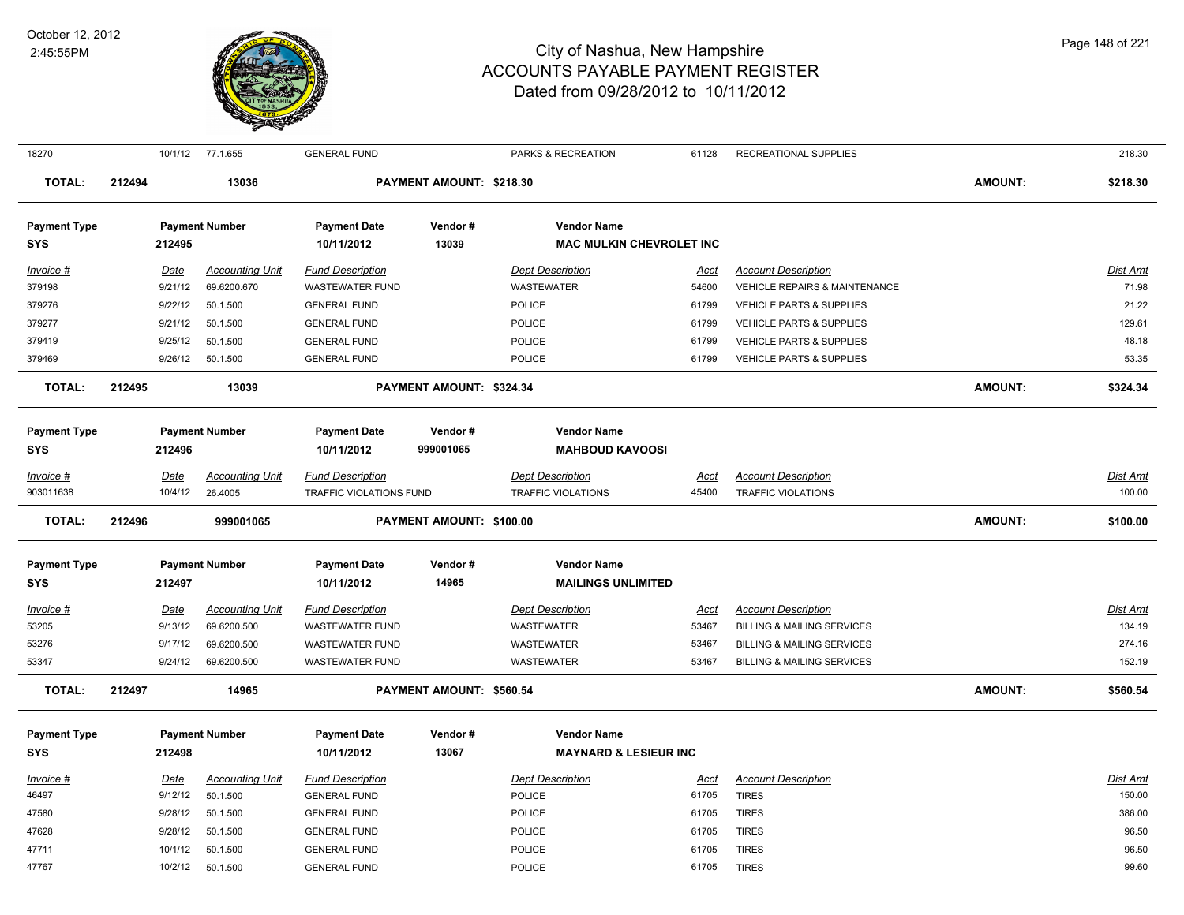# City of Nashua, New Hampshire
## ACCOUNTS PAYABLE PAYMENT REGISTER
### Dated from 09/28/2012 to 10/11/2012

October 12, 2012
2:45:55PM

| 18270 | 10/1/12 | 77.1.655 | GENERAL FUND | PARKS & RECREATION | 61128 | RECREATIONAL SUPPLIES | 218.30 |
|---|---|---|---|---|---|---|---|

**TOTAL: 212494 13036 PAYMENT AMOUNT: $218.30 AMOUNT: $218.30**

| Payment Type | Payment Number | Payment Date | Vendor # | Vendor Name |
|---|---|---|---|---|
| SYS | 212495 | 10/11/2012 | 13039 | MAC MULKIN CHEVROLET INC |

| Invoice # | Date | Accounting Unit | Fund Description | Dept Description | Acct | Account Description | Dist Amt |
|---|---|---|---|---|---|---|---|
| 379198 | 9/21/12 | 69.6200.670 | WASTEWATER FUND | WASTEWATER | 54600 | VEHICLE REPAIRS & MAINTENANCE | 71.98 |
| 379276 | 9/22/12 | 50.1.500 | GENERAL FUND | POLICE | 61799 | VEHICLE PARTS & SUPPLIES | 21.22 |
| 379277 | 9/21/12 | 50.1.500 | GENERAL FUND | POLICE | 61799 | VEHICLE PARTS & SUPPLIES | 129.61 |
| 379419 | 9/25/12 | 50.1.500 | GENERAL FUND | POLICE | 61799 | VEHICLE PARTS & SUPPLIES | 48.18 |
| 379469 | 9/26/12 | 50.1.500 | GENERAL FUND | POLICE | 61799 | VEHICLE PARTS & SUPPLIES | 53.35 |

**TOTAL: 212495 13039 PAYMENT AMOUNT: $324.34 AMOUNT: $324.34**

| Payment Type | Payment Number | Payment Date | Vendor # | Vendor Name |
|---|---|---|---|---|
| SYS | 212496 | 10/11/2012 | 999001065 | MAHBOUD KAVOOSI |

| Invoice # | Date | Accounting Unit | Fund Description | Dept Description | Acct | Account Description | Dist Amt |
|---|---|---|---|---|---|---|---|
| 903011638 | 10/4/12 | 26.4005 | TRAFFIC VIOLATIONS FUND | TRAFFIC VIOLATIONS | 45400 | TRAFFIC VIOLATIONS | 100.00 |

**TOTAL: 212496 999001065 PAYMENT AMOUNT: $100.00 AMOUNT: $100.00**

| Payment Type | Payment Number | Payment Date | Vendor # | Vendor Name |
|---|---|---|---|---|
| SYS | 212497 | 10/11/2012 | 14965 | MAILINGS UNLIMITED |

| Invoice # | Date | Accounting Unit | Fund Description | Dept Description | Acct | Account Description | Dist Amt |
|---|---|---|---|---|---|---|---|
| 53205 | 9/13/12 | 69.6200.500 | WASTEWATER FUND | WASTEWATER | 53467 | BILLING & MAILING SERVICES | 134.19 |
| 53276 | 9/17/12 | 69.6200.500 | WASTEWATER FUND | WASTEWATER | 53467 | BILLING & MAILING SERVICES | 274.16 |
| 53347 | 9/24/12 | 69.6200.500 | WASTEWATER FUND | WASTEWATER | 53467 | BILLING & MAILING SERVICES | 152.19 |

**TOTAL: 212497 14965 PAYMENT AMOUNT: $560.54 AMOUNT: $560.54**

| Payment Type | Payment Number | Payment Date | Vendor # | Vendor Name |
|---|---|---|---|---|
| SYS | 212498 | 10/11/2012 | 13067 | MAYNARD & LESIEUR INC |

| Invoice # | Date | Accounting Unit | Fund Description | Dept Description | Acct | Account Description | Dist Amt |
|---|---|---|---|---|---|---|---|
| 46497 | 9/12/12 | 50.1.500 | GENERAL FUND | POLICE | 61705 | TIRES | 150.00 |
| 47580 | 9/28/12 | 50.1.500 | GENERAL FUND | POLICE | 61705 | TIRES | 386.00 |
| 47628 | 9/28/12 | 50.1.500 | GENERAL FUND | POLICE | 61705 | TIRES | 96.50 |
| 47711 | 10/1/12 | 50.1.500 | GENERAL FUND | POLICE | 61705 | TIRES | 96.50 |
| 47767 | 10/2/12 | 50.1.500 | GENERAL FUND | POLICE | 61705 | TIRES | 99.60 |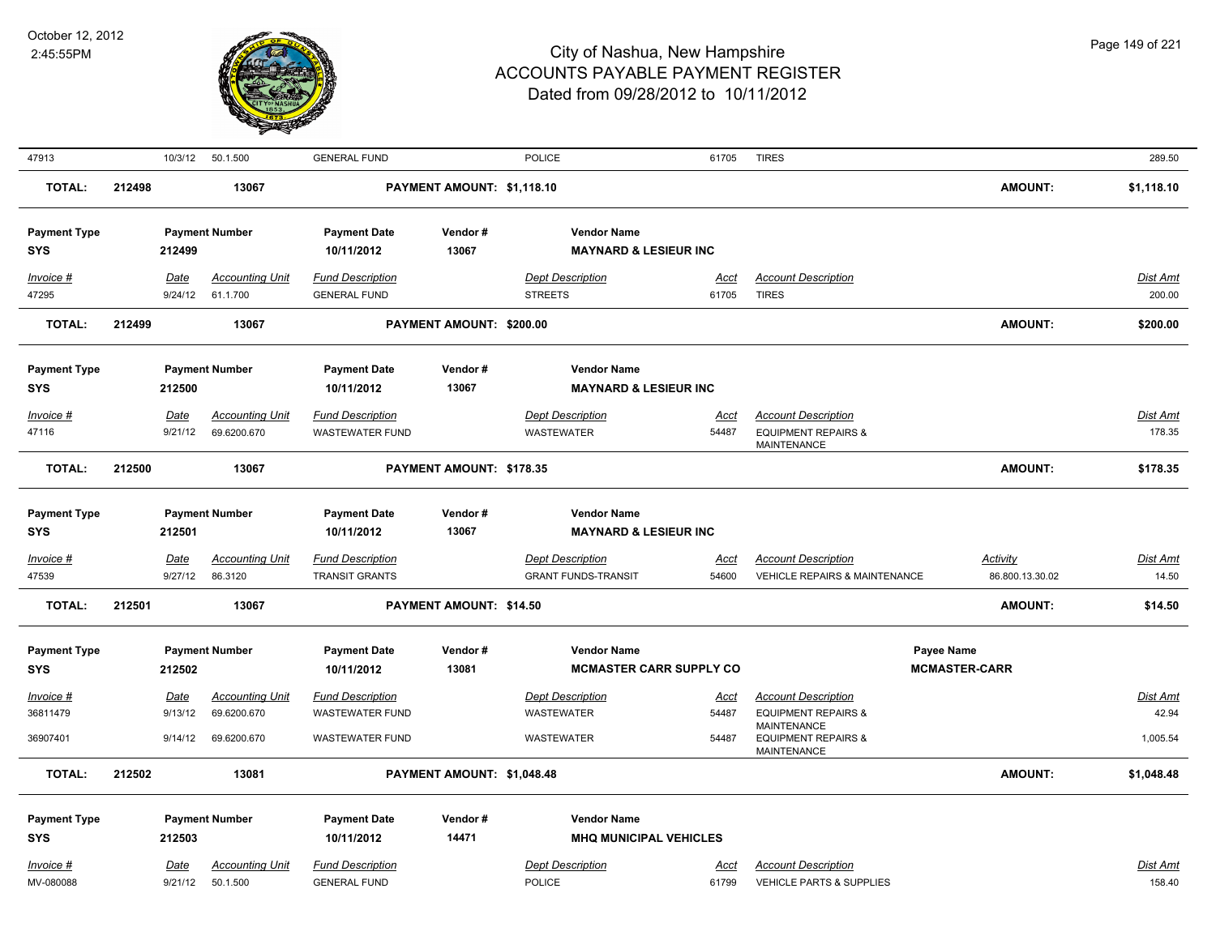| Invoice # | Date | Accounting Unit | Fund Description | Dept Description | Acct | Account Description | Activity | Dist Amt |
|---|---|---|---|---|---|---|---|---|
| 47913 | 10/3/12 | 50.1.500 | GENERAL FUND | POLICE | 61705 | TIRES | | 289.50 |

**TOTAL: 212498 13067 PAYMENT AMOUNT: $1,118.10 AMOUNT: $1,118.10**

| Payment Type | Payment Number | Payment Date | Vendor # | Vendor Name |
|---|---|---|---|---|
| SYS | 212499 | 10/11/2012 | 13067 | MAYNARD & LESIEUR INC |

| Invoice # | Date | Accounting Unit | Fund Description | Dept Description | Acct | Account Description | Dist Amt |
|---|---|---|---|---|---|---|---|
| 47295 | 9/24/12 | 61.1.700 | GENERAL FUND | STREETS | 61705 | TIRES | 200.00 |

**TOTAL: 212499 13067 PAYMENT AMOUNT: $200.00 AMOUNT: $200.00**

| Payment Type | Payment Number | Payment Date | Vendor # | Vendor Name |
|---|---|---|---|---|
| SYS | 212500 | 10/11/2012 | 13067 | MAYNARD & LESIEUR INC |

| Invoice # | Date | Accounting Unit | Fund Description | Dept Description | Acct | Account Description | Dist Amt |
|---|---|---|---|---|---|---|---|
| 47116 | 9/21/12 | 69.6200.670 | WASTEWATER FUND | WASTEWATER | 54487 | EQUIPMENT REPAIRS & MAINTENANCE | 178.35 |

**TOTAL: 212500 13067 PAYMENT AMOUNT: $178.35 AMOUNT: $178.35**

| Payment Type | Payment Number | Payment Date | Vendor # | Vendor Name |
|---|---|---|---|---|
| SYS | 212501 | 10/11/2012 | 13067 | MAYNARD & LESIEUR INC |

| Invoice # | Date | Accounting Unit | Fund Description | Dept Description | Acct | Account Description | Activity | Dist Amt |
|---|---|---|---|---|---|---|---|---|
| 47539 | 9/27/12 | 86.3120 | TRANSIT GRANTS | GRANT FUNDS-TRANSIT | 54600 | VEHICLE REPAIRS & MAINTENANCE | 86.800.13.30.02 | 14.50 |

**TOTAL: 212501 13067 PAYMENT AMOUNT: $14.50 AMOUNT: $14.50**

| Payment Type | Payment Number | Payment Date | Vendor # | Vendor Name | Payee Name |
|---|---|---|---|---|---|
| SYS | 212502 | 10/11/2012 | 13081 | MCMASTER CARR SUPPLY CO | MCMASTER-CARR |

| Invoice # | Date | Accounting Unit | Fund Description | Dept Description | Acct | Account Description | Dist Amt |
|---|---|---|---|---|---|---|---|
| 36811479 | 9/13/12 | 69.6200.670 | WASTEWATER FUND | WASTEWATER | 54487 | EQUIPMENT REPAIRS & MAINTENANCE | 42.94 |
| 36907401 | 9/14/12 | 69.6200.670 | WASTEWATER FUND | WASTEWATER | 54487 | EQUIPMENT REPAIRS & MAINTENANCE | 1,005.54 |

**TOTAL: 212502 13081 PAYMENT AMOUNT: $1,048.48 AMOUNT: $1,048.48**

| Payment Type | Payment Number | Payment Date | Vendor # | Vendor Name |
|---|---|---|---|---|
| SYS | 212503 | 10/11/2012 | 14471 | MHQ MUNICIPAL VEHICLES |

| Invoice # | Date | Accounting Unit | Fund Description | Dept Description | Acct | Account Description | Dist Amt |
|---|---|---|---|---|---|---|---|
| MV-080088 | 9/21/12 | 50.1.500 | GENERAL FUND | POLICE | 61799 | VEHICLE PARTS & SUPPLIES | 158.40 |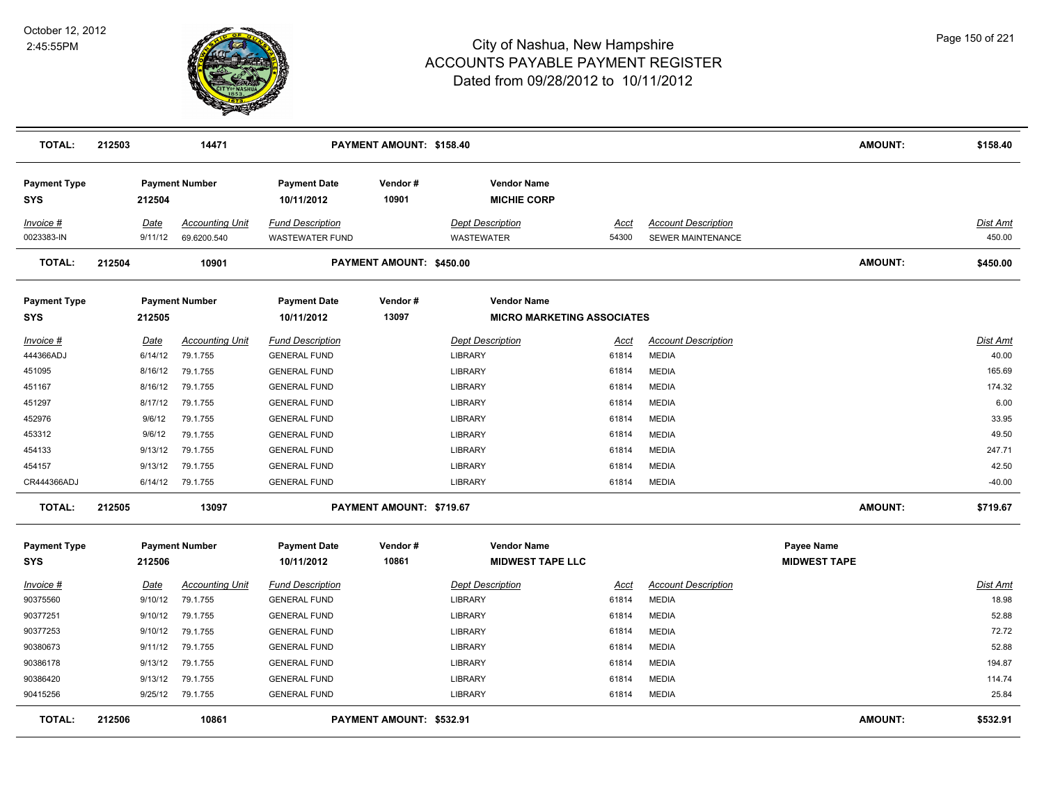| TOTAL: | 212503 | 14471 | PAYMENT AMOUNT: $158.40 | | | | AMOUNT: | $158.40 |
|---|---|---|---|---|---|---|---|---|

| Payment Type | Payment Number | Payment Date | Vendor # | Vendor Name |
|---|---|---|---|---|
| SYS | 212504 | 10/11/2012 | 10901 | MICHIE CORP |

| Invoice # | Date | Accounting Unit | Fund Description | Dept Description | Acct | Account Description | Dist Amt |
|---|---|---|---|---|---|---|---|
| 0023383-IN | 9/11/12 | 69.6200.540 | WASTEWATER FUND | WASTEWATER | 54300 | SEWER MAINTENANCE | 450.00 |

| TOTAL: | 212504 | 10901 | PAYMENT AMOUNT: $450.00 | AMOUNT: | $450.00 |
|---|---|---|---|---|---|

| Payment Type | Payment Number | Payment Date | Vendor # | Vendor Name |
|---|---|---|---|---|
| SYS | 212505 | 10/11/2012 | 13097 | MICRO MARKETING ASSOCIATES |

| Invoice # | Date | Accounting Unit | Fund Description | Dept Description | Acct | Account Description | Dist Amt |
|---|---|---|---|---|---|---|---|
| 444366ADJ | 6/14/12 | 79.1.755 | GENERAL FUND | LIBRARY | 61814 | MEDIA | 40.00 |
| 451095 | 8/16/12 | 79.1.755 | GENERAL FUND | LIBRARY | 61814 | MEDIA | 165.69 |
| 451167 | 8/16/12 | 79.1.755 | GENERAL FUND | LIBRARY | 61814 | MEDIA | 174.32 |
| 451297 | 8/17/12 | 79.1.755 | GENERAL FUND | LIBRARY | 61814 | MEDIA | 6.00 |
| 452976 | 9/6/12 | 79.1.755 | GENERAL FUND | LIBRARY | 61814 | MEDIA | 33.95 |
| 453312 | 9/6/12 | 79.1.755 | GENERAL FUND | LIBRARY | 61814 | MEDIA | 49.50 |
| 454133 | 9/13/12 | 79.1.755 | GENERAL FUND | LIBRARY | 61814 | MEDIA | 247.71 |
| 454157 | 9/13/12 | 79.1.755 | GENERAL FUND | LIBRARY | 61814 | MEDIA | 42.50 |
| CR444366ADJ | 6/14/12 | 79.1.755 | GENERAL FUND | LIBRARY | 61814 | MEDIA | -40.00 |

| TOTAL: | 212505 | 13097 | PAYMENT AMOUNT: $719.67 | AMOUNT: | $719.67 |
|---|---|---|---|---|---|

| Payment Type | Payment Number | Payment Date | Vendor # | Vendor Name | Payee Name |
|---|---|---|---|---|---|
| SYS | 212506 | 10/11/2012 | 10861 | MIDWEST TAPE LLC | MIDWEST TAPE |

| Invoice # | Date | Accounting Unit | Fund Description | Dept Description | Acct | Account Description | Dist Amt |
|---|---|---|---|---|---|---|---|
| 90375560 | 9/10/12 | 79.1.755 | GENERAL FUND | LIBRARY | 61814 | MEDIA | 18.98 |
| 90377251 | 9/10/12 | 79.1.755 | GENERAL FUND | LIBRARY | 61814 | MEDIA | 52.88 |
| 90377253 | 9/10/12 | 79.1.755 | GENERAL FUND | LIBRARY | 61814 | MEDIA | 72.72 |
| 90380673 | 9/11/12 | 79.1.755 | GENERAL FUND | LIBRARY | 61814 | MEDIA | 52.88 |
| 90386178 | 9/13/12 | 79.1.755 | GENERAL FUND | LIBRARY | 61814 | MEDIA | 194.87 |
| 90386420 | 9/13/12 | 79.1.755 | GENERAL FUND | LIBRARY | 61814 | MEDIA | 114.74 |
| 90415256 | 9/25/12 | 79.1.755 | GENERAL FUND | LIBRARY | 61814 | MEDIA | 25.84 |

| TOTAL: | 212506 | 10861 | PAYMENT AMOUNT: $532.91 | AMOUNT: | $532.91 |
|---|---|---|---|---|---|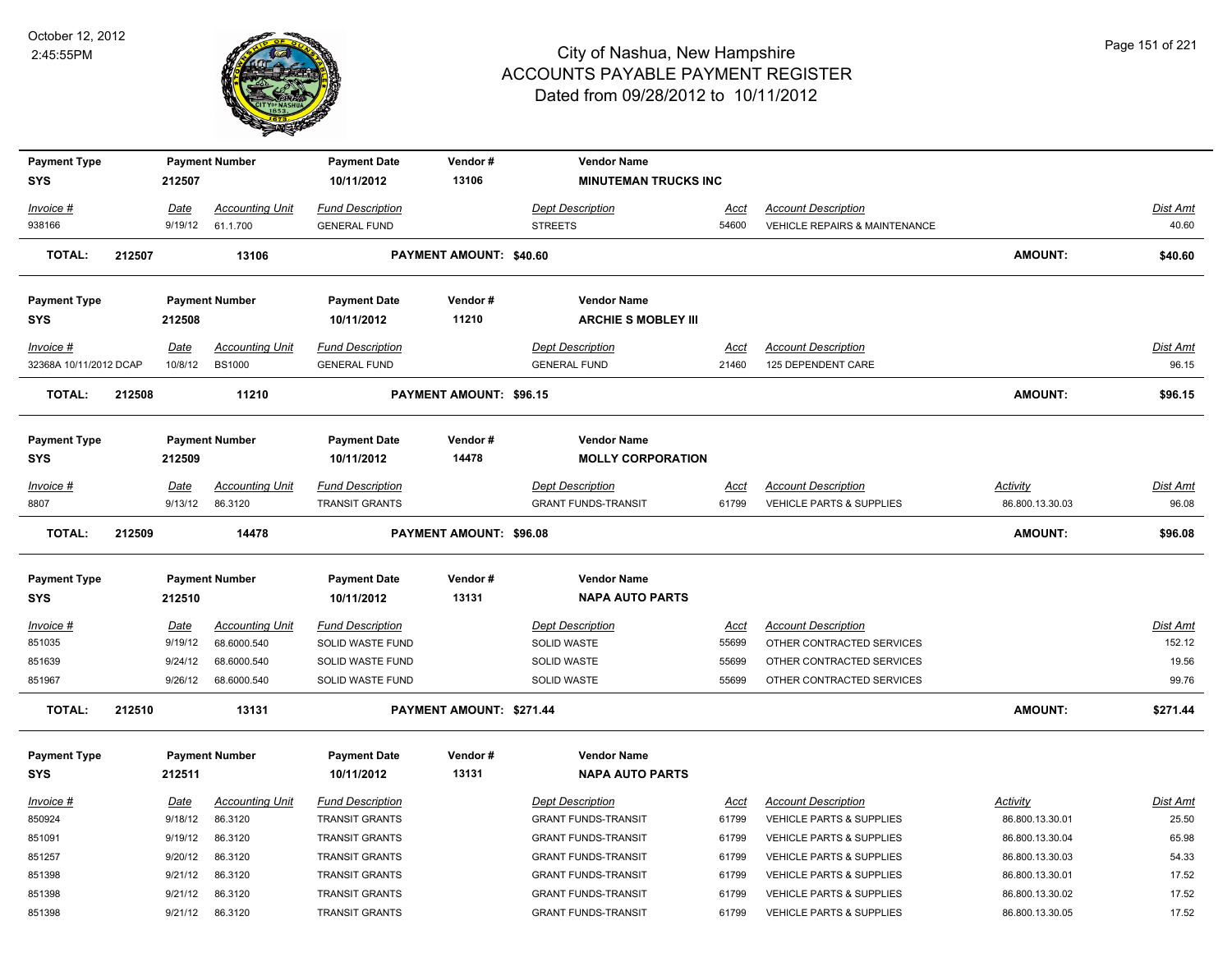# City of Nashua, New Hampshire
## ACCOUNTS PAYABLE PAYMENT REGISTER
### Dated from 09/28/2012 to 10/11/2012

October 12, 2012
2:45:55PM

| Payment Type | Payment Number | Payment Date | Vendor # | Vendor Name |
|---|---|---|---|---|
| SYS | 212507 | 10/11/2012 | 13106 | MINUTEMAN TRUCKS INC |

| Invoice # | Date | Accounting Unit | Fund Description | Dept Description | Acct | Account Description | Dist Amt |
|---|---|---|---|---|---|---|---|
| 938166 | 9/19/12 | 61.1.700 | GENERAL FUND | STREETS | 54600 | VEHICLE REPAIRS & MAINTENANCE | 40.60 |

**TOTAL: 212507 13106 PAYMENT AMOUNT: $40.60 AMOUNT: $40.60**

| Payment Type | Payment Number | Payment Date | Vendor # | Vendor Name |
|---|---|---|---|---|
| SYS | 212508 | 10/11/2012 | 11210 | ARCHIE S MOBLEY III |

| Invoice # | Date | Accounting Unit | Fund Description | Dept Description | Acct | Account Description | Dist Amt |
|---|---|---|---|---|---|---|---|
| 32368A 10/11/2012 DCAP | 10/8/12 | BS1000 | GENERAL FUND | GENERAL FUND | 21460 | 125 DEPENDENT CARE | 96.15 |

**TOTAL: 212508 11210 PAYMENT AMOUNT: $96.15 AMOUNT: $96.15**

| Payment Type | Payment Number | Payment Date | Vendor # | Vendor Name |
|---|---|---|---|---|
| SYS | 212509 | 10/11/2012 | 14478 | MOLLY CORPORATION |

| Invoice # | Date | Accounting Unit | Fund Description | Dept Description | Acct | Account Description | Activity | Dist Amt |
|---|---|---|---|---|---|---|---|---|
| 8807 | 9/13/12 | 86.3120 | TRANSIT GRANTS | GRANT FUNDS-TRANSIT | 61799 | VEHICLE PARTS & SUPPLIES | 86.800.13.30.03 | 96.08 |

**TOTAL: 212509 14478 PAYMENT AMOUNT: $96.08 AMOUNT: $96.08**

| Payment Type | Payment Number | Payment Date | Vendor # | Vendor Name |
|---|---|---|---|---|
| SYS | 212510 | 10/11/2012 | 13131 | NAPA AUTO PARTS |

| Invoice # | Date | Accounting Unit | Fund Description | Dept Description | Acct | Account Description | Dist Amt |
|---|---|---|---|---|---|---|---|
| 851035 | 9/19/12 | 68.6000.540 | SOLID WASTE FUND | SOLID WASTE | 55699 | OTHER CONTRACTED SERVICES | 152.12 |
| 851639 | 9/24/12 | 68.6000.540 | SOLID WASTE FUND | SOLID WASTE | 55699 | OTHER CONTRACTED SERVICES | 19.56 |
| 851967 | 9/26/12 | 68.6000.540 | SOLID WASTE FUND | SOLID WASTE | 55699 | OTHER CONTRACTED SERVICES | 99.76 |

**TOTAL: 212510 13131 PAYMENT AMOUNT: $271.44 AMOUNT: $271.44**

| Payment Type | Payment Number | Payment Date | Vendor # | Vendor Name |
|---|---|---|---|---|
| SYS | 212511 | 10/11/2012 | 13131 | NAPA AUTO PARTS |

| Invoice # | Date | Accounting Unit | Fund Description | Dept Description | Acct | Account Description | Activity | Dist Amt |
|---|---|---|---|---|---|---|---|---|
| 850924 | 9/18/12 | 86.3120 | TRANSIT GRANTS | GRANT FUNDS-TRANSIT | 61799 | VEHICLE PARTS & SUPPLIES | 86.800.13.30.01 | 25.50 |
| 851091 | 9/19/12 | 86.3120 | TRANSIT GRANTS | GRANT FUNDS-TRANSIT | 61799 | VEHICLE PARTS & SUPPLIES | 86.800.13.30.04 | 65.98 |
| 851257 | 9/20/12 | 86.3120 | TRANSIT GRANTS | GRANT FUNDS-TRANSIT | 61799 | VEHICLE PARTS & SUPPLIES | 86.800.13.30.03 | 54.33 |
| 851398 | 9/21/12 | 86.3120 | TRANSIT GRANTS | GRANT FUNDS-TRANSIT | 61799 | VEHICLE PARTS & SUPPLIES | 86.800.13.30.01 | 17.52 |
| 851398 | 9/21/12 | 86.3120 | TRANSIT GRANTS | GRANT FUNDS-TRANSIT | 61799 | VEHICLE PARTS & SUPPLIES | 86.800.13.30.02 | 17.52 |
| 851398 | 9/21/12 | 86.3120 | TRANSIT GRANTS | GRANT FUNDS-TRANSIT | 61799 | VEHICLE PARTS & SUPPLIES | 86.800.13.30.05 | 17.52 |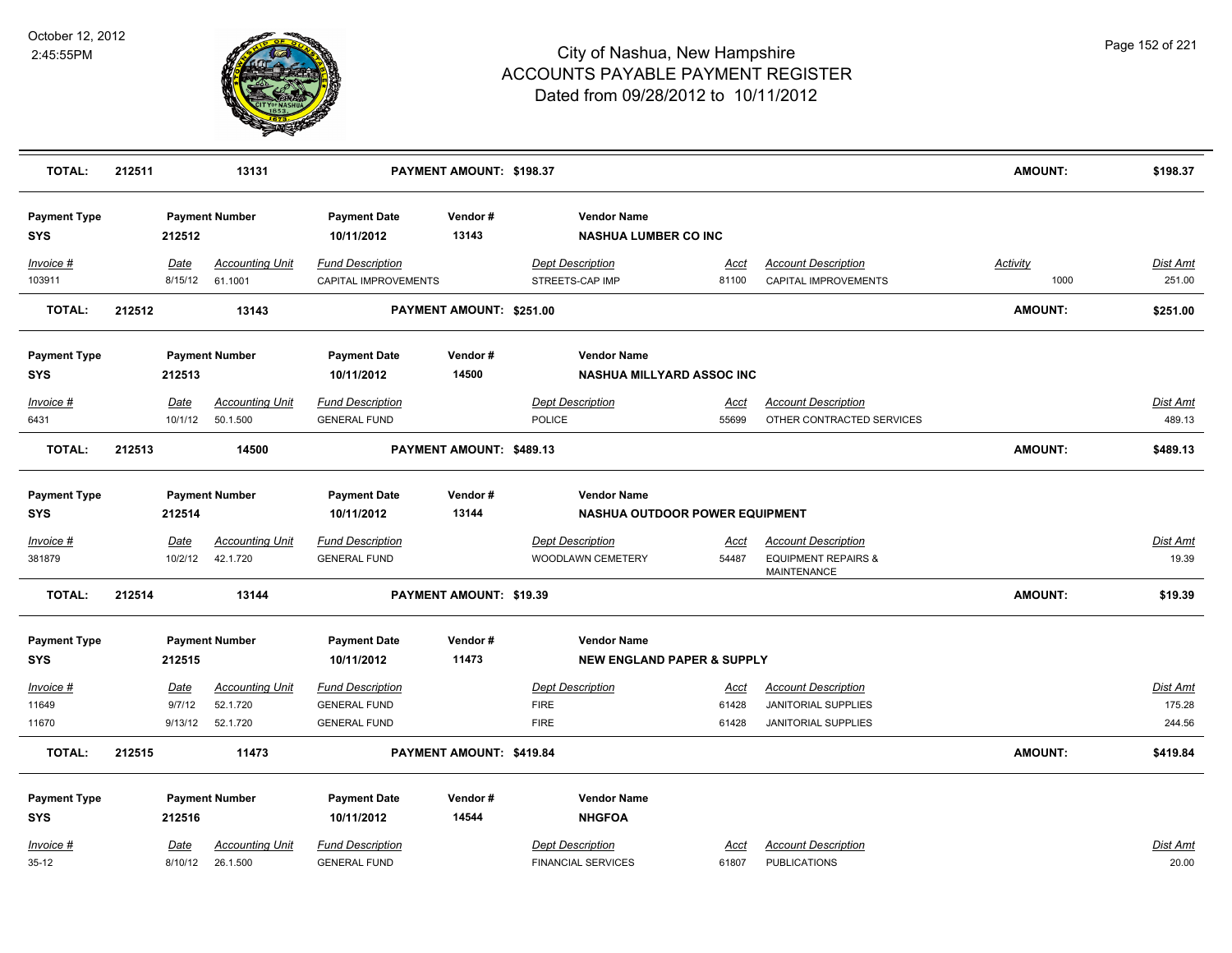# City of Nashua, New Hampshire
## ACCOUNTS PAYABLE PAYMENT REGISTER
### Dated from 09/28/2012 to 10/11/2012

October 12, 2012
2:45:55PM

| **TOTAL:** | **212511** | **13131** | | **PAYMENT AMOUNT: $198.37** | | | | | **AMOUNT:** | **$198.37** |
|---|---|---|---|---|---|---|---|---|---|---|

| Payment Type | Payment Number | Payment Date | Vendor # | Vendor Name |
|---|---|---|---|---|
| **SYS** | **212512** | **10/11/2012** | **13143** | **NASHUA LUMBER CO INC** |

| Invoice # | Date | Accounting Unit | Fund Description | Dept Description | Acct | Account Description | Activity | Dist Amt |
|---|---|---|---|---|---|---|---|---|
| 103911 | 8/15/12 | 61.1001 | CAPITAL IMPROVEMENTS | STREETS-CAP IMP | 81100 | CAPITAL IMPROVEMENTS | 1000 | 251.00 |
| **TOTAL:** | **212512** | **13143** | **PAYMENT AMOUNT: $251.00** | | | | **AMOUNT:** | **$251.00** |

| Payment Type | Payment Number | Payment Date | Vendor # | Vendor Name |
|---|---|---|---|---|
| **SYS** | **212513** | **10/11/2012** | **14500** | **NASHUA MILLYARD ASSOC INC** |

| Invoice # | Date | Accounting Unit | Fund Description | Dept Description | Acct | Account Description | Dist Amt |
|---|---|---|---|---|---|---|---|
| 6431 | 10/1/12 | 50.1.500 | GENERAL FUND | POLICE | 55699 | OTHER CONTRACTED SERVICES | 489.13 |
| **TOTAL:** | **212513** | **14500** | **PAYMENT AMOUNT: $489.13** | | | **AMOUNT:** | **$489.13** |

| Payment Type | Payment Number | Payment Date | Vendor # | Vendor Name |
|---|---|---|---|---|
| **SYS** | **212514** | **10/11/2012** | **13144** | **NASHUA OUTDOOR POWER EQUIPMENT** |

| Invoice # | Date | Accounting Unit | Fund Description | Dept Description | Acct | Account Description | Dist Amt |
|---|---|---|---|---|---|---|---|
| 381879 | 10/2/12 | 42.1.720 | GENERAL FUND | WOODLAWN CEMETERY | 54487 | EQUIPMENT REPAIRS & MAINTENANCE | 19.39 |
| **TOTAL:** | **212514** | **13144** | **PAYMENT AMOUNT: $19.39** | | | **AMOUNT:** | **$19.39** |

| Payment Type | Payment Number | Payment Date | Vendor # | Vendor Name |
|---|---|---|---|---|
| **SYS** | **212515** | **10/11/2012** | **11473** | **NEW ENGLAND PAPER & SUPPLY** |

| Invoice # | Date | Accounting Unit | Fund Description | Dept Description | Acct | Account Description | Dist Amt |
|---|---|---|---|---|---|---|---|
| 11649 | 9/7/12 | 52.1.720 | GENERAL FUND | FIRE | 61428 | JANITORIAL SUPPLIES | 175.28 |
| 11670 | 9/13/12 | 52.1.720 | GENERAL FUND | FIRE | 61428 | JANITORIAL SUPPLIES | 244.56 |
| **TOTAL:** | **212515** | **11473** | **PAYMENT AMOUNT: $419.84** | | | **AMOUNT:** | **$419.84** |

| Payment Type | Payment Number | Payment Date | Vendor # | Vendor Name |
|---|---|---|---|---|
| **SYS** | **212516** | **10/11/2012** | **14544** | **NHGFOA** |

| Invoice # | Date | Accounting Unit | Fund Description | Dept Description | Acct | Account Description | Dist Amt |
|---|---|---|---|---|---|---|---|
| 35-12 | 8/10/12 | 26.1.500 | GENERAL FUND | FINANCIAL SERVICES | 61807 | PUBLICATIONS | 20.00 |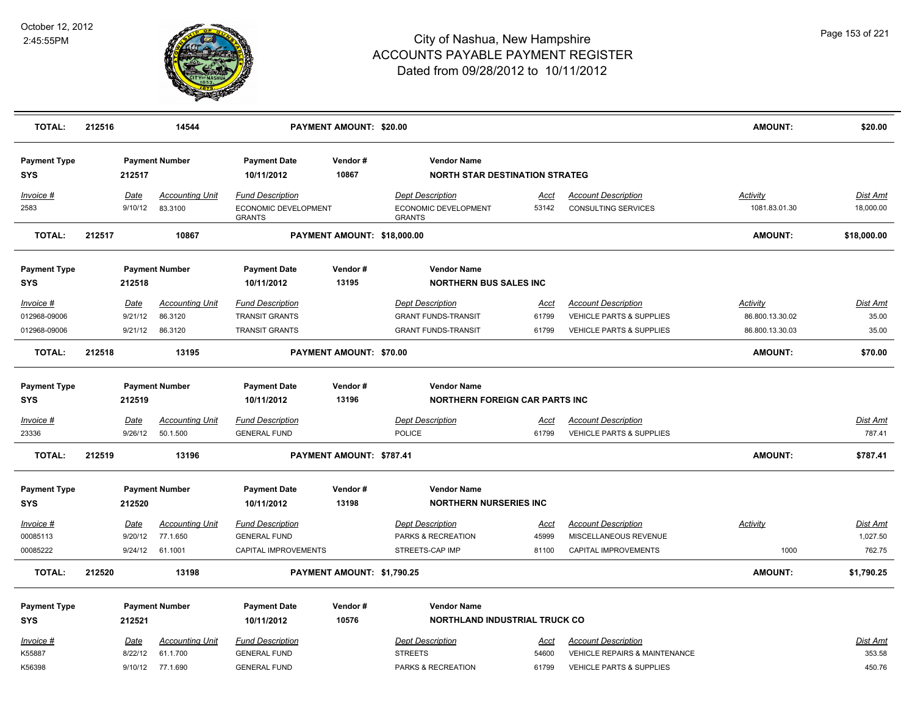# City of Nashua, New Hampshire
## ACCOUNTS PAYABLE PAYMENT REGISTER
### Dated from 09/28/2012 to 10/11/2012

October 12, 2012
2:45:55PM

**TOTAL: 212516 — 14544 — PAYMENT AMOUNT: $20.00 — AMOUNT: $20.00**

| Payment Type | Payment Number | Payment Date | Vendor # | Vendor Name |
|---|---|---|---|---|
| SYS | 212517 | 10/11/2012 | 10867 | NORTH STAR DESTINATION STRATEG |

| Invoice # | Date | Accounting Unit | Fund Description | Dept Description | Acct | Account Description | Activity | Dist Amt |
|---|---|---|---|---|---|---|---|---|
| 2583 | 9/10/12 | 83.3100 | ECONOMIC DEVELOPMENT GRANTS | ECONOMIC DEVELOPMENT GRANTS | 53142 | CONSULTING SERVICES | 1081.83.01.30 | 18,000.00 |

**TOTAL: 212517 — 10867 — PAYMENT AMOUNT: $18,000.00 — AMOUNT: $18,000.00**

| Payment Type | Payment Number | Payment Date | Vendor # | Vendor Name |
|---|---|---|---|---|
| SYS | 212518 | 10/11/2012 | 13195 | NORTHERN BUS SALES INC |

| Invoice # | Date | Accounting Unit | Fund Description | Dept Description | Acct | Account Description | Activity | Dist Amt |
|---|---|---|---|---|---|---|---|---|
| 012968-09006 | 9/21/12 | 86.3120 | TRANSIT GRANTS | GRANT FUNDS-TRANSIT | 61799 | VEHICLE PARTS & SUPPLIES | 86.800.13.30.02 | 35.00 |
| 012968-09006 | 9/21/12 | 86.3120 | TRANSIT GRANTS | GRANT FUNDS-TRANSIT | 61799 | VEHICLE PARTS & SUPPLIES | 86.800.13.30.03 | 35.00 |

**TOTAL: 212518 — 13195 — PAYMENT AMOUNT: $70.00 — AMOUNT: $70.00**

| Payment Type | Payment Number | Payment Date | Vendor # | Vendor Name |
|---|---|---|---|---|
| SYS | 212519 | 10/11/2012 | 13196 | NORTHERN FOREIGN CAR PARTS INC |

| Invoice # | Date | Accounting Unit | Fund Description | Dept Description | Acct | Account Description | Dist Amt |
|---|---|---|---|---|---|---|---|
| 23336 | 9/26/12 | 50.1.500 | GENERAL FUND | POLICE | 61799 | VEHICLE PARTS & SUPPLIES | 787.41 |

**TOTAL: 212519 — 13196 — PAYMENT AMOUNT: $787.41 — AMOUNT: $787.41**

| Payment Type | Payment Number | Payment Date | Vendor # | Vendor Name |
|---|---|---|---|---|
| SYS | 212520 | 10/11/2012 | 13198 | NORTHERN NURSERIES INC |

| Invoice # | Date | Accounting Unit | Fund Description | Dept Description | Acct | Account Description | Activity | Dist Amt |
|---|---|---|---|---|---|---|---|---|
| 00085113 | 9/20/12 | 77.1.650 | GENERAL FUND | PARKS & RECREATION | 45999 | MISCELLANEOUS REVENUE | | 1,027.50 |
| 00085222 | 9/24/12 | 61.1001 | CAPITAL IMPROVEMENTS | STREETS-CAP IMP | 81100 | CAPITAL IMPROVEMENTS | 1000 | 762.75 |

**TOTAL: 212520 — 13198 — PAYMENT AMOUNT: $1,790.25 — AMOUNT: $1,790.25**

| Payment Type | Payment Number | Payment Date | Vendor # | Vendor Name |
|---|---|---|---|---|
| SYS | 212521 | 10/11/2012 | 10576 | NORTHLAND INDUSTRIAL TRUCK CO |

| Invoice # | Date | Accounting Unit | Fund Description | Dept Description | Acct | Account Description | Dist Amt |
|---|---|---|---|---|---|---|---|
| K55887 | 8/22/12 | 61.1.700 | GENERAL FUND | STREETS | 54600 | VEHICLE REPAIRS & MAINTENANCE | 353.58 |
| K56398 | 9/10/12 | 77.1.690 | GENERAL FUND | PARKS & RECREATION | 61799 | VEHICLE PARTS & SUPPLIES | 450.76 |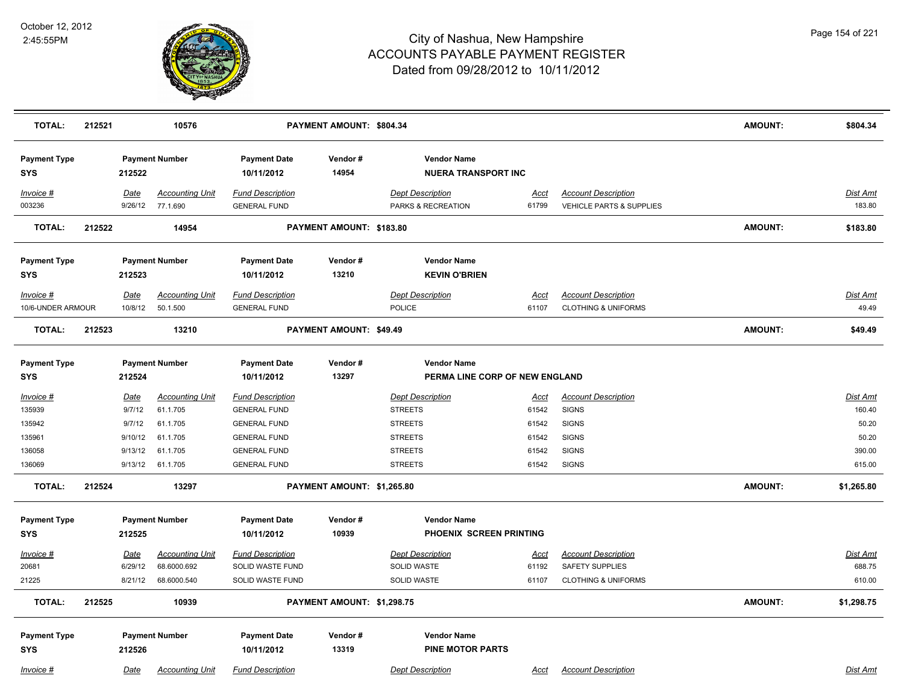| TOTAL: | 212521 | 10576 | PAYMENT AMOUNT: $804.34 | | | | AMOUNT: | $804.34 |
|---|---|---|---|---|---|---|---|---|

| Payment Type | Payment Number | Payment Date | Vendor # | Vendor Name |
|---|---|---|---|---|
| SYS | 212522 | 10/11/2012 | 14954 | NUERA TRANSPORT INC |

| Invoice # | Date | Accounting Unit | Fund Description | Dept Description | Acct | Account Description | Dist Amt |
|---|---|---|---|---|---|---|---|
| 003236 | 9/26/12 | 77.1.690 | GENERAL FUND | PARKS & RECREATION | 61799 | VEHICLE PARTS & SUPPLIES | 183.80 |

| TOTAL: | 212522 | 14954 | PAYMENT AMOUNT: $183.80 | AMOUNT: | $183.80 |
|---|---|---|---|---|---|

| Payment Type | Payment Number | Payment Date | Vendor # | Vendor Name |
|---|---|---|---|---|
| SYS | 212523 | 10/11/2012 | 13210 | KEVIN O'BRIEN |

| Invoice # | Date | Accounting Unit | Fund Description | Dept Description | Acct | Account Description | Dist Amt |
|---|---|---|---|---|---|---|---|
| 10/6-UNDER ARMOUR | 10/8/12 | 50.1.500 | GENERAL FUND | POLICE | 61107 | CLOTHING & UNIFORMS | 49.49 |

| TOTAL: | 212523 | 13210 | PAYMENT AMOUNT: $49.49 | AMOUNT: | $49.49 |
|---|---|---|---|---|---|

| Payment Type | Payment Number | Payment Date | Vendor # | Vendor Name |
|---|---|---|---|---|
| SYS | 212524 | 10/11/2012 | 13297 | PERMA LINE CORP OF NEW ENGLAND |

| Invoice # | Date | Accounting Unit | Fund Description | Dept Description | Acct | Account Description | Dist Amt |
|---|---|---|---|---|---|---|---|
| 135939 | 9/7/12 | 61.1.705 | GENERAL FUND | STREETS | 61542 | SIGNS | 160.40 |
| 135942 | 9/7/12 | 61.1.705 | GENERAL FUND | STREETS | 61542 | SIGNS | 50.20 |
| 135961 | 9/10/12 | 61.1.705 | GENERAL FUND | STREETS | 61542 | SIGNS | 50.20 |
| 136058 | 9/13/12 | 61.1.705 | GENERAL FUND | STREETS | 61542 | SIGNS | 390.00 |
| 136069 | 9/13/12 | 61.1.705 | GENERAL FUND | STREETS | 61542 | SIGNS | 615.00 |

| TOTAL: | 212524 | 13297 | PAYMENT AMOUNT: $1,265.80 | AMOUNT: | $1,265.80 |
|---|---|---|---|---|---|

| Payment Type | Payment Number | Payment Date | Vendor # | Vendor Name |
|---|---|---|---|---|
| SYS | 212525 | 10/11/2012 | 10939 | PHOENIX SCREEN PRINTING |

| Invoice # | Date | Accounting Unit | Fund Description | Dept Description | Acct | Account Description | Dist Amt |
|---|---|---|---|---|---|---|---|
| 20681 | 6/29/12 | 68.6000.692 | SOLID WASTE FUND | SOLID WASTE | 61192 | SAFETY SUPPLIES | 688.75 |
| 21225 | 8/21/12 | 68.6000.540 | SOLID WASTE FUND | SOLID WASTE | 61107 | CLOTHING & UNIFORMS | 610.00 |

| TOTAL: | 212525 | 10939 | PAYMENT AMOUNT: $1,298.75 | AMOUNT: | $1,298.75 |
|---|---|---|---|---|---|

| Payment Type | Payment Number | Payment Date | Vendor # | Vendor Name |
|---|---|---|---|---|
| SYS | 212526 | 10/11/2012 | 13319 | PINE MOTOR PARTS |

| Invoice # | Date | Accounting Unit | Fund Description | Dept Description | Acct | Account Description | Dist Amt |
|---|---|---|---|---|---|---|---|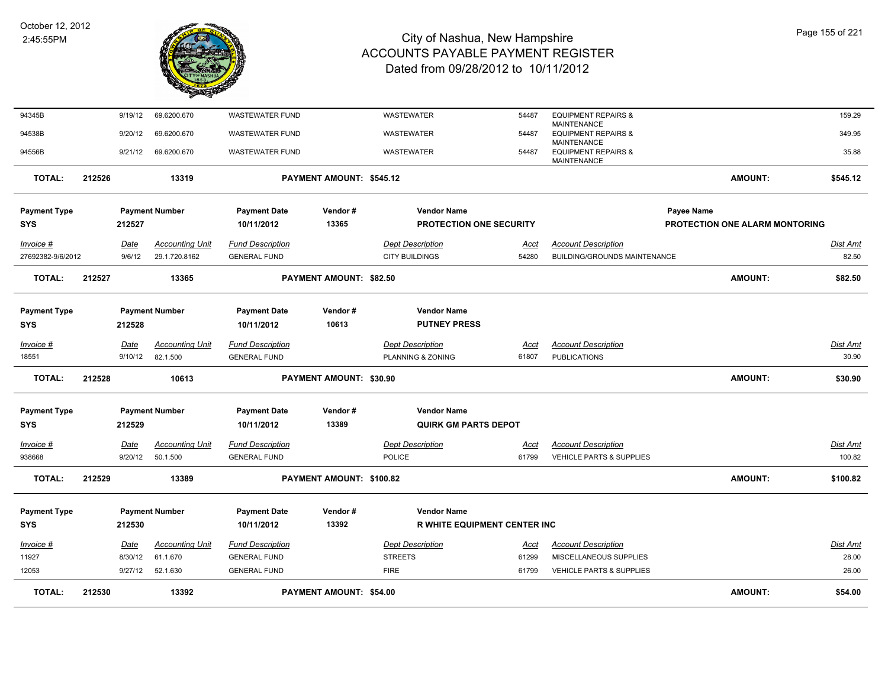# City of Nashua, New Hampshire
## ACCOUNTS PAYABLE PAYMENT REGISTER
### Dated from 09/28/2012 to 10/11/2012

| Invoice # | Date | Accounting Unit | Fund Description | Dept Description | Acct | Account Description | Dist Amt |
|---|---|---|---|---|---|---|---|
| 94345B | 9/19/12 | 69.6200.670 | WASTEWATER FUND | WASTEWATER | 54487 | EQUIPMENT REPAIRS & MAINTENANCE | 159.29 |
| 94538B | 9/20/12 | 69.6200.670 | WASTEWATER FUND | WASTEWATER | 54487 | EQUIPMENT REPAIRS & MAINTENANCE | 349.95 |
| 94556B | 9/21/12 | 69.6200.670 | WASTEWATER FUND | WASTEWATER | 54487 | EQUIPMENT REPAIRS & MAINTENANCE | 35.88 |

**TOTAL: 212526 — 13319 — PAYMENT AMOUNT: $545.12 — AMOUNT: $545.12**

---

| Payment Type | Payment Number | Payment Date | Vendor # | Vendor Name | Payee Name |
|---|---|---|---|---|---|
| SYS | 212527 | 10/11/2012 | 13365 | PROTECTION ONE SECURITY | PROTECTION ONE ALARM MONTORING |

| Invoice # | Date | Accounting Unit | Fund Description | Dept Description | Acct | Account Description | Dist Amt |
|---|---|---|---|---|---|---|---|
| 27692382-9/6/2012 | 9/6/12 | 29.1.720.8162 | GENERAL FUND | CITY BUILDINGS | 54280 | BUILDING/GROUNDS MAINTENANCE | 82.50 |

**TOTAL: 212527 — 13365 — PAYMENT AMOUNT: $82.50 — AMOUNT: $82.50**

---

| Payment Type | Payment Number | Payment Date | Vendor # | Vendor Name |
|---|---|---|---|---|
| SYS | 212528 | 10/11/2012 | 10613 | PUTNEY PRESS |

| Invoice # | Date | Accounting Unit | Fund Description | Dept Description | Acct | Account Description | Dist Amt |
|---|---|---|---|---|---|---|---|
| 18551 | 9/10/12 | 82.1.500 | GENERAL FUND | PLANNING & ZONING | 61807 | PUBLICATIONS | 30.90 |

**TOTAL: 212528 — 10613 — PAYMENT AMOUNT: $30.90 — AMOUNT: $30.90**

---

| Payment Type | Payment Number | Payment Date | Vendor # | Vendor Name |
|---|---|---|---|---|
| SYS | 212529 | 10/11/2012 | 13389 | QUIRK GM PARTS DEPOT |

| Invoice # | Date | Accounting Unit | Fund Description | Dept Description | Acct | Account Description | Dist Amt |
|---|---|---|---|---|---|---|---|
| 938668 | 9/20/12 | 50.1.500 | GENERAL FUND | POLICE | 61799 | VEHICLE PARTS & SUPPLIES | 100.82 |

**TOTAL: 212529 — 13389 — PAYMENT AMOUNT: $100.82 — AMOUNT: $100.82**

---

| Payment Type | Payment Number | Payment Date | Vendor # | Vendor Name |
|---|---|---|---|---|
| SYS | 212530 | 10/11/2012 | 13392 | R WHITE EQUIPMENT CENTER INC |

| Invoice # | Date | Accounting Unit | Fund Description | Dept Description | Acct | Account Description | Dist Amt |
|---|---|---|---|---|---|---|---|
| 11927 | 8/30/12 | 61.1.670 | GENERAL FUND | STREETS | 61299 | MISCELLANEOUS SUPPLIES | 28.00 |
| 12053 | 9/27/12 | 52.1.630 | GENERAL FUND | FIRE | 61799 | VEHICLE PARTS & SUPPLIES | 26.00 |

**TOTAL: 212530 — 13392 — PAYMENT AMOUNT: $54.00 — AMOUNT: $54.00**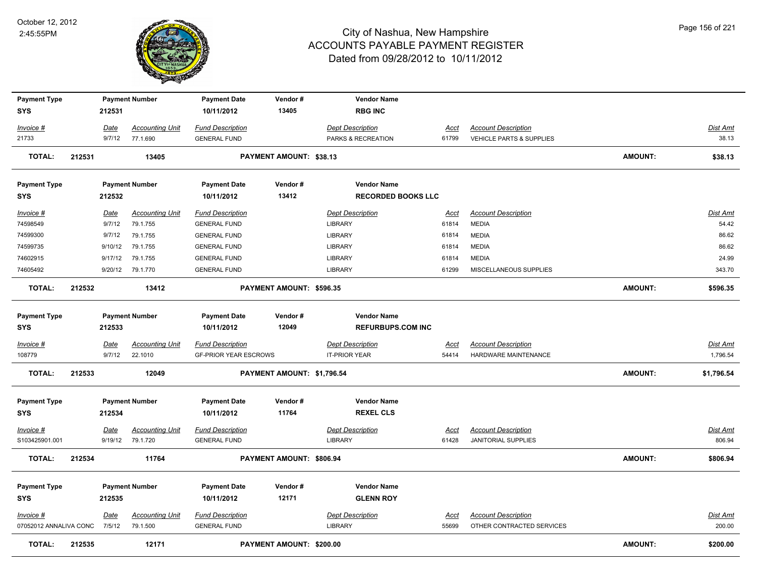# City of Nashua, New Hampshire
## ACCOUNTS PAYABLE PAYMENT REGISTER
### Dated from 09/28/2012 to 10/11/2012

October 12, 2012
2:45:55PM

| Payment Type | Payment Number | Payment Date | Vendor # | Vendor Name |
|---|---|---|---|---|
| SYS | 212531 | 10/11/2012 | 13405 | **RBG INC** |

| Invoice # | Date | Accounting Unit | Fund Description | Dept Description | Acct | Account Description | Dist Amt |
|---|---|---|---|---|---|---|---|
| 21733 | 9/7/12 | 77.1.690 | GENERAL FUND | PARKS & RECREATION | 61799 | VEHICLE PARTS & SUPPLIES | 38.13 |

**TOTAL: 212531 13405 PAYMENT AMOUNT: $38.13 AMOUNT: $38.13**

| Payment Type | Payment Number | Payment Date | Vendor # | Vendor Name |
|---|---|---|---|---|
| SYS | 212532 | 10/11/2012 | 13412 | **RECORDED BOOKS LLC** |

| Invoice # | Date | Accounting Unit | Fund Description | Dept Description | Acct | Account Description | Dist Amt |
|---|---|---|---|---|---|---|---|
| 74598549 | 9/7/12 | 79.1.755 | GENERAL FUND | LIBRARY | 61814 | MEDIA | 54.42 |
| 74599300 | 9/7/12 | 79.1.755 | GENERAL FUND | LIBRARY | 61814 | MEDIA | 86.62 |
| 74599735 | 9/10/12 | 79.1.755 | GENERAL FUND | LIBRARY | 61814 | MEDIA | 86.62 |
| 74602915 | 9/17/12 | 79.1.755 | GENERAL FUND | LIBRARY | 61814 | MEDIA | 24.99 |
| 74605492 | 9/20/12 | 79.1.770 | GENERAL FUND | LIBRARY | 61299 | MISCELLANEOUS SUPPLIES | 343.70 |

**TOTAL: 212532 13412 PAYMENT AMOUNT: $596.35 AMOUNT: $596.35**

| Payment Type | Payment Number | Payment Date | Vendor # | Vendor Name |
|---|---|---|---|---|
| SYS | 212533 | 10/11/2012 | 12049 | **REFURBUPS.COM INC** |

| Invoice # | Date | Accounting Unit | Fund Description | Dept Description | Acct | Account Description | Dist Amt |
|---|---|---|---|---|---|---|---|
| 108779 | 9/7/12 | 22.1010 | GF-PRIOR YEAR ESCROWS | IT-PRIOR YEAR | 54414 | HARDWARE MAINTENANCE | 1,796.54 |

**TOTAL: 212533 12049 PAYMENT AMOUNT: $1,796.54 AMOUNT: $1,796.54**

| Payment Type | Payment Number | Payment Date | Vendor # | Vendor Name |
|---|---|---|---|---|
| SYS | 212534 | 10/11/2012 | 11764 | **REXEL CLS** |

| Invoice # | Date | Accounting Unit | Fund Description | Dept Description | Acct | Account Description | Dist Amt |
|---|---|---|---|---|---|---|---|
| S103425901.001 | 9/19/12 | 79.1.720 | GENERAL FUND | LIBRARY | 61428 | JANITORIAL SUPPLIES | 806.94 |

**TOTAL: 212534 11764 PAYMENT AMOUNT: $806.94 AMOUNT: $806.94**

| Payment Type | Payment Number | Payment Date | Vendor # | Vendor Name |
|---|---|---|---|---|
| SYS | 212535 | 10/11/2012 | 12171 | **GLENN ROY** |

| Invoice # | Date | Accounting Unit | Fund Description | Dept Description | Acct | Account Description | Dist Amt |
|---|---|---|---|---|---|---|---|
| 07052012 ANNALIVA CONC | 7/5/12 | 79.1.500 | GENERAL FUND | LIBRARY | 55699 | OTHER CONTRACTED SERVICES | 200.00 |

**TOTAL: 212535 12171 PAYMENT AMOUNT: $200.00 AMOUNT: $200.00**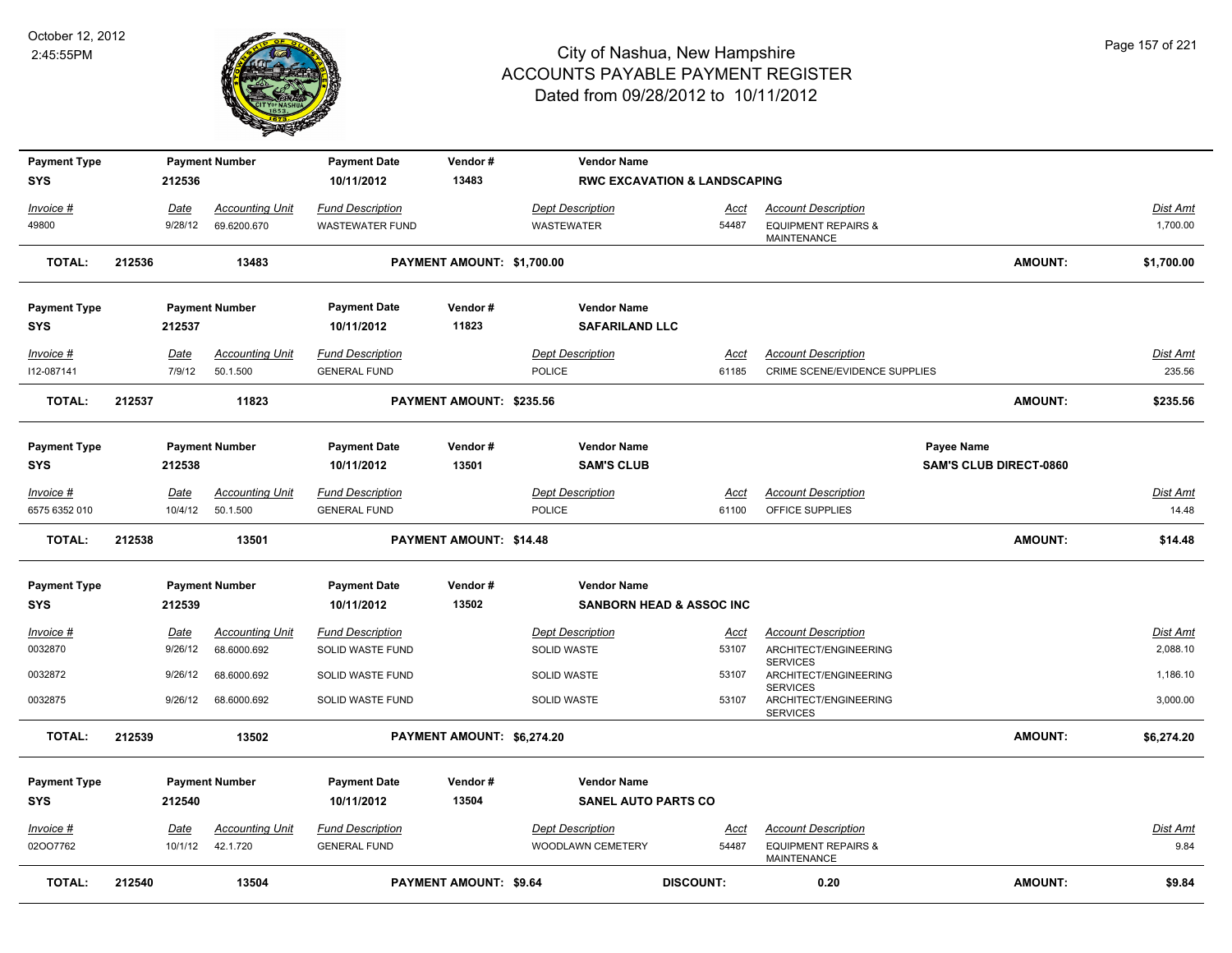# City of Nashua, New Hampshire
# ACCOUNTS PAYABLE PAYMENT REGISTER
## Dated from 09/28/2012 to 10/11/2012

October 12, 2012
2:45:55PM

| Payment Type | Payment Number | Payment Date | Vendor # | Vendor Name |
|---|---|---|---|---|
| SYS | 212536 | 10/11/2012 | 13483 | RWC EXCAVATION & LANDSCAPING |

| Invoice # | Date | Accounting Unit | Fund Description | Dept Description | Acct | Account Description | Dist Amt |
|---|---|---|---|---|---|---|---|
| 49800 | 9/28/12 | 69.6200.670 | WASTEWATER FUND | WASTEWATER | 54487 | EQUIPMENT REPAIRS & MAINTENANCE | 1,700.00 |

**TOTAL: 212536 13483 PAYMENT AMOUNT: $1,700.00 AMOUNT: $1,700.00**

| Payment Type | Payment Number | Payment Date | Vendor # | Vendor Name |
|---|---|---|---|---|
| SYS | 212537 | 10/11/2012 | 11823 | SAFARILAND LLC |

| Invoice # | Date | Accounting Unit | Fund Description | Dept Description | Acct | Account Description | Dist Amt |
|---|---|---|---|---|---|---|---|
| I12-087141 | 7/9/12 | 50.1.500 | GENERAL FUND | POLICE | 61185 | CRIME SCENE/EVIDENCE SUPPLIES | 235.56 |

**TOTAL: 212537 11823 PAYMENT AMOUNT: $235.56 AMOUNT: $235.56**

| Payment Type | Payment Number | Payment Date | Vendor # | Vendor Name | Payee Name |
|---|---|---|---|---|---|
| SYS | 212538 | 10/11/2012 | 13501 | SAM'S CLUB | SAM'S CLUB DIRECT-0860 |

| Invoice # | Date | Accounting Unit | Fund Description | Dept Description | Acct | Account Description | Dist Amt |
|---|---|---|---|---|---|---|---|
| 6575 6352 010 | 10/4/12 | 50.1.500 | GENERAL FUND | POLICE | 61100 | OFFICE SUPPLIES | 14.48 |

**TOTAL: 212538 13501 PAYMENT AMOUNT: $14.48 AMOUNT: $14.48**

| Payment Type | Payment Number | Payment Date | Vendor # | Vendor Name |
|---|---|---|---|---|
| SYS | 212539 | 10/11/2012 | 13502 | SANBORN HEAD & ASSOC INC |

| Invoice # | Date | Accounting Unit | Fund Description | Dept Description | Acct | Account Description | Dist Amt |
|---|---|---|---|---|---|---|---|
| 0032870 | 9/26/12 | 68.6000.692 | SOLID WASTE FUND | SOLID WASTE | 53107 | ARCHITECT/ENGINEERING SERVICES | 2,088.10 |
| 0032872 | 9/26/12 | 68.6000.692 | SOLID WASTE FUND | SOLID WASTE | 53107 | ARCHITECT/ENGINEERING SERVICES | 1,186.10 |
| 0032875 | 9/26/12 | 68.6000.692 | SOLID WASTE FUND | SOLID WASTE | 53107 | ARCHITECT/ENGINEERING SERVICES | 3,000.00 |

**TOTAL: 212539 13502 PAYMENT AMOUNT: $6,274.20 AMOUNT: $6,274.20**

| Payment Type | Payment Number | Payment Date | Vendor # | Vendor Name |
|---|---|---|---|---|
| SYS | 212540 | 10/11/2012 | 13504 | SANEL AUTO PARTS CO |

| Invoice # | Date | Accounting Unit | Fund Description | Dept Description | Acct | Account Description | Dist Amt |
|---|---|---|---|---|---|---|---|
| 02OO7762 | 10/1/12 | 42.1.720 | GENERAL FUND | WOODLAWN CEMETERY | 54487 | EQUIPMENT REPAIRS & MAINTENANCE | 9.84 |

**TOTAL: 212540 13504 PAYMENT AMOUNT: $9.64 DISCOUNT: 0.20 AMOUNT: $9.84**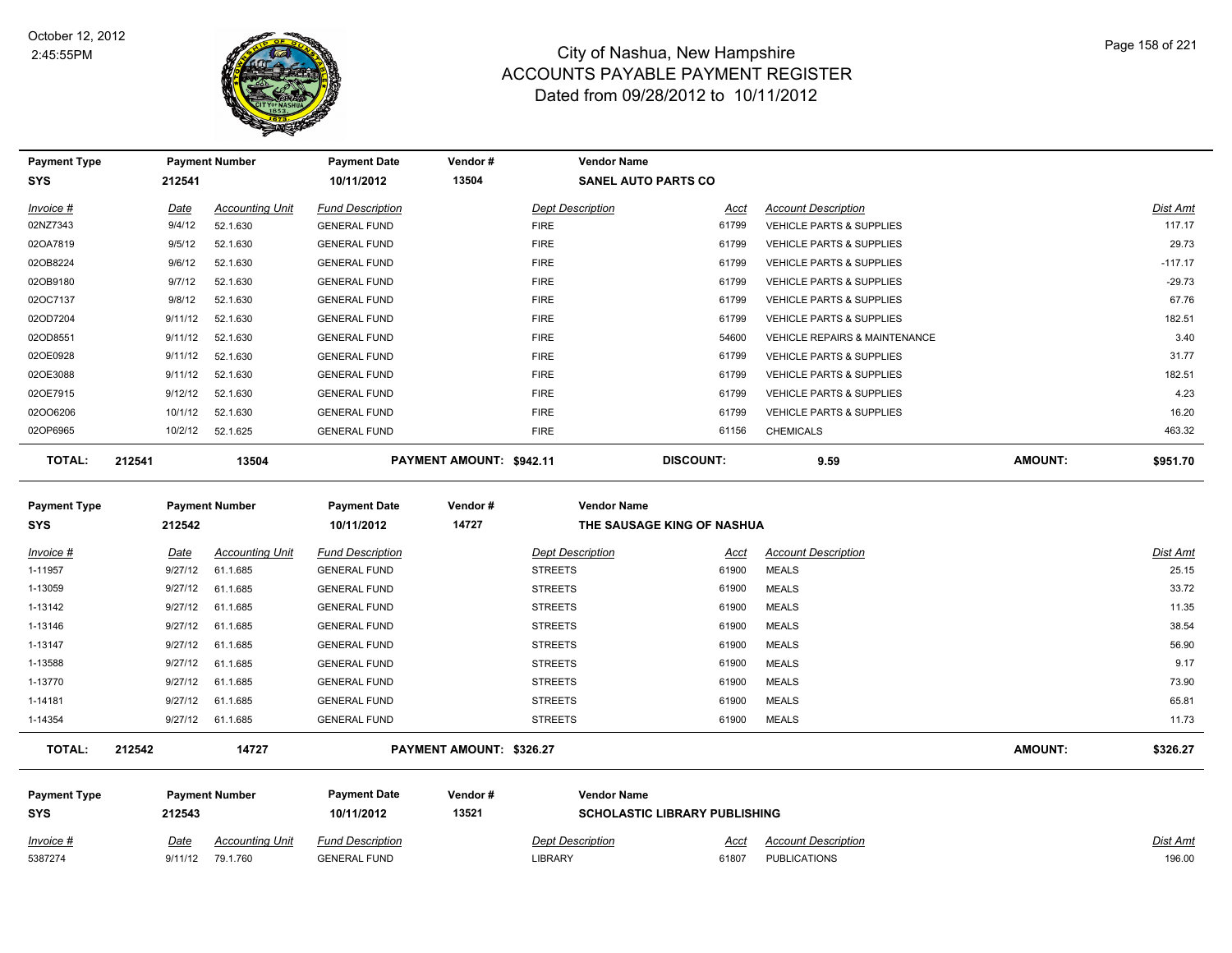# City of Nashua, New Hampshire
## ACCOUNTS PAYABLE PAYMENT REGISTER
### Dated from 09/28/2012 to 10/11/2012

October 12, 2012
2:45:55PM

| Payment Type | Payment Number | Payment Date | Vendor # | Vendor Name |
|---|---|---|---|---|
| SYS | 212541 | 10/11/2012 | 13504 | SANEL AUTO PARTS CO |

| Invoice # | Date | Accounting Unit | Fund Description | Dept Description | Acct | Account Description | Dist Amt |
|---|---|---|---|---|---|---|---|
| 02NZ7343 | 9/4/12 | 52.1.630 | GENERAL FUND | FIRE | 61799 | VEHICLE PARTS & SUPPLIES | 117.17 |
| 02OA7819 | 9/5/12 | 52.1.630 | GENERAL FUND | FIRE | 61799 | VEHICLE PARTS & SUPPLIES | 29.73 |
| 02OB8224 | 9/6/12 | 52.1.630 | GENERAL FUND | FIRE | 61799 | VEHICLE PARTS & SUPPLIES | -117.17 |
| 02OB9180 | 9/7/12 | 52.1.630 | GENERAL FUND | FIRE | 61799 | VEHICLE PARTS & SUPPLIES | -29.73 |
| 02OC7137 | 9/8/12 | 52.1.630 | GENERAL FUND | FIRE | 61799 | VEHICLE PARTS & SUPPLIES | 67.76 |
| 02OD7204 | 9/11/12 | 52.1.630 | GENERAL FUND | FIRE | 61799 | VEHICLE PARTS & SUPPLIES | 182.51 |
| 02OD8551 | 9/11/12 | 52.1.630 | GENERAL FUND | FIRE | 54600 | VEHICLE REPAIRS & MAINTENANCE | 3.40 |
| 02OE0928 | 9/11/12 | 52.1.630 | GENERAL FUND | FIRE | 61799 | VEHICLE PARTS & SUPPLIES | 31.77 |
| 02OE3088 | 9/11/12 | 52.1.630 | GENERAL FUND | FIRE | 61799 | VEHICLE PARTS & SUPPLIES | 182.51 |
| 02OE7915 | 9/12/12 | 52.1.630 | GENERAL FUND | FIRE | 61799 | VEHICLE PARTS & SUPPLIES | 4.23 |
| 02OO6206 | 10/1/12 | 52.1.630 | GENERAL FUND | FIRE | 61799 | VEHICLE PARTS & SUPPLIES | 16.20 |
| 02OP6965 | 10/2/12 | 52.1.625 | GENERAL FUND | FIRE | 61156 | CHEMICALS | 463.32 |

**TOTAL: 212541 13504 PAYMENT AMOUNT: $942.11 DISCOUNT: 9.59 AMOUNT: $951.70**

| Payment Type | Payment Number | Payment Date | Vendor # | Vendor Name |
|---|---|---|---|---|
| SYS | 212542 | 10/11/2012 | 14727 | THE SAUSAGE KING OF NASHUA |

| Invoice # | Date | Accounting Unit | Fund Description | Dept Description | Acct | Account Description | Dist Amt |
|---|---|---|---|---|---|---|---|
| 1-11957 | 9/27/12 | 61.1.685 | GENERAL FUND | STREETS | 61900 | MEALS | 25.15 |
| 1-13059 | 9/27/12 | 61.1.685 | GENERAL FUND | STREETS | 61900 | MEALS | 33.72 |
| 1-13142 | 9/27/12 | 61.1.685 | GENERAL FUND | STREETS | 61900 | MEALS | 11.35 |
| 1-13146 | 9/27/12 | 61.1.685 | GENERAL FUND | STREETS | 61900 | MEALS | 38.54 |
| 1-13147 | 9/27/12 | 61.1.685 | GENERAL FUND | STREETS | 61900 | MEALS | 56.90 |
| 1-13588 | 9/27/12 | 61.1.685 | GENERAL FUND | STREETS | 61900 | MEALS | 9.17 |
| 1-13770 | 9/27/12 | 61.1.685 | GENERAL FUND | STREETS | 61900 | MEALS | 73.90 |
| 1-14181 | 9/27/12 | 61.1.685 | GENERAL FUND | STREETS | 61900 | MEALS | 65.81 |
| 1-14354 | 9/27/12 | 61.1.685 | GENERAL FUND | STREETS | 61900 | MEALS | 11.73 |

**TOTAL: 212542 14727 PAYMENT AMOUNT: $326.27 AMOUNT: $326.27**

| Payment Type | Payment Number | Payment Date | Vendor # | Vendor Name |
|---|---|---|---|---|
| SYS | 212543 | 10/11/2012 | 13521 | SCHOLASTIC LIBRARY PUBLISHING |

| Invoice # | Date | Accounting Unit | Fund Description | Dept Description | Acct | Account Description | Dist Amt |
|---|---|---|---|---|---|---|---|
| 5387274 | 9/11/12 | 79.1.760 | GENERAL FUND | LIBRARY | 61807 | PUBLICATIONS | 196.00 |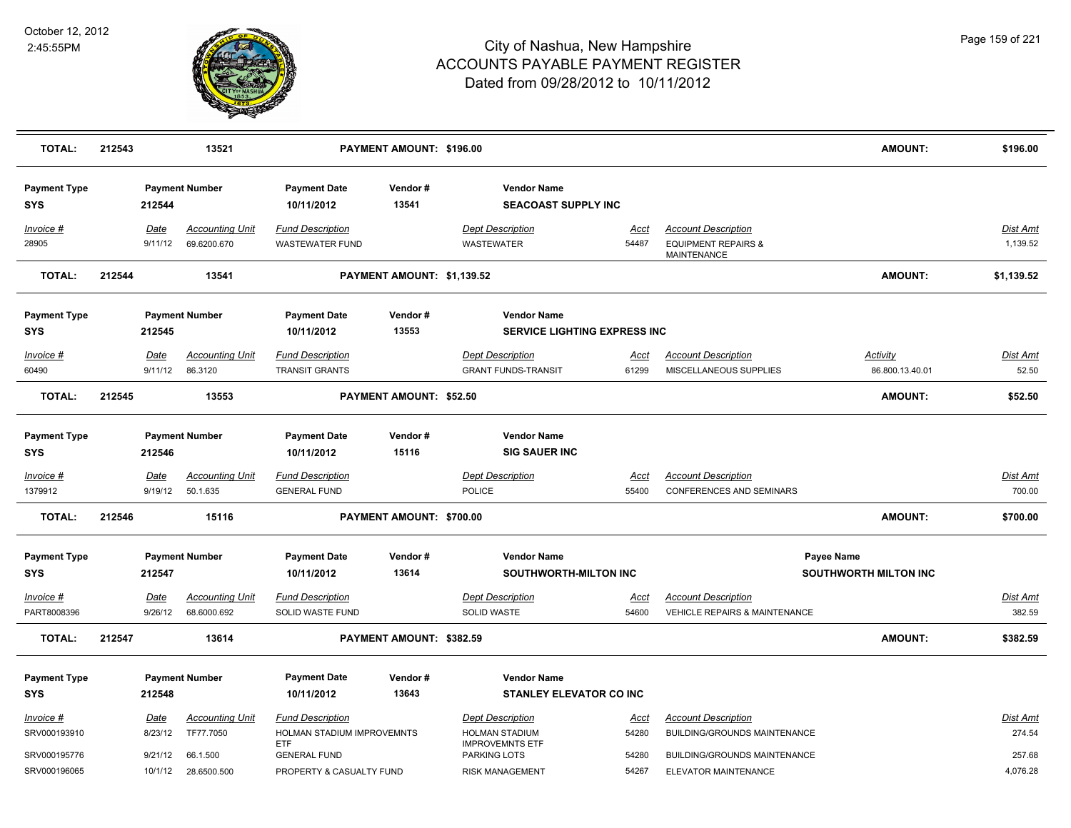# City of Nashua, New Hampshire
## ACCOUNTS PAYABLE PAYMENT REGISTER
### Dated from 09/28/2012 to 10/11/2012

October 12, 2012
2:45:55PM

| **TOTAL:** | **212543** | **13521** | | **PAYMENT AMOUNT: $196.00** | | | | **AMOUNT:** | **$196.00** |
|---|---|---|---|---|---|---|---|---|---|

| Payment Type | Payment Number | Payment Date | Vendor # | Vendor Name |
|---|---|---|---|---|
| SYS | 212544 | 10/11/2012 | 13541 | SEACOAST SUPPLY INC |

| Invoice # | Date | Accounting Unit | Fund Description | Dept Description | Acct | Account Description | Dist Amt |
|---|---|---|---|---|---|---|---|
| 28905 | 9/11/12 | 69.6200.670 | WASTEWATER FUND | WASTEWATER | 54487 | EQUIPMENT REPAIRS & MAINTENANCE | 1,139.52 |

| **TOTAL:** | **212544** | **13541** | **PAYMENT AMOUNT: $1,139.52** | **AMOUNT:** | **$1,139.52** |
|---|---|---|---|---|---|

| Payment Type | Payment Number | Payment Date | Vendor # | Vendor Name |
|---|---|---|---|---|
| SYS | 212545 | 10/11/2012 | 13553 | SERVICE LIGHTING EXPRESS INC |

| Invoice # | Date | Accounting Unit | Fund Description | Dept Description | Acct | Account Description | Activity | Dist Amt |
|---|---|---|---|---|---|---|---|---|
| 60490 | 9/11/12 | 86.3120 | TRANSIT GRANTS | GRANT FUNDS-TRANSIT | 61299 | MISCELLANEOUS SUPPLIES | 86.800.13.40.01 | 52.50 |

| **TOTAL:** | **212545** | **13553** | **PAYMENT AMOUNT: $52.50** | **AMOUNT:** | **$52.50** |
|---|---|---|---|---|---|

| Payment Type | Payment Number | Payment Date | Vendor # | Vendor Name |
|---|---|---|---|---|
| SYS | 212546 | 10/11/2012 | 15116 | SIG SAUER INC |

| Invoice # | Date | Accounting Unit | Fund Description | Dept Description | Acct | Account Description | Dist Amt |
|---|---|---|---|---|---|---|---|
| 1379912 | 9/19/12 | 50.1.635 | GENERAL FUND | POLICE | 55400 | CONFERENCES AND SEMINARS | 700.00 |

| **TOTAL:** | **212546** | **15116** | **PAYMENT AMOUNT: $700.00** | **AMOUNT:** | **$700.00** |
|---|---|---|---|---|---|

| Payment Type | Payment Number | Payment Date | Vendor # | Vendor Name | Payee Name |
|---|---|---|---|---|---|
| SYS | 212547 | 10/11/2012 | 13614 | SOUTHWORTH-MILTON INC | SOUTHWORTH MILTON INC |

| Invoice # | Date | Accounting Unit | Fund Description | Dept Description | Acct | Account Description | Dist Amt |
|---|---|---|---|---|---|---|---|
| PART8008396 | 9/26/12 | 68.6000.692 | SOLID WASTE FUND | SOLID WASTE | 54600 | VEHICLE REPAIRS & MAINTENANCE | 382.59 |

| **TOTAL:** | **212547** | **13614** | **PAYMENT AMOUNT: $382.59** | **AMOUNT:** | **$382.59** |
|---|---|---|---|---|---|

| Payment Type | Payment Number | Payment Date | Vendor # | Vendor Name |
|---|---|---|---|---|
| SYS | 212548 | 10/11/2012 | 13643 | STANLEY ELEVATOR CO INC |

| Invoice # | Date | Accounting Unit | Fund Description | Dept Description | Acct | Account Description | Dist Amt |
|---|---|---|---|---|---|---|---|
| SRV000193910 | 8/23/12 | TF77.7050 | HOLMAN STADIUM IMPROVEMNTS ETF | HOLMAN STADIUM IMPROVEMNTS ETF | 54280 | BUILDING/GROUNDS MAINTENANCE | 274.54 |
| SRV000195776 | 9/21/12 | 66.1.500 | GENERAL FUND | PARKING LOTS | 54280 | BUILDING/GROUNDS MAINTENANCE | 257.68 |
| SRV000196065 | 10/1/12 | 28.6500.500 | PROPERTY & CASUALTY FUND | RISK MANAGEMENT | 54267 | ELEVATOR MAINTENANCE | 4,076.28 |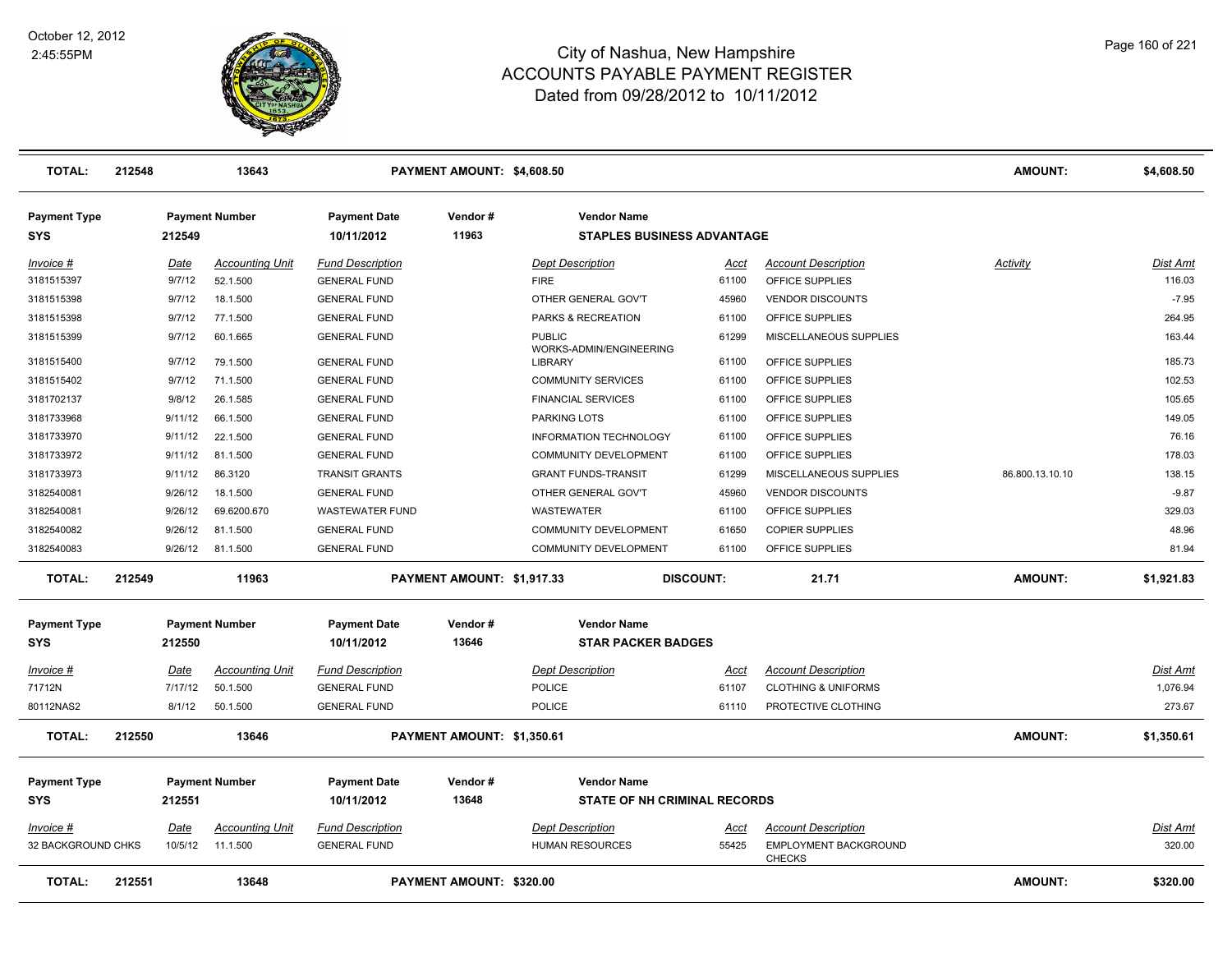# City of Nashua, New Hampshire
## ACCOUNTS PAYABLE PAYMENT REGISTER
### Dated from 09/28/2012 to 10/11/2012

October 12, 2012
2:45:55PM

| **TOTAL:** | **212548** | **13643** | **PAYMENT AMOUNT: $4,608.50** | | **AMOUNT:** | **$4,608.50** |
|---|---|---|---|---|---|---|

**Payment Type:** SYS
**Payment Number:** 212549
**Payment Date:** 10/11/2012
**Vendor #:** 11963
**Vendor Name:** STAPLES BUSINESS ADVANTAGE

| Invoice # | Date | Accounting Unit | Fund Description | Dept Description | Acct | Account Description | Activity | Dist Amt |
|---|---|---|---|---|---|---|---|---|
| 3181515397 | 9/7/12 | 52.1.500 | GENERAL FUND | FIRE | 61100 | OFFICE SUPPLIES | | 116.03 |
| 3181515398 | 9/7/12 | 18.1.500 | GENERAL FUND | OTHER GENERAL GOV'T | 45960 | VENDOR DISCOUNTS | | -7.95 |
| 3181515398 | 9/7/12 | 77.1.500 | GENERAL FUND | PARKS & RECREATION | 61100 | OFFICE SUPPLIES | | 264.95 |
| 3181515399 | 9/7/12 | 60.1.665 | GENERAL FUND | PUBLIC WORKS-ADMIN/ENGINEERING | 61299 | MISCELLANEOUS SUPPLIES | | 163.44 |
| 3181515400 | 9/7/12 | 79.1.500 | GENERAL FUND | LIBRARY | 61100 | OFFICE SUPPLIES | | 185.73 |
| 3181515402 | 9/7/12 | 71.1.500 | GENERAL FUND | COMMUNITY SERVICES | 61100 | OFFICE SUPPLIES | | 102.53 |
| 3181702137 | 9/8/12 | 26.1.585 | GENERAL FUND | FINANCIAL SERVICES | 61100 | OFFICE SUPPLIES | | 105.65 |
| 3181733968 | 9/11/12 | 66.1.500 | GENERAL FUND | PARKING LOTS | 61100 | OFFICE SUPPLIES | | 149.05 |
| 3181733970 | 9/11/12 | 22.1.500 | GENERAL FUND | INFORMATION TECHNOLOGY | 61100 | OFFICE SUPPLIES | | 76.16 |
| 3181733972 | 9/11/12 | 81.1.500 | GENERAL FUND | COMMUNITY DEVELOPMENT | 61100 | OFFICE SUPPLIES | | 178.03 |
| 3181733973 | 9/11/12 | 86.3120 | TRANSIT GRANTS | GRANT FUNDS-TRANSIT | 61299 | MISCELLANEOUS SUPPLIES | 86.800.13.10.10 | 138.15 |
| 3182540081 | 9/26/12 | 18.1.500 | GENERAL FUND | OTHER GENERAL GOV'T | 45960 | VENDOR DISCOUNTS | | -9.87 |
| 3182540081 | 9/26/12 | 69.6200.670 | WASTEWATER FUND | WASTEWATER | 61100 | OFFICE SUPPLIES | | 329.03 |
| 3182540082 | 9/26/12 | 81.1.500 | GENERAL FUND | COMMUNITY DEVELOPMENT | 61650 | COPIER SUPPLIES | | 48.96 |
| 3182540083 | 9/26/12 | 81.1.500 | GENERAL FUND | COMMUNITY DEVELOPMENT | 61100 | OFFICE SUPPLIES | | 81.94 |

| **TOTAL:** | **212549** | **11963** | **PAYMENT AMOUNT: $1,917.33** | **DISCOUNT: 21.71** | **AMOUNT:** | **$1,921.83** |
|---|---|---|---|---|---|---|

**Payment Type:** SYS
**Payment Number:** 212550
**Payment Date:** 10/11/2012
**Vendor #:** 13646
**Vendor Name:** STAR PACKER BADGES

| Invoice # | Date | Accounting Unit | Fund Description | Dept Description | Acct | Account Description | Dist Amt |
|---|---|---|---|---|---|---|---|
| 71712N | 7/17/12 | 50.1.500 | GENERAL FUND | POLICE | 61107 | CLOTHING & UNIFORMS | 1,076.94 |
| 80112NAS2 | 8/1/12 | 50.1.500 | GENERAL FUND | POLICE | 61110 | PROTECTIVE CLOTHING | 273.67 |

| **TOTAL:** | **212550** | **13646** | **PAYMENT AMOUNT: $1,350.61** | **AMOUNT:** | **$1,350.61** |
|---|---|---|---|---|---|

**Payment Type:** SYS
**Payment Number:** 212551
**Payment Date:** 10/11/2012
**Vendor #:** 13648
**Vendor Name:** STATE OF NH CRIMINAL RECORDS

| Invoice # | Date | Accounting Unit | Fund Description | Dept Description | Acct | Account Description | Dist Amt |
|---|---|---|---|---|---|---|---|
| 32 BACKGROUND CHKS | 10/5/12 | 11.1.500 | GENERAL FUND | HUMAN RESOURCES | 55425 | EMPLOYMENT BACKGROUND CHECKS | 320.00 |

| **TOTAL:** | **212551** | **13648** | **PAYMENT AMOUNT: $320.00** | **AMOUNT:** | **$320.00** |
|---|---|---|---|---|---|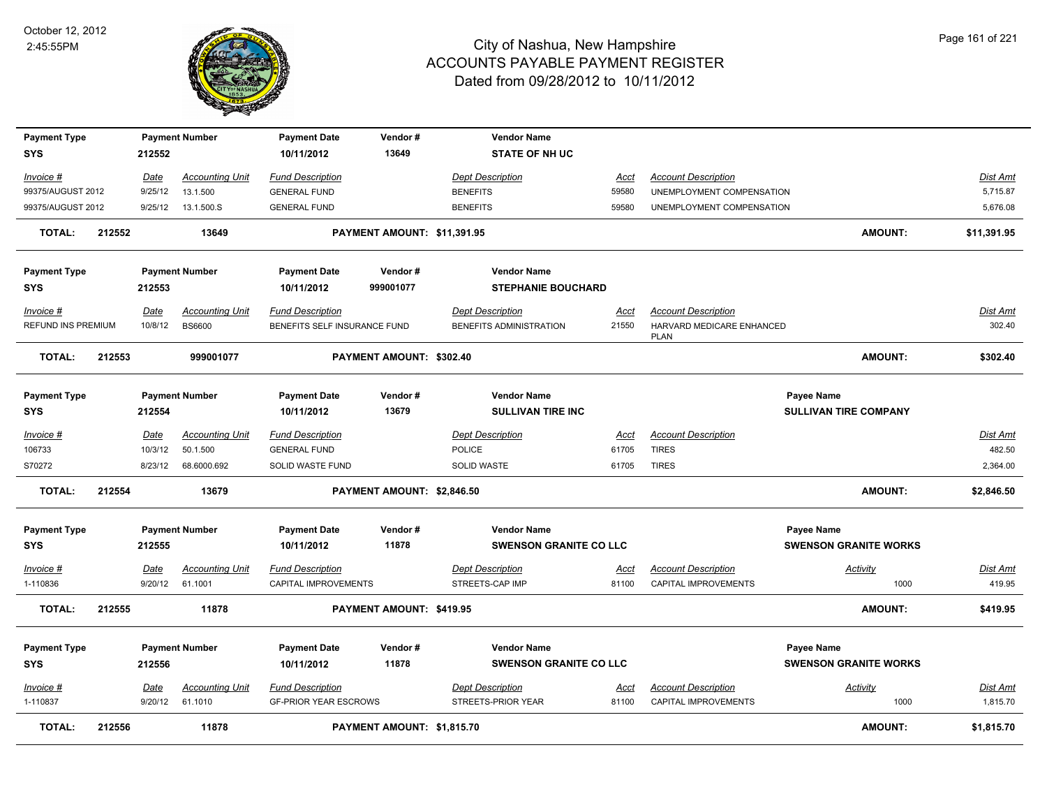# City of Nashua, New Hampshire
## ACCOUNTS PAYABLE PAYMENT REGISTER
### Dated from 09/28/2012 to 10/11/2012

October 12, 2012
2:45:55PM

| Payment Type | Payment Number | Payment Date | Vendor # | Vendor Name | | |
|---|---|---|---|---|---|---|
| SYS | 212552 | 10/11/2012 | 13649 | STATE OF NH UC | | |

| Invoice # | Date | Accounting Unit | Fund Description | Dept Description | Acct | Account Description | Dist Amt |
|---|---|---|---|---|---|---|---|
| 99375/AUGUST 2012 | 9/25/12 | 13.1.500 | GENERAL FUND | BENEFITS | 59580 | UNEMPLOYMENT COMPENSATION | 5,715.87 |
| 99375/AUGUST 2012 | 9/25/12 | 13.1.500.S | GENERAL FUND | BENEFITS | 59580 | UNEMPLOYMENT COMPENSATION | 5,676.08 |

**TOTAL: 212552 — 13649 — PAYMENT AMOUNT: $11,391.95 — AMOUNT: $11,391.95**

| Payment Type | Payment Number | Payment Date | Vendor # | Vendor Name |
|---|---|---|---|---|
| SYS | 212553 | 10/11/2012 | 999001077 | STEPHANIE BOUCHARD |

| Invoice # | Date | Accounting Unit | Fund Description | Dept Description | Acct | Account Description | Dist Amt |
|---|---|---|---|---|---|---|---|
| REFUND INS PREMIUM | 10/8/12 | BS6600 | BENEFITS SELF INSURANCE FUND | BENEFITS ADMINISTRATION | 21550 | HARVARD MEDICARE ENHANCED PLAN | 302.40 |

**TOTAL: 212553 — 999001077 — PAYMENT AMOUNT: $302.40 — AMOUNT: $302.40**

| Payment Type | Payment Number | Payment Date | Vendor # | Vendor Name | Payee Name |
|---|---|---|---|---|---|
| SYS | 212554 | 10/11/2012 | 13679 | SULLIVAN TIRE INC | SULLIVAN TIRE COMPANY |

| Invoice # | Date | Accounting Unit | Fund Description | Dept Description | Acct | Account Description | Dist Amt |
|---|---|---|---|---|---|---|---|
| 106733 | 10/3/12 | 50.1.500 | GENERAL FUND | POLICE | 61705 | TIRES | 482.50 |
| S70272 | 8/23/12 | 68.6000.692 | SOLID WASTE FUND | SOLID WASTE | 61705 | TIRES | 2,364.00 |

**TOTAL: 212554 — 13679 — PAYMENT AMOUNT: $2,846.50 — AMOUNT: $2,846.50**

| Payment Type | Payment Number | Payment Date | Vendor # | Vendor Name | Payee Name |
|---|---|---|---|---|---|
| SYS | 212555 | 10/11/2012 | 11878 | SWENSON GRANITE CO LLC | SWENSON GRANITE WORKS |

| Invoice # | Date | Accounting Unit | Fund Description | Dept Description | Acct | Account Description | Activity | Dist Amt |
|---|---|---|---|---|---|---|---|---|
| 1-110836 | 9/20/12 | 61.1001 | CAPITAL IMPROVEMENTS | STREETS-CAP IMP | 81100 | CAPITAL IMPROVEMENTS | 1000 | 419.95 |

**TOTAL: 212555 — 11878 — PAYMENT AMOUNT: $419.95 — AMOUNT: $419.95**

| Payment Type | Payment Number | Payment Date | Vendor # | Vendor Name | Payee Name |
|---|---|---|---|---|---|
| SYS | 212556 | 10/11/2012 | 11878 | SWENSON GRANITE CO LLC | SWENSON GRANITE WORKS |

| Invoice # | Date | Accounting Unit | Fund Description | Dept Description | Acct | Account Description | Activity | Dist Amt |
|---|---|---|---|---|---|---|---|---|
| 1-110837 | 9/20/12 | 61.1010 | GF-PRIOR YEAR ESCROWS | STREETS-PRIOR YEAR | 81100 | CAPITAL IMPROVEMENTS | 1000 | 1,815.70 |

**TOTAL: 212556 — 11878 — PAYMENT AMOUNT: $1,815.70 — AMOUNT: $1,815.70**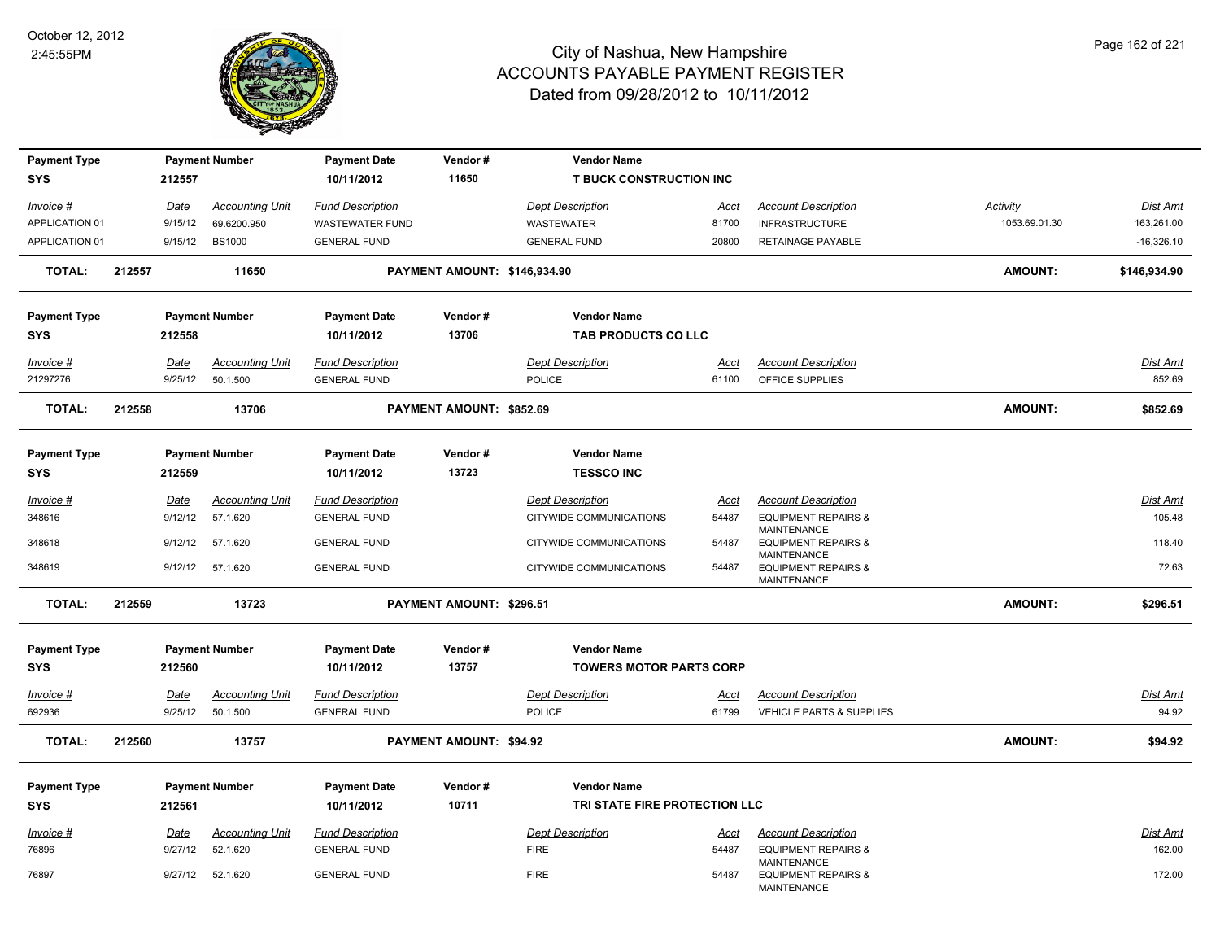# City of Nashua, New Hampshire
## ACCOUNTS PAYABLE PAYMENT REGISTER
### Dated from 09/28/2012 to 10/11/2012

October 12, 2012
2:45:55PM

| Payment Type | Payment Number | Payment Date | Vendor # | Vendor Name |
|---|---|---|---|---|
| SYS | 212557 | 10/11/2012 | 11650 | T BUCK CONSTRUCTION INC |

| Invoice # | Date | Accounting Unit | Fund Description | Dept Description | Acct | Account Description | Activity | Dist Amt |
|---|---|---|---|---|---|---|---|---|
| APPLICATION 01 | 9/15/12 | 69.6200.950 | WASTEWATER FUND | WASTEWATER | 81700 | INFRASTRUCTURE | 1053.69.01.30 | 163,261.00 |
| APPLICATION 01 | 9/15/12 | BS1000 | GENERAL FUND | GENERAL FUND | 20800 | RETAINAGE PAYABLE | | -16,326.10 |

**TOTAL: 212557 11650 PAYMENT AMOUNT: $146,934.90 AMOUNT: $146,934.90**

| Payment Type | Payment Number | Payment Date | Vendor # | Vendor Name |
|---|---|---|---|---|
| SYS | 212558 | 10/11/2012 | 13706 | TAB PRODUCTS CO LLC |

| Invoice # | Date | Accounting Unit | Fund Description | Dept Description | Acct | Account Description | Dist Amt |
|---|---|---|---|---|---|---|---|
| 21297276 | 9/25/12 | 50.1.500 | GENERAL FUND | POLICE | 61100 | OFFICE SUPPLIES | 852.69 |

**TOTAL: 212558 13706 PAYMENT AMOUNT: $852.69 AMOUNT: $852.69**

| Payment Type | Payment Number | Payment Date | Vendor # | Vendor Name |
|---|---|---|---|---|
| SYS | 212559 | 10/11/2012 | 13723 | TESSCO INC |

| Invoice # | Date | Accounting Unit | Fund Description | Dept Description | Acct | Account Description | Dist Amt |
|---|---|---|---|---|---|---|---|
| 348616 | 9/12/12 | 57.1.620 | GENERAL FUND | CITYWIDE COMMUNICATIONS | 54487 | EQUIPMENT REPAIRS & MAINTENANCE | 105.48 |
| 348618 | 9/12/12 | 57.1.620 | GENERAL FUND | CITYWIDE COMMUNICATIONS | 54487 | EQUIPMENT REPAIRS & MAINTENANCE | 118.40 |
| 348619 | 9/12/12 | 57.1.620 | GENERAL FUND | CITYWIDE COMMUNICATIONS | 54487 | EQUIPMENT REPAIRS & MAINTENANCE | 72.63 |

**TOTAL: 212559 13723 PAYMENT AMOUNT: $296.51 AMOUNT: $296.51**

| Payment Type | Payment Number | Payment Date | Vendor # | Vendor Name |
|---|---|---|---|---|
| SYS | 212560 | 10/11/2012 | 13757 | TOWERS MOTOR PARTS CORP |

| Invoice # | Date | Accounting Unit | Fund Description | Dept Description | Acct | Account Description | Dist Amt |
|---|---|---|---|---|---|---|---|
| 692936 | 9/25/12 | 50.1.500 | GENERAL FUND | POLICE | 61799 | VEHICLE PARTS & SUPPLIES | 94.92 |

**TOTAL: 212560 13757 PAYMENT AMOUNT: $94.92 AMOUNT: $94.92**

| Payment Type | Payment Number | Payment Date | Vendor # | Vendor Name |
|---|---|---|---|---|
| SYS | 212561 | 10/11/2012 | 10711 | TRI STATE FIRE PROTECTION LLC |

| Invoice # | Date | Accounting Unit | Fund Description | Dept Description | Acct | Account Description | Dist Amt |
|---|---|---|---|---|---|---|---|
| 76896 | 9/27/12 | 52.1.620 | GENERAL FUND | FIRE | 54487 | EQUIPMENT REPAIRS & MAINTENANCE | 162.00 |
| 76897 | 9/27/12 | 52.1.620 | GENERAL FUND | FIRE | 54487 | EQUIPMENT REPAIRS & MAINTENANCE | 172.00 |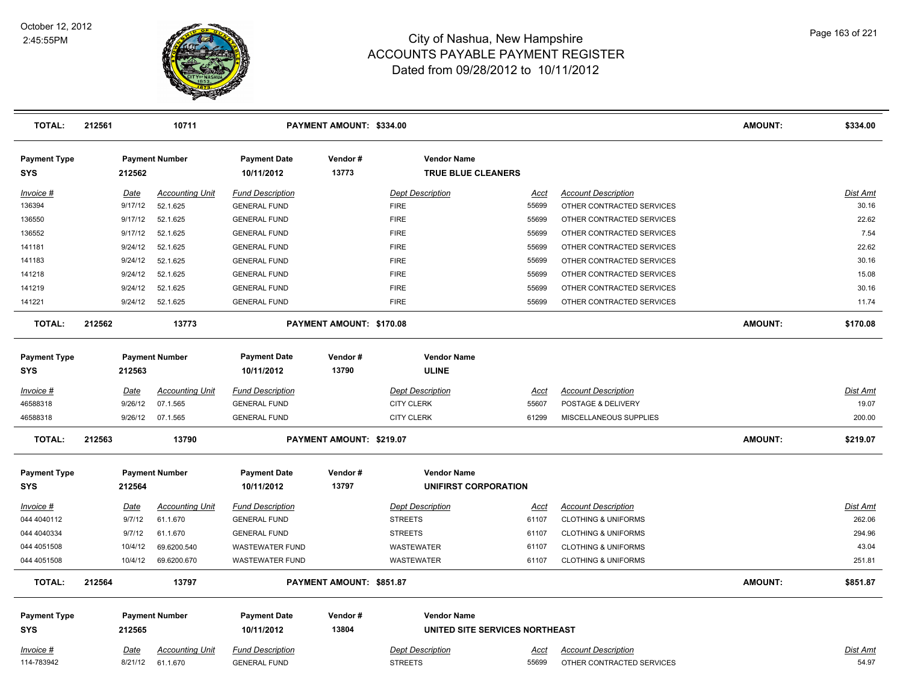| TOTAL: | 212561 | 10711 | PAYMENT AMOUNT: $334.00 | AMOUNT: | $334.00 |
|---|---|---|---|---|---|

| Payment Type | Payment Number | Payment Date | Vendor # | Vendor Name |
|---|---|---|---|---|
| SYS | 212562 | 10/11/2012 | 13773 | TRUE BLUE CLEANERS |

| Invoice # | Date | Accounting Unit | Fund Description | Dept Description | Acct | Account Description | Dist Amt |
|---|---|---|---|---|---|---|---|
| 136394 | 9/17/12 | 52.1.625 | GENERAL FUND | FIRE | 55699 | OTHER CONTRACTED SERVICES | 30.16 |
| 136550 | 9/17/12 | 52.1.625 | GENERAL FUND | FIRE | 55699 | OTHER CONTRACTED SERVICES | 22.62 |
| 136552 | 9/17/12 | 52.1.625 | GENERAL FUND | FIRE | 55699 | OTHER CONTRACTED SERVICES | 7.54 |
| 141181 | 9/24/12 | 52.1.625 | GENERAL FUND | FIRE | 55699 | OTHER CONTRACTED SERVICES | 22.62 |
| 141183 | 9/24/12 | 52.1.625 | GENERAL FUND | FIRE | 55699 | OTHER CONTRACTED SERVICES | 30.16 |
| 141218 | 9/24/12 | 52.1.625 | GENERAL FUND | FIRE | 55699 | OTHER CONTRACTED SERVICES | 15.08 |
| 141219 | 9/24/12 | 52.1.625 | GENERAL FUND | FIRE | 55699 | OTHER CONTRACTED SERVICES | 30.16 |
| 141221 | 9/24/12 | 52.1.625 | GENERAL FUND | FIRE | 55699 | OTHER CONTRACTED SERVICES | 11.74 |

| TOTAL: | 212562 | 13773 | PAYMENT AMOUNT: $170.08 | AMOUNT: | $170.08 |
|---|---|---|---|---|---|

| Payment Type | Payment Number | Payment Date | Vendor # | Vendor Name |
|---|---|---|---|---|
| SYS | 212563 | 10/11/2012 | 13790 | ULINE |

| Invoice # | Date | Accounting Unit | Fund Description | Dept Description | Acct | Account Description | Dist Amt |
|---|---|---|---|---|---|---|---|
| 46588318 | 9/26/12 | 07.1.565 | GENERAL FUND | CITY CLERK | 55607 | POSTAGE & DELIVERY | 19.07 |
| 46588318 | 9/26/12 | 07.1.565 | GENERAL FUND | CITY CLERK | 61299 | MISCELLANEOUS SUPPLIES | 200.00 |

| TOTAL: | 212563 | 13790 | PAYMENT AMOUNT: $219.07 | AMOUNT: | $219.07 |
|---|---|---|---|---|---|

| Payment Type | Payment Number | Payment Date | Vendor # | Vendor Name |
|---|---|---|---|---|
| SYS | 212564 | 10/11/2012 | 13797 | UNIFIRST CORPORATION |

| Invoice # | Date | Accounting Unit | Fund Description | Dept Description | Acct | Account Description | Dist Amt |
|---|---|---|---|---|---|---|---|
| 044 4040112 | 9/7/12 | 61.1.670 | GENERAL FUND | STREETS | 61107 | CLOTHING & UNIFORMS | 262.06 |
| 044 4040334 | 9/7/12 | 61.1.670 | GENERAL FUND | STREETS | 61107 | CLOTHING & UNIFORMS | 294.96 |
| 044 4051508 | 10/4/12 | 69.6200.540 | WASTEWATER FUND | WASTEWATER | 61107 | CLOTHING & UNIFORMS | 43.04 |
| 044 4051508 | 10/4/12 | 69.6200.670 | WASTEWATER FUND | WASTEWATER | 61107 | CLOTHING & UNIFORMS | 251.81 |

| TOTAL: | 212564 | 13797 | PAYMENT AMOUNT: $851.87 | AMOUNT: | $851.87 |
|---|---|---|---|---|---|

| Payment Type | Payment Number | Payment Date | Vendor # | Vendor Name |
|---|---|---|---|---|
| SYS | 212565 | 10/11/2012 | 13804 | UNITED SITE SERVICES NORTHEAST |

| Invoice # | Date | Accounting Unit | Fund Description | Dept Description | Acct | Account Description | Dist Amt |
|---|---|---|---|---|---|---|---|
| 114-783942 | 8/21/12 | 61.1.670 | GENERAL FUND | STREETS | 55699 | OTHER CONTRACTED SERVICES | 54.97 |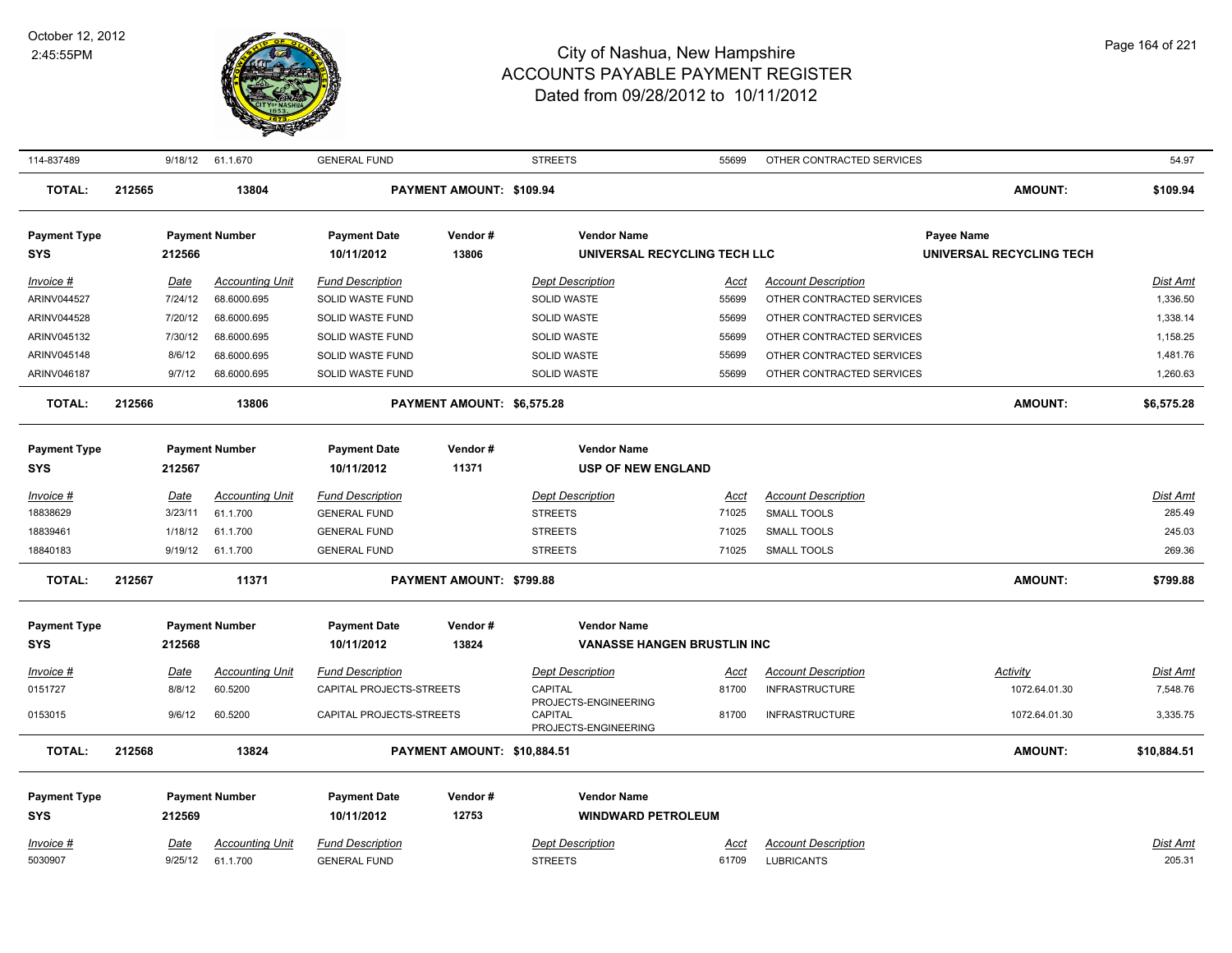| 114-837489 | 9/18/12 | 61.1.670 | GENERAL FUND | STREETS | 55699 | OTHER CONTRACTED SERVICES | | 54.97 |
|---|---|---|---|---|---|---|---|---|
| **TOTAL:** | **212565** | **13804** | | **PAYMENT AMOUNT: $109.94** | | | **AMOUNT:** | **$109.94** |

| **Payment Type** | **Payment Number** | **Payment Date** | **Vendor #** | **Vendor Name** | **Payee Name** |
|---|---|---|---|---|---|
| **SYS** | **212566** | **10/11/2012** | **13806** | **UNIVERSAL RECYCLING TECH LLC** | **UNIVERSAL RECYCLING TECH** |

| *Invoice #* | *Date* | *Accounting Unit* | *Fund Description* | *Dept Description* | *Acct* | *Account Description* | *Dist Amt* |
|---|---|---|---|---|---|---|---|
| ARINV044527 | 7/24/12 | 68.6000.695 | SOLID WASTE FUND | SOLID WASTE | 55699 | OTHER CONTRACTED SERVICES | 1,336.50 |
| ARINV044528 | 7/20/12 | 68.6000.695 | SOLID WASTE FUND | SOLID WASTE | 55699 | OTHER CONTRACTED SERVICES | 1,338.14 |
| ARINV045132 | 7/30/12 | 68.6000.695 | SOLID WASTE FUND | SOLID WASTE | 55699 | OTHER CONTRACTED SERVICES | 1,158.25 |
| ARINV045148 | 8/6/12 | 68.6000.695 | SOLID WASTE FUND | SOLID WASTE | 55699 | OTHER CONTRACTED SERVICES | 1,481.76 |
| ARINV046187 | 9/7/12 | 68.6000.695 | SOLID WASTE FUND | SOLID WASTE | 55699 | OTHER CONTRACTED SERVICES | 1,260.63 |
| **TOTAL:** | **212566** | **13806** | **PAYMENT AMOUNT: $6,575.28** | | | **AMOUNT:** | **$6,575.28** |

| **Payment Type** | **Payment Number** | **Payment Date** | **Vendor #** | **Vendor Name** |
|---|---|---|---|---|
| **SYS** | **212567** | **10/11/2012** | **11371** | **USP OF NEW ENGLAND** |

| *Invoice #* | *Date* | *Accounting Unit* | *Fund Description* | *Dept Description* | *Acct* | *Account Description* | *Dist Amt* |
|---|---|---|---|---|---|---|---|
| 18838629 | 3/23/11 | 61.1.700 | GENERAL FUND | STREETS | 71025 | SMALL TOOLS | 285.49 |
| 18839461 | 1/18/12 | 61.1.700 | GENERAL FUND | STREETS | 71025 | SMALL TOOLS | 245.03 |
| 18840183 | 9/19/12 | 61.1.700 | GENERAL FUND | STREETS | 71025 | SMALL TOOLS | 269.36 |
| **TOTAL:** | **212567** | **11371** | **PAYMENT AMOUNT: $799.88** | | | **AMOUNT:** | **$799.88** |

| **Payment Type** | **Payment Number** | **Payment Date** | **Vendor #** | **Vendor Name** |
|---|---|---|---|---|
| **SYS** | **212568** | **10/11/2012** | **13824** | **VANASSE HANGEN BRUSTLIN INC** |

| *Invoice #* | *Date* | *Accounting Unit* | *Fund Description* | *Dept Description* | *Acct* | *Account Description* | *Activity* | *Dist Amt* |
|---|---|---|---|---|---|---|---|---|
| 0151727 | 8/8/12 | 60.5200 | CAPITAL PROJECTS-STREETS | CAPITAL PROJECTS-ENGINEERING | 81700 | INFRASTRUCTURE | 1072.64.01.30 | 7,548.76 |
| 0153015 | 9/6/12 | 60.5200 | CAPITAL PROJECTS-STREETS | CAPITAL PROJECTS-ENGINEERING | 81700 | INFRASTRUCTURE | 1072.64.01.30 | 3,335.75 |
| **TOTAL:** | **212568** | **13824** | **PAYMENT AMOUNT: $10,884.51** | | | | **AMOUNT:** | **$10,884.51** |

| **Payment Type** | **Payment Number** | **Payment Date** | **Vendor #** | **Vendor Name** |
|---|---|---|---|---|
| **SYS** | **212569** | **10/11/2012** | **12753** | **WINDWARD PETROLEUM** |

| *Invoice #* | *Date* | *Accounting Unit* | *Fund Description* | *Dept Description* | *Acct* | *Account Description* | *Dist Amt* |
|---|---|---|---|---|---|---|---|
| 5030907 | 9/25/12 | 61.1.700 | GENERAL FUND | STREETS | 61709 | LUBRICANTS | 205.31 |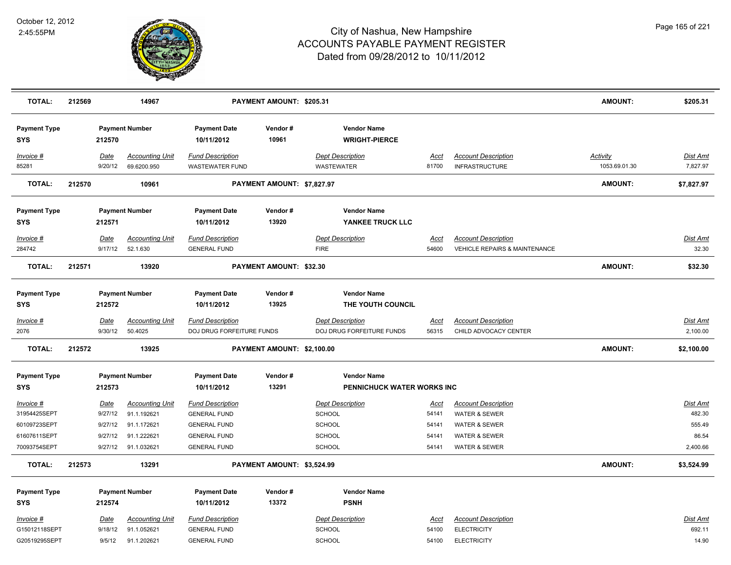# City of Nashua, New Hampshire
## ACCOUNTS PAYABLE PAYMENT REGISTER
### Dated from 09/28/2012 to 10/11/2012

October 12, 2012
2:45:55PM

| TOTAL: | 212569 | 14967 | | PAYMENT AMOUNT: $205.31 | | | | AMOUNT: | $205.31 |
|---|---|---|---|---|---|---|---|---|---|

| Payment Type | Payment Number | | Payment Date | Vendor # | Vendor Name | | | | |
|---|---|---|---|---|---|---|---|---|---|
| SYS | 212570 | | 10/11/2012 | 10961 | WRIGHT-PIERCE | | | | |
| *Invoice #* | *Date* | *Accounting Unit* | *Fund Description* | | *Dept Description* | *Acct* | *Account Description* | *Activity* | *Dist Amt* |
| 85281 | 9/20/12 | 69.6200.950 | WASTEWATER FUND | | WASTEWATER | 81700 | INFRASTRUCTURE | 1053.69.01.30 | 7,827.97 |
| **TOTAL:** | 212570 | 10961 | | PAYMENT AMOUNT: $7,827.97 | | | | AMOUNT: | $7,827.97 |

| Payment Type | Payment Number | | Payment Date | Vendor # | Vendor Name | | | |
|---|---|---|---|---|---|---|---|---|
| SYS | 212571 | | 10/11/2012 | 13920 | YANKEE TRUCK LLC | | | |
| *Invoice #* | *Date* | *Accounting Unit* | *Fund Description* | | *Dept Description* | *Acct* | *Account Description* | *Dist Amt* |
| 284742 | 9/17/12 | 52.1.630 | GENERAL FUND | | FIRE | 54600 | VEHICLE REPAIRS & MAINTENANCE | 32.30 |
| **TOTAL:** | 212571 | 13920 | | PAYMENT AMOUNT: $32.30 | | | AMOUNT: | $32.30 |

| Payment Type | Payment Number | | Payment Date | Vendor # | Vendor Name | | | |
|---|---|---|---|---|---|---|---|---|
| SYS | 212572 | | 10/11/2012 | 13925 | THE YOUTH COUNCIL | | | |
| *Invoice #* | *Date* | *Accounting Unit* | *Fund Description* | | *Dept Description* | *Acct* | *Account Description* | *Dist Amt* |
| 2076 | 9/30/12 | 50.4025 | DOJ DRUG FORFEITURE FUNDS | | DOJ DRUG FORFEITURE FUNDS | 56315 | CHILD ADVOCACY CENTER | 2,100.00 |
| **TOTAL:** | 212572 | 13925 | | PAYMENT AMOUNT: $2,100.00 | | | AMOUNT: | $2,100.00 |

| Payment Type | Payment Number | | Payment Date | Vendor # | Vendor Name | | | |
|---|---|---|---|---|---|---|---|---|
| SYS | 212573 | | 10/11/2012 | 13291 | PENNICHUCK WATER WORKS INC | | | |
| *Invoice #* | *Date* | *Accounting Unit* | *Fund Description* | | *Dept Description* | *Acct* | *Account Description* | *Dist Amt* |
| 31954425SEPT | 9/27/12 | 91.1.192621 | GENERAL FUND | | SCHOOL | 54141 | WATER & SEWER | 482.30 |
| 60109723SEPT | 9/27/12 | 91.1.172621 | GENERAL FUND | | SCHOOL | 54141 | WATER & SEWER | 555.49 |
| 61607611SEPT | 9/27/12 | 91.1.222621 | GENERAL FUND | | SCHOOL | 54141 | WATER & SEWER | 86.54 |
| 70093754SEPT | 9/27/12 | 91.1.032621 | GENERAL FUND | | SCHOOL | 54141 | WATER & SEWER | 2,400.66 |
| **TOTAL:** | 212573 | 13291 | | PAYMENT AMOUNT: $3,524.99 | | | AMOUNT: | $3,524.99 |

| Payment Type | Payment Number | | Payment Date | Vendor # | Vendor Name | | | |
|---|---|---|---|---|---|---|---|---|
| SYS | 212574 | | 10/11/2012 | 13372 | PSNH | | | |
| *Invoice #* | *Date* | *Accounting Unit* | *Fund Description* | | *Dept Description* | *Acct* | *Account Description* | *Dist Amt* |
| G15012118SEPT | 9/18/12 | 91.1.052621 | GENERAL FUND | | SCHOOL | 54100 | ELECTRICITY | 692.11 |
| G20519295SEPT | 9/5/12 | 91.1.202621 | GENERAL FUND | | SCHOOL | 54100 | ELECTRICITY | 14.90 |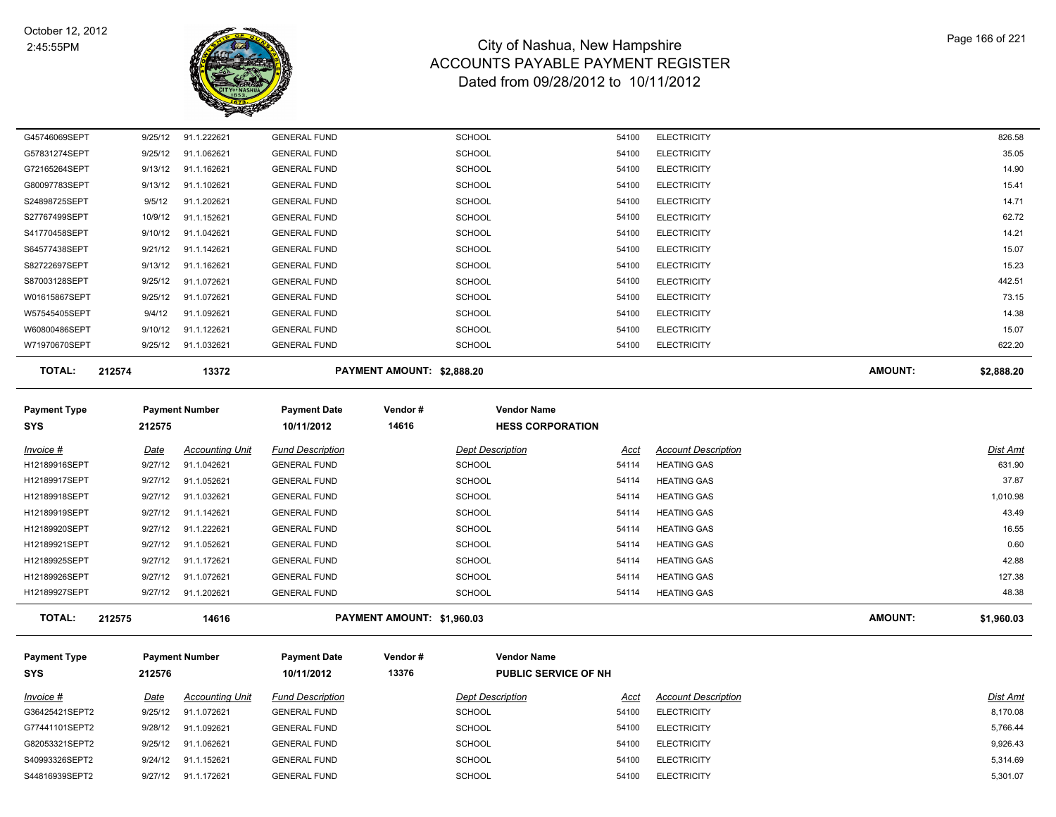| Invoice # | Date | Accounting Unit | Fund Description | Dept Description | Acct | Account Description | Dist Amt |
|---|---|---|---|---|---|---|---|
| G45746069SEPT | 9/25/12 | 91.1.222621 | GENERAL FUND | SCHOOL | 54100 | ELECTRICITY | 826.58 |
| G57831274SEPT | 9/25/12 | 91.1.062621 | GENERAL FUND | SCHOOL | 54100 | ELECTRICITY | 35.05 |
| G72165264SEPT | 9/13/12 | 91.1.162621 | GENERAL FUND | SCHOOL | 54100 | ELECTRICITY | 14.90 |
| G80097783SEPT | 9/13/12 | 91.1.102621 | GENERAL FUND | SCHOOL | 54100 | ELECTRICITY | 15.41 |
| S24898725SEPT | 9/5/12 | 91.1.202621 | GENERAL FUND | SCHOOL | 54100 | ELECTRICITY | 14.71 |
| S27767499SEPT | 10/9/12 | 91.1.152621 | GENERAL FUND | SCHOOL | 54100 | ELECTRICITY | 62.72 |
| S41770458SEPT | 9/10/12 | 91.1.042621 | GENERAL FUND | SCHOOL | 54100 | ELECTRICITY | 14.21 |
| S64577438SEPT | 9/21/12 | 91.1.142621 | GENERAL FUND | SCHOOL | 54100 | ELECTRICITY | 15.07 |
| S82722697SEPT | 9/13/12 | 91.1.162621 | GENERAL FUND | SCHOOL | 54100 | ELECTRICITY | 15.23 |
| S87003128SEPT | 9/25/12 | 91.1.072621 | GENERAL FUND | SCHOOL | 54100 | ELECTRICITY | 442.51 |
| W01615867SEPT | 9/25/12 | 91.1.072621 | GENERAL FUND | SCHOOL | 54100 | ELECTRICITY | 73.15 |
| W57545405SEPT | 9/4/12 | 91.1.092621 | GENERAL FUND | SCHOOL | 54100 | ELECTRICITY | 14.38 |
| W60800486SEPT | 9/10/12 | 91.1.122621 | GENERAL FUND | SCHOOL | 54100 | ELECTRICITY | 15.07 |
| W71970670SEPT | 9/25/12 | 91.1.032621 | GENERAL FUND | SCHOOL | 54100 | ELECTRICITY | 622.20 |

**TOTAL:** 212574 13372 **PAYMENT AMOUNT: $2,888.20** **AMOUNT: $2,888.20**

| Payment Type | Payment Number | Payment Date | Vendor # | Vendor Name |
|---|---|---|---|---|
| SYS | 212575 | 10/11/2012 | 14616 | HESS CORPORATION |

| Invoice # | Date | Accounting Unit | Fund Description | Dept Description | Acct | Account Description | Dist Amt |
|---|---|---|---|---|---|---|---|
| H12189916SEPT | 9/27/12 | 91.1.042621 | GENERAL FUND | SCHOOL | 54114 | HEATING GAS | 631.90 |
| H12189917SEPT | 9/27/12 | 91.1.052621 | GENERAL FUND | SCHOOL | 54114 | HEATING GAS | 37.87 |
| H12189918SEPT | 9/27/12 | 91.1.032621 | GENERAL FUND | SCHOOL | 54114 | HEATING GAS | 1,010.98 |
| H12189919SEPT | 9/27/12 | 91.1.142621 | GENERAL FUND | SCHOOL | 54114 | HEATING GAS | 43.49 |
| H12189920SEPT | 9/27/12 | 91.1.222621 | GENERAL FUND | SCHOOL | 54114 | HEATING GAS | 16.55 |
| H12189921SEPT | 9/27/12 | 91.1.052621 | GENERAL FUND | SCHOOL | 54114 | HEATING GAS | 0.60 |
| H12189925SEPT | 9/27/12 | 91.1.172621 | GENERAL FUND | SCHOOL | 54114 | HEATING GAS | 42.88 |
| H12189926SEPT | 9/27/12 | 91.1.072621 | GENERAL FUND | SCHOOL | 54114 | HEATING GAS | 127.38 |
| H12189927SEPT | 9/27/12 | 91.1.202621 | GENERAL FUND | SCHOOL | 54114 | HEATING GAS | 48.38 |

**TOTAL:** 212575 14616 **PAYMENT AMOUNT: $1,960.03** **AMOUNT: $1,960.03**

| Payment Type | Payment Number | Payment Date | Vendor # | Vendor Name |
|---|---|---|---|---|
| SYS | 212576 | 10/11/2012 | 13376 | PUBLIC SERVICE OF NH |

| Invoice # | Date | Accounting Unit | Fund Description | Dept Description | Acct | Account Description | Dist Amt |
|---|---|---|---|---|---|---|---|
| G36425421SEPT2 | 9/25/12 | 91.1.072621 | GENERAL FUND | SCHOOL | 54100 | ELECTRICITY | 8,170.08 |
| G77441101SEPT2 | 9/28/12 | 91.1.092621 | GENERAL FUND | SCHOOL | 54100 | ELECTRICITY | 5,766.44 |
| G82053321SEPT2 | 9/25/12 | 91.1.062621 | GENERAL FUND | SCHOOL | 54100 | ELECTRICITY | 9,926.43 |
| S40993326SEPT2 | 9/24/12 | 91.1.152621 | GENERAL FUND | SCHOOL | 54100 | ELECTRICITY | 5,314.69 |
| S44816939SEPT2 | 9/27/12 | 91.1.172621 | GENERAL FUND | SCHOOL | 54100 | ELECTRICITY | 5,301.07 |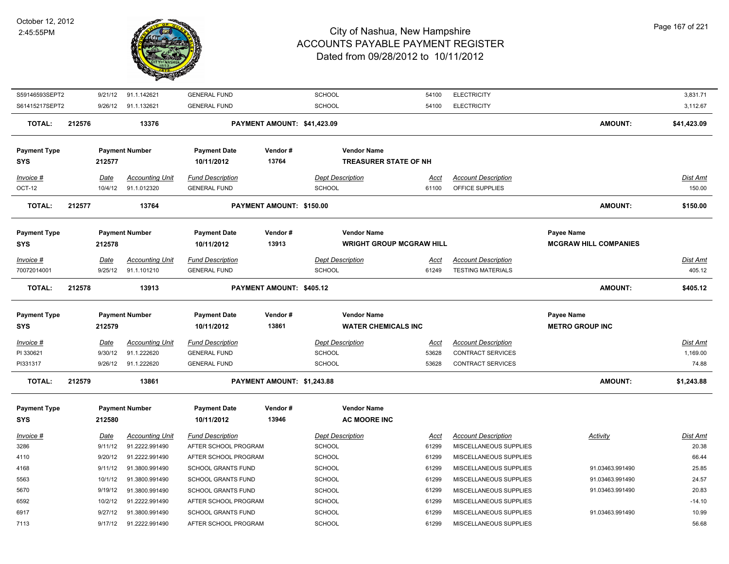# City of Nashua, New Hampshire
# ACCOUNTS PAYABLE PAYMENT REGISTER
# Dated from 09/28/2012 to 10/11/2012

October 12, 2012
2:45:55PM

| Invoice # | Date | Accounting Unit | Fund Description | Dept Description | Acct | Account Description | Activity | Dist Amt |
|---|---|---|---|---|---|---|---|---|
| S59146593SEPT2 | 9/21/12 | 91.1.142621 | GENERAL FUND | SCHOOL | 54100 | ELECTRICITY | | 3,831.71 |
| S61415217SEPT2 | 9/26/12 | 91.1.132621 | GENERAL FUND | SCHOOL | 54100 | ELECTRICITY | | 3,112.67 |

**TOTAL: 212576 — 13376 — PAYMENT AMOUNT: $41,423.09 — AMOUNT: $41,423.09**

| Payment Type | Payment Number | Payment Date | Vendor # | Vendor Name |
|---|---|---|---|---|
| SYS | 212577 | 10/11/2012 | 13764 | TREASURER STATE OF NH |

| Invoice # | Date | Accounting Unit | Fund Description | Dept Description | Acct | Account Description | Dist Amt |
|---|---|---|---|---|---|---|---|
| OCT-12 | 10/4/12 | 91.1.012320 | GENERAL FUND | SCHOOL | 61100 | OFFICE SUPPLIES | 150.00 |

**TOTAL: 212577 — 13764 — PAYMENT AMOUNT: $150.00 — AMOUNT: $150.00**

| Payment Type | Payment Number | Payment Date | Vendor # | Vendor Name | Payee Name |
|---|---|---|---|---|---|
| SYS | 212578 | 10/11/2012 | 13913 | WRIGHT GROUP MCGRAW HILL | MCGRAW HILL COMPANIES |

| Invoice # | Date | Accounting Unit | Fund Description | Dept Description | Acct | Account Description | Dist Amt |
|---|---|---|---|---|---|---|---|
| 70072014001 | 9/25/12 | 91.1.101210 | GENERAL FUND | SCHOOL | 61249 | TESTING MATERIALS | 405.12 |

**TOTAL: 212578 — 13913 — PAYMENT AMOUNT: $405.12 — AMOUNT: $405.12**

| Payment Type | Payment Number | Payment Date | Vendor # | Vendor Name | Payee Name |
|---|---|---|---|---|---|
| SYS | 212579 | 10/11/2012 | 13861 | WATER CHEMICALS INC | METRO GROUP INC |

| Invoice # | Date | Accounting Unit | Fund Description | Dept Description | Acct | Account Description | Dist Amt |
|---|---|---|---|---|---|---|---|
| PI 330621 | 9/30/12 | 91.1.222620 | GENERAL FUND | SCHOOL | 53628 | CONTRACT SERVICES | 1,169.00 |
| PI331317 | 9/26/12 | 91.1.222620 | GENERAL FUND | SCHOOL | 53628 | CONTRACT SERVICES | 74.88 |

**TOTAL: 212579 — 13861 — PAYMENT AMOUNT: $1,243.88 — AMOUNT: $1,243.88**

| Payment Type | Payment Number | Payment Date | Vendor # | Vendor Name |
|---|---|---|---|---|
| SYS | 212580 | 10/11/2012 | 13946 | AC MOORE INC |

| Invoice # | Date | Accounting Unit | Fund Description | Dept Description | Acct | Account Description | Activity | Dist Amt |
|---|---|---|---|---|---|---|---|---|
| 3286 | 9/11/12 | 91.2222.991490 | AFTER SCHOOL PROGRAM | SCHOOL | 61299 | MISCELLANEOUS SUPPLIES | | 20.38 |
| 4110 | 9/20/12 | 91.2222.991490 | AFTER SCHOOL PROGRAM | SCHOOL | 61299 | MISCELLANEOUS SUPPLIES | | 66.44 |
| 4168 | 9/11/12 | 91.3800.991490 | SCHOOL GRANTS FUND | SCHOOL | 61299 | MISCELLANEOUS SUPPLIES | 91.03463.991490 | 25.85 |
| 5563 | 10/1/12 | 91.3800.991490 | SCHOOL GRANTS FUND | SCHOOL | 61299 | MISCELLANEOUS SUPPLIES | 91.03463.991490 | 24.57 |
| 5670 | 9/19/12 | 91.3800.991490 | SCHOOL GRANTS FUND | SCHOOL | 61299 | MISCELLANEOUS SUPPLIES | 91.03463.991490 | 20.83 |
| 6592 | 10/2/12 | 91.2222.991490 | AFTER SCHOOL PROGRAM | SCHOOL | 61299 | MISCELLANEOUS SUPPLIES | | -14.10 |
| 6917 | 9/27/12 | 91.3800.991490 | SCHOOL GRANTS FUND | SCHOOL | 61299 | MISCELLANEOUS SUPPLIES | 91.03463.991490 | 10.99 |
| 7113 | 9/17/12 | 91.2222.991490 | AFTER SCHOOL PROGRAM | SCHOOL | 61299 | MISCELLANEOUS SUPPLIES | | 56.68 |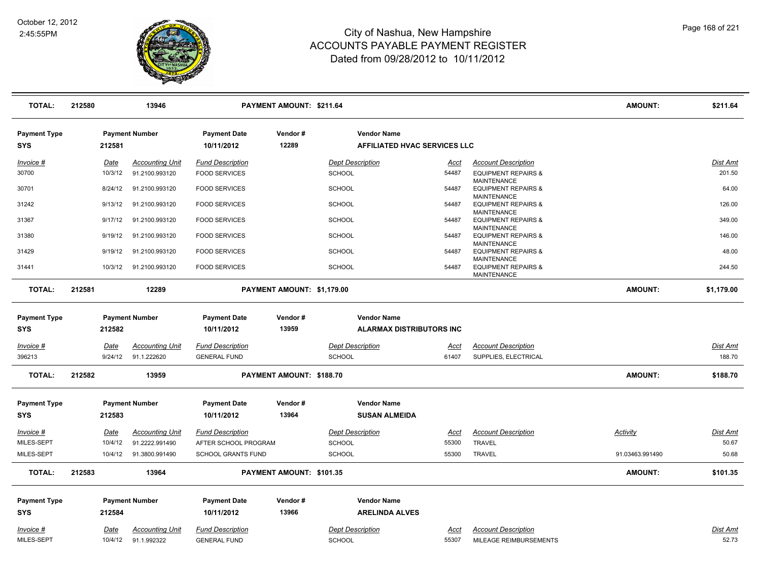# City of Nashua, New Hampshire
## ACCOUNTS PAYABLE PAYMENT REGISTER
### Dated from 09/28/2012 to 10/11/2012

October 12, 2012
2:45:55PM

| **TOTAL:** | **212580** | **13946** | **PAYMENT AMOUNT: $211.64** | **AMOUNT:** | **$211.64** |
|---|---|---|---|---|---|

| Payment Type | Payment Number | Payment Date | Vendor # | Vendor Name |
|---|---|---|---|---|
| SYS | 212581 | 10/11/2012 | 12289 | AFFILIATED HVAC SERVICES LLC |

| Invoice # | Date | Accounting Unit | Fund Description | Dept Description | Acct | Account Description | Dist Amt |
|---|---|---|---|---|---|---|---|
| 30700 | 10/3/12 | 91.2100.993120 | FOOD SERVICES | SCHOOL | 54487 | EQUIPMENT REPAIRS & MAINTENANCE | 201.50 |
| 30701 | 8/24/12 | 91.2100.993120 | FOOD SERVICES | SCHOOL | 54487 | EQUIPMENT REPAIRS & MAINTENANCE | 64.00 |
| 31242 | 9/13/12 | 91.2100.993120 | FOOD SERVICES | SCHOOL | 54487 | EQUIPMENT REPAIRS & MAINTENANCE | 126.00 |
| 31367 | 9/17/12 | 91.2100.993120 | FOOD SERVICES | SCHOOL | 54487 | EQUIPMENT REPAIRS & MAINTENANCE | 349.00 |
| 31380 | 9/19/12 | 91.2100.993120 | FOOD SERVICES | SCHOOL | 54487 | EQUIPMENT REPAIRS & MAINTENANCE | 146.00 |
| 31429 | 9/19/12 | 91.2100.993120 | FOOD SERVICES | SCHOOL | 54487 | EQUIPMENT REPAIRS & MAINTENANCE | 48.00 |
| 31441 | 10/3/12 | 91.2100.993120 | FOOD SERVICES | SCHOOL | 54487 | EQUIPMENT REPAIRS & MAINTENANCE | 244.50 |

| **TOTAL:** | **212581** | **12289** | **PAYMENT AMOUNT: $1,179.00** | **AMOUNT:** | **$1,179.00** |
|---|---|---|---|---|---|

| Payment Type | Payment Number | Payment Date | Vendor # | Vendor Name |
|---|---|---|---|---|
| SYS | 212582 | 10/11/2012 | 13959 | ALARMAX DISTRIBUTORS INC |

| Invoice # | Date | Accounting Unit | Fund Description | Dept Description | Acct | Account Description | Dist Amt |
|---|---|---|---|---|---|---|---|
| 396213 | 9/24/12 | 91.1.222620 | GENERAL FUND | SCHOOL | 61407 | SUPPLIES, ELECTRICAL | 188.70 |

| **TOTAL:** | **212582** | **13959** | **PAYMENT AMOUNT: $188.70** | **AMOUNT:** | **$188.70** |
|---|---|---|---|---|---|

| Payment Type | Payment Number | Payment Date | Vendor # | Vendor Name |
|---|---|---|---|---|
| SYS | 212583 | 10/11/2012 | 13964 | SUSAN ALMEIDA |

| Invoice # | Date | Accounting Unit | Fund Description | Dept Description | Acct | Account Description | Activity | Dist Amt |
|---|---|---|---|---|---|---|---|---|
| MILES-SEPT | 10/4/12 | 91.2222.991490 | AFTER SCHOOL PROGRAM | SCHOOL | 55300 | TRAVEL | | 50.67 |
| MILES-SEPT | 10/4/12 | 91.3800.991490 | SCHOOL GRANTS FUND | SCHOOL | 55300 | TRAVEL | 91.03463.991490 | 50.68 |

| **TOTAL:** | **212583** | **13964** | **PAYMENT AMOUNT: $101.35** | **AMOUNT:** | **$101.35** |
|---|---|---|---|---|---|

| Payment Type | Payment Number | Payment Date | Vendor # | Vendor Name |
|---|---|---|---|---|
| SYS | 212584 | 10/11/2012 | 13966 | ARELINDA ALVES |

| Invoice # | Date | Accounting Unit | Fund Description | Dept Description | Acct | Account Description | Dist Amt |
|---|---|---|---|---|---|---|---|
| MILES-SEPT | 10/4/12 | 91.1.992322 | GENERAL FUND | SCHOOL | 55307 | MILEAGE REIMBURSEMENTS | 52.73 |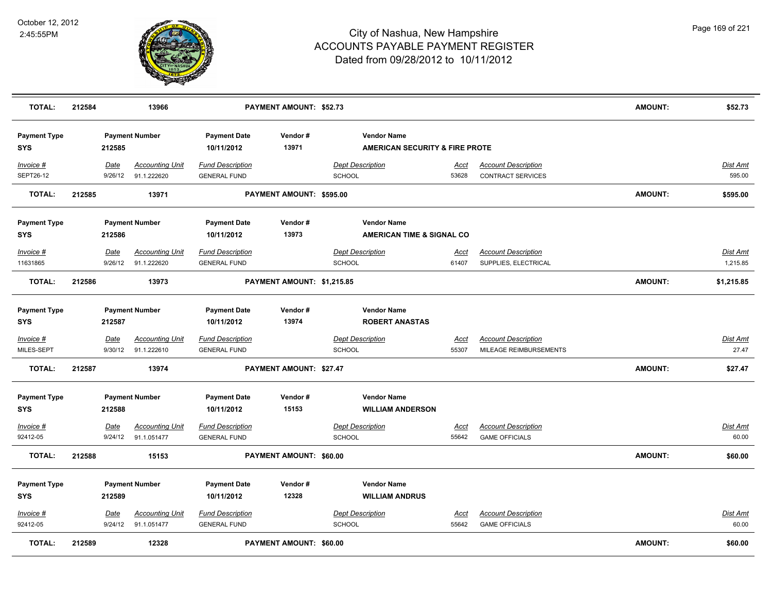| TOTAL: | 212584 | 13966 | PAYMENT AMOUNT: $52.73 | AMOUNT: | $52.73 |
|---|---|---|---|---|---|

| Payment Type | Payment Number | Payment Date | Vendor # | Vendor Name |
|---|---|---|---|---|
| SYS | 212585 | 10/11/2012 | 13971 | AMERICAN SECURITY & FIRE PROTE |

| Invoice # | Date | Accounting Unit | Fund Description | Dept Description | Acct | Account Description | Dist Amt |
|---|---|---|---|---|---|---|---|
| SEPT26-12 | 9/26/12 | 91.1.222620 | GENERAL FUND | SCHOOL | 53628 | CONTRACT SERVICES | 595.00 |

| TOTAL: | 212585 | 13971 | PAYMENT AMOUNT: $595.00 | AMOUNT: | $595.00 |
|---|---|---|---|---|---|

| Payment Type | Payment Number | Payment Date | Vendor # | Vendor Name |
|---|---|---|---|---|
| SYS | 212586 | 10/11/2012 | 13973 | AMERICAN TIME & SIGNAL CO |

| Invoice # | Date | Accounting Unit | Fund Description | Dept Description | Acct | Account Description | Dist Amt |
|---|---|---|---|---|---|---|---|
| 11631865 | 9/26/12 | 91.1.222620 | GENERAL FUND | SCHOOL | 61407 | SUPPLIES, ELECTRICAL | 1,215.85 |

| TOTAL: | 212586 | 13973 | PAYMENT AMOUNT: $1,215.85 | AMOUNT: | $1,215.85 |
|---|---|---|---|---|---|

| Payment Type | Payment Number | Payment Date | Vendor # | Vendor Name |
|---|---|---|---|---|
| SYS | 212587 | 10/11/2012 | 13974 | ROBERT ANASTAS |

| Invoice # | Date | Accounting Unit | Fund Description | Dept Description | Acct | Account Description | Dist Amt |
|---|---|---|---|---|---|---|---|
| MILES-SEPT | 9/30/12 | 91.1.222610 | GENERAL FUND | SCHOOL | 55307 | MILEAGE REIMBURSEMENTS | 27.47 |

| TOTAL: | 212587 | 13974 | PAYMENT AMOUNT: $27.47 | AMOUNT: | $27.47 |
|---|---|---|---|---|---|

| Payment Type | Payment Number | Payment Date | Vendor # | Vendor Name |
|---|---|---|---|---|
| SYS | 212588 | 10/11/2012 | 15153 | WILLIAM ANDERSON |

| Invoice # | Date | Accounting Unit | Fund Description | Dept Description | Acct | Account Description | Dist Amt |
|---|---|---|---|---|---|---|---|
| 92412-05 | 9/24/12 | 91.1.051477 | GENERAL FUND | SCHOOL | 55642 | GAME OFFICIALS | 60.00 |

| TOTAL: | 212588 | 15153 | PAYMENT AMOUNT: $60.00 | AMOUNT: | $60.00 |
|---|---|---|---|---|---|

| Payment Type | Payment Number | Payment Date | Vendor # | Vendor Name |
|---|---|---|---|---|
| SYS | 212589 | 10/11/2012 | 12328 | WILLIAM ANDRUS |

| Invoice # | Date | Accounting Unit | Fund Description | Dept Description | Acct | Account Description | Dist Amt |
|---|---|---|---|---|---|---|---|
| 92412-05 | 9/24/12 | 91.1.051477 | GENERAL FUND | SCHOOL | 55642 | GAME OFFICIALS | 60.00 |

| TOTAL: | 212589 | 12328 | PAYMENT AMOUNT: $60.00 | AMOUNT: | $60.00 |
|---|---|---|---|---|---|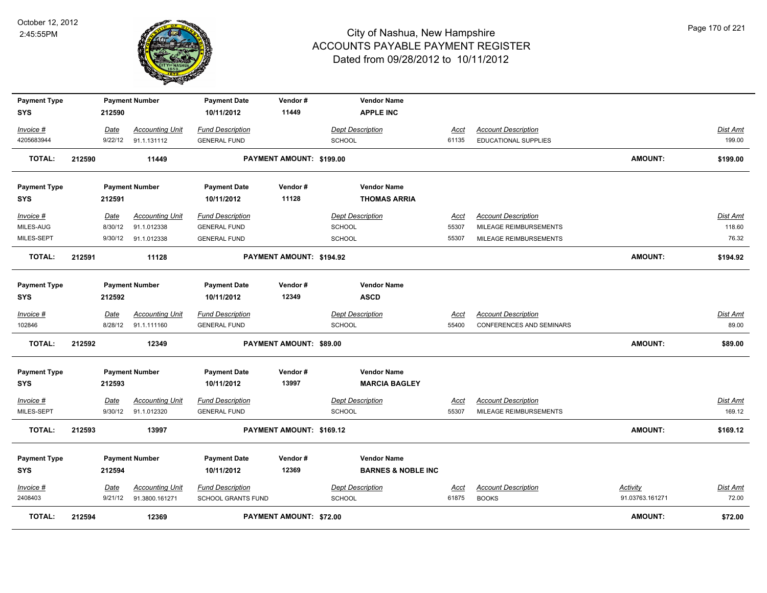# City of Nashua, New Hampshire
## ACCOUNTS PAYABLE PAYMENT REGISTER
### Dated from 09/28/2012 to 10/11/2012

October 12, 2012
2:45:55PM

| Payment Type | Payment Number | Payment Date | Vendor # | Vendor Name |
|---|---|---|---|---|
| SYS | 212590 | 10/11/2012 | 11449 | APPLE INC |

| Invoice # | Date | Accounting Unit | Fund Description | Dept Description | Acct | Account Description | Dist Amt |
|---|---|---|---|---|---|---|---|
| 4205683944 | 9/22/12 | 91.1.131112 | GENERAL FUND | SCHOOL | 61135 | EDUCATIONAL SUPPLIES | 199.00 |

**TOTAL: 212590 11449 PAYMENT AMOUNT: $199.00 AMOUNT: $199.00**

| Payment Type | Payment Number | Payment Date | Vendor # | Vendor Name |
|---|---|---|---|---|
| SYS | 212591 | 10/11/2012 | 11128 | THOMAS ARRIA |

| Invoice # | Date | Accounting Unit | Fund Description | Dept Description | Acct | Account Description | Dist Amt |
|---|---|---|---|---|---|---|---|
| MILES-AUG | 8/30/12 | 91.1.012338 | GENERAL FUND | SCHOOL | 55307 | MILEAGE REIMBURSEMENTS | 118.60 |
| MILES-SEPT | 9/30/12 | 91.1.012338 | GENERAL FUND | SCHOOL | 55307 | MILEAGE REIMBURSEMENTS | 76.32 |

**TOTAL: 212591 11128 PAYMENT AMOUNT: $194.92 AMOUNT: $194.92**

| Payment Type | Payment Number | Payment Date | Vendor # | Vendor Name |
|---|---|---|---|---|
| SYS | 212592 | 10/11/2012 | 12349 | ASCD |

| Invoice # | Date | Accounting Unit | Fund Description | Dept Description | Acct | Account Description | Dist Amt |
|---|---|---|---|---|---|---|---|
| 102846 | 8/28/12 | 91.1.111160 | GENERAL FUND | SCHOOL | 55400 | CONFERENCES AND SEMINARS | 89.00 |

**TOTAL: 212592 12349 PAYMENT AMOUNT: $89.00 AMOUNT: $89.00**

| Payment Type | Payment Number | Payment Date | Vendor # | Vendor Name |
|---|---|---|---|---|
| SYS | 212593 | 10/11/2012 | 13997 | MARCIA BAGLEY |

| Invoice # | Date | Accounting Unit | Fund Description | Dept Description | Acct | Account Description | Dist Amt |
|---|---|---|---|---|---|---|---|
| MILES-SEPT | 9/30/12 | 91.1.012320 | GENERAL FUND | SCHOOL | 55307 | MILEAGE REIMBURSEMENTS | 169.12 |

**TOTAL: 212593 13997 PAYMENT AMOUNT: $169.12 AMOUNT: $169.12**

| Payment Type | Payment Number | Payment Date | Vendor # | Vendor Name |
|---|---|---|---|---|
| SYS | 212594 | 10/11/2012 | 12369 | BARNES & NOBLE INC |

| Invoice # | Date | Accounting Unit | Fund Description | Dept Description | Acct | Account Description | Activity | Dist Amt |
|---|---|---|---|---|---|---|---|---|
| 2408403 | 9/21/12 | 91.3800.161271 | SCHOOL GRANTS FUND | SCHOOL | 61875 | BOOKS | 91.03763.161271 | 72.00 |

**TOTAL: 212594 12369 PAYMENT AMOUNT: $72.00 AMOUNT: $72.00**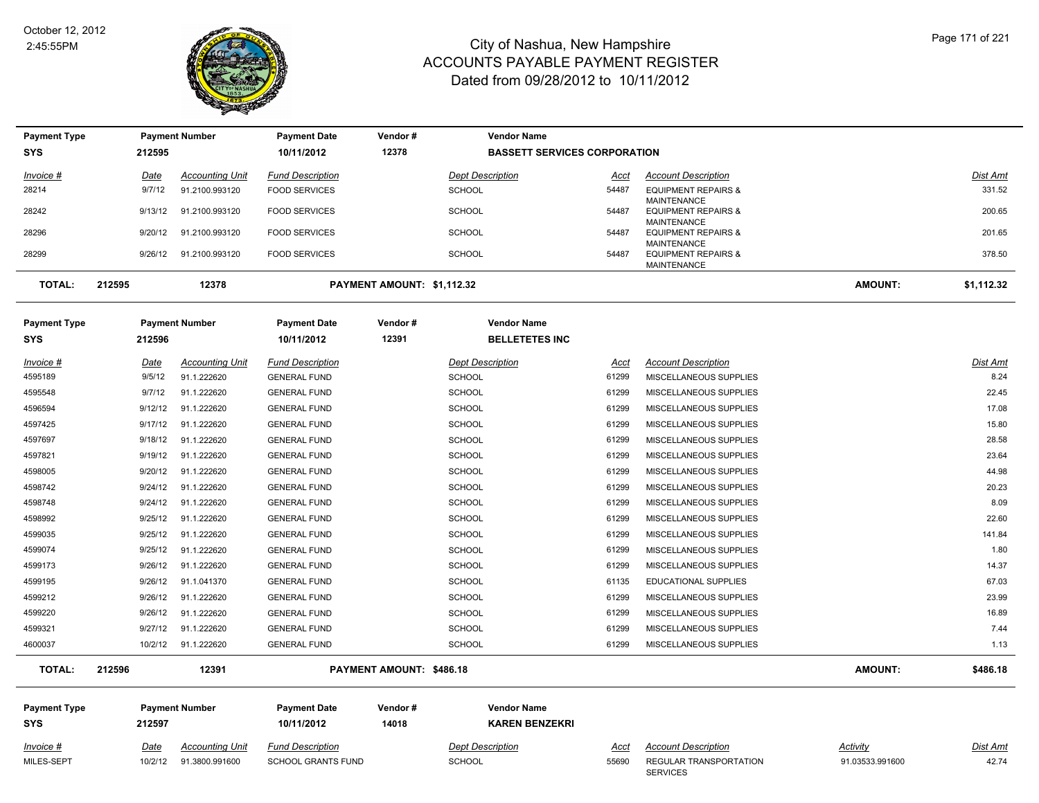# City of Nashua, New Hampshire
## ACCOUNTS PAYABLE PAYMENT REGISTER
### Dated from 09/28/2012 to 10/11/2012

October 12, 2012
2:45:55PM

| Payment Type | Payment Number | Payment Date | Vendor # | Vendor Name |
|---|---|---|---|---|
| SYS | 212595 | 10/11/2012 | 12378 | BASSETT SERVICES CORPORATION |

| Invoice # | Date | Accounting Unit | Fund Description | Dept Description | Acct | Account Description | Dist Amt |
|---|---|---|---|---|---|---|---|
| 28214 | 9/7/12 | 91.2100.993120 | FOOD SERVICES | SCHOOL | 54487 | EQUIPMENT REPAIRS & MAINTENANCE | 331.52 |
| 28242 | 9/13/12 | 91.2100.993120 | FOOD SERVICES | SCHOOL | 54487 | EQUIPMENT REPAIRS & MAINTENANCE | 200.65 |
| 28296 | 9/20/12 | 91.2100.993120 | FOOD SERVICES | SCHOOL | 54487 | EQUIPMENT REPAIRS & MAINTENANCE | 201.65 |
| 28299 | 9/26/12 | 91.2100.993120 | FOOD SERVICES | SCHOOL | 54487 | EQUIPMENT REPAIRS & MAINTENANCE | 378.50 |

**TOTAL: 212595 12378 PAYMENT AMOUNT: $1,112.32 AMOUNT: $1,112.32**

| Payment Type | Payment Number | Payment Date | Vendor # | Vendor Name |
|---|---|---|---|---|
| SYS | 212596 | 10/11/2012 | 12391 | BELLETETES INC |

| Invoice # | Date | Accounting Unit | Fund Description | Dept Description | Acct | Account Description | Dist Amt |
|---|---|---|---|---|---|---|---|
| 4595189 | 9/5/12 | 91.1.222620 | GENERAL FUND | SCHOOL | 61299 | MISCELLANEOUS SUPPLIES | 8.24 |
| 4595548 | 9/7/12 | 91.1.222620 | GENERAL FUND | SCHOOL | 61299 | MISCELLANEOUS SUPPLIES | 22.45 |
| 4596594 | 9/12/12 | 91.1.222620 | GENERAL FUND | SCHOOL | 61299 | MISCELLANEOUS SUPPLIES | 17.08 |
| 4597425 | 9/17/12 | 91.1.222620 | GENERAL FUND | SCHOOL | 61299 | MISCELLANEOUS SUPPLIES | 15.80 |
| 4597697 | 9/18/12 | 91.1.222620 | GENERAL FUND | SCHOOL | 61299 | MISCELLANEOUS SUPPLIES | 28.58 |
| 4597821 | 9/19/12 | 91.1.222620 | GENERAL FUND | SCHOOL | 61299 | MISCELLANEOUS SUPPLIES | 23.64 |
| 4598005 | 9/20/12 | 91.1.222620 | GENERAL FUND | SCHOOL | 61299 | MISCELLANEOUS SUPPLIES | 44.98 |
| 4598742 | 9/24/12 | 91.1.222620 | GENERAL FUND | SCHOOL | 61299 | MISCELLANEOUS SUPPLIES | 20.23 |
| 4598748 | 9/24/12 | 91.1.222620 | GENERAL FUND | SCHOOL | 61299 | MISCELLANEOUS SUPPLIES | 8.09 |
| 4598992 | 9/25/12 | 91.1.222620 | GENERAL FUND | SCHOOL | 61299 | MISCELLANEOUS SUPPLIES | 22.60 |
| 4599035 | 9/25/12 | 91.1.222620 | GENERAL FUND | SCHOOL | 61299 | MISCELLANEOUS SUPPLIES | 141.84 |
| 4599074 | 9/25/12 | 91.1.222620 | GENERAL FUND | SCHOOL | 61299 | MISCELLANEOUS SUPPLIES | 1.80 |
| 4599173 | 9/26/12 | 91.1.222620 | GENERAL FUND | SCHOOL | 61299 | MISCELLANEOUS SUPPLIES | 14.37 |
| 4599195 | 9/26/12 | 91.1.041370 | GENERAL FUND | SCHOOL | 61135 | EDUCATIONAL SUPPLIES | 67.03 |
| 4599212 | 9/26/12 | 91.1.222620 | GENERAL FUND | SCHOOL | 61299 | MISCELLANEOUS SUPPLIES | 23.99 |
| 4599220 | 9/26/12 | 91.1.222620 | GENERAL FUND | SCHOOL | 61299 | MISCELLANEOUS SUPPLIES | 16.89 |
| 4599321 | 9/27/12 | 91.1.222620 | GENERAL FUND | SCHOOL | 61299 | MISCELLANEOUS SUPPLIES | 7.44 |
| 4600037 | 10/2/12 | 91.1.222620 | GENERAL FUND | SCHOOL | 61299 | MISCELLANEOUS SUPPLIES | 1.13 |

**TOTAL: 212596 12391 PAYMENT AMOUNT: $486.18 AMOUNT: $486.18**

| Payment Type | Payment Number | Payment Date | Vendor # | Vendor Name |
|---|---|---|---|---|
| SYS | 212597 | 10/11/2012 | 14018 | KAREN BENZEKRI |

| Invoice # | Date | Accounting Unit | Fund Description | Dept Description | Acct | Account Description | Activity | Dist Amt |
|---|---|---|---|---|---|---|---|---|
| MILES-SEPT | 10/2/12 | 91.3800.991600 | SCHOOL GRANTS FUND | SCHOOL | 55690 | REGULAR TRANSPORTATION SERVICES | 91.03533.991600 | 42.74 |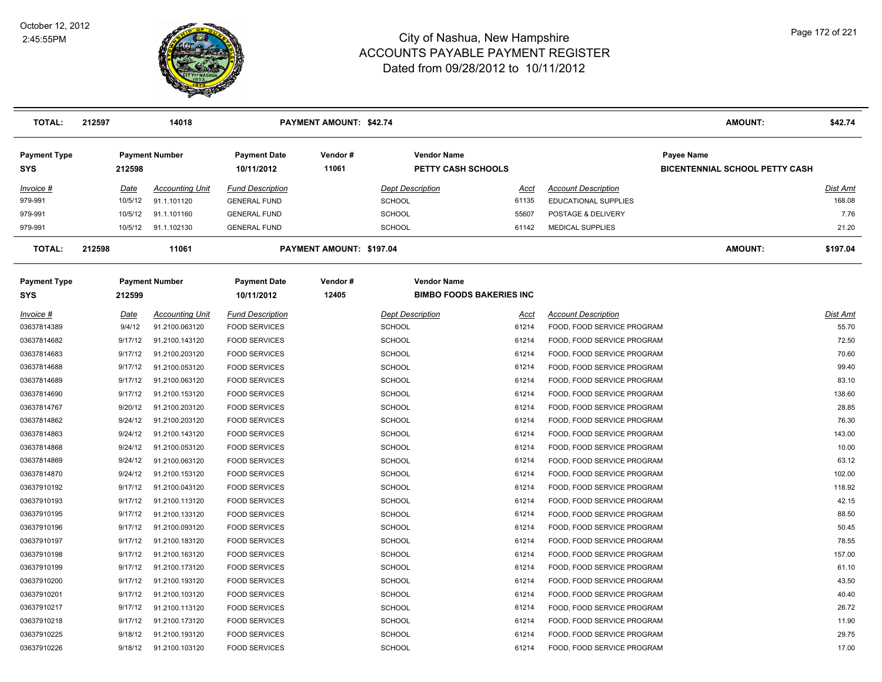# City of Nashua, New Hampshire
## ACCOUNTS PAYABLE PAYMENT REGISTER
### Dated from 09/28/2012 to 10/11/2012

October 12, 2012
2:45:55PM

| **TOTAL:** | **212597** | **14018** | **PAYMENT AMOUNT: $42.74** | **AMOUNT:** | **$42.74** |
|---|---|---|---|---|---|

| **Payment Type** | **Payment Number** | **Payment Date** | **Vendor #** | **Vendor Name** | **Payee Name** |
|---|---|---|---|---|---|
| **SYS** | **212598** | **10/11/2012** | **11061** | **PETTY CASH SCHOOLS** | **BICENTENNIAL SCHOOL PETTY CASH** |

| *Invoice #* | *Date* | *Accounting Unit* | *Fund Description* | *Dept Description* | *Acct* | *Account Description* | *Dist Amt* |
|---|---|---|---|---|---|---|---|
| 979-991 | 10/5/12 | 91.1.101120 | GENERAL FUND | SCHOOL | 61135 | EDUCATIONAL SUPPLIES | 168.08 |
| 979-991 | 10/5/12 | 91.1.101160 | GENERAL FUND | SCHOOL | 55607 | POSTAGE & DELIVERY | 7.76 |
| 979-991 | 10/5/12 | 91.1.102130 | GENERAL FUND | SCHOOL | 61142 | MEDICAL SUPPLIES | 21.20 |

| **TOTAL:** | **212598** | **11061** | **PAYMENT AMOUNT: $197.04** | **AMOUNT:** | **$197.04** |
|---|---|---|---|---|---|

| **Payment Type** | **Payment Number** | **Payment Date** | **Vendor #** | **Vendor Name** |
|---|---|---|---|---|
| **SYS** | **212599** | **10/11/2012** | **12405** | **BIMBO FOODS BAKERIES INC** |

| *Invoice #* | *Date* | *Accounting Unit* | *Fund Description* | *Dept Description* | *Acct* | *Account Description* | *Dist Amt* |
|---|---|---|---|---|---|---|---|
| 03637814389 | 9/4/12 | 91.2100.063120 | FOOD SERVICES | SCHOOL | 61214 | FOOD, FOOD SERVICE PROGRAM | 55.70 |
| 03637814682 | 9/17/12 | 91.2100.143120 | FOOD SERVICES | SCHOOL | 61214 | FOOD, FOOD SERVICE PROGRAM | 72.50 |
| 03637814683 | 9/17/12 | 91.2100.203120 | FOOD SERVICES | SCHOOL | 61214 | FOOD, FOOD SERVICE PROGRAM | 70.60 |
| 03637814688 | 9/17/12 | 91.2100.053120 | FOOD SERVICES | SCHOOL | 61214 | FOOD, FOOD SERVICE PROGRAM | 99.40 |
| 03637814689 | 9/17/12 | 91.2100.063120 | FOOD SERVICES | SCHOOL | 61214 | FOOD, FOOD SERVICE PROGRAM | 83.10 |
| 03637814690 | 9/17/12 | 91.2100.153120 | FOOD SERVICES | SCHOOL | 61214 | FOOD, FOOD SERVICE PROGRAM | 138.60 |
| 03637814767 | 9/20/12 | 91.2100.203120 | FOOD SERVICES | SCHOOL | 61214 | FOOD, FOOD SERVICE PROGRAM | 28.85 |
| 03637814862 | 9/24/12 | 91.2100.203120 | FOOD SERVICES | SCHOOL | 61214 | FOOD, FOOD SERVICE PROGRAM | 76.30 |
| 03637814863 | 9/24/12 | 91.2100.143120 | FOOD SERVICES | SCHOOL | 61214 | FOOD, FOOD SERVICE PROGRAM | 143.00 |
| 03637814868 | 9/24/12 | 91.2100.053120 | FOOD SERVICES | SCHOOL | 61214 | FOOD, FOOD SERVICE PROGRAM | 10.00 |
| 03637814869 | 9/24/12 | 91.2100.063120 | FOOD SERVICES | SCHOOL | 61214 | FOOD, FOOD SERVICE PROGRAM | 63.12 |
| 03637814870 | 9/24/12 | 91.2100.153120 | FOOD SERVICES | SCHOOL | 61214 | FOOD, FOOD SERVICE PROGRAM | 102.00 |
| 03637910192 | 9/17/12 | 91.2100.043120 | FOOD SERVICES | SCHOOL | 61214 | FOOD, FOOD SERVICE PROGRAM | 118.92 |
| 03637910193 | 9/17/12 | 91.2100.113120 | FOOD SERVICES | SCHOOL | 61214 | FOOD, FOOD SERVICE PROGRAM | 42.15 |
| 03637910195 | 9/17/12 | 91.2100.133120 | FOOD SERVICES | SCHOOL | 61214 | FOOD, FOOD SERVICE PROGRAM | 88.50 |
| 03637910196 | 9/17/12 | 91.2100.093120 | FOOD SERVICES | SCHOOL | 61214 | FOOD, FOOD SERVICE PROGRAM | 50.45 |
| 03637910197 | 9/17/12 | 91.2100.183120 | FOOD SERVICES | SCHOOL | 61214 | FOOD, FOOD SERVICE PROGRAM | 78.55 |
| 03637910198 | 9/17/12 | 91.2100.163120 | FOOD SERVICES | SCHOOL | 61214 | FOOD, FOOD SERVICE PROGRAM | 157.00 |
| 03637910199 | 9/17/12 | 91.2100.173120 | FOOD SERVICES | SCHOOL | 61214 | FOOD, FOOD SERVICE PROGRAM | 61.10 |
| 03637910200 | 9/17/12 | 91.2100.193120 | FOOD SERVICES | SCHOOL | 61214 | FOOD, FOOD SERVICE PROGRAM | 43.50 |
| 03637910201 | 9/17/12 | 91.2100.103120 | FOOD SERVICES | SCHOOL | 61214 | FOOD, FOOD SERVICE PROGRAM | 40.40 |
| 03637910217 | 9/17/12 | 91.2100.113120 | FOOD SERVICES | SCHOOL | 61214 | FOOD, FOOD SERVICE PROGRAM | 26.72 |
| 03637910218 | 9/17/12 | 91.2100.173120 | FOOD SERVICES | SCHOOL | 61214 | FOOD, FOOD SERVICE PROGRAM | 11.90 |
| 03637910225 | 9/18/12 | 91.2100.193120 | FOOD SERVICES | SCHOOL | 61214 | FOOD, FOOD SERVICE PROGRAM | 29.75 |
| 03637910226 | 9/18/12 | 91.2100.103120 | FOOD SERVICES | SCHOOL | 61214 | FOOD, FOOD SERVICE PROGRAM | 17.00 |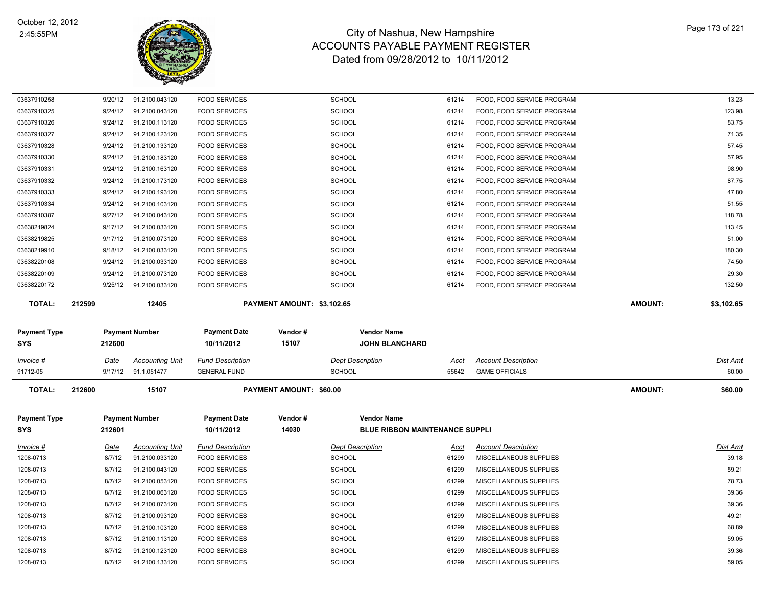# City of Nashua, New Hampshire
## ACCOUNTS PAYABLE PAYMENT REGISTER
### Dated from 09/28/2012 to 10/11/2012

| Invoice # | Date | Accounting Unit | Fund Description | Dept Description | Acct | Account Description | Dist Amt |
|---|---|---|---|---|---|---|---|
| 03637910258 | 9/20/12 | 91.2100.043120 | FOOD SERVICES | SCHOOL | 61214 | FOOD, FOOD SERVICE PROGRAM | 13.23 |
| 03637910325 | 9/24/12 | 91.2100.043120 | FOOD SERVICES | SCHOOL | 61214 | FOOD, FOOD SERVICE PROGRAM | 123.98 |
| 03637910326 | 9/24/12 | 91.2100.113120 | FOOD SERVICES | SCHOOL | 61214 | FOOD, FOOD SERVICE PROGRAM | 83.75 |
| 03637910327 | 9/24/12 | 91.2100.123120 | FOOD SERVICES | SCHOOL | 61214 | FOOD, FOOD SERVICE PROGRAM | 71.35 |
| 03637910328 | 9/24/12 | 91.2100.133120 | FOOD SERVICES | SCHOOL | 61214 | FOOD, FOOD SERVICE PROGRAM | 57.45 |
| 03637910330 | 9/24/12 | 91.2100.183120 | FOOD SERVICES | SCHOOL | 61214 | FOOD, FOOD SERVICE PROGRAM | 57.95 |
| 03637910331 | 9/24/12 | 91.2100.163120 | FOOD SERVICES | SCHOOL | 61214 | FOOD, FOOD SERVICE PROGRAM | 98.90 |
| 03637910332 | 9/24/12 | 91.2100.173120 | FOOD SERVICES | SCHOOL | 61214 | FOOD, FOOD SERVICE PROGRAM | 87.75 |
| 03637910333 | 9/24/12 | 91.2100.193120 | FOOD SERVICES | SCHOOL | 61214 | FOOD, FOOD SERVICE PROGRAM | 47.80 |
| 03637910334 | 9/24/12 | 91.2100.103120 | FOOD SERVICES | SCHOOL | 61214 | FOOD, FOOD SERVICE PROGRAM | 51.55 |
| 03637910387 | 9/27/12 | 91.2100.043120 | FOOD SERVICES | SCHOOL | 61214 | FOOD, FOOD SERVICE PROGRAM | 118.78 |
| 03638219824 | 9/17/12 | 91.2100.033120 | FOOD SERVICES | SCHOOL | 61214 | FOOD, FOOD SERVICE PROGRAM | 113.45 |
| 03638219825 | 9/17/12 | 91.2100.073120 | FOOD SERVICES | SCHOOL | 61214 | FOOD, FOOD SERVICE PROGRAM | 51.00 |
| 03638219910 | 9/18/12 | 91.2100.033120 | FOOD SERVICES | SCHOOL | 61214 | FOOD, FOOD SERVICE PROGRAM | 180.30 |
| 03638220108 | 9/24/12 | 91.2100.033120 | FOOD SERVICES | SCHOOL | 61214 | FOOD, FOOD SERVICE PROGRAM | 74.50 |
| 03638220109 | 9/24/12 | 91.2100.073120 | FOOD SERVICES | SCHOOL | 61214 | FOOD, FOOD SERVICE PROGRAM | 29.30 |
| 03638220172 | 9/25/12 | 91.2100.033120 | FOOD SERVICES | SCHOOL | 61214 | FOOD, FOOD SERVICE PROGRAM | 132.50 |

**TOTAL: 212599 — 12405 — PAYMENT AMOUNT: $3,102.65 — AMOUNT: $3,102.65**

| Payment Type | Payment Number | Payment Date | Vendor # | Vendor Name |
|---|---|---|---|---|
| SYS | 212600 | 10/11/2012 | 15107 | JOHN BLANCHARD |

| Invoice # | Date | Accounting Unit | Fund Description | Dept Description | Acct | Account Description | Dist Amt |
|---|---|---|---|---|---|---|---|
| 91712-05 | 9/17/12 | 91.1.051477 | GENERAL FUND | SCHOOL | 55642 | GAME OFFICIALS | 60.00 |

**TOTAL: 212600 — 15107 — PAYMENT AMOUNT: $60.00 — AMOUNT: $60.00**

| Payment Type | Payment Number | Payment Date | Vendor # | Vendor Name |
|---|---|---|---|---|
| SYS | 212601 | 10/11/2012 | 14030 | BLUE RIBBON MAINTENANCE SUPPLI |

| Invoice # | Date | Accounting Unit | Fund Description | Dept Description | Acct | Account Description | Dist Amt |
|---|---|---|---|---|---|---|---|
| 1208-0713 | 8/7/12 | 91.2100.033120 | FOOD SERVICES | SCHOOL | 61299 | MISCELLANEOUS SUPPLIES | 39.18 |
| 1208-0713 | 8/7/12 | 91.2100.043120 | FOOD SERVICES | SCHOOL | 61299 | MISCELLANEOUS SUPPLIES | 59.21 |
| 1208-0713 | 8/7/12 | 91.2100.053120 | FOOD SERVICES | SCHOOL | 61299 | MISCELLANEOUS SUPPLIES | 78.73 |
| 1208-0713 | 8/7/12 | 91.2100.063120 | FOOD SERVICES | SCHOOL | 61299 | MISCELLANEOUS SUPPLIES | 39.36 |
| 1208-0713 | 8/7/12 | 91.2100.073120 | FOOD SERVICES | SCHOOL | 61299 | MISCELLANEOUS SUPPLIES | 39.36 |
| 1208-0713 | 8/7/12 | 91.2100.093120 | FOOD SERVICES | SCHOOL | 61299 | MISCELLANEOUS SUPPLIES | 49.21 |
| 1208-0713 | 8/7/12 | 91.2100.103120 | FOOD SERVICES | SCHOOL | 61299 | MISCELLANEOUS SUPPLIES | 68.89 |
| 1208-0713 | 8/7/12 | 91.2100.113120 | FOOD SERVICES | SCHOOL | 61299 | MISCELLANEOUS SUPPLIES | 59.05 |
| 1208-0713 | 8/7/12 | 91.2100.123120 | FOOD SERVICES | SCHOOL | 61299 | MISCELLANEOUS SUPPLIES | 39.36 |
| 1208-0713 | 8/7/12 | 91.2100.133120 | FOOD SERVICES | SCHOOL | 61299 | MISCELLANEOUS SUPPLIES | 59.05 |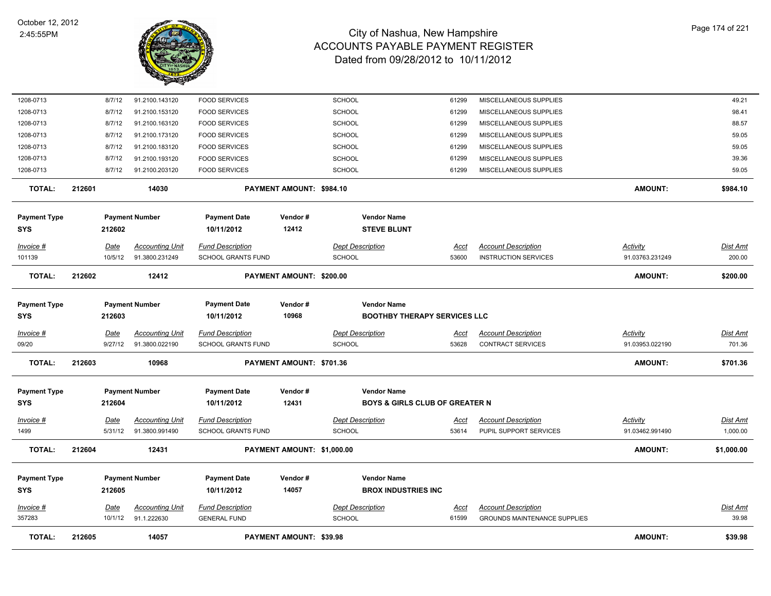| Invoice # | Date | Accounting Unit | Fund Description | Dept Description | Acct | Account Description | Activity | Dist Amt |
|---|---|---|---|---|---|---|---|---|
| 1208-0713 | 8/7/12 | 91.2100.143120 | FOOD SERVICES | SCHOOL | 61299 | MISCELLANEOUS SUPPLIES | | 49.21 |
| 1208-0713 | 8/7/12 | 91.2100.153120 | FOOD SERVICES | SCHOOL | 61299 | MISCELLANEOUS SUPPLIES | | 98.41 |
| 1208-0713 | 8/7/12 | 91.2100.163120 | FOOD SERVICES | SCHOOL | 61299 | MISCELLANEOUS SUPPLIES | | 88.57 |
| 1208-0713 | 8/7/12 | 91.2100.173120 | FOOD SERVICES | SCHOOL | 61299 | MISCELLANEOUS SUPPLIES | | 59.05 |
| 1208-0713 | 8/7/12 | 91.2100.183120 | FOOD SERVICES | SCHOOL | 61299 | MISCELLANEOUS SUPPLIES | | 59.05 |
| 1208-0713 | 8/7/12 | 91.2100.193120 | FOOD SERVICES | SCHOOL | 61299 | MISCELLANEOUS SUPPLIES | | 39.36 |
| 1208-0713 | 8/7/12 | 91.2100.203120 | FOOD SERVICES | SCHOOL | 61299 | MISCELLANEOUS SUPPLIES | | 59.05 |

**TOTAL: 212601 14030 PAYMENT AMOUNT: $984.10 AMOUNT: $984.10**

| Payment Type | Payment Number | Payment Date | Vendor # | Vendor Name |
|---|---|---|---|---|
| SYS | 212602 | 10/11/2012 | 12412 | STEVE BLUNT |

| Invoice # | Date | Accounting Unit | Fund Description | Dept Description | Acct | Account Description | Activity | Dist Amt |
|---|---|---|---|---|---|---|---|---|
| 101139 | 10/5/12 | 91.3800.231249 | SCHOOL GRANTS FUND | SCHOOL | 53600 | INSTRUCTION SERVICES | 91.03763.231249 | 200.00 |

**TOTAL: 212602 12412 PAYMENT AMOUNT: $200.00 AMOUNT: $200.00**

| Payment Type | Payment Number | Payment Date | Vendor # | Vendor Name |
|---|---|---|---|---|
| SYS | 212603 | 10/11/2012 | 10968 | BOOTHBY THERAPY SERVICES LLC |

| Invoice # | Date | Accounting Unit | Fund Description | Dept Description | Acct | Account Description | Activity | Dist Amt |
|---|---|---|---|---|---|---|---|---|
| 09/20 | 9/27/12 | 91.3800.022190 | SCHOOL GRANTS FUND | SCHOOL | 53628 | CONTRACT SERVICES | 91.03953.022190 | 701.36 |

**TOTAL: 212603 10968 PAYMENT AMOUNT: $701.36 AMOUNT: $701.36**

| Payment Type | Payment Number | Payment Date | Vendor # | Vendor Name |
|---|---|---|---|---|
| SYS | 212604 | 10/11/2012 | 12431 | BOYS & GIRLS CLUB OF GREATER N |

| Invoice # | Date | Accounting Unit | Fund Description | Dept Description | Acct | Account Description | Activity | Dist Amt |
|---|---|---|---|---|---|---|---|---|
| 1499 | 5/31/12 | 91.3800.991490 | SCHOOL GRANTS FUND | SCHOOL | 53614 | PUPIL SUPPORT SERVICES | 91.03462.991490 | 1,000.00 |

**TOTAL: 212604 12431 PAYMENT AMOUNT: $1,000.00 AMOUNT: $1,000.00**

| Payment Type | Payment Number | Payment Date | Vendor # | Vendor Name |
|---|---|---|---|---|
| SYS | 212605 | 10/11/2012 | 14057 | BROX INDUSTRIES INC |

| Invoice # | Date | Accounting Unit | Fund Description | Dept Description | Acct | Account Description | Dist Amt |
|---|---|---|---|---|---|---|---|
| 357283 | 10/1/12 | 91.1.222630 | GENERAL FUND | SCHOOL | 61599 | GROUNDS MAINTENANCE SUPPLIES | 39.98 |

**TOTAL: 212605 14057 PAYMENT AMOUNT: $39.98 AMOUNT: $39.98**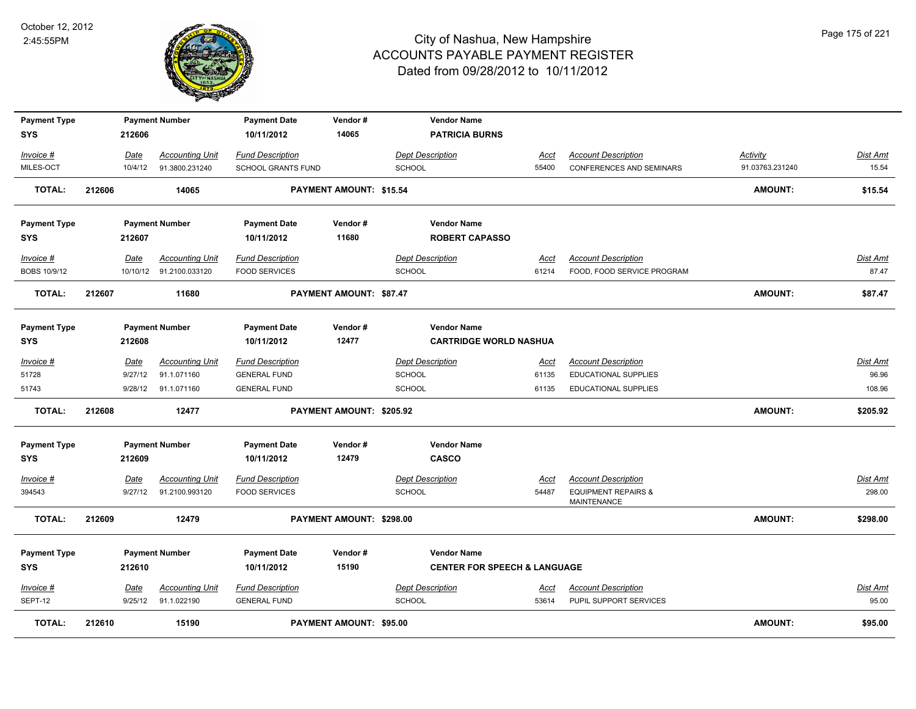# City of Nashua, New Hampshire
## ACCOUNTS PAYABLE PAYMENT REGISTER
### Dated from 09/28/2012 to 10/11/2012

October 12, 2012
2:45:55PM

| Payment Type | Payment Number | Payment Date | Vendor # | Vendor Name | | | |
|---|---|---|---|---|---|---|---|
| SYS | 212606 | 10/11/2012 | 14065 | PATRICIA BURNS | | | |

| Invoice # | Date | Accounting Unit | Fund Description | Dept Description | Acct | Account Description | Activity | Dist Amt |
|---|---|---|---|---|---|---|---|---|
| MILES-OCT | 10/4/12 | 91.3800.231240 | SCHOOL GRANTS FUND | SCHOOL | 55400 | CONFERENCES AND SEMINARS | 91.03763.231240 | 15.54 |

**TOTAL: 212606 14065 PAYMENT AMOUNT: $15.54 AMOUNT: $15.54**

| Payment Type | Payment Number | Payment Date | Vendor # | Vendor Name |
|---|---|---|---|---|
| SYS | 212607 | 10/11/2012 | 11680 | ROBERT CAPASSO |

| Invoice # | Date | Accounting Unit | Fund Description | Dept Description | Acct | Account Description | Dist Amt |
|---|---|---|---|---|---|---|---|
| BOBS 10/9/12 | 10/10/12 | 91.2100.033120 | FOOD SERVICES | SCHOOL | 61214 | FOOD, FOOD SERVICE PROGRAM | 87.47 |

**TOTAL: 212607 11680 PAYMENT AMOUNT: $87.47 AMOUNT: $87.47**

| Payment Type | Payment Number | Payment Date | Vendor # | Vendor Name |
|---|---|---|---|---|
| SYS | 212608 | 10/11/2012 | 12477 | CARTRIDGE WORLD NASHUA |

| Invoice # | Date | Accounting Unit | Fund Description | Dept Description | Acct | Account Description | Dist Amt |
|---|---|---|---|---|---|---|---|
| 51728 | 9/27/12 | 91.1.071160 | GENERAL FUND | SCHOOL | 61135 | EDUCATIONAL SUPPLIES | 96.96 |
| 51743 | 9/28/12 | 91.1.071160 | GENERAL FUND | SCHOOL | 61135 | EDUCATIONAL SUPPLIES | 108.96 |

**TOTAL: 212608 12477 PAYMENT AMOUNT: $205.92 AMOUNT: $205.92**

| Payment Type | Payment Number | Payment Date | Vendor # | Vendor Name |
|---|---|---|---|---|
| SYS | 212609 | 10/11/2012 | 12479 | CASCO |

| Invoice # | Date | Accounting Unit | Fund Description | Dept Description | Acct | Account Description | Dist Amt |
|---|---|---|---|---|---|---|---|
| 394543 | 9/27/12 | 91.2100.993120 | FOOD SERVICES | SCHOOL | 54487 | EQUIPMENT REPAIRS & MAINTENANCE | 298.00 |

**TOTAL: 212609 12479 PAYMENT AMOUNT: $298.00 AMOUNT: $298.00**

| Payment Type | Payment Number | Payment Date | Vendor # | Vendor Name |
|---|---|---|---|---|
| SYS | 212610 | 10/11/2012 | 15190 | CENTER FOR SPEECH & LANGUAGE |

| Invoice # | Date | Accounting Unit | Fund Description | Dept Description | Acct | Account Description | Dist Amt |
|---|---|---|---|---|---|---|---|
| SEPT-12 | 9/25/12 | 91.1.022190 | GENERAL FUND | SCHOOL | 53614 | PUPIL SUPPORT SERVICES | 95.00 |

**TOTAL: 212610 15190 PAYMENT AMOUNT: $95.00 AMOUNT: $95.00**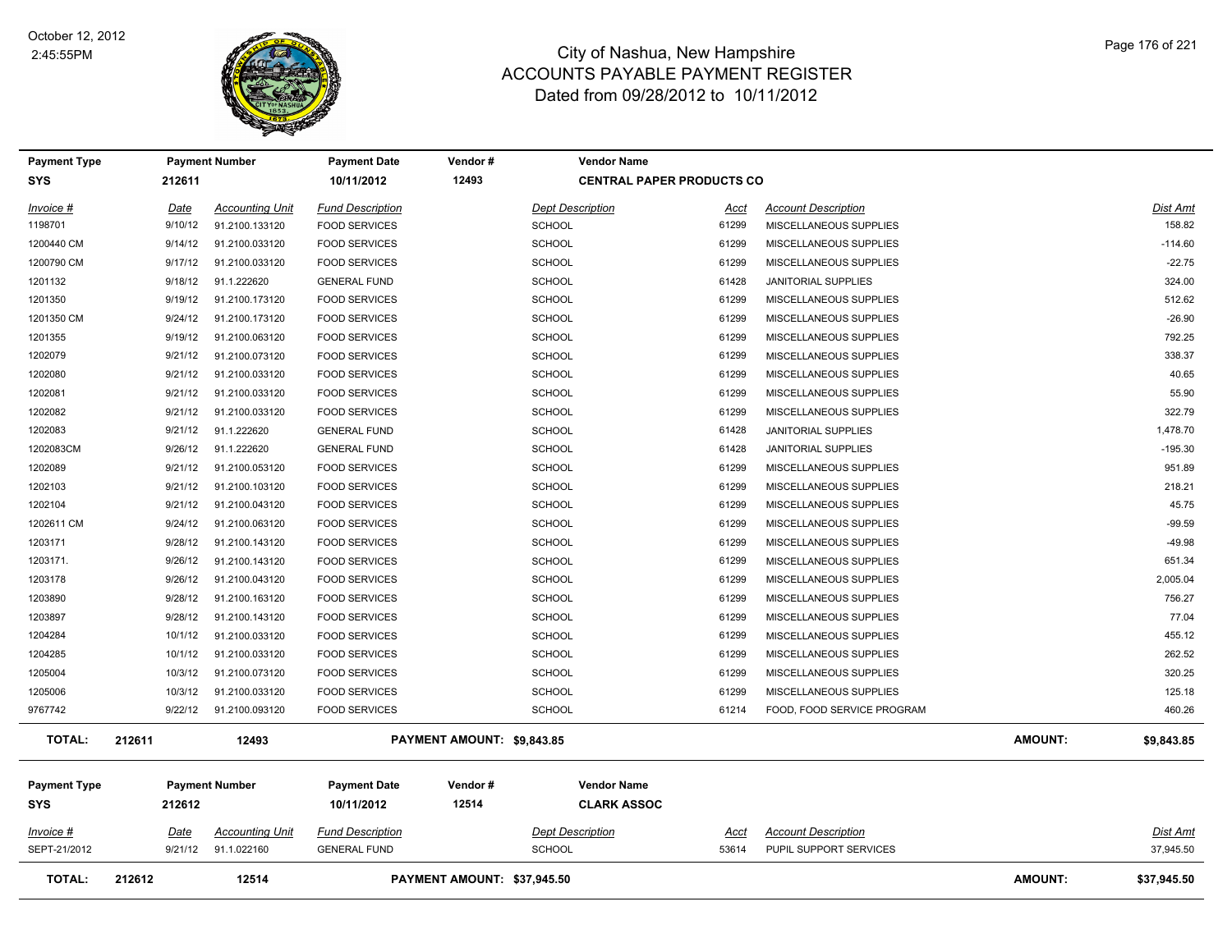# City of Nashua, New Hampshire
## ACCOUNTS PAYABLE PAYMENT REGISTER
### Dated from 09/28/2012 to 10/11/2012

October 12, 2012
2:45:55PM

| Payment Type | Payment Number | Payment Date | Vendor # | Vendor Name |
|---|---|---|---|---|
| SYS | 212611 | 10/11/2012 | 12493 | CENTRAL PAPER PRODUCTS CO |

| Invoice # | Date | Accounting Unit | Fund Description | Dept Description | Acct | Account Description | Dist Amt |
|---|---|---|---|---|---|---|---|
| 1198701 | 9/10/12 | 91.2100.133120 | FOOD SERVICES | SCHOOL | 61299 | MISCELLANEOUS SUPPLIES | 158.82 |
| 1200440 CM | 9/14/12 | 91.2100.033120 | FOOD SERVICES | SCHOOL | 61299 | MISCELLANEOUS SUPPLIES | -114.60 |
| 1200790 CM | 9/17/12 | 91.2100.033120 | FOOD SERVICES | SCHOOL | 61299 | MISCELLANEOUS SUPPLIES | -22.75 |
| 1201132 | 9/18/12 | 91.1.222620 | GENERAL FUND | SCHOOL | 61428 | JANITORIAL SUPPLIES | 324.00 |
| 1201350 | 9/19/12 | 91.2100.173120 | FOOD SERVICES | SCHOOL | 61299 | MISCELLANEOUS SUPPLIES | 512.62 |
| 1201350 CM | 9/24/12 | 91.2100.173120 | FOOD SERVICES | SCHOOL | 61299 | MISCELLANEOUS SUPPLIES | -26.90 |
| 1201355 | 9/19/12 | 91.2100.063120 | FOOD SERVICES | SCHOOL | 61299 | MISCELLANEOUS SUPPLIES | 792.25 |
| 1202079 | 9/21/12 | 91.2100.073120 | FOOD SERVICES | SCHOOL | 61299 | MISCELLANEOUS SUPPLIES | 338.37 |
| 1202080 | 9/21/12 | 91.2100.033120 | FOOD SERVICES | SCHOOL | 61299 | MISCELLANEOUS SUPPLIES | 40.65 |
| 1202081 | 9/21/12 | 91.2100.033120 | FOOD SERVICES | SCHOOL | 61299 | MISCELLANEOUS SUPPLIES | 55.90 |
| 1202082 | 9/21/12 | 91.2100.033120 | FOOD SERVICES | SCHOOL | 61299 | MISCELLANEOUS SUPPLIES | 322.79 |
| 1202083 | 9/21/12 | 91.1.222620 | GENERAL FUND | SCHOOL | 61428 | JANITORIAL SUPPLIES | 1,478.70 |
| 1202083CM | 9/26/12 | 91.1.222620 | GENERAL FUND | SCHOOL | 61428 | JANITORIAL SUPPLIES | -195.30 |
| 1202089 | 9/21/12 | 91.2100.053120 | FOOD SERVICES | SCHOOL | 61299 | MISCELLANEOUS SUPPLIES | 951.89 |
| 1202103 | 9/21/12 | 91.2100.103120 | FOOD SERVICES | SCHOOL | 61299 | MISCELLANEOUS SUPPLIES | 218.21 |
| 1202104 | 9/21/12 | 91.2100.043120 | FOOD SERVICES | SCHOOL | 61299 | MISCELLANEOUS SUPPLIES | 45.75 |
| 1202611 CM | 9/24/12 | 91.2100.063120 | FOOD SERVICES | SCHOOL | 61299 | MISCELLANEOUS SUPPLIES | -99.59 |
| 1203171 | 9/28/12 | 91.2100.143120 | FOOD SERVICES | SCHOOL | 61299 | MISCELLANEOUS SUPPLIES | -49.98 |
| 1203171. | 9/26/12 | 91.2100.143120 | FOOD SERVICES | SCHOOL | 61299 | MISCELLANEOUS SUPPLIES | 651.34 |
| 1203178 | 9/26/12 | 91.2100.043120 | FOOD SERVICES | SCHOOL | 61299 | MISCELLANEOUS SUPPLIES | 2,005.04 |
| 1203890 | 9/28/12 | 91.2100.163120 | FOOD SERVICES | SCHOOL | 61299 | MISCELLANEOUS SUPPLIES | 756.27 |
| 1203897 | 9/28/12 | 91.2100.143120 | FOOD SERVICES | SCHOOL | 61299 | MISCELLANEOUS SUPPLIES | 77.04 |
| 1204284 | 10/1/12 | 91.2100.033120 | FOOD SERVICES | SCHOOL | 61299 | MISCELLANEOUS SUPPLIES | 455.12 |
| 1204285 | 10/1/12 | 91.2100.033120 | FOOD SERVICES | SCHOOL | 61299 | MISCELLANEOUS SUPPLIES | 262.52 |
| 1205004 | 10/3/12 | 91.2100.073120 | FOOD SERVICES | SCHOOL | 61299 | MISCELLANEOUS SUPPLIES | 320.25 |
| 1205006 | 10/3/12 | 91.2100.033120 | FOOD SERVICES | SCHOOL | 61299 | MISCELLANEOUS SUPPLIES | 125.18 |
| 9767742 | 9/22/12 | 91.2100.093120 | FOOD SERVICES | SCHOOL | 61214 | FOOD, FOOD SERVICE PROGRAM | 460.26 |

**TOTAL: 212611 12493 PAYMENT AMOUNT: $9,843.85 AMOUNT: $9,843.85**

| Payment Type | Payment Number | Payment Date | Vendor # | Vendor Name |
|---|---|---|---|---|
| SYS | 212612 | 10/11/2012 | 12514 | CLARK ASSOC |

| Invoice # | Date | Accounting Unit | Fund Description | Dept Description | Acct | Account Description | Dist Amt |
|---|---|---|---|---|---|---|---|
| SEPT-21/2012 | 9/21/12 | 91.1.022160 | GENERAL FUND | SCHOOL | 53614 | PUPIL SUPPORT SERVICES | 37,945.50 |

**TOTAL: 212612 12514 PAYMENT AMOUNT: $37,945.50 AMOUNT: $37,945.50**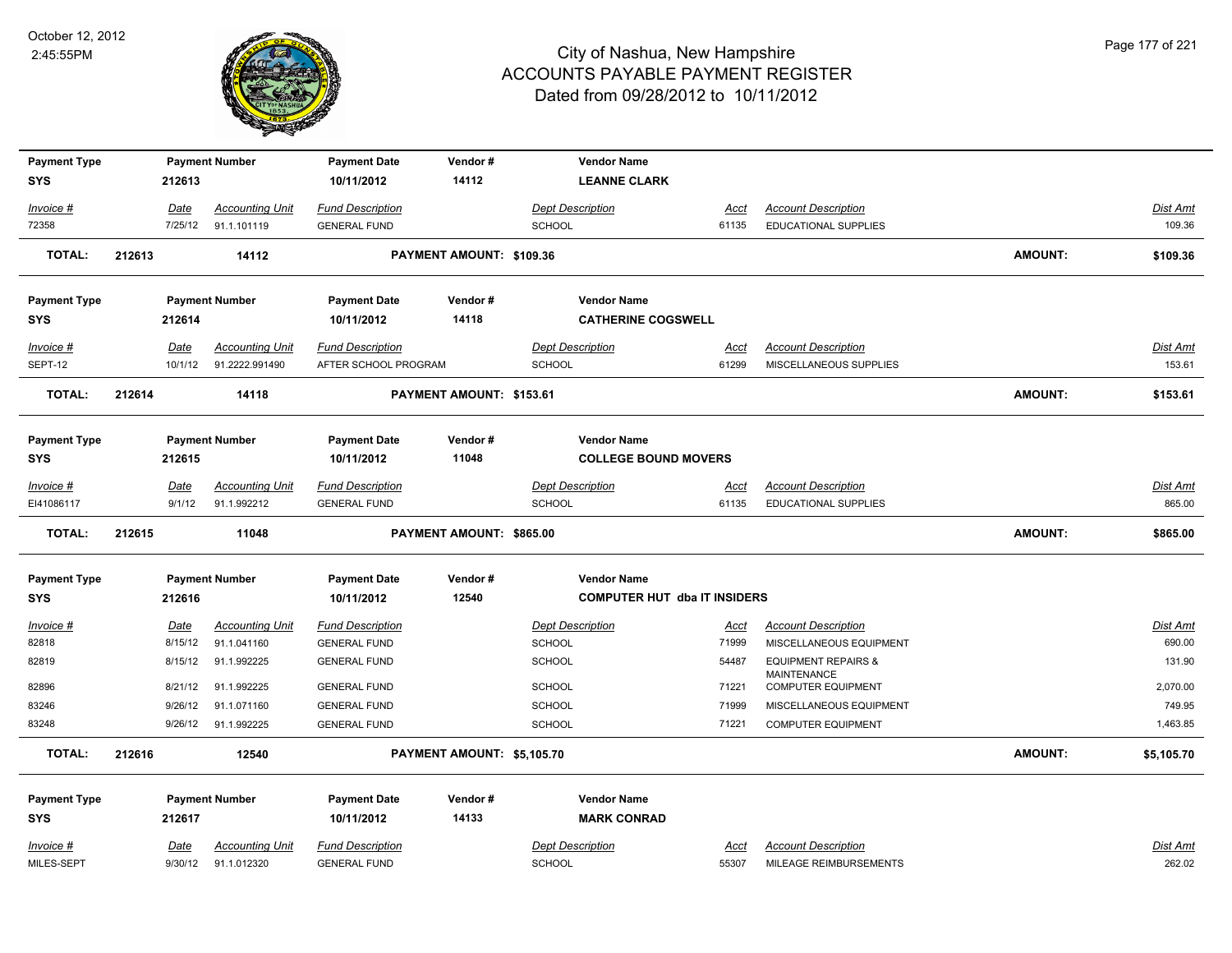# City of Nashua, New Hampshire
## ACCOUNTS PAYABLE PAYMENT REGISTER
### Dated from 09/28/2012 to 10/11/2012

October 12, 2012
2:45:55PM

| Payment Type | Payment Number | Payment Date | Vendor # | Vendor Name |
|---|---|---|---|---|
| SYS | 212613 | 10/11/2012 | 14112 | LEANNE CLARK |

| Invoice # | Date | Accounting Unit | Fund Description | Dept Description | Acct | Account Description | Dist Amt |
|---|---|---|---|---|---|---|---|
| 72358 | 7/25/12 | 91.1.101119 | GENERAL FUND | SCHOOL | 61135 | EDUCATIONAL SUPPLIES | 109.36 |

**TOTAL: 212613 14112 PAYMENT AMOUNT: $109.36 AMOUNT: $109.36**

| Payment Type | Payment Number | Payment Date | Vendor # | Vendor Name |
|---|---|---|---|---|
| SYS | 212614 | 10/11/2012 | 14118 | CATHERINE COGSWELL |

| Invoice # | Date | Accounting Unit | Fund Description | Dept Description | Acct | Account Description | Dist Amt |
|---|---|---|---|---|---|---|---|
| SEPT-12 | 10/1/12 | 91.2222.991490 | AFTER SCHOOL PROGRAM | SCHOOL | 61299 | MISCELLANEOUS SUPPLIES | 153.61 |

**TOTAL: 212614 14118 PAYMENT AMOUNT: $153.61 AMOUNT: $153.61**

| Payment Type | Payment Number | Payment Date | Vendor # | Vendor Name |
|---|---|---|---|---|
| SYS | 212615 | 10/11/2012 | 11048 | COLLEGE BOUND MOVERS |

| Invoice # | Date | Accounting Unit | Fund Description | Dept Description | Acct | Account Description | Dist Amt |
|---|---|---|---|---|---|---|---|
| EI41086117 | 9/1/12 | 91.1.992212 | GENERAL FUND | SCHOOL | 61135 | EDUCATIONAL SUPPLIES | 865.00 |

**TOTAL: 212615 11048 PAYMENT AMOUNT: $865.00 AMOUNT: $865.00**

| Payment Type | Payment Number | Payment Date | Vendor # | Vendor Name |
|---|---|---|---|---|
| SYS | 212616 | 10/11/2012 | 12540 | COMPUTER HUT dba IT INSIDERS |

| Invoice # | Date | Accounting Unit | Fund Description | Dept Description | Acct | Account Description | Dist Amt |
|---|---|---|---|---|---|---|---|
| 82818 | 8/15/12 | 91.1.041160 | GENERAL FUND | SCHOOL | 71999 | MISCELLANEOUS EQUIPMENT | 690.00 |
| 82819 | 8/15/12 | 91.1.992225 | GENERAL FUND | SCHOOL | 54487 | EQUIPMENT REPAIRS & MAINTENANCE | 131.90 |
| 82896 | 8/21/12 | 91.1.992225 | GENERAL FUND | SCHOOL | 71221 | COMPUTER EQUIPMENT | 2,070.00 |
| 83246 | 9/26/12 | 91.1.071160 | GENERAL FUND | SCHOOL | 71999 | MISCELLANEOUS EQUIPMENT | 749.95 |
| 83248 | 9/26/12 | 91.1.992225 | GENERAL FUND | SCHOOL | 71221 | COMPUTER EQUIPMENT | 1,463.85 |

**TOTAL: 212616 12540 PAYMENT AMOUNT: $5,105.70 AMOUNT: $5,105.70**

| Payment Type | Payment Number | Payment Date | Vendor # | Vendor Name |
|---|---|---|---|---|
| SYS | 212617 | 10/11/2012 | 14133 | MARK CONRAD |

| Invoice # | Date | Accounting Unit | Fund Description | Dept Description | Acct | Account Description | Dist Amt |
|---|---|---|---|---|---|---|---|
| MILES-SEPT | 9/30/12 | 91.1.012320 | GENERAL FUND | SCHOOL | 55307 | MILEAGE REIMBURSEMENTS | 262.02 |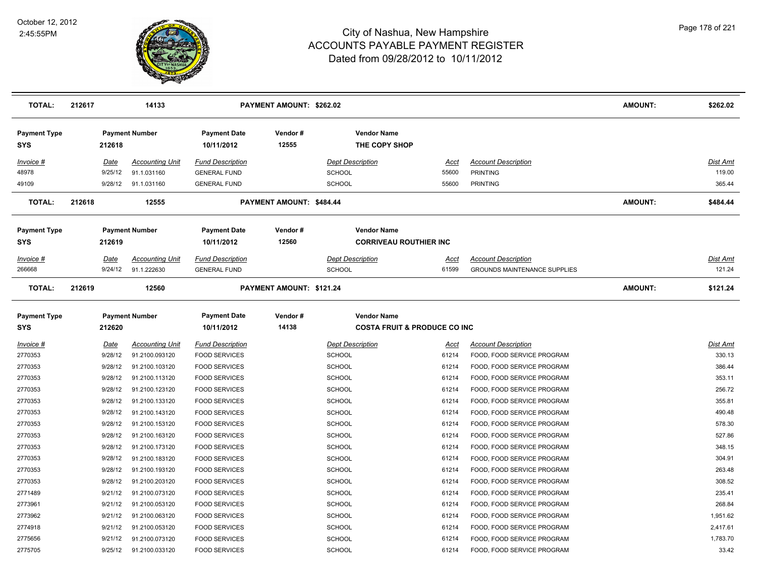# City of Nashua, New Hampshire
## ACCOUNTS PAYABLE PAYMENT REGISTER
### Dated from 09/28/2012 to 10/11/2012

| TOTAL: | 212617 | 14133 | PAYMENT AMOUNT: $262.02 | AMOUNT: | $262.02 |
|---|---|---|---|---|---|

| Payment Type | Payment Number | Payment Date | Vendor # | Vendor Name |
|---|---|---|---|---|
| SYS | 212618 | 10/11/2012 | 12555 | THE COPY SHOP |

| Invoice # | Date | Accounting Unit | Fund Description | Dept Description | Acct | Account Description | Dist Amt |
|---|---|---|---|---|---|---|---|
| 48978 | 9/25/12 | 91.1.031160 | GENERAL FUND | SCHOOL | 55600 | PRINTING | 119.00 |
| 49109 | 9/28/12 | 91.1.031160 | GENERAL FUND | SCHOOL | 55600 | PRINTING | 365.44 |

| TOTAL: | 212618 | 12555 | PAYMENT AMOUNT: $484.44 | AMOUNT: | $484.44 |
|---|---|---|---|---|---|

| Payment Type | Payment Number | Payment Date | Vendor # | Vendor Name |
|---|---|---|---|---|
| SYS | 212619 | 10/11/2012 | 12560 | CORRIVEAU ROUTHIER INC |

| Invoice # | Date | Accounting Unit | Fund Description | Dept Description | Acct | Account Description | Dist Amt |
|---|---|---|---|---|---|---|---|
| 266668 | 9/24/12 | 91.1.222630 | GENERAL FUND | SCHOOL | 61599 | GROUNDS MAINTENANCE SUPPLIES | 121.24 |

| TOTAL: | 212619 | 12560 | PAYMENT AMOUNT: $121.24 | AMOUNT: | $121.24 |
|---|---|---|---|---|---|

| Payment Type | Payment Number | Payment Date | Vendor # | Vendor Name |
|---|---|---|---|---|
| SYS | 212620 | 10/11/2012 | 14138 | COSTA FRUIT & PRODUCE CO INC |

| Invoice # | Date | Accounting Unit | Fund Description | Dept Description | Acct | Account Description | Dist Amt |
|---|---|---|---|---|---|---|---|
| 2770353 | 9/28/12 | 91.2100.093120 | FOOD SERVICES | SCHOOL | 61214 | FOOD, FOOD SERVICE PROGRAM | 330.13 |
| 2770353 | 9/28/12 | 91.2100.103120 | FOOD SERVICES | SCHOOL | 61214 | FOOD, FOOD SERVICE PROGRAM | 386.44 |
| 2770353 | 9/28/12 | 91.2100.113120 | FOOD SERVICES | SCHOOL | 61214 | FOOD, FOOD SERVICE PROGRAM | 353.11 |
| 2770353 | 9/28/12 | 91.2100.123120 | FOOD SERVICES | SCHOOL | 61214 | FOOD, FOOD SERVICE PROGRAM | 256.72 |
| 2770353 | 9/28/12 | 91.2100.133120 | FOOD SERVICES | SCHOOL | 61214 | FOOD, FOOD SERVICE PROGRAM | 355.81 |
| 2770353 | 9/28/12 | 91.2100.143120 | FOOD SERVICES | SCHOOL | 61214 | FOOD, FOOD SERVICE PROGRAM | 490.48 |
| 2770353 | 9/28/12 | 91.2100.153120 | FOOD SERVICES | SCHOOL | 61214 | FOOD, FOOD SERVICE PROGRAM | 578.30 |
| 2770353 | 9/28/12 | 91.2100.163120 | FOOD SERVICES | SCHOOL | 61214 | FOOD, FOOD SERVICE PROGRAM | 527.86 |
| 2770353 | 9/28/12 | 91.2100.173120 | FOOD SERVICES | SCHOOL | 61214 | FOOD, FOOD SERVICE PROGRAM | 348.15 |
| 2770353 | 9/28/12 | 91.2100.183120 | FOOD SERVICES | SCHOOL | 61214 | FOOD, FOOD SERVICE PROGRAM | 304.91 |
| 2770353 | 9/28/12 | 91.2100.193120 | FOOD SERVICES | SCHOOL | 61214 | FOOD, FOOD SERVICE PROGRAM | 263.48 |
| 2770353 | 9/28/12 | 91.2100.203120 | FOOD SERVICES | SCHOOL | 61214 | FOOD, FOOD SERVICE PROGRAM | 308.52 |
| 2771489 | 9/21/12 | 91.2100.073120 | FOOD SERVICES | SCHOOL | 61214 | FOOD, FOOD SERVICE PROGRAM | 235.41 |
| 2773961 | 9/21/12 | 91.2100.053120 | FOOD SERVICES | SCHOOL | 61214 | FOOD, FOOD SERVICE PROGRAM | 268.84 |
| 2773962 | 9/21/12 | 91.2100.063120 | FOOD SERVICES | SCHOOL | 61214 | FOOD, FOOD SERVICE PROGRAM | 1,951.62 |
| 2774918 | 9/21/12 | 91.2100.053120 | FOOD SERVICES | SCHOOL | 61214 | FOOD, FOOD SERVICE PROGRAM | 2,417.61 |
| 2775656 | 9/21/12 | 91.2100.073120 | FOOD SERVICES | SCHOOL | 61214 | FOOD, FOOD SERVICE PROGRAM | 1,783.70 |
| 2775705 | 9/25/12 | 91.2100.033120 | FOOD SERVICES | SCHOOL | 61214 | FOOD, FOOD SERVICE PROGRAM | 33.42 |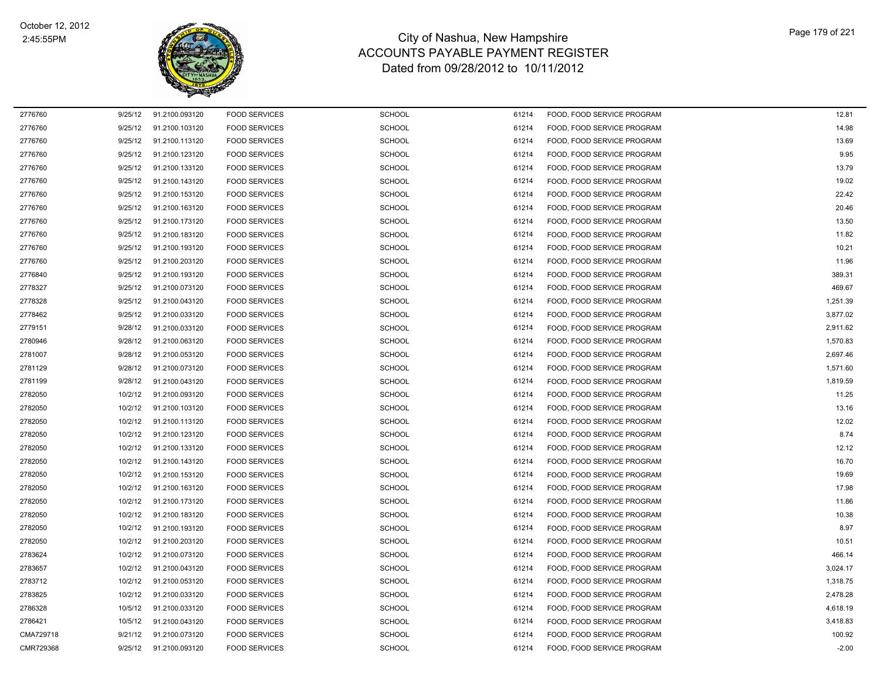# City of Nashua, New Hampshire
## ACCOUNTS PAYABLE PAYMENT REGISTER
### Dated from 09/28/2012 to 10/11/2012

October 12, 2012
2:45:55PM

| | | | | | | | |
|---|---|---|---|---|---|---|---|
| 2776760 | 9/25/12 | 91.2100.093120 | FOOD SERVICES | SCHOOL | 61214 | FOOD, FOOD SERVICE PROGRAM | 12.81 |
| 2776760 | 9/25/12 | 91.2100.103120 | FOOD SERVICES | SCHOOL | 61214 | FOOD, FOOD SERVICE PROGRAM | 14.98 |
| 2776760 | 9/25/12 | 91.2100.113120 | FOOD SERVICES | SCHOOL | 61214 | FOOD, FOOD SERVICE PROGRAM | 13.69 |
| 2776760 | 9/25/12 | 91.2100.123120 | FOOD SERVICES | SCHOOL | 61214 | FOOD, FOOD SERVICE PROGRAM | 9.95 |
| 2776760 | 9/25/12 | 91.2100.133120 | FOOD SERVICES | SCHOOL | 61214 | FOOD, FOOD SERVICE PROGRAM | 13.79 |
| 2776760 | 9/25/12 | 91.2100.143120 | FOOD SERVICES | SCHOOL | 61214 | FOOD, FOOD SERVICE PROGRAM | 19.02 |
| 2776760 | 9/25/12 | 91.2100.153120 | FOOD SERVICES | SCHOOL | 61214 | FOOD, FOOD SERVICE PROGRAM | 22.42 |
| 2776760 | 9/25/12 | 91.2100.163120 | FOOD SERVICES | SCHOOL | 61214 | FOOD, FOOD SERVICE PROGRAM | 20.46 |
| 2776760 | 9/25/12 | 91.2100.173120 | FOOD SERVICES | SCHOOL | 61214 | FOOD, FOOD SERVICE PROGRAM | 13.50 |
| 2776760 | 9/25/12 | 91.2100.183120 | FOOD SERVICES | SCHOOL | 61214 | FOOD, FOOD SERVICE PROGRAM | 11.82 |
| 2776760 | 9/25/12 | 91.2100.193120 | FOOD SERVICES | SCHOOL | 61214 | FOOD, FOOD SERVICE PROGRAM | 10.21 |
| 2776760 | 9/25/12 | 91.2100.203120 | FOOD SERVICES | SCHOOL | 61214 | FOOD, FOOD SERVICE PROGRAM | 11.96 |
| 2776840 | 9/25/12 | 91.2100.193120 | FOOD SERVICES | SCHOOL | 61214 | FOOD, FOOD SERVICE PROGRAM | 389.31 |
| 2778327 | 9/25/12 | 91.2100.073120 | FOOD SERVICES | SCHOOL | 61214 | FOOD, FOOD SERVICE PROGRAM | 469.67 |
| 2778328 | 9/25/12 | 91.2100.043120 | FOOD SERVICES | SCHOOL | 61214 | FOOD, FOOD SERVICE PROGRAM | 1,251.39 |
| 2778462 | 9/25/12 | 91.2100.033120 | FOOD SERVICES | SCHOOL | 61214 | FOOD, FOOD SERVICE PROGRAM | 3,877.02 |
| 2779151 | 9/28/12 | 91.2100.033120 | FOOD SERVICES | SCHOOL | 61214 | FOOD, FOOD SERVICE PROGRAM | 2,911.62 |
| 2780946 | 9/28/12 | 91.2100.063120 | FOOD SERVICES | SCHOOL | 61214 | FOOD, FOOD SERVICE PROGRAM | 1,570.83 |
| 2781007 | 9/28/12 | 91.2100.053120 | FOOD SERVICES | SCHOOL | 61214 | FOOD, FOOD SERVICE PROGRAM | 2,697.46 |
| 2781129 | 9/28/12 | 91.2100.073120 | FOOD SERVICES | SCHOOL | 61214 | FOOD, FOOD SERVICE PROGRAM | 1,571.60 |
| 2781199 | 9/28/12 | 91.2100.043120 | FOOD SERVICES | SCHOOL | 61214 | FOOD, FOOD SERVICE PROGRAM | 1,819.59 |
| 2782050 | 10/2/12 | 91.2100.093120 | FOOD SERVICES | SCHOOL | 61214 | FOOD, FOOD SERVICE PROGRAM | 11.25 |
| 2782050 | 10/2/12 | 91.2100.103120 | FOOD SERVICES | SCHOOL | 61214 | FOOD, FOOD SERVICE PROGRAM | 13.16 |
| 2782050 | 10/2/12 | 91.2100.113120 | FOOD SERVICES | SCHOOL | 61214 | FOOD, FOOD SERVICE PROGRAM | 12.02 |
| 2782050 | 10/2/12 | 91.2100.123120 | FOOD SERVICES | SCHOOL | 61214 | FOOD, FOOD SERVICE PROGRAM | 8.74 |
| 2782050 | 10/2/12 | 91.2100.133120 | FOOD SERVICES | SCHOOL | 61214 | FOOD, FOOD SERVICE PROGRAM | 12.12 |
| 2782050 | 10/2/12 | 91.2100.143120 | FOOD SERVICES | SCHOOL | 61214 | FOOD, FOOD SERVICE PROGRAM | 16.70 |
| 2782050 | 10/2/12 | 91.2100.153120 | FOOD SERVICES | SCHOOL | 61214 | FOOD, FOOD SERVICE PROGRAM | 19.69 |
| 2782050 | 10/2/12 | 91.2100.163120 | FOOD SERVICES | SCHOOL | 61214 | FOOD, FOOD SERVICE PROGRAM | 17.98 |
| 2782050 | 10/2/12 | 91.2100.173120 | FOOD SERVICES | SCHOOL | 61214 | FOOD, FOOD SERVICE PROGRAM | 11.86 |
| 2782050 | 10/2/12 | 91.2100.183120 | FOOD SERVICES | SCHOOL | 61214 | FOOD, FOOD SERVICE PROGRAM | 10.38 |
| 2782050 | 10/2/12 | 91.2100.193120 | FOOD SERVICES | SCHOOL | 61214 | FOOD, FOOD SERVICE PROGRAM | 8.97 |
| 2782050 | 10/2/12 | 91.2100.203120 | FOOD SERVICES | SCHOOL | 61214 | FOOD, FOOD SERVICE PROGRAM | 10.51 |
| 2783624 | 10/2/12 | 91.2100.073120 | FOOD SERVICES | SCHOOL | 61214 | FOOD, FOOD SERVICE PROGRAM | 466.14 |
| 2783657 | 10/2/12 | 91.2100.043120 | FOOD SERVICES | SCHOOL | 61214 | FOOD, FOOD SERVICE PROGRAM | 3,024.17 |
| 2783712 | 10/2/12 | 91.2100.053120 | FOOD SERVICES | SCHOOL | 61214 | FOOD, FOOD SERVICE PROGRAM | 1,318.75 |
| 2783825 | 10/2/12 | 91.2100.033120 | FOOD SERVICES | SCHOOL | 61214 | FOOD, FOOD SERVICE PROGRAM | 2,478.28 |
| 2786328 | 10/5/12 | 91.2100.033120 | FOOD SERVICES | SCHOOL | 61214 | FOOD, FOOD SERVICE PROGRAM | 4,618.19 |
| 2786421 | 10/5/12 | 91.2100.043120 | FOOD SERVICES | SCHOOL | 61214 | FOOD, FOOD SERVICE PROGRAM | 3,418.83 |
| CMA729718 | 9/21/12 | 91.2100.073120 | FOOD SERVICES | SCHOOL | 61214 | FOOD, FOOD SERVICE PROGRAM | 100.92 |
| CMR729368 | 9/25/12 | 91.2100.093120 | FOOD SERVICES | SCHOOL | 61214 | FOOD, FOOD SERVICE PROGRAM | -2.00 |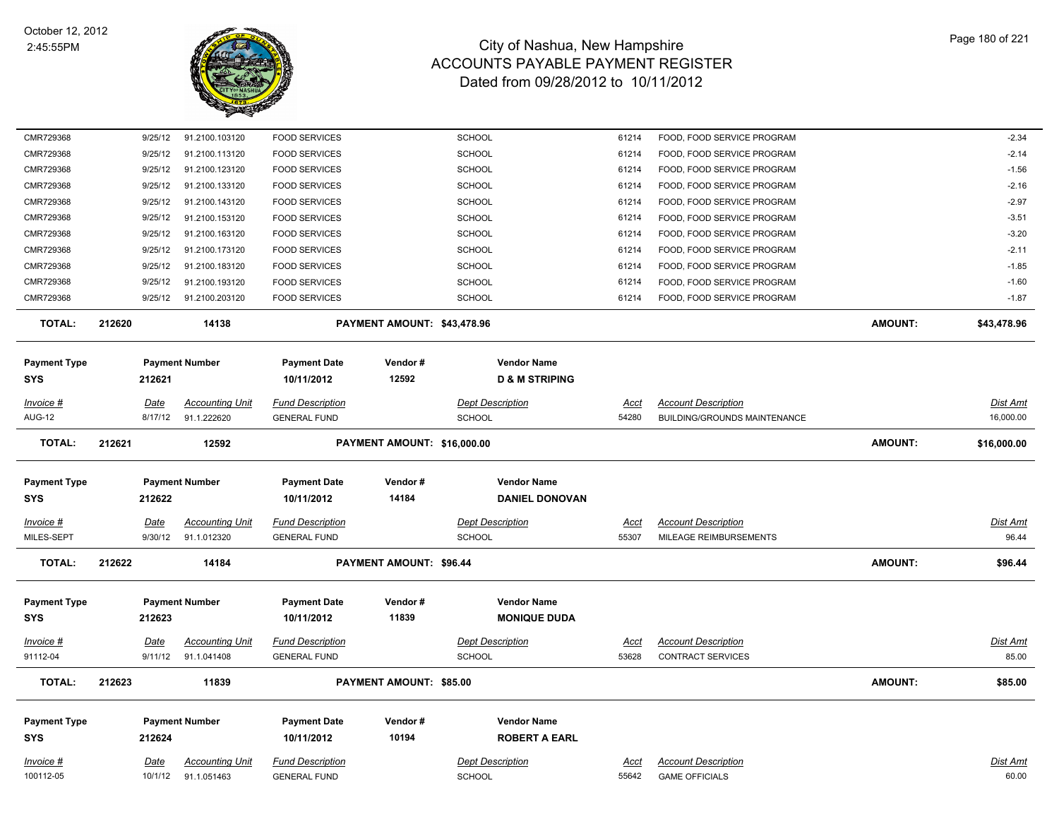# City of Nashua, New Hampshire
## ACCOUNTS PAYABLE PAYMENT REGISTER
### Dated from 09/28/2012 to 10/11/2012

| | | | | | | | | |
|---|---|---|---|---|---|---|---|---|
| CMR729368 | 9/25/12 | 91.2100.103120 | FOOD SERVICES | SCHOOL | 61214 | FOOD, FOOD SERVICE PROGRAM | | -2.34 |
| CMR729368 | 9/25/12 | 91.2100.113120 | FOOD SERVICES | SCHOOL | 61214 | FOOD, FOOD SERVICE PROGRAM | | -2.14 |
| CMR729368 | 9/25/12 | 91.2100.123120 | FOOD SERVICES | SCHOOL | 61214 | FOOD, FOOD SERVICE PROGRAM | | -1.56 |
| CMR729368 | 9/25/12 | 91.2100.133120 | FOOD SERVICES | SCHOOL | 61214 | FOOD, FOOD SERVICE PROGRAM | | -2.16 |
| CMR729368 | 9/25/12 | 91.2100.143120 | FOOD SERVICES | SCHOOL | 61214 | FOOD, FOOD SERVICE PROGRAM | | -2.97 |
| CMR729368 | 9/25/12 | 91.2100.153120 | FOOD SERVICES | SCHOOL | 61214 | FOOD, FOOD SERVICE PROGRAM | | -3.51 |
| CMR729368 | 9/25/12 | 91.2100.163120 | FOOD SERVICES | SCHOOL | 61214 | FOOD, FOOD SERVICE PROGRAM | | -3.20 |
| CMR729368 | 9/25/12 | 91.2100.173120 | FOOD SERVICES | SCHOOL | 61214 | FOOD, FOOD SERVICE PROGRAM | | -2.11 |
| CMR729368 | 9/25/12 | 91.2100.183120 | FOOD SERVICES | SCHOOL | 61214 | FOOD, FOOD SERVICE PROGRAM | | -1.85 |
| CMR729368 | 9/25/12 | 91.2100.193120 | FOOD SERVICES | SCHOOL | 61214 | FOOD, FOOD SERVICE PROGRAM | | -1.60 |
| CMR729368 | 9/25/12 | 91.2100.203120 | FOOD SERVICES | SCHOOL | 61214 | FOOD, FOOD SERVICE PROGRAM | | -1.87 |
| **TOTAL:** | **212620** | **14138** | **PAYMENT AMOUNT: $43,478.96** | | | | **AMOUNT:** | **$43,478.96** |

| Payment Type | Payment Number | Payment Date | Vendor # | Vendor Name |
|---|---|---|---|---|
| **SYS** | **212621** | **10/11/2012** | **12592** | **D & M STRIPING** |

| Invoice # | Date | Accounting Unit | Fund Description | Dept Description | Acct | Account Description | | Dist Amt |
|---|---|---|---|---|---|---|---|---|
| AUG-12 | 8/17/12 | 91.1.222620 | GENERAL FUND | SCHOOL | 54280 | BUILDING/GROUNDS MAINTENANCE | | 16,000.00 |
| **TOTAL:** | **212621** | **12592** | **PAYMENT AMOUNT: $16,000.00** | | | | **AMOUNT:** | **$16,000.00** |

| Payment Type | Payment Number | Payment Date | Vendor # | Vendor Name |
|---|---|---|---|---|
| **SYS** | **212622** | **10/11/2012** | **14184** | **DANIEL DONOVAN** |

| Invoice # | Date | Accounting Unit | Fund Description | Dept Description | Acct | Account Description | | Dist Amt |
|---|---|---|---|---|---|---|---|---|
| MILES-SEPT | 9/30/12 | 91.1.012320 | GENERAL FUND | SCHOOL | 55307 | MILEAGE REIMBURSEMENTS | | 96.44 |
| **TOTAL:** | **212622** | **14184** | **PAYMENT AMOUNT: $96.44** | | | | **AMOUNT:** | **$96.44** |

| Payment Type | Payment Number | Payment Date | Vendor # | Vendor Name |
|---|---|---|---|---|
| **SYS** | **212623** | **10/11/2012** | **11839** | **MONIQUE DUDA** |

| Invoice # | Date | Accounting Unit | Fund Description | Dept Description | Acct | Account Description | | Dist Amt |
|---|---|---|---|---|---|---|---|---|
| 91112-04 | 9/11/12 | 91.1.041408 | GENERAL FUND | SCHOOL | 53628 | CONTRACT SERVICES | | 85.00 |
| **TOTAL:** | **212623** | **11839** | **PAYMENT AMOUNT: $85.00** | | | | **AMOUNT:** | **$85.00** |

| Payment Type | Payment Number | Payment Date | Vendor # | Vendor Name |
|---|---|---|---|---|
| **SYS** | **212624** | **10/11/2012** | **10194** | **ROBERT A EARL** |

| Invoice # | Date | Accounting Unit | Fund Description | Dept Description | Acct | Account Description | Dist Amt |
|---|---|---|---|---|---|---|---|
| 100112-05 | 10/1/12 | 91.1.051463 | GENERAL FUND | SCHOOL | 55642 | GAME OFFICIALS | 60.00 |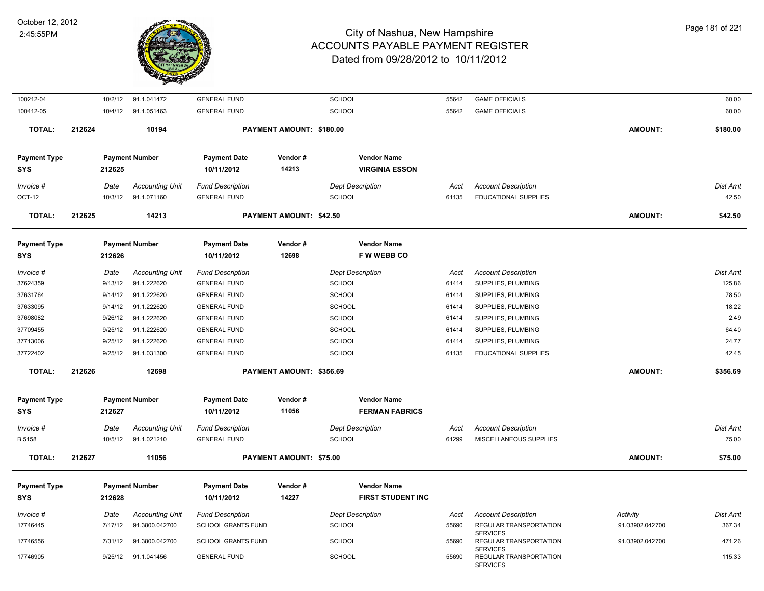# City of Nashua, New Hampshire
## ACCOUNTS PAYABLE PAYMENT REGISTER
### Dated from 09/28/2012 to 10/11/2012

October 12, 2012
2:45:55PM

| Invoice # | Date | Accounting Unit | Fund Description | Dept Description | Acct | Account Description | Dist Amt |
|---|---|---|---|---|---|---|---|
| 100212-04 | 10/2/12 | 91.1.041472 | GENERAL FUND | SCHOOL | 55642 | GAME OFFICIALS | 60.00 |
| 100412-05 | 10/4/12 | 91.1.051463 | GENERAL FUND | SCHOOL | 55642 | GAME OFFICIALS | 60.00 |

**TOTAL: 212624 — 10194 — PAYMENT AMOUNT: $180.00 — AMOUNT: $180.00**

| Payment Type | Payment Number | Payment Date | Vendor # | Vendor Name |
|---|---|---|---|---|
| SYS | 212625 | 10/11/2012 | 14213 | VIRGINIA ESSON |

| Invoice # | Date | Accounting Unit | Fund Description | Dept Description | Acct | Account Description | Dist Amt |
|---|---|---|---|---|---|---|---|
| OCT-12 | 10/3/12 | 91.1.071160 | GENERAL FUND | SCHOOL | 61135 | EDUCATIONAL SUPPLIES | 42.50 |

**TOTAL: 212625 — 14213 — PAYMENT AMOUNT: $42.50 — AMOUNT: $42.50**

| Payment Type | Payment Number | Payment Date | Vendor # | Vendor Name |
|---|---|---|---|---|
| SYS | 212626 | 10/11/2012 | 12698 | F W WEBB CO |

| Invoice # | Date | Accounting Unit | Fund Description | Dept Description | Acct | Account Description | Dist Amt |
|---|---|---|---|---|---|---|---|
| 37624359 | 9/13/12 | 91.1.222620 | GENERAL FUND | SCHOOL | 61414 | SUPPLIES, PLUMBING | 125.86 |
| 37631764 | 9/14/12 | 91.1.222620 | GENERAL FUND | SCHOOL | 61414 | SUPPLIES, PLUMBING | 78.50 |
| 37633095 | 9/14/12 | 91.1.222620 | GENERAL FUND | SCHOOL | 61414 | SUPPLIES, PLUMBING | 18.22 |
| 37698082 | 9/26/12 | 91.1.222620 | GENERAL FUND | SCHOOL | 61414 | SUPPLIES, PLUMBING | 2.49 |
| 37709455 | 9/25/12 | 91.1.222620 | GENERAL FUND | SCHOOL | 61414 | SUPPLIES, PLUMBING | 64.40 |
| 37713006 | 9/25/12 | 91.1.222620 | GENERAL FUND | SCHOOL | 61414 | SUPPLIES, PLUMBING | 24.77 |
| 37722402 | 9/25/12 | 91.1.031300 | GENERAL FUND | SCHOOL | 61135 | EDUCATIONAL SUPPLIES | 42.45 |

**TOTAL: 212626 — 12698 — PAYMENT AMOUNT: $356.69 — AMOUNT: $356.69**

| Payment Type | Payment Number | Payment Date | Vendor # | Vendor Name |
|---|---|---|---|---|
| SYS | 212627 | 10/11/2012 | 11056 | FERMAN FABRICS |

| Invoice # | Date | Accounting Unit | Fund Description | Dept Description | Acct | Account Description | Dist Amt |
|---|---|---|---|---|---|---|---|
| B 5158 | 10/5/12 | 91.1.021210 | GENERAL FUND | SCHOOL | 61299 | MISCELLANEOUS SUPPLIES | 75.00 |

**TOTAL: 212627 — 11056 — PAYMENT AMOUNT: $75.00 — AMOUNT: $75.00**

| Payment Type | Payment Number | Payment Date | Vendor # | Vendor Name |
|---|---|---|---|---|
| SYS | 212628 | 10/11/2012 | 14227 | FIRST STUDENT INC |

| Invoice # | Date | Accounting Unit | Fund Description | Dept Description | Acct | Account Description | Activity | Dist Amt |
|---|---|---|---|---|---|---|---|---|
| 17746445 | 7/17/12 | 91.3800.042700 | SCHOOL GRANTS FUND | SCHOOL | 55690 | REGULAR TRANSPORTATION SERVICES | 91.03902.042700 | 367.34 |
| 17746556 | 7/31/12 | 91.3800.042700 | SCHOOL GRANTS FUND | SCHOOL | 55690 | REGULAR TRANSPORTATION SERVICES | 91.03902.042700 | 471.26 |
| 17746905 | 9/25/12 | 91.1.041456 | GENERAL FUND | SCHOOL | 55690 | REGULAR TRANSPORTATION SERVICES | | 115.33 |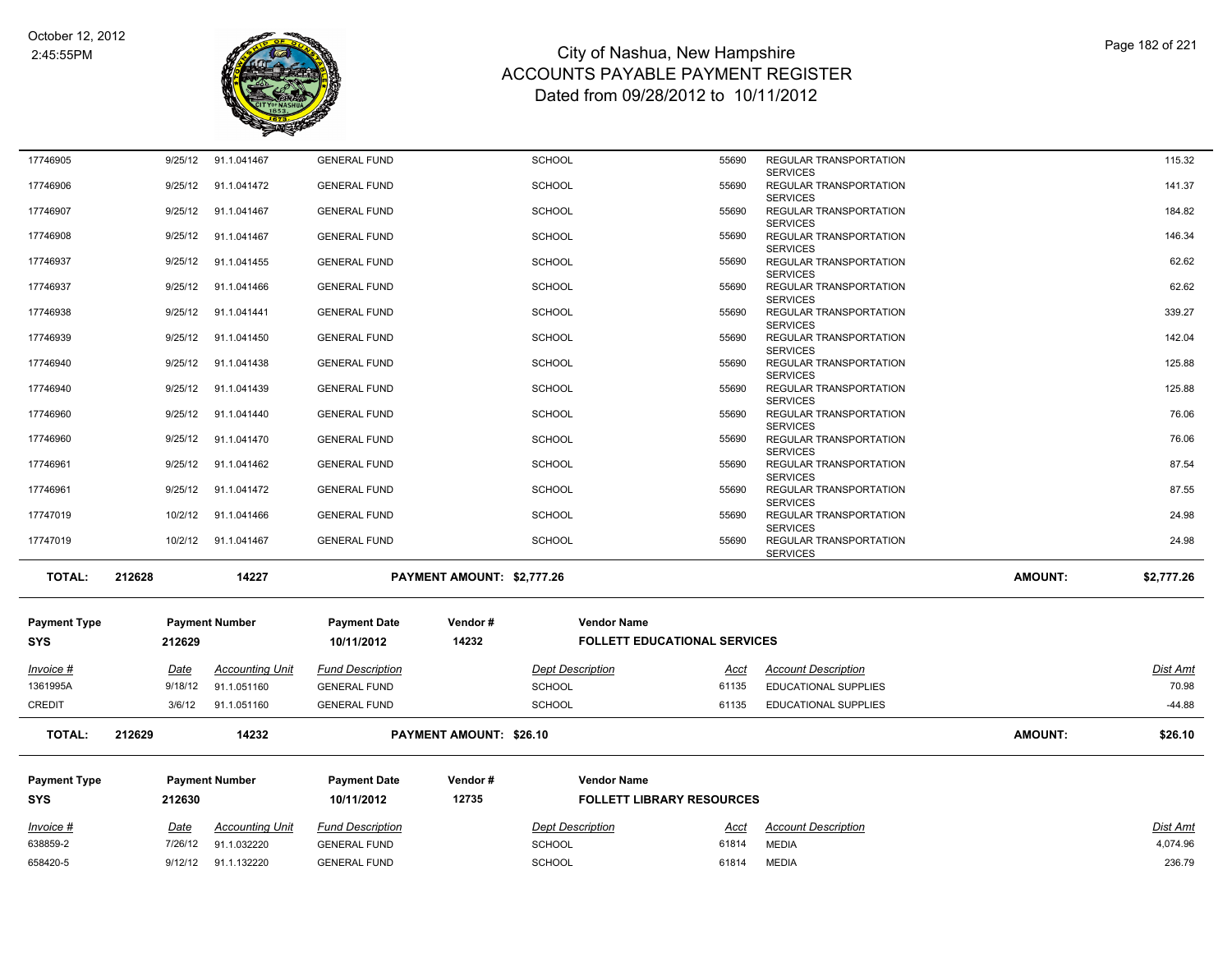# City of Nashua, New Hampshire
## ACCOUNTS PAYABLE PAYMENT REGISTER
### Dated from 09/28/2012 to 10/11/2012

October 12, 2012
2:45:55PM

| Invoice # | Date | Accounting Unit | Fund Description | Dept Description | Acct | Account Description | Dist Amt |
|---|---|---|---|---|---|---|---|
| 17746905 | 9/25/12 | 91.1.041467 | GENERAL FUND | SCHOOL | 55690 | REGULAR TRANSPORTATION SERVICES | 115.32 |
| 17746906 | 9/25/12 | 91.1.041472 | GENERAL FUND | SCHOOL | 55690 | REGULAR TRANSPORTATION SERVICES | 141.37 |
| 17746907 | 9/25/12 | 91.1.041467 | GENERAL FUND | SCHOOL | 55690 | REGULAR TRANSPORTATION SERVICES | 184.82 |
| 17746908 | 9/25/12 | 91.1.041467 | GENERAL FUND | SCHOOL | 55690 | REGULAR TRANSPORTATION SERVICES | 146.34 |
| 17746937 | 9/25/12 | 91.1.041455 | GENERAL FUND | SCHOOL | 55690 | REGULAR TRANSPORTATION SERVICES | 62.62 |
| 17746937 | 9/25/12 | 91.1.041466 | GENERAL FUND | SCHOOL | 55690 | REGULAR TRANSPORTATION SERVICES | 62.62 |
| 17746938 | 9/25/12 | 91.1.041441 | GENERAL FUND | SCHOOL | 55690 | REGULAR TRANSPORTATION SERVICES | 339.27 |
| 17746939 | 9/25/12 | 91.1.041450 | GENERAL FUND | SCHOOL | 55690 | REGULAR TRANSPORTATION SERVICES | 142.04 |
| 17746940 | 9/25/12 | 91.1.041438 | GENERAL FUND | SCHOOL | 55690 | REGULAR TRANSPORTATION SERVICES | 125.88 |
| 17746940 | 9/25/12 | 91.1.041439 | GENERAL FUND | SCHOOL | 55690 | REGULAR TRANSPORTATION SERVICES | 125.88 |
| 17746960 | 9/25/12 | 91.1.041440 | GENERAL FUND | SCHOOL | 55690 | REGULAR TRANSPORTATION SERVICES | 76.06 |
| 17746960 | 9/25/12 | 91.1.041470 | GENERAL FUND | SCHOOL | 55690 | REGULAR TRANSPORTATION SERVICES | 76.06 |
| 17746961 | 9/25/12 | 91.1.041462 | GENERAL FUND | SCHOOL | 55690 | REGULAR TRANSPORTATION SERVICES | 87.54 |
| 17746961 | 9/25/12 | 91.1.041472 | GENERAL FUND | SCHOOL | 55690 | REGULAR TRANSPORTATION SERVICES | 87.55 |
| 17747019 | 10/2/12 | 91.1.041466 | GENERAL FUND | SCHOOL | 55690 | REGULAR TRANSPORTATION SERVICES | 24.98 |
| 17747019 | 10/2/12 | 91.1.041467 | GENERAL FUND | SCHOOL | 55690 | REGULAR TRANSPORTATION SERVICES | 24.98 |

**TOTAL: 212628 14227 PAYMENT AMOUNT: $2,777.26 AMOUNT: $2,777.26**

| Payment Type | Payment Number | Payment Date | Vendor # | Vendor Name |
|---|---|---|---|---|
| SYS | 212629 | 10/11/2012 | 14232 | FOLLETT EDUCATIONAL SERVICES |

| Invoice # | Date | Accounting Unit | Fund Description | Dept Description | Acct | Account Description | Dist Amt |
|---|---|---|---|---|---|---|---|
| 1361995A | 9/18/12 | 91.1.051160 | GENERAL FUND | SCHOOL | 61135 | EDUCATIONAL SUPPLIES | 70.98 |
| CREDIT | 3/6/12 | 91.1.051160 | GENERAL FUND | SCHOOL | 61135 | EDUCATIONAL SUPPLIES | -44.88 |

**TOTAL: 212629 14232 PAYMENT AMOUNT: $26.10 AMOUNT: $26.10**

| Payment Type | Payment Number | Payment Date | Vendor # | Vendor Name |
|---|---|---|---|---|
| SYS | 212630 | 10/11/2012 | 12735 | FOLLETT LIBRARY RESOURCES |

| Invoice # | Date | Accounting Unit | Fund Description | Dept Description | Acct | Account Description | Dist Amt |
|---|---|---|---|---|---|---|---|
| 638859-2 | 7/26/12 | 91.1.032220 | GENERAL FUND | SCHOOL | 61814 | MEDIA | 4,074.96 |
| 658420-5 | 9/12/12 | 91.1.132220 | GENERAL FUND | SCHOOL | 61814 | MEDIA | 236.79 |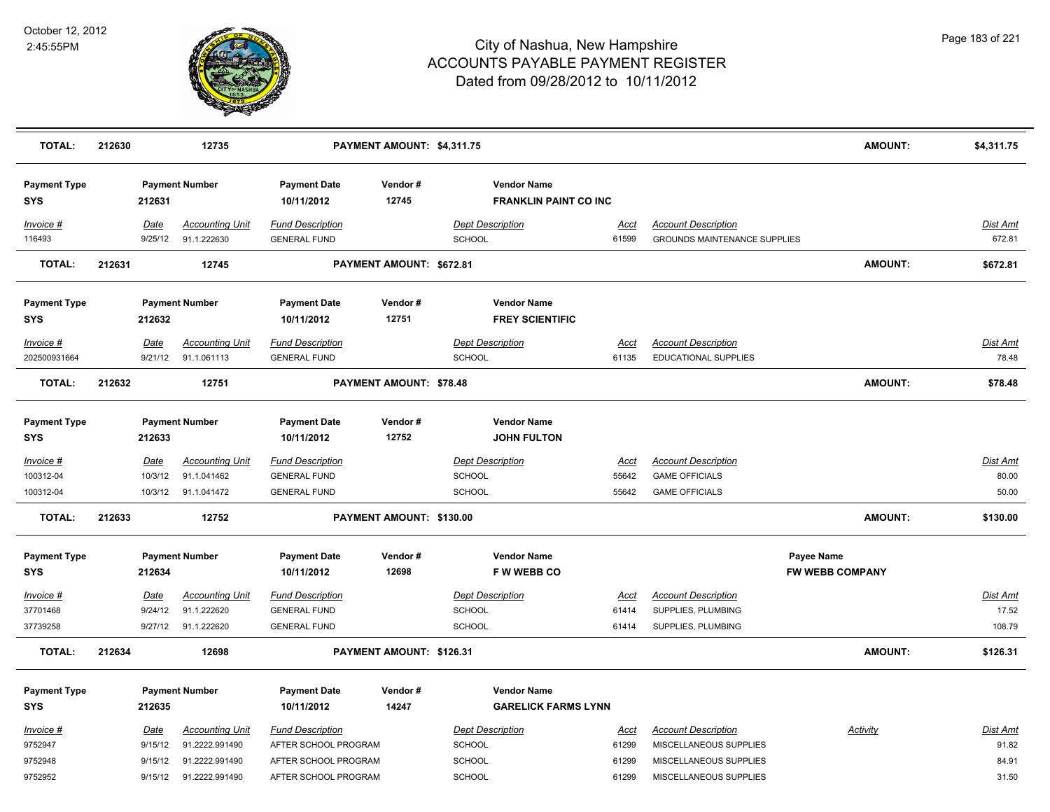| TOTAL: | 212630 | | 12735 | | PAYMENT AMOUNT: $4,311.75 | | | | | | AMOUNT: | $4,311.75 |
|---|---|---|---|---|---|---|---|---|---|---|---|---|

| Payment Type | Payment Number | | Payment Date | Vendor # | Vendor Name | | | | |
|---|---|---|---|---|---|---|---|---|---|
| SYS | 212631 | | 10/11/2012 | 12745 | FRANKLIN PAINT CO INC | | | | |
| *Invoice #* | *Date* | *Accounting Unit* | *Fund Description* | | *Dept Description* | *Acct* | *Account Description* | | *Dist Amt* |
| 116493 | 9/25/12 | 91.1.222630 | GENERAL FUND | | SCHOOL | 61599 | GROUNDS MAINTENANCE SUPPLIES | | 672.81 |
| **TOTAL:** | **212631** | **12745** | | **PAYMENT AMOUNT: $672.81** | | | | **AMOUNT:** | **$672.81** |

| Payment Type | Payment Number | | Payment Date | Vendor # | Vendor Name | | | | |
|---|---|---|---|---|---|---|---|---|---|
| SYS | 212632 | | 10/11/2012 | 12751 | FREY SCIENTIFIC | | | | |
| *Invoice #* | *Date* | *Accounting Unit* | *Fund Description* | | *Dept Description* | *Acct* | *Account Description* | | *Dist Amt* |
| 202500931664 | 9/21/12 | 91.1.061113 | GENERAL FUND | | SCHOOL | 61135 | EDUCATIONAL SUPPLIES | | 78.48 |
| **TOTAL:** | **212632** | **12751** | | **PAYMENT AMOUNT: $78.48** | | | | **AMOUNT:** | **$78.48** |

| Payment Type | Payment Number | | Payment Date | Vendor # | Vendor Name | | | | |
|---|---|---|---|---|---|---|---|---|---|
| SYS | 212633 | | 10/11/2012 | 12752 | JOHN FULTON | | | | |
| *Invoice #* | *Date* | *Accounting Unit* | *Fund Description* | | *Dept Description* | *Acct* | *Account Description* | | *Dist Amt* |
| 100312-04 | 10/3/12 | 91.1.041462 | GENERAL FUND | | SCHOOL | 55642 | GAME OFFICIALS | | 80.00 |
| 100312-04 | 10/3/12 | 91.1.041472 | GENERAL FUND | | SCHOOL | 55642 | GAME OFFICIALS | | 50.00 |
| **TOTAL:** | **212633** | **12752** | | **PAYMENT AMOUNT: $130.00** | | | | **AMOUNT:** | **$130.00** |

| Payment Type | Payment Number | | Payment Date | Vendor # | Vendor Name | | | Payee Name | |
|---|---|---|---|---|---|---|---|---|---|
| SYS | 212634 | | 10/11/2012 | 12698 | F W WEBB CO | | | FW WEBB COMPANY | |
| *Invoice #* | *Date* | *Accounting Unit* | *Fund Description* | | *Dept Description* | *Acct* | *Account Description* | | *Dist Amt* |
| 37701468 | 9/24/12 | 91.1.222620 | GENERAL FUND | | SCHOOL | 61414 | SUPPLIES, PLUMBING | | 17.52 |
| 37739258 | 9/27/12 | 91.1.222620 | GENERAL FUND | | SCHOOL | 61414 | SUPPLIES, PLUMBING | | 108.79 |
| **TOTAL:** | **212634** | **12698** | | **PAYMENT AMOUNT: $126.31** | | | | **AMOUNT:** | **$126.31** |

| Payment Type | Payment Number | | Payment Date | Vendor # | Vendor Name | | | | |
|---|---|---|---|---|---|---|---|---|---|
| SYS | 212635 | | 10/11/2012 | 14247 | GARELICK FARMS LYNN | | | | |
| *Invoice #* | *Date* | *Accounting Unit* | *Fund Description* | | *Dept Description* | *Acct* | *Account Description* | *Activity* | *Dist Amt* |
| 9752947 | 9/15/12 | 91.2222.991490 | AFTER SCHOOL PROGRAM | | SCHOOL | 61299 | MISCELLANEOUS SUPPLIES | | 91.82 |
| 9752948 | 9/15/12 | 91.2222.991490 | AFTER SCHOOL PROGRAM | | SCHOOL | 61299 | MISCELLANEOUS SUPPLIES | | 84.91 |
| 9752952 | 9/15/12 | 91.2222.991490 | AFTER SCHOOL PROGRAM | | SCHOOL | 61299 | MISCELLANEOUS SUPPLIES | | 31.50 |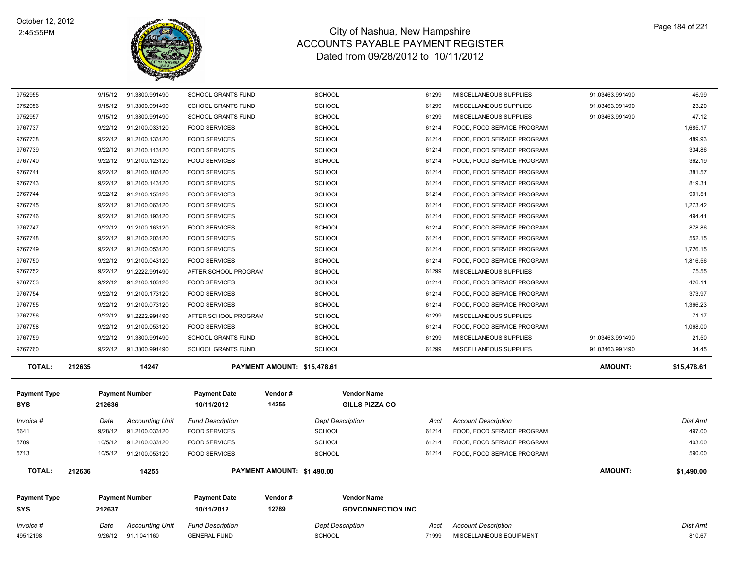# City of Nashua, New Hampshire
## ACCOUNTS PAYABLE PAYMENT REGISTER
### Dated from 09/28/2012 to 10/11/2012

October 12, 2012
2:45:55PM

| Invoice # | Date | Accounting Unit | Fund Description | Dept Description | Acct | Account Description | | Dist Amt |
|---|---|---|---|---|---|---|---|---|
| 9752955 | 9/15/12 | 91.3800.991490 | SCHOOL GRANTS FUND | SCHOOL | 61299 | MISCELLANEOUS SUPPLIES | 91.03463.991490 | 46.99 |
| 9752956 | 9/15/12 | 91.3800.991490 | SCHOOL GRANTS FUND | SCHOOL | 61299 | MISCELLANEOUS SUPPLIES | 91.03463.991490 | 23.20 |
| 9752957 | 9/15/12 | 91.3800.991490 | SCHOOL GRANTS FUND | SCHOOL | 61299 | MISCELLANEOUS SUPPLIES | 91.03463.991490 | 47.12 |
| 9767737 | 9/22/12 | 91.2100.033120 | FOOD SERVICES | SCHOOL | 61214 | FOOD, FOOD SERVICE PROGRAM | | 1,685.17 |
| 9767738 | 9/22/12 | 91.2100.133120 | FOOD SERVICES | SCHOOL | 61214 | FOOD, FOOD SERVICE PROGRAM | | 489.93 |
| 9767739 | 9/22/12 | 91.2100.113120 | FOOD SERVICES | SCHOOL | 61214 | FOOD, FOOD SERVICE PROGRAM | | 334.86 |
| 9767740 | 9/22/12 | 91.2100.123120 | FOOD SERVICES | SCHOOL | 61214 | FOOD, FOOD SERVICE PROGRAM | | 362.19 |
| 9767741 | 9/22/12 | 91.2100.183120 | FOOD SERVICES | SCHOOL | 61214 | FOOD, FOOD SERVICE PROGRAM | | 381.57 |
| 9767743 | 9/22/12 | 91.2100.143120 | FOOD SERVICES | SCHOOL | 61214 | FOOD, FOOD SERVICE PROGRAM | | 819.31 |
| 9767744 | 9/22/12 | 91.2100.153120 | FOOD SERVICES | SCHOOL | 61214 | FOOD, FOOD SERVICE PROGRAM | | 901.51 |
| 9767745 | 9/22/12 | 91.2100.063120 | FOOD SERVICES | SCHOOL | 61214 | FOOD, FOOD SERVICE PROGRAM | | 1,273.42 |
| 9767746 | 9/22/12 | 91.2100.193120 | FOOD SERVICES | SCHOOL | 61214 | FOOD, FOOD SERVICE PROGRAM | | 494.41 |
| 9767747 | 9/22/12 | 91.2100.163120 | FOOD SERVICES | SCHOOL | 61214 | FOOD, FOOD SERVICE PROGRAM | | 878.86 |
| 9767748 | 9/22/12 | 91.2100.203120 | FOOD SERVICES | SCHOOL | 61214 | FOOD, FOOD SERVICE PROGRAM | | 552.15 |
| 9767749 | 9/22/12 | 91.2100.053120 | FOOD SERVICES | SCHOOL | 61214 | FOOD, FOOD SERVICE PROGRAM | | 1,726.15 |
| 9767750 | 9/22/12 | 91.2100.043120 | FOOD SERVICES | SCHOOL | 61214 | FOOD, FOOD SERVICE PROGRAM | | 1,816.56 |
| 9767752 | 9/22/12 | 91.2222.991490 | AFTER SCHOOL PROGRAM | SCHOOL | 61299 | MISCELLANEOUS SUPPLIES | | 75.55 |
| 9767753 | 9/22/12 | 91.2100.103120 | FOOD SERVICES | SCHOOL | 61214 | FOOD, FOOD SERVICE PROGRAM | | 426.11 |
| 9767754 | 9/22/12 | 91.2100.173120 | FOOD SERVICES | SCHOOL | 61214 | FOOD, FOOD SERVICE PROGRAM | | 373.97 |
| 9767755 | 9/22/12 | 91.2100.073120 | FOOD SERVICES | SCHOOL | 61214 | FOOD, FOOD SERVICE PROGRAM | | 1,366.23 |
| 9767756 | 9/22/12 | 91.2222.991490 | AFTER SCHOOL PROGRAM | SCHOOL | 61299 | MISCELLANEOUS SUPPLIES | | 71.17 |
| 9767758 | 9/22/12 | 91.2100.053120 | FOOD SERVICES | SCHOOL | 61214 | FOOD, FOOD SERVICE PROGRAM | | 1,068.00 |
| 9767759 | 9/22/12 | 91.3800.991490 | SCHOOL GRANTS FUND | SCHOOL | 61299 | MISCELLANEOUS SUPPLIES | 91.03463.991490 | 21.50 |
| 9767760 | 9/22/12 | 91.3800.991490 | SCHOOL GRANTS FUND | SCHOOL | 61299 | MISCELLANEOUS SUPPLIES | 91.03463.991490 | 34.45 |

**TOTAL: 212635 | 14247 | PAYMENT AMOUNT: $15,478.61 | AMOUNT: $15,478.61**

| Payment Type | Payment Number | Payment Date | Vendor # | Vendor Name |
|---|---|---|---|---|
| SYS | 212636 | 10/11/2012 | 14255 | GILLS PIZZA CO |

| Invoice # | Date | Accounting Unit | Fund Description | Dept Description | Acct | Account Description | Dist Amt |
|---|---|---|---|---|---|---|---|
| 5641 | 9/28/12 | 91.2100.033120 | FOOD SERVICES | SCHOOL | 61214 | FOOD, FOOD SERVICE PROGRAM | 497.00 |
| 5709 | 10/5/12 | 91.2100.033120 | FOOD SERVICES | SCHOOL | 61214 | FOOD, FOOD SERVICE PROGRAM | 403.00 |
| 5713 | 10/5/12 | 91.2100.053120 | FOOD SERVICES | SCHOOL | 61214 | FOOD, FOOD SERVICE PROGRAM | 590.00 |

**TOTAL: 212636 | 14255 | PAYMENT AMOUNT: $1,490.00 | AMOUNT: $1,490.00**

| Payment Type | Payment Number | Payment Date | Vendor # | Vendor Name |
|---|---|---|---|---|
| SYS | 212637 | 10/11/2012 | 12789 | GOVCONNECTION INC |

| Invoice # | Date | Accounting Unit | Fund Description | Dept Description | Acct | Account Description | Dist Amt |
|---|---|---|---|---|---|---|---|
| 49512198 | 9/26/12 | 91.1.041160 | GENERAL FUND | SCHOOL | 71999 | MISCELLANEOUS EQUIPMENT | 810.67 |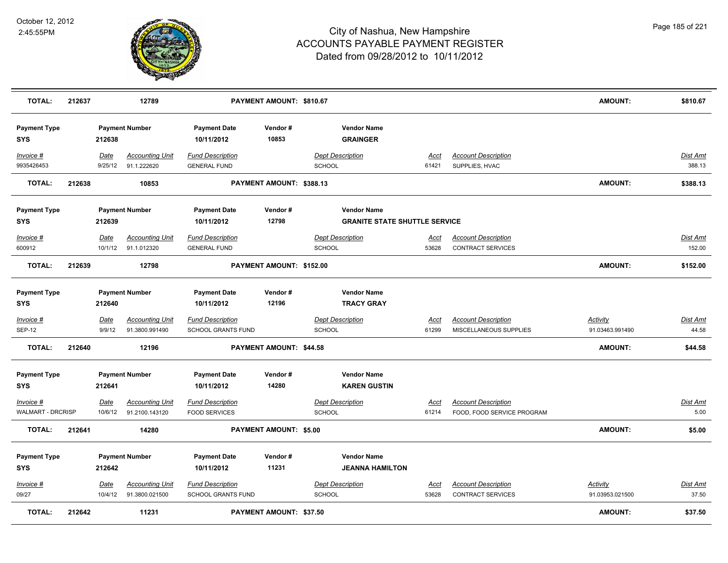| TOTAL: | 212637 | 12789 | | PAYMENT AMOUNT: $810.67 | | | | AMOUNT: | $810.67 |
|---|---|---|---|---|---|---|---|---|---|

| Payment Type | | Payment Number | Payment Date | Vendor # | Vendor Name | | | | |
|---|---|---|---|---|---|---|---|---|---|
| SYS | | 212638 | 10/11/2012 | 10853 | GRAINGER | | | | |
| *Invoice #* | *Date* | *Accounting Unit* | *Fund Description* | | *Dept Description* | *Acct* | *Account Description* | | *Dist Amt* |
| 9935426453 | 9/25/12 | 91.1.222620 | GENERAL FUND | | SCHOOL | 61421 | SUPPLIES, HVAC | | 388.13 |
| **TOTAL:** | 212638 | 10853 | | PAYMENT AMOUNT: $388.13 | | | | AMOUNT: | $388.13 |

| Payment Type | | Payment Number | Payment Date | Vendor # | Vendor Name | | | | |
|---|---|---|---|---|---|---|---|---|---|
| SYS | | 212639 | 10/11/2012 | 12798 | GRANITE STATE SHUTTLE SERVICE | | | | |
| *Invoice #* | *Date* | *Accounting Unit* | *Fund Description* | | *Dept Description* | *Acct* | *Account Description* | | *Dist Amt* |
| 600912 | 10/1/12 | 91.1.012320 | GENERAL FUND | | SCHOOL | 53628 | CONTRACT SERVICES | | 152.00 |
| **TOTAL:** | 212639 | 12798 | | PAYMENT AMOUNT: $152.00 | | | | AMOUNT: | $152.00 |

| Payment Type | | Payment Number | Payment Date | Vendor # | Vendor Name | | | | |
|---|---|---|---|---|---|---|---|---|---|
| SYS | | 212640 | 10/11/2012 | 12196 | TRACY GRAY | | | | |
| *Invoice #* | *Date* | *Accounting Unit* | *Fund Description* | | *Dept Description* | *Acct* | *Account Description* | *Activity* | *Dist Amt* |
| SEP-12 | 9/9/12 | 91.3800.991490 | SCHOOL GRANTS FUND | | SCHOOL | 61299 | MISCELLANEOUS SUPPLIES | 91.03463.991490 | 44.58 |
| **TOTAL:** | 212640 | 12196 | | PAYMENT AMOUNT: $44.58 | | | | AMOUNT: | $44.58 |

| Payment Type | | Payment Number | Payment Date | Vendor # | Vendor Name | | | | |
|---|---|---|---|---|---|---|---|---|---|
| SYS | | 212641 | 10/11/2012 | 14280 | KAREN GUSTIN | | | | |
| *Invoice #* | *Date* | *Accounting Unit* | *Fund Description* | | *Dept Description* | *Acct* | *Account Description* | | *Dist Amt* |
| WALMART - DRCRISP | 10/6/12 | 91.2100.143120 | FOOD SERVICES | | SCHOOL | 61214 | FOOD, FOOD SERVICE PROGRAM | | 5.00 |
| **TOTAL:** | 212641 | 14280 | | PAYMENT AMOUNT: $5.00 | | | | AMOUNT: | $5.00 |

| Payment Type | | Payment Number | Payment Date | Vendor # | Vendor Name | | | | |
|---|---|---|---|---|---|---|---|---|---|
| SYS | | 212642 | 10/11/2012 | 11231 | JEANNA HAMILTON | | | | |
| *Invoice #* | *Date* | *Accounting Unit* | *Fund Description* | | *Dept Description* | *Acct* | *Account Description* | *Activity* | *Dist Amt* |
| 09/27 | 10/4/12 | 91.3800.021500 | SCHOOL GRANTS FUND | | SCHOOL | 53628 | CONTRACT SERVICES | 91.03953.021500 | 37.50 |
| **TOTAL:** | 212642 | 11231 | | PAYMENT AMOUNT: $37.50 | | | | AMOUNT: | $37.50 |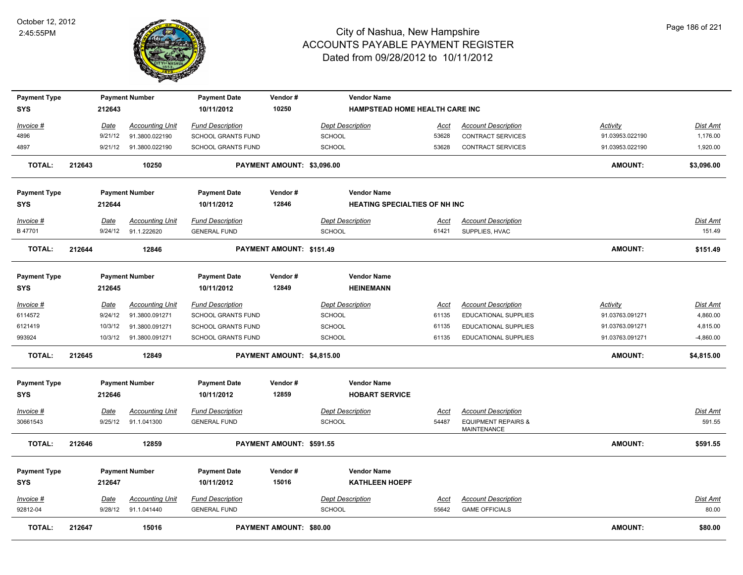# City of Nashua, New Hampshire
## ACCOUNTS PAYABLE PAYMENT REGISTER
### Dated from 09/28/2012 to 10/11/2012

October 12, 2012
2:45:55PM

| Payment Type | Payment Number | Payment Date | Vendor # | Vendor Name |
|---|---|---|---|---|
| SYS | 212643 | 10/11/2012 | 10250 | HAMPSTEAD HOME HEALTH CARE INC |

| Invoice # | Date | Accounting Unit | Fund Description | Dept Description | Acct | Account Description | Activity | Dist Amt |
|---|---|---|---|---|---|---|---|---|
| 4896 | 9/21/12 | 91.3800.022190 | SCHOOL GRANTS FUND | SCHOOL | 53628 | CONTRACT SERVICES | 91.03953.022190 | 1,176.00 |
| 4897 | 9/21/12 | 91.3800.022190 | SCHOOL GRANTS FUND | SCHOOL | 53628 | CONTRACT SERVICES | 91.03953.022190 | 1,920.00 |

**TOTAL: 212643 10250 PAYMENT AMOUNT: $3,096.00 AMOUNT: $3,096.00**

| Payment Type | Payment Number | Payment Date | Vendor # | Vendor Name |
|---|---|---|---|---|
| SYS | 212644 | 10/11/2012 | 12846 | HEATING SPECIALTIES OF NH INC |

| Invoice # | Date | Accounting Unit | Fund Description | Dept Description | Acct | Account Description | Dist Amt |
|---|---|---|---|---|---|---|---|
| B 47701 | 9/24/12 | 91.1.222620 | GENERAL FUND | SCHOOL | 61421 | SUPPLIES, HVAC | 151.49 |

**TOTAL: 212644 12846 PAYMENT AMOUNT: $151.49 AMOUNT: $151.49**

| Payment Type | Payment Number | Payment Date | Vendor # | Vendor Name |
|---|---|---|---|---|
| SYS | 212645 | 10/11/2012 | 12849 | HEINEMANN |

| Invoice # | Date | Accounting Unit | Fund Description | Dept Description | Acct | Account Description | Activity | Dist Amt |
|---|---|---|---|---|---|---|---|---|
| 6114572 | 9/24/12 | 91.3800.091271 | SCHOOL GRANTS FUND | SCHOOL | 61135 | EDUCATIONAL SUPPLIES | 91.03763.091271 | 4,860.00 |
| 6121419 | 10/3/12 | 91.3800.091271 | SCHOOL GRANTS FUND | SCHOOL | 61135 | EDUCATIONAL SUPPLIES | 91.03763.091271 | 4,815.00 |
| 993924 | 10/3/12 | 91.3800.091271 | SCHOOL GRANTS FUND | SCHOOL | 61135 | EDUCATIONAL SUPPLIES | 91.03763.091271 | -4,860.00 |

**TOTAL: 212645 12849 PAYMENT AMOUNT: $4,815.00 AMOUNT: $4,815.00**

| Payment Type | Payment Number | Payment Date | Vendor # | Vendor Name |
|---|---|---|---|---|
| SYS | 212646 | 10/11/2012 | 12859 | HOBART SERVICE |

| Invoice # | Date | Accounting Unit | Fund Description | Dept Description | Acct | Account Description | Dist Amt |
|---|---|---|---|---|---|---|---|
| 30661543 | 9/25/12 | 91.1.041300 | GENERAL FUND | SCHOOL | 54487 | EQUIPMENT REPAIRS & MAINTENANCE | 591.55 |

**TOTAL: 212646 12859 PAYMENT AMOUNT: $591.55 AMOUNT: $591.55**

| Payment Type | Payment Number | Payment Date | Vendor # | Vendor Name |
|---|---|---|---|---|
| SYS | 212647 | 10/11/2012 | 15016 | KATHLEEN HOEPF |

| Invoice # | Date | Accounting Unit | Fund Description | Dept Description | Acct | Account Description | Dist Amt |
|---|---|---|---|---|---|---|---|
| 92812-04 | 9/28/12 | 91.1.041440 | GENERAL FUND | SCHOOL | 55642 | GAME OFFICIALS | 80.00 |

**TOTAL: 212647 15016 PAYMENT AMOUNT: $80.00 AMOUNT: $80.00**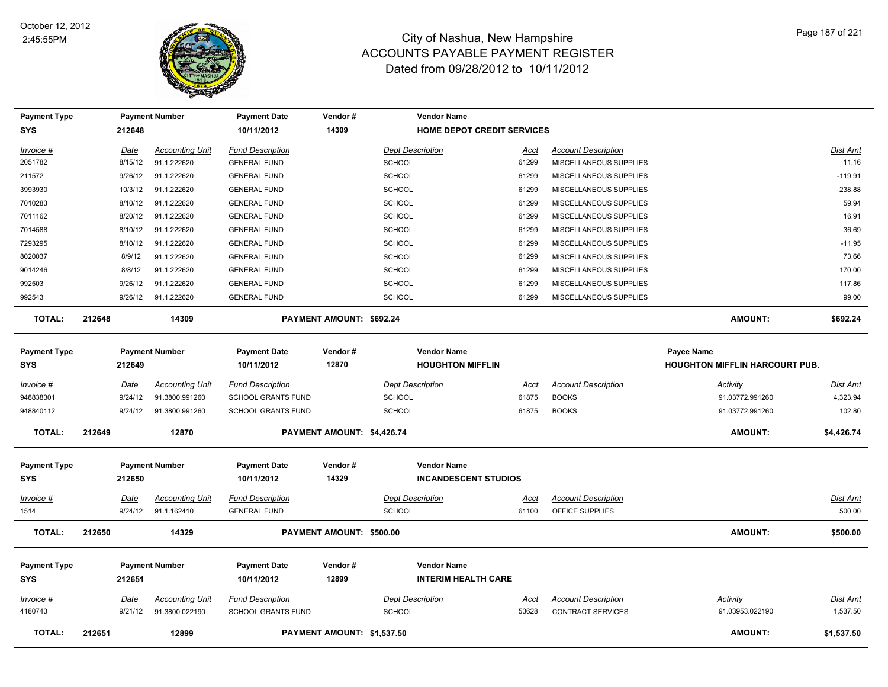# City of Nashua, New Hampshire
## ACCOUNTS PAYABLE PAYMENT REGISTER
### Dated from 09/28/2012 to 10/11/2012

October 12, 2012
2:45:55PM

| Payment Type | Payment Number | Payment Date | Vendor # | Vendor Name |
|---|---|---|---|---|
| SYS | 212648 | 10/11/2012 | 14309 | HOME DEPOT CREDIT SERVICES |

| Invoice # | Date | Accounting Unit | Fund Description | Dept Description | Acct | Account Description | Dist Amt |
|---|---|---|---|---|---|---|---|
| 2051782 | 8/15/12 | 91.1.222620 | GENERAL FUND | SCHOOL | 61299 | MISCELLANEOUS SUPPLIES | 11.16 |
| 211572 | 9/26/12 | 91.1.222620 | GENERAL FUND | SCHOOL | 61299 | MISCELLANEOUS SUPPLIES | -119.91 |
| 3993930 | 10/3/12 | 91.1.222620 | GENERAL FUND | SCHOOL | 61299 | MISCELLANEOUS SUPPLIES | 238.88 |
| 7010283 | 8/10/12 | 91.1.222620 | GENERAL FUND | SCHOOL | 61299 | MISCELLANEOUS SUPPLIES | 59.94 |
| 7011162 | 8/20/12 | 91.1.222620 | GENERAL FUND | SCHOOL | 61299 | MISCELLANEOUS SUPPLIES | 16.91 |
| 7014588 | 8/10/12 | 91.1.222620 | GENERAL FUND | SCHOOL | 61299 | MISCELLANEOUS SUPPLIES | 36.69 |
| 7293295 | 8/10/12 | 91.1.222620 | GENERAL FUND | SCHOOL | 61299 | MISCELLANEOUS SUPPLIES | -11.95 |
| 8020037 | 8/9/12 | 91.1.222620 | GENERAL FUND | SCHOOL | 61299 | MISCELLANEOUS SUPPLIES | 73.66 |
| 9014246 | 8/8/12 | 91.1.222620 | GENERAL FUND | SCHOOL | 61299 | MISCELLANEOUS SUPPLIES | 170.00 |
| 992503 | 9/26/12 | 91.1.222620 | GENERAL FUND | SCHOOL | 61299 | MISCELLANEOUS SUPPLIES | 117.86 |
| 992543 | 9/26/12 | 91.1.222620 | GENERAL FUND | SCHOOL | 61299 | MISCELLANEOUS SUPPLIES | 99.00 |

**TOTAL: 212648 14309 PAYMENT AMOUNT: $692.24 AMOUNT: $692.24**

| Payment Type | Payment Number | Payment Date | Vendor # | Vendor Name | Payee Name |
|---|---|---|---|---|---|
| SYS | 212649 | 10/11/2012 | 12870 | HOUGHTON MIFFLIN | HOUGHTON MIFFLIN HARCOURT PUB. |

| Invoice # | Date | Accounting Unit | Fund Description | Dept Description | Acct | Account Description | Activity | Dist Amt |
|---|---|---|---|---|---|---|---|---|
| 948838301 | 9/24/12 | 91.3800.991260 | SCHOOL GRANTS FUND | SCHOOL | 61875 | BOOKS | 91.03772.991260 | 4,323.94 |
| 948840112 | 9/24/12 | 91.3800.991260 | SCHOOL GRANTS FUND | SCHOOL | 61875 | BOOKS | 91.03772.991260 | 102.80 |

**TOTAL: 212649 12870 PAYMENT AMOUNT: $4,426.74 AMOUNT: $4,426.74**

| Payment Type | Payment Number | Payment Date | Vendor # | Vendor Name |
|---|---|---|---|---|
| SYS | 212650 | 10/11/2012 | 14329 | INCANDESCENT STUDIOS |

| Invoice # | Date | Accounting Unit | Fund Description | Dept Description | Acct | Account Description | Dist Amt |
|---|---|---|---|---|---|---|---|
| 1514 | 9/24/12 | 91.1.162410 | GENERAL FUND | SCHOOL | 61100 | OFFICE SUPPLIES | 500.00 |

**TOTAL: 212650 14329 PAYMENT AMOUNT: $500.00 AMOUNT: $500.00**

| Payment Type | Payment Number | Payment Date | Vendor # | Vendor Name |
|---|---|---|---|---|
| SYS | 212651 | 10/11/2012 | 12899 | INTERIM HEALTH CARE |

| Invoice # | Date | Accounting Unit | Fund Description | Dept Description | Acct | Account Description | Activity | Dist Amt |
|---|---|---|---|---|---|---|---|---|
| 4180743 | 9/21/12 | 91.3800.022190 | SCHOOL GRANTS FUND | SCHOOL | 53628 | CONTRACT SERVICES | 91.03953.022190 | 1,537.50 |

**TOTAL: 212651 12899 PAYMENT AMOUNT: $1,537.50 AMOUNT: $1,537.50**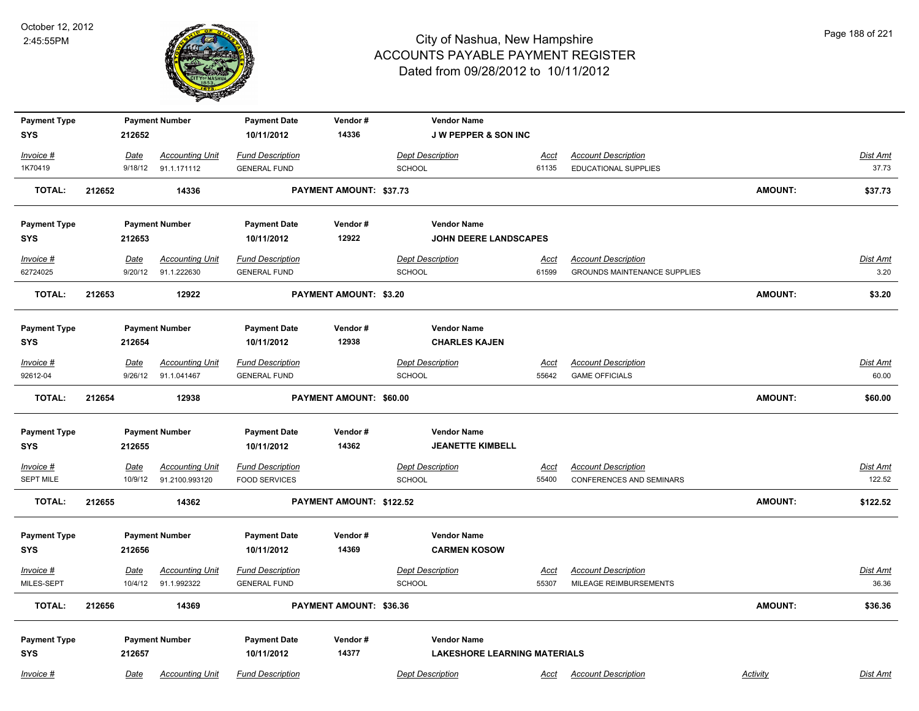# City of Nashua, New Hampshire
## ACCOUNTS PAYABLE PAYMENT REGISTER
### Dated from 09/28/2012 to 10/11/2012

October 12, 2012
2:45:55PM

| Payment Type | Payment Number | Payment Date | Vendor # | Vendor Name |
|---|---|---|---|---|
| SYS | 212652 | 10/11/2012 | 14336 | J W PEPPER & SON INC |

| Invoice # | Date | Accounting Unit | Fund Description | Dept Description | Acct | Account Description | Dist Amt |
|---|---|---|---|---|---|---|---|
| 1K70419 | 9/18/12 | 91.1.171112 | GENERAL FUND | SCHOOL | 61135 | EDUCATIONAL SUPPLIES | 37.73 |

**TOTAL: 212652 14336 PAYMENT AMOUNT: $37.73 AMOUNT: $37.73**

| Payment Type | Payment Number | Payment Date | Vendor # | Vendor Name |
|---|---|---|---|---|
| SYS | 212653 | 10/11/2012 | 12922 | JOHN DEERE LANDSCAPES |

| Invoice # | Date | Accounting Unit | Fund Description | Dept Description | Acct | Account Description | Dist Amt |
|---|---|---|---|---|---|---|---|
| 62724025 | 9/20/12 | 91.1.222630 | GENERAL FUND | SCHOOL | 61599 | GROUNDS MAINTENANCE SUPPLIES | 3.20 |

**TOTAL: 212653 12922 PAYMENT AMOUNT: $3.20 AMOUNT: $3.20**

| Payment Type | Payment Number | Payment Date | Vendor # | Vendor Name |
|---|---|---|---|---|
| SYS | 212654 | 10/11/2012 | 12938 | CHARLES KAJEN |

| Invoice # | Date | Accounting Unit | Fund Description | Dept Description | Acct | Account Description | Dist Amt |
|---|---|---|---|---|---|---|---|
| 92612-04 | 9/26/12 | 91.1.041467 | GENERAL FUND | SCHOOL | 55642 | GAME OFFICIALS | 60.00 |

**TOTAL: 212654 12938 PAYMENT AMOUNT: $60.00 AMOUNT: $60.00**

| Payment Type | Payment Number | Payment Date | Vendor # | Vendor Name |
|---|---|---|---|---|
| SYS | 212655 | 10/11/2012 | 14362 | JEANETTE KIMBELL |

| Invoice # | Date | Accounting Unit | Fund Description | Dept Description | Acct | Account Description | Dist Amt |
|---|---|---|---|---|---|---|---|
| SEPT MILE | 10/9/12 | 91.2100.993120 | FOOD SERVICES | SCHOOL | 55400 | CONFERENCES AND SEMINARS | 122.52 |

**TOTAL: 212655 14362 PAYMENT AMOUNT: $122.52 AMOUNT: $122.52**

| Payment Type | Payment Number | Payment Date | Vendor # | Vendor Name |
|---|---|---|---|---|
| SYS | 212656 | 10/11/2012 | 14369 | CARMEN KOSOW |

| Invoice # | Date | Accounting Unit | Fund Description | Dept Description | Acct | Account Description | Dist Amt |
|---|---|---|---|---|---|---|---|
| MILES-SEPT | 10/4/12 | 91.1.992322 | GENERAL FUND | SCHOOL | 55307 | MILEAGE REIMBURSEMENTS | 36.36 |

**TOTAL: 212656 14369 PAYMENT AMOUNT: $36.36 AMOUNT: $36.36**

| Payment Type | Payment Number | Payment Date | Vendor # | Vendor Name |
|---|---|---|---|---|
| SYS | 212657 | 10/11/2012 | 14377 | LAKESHORE LEARNING MATERIALS |

| Invoice # | Date | Accounting Unit | Fund Description | Dept Description | Acct | Account Description | Activity | Dist Amt |
|---|---|---|---|---|---|---|---|---|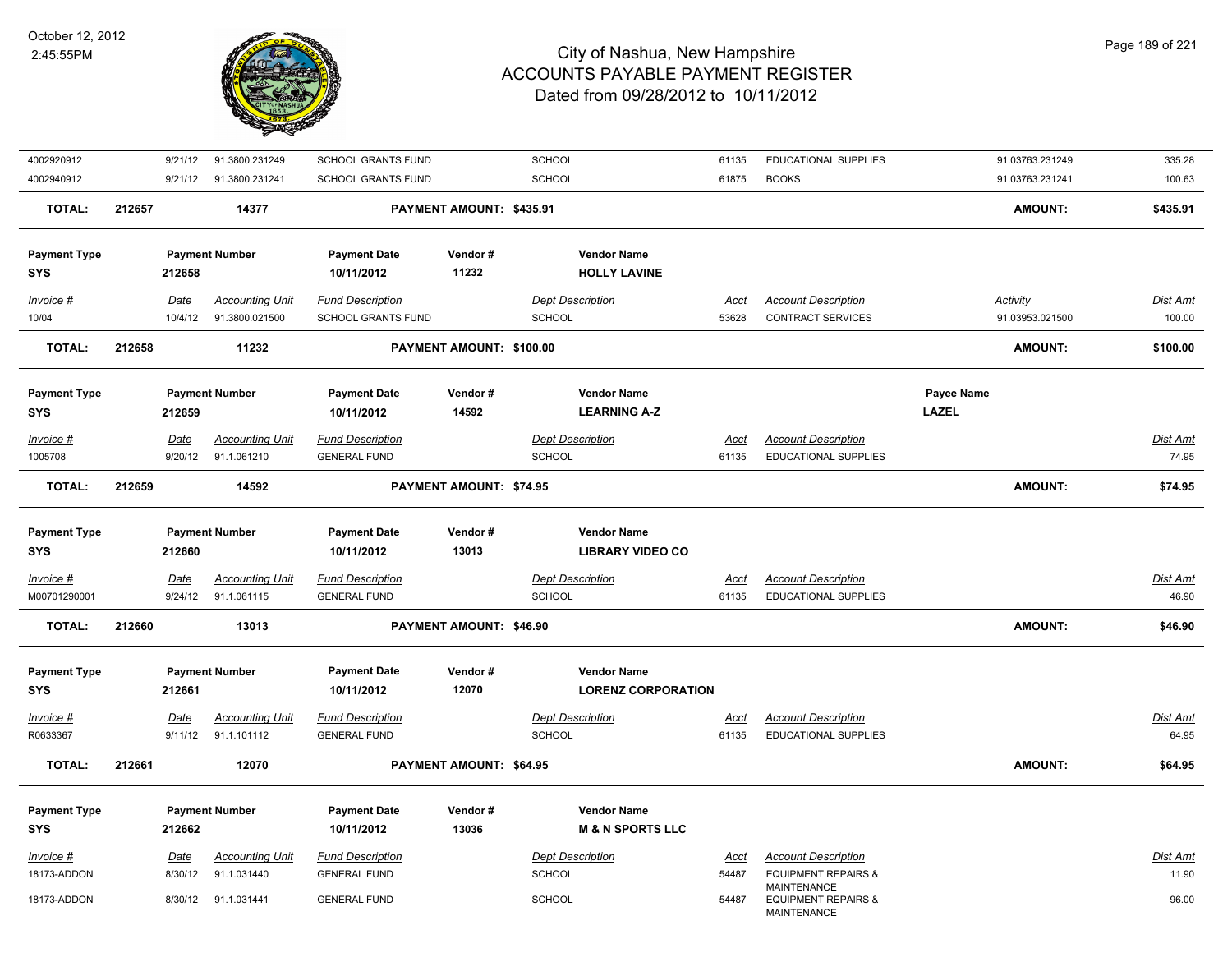| Invoice # | Date | Accounting Unit | Fund Description | Dept Description | Acct | Account Description | Activity | Dist Amt |
|---|---|---|---|---|---|---|---|---|
| 4002920912 | 9/21/12 | 91.3800.231249 | SCHOOL GRANTS FUND | SCHOOL | 61135 | EDUCATIONAL SUPPLIES | 91.03763.231249 | 335.28 |
| 4002940912 | 9/21/12 | 91.3800.231241 | SCHOOL GRANTS FUND | SCHOOL | 61875 | BOOKS | 91.03763.231241 | 100.63 |

**TOTAL: 212657 14377 PAYMENT AMOUNT: $435.91 AMOUNT: $435.91**

| Payment Type | Payment Number | Payment Date | Vendor # | Vendor Name |
|---|---|---|---|---|
| SYS | 212658 | 10/11/2012 | 11232 | HOLLY LAVINE |

| Invoice # | Date | Accounting Unit | Fund Description | Dept Description | Acct | Account Description | Activity | Dist Amt |
|---|---|---|---|---|---|---|---|---|
| 10/04 | 10/4/12 | 91.3800.021500 | SCHOOL GRANTS FUND | SCHOOL | 53628 | CONTRACT SERVICES | 91.03953.021500 | 100.00 |

**TOTAL: 212658 11232 PAYMENT AMOUNT: $100.00 AMOUNT: $100.00**

| Payment Type | Payment Number | Payment Date | Vendor # | Vendor Name | Payee Name |
|---|---|---|---|---|---|
| SYS | 212659 | 10/11/2012 | 14592 | LEARNING A-Z | LAZEL |

| Invoice # | Date | Accounting Unit | Fund Description | Dept Description | Acct | Account Description | Dist Amt |
|---|---|---|---|---|---|---|---|
| 1005708 | 9/20/12 | 91.1.061210 | GENERAL FUND | SCHOOL | 61135 | EDUCATIONAL SUPPLIES | 74.95 |

**TOTAL: 212659 14592 PAYMENT AMOUNT: $74.95 AMOUNT: $74.95**

| Payment Type | Payment Number | Payment Date | Vendor # | Vendor Name |
|---|---|---|---|---|
| SYS | 212660 | 10/11/2012 | 13013 | LIBRARY VIDEO CO |

| Invoice # | Date | Accounting Unit | Fund Description | Dept Description | Acct | Account Description | Dist Amt |
|---|---|---|---|---|---|---|---|
| M00701290001 | 9/24/12 | 91.1.061115 | GENERAL FUND | SCHOOL | 61135 | EDUCATIONAL SUPPLIES | 46.90 |

**TOTAL: 212660 13013 PAYMENT AMOUNT: $46.90 AMOUNT: $46.90**

| Payment Type | Payment Number | Payment Date | Vendor # | Vendor Name |
|---|---|---|---|---|
| SYS | 212661 | 10/11/2012 | 12070 | LORENZ CORPORATION |

| Invoice # | Date | Accounting Unit | Fund Description | Dept Description | Acct | Account Description | Dist Amt |
|---|---|---|---|---|---|---|---|
| R0633367 | 9/11/12 | 91.1.101112 | GENERAL FUND | SCHOOL | 61135 | EDUCATIONAL SUPPLIES | 64.95 |

**TOTAL: 212661 12070 PAYMENT AMOUNT: $64.95 AMOUNT: $64.95**

| Payment Type | Payment Number | Payment Date | Vendor # | Vendor Name |
|---|---|---|---|---|
| SYS | 212662 | 10/11/2012 | 13036 | M & N SPORTS LLC |

| Invoice # | Date | Accounting Unit | Fund Description | Dept Description | Acct | Account Description | Dist Amt |
|---|---|---|---|---|---|---|---|
| 18173-ADDON | 8/30/12 | 91.1.031440 | GENERAL FUND | SCHOOL | 54487 | EQUIPMENT REPAIRS & MAINTENANCE | 11.90 |
| 18173-ADDON | 8/30/12 | 91.1.031441 | GENERAL FUND | SCHOOL | 54487 | EQUIPMENT REPAIRS & MAINTENANCE | 96.00 |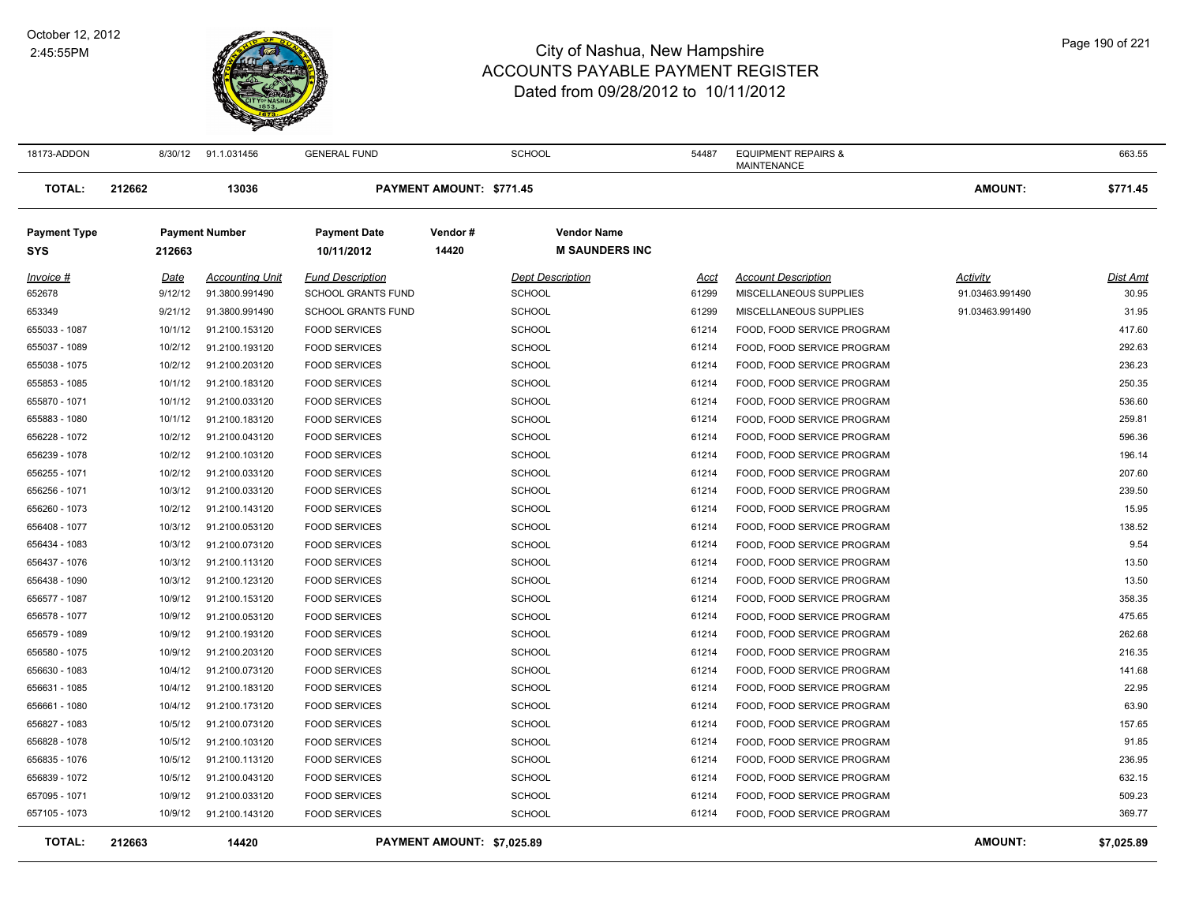# City of Nashua, New Hampshire
## ACCOUNTS PAYABLE PAYMENT REGISTER
### Dated from 09/28/2012 to 10/11/2012

October 12, 2012
2:45:55PM

| Invoice # | Date | Accounting Unit | Fund Description | | Dept Description | Acct | Account Description | Activity | Dist Amt |
|---|---|---|---|---|---|---|---|---|---|
| 18173-ADDON | 8/30/12 | 91.1.031456 | GENERAL FUND | | SCHOOL | 54487 | EQUIPMENT REPAIRS & MAINTENANCE | | 663.55 |
| **TOTAL:** | **212662** | **13036** | **PAYMENT AMOUNT: $771.45** | | | | | **AMOUNT:** | **$771.45** |

| Payment Type | Payment Number | Payment Date | Vendor # | Vendor Name |
|---|---|---|---|---|
| SYS | 212663 | 10/11/2012 | 14420 | M SAUNDERS INC |

| Invoice # | Date | Accounting Unit | Fund Description | Dept Description | Acct | Account Description | Activity | Dist Amt |
|---|---|---|---|---|---|---|---|---|
| 652678 | 9/12/12 | 91.3800.991490 | SCHOOL GRANTS FUND | SCHOOL | 61299 | MISCELLANEOUS SUPPLIES | 91.03463.991490 | 30.95 |
| 653349 | 9/21/12 | 91.3800.991490 | SCHOOL GRANTS FUND | SCHOOL | 61299 | MISCELLANEOUS SUPPLIES | 91.03463.991490 | 31.95 |
| 655033 - 1087 | 10/1/12 | 91.2100.153120 | FOOD SERVICES | SCHOOL | 61214 | FOOD, FOOD SERVICE PROGRAM | | 417.60 |
| 655037 - 1089 | 10/2/12 | 91.2100.193120 | FOOD SERVICES | SCHOOL | 61214 | FOOD, FOOD SERVICE PROGRAM | | 292.63 |
| 655038 - 1075 | 10/2/12 | 91.2100.203120 | FOOD SERVICES | SCHOOL | 61214 | FOOD, FOOD SERVICE PROGRAM | | 236.23 |
| 655853 - 1085 | 10/1/12 | 91.2100.183120 | FOOD SERVICES | SCHOOL | 61214 | FOOD, FOOD SERVICE PROGRAM | | 250.35 |
| 655870 - 1071 | 10/1/12 | 91.2100.033120 | FOOD SERVICES | SCHOOL | 61214 | FOOD, FOOD SERVICE PROGRAM | | 536.60 |
| 655883 - 1080 | 10/1/12 | 91.2100.183120 | FOOD SERVICES | SCHOOL | 61214 | FOOD, FOOD SERVICE PROGRAM | | 259.81 |
| 656228 - 1072 | 10/2/12 | 91.2100.043120 | FOOD SERVICES | SCHOOL | 61214 | FOOD, FOOD SERVICE PROGRAM | | 596.36 |
| 656239 - 1078 | 10/2/12 | 91.2100.103120 | FOOD SERVICES | SCHOOL | 61214 | FOOD, FOOD SERVICE PROGRAM | | 196.14 |
| 656255 - 1071 | 10/2/12 | 91.2100.033120 | FOOD SERVICES | SCHOOL | 61214 | FOOD, FOOD SERVICE PROGRAM | | 207.60 |
| 656256 - 1071 | 10/3/12 | 91.2100.033120 | FOOD SERVICES | SCHOOL | 61214 | FOOD, FOOD SERVICE PROGRAM | | 239.50 |
| 656260 - 1073 | 10/2/12 | 91.2100.143120 | FOOD SERVICES | SCHOOL | 61214 | FOOD, FOOD SERVICE PROGRAM | | 15.95 |
| 656408 - 1077 | 10/3/12 | 91.2100.053120 | FOOD SERVICES | SCHOOL | 61214 | FOOD, FOOD SERVICE PROGRAM | | 138.52 |
| 656434 - 1083 | 10/3/12 | 91.2100.073120 | FOOD SERVICES | SCHOOL | 61214 | FOOD, FOOD SERVICE PROGRAM | | 9.54 |
| 656437 - 1076 | 10/3/12 | 91.2100.113120 | FOOD SERVICES | SCHOOL | 61214 | FOOD, FOOD SERVICE PROGRAM | | 13.50 |
| 656438 - 1090 | 10/3/12 | 91.2100.123120 | FOOD SERVICES | SCHOOL | 61214 | FOOD, FOOD SERVICE PROGRAM | | 13.50 |
| 656577 - 1087 | 10/9/12 | 91.2100.153120 | FOOD SERVICES | SCHOOL | 61214 | FOOD, FOOD SERVICE PROGRAM | | 358.35 |
| 656578 - 1077 | 10/9/12 | 91.2100.053120 | FOOD SERVICES | SCHOOL | 61214 | FOOD, FOOD SERVICE PROGRAM | | 475.65 |
| 656579 - 1089 | 10/9/12 | 91.2100.193120 | FOOD SERVICES | SCHOOL | 61214 | FOOD, FOOD SERVICE PROGRAM | | 262.68 |
| 656580 - 1075 | 10/9/12 | 91.2100.203120 | FOOD SERVICES | SCHOOL | 61214 | FOOD, FOOD SERVICE PROGRAM | | 216.35 |
| 656630 - 1083 | 10/4/12 | 91.2100.073120 | FOOD SERVICES | SCHOOL | 61214 | FOOD, FOOD SERVICE PROGRAM | | 141.68 |
| 656631 - 1085 | 10/4/12 | 91.2100.183120 | FOOD SERVICES | SCHOOL | 61214 | FOOD, FOOD SERVICE PROGRAM | | 22.95 |
| 656661 - 1080 | 10/4/12 | 91.2100.173120 | FOOD SERVICES | SCHOOL | 61214 | FOOD, FOOD SERVICE PROGRAM | | 63.90 |
| 656827 - 1083 | 10/5/12 | 91.2100.073120 | FOOD SERVICES | SCHOOL | 61214 | FOOD, FOOD SERVICE PROGRAM | | 157.65 |
| 656828 - 1078 | 10/5/12 | 91.2100.103120 | FOOD SERVICES | SCHOOL | 61214 | FOOD, FOOD SERVICE PROGRAM | | 91.85 |
| 656835 - 1076 | 10/5/12 | 91.2100.113120 | FOOD SERVICES | SCHOOL | 61214 | FOOD, FOOD SERVICE PROGRAM | | 236.95 |
| 656839 - 1072 | 10/5/12 | 91.2100.043120 | FOOD SERVICES | SCHOOL | 61214 | FOOD, FOOD SERVICE PROGRAM | | 632.15 |
| 657095 - 1071 | 10/9/12 | 91.2100.033120 | FOOD SERVICES | SCHOOL | 61214 | FOOD, FOOD SERVICE PROGRAM | | 509.23 |
| 657105 - 1073 | 10/9/12 | 91.2100.143120 | FOOD SERVICES | SCHOOL | 61214 | FOOD, FOOD SERVICE PROGRAM | | 369.77 |
| **TOTAL:** | **212663** | **14420** | **PAYMENT AMOUNT: $7,025.89** | | | | **AMOUNT:** | **$7,025.89** |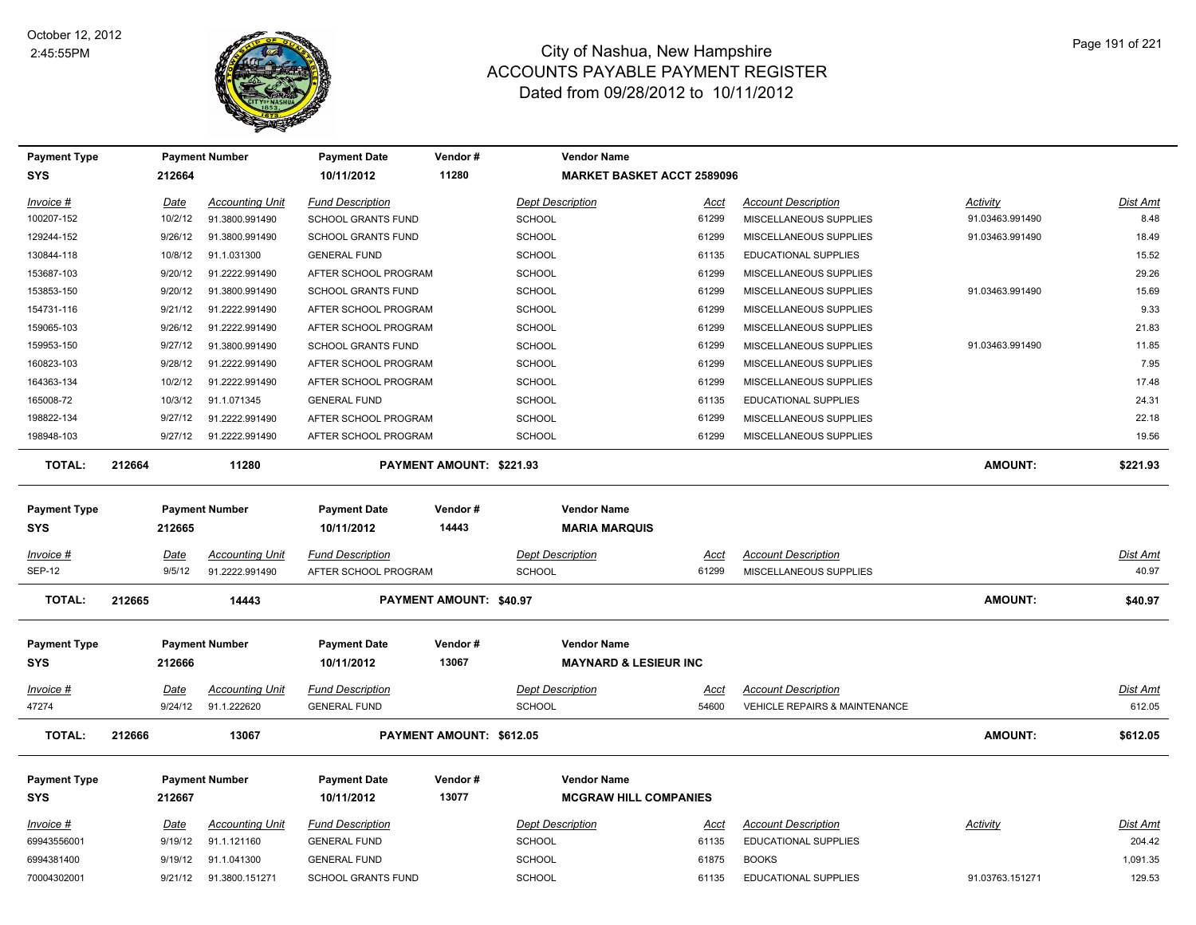# City of Nashua, New Hampshire
## ACCOUNTS PAYABLE PAYMENT REGISTER
### Dated from 09/28/2012 to 10/11/2012

October 12, 2012
2:45:55PM

| Payment Type | Payment Number | Payment Date | Vendor # | Vendor Name |
|---|---|---|---|---|
| SYS | 212664 | 10/11/2012 | 11280 | MARKET BASKET ACCT 2589096 |

| Invoice # | Date | Accounting Unit | Fund Description | Dept Description | Acct | Account Description | Activity | Dist Amt |
|---|---|---|---|---|---|---|---|---|
| 100207-152 | 10/2/12 | 91.3800.991490 | SCHOOL GRANTS FUND | SCHOOL | 61299 | MISCELLANEOUS SUPPLIES | 91.03463.991490 | 8.48 |
| 129244-152 | 9/26/12 | 91.3800.991490 | SCHOOL GRANTS FUND | SCHOOL | 61299 | MISCELLANEOUS SUPPLIES | 91.03463.991490 | 18.49 |
| 130844-118 | 10/8/12 | 91.1.031300 | GENERAL FUND | SCHOOL | 61135 | EDUCATIONAL SUPPLIES | | 15.52 |
| 153687-103 | 9/20/12 | 91.2222.991490 | AFTER SCHOOL PROGRAM | SCHOOL | 61299 | MISCELLANEOUS SUPPLIES | | 29.26 |
| 153853-150 | 9/20/12 | 91.3800.991490 | SCHOOL GRANTS FUND | SCHOOL | 61299 | MISCELLANEOUS SUPPLIES | 91.03463.991490 | 15.69 |
| 154731-116 | 9/21/12 | 91.2222.991490 | AFTER SCHOOL PROGRAM | SCHOOL | 61299 | MISCELLANEOUS SUPPLIES | | 9.33 |
| 159065-103 | 9/26/12 | 91.2222.991490 | AFTER SCHOOL PROGRAM | SCHOOL | 61299 | MISCELLANEOUS SUPPLIES | | 21.83 |
| 159953-150 | 9/27/12 | 91.3800.991490 | SCHOOL GRANTS FUND | SCHOOL | 61299 | MISCELLANEOUS SUPPLIES | 91.03463.991490 | 11.85 |
| 160823-103 | 9/28/12 | 91.2222.991490 | AFTER SCHOOL PROGRAM | SCHOOL | 61299 | MISCELLANEOUS SUPPLIES | | 7.95 |
| 164363-134 | 10/2/12 | 91.2222.991490 | AFTER SCHOOL PROGRAM | SCHOOL | 61299 | MISCELLANEOUS SUPPLIES | | 17.48 |
| 165008-72 | 10/3/12 | 91.1.071345 | GENERAL FUND | SCHOOL | 61135 | EDUCATIONAL SUPPLIES | | 24.31 |
| 198822-134 | 9/27/12 | 91.2222.991490 | AFTER SCHOOL PROGRAM | SCHOOL | 61299 | MISCELLANEOUS SUPPLIES | | 22.18 |
| 198948-103 | 9/27/12 | 91.2222.991490 | AFTER SCHOOL PROGRAM | SCHOOL | 61299 | MISCELLANEOUS SUPPLIES | | 19.56 |

**TOTAL: 212664 11280 PAYMENT AMOUNT: $221.93 AMOUNT: $221.93**

| Payment Type | Payment Number | Payment Date | Vendor # | Vendor Name |
|---|---|---|---|---|
| SYS | 212665 | 10/11/2012 | 14443 | MARIA MARQUIS |

| Invoice # | Date | Accounting Unit | Fund Description | Dept Description | Acct | Account Description | Dist Amt |
|---|---|---|---|---|---|---|---|
| SEP-12 | 9/5/12 | 91.2222.991490 | AFTER SCHOOL PROGRAM | SCHOOL | 61299 | MISCELLANEOUS SUPPLIES | 40.97 |

**TOTAL: 212665 14443 PAYMENT AMOUNT: $40.97 AMOUNT: $40.97**

| Payment Type | Payment Number | Payment Date | Vendor # | Vendor Name |
|---|---|---|---|---|
| SYS | 212666 | 10/11/2012 | 13067 | MAYNARD & LESIEUR INC |

| Invoice # | Date | Accounting Unit | Fund Description | Dept Description | Acct | Account Description | Dist Amt |
|---|---|---|---|---|---|---|---|
| 47274 | 9/24/12 | 91.1.222620 | GENERAL FUND | SCHOOL | 54600 | VEHICLE REPAIRS & MAINTENANCE | 612.05 |

**TOTAL: 212666 13067 PAYMENT AMOUNT: $612.05 AMOUNT: $612.05**

| Payment Type | Payment Number | Payment Date | Vendor # | Vendor Name |
|---|---|---|---|---|
| SYS | 212667 | 10/11/2012 | 13077 | MCGRAW HILL COMPANIES |

| Invoice # | Date | Accounting Unit | Fund Description | Dept Description | Acct | Account Description | Activity | Dist Amt |
|---|---|---|---|---|---|---|---|---|
| 69943556001 | 9/19/12 | 91.1.121160 | GENERAL FUND | SCHOOL | 61135 | EDUCATIONAL SUPPLIES | | 204.42 |
| 6994381400 | 9/19/12 | 91.1.041300 | GENERAL FUND | SCHOOL | 61875 | BOOKS | | 1,091.35 |
| 70004302001 | 9/21/12 | 91.3800.151271 | SCHOOL GRANTS FUND | SCHOOL | 61135 | EDUCATIONAL SUPPLIES | 91.03763.151271 | 129.53 |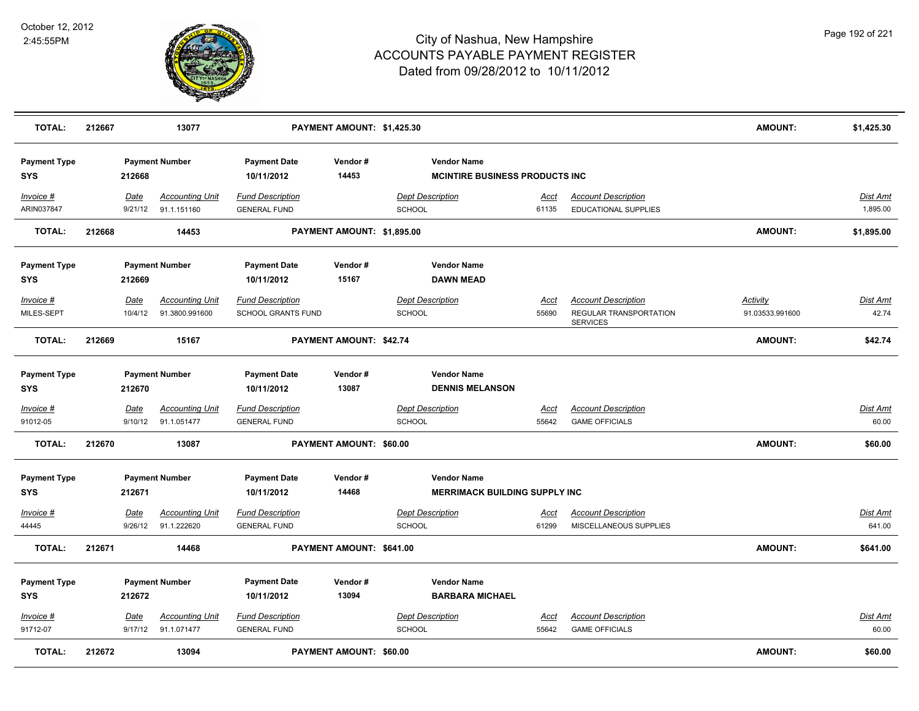| TOTAL: | 212667 | 13077 | PAYMENT AMOUNT: $1,425.30 | AMOUNT: | $1,425.30 |
|---|---|---|---|---|---|

| Payment Type | Payment Number | Payment Date | Vendor # | Vendor Name |
|---|---|---|---|---|
| SYS | 212668 | 10/11/2012 | 14453 | MCINTIRE BUSINESS PRODUCTS INC |

| Invoice # | Date | Accounting Unit | Fund Description | Dept Description | Acct | Account Description | Dist Amt |
|---|---|---|---|---|---|---|---|
| ARIN037847 | 9/21/12 | 91.1.151160 | GENERAL FUND | SCHOOL | 61135 | EDUCATIONAL SUPPLIES | 1,895.00 |

| TOTAL: | 212668 | 14453 | PAYMENT AMOUNT: $1,895.00 | AMOUNT: | $1,895.00 |
|---|---|---|---|---|---|

| Payment Type | Payment Number | Payment Date | Vendor # | Vendor Name |
|---|---|---|---|---|
| SYS | 212669 | 10/11/2012 | 15167 | DAWN MEAD |

| Invoice # | Date | Accounting Unit | Fund Description | Dept Description | Acct | Account Description | Activity | Dist Amt |
|---|---|---|---|---|---|---|---|---|
| MILES-SEPT | 10/4/12 | 91.3800.991600 | SCHOOL GRANTS FUND | SCHOOL | 55690 | REGULAR TRANSPORTATION SERVICES | 91.03533.991600 | 42.74 |

| TOTAL: | 212669 | 15167 | PAYMENT AMOUNT: $42.74 | AMOUNT: | $42.74 |
|---|---|---|---|---|---|

| Payment Type | Payment Number | Payment Date | Vendor # | Vendor Name |
|---|---|---|---|---|
| SYS | 212670 | 10/11/2012 | 13087 | DENNIS MELANSON |

| Invoice # | Date | Accounting Unit | Fund Description | Dept Description | Acct | Account Description | Dist Amt |
|---|---|---|---|---|---|---|---|
| 91012-05 | 9/10/12 | 91.1.051477 | GENERAL FUND | SCHOOL | 55642 | GAME OFFICIALS | 60.00 |

| TOTAL: | 212670 | 13087 | PAYMENT AMOUNT: $60.00 | AMOUNT: | $60.00 |
|---|---|---|---|---|---|

| Payment Type | Payment Number | Payment Date | Vendor # | Vendor Name |
|---|---|---|---|---|
| SYS | 212671 | 10/11/2012 | 14468 | MERRIMACK BUILDING SUPPLY INC |

| Invoice # | Date | Accounting Unit | Fund Description | Dept Description | Acct | Account Description | Dist Amt |
|---|---|---|---|---|---|---|---|
| 44445 | 9/26/12 | 91.1.222620 | GENERAL FUND | SCHOOL | 61299 | MISCELLANEOUS SUPPLIES | 641.00 |

| TOTAL: | 212671 | 14468 | PAYMENT AMOUNT: $641.00 | AMOUNT: | $641.00 |
|---|---|---|---|---|---|

| Payment Type | Payment Number | Payment Date | Vendor # | Vendor Name |
|---|---|---|---|---|
| SYS | 212672 | 10/11/2012 | 13094 | BARBARA MICHAEL |

| Invoice # | Date | Accounting Unit | Fund Description | Dept Description | Acct | Account Description | Dist Amt |
|---|---|---|---|---|---|---|---|
| 91712-07 | 9/17/12 | 91.1.071477 | GENERAL FUND | SCHOOL | 55642 | GAME OFFICIALS | 60.00 |

| TOTAL: | 212672 | 13094 | PAYMENT AMOUNT: $60.00 | AMOUNT: | $60.00 |
|---|---|---|---|---|---|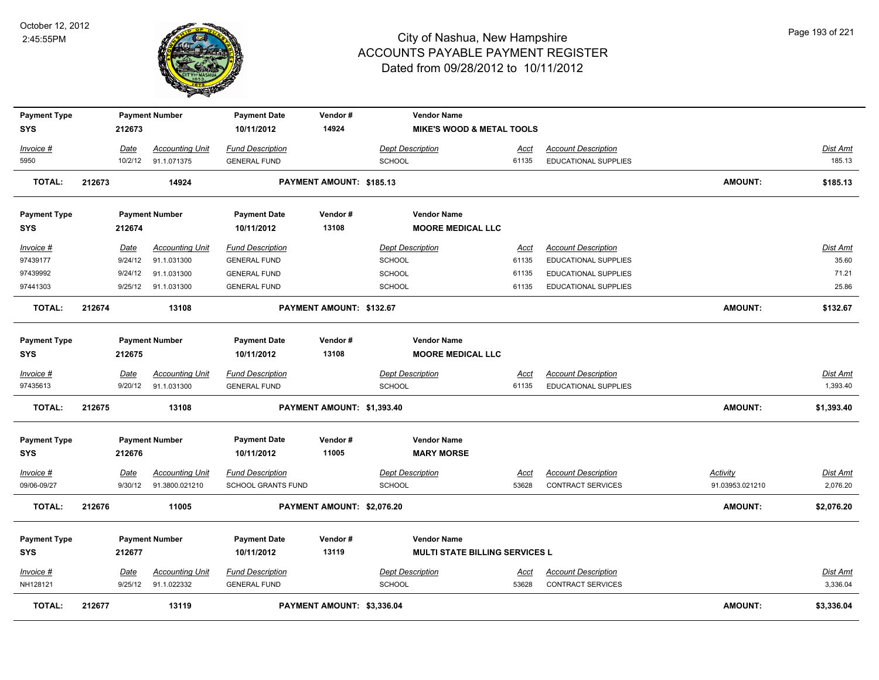# City of Nashua, New Hampshire
# ACCOUNTS PAYABLE PAYMENT REGISTER
## Dated from 09/28/2012 to 10/11/2012

October 12, 2012
2:45:55PM

| Payment Type | Payment Number | Payment Date | Vendor # | Vendor Name |
|---|---|---|---|---|
| SYS | 212673 | 10/11/2012 | 14924 | MIKE'S WOOD & METAL TOOLS |

| Invoice # | Date | Accounting Unit | Fund Description | Dept Description | Acct | Account Description | Dist Amt |
|---|---|---|---|---|---|---|---|
| 5950 | 10/2/12 | 91.1.071375 | GENERAL FUND | SCHOOL | 61135 | EDUCATIONAL SUPPLIES | 185.13 |

**TOTAL: 212673 14924 PAYMENT AMOUNT: $185.13 AMOUNT: $185.13**

| Payment Type | Payment Number | Payment Date | Vendor # | Vendor Name |
|---|---|---|---|---|
| SYS | 212674 | 10/11/2012 | 13108 | MOORE MEDICAL LLC |

| Invoice # | Date | Accounting Unit | Fund Description | Dept Description | Acct | Account Description | Dist Amt |
|---|---|---|---|---|---|---|---|
| 97439177 | 9/24/12 | 91.1.031300 | GENERAL FUND | SCHOOL | 61135 | EDUCATIONAL SUPPLIES | 35.60 |
| 97439992 | 9/24/12 | 91.1.031300 | GENERAL FUND | SCHOOL | 61135 | EDUCATIONAL SUPPLIES | 71.21 |
| 97441303 | 9/25/12 | 91.1.031300 | GENERAL FUND | SCHOOL | 61135 | EDUCATIONAL SUPPLIES | 25.86 |

**TOTAL: 212674 13108 PAYMENT AMOUNT: $132.67 AMOUNT: $132.67**

| Payment Type | Payment Number | Payment Date | Vendor # | Vendor Name |
|---|---|---|---|---|
| SYS | 212675 | 10/11/2012 | 13108 | MOORE MEDICAL LLC |

| Invoice # | Date | Accounting Unit | Fund Description | Dept Description | Acct | Account Description | Dist Amt |
|---|---|---|---|---|---|---|---|
| 97435613 | 9/20/12 | 91.1.031300 | GENERAL FUND | SCHOOL | 61135 | EDUCATIONAL SUPPLIES | 1,393.40 |

**TOTAL: 212675 13108 PAYMENT AMOUNT: $1,393.40 AMOUNT: $1,393.40**

| Payment Type | Payment Number | Payment Date | Vendor # | Vendor Name |
|---|---|---|---|---|
| SYS | 212676 | 10/11/2012 | 11005 | MARY MORSE |

| Invoice # | Date | Accounting Unit | Fund Description | Dept Description | Acct | Account Description | Activity | Dist Amt |
|---|---|---|---|---|---|---|---|---|
| 09/06-09/27 | 9/30/12 | 91.3800.021210 | SCHOOL GRANTS FUND | SCHOOL | 53628 | CONTRACT SERVICES | 91.03953.021210 | 2,076.20 |

**TOTAL: 212676 11005 PAYMENT AMOUNT: $2,076.20 AMOUNT: $2,076.20**

| Payment Type | Payment Number | Payment Date | Vendor # | Vendor Name |
|---|---|---|---|---|
| SYS | 212677 | 10/11/2012 | 13119 | MULTI STATE BILLING SERVICES L |

| Invoice # | Date | Accounting Unit | Fund Description | Dept Description | Acct | Account Description | Dist Amt |
|---|---|---|---|---|---|---|---|
| NH128121 | 9/25/12 | 91.1.022332 | GENERAL FUND | SCHOOL | 53628 | CONTRACT SERVICES | 3,336.04 |

**TOTAL: 212677 13119 PAYMENT AMOUNT: $3,336.04 AMOUNT: $3,336.04**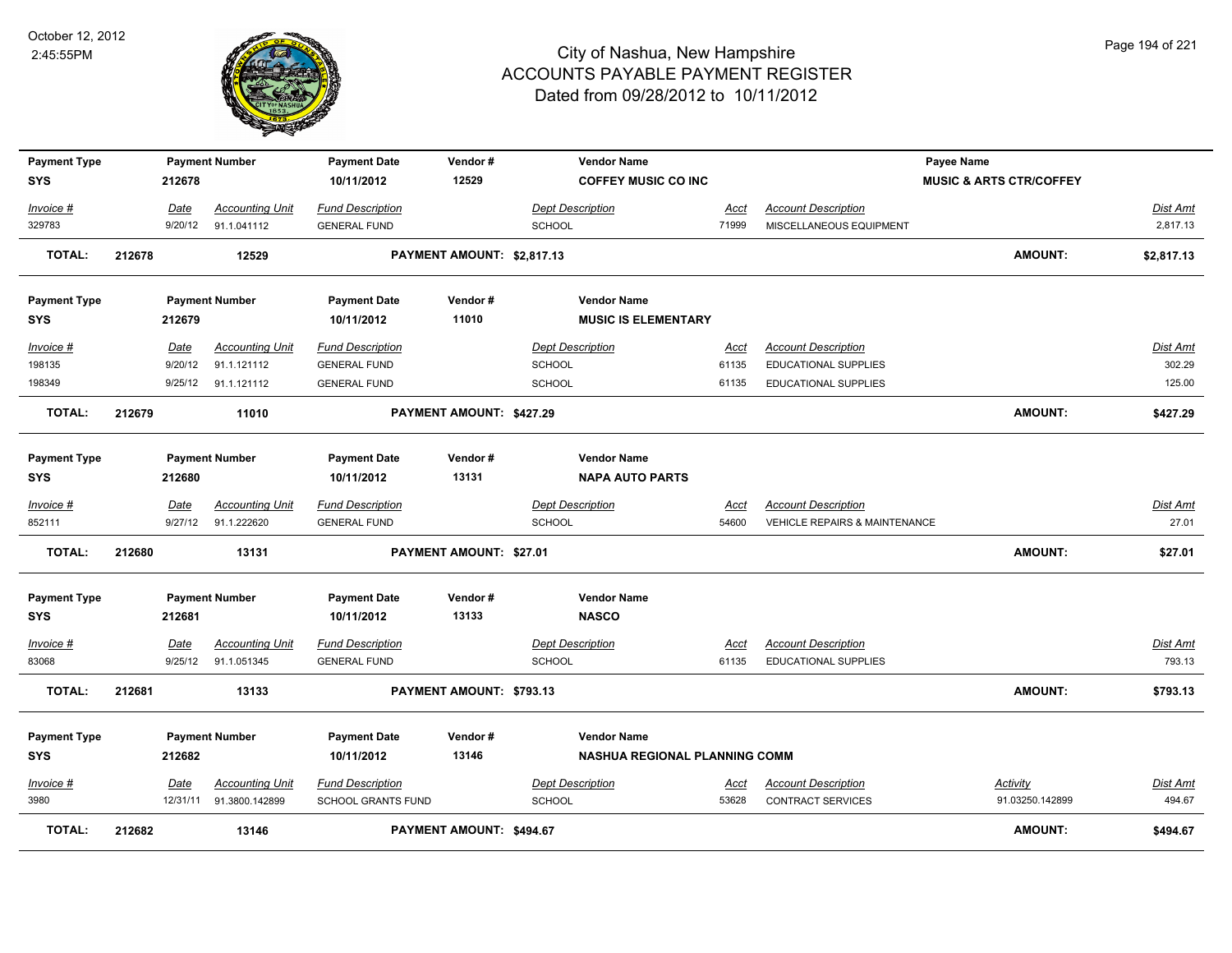# City of Nashua, New Hampshire
## ACCOUNTS PAYABLE PAYMENT REGISTER
### Dated from 09/28/2012 to 10/11/2012

October 12, 2012
2:45:55PM

| Payment Type | Payment Number | Payment Date | Vendor # | Vendor Name | Payee Name |
|---|---|---|---|---|---|
| SYS | 212678 | 10/11/2012 | 12529 | COFFEY MUSIC CO INC | MUSIC & ARTS CTR/COFFEY |

| Invoice # | Date | Accounting Unit | Fund Description | Dept Description | Acct | Account Description | Dist Amt |
|---|---|---|---|---|---|---|---|
| 329783 | 9/20/12 | 91.1.041112 | GENERAL FUND | SCHOOL | 71999 | MISCELLANEOUS EQUIPMENT | 2,817.13 |

**TOTAL: 212678 12529 PAYMENT AMOUNT: $2,817.13 AMOUNT: $2,817.13**

| Payment Type | Payment Number | Payment Date | Vendor # | Vendor Name |
|---|---|---|---|---|
| SYS | 212679 | 10/11/2012 | 11010 | MUSIC IS ELEMENTARY |

| Invoice # | Date | Accounting Unit | Fund Description | Dept Description | Acct | Account Description | Dist Amt |
|---|---|---|---|---|---|---|---|
| 198135 | 9/20/12 | 91.1.121112 | GENERAL FUND | SCHOOL | 61135 | EDUCATIONAL SUPPLIES | 302.29 |
| 198349 | 9/25/12 | 91.1.121112 | GENERAL FUND | SCHOOL | 61135 | EDUCATIONAL SUPPLIES | 125.00 |

**TOTAL: 212679 11010 PAYMENT AMOUNT: $427.29 AMOUNT: $427.29**

| Payment Type | Payment Number | Payment Date | Vendor # | Vendor Name |
|---|---|---|---|---|
| SYS | 212680 | 10/11/2012 | 13131 | NAPA AUTO PARTS |

| Invoice # | Date | Accounting Unit | Fund Description | Dept Description | Acct | Account Description | Dist Amt |
|---|---|---|---|---|---|---|---|
| 852111 | 9/27/12 | 91.1.222620 | GENERAL FUND | SCHOOL | 54600 | VEHICLE REPAIRS & MAINTENANCE | 27.01 |

**TOTAL: 212680 13131 PAYMENT AMOUNT: $27.01 AMOUNT: $27.01**

| Payment Type | Payment Number | Payment Date | Vendor # | Vendor Name |
|---|---|---|---|---|
| SYS | 212681 | 10/11/2012 | 13133 | NASCO |

| Invoice # | Date | Accounting Unit | Fund Description | Dept Description | Acct | Account Description | Dist Amt |
|---|---|---|---|---|---|---|---|
| 83068 | 9/25/12 | 91.1.051345 | GENERAL FUND | SCHOOL | 61135 | EDUCATIONAL SUPPLIES | 793.13 |

**TOTAL: 212681 13133 PAYMENT AMOUNT: $793.13 AMOUNT: $793.13**

| Payment Type | Payment Number | Payment Date | Vendor # | Vendor Name |
|---|---|---|---|---|
| SYS | 212682 | 10/11/2012 | 13146 | NASHUA REGIONAL PLANNING COMM |

| Invoice # | Date | Accounting Unit | Fund Description | Dept Description | Acct | Account Description | Activity | Dist Amt |
|---|---|---|---|---|---|---|---|---|
| 3980 | 12/31/11 | 91.3800.142899 | SCHOOL GRANTS FUND | SCHOOL | 53628 | CONTRACT SERVICES | 91.03250.142899 | 494.67 |

**TOTAL: 212682 13146 PAYMENT AMOUNT: $494.67 AMOUNT: $494.67**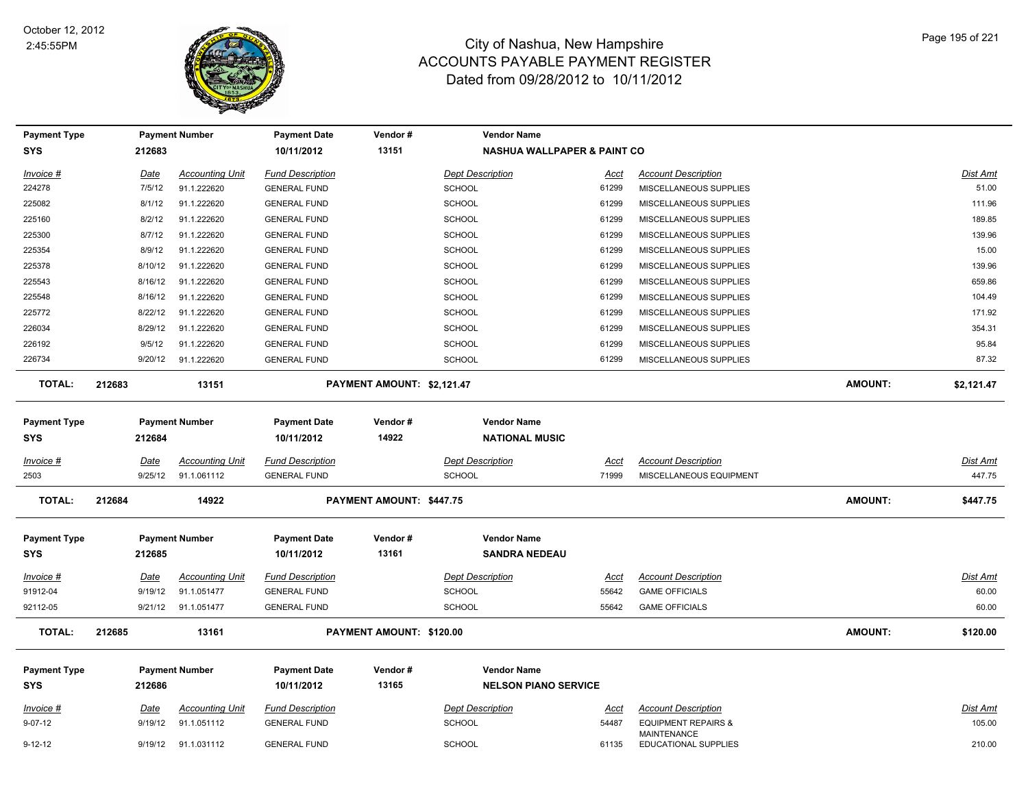# City of Nashua, New Hampshire
## ACCOUNTS PAYABLE PAYMENT REGISTER
### Dated from 09/28/2012 to 10/11/2012

October 12, 2012
2:45:55PM

| Payment Type | Payment Number | Payment Date | Vendor # | Vendor Name |
|---|---|---|---|---|
| SYS | 212683 | 10/11/2012 | 13151 | NASHUA WALLPAPER & PAINT CO |

| Invoice # | Date | Accounting Unit | Fund Description | Dept Description | Acct | Account Description | Dist Amt |
|---|---|---|---|---|---|---|---|
| 224278 | 7/5/12 | 91.1.222620 | GENERAL FUND | SCHOOL | 61299 | MISCELLANEOUS SUPPLIES | 51.00 |
| 225082 | 8/1/12 | 91.1.222620 | GENERAL FUND | SCHOOL | 61299 | MISCELLANEOUS SUPPLIES | 111.96 |
| 225160 | 8/2/12 | 91.1.222620 | GENERAL FUND | SCHOOL | 61299 | MISCELLANEOUS SUPPLIES | 189.85 |
| 225300 | 8/7/12 | 91.1.222620 | GENERAL FUND | SCHOOL | 61299 | MISCELLANEOUS SUPPLIES | 139.96 |
| 225354 | 8/9/12 | 91.1.222620 | GENERAL FUND | SCHOOL | 61299 | MISCELLANEOUS SUPPLIES | 15.00 |
| 225378 | 8/10/12 | 91.1.222620 | GENERAL FUND | SCHOOL | 61299 | MISCELLANEOUS SUPPLIES | 139.96 |
| 225543 | 8/16/12 | 91.1.222620 | GENERAL FUND | SCHOOL | 61299 | MISCELLANEOUS SUPPLIES | 659.86 |
| 225548 | 8/16/12 | 91.1.222620 | GENERAL FUND | SCHOOL | 61299 | MISCELLANEOUS SUPPLIES | 104.49 |
| 225772 | 8/22/12 | 91.1.222620 | GENERAL FUND | SCHOOL | 61299 | MISCELLANEOUS SUPPLIES | 171.92 |
| 226034 | 8/29/12 | 91.1.222620 | GENERAL FUND | SCHOOL | 61299 | MISCELLANEOUS SUPPLIES | 354.31 |
| 226192 | 9/5/12 | 91.1.222620 | GENERAL FUND | SCHOOL | 61299 | MISCELLANEOUS SUPPLIES | 95.84 |
| 226734 | 9/20/12 | 91.1.222620 | GENERAL FUND | SCHOOL | 61299 | MISCELLANEOUS SUPPLIES | 87.32 |

**TOTAL: 212683 13151 PAYMENT AMOUNT: $2,121.47 AMOUNT: $2,121.47**

| Payment Type | Payment Number | Payment Date | Vendor # | Vendor Name |
|---|---|---|---|---|
| SYS | 212684 | 10/11/2012 | 14922 | NATIONAL MUSIC |

| Invoice # | Date | Accounting Unit | Fund Description | Dept Description | Acct | Account Description | Dist Amt |
|---|---|---|---|---|---|---|---|
| 2503 | 9/25/12 | 91.1.061112 | GENERAL FUND | SCHOOL | 71999 | MISCELLANEOUS EQUIPMENT | 447.75 |

**TOTAL: 212684 14922 PAYMENT AMOUNT: $447.75 AMOUNT: $447.75**

| Payment Type | Payment Number | Payment Date | Vendor # | Vendor Name |
|---|---|---|---|---|
| SYS | 212685 | 10/11/2012 | 13161 | SANDRA NEDEAU |

| Invoice # | Date | Accounting Unit | Fund Description | Dept Description | Acct | Account Description | Dist Amt |
|---|---|---|---|---|---|---|---|
| 91912-04 | 9/19/12 | 91.1.051477 | GENERAL FUND | SCHOOL | 55642 | GAME OFFICIALS | 60.00 |
| 92112-05 | 9/21/12 | 91.1.051477 | GENERAL FUND | SCHOOL | 55642 | GAME OFFICIALS | 60.00 |

**TOTAL: 212685 13161 PAYMENT AMOUNT: $120.00 AMOUNT: $120.00**

| Payment Type | Payment Number | Payment Date | Vendor # | Vendor Name |
|---|---|---|---|---|
| SYS | 212686 | 10/11/2012 | 13165 | NELSON PIANO SERVICE |

| Invoice # | Date | Accounting Unit | Fund Description | Dept Description | Acct | Account Description | Dist Amt |
|---|---|---|---|---|---|---|---|
| 9-07-12 | 9/19/12 | 91.1.051112 | GENERAL FUND | SCHOOL | 54487 | EQUIPMENT REPAIRS & MAINTENANCE | 105.00 |
| 9-12-12 | 9/19/12 | 91.1.031112 | GENERAL FUND | SCHOOL | 61135 | EDUCATIONAL SUPPLIES | 210.00 |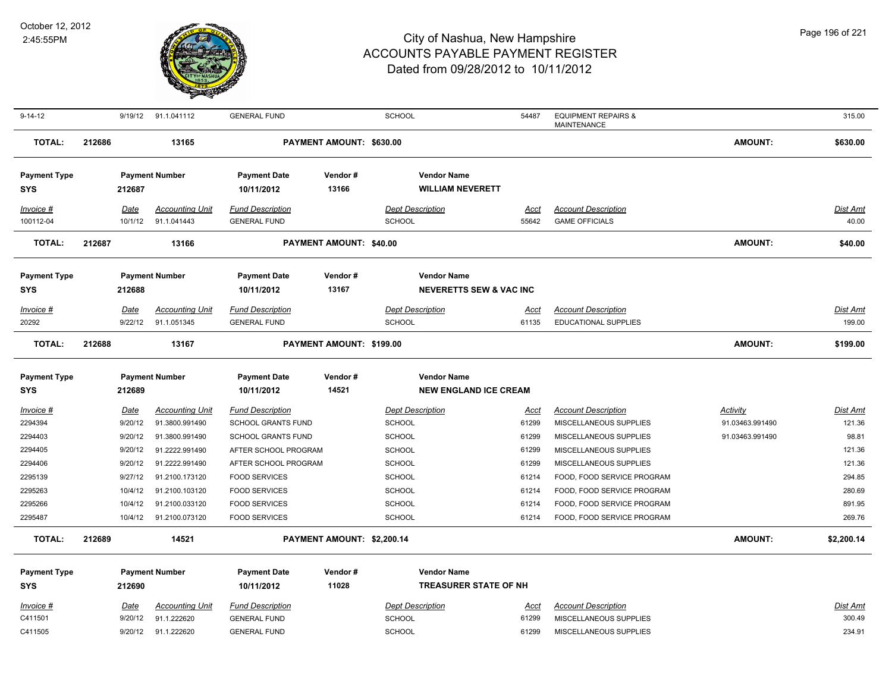# City of Nashua, New Hampshire
# ACCOUNTS PAYABLE PAYMENT REGISTER
## Dated from 09/28/2012 to 10/11/2012

October 12, 2012
2:45:55PM

| 9-14-12 | 9/19/12 | 91.1.041112 | GENERAL FUND | SCHOOL | 54487 | EQUIPMENT REPAIRS & MAINTENANCE | | 315.00 |
|---|---|---|---|---|---|---|---|---|

**TOTAL: 212686 13165 PAYMENT AMOUNT: $630.00 AMOUNT: $630.00**

| Payment Type | Payment Number | Payment Date | Vendor # | Vendor Name |
|---|---|---|---|---|
| SYS | 212687 | 10/11/2012 | 13166 | WILLIAM NEVERETT |

| Invoice # | Date | Accounting Unit | Fund Description | Dept Description | Acct | Account Description | Dist Amt |
|---|---|---|---|---|---|---|---|
| 100112-04 | 10/1/12 | 91.1.041443 | GENERAL FUND | SCHOOL | 55642 | GAME OFFICIALS | 40.00 |

**TOTAL: 212687 13166 PAYMENT AMOUNT: $40.00 AMOUNT: $40.00**

| Payment Type | Payment Number | Payment Date | Vendor # | Vendor Name |
|---|---|---|---|---|
| SYS | 212688 | 10/11/2012 | 13167 | NEVERETTS SEW & VAC INC |

| Invoice # | Date | Accounting Unit | Fund Description | Dept Description | Acct | Account Description | Dist Amt |
|---|---|---|---|---|---|---|---|
| 20292 | 9/22/12 | 91.1.051345 | GENERAL FUND | SCHOOL | 61135 | EDUCATIONAL SUPPLIES | 199.00 |

**TOTAL: 212688 13167 PAYMENT AMOUNT: $199.00 AMOUNT: $199.00**

| Payment Type | Payment Number | Payment Date | Vendor # | Vendor Name |
|---|---|---|---|---|
| SYS | 212689 | 10/11/2012 | 14521 | NEW ENGLAND ICE CREAM |

| Invoice # | Date | Accounting Unit | Fund Description | Dept Description | Acct | Account Description | Activity | Dist Amt |
|---|---|---|---|---|---|---|---|---|
| 2294394 | 9/20/12 | 91.3800.991490 | SCHOOL GRANTS FUND | SCHOOL | 61299 | MISCELLANEOUS SUPPLIES | 91.03463.991490 | 121.36 |
| 2294403 | 9/20/12 | 91.3800.991490 | SCHOOL GRANTS FUND | SCHOOL | 61299 | MISCELLANEOUS SUPPLIES | 91.03463.991490 | 98.81 |
| 2294405 | 9/20/12 | 91.2222.991490 | AFTER SCHOOL PROGRAM | SCHOOL | 61299 | MISCELLANEOUS SUPPLIES | | 121.36 |
| 2294406 | 9/20/12 | 91.2222.991490 | AFTER SCHOOL PROGRAM | SCHOOL | 61299 | MISCELLANEOUS SUPPLIES | | 121.36 |
| 2295139 | 9/27/12 | 91.2100.173120 | FOOD SERVICES | SCHOOL | 61214 | FOOD, FOOD SERVICE PROGRAM | | 294.85 |
| 2295263 | 10/4/12 | 91.2100.103120 | FOOD SERVICES | SCHOOL | 61214 | FOOD, FOOD SERVICE PROGRAM | | 280.69 |
| 2295266 | 10/4/12 | 91.2100.033120 | FOOD SERVICES | SCHOOL | 61214 | FOOD, FOOD SERVICE PROGRAM | | 891.95 |
| 2295487 | 10/4/12 | 91.2100.073120 | FOOD SERVICES | SCHOOL | 61214 | FOOD, FOOD SERVICE PROGRAM | | 269.76 |

**TOTAL: 212689 14521 PAYMENT AMOUNT: $2,200.14 AMOUNT: $2,200.14**

| Payment Type | Payment Number | Payment Date | Vendor # | Vendor Name |
|---|---|---|---|---|
| SYS | 212690 | 10/11/2012 | 11028 | TREASURER STATE OF NH |

| Invoice # | Date | Accounting Unit | Fund Description | Dept Description | Acct | Account Description | Dist Amt |
|---|---|---|---|---|---|---|---|
| C411501 | 9/20/12 | 91.1.222620 | GENERAL FUND | SCHOOL | 61299 | MISCELLANEOUS SUPPLIES | 300.49 |
| C411505 | 9/20/12 | 91.1.222620 | GENERAL FUND | SCHOOL | 61299 | MISCELLANEOUS SUPPLIES | 234.91 |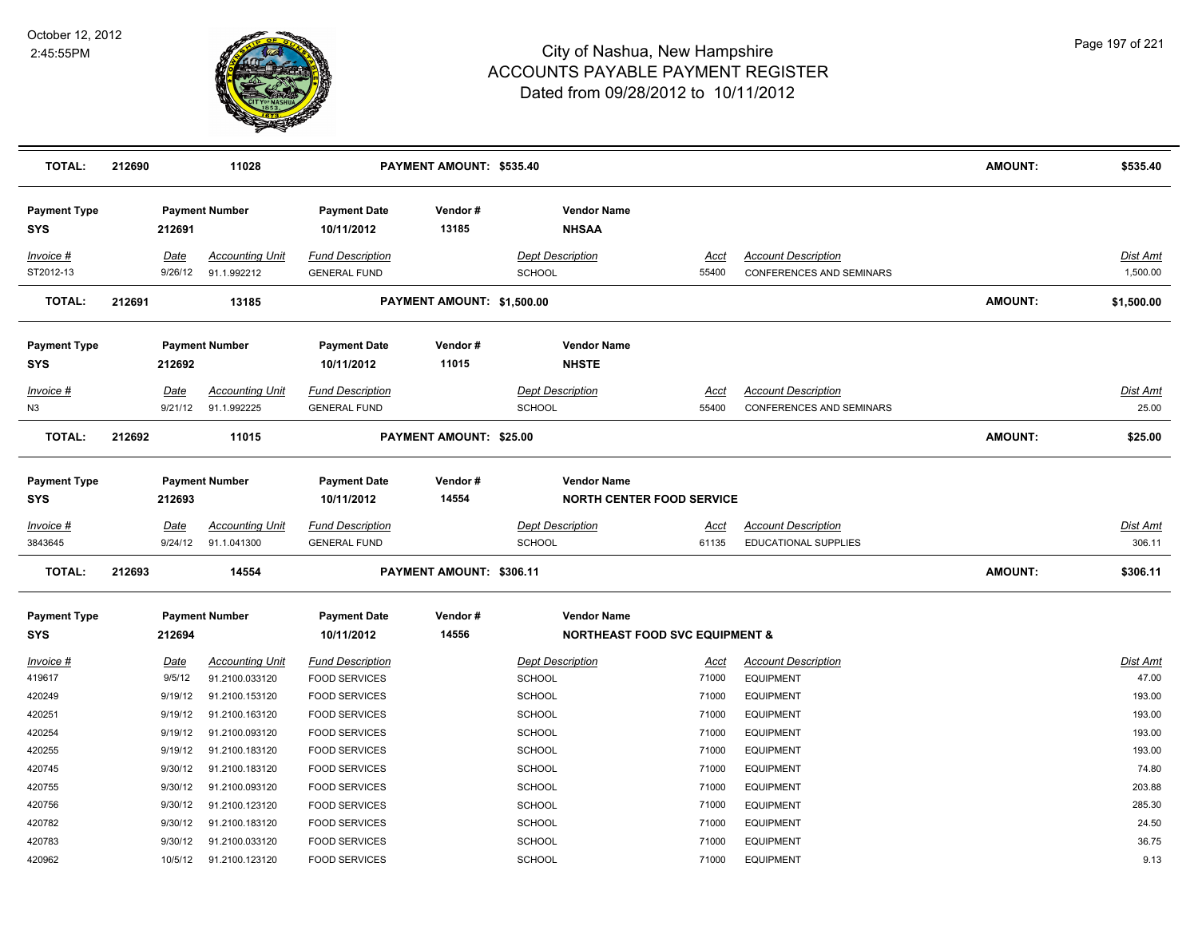| TOTAL: | 212690 | 11028 | | PAYMENT AMOUNT: $535.40 | | | | AMOUNT: | $535.40 |
|---|---|---|---|---|---|---|---|---|---|

**Payment Type:** SYS | **Payment Number:** 212691 | **Payment Date:** 10/11/2012 | **Vendor #:** 13185 | **Vendor Name:** NHSAA

| Invoice # | Date | Accounting Unit | Fund Description | Dept Description | Acct | Account Description | Dist Amt |
|---|---|---|---|---|---|---|---|
| ST2012-13 | 9/26/12 | 91.1.992212 | GENERAL FUND | SCHOOL | 55400 | CONFERENCES AND SEMINARS | 1,500.00 |

**TOTAL:** 212691 | 13185 | **PAYMENT AMOUNT:** $1,500.00 | **AMOUNT:** $1,500.00

**Payment Type:** SYS | **Payment Number:** 212692 | **Payment Date:** 10/11/2012 | **Vendor #:** 11015 | **Vendor Name:** NHSTE

| Invoice # | Date | Accounting Unit | Fund Description | Dept Description | Acct | Account Description | Dist Amt |
|---|---|---|---|---|---|---|---|
| N3 | 9/21/12 | 91.1.992225 | GENERAL FUND | SCHOOL | 55400 | CONFERENCES AND SEMINARS | 25.00 |

**TOTAL:** 212692 | 11015 | **PAYMENT AMOUNT:** $25.00 | **AMOUNT:** $25.00

**Payment Type:** SYS | **Payment Number:** 212693 | **Payment Date:** 10/11/2012 | **Vendor #:** 14554 | **Vendor Name:** NORTH CENTER FOOD SERVICE

| Invoice # | Date | Accounting Unit | Fund Description | Dept Description | Acct | Account Description | Dist Amt |
|---|---|---|---|---|---|---|---|
| 3843645 | 9/24/12 | 91.1.041300 | GENERAL FUND | SCHOOL | 61135 | EDUCATIONAL SUPPLIES | 306.11 |

**TOTAL:** 212693 | 14554 | **PAYMENT AMOUNT:** $306.11 | **AMOUNT:** $306.11

**Payment Type:** SYS | **Payment Number:** 212694 | **Payment Date:** 10/11/2012 | **Vendor #:** 14556 | **Vendor Name:** NORTHEAST FOOD SVC EQUIPMENT &

| Invoice # | Date | Accounting Unit | Fund Description | Dept Description | Acct | Account Description | Dist Amt |
|---|---|---|---|---|---|---|---|
| 419617 | 9/5/12 | 91.2100.033120 | FOOD SERVICES | SCHOOL | 71000 | EQUIPMENT | 47.00 |
| 420249 | 9/19/12 | 91.2100.153120 | FOOD SERVICES | SCHOOL | 71000 | EQUIPMENT | 193.00 |
| 420251 | 9/19/12 | 91.2100.163120 | FOOD SERVICES | SCHOOL | 71000 | EQUIPMENT | 193.00 |
| 420254 | 9/19/12 | 91.2100.093120 | FOOD SERVICES | SCHOOL | 71000 | EQUIPMENT | 193.00 |
| 420255 | 9/19/12 | 91.2100.183120 | FOOD SERVICES | SCHOOL | 71000 | EQUIPMENT | 193.00 |
| 420745 | 9/30/12 | 91.2100.183120 | FOOD SERVICES | SCHOOL | 71000 | EQUIPMENT | 74.80 |
| 420755 | 9/30/12 | 91.2100.093120 | FOOD SERVICES | SCHOOL | 71000 | EQUIPMENT | 203.88 |
| 420756 | 9/30/12 | 91.2100.123120 | FOOD SERVICES | SCHOOL | 71000 | EQUIPMENT | 285.30 |
| 420782 | 9/30/12 | 91.2100.183120 | FOOD SERVICES | SCHOOL | 71000 | EQUIPMENT | 24.50 |
| 420783 | 9/30/12 | 91.2100.033120 | FOOD SERVICES | SCHOOL | 71000 | EQUIPMENT | 36.75 |
| 420962 | 10/5/12 | 91.2100.123120 | FOOD SERVICES | SCHOOL | 71000 | EQUIPMENT | 9.13 |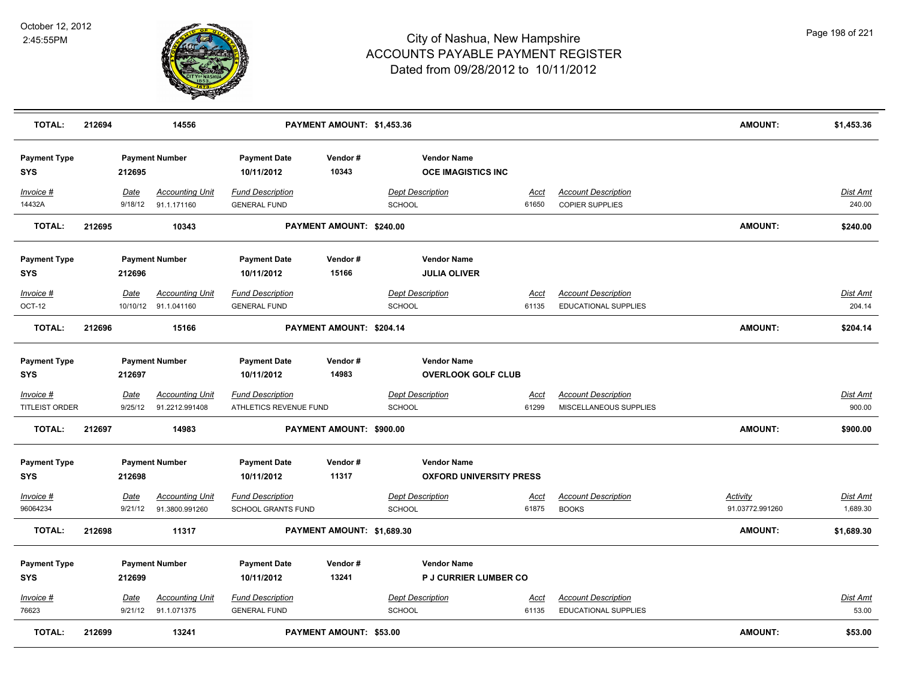# City of Nashua, New Hampshire
## ACCOUNTS PAYABLE PAYMENT REGISTER
### Dated from 09/28/2012 to 10/11/2012

October 12, 2012
2:45:55PM

| **TOTAL:** | **212694** | **14556** | **PAYMENT AMOUNT: $1,453.36** | **AMOUNT:** | **$1,453.36** |
|---|---|---|---|---|---|

| Payment Type | Payment Number | Payment Date | Vendor # | Vendor Name |
|---|---|---|---|---|
| **SYS** | **212695** | **10/11/2012** | **10343** | **OCE IMAGISTICS INC** |

| *Invoice #* | *Date* | *Accounting Unit* | *Fund Description* | *Dept Description* | *Acct* | *Account Description* | *Dist Amt* |
|---|---|---|---|---|---|---|---|
| 14432A | 9/18/12 | 91.1.171160 | GENERAL FUND | SCHOOL | 61650 | COPIER SUPPLIES | 240.00 |

| **TOTAL:** | **212695** | **10343** | **PAYMENT AMOUNT: $240.00** | **AMOUNT:** | **$240.00** |
|---|---|---|---|---|---|

| Payment Type | Payment Number | Payment Date | Vendor # | Vendor Name |
|---|---|---|---|---|
| **SYS** | **212696** | **10/11/2012** | **15166** | **JULIA OLIVER** |

| *Invoice #* | *Date* | *Accounting Unit* | *Fund Description* | *Dept Description* | *Acct* | *Account Description* | *Dist Amt* |
|---|---|---|---|---|---|---|---|
| OCT-12 | 10/10/12 | 91.1.041160 | GENERAL FUND | SCHOOL | 61135 | EDUCATIONAL SUPPLIES | 204.14 |

| **TOTAL:** | **212696** | **15166** | **PAYMENT AMOUNT: $204.14** | **AMOUNT:** | **$204.14** |
|---|---|---|---|---|---|

| Payment Type | Payment Number | Payment Date | Vendor # | Vendor Name |
|---|---|---|---|---|
| **SYS** | **212697** | **10/11/2012** | **14983** | **OVERLOOK GOLF CLUB** |

| *Invoice #* | *Date* | *Accounting Unit* | *Fund Description* | *Dept Description* | *Acct* | *Account Description* | *Dist Amt* |
|---|---|---|---|---|---|---|---|
| TITLEIST ORDER | 9/25/12 | 91.2212.991408 | ATHLETICS REVENUE FUND | SCHOOL | 61299 | MISCELLANEOUS SUPPLIES | 900.00 |

| **TOTAL:** | **212697** | **14983** | **PAYMENT AMOUNT: $900.00** | **AMOUNT:** | **$900.00** |
|---|---|---|---|---|---|

| Payment Type | Payment Number | Payment Date | Vendor # | Vendor Name |
|---|---|---|---|---|
| **SYS** | **212698** | **10/11/2012** | **11317** | **OXFORD UNIVERSITY PRESS** |

| *Invoice #* | *Date* | *Accounting Unit* | *Fund Description* | *Dept Description* | *Acct* | *Account Description* | *Activity* | *Dist Amt* |
|---|---|---|---|---|---|---|---|---|
| 96064234 | 9/21/12 | 91.3800.991260 | SCHOOL GRANTS FUND | SCHOOL | 61875 | BOOKS | 91.03772.991260 | 1,689.30 |

| **TOTAL:** | **212698** | **11317** | **PAYMENT AMOUNT: $1,689.30** | **AMOUNT:** | **$1,689.30** |
|---|---|---|---|---|---|

| Payment Type | Payment Number | Payment Date | Vendor # | Vendor Name |
|---|---|---|---|---|
| **SYS** | **212699** | **10/11/2012** | **13241** | **P J CURRIER LUMBER CO** |

| *Invoice #* | *Date* | *Accounting Unit* | *Fund Description* | *Dept Description* | *Acct* | *Account Description* | *Dist Amt* |
|---|---|---|---|---|---|---|---|
| 76623 | 9/21/12 | 91.1.071375 | GENERAL FUND | SCHOOL | 61135 | EDUCATIONAL SUPPLIES | 53.00 |

| **TOTAL:** | **212699** | **13241** | **PAYMENT AMOUNT: $53.00** | **AMOUNT:** | **$53.00** |
|---|---|---|---|---|---|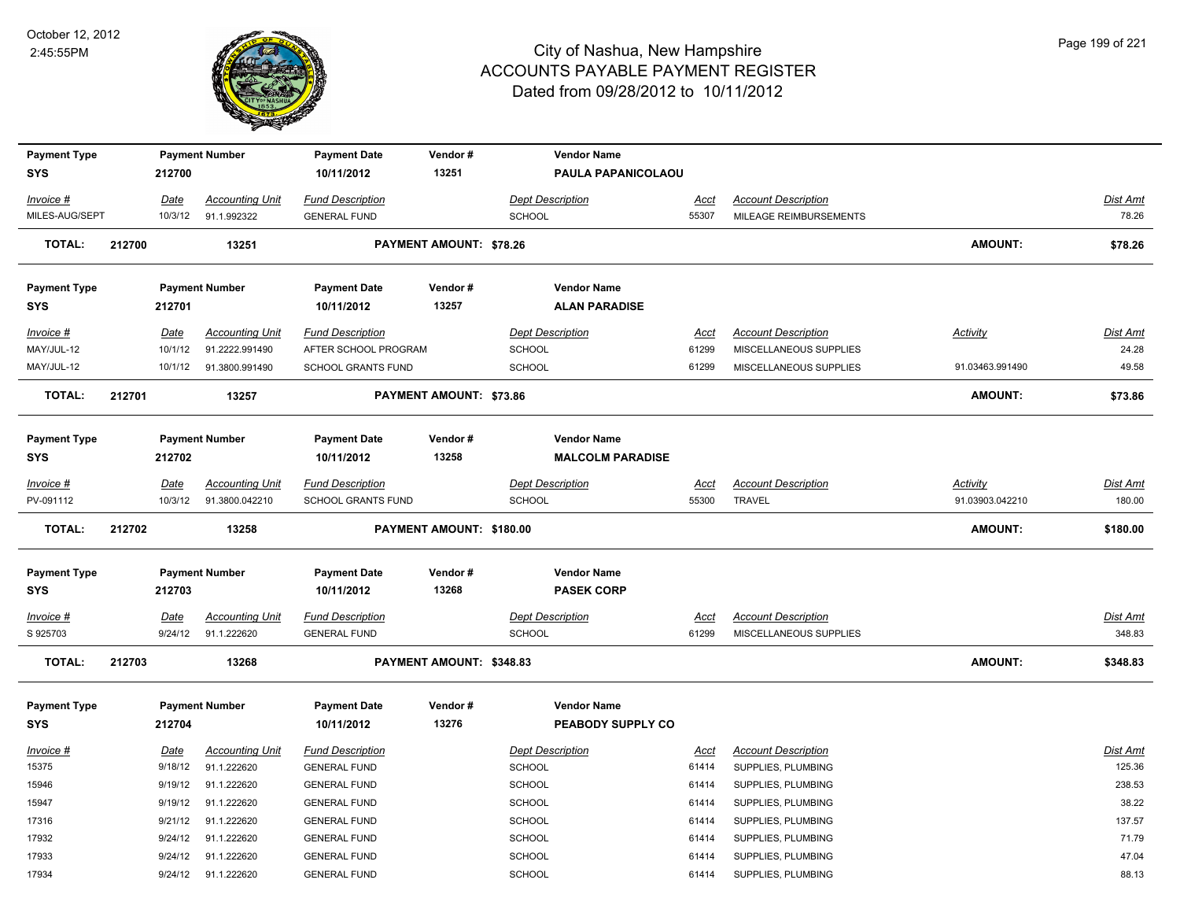# City of Nashua, New Hampshire
## ACCOUNTS PAYABLE PAYMENT REGISTER
### Dated from 09/28/2012 to 10/11/2012

October 12, 2012
2:45:55PM

| Payment Type | Payment Number | Payment Date | Vendor # | Vendor Name |
|---|---|---|---|---|
| SYS | 212700 | 10/11/2012 | 13251 | PAULA PAPANICOLAOU |

| Invoice # | Date | Accounting Unit | Fund Description | Dept Description | Acct | Account Description | Dist Amt |
|---|---|---|---|---|---|---|---|
| MILES-AUG/SEPT | 10/3/12 | 91.1.992322 | GENERAL FUND | SCHOOL | 55307 | MILEAGE REIMBURSEMENTS | 78.26 |

**TOTAL: 212700 13251 PAYMENT AMOUNT: $78.26 AMOUNT: $78.26**

| Payment Type | Payment Number | Payment Date | Vendor # | Vendor Name |
|---|---|---|---|---|
| SYS | 212701 | 10/11/2012 | 13257 | ALAN PARADISE |

| Invoice # | Date | Accounting Unit | Fund Description | Dept Description | Acct | Account Description | Activity | Dist Amt |
|---|---|---|---|---|---|---|---|---|
| MAY/JUL-12 | 10/1/12 | 91.2222.991490 | AFTER SCHOOL PROGRAM | SCHOOL | 61299 | MISCELLANEOUS SUPPLIES | | 24.28 |
| MAY/JUL-12 | 10/1/12 | 91.3800.991490 | SCHOOL GRANTS FUND | SCHOOL | 61299 | MISCELLANEOUS SUPPLIES | 91.03463.991490 | 49.58 |

**TOTAL: 212701 13257 PAYMENT AMOUNT: $73.86 AMOUNT: $73.86**

| Payment Type | Payment Number | Payment Date | Vendor # | Vendor Name |
|---|---|---|---|---|
| SYS | 212702 | 10/11/2012 | 13258 | MALCOLM PARADISE |

| Invoice # | Date | Accounting Unit | Fund Description | Dept Description | Acct | Account Description | Activity | Dist Amt |
|---|---|---|---|---|---|---|---|---|
| PV-091112 | 10/3/12 | 91.3800.042210 | SCHOOL GRANTS FUND | SCHOOL | 55300 | TRAVEL | 91.03903.042210 | 180.00 |

**TOTAL: 212702 13258 PAYMENT AMOUNT: $180.00 AMOUNT: $180.00**

| Payment Type | Payment Number | Payment Date | Vendor # | Vendor Name |
|---|---|---|---|---|
| SYS | 212703 | 10/11/2012 | 13268 | PASEK CORP |

| Invoice # | Date | Accounting Unit | Fund Description | Dept Description | Acct | Account Description | Dist Amt |
|---|---|---|---|---|---|---|---|
| S 925703 | 9/24/12 | 91.1.222620 | GENERAL FUND | SCHOOL | 61299 | MISCELLANEOUS SUPPLIES | 348.83 |

**TOTAL: 212703 13268 PAYMENT AMOUNT: $348.83 AMOUNT: $348.83**

| Payment Type | Payment Number | Payment Date | Vendor # | Vendor Name |
|---|---|---|---|---|
| SYS | 212704 | 10/11/2012 | 13276 | PEABODY SUPPLY CO |

| Invoice # | Date | Accounting Unit | Fund Description | Dept Description | Acct | Account Description | Dist Amt |
|---|---|---|---|---|---|---|---|
| 15375 | 9/18/12 | 91.1.222620 | GENERAL FUND | SCHOOL | 61414 | SUPPLIES, PLUMBING | 125.36 |
| 15946 | 9/19/12 | 91.1.222620 | GENERAL FUND | SCHOOL | 61414 | SUPPLIES, PLUMBING | 238.53 |
| 15947 | 9/19/12 | 91.1.222620 | GENERAL FUND | SCHOOL | 61414 | SUPPLIES, PLUMBING | 38.22 |
| 17316 | 9/21/12 | 91.1.222620 | GENERAL FUND | SCHOOL | 61414 | SUPPLIES, PLUMBING | 137.57 |
| 17932 | 9/24/12 | 91.1.222620 | GENERAL FUND | SCHOOL | 61414 | SUPPLIES, PLUMBING | 71.79 |
| 17933 | 9/24/12 | 91.1.222620 | GENERAL FUND | SCHOOL | 61414 | SUPPLIES, PLUMBING | 47.04 |
| 17934 | 9/24/12 | 91.1.222620 | GENERAL FUND | SCHOOL | 61414 | SUPPLIES, PLUMBING | 88.13 |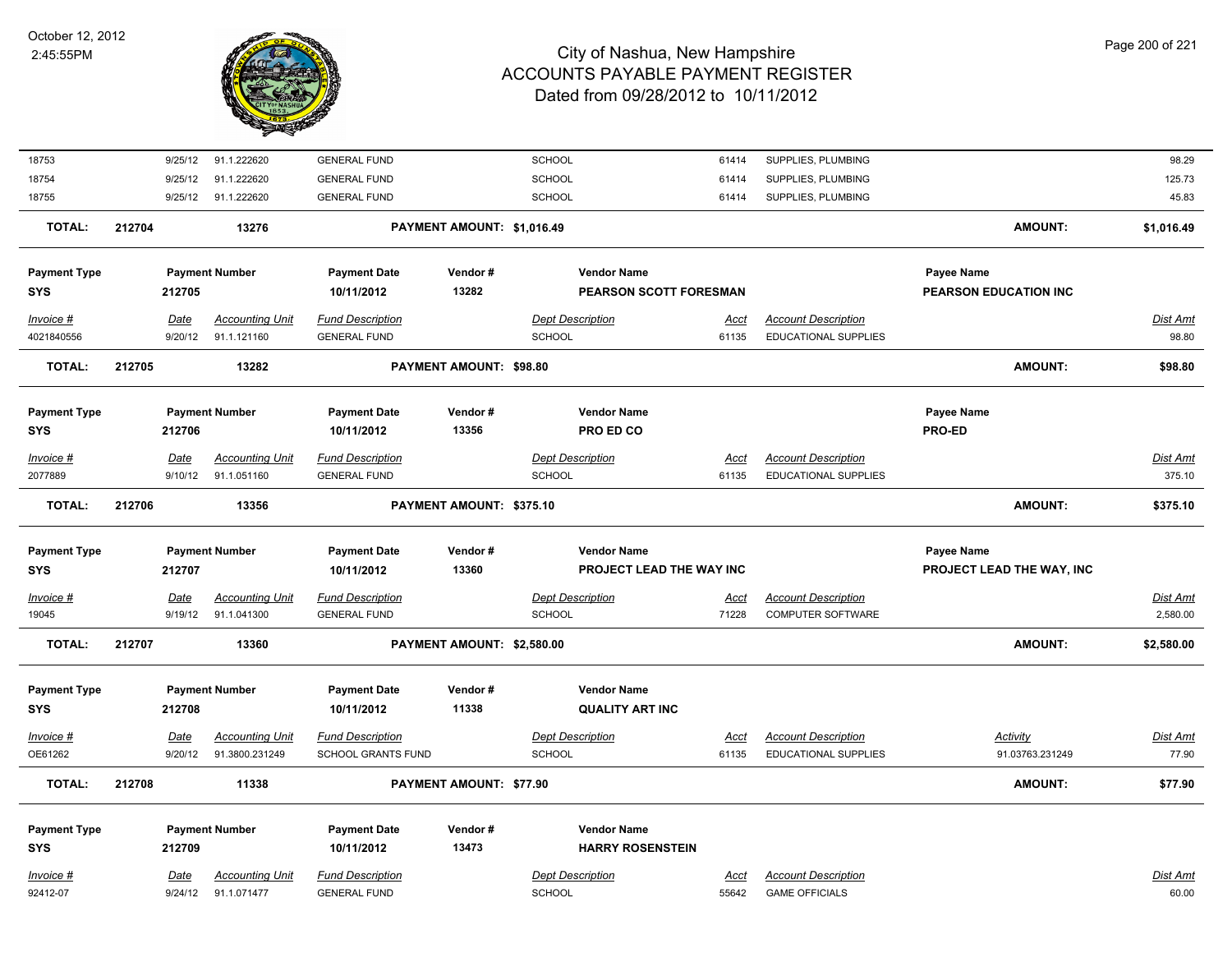# City of Nashua, New Hampshire
## ACCOUNTS PAYABLE PAYMENT REGISTER
### Dated from 09/28/2012 to 10/11/2012

October 12, 2012
2:45:55PM

| Invoice # | Date | Accounting Unit | Fund Description | Dept Description | Acct | Account Description | Dist Amt |
|---|---|---|---|---|---|---|---|
| 18753 | 9/25/12 | 91.1.222620 | GENERAL FUND | SCHOOL | 61414 | SUPPLIES, PLUMBING | 98.29 |
| 18754 | 9/25/12 | 91.1.222620 | GENERAL FUND | SCHOOL | 61414 | SUPPLIES, PLUMBING | 125.73 |
| 18755 | 9/25/12 | 91.1.222620 | GENERAL FUND | SCHOOL | 61414 | SUPPLIES, PLUMBING | 45.83 |

**TOTAL: 212704 13276 PAYMENT AMOUNT: $1,016.49 AMOUNT: $1,016.49**

| Payment Type | Payment Number | Payment Date | Vendor # | Vendor Name | Payee Name |
|---|---|---|---|---|---|
| SYS | 212705 | 10/11/2012 | 13282 | PEARSON SCOTT FORESMAN | PEARSON EDUCATION INC |

| Invoice # | Date | Accounting Unit | Fund Description | Dept Description | Acct | Account Description | Dist Amt |
|---|---|---|---|---|---|---|---|
| 4021840556 | 9/20/12 | 91.1.121160 | GENERAL FUND | SCHOOL | 61135 | EDUCATIONAL SUPPLIES | 98.80 |

**TOTAL: 212705 13282 PAYMENT AMOUNT: $98.80 AMOUNT: $98.80**

| Payment Type | Payment Number | Payment Date | Vendor # | Vendor Name | Payee Name |
|---|---|---|---|---|---|
| SYS | 212706 | 10/11/2012 | 13356 | PRO ED CO | PRO-ED |

| Invoice # | Date | Accounting Unit | Fund Description | Dept Description | Acct | Account Description | Dist Amt |
|---|---|---|---|---|---|---|---|
| 2077889 | 9/10/12 | 91.1.051160 | GENERAL FUND | SCHOOL | 61135 | EDUCATIONAL SUPPLIES | 375.10 |

**TOTAL: 212706 13356 PAYMENT AMOUNT: $375.10 AMOUNT: $375.10**

| Payment Type | Payment Number | Payment Date | Vendor # | Vendor Name | Payee Name |
|---|---|---|---|---|---|
| SYS | 212707 | 10/11/2012 | 13360 | PROJECT LEAD THE WAY INC | PROJECT LEAD THE WAY, INC |

| Invoice # | Date | Accounting Unit | Fund Description | Dept Description | Acct | Account Description | Dist Amt |
|---|---|---|---|---|---|---|---|
| 19045 | 9/19/12 | 91.1.041300 | GENERAL FUND | SCHOOL | 71228 | COMPUTER SOFTWARE | 2,580.00 |

**TOTAL: 212707 13360 PAYMENT AMOUNT: $2,580.00 AMOUNT: $2,580.00**

| Payment Type | Payment Number | Payment Date | Vendor # | Vendor Name |
|---|---|---|---|---|
| SYS | 212708 | 10/11/2012 | 11338 | QUALITY ART INC |

| Invoice # | Date | Accounting Unit | Fund Description | Dept Description | Acct | Account Description | Activity | Dist Amt |
|---|---|---|---|---|---|---|---|---|
| OE61262 | 9/20/12 | 91.3800.231249 | SCHOOL GRANTS FUND | SCHOOL | 61135 | EDUCATIONAL SUPPLIES | 91.03763.231249 | 77.90 |

**TOTAL: 212708 11338 PAYMENT AMOUNT: $77.90 AMOUNT: $77.90**

| Payment Type | Payment Number | Payment Date | Vendor # | Vendor Name |
|---|---|---|---|---|
| SYS | 212709 | 10/11/2012 | 13473 | HARRY ROSENSTEIN |

| Invoice # | Date | Accounting Unit | Fund Description | Dept Description | Acct | Account Description | Dist Amt |
|---|---|---|---|---|---|---|---|
| 92412-07 | 9/24/12 | 91.1.071477 | GENERAL FUND | SCHOOL | 55642 | GAME OFFICIALS | 60.00 |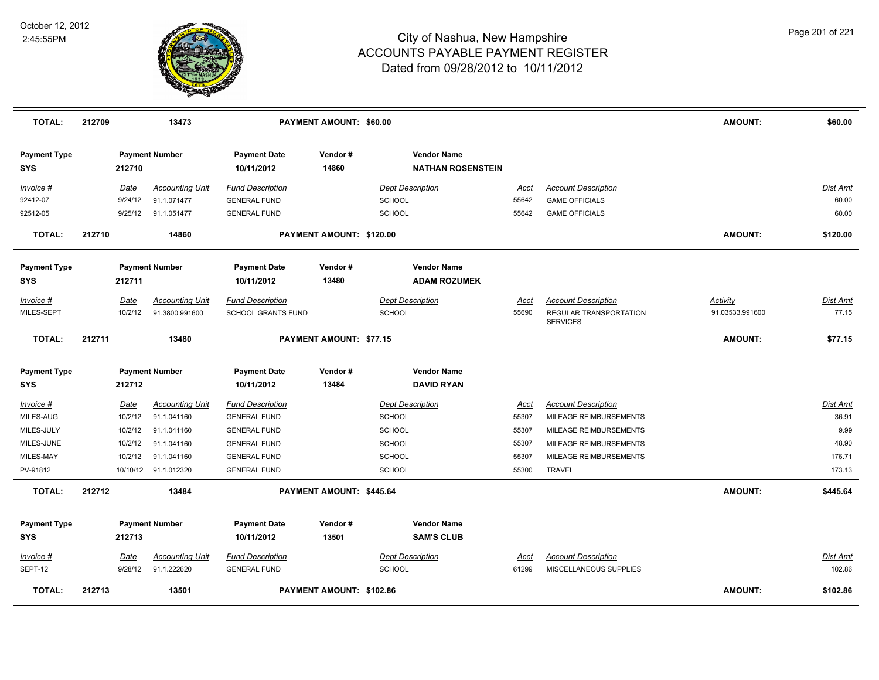# City of Nashua, New Hampshire
# ACCOUNTS PAYABLE PAYMENT REGISTER
## Dated from 09/28/2012 to 10/11/2012

October 12, 2012
2:45:55PM

| **TOTAL:** | **212709** | **13473** | | **PAYMENT AMOUNT: $60.00** | | | | **AMOUNT:** | **$60.00** |
|---|---|---|---|---|---|---|---|---|---|

| **Payment Type** | **Payment Number** | | **Payment Date** | **Vendor #** | **Vendor Name** | | | | |
|---|---|---|---|---|---|---|---|---|---|
| **SYS** | **212710** | | **10/11/2012** | **14860** | **NATHAN ROSENSTEIN** | | | | |
| *Invoice #* | *Date* | *Accounting Unit* | *Fund Description* | | *Dept Description* | *Acct* | *Account Description* | | *Dist Amt* |
| 92412-07 | 9/24/12 | 91.1.071477 | GENERAL FUND | | SCHOOL | 55642 | GAME OFFICIALS | | 60.00 |
| 92512-05 | 9/25/12 | 91.1.051477 | GENERAL FUND | | SCHOOL | 55642 | GAME OFFICIALS | | 60.00 |
| **TOTAL:** | **212710** | **14860** | | **PAYMENT AMOUNT: $120.00** | | | | **AMOUNT:** | **$120.00** |

| **Payment Type** | **Payment Number** | | **Payment Date** | **Vendor #** | **Vendor Name** | | | | |
|---|---|---|---|---|---|---|---|---|---|
| **SYS** | **212711** | | **10/11/2012** | **13480** | **ADAM ROZUMEK** | | | | |
| *Invoice #* | *Date* | *Accounting Unit* | *Fund Description* | | *Dept Description* | *Acct* | *Account Description* | *Activity* | *Dist Amt* |
| MILES-SEPT | 10/2/12 | 91.3800.991600 | SCHOOL GRANTS FUND | | SCHOOL | 55690 | REGULAR TRANSPORTATION SERVICES | 91.03533.991600 | 77.15 |
| **TOTAL:** | **212711** | **13480** | | **PAYMENT AMOUNT: $77.15** | | | | **AMOUNT:** | **$77.15** |

| **Payment Type** | **Payment Number** | | **Payment Date** | **Vendor #** | **Vendor Name** | | | | |
|---|---|---|---|---|---|---|---|---|---|
| **SYS** | **212712** | | **10/11/2012** | **13484** | **DAVID RYAN** | | | | |
| *Invoice #* | *Date* | *Accounting Unit* | *Fund Description* | | *Dept Description* | *Acct* | *Account Description* | | *Dist Amt* |
| MILES-AUG | 10/2/12 | 91.1.041160 | GENERAL FUND | | SCHOOL | 55307 | MILEAGE REIMBURSEMENTS | | 36.91 |
| MILES-JULY | 10/2/12 | 91.1.041160 | GENERAL FUND | | SCHOOL | 55307 | MILEAGE REIMBURSEMENTS | | 9.99 |
| MILES-JUNE | 10/2/12 | 91.1.041160 | GENERAL FUND | | SCHOOL | 55307 | MILEAGE REIMBURSEMENTS | | 48.90 |
| MILES-MAY | 10/2/12 | 91.1.041160 | GENERAL FUND | | SCHOOL | 55307 | MILEAGE REIMBURSEMENTS | | 176.71 |
| PV-91812 | 10/10/12 | 91.1.012320 | GENERAL FUND | | SCHOOL | 55300 | TRAVEL | | 173.13 |
| **TOTAL:** | **212712** | **13484** | | **PAYMENT AMOUNT: $445.64** | | | | **AMOUNT:** | **$445.64** |

| **Payment Type** | **Payment Number** | | **Payment Date** | **Vendor #** | **Vendor Name** | | | | |
|---|---|---|---|---|---|---|---|---|---|
| **SYS** | **212713** | | **10/11/2012** | **13501** | **SAM'S CLUB** | | | | |
| *Invoice #* | *Date* | *Accounting Unit* | *Fund Description* | | *Dept Description* | *Acct* | *Account Description* | | *Dist Amt* |
| SEPT-12 | 9/28/12 | 91.1.222620 | GENERAL FUND | | SCHOOL | 61299 | MISCELLANEOUS SUPPLIES | | 102.86 |
| **TOTAL:** | **212713** | **13501** | | **PAYMENT AMOUNT: $102.86** | | | | **AMOUNT:** | **$102.86** |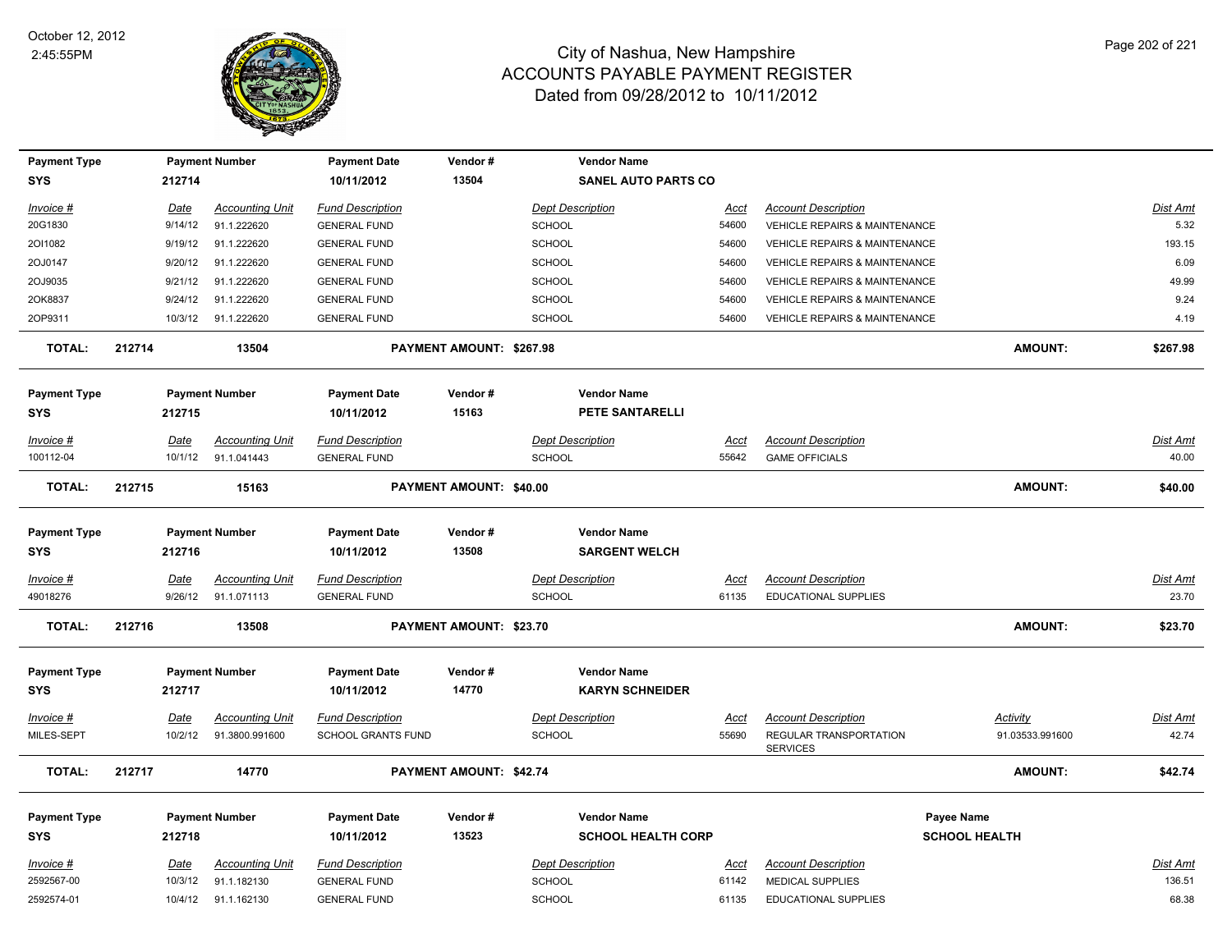# City of Nashua, New Hampshire
## ACCOUNTS PAYABLE PAYMENT REGISTER
### Dated from 09/28/2012 to 10/11/2012

October 12, 2012
2:45:55PM

| Payment Type | Payment Number | Payment Date | Vendor # | Vendor Name |
|---|---|---|---|---|
| SYS | 212714 | 10/11/2012 | 13504 | SANEL AUTO PARTS CO |

| Invoice # | Date | Accounting Unit | Fund Description | Dept Description | Acct | Account Description | Dist Amt |
|---|---|---|---|---|---|---|---|
| 20G1830 | 9/14/12 | 91.1.222620 | GENERAL FUND | SCHOOL | 54600 | VEHICLE REPAIRS & MAINTENANCE | 5.32 |
| 2OI1082 | 9/19/12 | 91.1.222620 | GENERAL FUND | SCHOOL | 54600 | VEHICLE REPAIRS & MAINTENANCE | 193.15 |
| 2OJ0147 | 9/20/12 | 91.1.222620 | GENERAL FUND | SCHOOL | 54600 | VEHICLE REPAIRS & MAINTENANCE | 6.09 |
| 2OJ9035 | 9/21/12 | 91.1.222620 | GENERAL FUND | SCHOOL | 54600 | VEHICLE REPAIRS & MAINTENANCE | 49.99 |
| 2OK8837 | 9/24/12 | 91.1.222620 | GENERAL FUND | SCHOOL | 54600 | VEHICLE REPAIRS & MAINTENANCE | 9.24 |
| 2OP9311 | 10/3/12 | 91.1.222620 | GENERAL FUND | SCHOOL | 54600 | VEHICLE REPAIRS & MAINTENANCE | 4.19 |

**TOTAL: 212714 13504 PAYMENT AMOUNT: $267.98 AMOUNT: $267.98**

| Payment Type | Payment Number | Payment Date | Vendor # | Vendor Name |
|---|---|---|---|---|
| SYS | 212715 | 10/11/2012 | 15163 | PETE SANTARELLI |

| Invoice # | Date | Accounting Unit | Fund Description | Dept Description | Acct | Account Description | Dist Amt |
|---|---|---|---|---|---|---|---|
| 100112-04 | 10/1/12 | 91.1.041443 | GENERAL FUND | SCHOOL | 55642 | GAME OFFICIALS | 40.00 |

**TOTAL: 212715 15163 PAYMENT AMOUNT: $40.00 AMOUNT: $40.00**

| Payment Type | Payment Number | Payment Date | Vendor # | Vendor Name |
|---|---|---|---|---|
| SYS | 212716 | 10/11/2012 | 13508 | SARGENT WELCH |

| Invoice # | Date | Accounting Unit | Fund Description | Dept Description | Acct | Account Description | Dist Amt |
|---|---|---|---|---|---|---|---|
| 49018276 | 9/26/12 | 91.1.071113 | GENERAL FUND | SCHOOL | 61135 | EDUCATIONAL SUPPLIES | 23.70 |

**TOTAL: 212716 13508 PAYMENT AMOUNT: $23.70 AMOUNT: $23.70**

| Payment Type | Payment Number | Payment Date | Vendor # | Vendor Name |
|---|---|---|---|---|
| SYS | 212717 | 10/11/2012 | 14770 | KARYN SCHNEIDER |

| Invoice # | Date | Accounting Unit | Fund Description | Dept Description | Acct | Account Description | Activity | Dist Amt |
|---|---|---|---|---|---|---|---|---|
| MILES-SEPT | 10/2/12 | 91.3800.991600 | SCHOOL GRANTS FUND | SCHOOL | 55690 | REGULAR TRANSPORTATION SERVICES | 91.03533.991600 | 42.74 |

**TOTAL: 212717 14770 PAYMENT AMOUNT: $42.74 AMOUNT: $42.74**

| Payment Type | Payment Number | Payment Date | Vendor # | Vendor Name | Payee Name |
|---|---|---|---|---|---|
| SYS | 212718 | 10/11/2012 | 13523 | SCHOOL HEALTH CORP | SCHOOL HEALTH |

| Invoice # | Date | Accounting Unit | Fund Description | Dept Description | Acct | Account Description | Dist Amt |
|---|---|---|---|---|---|---|---|
| 2592567-00 | 10/3/12 | 91.1.182130 | GENERAL FUND | SCHOOL | 61142 | MEDICAL SUPPLIES | 136.51 |
| 2592574-01 | 10/4/12 | 91.1.162130 | GENERAL FUND | SCHOOL | 61135 | EDUCATIONAL SUPPLIES | 68.38 |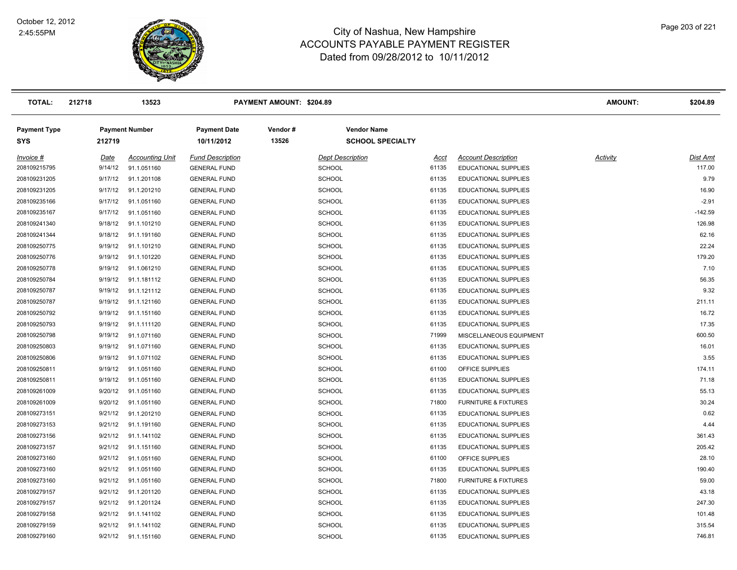# City of Nashua, New Hampshire
## ACCOUNTS PAYABLE PAYMENT REGISTER
### Dated from 09/28/2012 to 10/11/2012

October 12, 2012
2:45:55PM

| TOTAL: | 212718 | 13523 | PAYMENT AMOUNT: $204.89 | AMOUNT: | $204.89 |
|---|---|---|---|---|---|

| Payment Type | Payment Number | Payment Date | Vendor # | Vendor Name |
|---|---|---|---|---|
| SYS | 212719 | 10/11/2012 | 13526 | SCHOOL SPECIALTY |

| Invoice # | Date | Accounting Unit | Fund Description | Dept Description | Acct | Account Description | Activity | Dist Amt |
|---|---|---|---|---|---|---|---|---|
| 208109215795 | 9/14/12 | 91.1.051160 | GENERAL FUND | SCHOOL | 61135 | EDUCATIONAL SUPPLIES | | 117.00 |
| 208109231205 | 9/17/12 | 91.1.201108 | GENERAL FUND | SCHOOL | 61135 | EDUCATIONAL SUPPLIES | | 9.79 |
| 208109231205 | 9/17/12 | 91.1.201210 | GENERAL FUND | SCHOOL | 61135 | EDUCATIONAL SUPPLIES | | 16.90 |
| 208109235166 | 9/17/12 | 91.1.051160 | GENERAL FUND | SCHOOL | 61135 | EDUCATIONAL SUPPLIES | | -2.91 |
| 208109235167 | 9/17/12 | 91.1.051160 | GENERAL FUND | SCHOOL | 61135 | EDUCATIONAL SUPPLIES | | -142.59 |
| 208109241340 | 9/18/12 | 91.1.101210 | GENERAL FUND | SCHOOL | 61135 | EDUCATIONAL SUPPLIES | | 126.98 |
| 208109241344 | 9/18/12 | 91.1.191160 | GENERAL FUND | SCHOOL | 61135 | EDUCATIONAL SUPPLIES | | 62.16 |
| 208109250775 | 9/19/12 | 91.1.101210 | GENERAL FUND | SCHOOL | 61135 | EDUCATIONAL SUPPLIES | | 22.24 |
| 208109250776 | 9/19/12 | 91.1.101220 | GENERAL FUND | SCHOOL | 61135 | EDUCATIONAL SUPPLIES | | 179.20 |
| 208109250778 | 9/19/12 | 91.1.061210 | GENERAL FUND | SCHOOL | 61135 | EDUCATIONAL SUPPLIES | | 7.10 |
| 208109250784 | 9/19/12 | 91.1.181112 | GENERAL FUND | SCHOOL | 61135 | EDUCATIONAL SUPPLIES | | 56.35 |
| 208109250787 | 9/19/12 | 91.1.121112 | GENERAL FUND | SCHOOL | 61135 | EDUCATIONAL SUPPLIES | | 9.32 |
| 208109250787 | 9/19/12 | 91.1.121160 | GENERAL FUND | SCHOOL | 61135 | EDUCATIONAL SUPPLIES | | 211.11 |
| 208109250792 | 9/19/12 | 91.1.151160 | GENERAL FUND | SCHOOL | 61135 | EDUCATIONAL SUPPLIES | | 16.72 |
| 208109250793 | 9/19/12 | 91.1.111120 | GENERAL FUND | SCHOOL | 61135 | EDUCATIONAL SUPPLIES | | 17.35 |
| 208109250798 | 9/19/12 | 91.1.071160 | GENERAL FUND | SCHOOL | 71999 | MISCELLANEOUS EQUIPMENT | | 600.50 |
| 208109250803 | 9/19/12 | 91.1.071160 | GENERAL FUND | SCHOOL | 61135 | EDUCATIONAL SUPPLIES | | 16.01 |
| 208109250806 | 9/19/12 | 91.1.071102 | GENERAL FUND | SCHOOL | 61135 | EDUCATIONAL SUPPLIES | | 3.55 |
| 208109250811 | 9/19/12 | 91.1.051160 | GENERAL FUND | SCHOOL | 61100 | OFFICE SUPPLIES | | 174.11 |
| 208109250811 | 9/19/12 | 91.1.051160 | GENERAL FUND | SCHOOL | 61135 | EDUCATIONAL SUPPLIES | | 71.18 |
| 208109261009 | 9/20/12 | 91.1.051160 | GENERAL FUND | SCHOOL | 61135 | EDUCATIONAL SUPPLIES | | 55.13 |
| 208109261009 | 9/20/12 | 91.1.051160 | GENERAL FUND | SCHOOL | 71800 | FURNITURE & FIXTURES | | 30.24 |
| 208109273151 | 9/21/12 | 91.1.201210 | GENERAL FUND | SCHOOL | 61135 | EDUCATIONAL SUPPLIES | | 0.62 |
| 208109273153 | 9/21/12 | 91.1.191160 | GENERAL FUND | SCHOOL | 61135 | EDUCATIONAL SUPPLIES | | 4.44 |
| 208109273156 | 9/21/12 | 91.1.141102 | GENERAL FUND | SCHOOL | 61135 | EDUCATIONAL SUPPLIES | | 361.43 |
| 208109273157 | 9/21/12 | 91.1.151160 | GENERAL FUND | SCHOOL | 61135 | EDUCATIONAL SUPPLIES | | 205.42 |
| 208109273160 | 9/21/12 | 91.1.051160 | GENERAL FUND | SCHOOL | 61100 | OFFICE SUPPLIES | | 28.10 |
| 208109273160 | 9/21/12 | 91.1.051160 | GENERAL FUND | SCHOOL | 61135 | EDUCATIONAL SUPPLIES | | 190.40 |
| 208109273160 | 9/21/12 | 91.1.051160 | GENERAL FUND | SCHOOL | 71800 | FURNITURE & FIXTURES | | 59.00 |
| 208109279157 | 9/21/12 | 91.1.201120 | GENERAL FUND | SCHOOL | 61135 | EDUCATIONAL SUPPLIES | | 43.18 |
| 208109279157 | 9/21/12 | 91.1.201124 | GENERAL FUND | SCHOOL | 61135 | EDUCATIONAL SUPPLIES | | 247.30 |
| 208109279158 | 9/21/12 | 91.1.141102 | GENERAL FUND | SCHOOL | 61135 | EDUCATIONAL SUPPLIES | | 101.48 |
| 208109279159 | 9/21/12 | 91.1.141102 | GENERAL FUND | SCHOOL | 61135 | EDUCATIONAL SUPPLIES | | 315.54 |
| 208109279160 | 9/21/12 | 91.1.151160 | GENERAL FUND | SCHOOL | 61135 | EDUCATIONAL SUPPLIES | | 746.81 |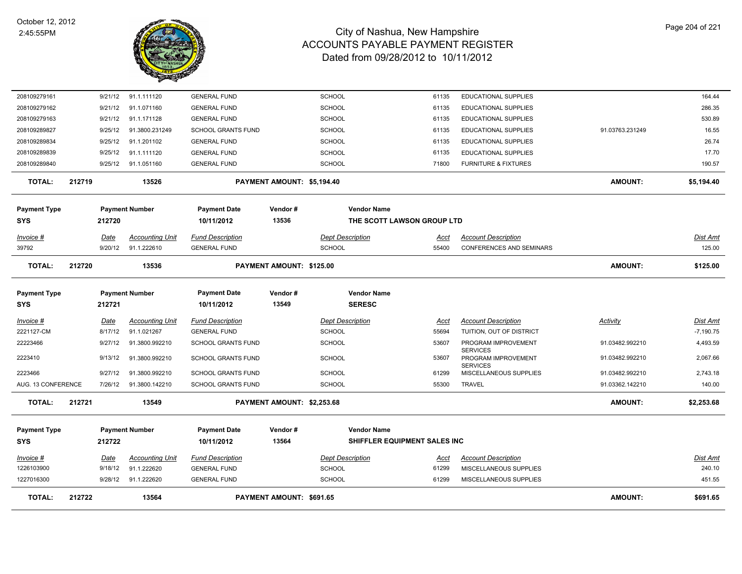# City of Nashua, New Hampshire
## ACCOUNTS PAYABLE PAYMENT REGISTER
### Dated from 09/28/2012 to 10/11/2012

October 12, 2012
2:45:55PM

| Invoice # | Date | Accounting Unit | Fund Description | Dept Description | Acct | Account Description | Activity | Dist Amt |
|---|---|---|---|---|---|---|---|---|
| 208109279161 | 9/21/12 | 91.1.111120 | GENERAL FUND | SCHOOL | 61135 | EDUCATIONAL SUPPLIES | | 164.44 |
| 208109279162 | 9/21/12 | 91.1.071160 | GENERAL FUND | SCHOOL | 61135 | EDUCATIONAL SUPPLIES | | 286.35 |
| 208109279163 | 9/21/12 | 91.1.171128 | GENERAL FUND | SCHOOL | 61135 | EDUCATIONAL SUPPLIES | | 530.89 |
| 208109289827 | 9/25/12 | 91.3800.231249 | SCHOOL GRANTS FUND | SCHOOL | 61135 | EDUCATIONAL SUPPLIES | 91.03763.231249 | 16.55 |
| 208109289834 | 9/25/12 | 91.1.201102 | GENERAL FUND | SCHOOL | 61135 | EDUCATIONAL SUPPLIES | | 26.74 |
| 208109289839 | 9/25/12 | 91.1.111120 | GENERAL FUND | SCHOOL | 61135 | EDUCATIONAL SUPPLIES | | 17.70 |
| 208109289840 | 9/25/12 | 91.1.051160 | GENERAL FUND | SCHOOL | 71800 | FURNITURE & FIXTURES | | 190.57 |

**TOTAL: 212719 — 13526 — PAYMENT AMOUNT: $5,194.40 — AMOUNT: $5,194.40**

| Payment Type | Payment Number | Payment Date | Vendor # | Vendor Name |
|---|---|---|---|---|
| SYS | 212720 | 10/11/2012 | 13536 | THE SCOTT LAWSON GROUP LTD |

| Invoice # | Date | Accounting Unit | Fund Description | Dept Description | Acct | Account Description | Dist Amt |
|---|---|---|---|---|---|---|---|
| 39792 | 9/20/12 | 91.1.222610 | GENERAL FUND | SCHOOL | 55400 | CONFERENCES AND SEMINARS | 125.00 |

**TOTAL: 212720 — 13536 — PAYMENT AMOUNT: $125.00 — AMOUNT: $125.00**

| Payment Type | Payment Number | Payment Date | Vendor # | Vendor Name |
|---|---|---|---|---|
| SYS | 212721 | 10/11/2012 | 13549 | SERESC |

| Invoice # | Date | Accounting Unit | Fund Description | Dept Description | Acct | Account Description | Activity | Dist Amt |
|---|---|---|---|---|---|---|---|---|
| 2221127-CM | 8/17/12 | 91.1.021267 | GENERAL FUND | SCHOOL | 55694 | TUITION, OUT OF DISTRICT | | -7,190.75 |
| 22223466 | 9/27/12 | 91.3800.992210 | SCHOOL GRANTS FUND | SCHOOL | 53607 | PROGRAM IMPROVEMENT SERVICES | 91.03482.992210 | 4,493.59 |
| 2223410 | 9/13/12 | 91.3800.992210 | SCHOOL GRANTS FUND | SCHOOL | 53607 | PROGRAM IMPROVEMENT SERVICES | 91.03482.992210 | 2,067.66 |
| 2223466 | 9/27/12 | 91.3800.992210 | SCHOOL GRANTS FUND | SCHOOL | 61299 | MISCELLANEOUS SUPPLIES | 91.03482.992210 | 2,743.18 |
| AUG. 13 CONFERENCE | 7/26/12 | 91.3800.142210 | SCHOOL GRANTS FUND | SCHOOL | 55300 | TRAVEL | 91.03362.142210 | 140.00 |

**TOTAL: 212721 — 13549 — PAYMENT AMOUNT: $2,253.68 — AMOUNT: $2,253.68**

| Payment Type | Payment Number | Payment Date | Vendor # | Vendor Name |
|---|---|---|---|---|
| SYS | 212722 | 10/11/2012 | 13564 | SHIFFLER EQUIPMENT SALES INC |

| Invoice # | Date | Accounting Unit | Fund Description | Dept Description | Acct | Account Description | Dist Amt |
|---|---|---|---|---|---|---|---|
| 1226103900 | 9/18/12 | 91.1.222620 | GENERAL FUND | SCHOOL | 61299 | MISCELLANEOUS SUPPLIES | 240.10 |
| 1227016300 | 9/28/12 | 91.1.222620 | GENERAL FUND | SCHOOL | 61299 | MISCELLANEOUS SUPPLIES | 451.55 |

**TOTAL: 212722 — 13564 — PAYMENT AMOUNT: $691.65 — AMOUNT: $691.65**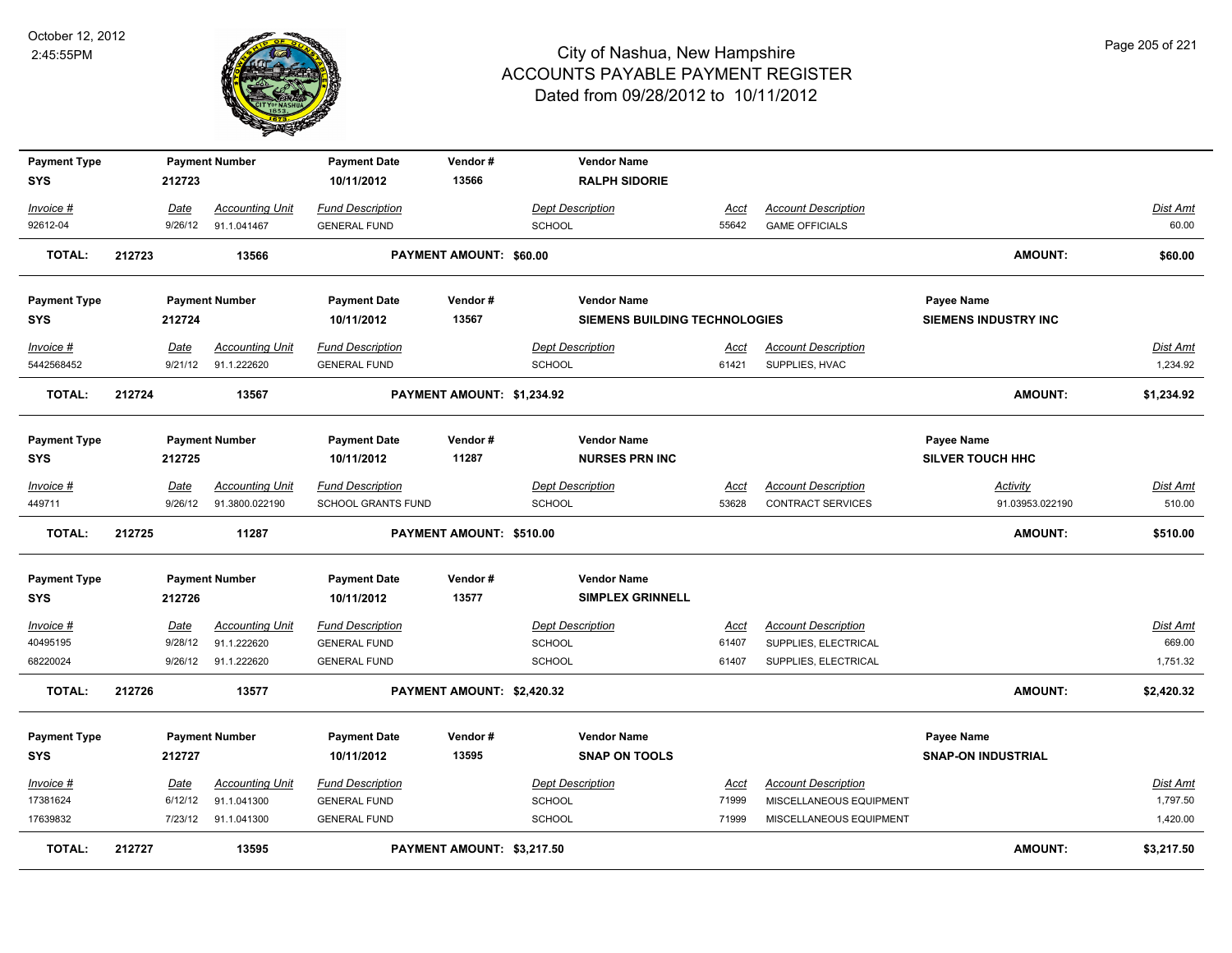# City of Nashua, New Hampshire
## ACCOUNTS PAYABLE PAYMENT REGISTER
### Dated from 09/28/2012 to 10/11/2012

October 12, 2012
2:45:55PM

| Payment Type | Payment Number | Payment Date | Vendor # | Vendor Name | | | Payee Name | |
|---|---|---|---|---|---|---|---|---|
| SYS | 212723 | 10/11/2012 | 13566 | RALPH SIDORIE | | | | |

| Invoice # | Date | Accounting Unit | Fund Description | Dept Description | Acct | Account Description | Activity | Dist Amt |
|---|---|---|---|---|---|---|---|---|
| 92612-04 | 9/26/12 | 91.1.041467 | GENERAL FUND | SCHOOL | 55642 | GAME OFFICIALS | | 60.00 |

**TOTAL: 212723 13566 PAYMENT AMOUNT: $60.00 AMOUNT: $60.00**

| Payment Type | Payment Number | Payment Date | Vendor # | Vendor Name | Payee Name |
|---|---|---|---|---|---|
| SYS | 212724 | 10/11/2012 | 13567 | SIEMENS BUILDING TECHNOLOGIES | SIEMENS INDUSTRY INC |

| Invoice # | Date | Accounting Unit | Fund Description | Dept Description | Acct | Account Description | Activity | Dist Amt |
|---|---|---|---|---|---|---|---|---|
| 5442568452 | 9/21/12 | 91.1.222620 | GENERAL FUND | SCHOOL | 61421 | SUPPLIES, HVAC | | 1,234.92 |

**TOTAL: 212724 13567 PAYMENT AMOUNT: $1,234.92 AMOUNT: $1,234.92**

| Payment Type | Payment Number | Payment Date | Vendor # | Vendor Name | Payee Name |
|---|---|---|---|---|---|
| SYS | 212725 | 10/11/2012 | 11287 | NURSES PRN INC | SILVER TOUCH HHC |

| Invoice # | Date | Accounting Unit | Fund Description | Dept Description | Acct | Account Description | Activity | Dist Amt |
|---|---|---|---|---|---|---|---|---|
| 449711 | 9/26/12 | 91.3800.022190 | SCHOOL GRANTS FUND | SCHOOL | 53628 | CONTRACT SERVICES | 91.03953.022190 | 510.00 |

**TOTAL: 212725 11287 PAYMENT AMOUNT: $510.00 AMOUNT: $510.00**

| Payment Type | Payment Number | Payment Date | Vendor # | Vendor Name | Payee Name |
|---|---|---|---|---|---|
| SYS | 212726 | 10/11/2012 | 13577 | SIMPLEX GRINNELL | |

| Invoice # | Date | Accounting Unit | Fund Description | Dept Description | Acct | Account Description | Activity | Dist Amt |
|---|---|---|---|---|---|---|---|---|
| 40495195 | 9/28/12 | 91.1.222620 | GENERAL FUND | SCHOOL | 61407 | SUPPLIES, ELECTRICAL | | 669.00 |
| 68220024 | 9/26/12 | 91.1.222620 | GENERAL FUND | SCHOOL | 61407 | SUPPLIES, ELECTRICAL | | 1,751.32 |

**TOTAL: 212726 13577 PAYMENT AMOUNT: $2,420.32 AMOUNT: $2,420.32**

| Payment Type | Payment Number | Payment Date | Vendor # | Vendor Name | Payee Name |
|---|---|---|---|---|---|
| SYS | 212727 | 10/11/2012 | 13595 | SNAP ON TOOLS | SNAP-ON INDUSTRIAL |

| Invoice # | Date | Accounting Unit | Fund Description | Dept Description | Acct | Account Description | Activity | Dist Amt |
|---|---|---|---|---|---|---|---|---|
| 17381624 | 6/12/12 | 91.1.041300 | GENERAL FUND | SCHOOL | 71999 | MISCELLANEOUS EQUIPMENT | | 1,797.50 |
| 17639832 | 7/23/12 | 91.1.041300 | GENERAL FUND | SCHOOL | 71999 | MISCELLANEOUS EQUIPMENT | | 1,420.00 |

**TOTAL: 212727 13595 PAYMENT AMOUNT: $3,217.50 AMOUNT: $3,217.50**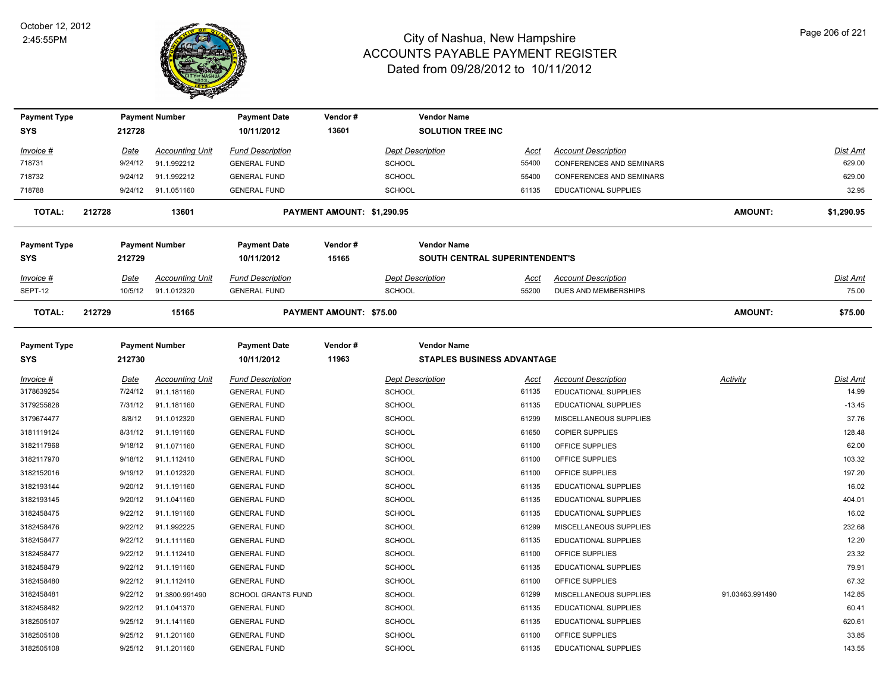# City of Nashua, New Hampshire
## ACCOUNTS PAYABLE PAYMENT REGISTER
### Dated from 09/28/2012 to 10/11/2012

October 12, 2012
2:45:55PM

| Payment Type | Payment Number | Payment Date | Vendor # | Vendor Name |
|---|---|---|---|---|
| SYS | 212728 | 10/11/2012 | 13601 | SOLUTION TREE INC |

| Invoice # | Date | Accounting Unit | Fund Description | Dept Description | Acct | Account Description | Dist Amt |
|---|---|---|---|---|---|---|---|
| 718731 | 9/24/12 | 91.1.992212 | GENERAL FUND | SCHOOL | 55400 | CONFERENCES AND SEMINARS | 629.00 |
| 718732 | 9/24/12 | 91.1.992212 | GENERAL FUND | SCHOOL | 55400 | CONFERENCES AND SEMINARS | 629.00 |
| 718788 | 9/24/12 | 91.1.051160 | GENERAL FUND | SCHOOL | 61135 | EDUCATIONAL SUPPLIES | 32.95 |

**TOTAL: 212728 13601 PAYMENT AMOUNT: $1,290.95 AMOUNT: $1,290.95**

| Payment Type | Payment Number | Payment Date | Vendor # | Vendor Name |
|---|---|---|---|---|
| SYS | 212729 | 10/11/2012 | 15165 | SOUTH CENTRAL SUPERINTENDENT'S |

| Invoice # | Date | Accounting Unit | Fund Description | Dept Description | Acct | Account Description | Dist Amt |
|---|---|---|---|---|---|---|---|
| SEPT-12 | 10/5/12 | 91.1.012320 | GENERAL FUND | SCHOOL | 55200 | DUES AND MEMBERSHIPS | 75.00 |

**TOTAL: 212729 15165 PAYMENT AMOUNT: $75.00 AMOUNT: $75.00**

| Payment Type | Payment Number | Payment Date | Vendor # | Vendor Name |
|---|---|---|---|---|
| SYS | 212730 | 10/11/2012 | 11963 | STAPLES BUSINESS ADVANTAGE |

| Invoice # | Date | Accounting Unit | Fund Description | Dept Description | Acct | Account Description | Activity | Dist Amt |
|---|---|---|---|---|---|---|---|---|
| 3178639254 | 7/24/12 | 91.1.181160 | GENERAL FUND | SCHOOL | 61135 | EDUCATIONAL SUPPLIES | | 14.99 |
| 3179255828 | 7/31/12 | 91.1.181160 | GENERAL FUND | SCHOOL | 61135 | EDUCATIONAL SUPPLIES | | -13.45 |
| 3179674477 | 8/8/12 | 91.1.012320 | GENERAL FUND | SCHOOL | 61299 | MISCELLANEOUS SUPPLIES | | 37.76 |
| 3181119124 | 8/31/12 | 91.1.191160 | GENERAL FUND | SCHOOL | 61650 | COPIER SUPPLIES | | 128.48 |
| 3182117968 | 9/18/12 | 91.1.071160 | GENERAL FUND | SCHOOL | 61100 | OFFICE SUPPLIES | | 62.00 |
| 3182117970 | 9/18/12 | 91.1.112410 | GENERAL FUND | SCHOOL | 61100 | OFFICE SUPPLIES | | 103.32 |
| 3182152016 | 9/19/12 | 91.1.012320 | GENERAL FUND | SCHOOL | 61100 | OFFICE SUPPLIES | | 197.20 |
| 3182193144 | 9/20/12 | 91.1.191160 | GENERAL FUND | SCHOOL | 61135 | EDUCATIONAL SUPPLIES | | 16.02 |
| 3182193145 | 9/20/12 | 91.1.041160 | GENERAL FUND | SCHOOL | 61135 | EDUCATIONAL SUPPLIES | | 404.01 |
| 3182458475 | 9/22/12 | 91.1.191160 | GENERAL FUND | SCHOOL | 61135 | EDUCATIONAL SUPPLIES | | 16.02 |
| 3182458476 | 9/22/12 | 91.1.992225 | GENERAL FUND | SCHOOL | 61299 | MISCELLANEOUS SUPPLIES | | 232.68 |
| 3182458477 | 9/22/12 | 91.1.111160 | GENERAL FUND | SCHOOL | 61135 | EDUCATIONAL SUPPLIES | | 12.20 |
| 3182458477 | 9/22/12 | 91.1.112410 | GENERAL FUND | SCHOOL | 61100 | OFFICE SUPPLIES | | 23.32 |
| 3182458479 | 9/22/12 | 91.1.191160 | GENERAL FUND | SCHOOL | 61135 | EDUCATIONAL SUPPLIES | | 79.91 |
| 3182458480 | 9/22/12 | 91.1.112410 | GENERAL FUND | SCHOOL | 61100 | OFFICE SUPPLIES | | 67.32 |
| 3182458481 | 9/22/12 | 91.3800.991490 | SCHOOL GRANTS FUND | SCHOOL | 61299 | MISCELLANEOUS SUPPLIES | 91.03463.991490 | 142.85 |
| 3182458482 | 9/22/12 | 91.1.041370 | GENERAL FUND | SCHOOL | 61135 | EDUCATIONAL SUPPLIES | | 60.41 |
| 3182505107 | 9/25/12 | 91.1.141160 | GENERAL FUND | SCHOOL | 61135 | EDUCATIONAL SUPPLIES | | 620.61 |
| 3182505108 | 9/25/12 | 91.1.201160 | GENERAL FUND | SCHOOL | 61100 | OFFICE SUPPLIES | | 33.85 |
| 3182505108 | 9/25/12 | 91.1.201160 | GENERAL FUND | SCHOOL | 61135 | EDUCATIONAL SUPPLIES | | 143.55 |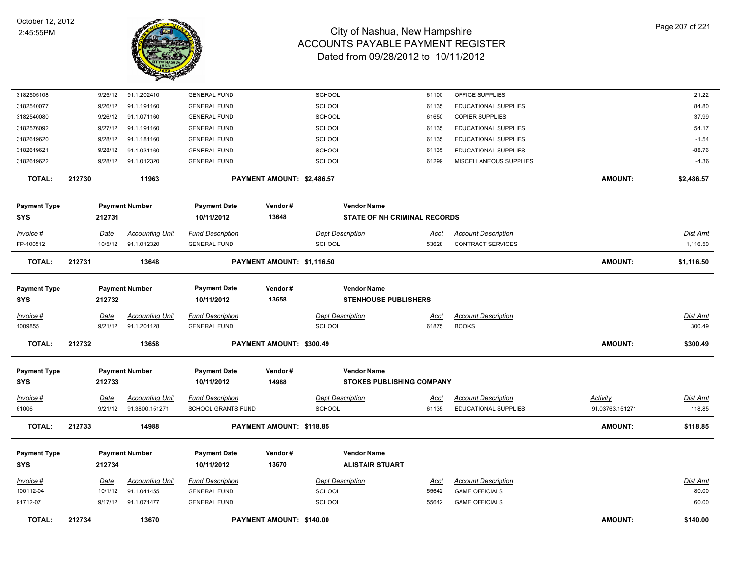| Invoice # | Date | Accounting Unit | Fund Description | Dept Description | Acct | Account Description | Activity | Dist Amt |
|---|---|---|---|---|---|---|---|---|
| 3182505108 | 9/25/12 | 91.1.202410 | GENERAL FUND | SCHOOL | 61100 | OFFICE SUPPLIES | | 21.22 |
| 3182540077 | 9/26/12 | 91.1.191160 | GENERAL FUND | SCHOOL | 61135 | EDUCATIONAL SUPPLIES | | 84.80 |
| 3182540080 | 9/26/12 | 91.1.071160 | GENERAL FUND | SCHOOL | 61650 | COPIER SUPPLIES | | 37.99 |
| 3182576092 | 9/27/12 | 91.1.191160 | GENERAL FUND | SCHOOL | 61135 | EDUCATIONAL SUPPLIES | | 54.17 |
| 3182619620 | 9/28/12 | 91.1.181160 | GENERAL FUND | SCHOOL | 61135 | EDUCATIONAL SUPPLIES | | -1.54 |
| 3182619621 | 9/28/12 | 91.1.031160 | GENERAL FUND | SCHOOL | 61135 | EDUCATIONAL SUPPLIES | | -88.76 |
| 3182619622 | 9/28/12 | 91.1.012320 | GENERAL FUND | SCHOOL | 61299 | MISCELLANEOUS SUPPLIES | | -4.36 |

**TOTAL: 212730 11963 PAYMENT AMOUNT: $2,486.57 AMOUNT: $2,486.57**

| Payment Type | Payment Number | Payment Date | Vendor # | Vendor Name |
|---|---|---|---|---|
| SYS | 212731 | 10/11/2012 | 13648 | STATE OF NH CRIMINAL RECORDS |

| Invoice # | Date | Accounting Unit | Fund Description | Dept Description | Acct | Account Description | Dist Amt |
|---|---|---|---|---|---|---|---|
| FP-100512 | 10/5/12 | 91.1.012320 | GENERAL FUND | SCHOOL | 53628 | CONTRACT SERVICES | 1,116.50 |

**TOTAL: 212731 13648 PAYMENT AMOUNT: $1,116.50 AMOUNT: $1,116.50**

| Payment Type | Payment Number | Payment Date | Vendor # | Vendor Name |
|---|---|---|---|---|
| SYS | 212732 | 10/11/2012 | 13658 | STENHOUSE PUBLISHERS |

| Invoice # | Date | Accounting Unit | Fund Description | Dept Description | Acct | Account Description | Dist Amt |
|---|---|---|---|---|---|---|---|
| 1009855 | 9/21/12 | 91.1.201128 | GENERAL FUND | SCHOOL | 61875 | BOOKS | 300.49 |

**TOTAL: 212732 13658 PAYMENT AMOUNT: $300.49 AMOUNT: $300.49**

| Payment Type | Payment Number | Payment Date | Vendor # | Vendor Name |
|---|---|---|---|---|
| SYS | 212733 | 10/11/2012 | 14988 | STOKES PUBLISHING COMPANY |

| Invoice # | Date | Accounting Unit | Fund Description | Dept Description | Acct | Account Description | Activity | Dist Amt |
|---|---|---|---|---|---|---|---|---|
| 61006 | 9/21/12 | 91.3800.151271 | SCHOOL GRANTS FUND | SCHOOL | 61135 | EDUCATIONAL SUPPLIES | 91.03763.151271 | 118.85 |

**TOTAL: 212733 14988 PAYMENT AMOUNT: $118.85 AMOUNT: $118.85**

| Payment Type | Payment Number | Payment Date | Vendor # | Vendor Name |
|---|---|---|---|---|
| SYS | 212734 | 10/11/2012 | 13670 | ALISTAIR STUART |

| Invoice # | Date | Accounting Unit | Fund Description | Dept Description | Acct | Account Description | Dist Amt |
|---|---|---|---|---|---|---|---|
| 100112-04 | 10/1/12 | 91.1.041455 | GENERAL FUND | SCHOOL | 55642 | GAME OFFICIALS | 80.00 |
| 91712-07 | 9/17/12 | 91.1.071477 | GENERAL FUND | SCHOOL | 55642 | GAME OFFICIALS | 60.00 |

**TOTAL: 212734 13670 PAYMENT AMOUNT: $140.00 AMOUNT: $140.00**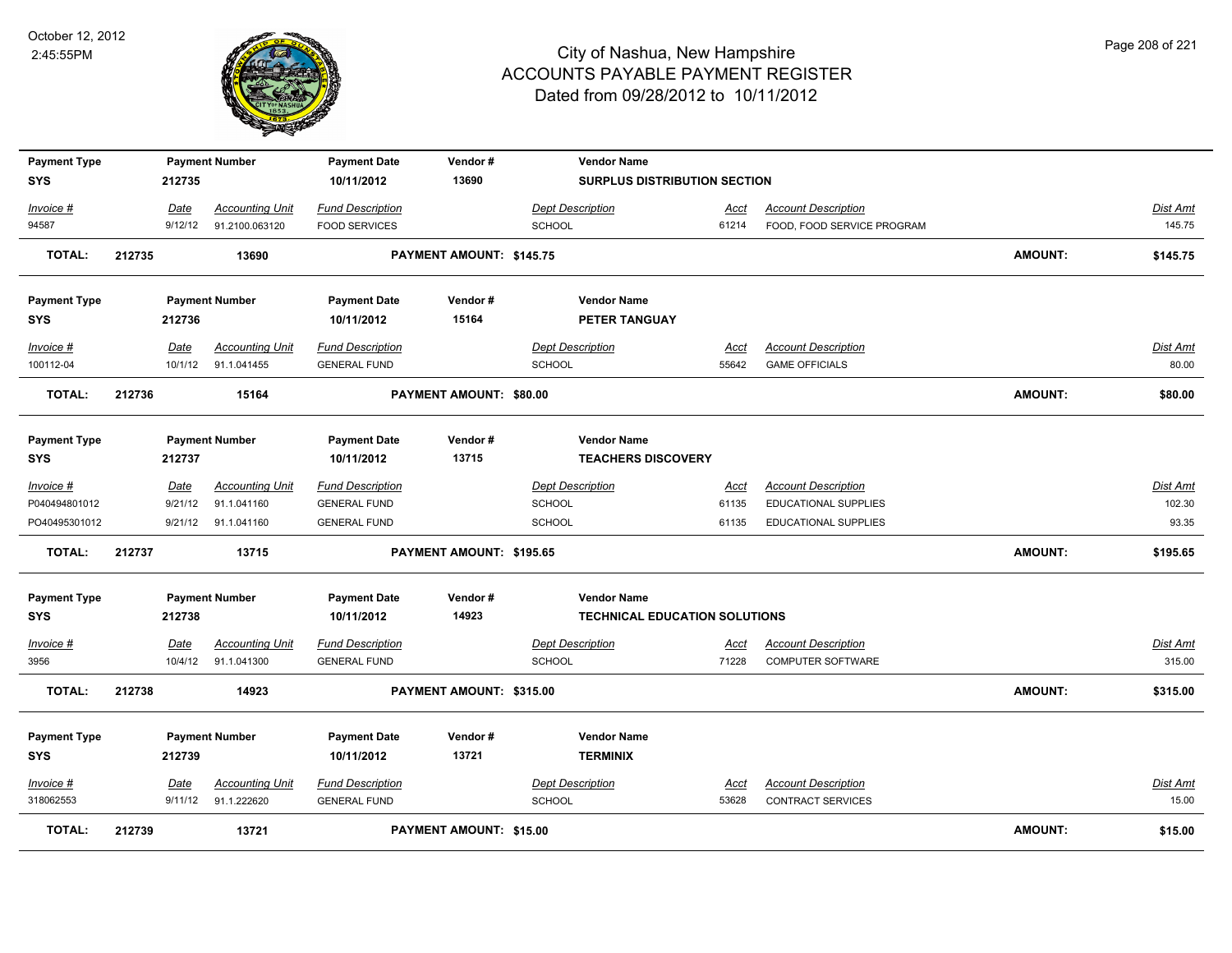# City of Nashua, New Hampshire
## ACCOUNTS PAYABLE PAYMENT REGISTER
### Dated from 09/28/2012 to 10/11/2012

October 12, 2012
2:45:55PM

| Payment Type | Payment Number | Payment Date | Vendor # | Vendor Name |
|---|---|---|---|---|
| SYS | 212735 | 10/11/2012 | 13690 | SURPLUS DISTRIBUTION SECTION |

| Invoice # | Date | Accounting Unit | Fund Description | Dept Description | Acct | Account Description | Dist Amt |
|---|---|---|---|---|---|---|---|
| 94587 | 9/12/12 | 91.2100.063120 | FOOD SERVICES | SCHOOL | 61214 | FOOD, FOOD SERVICE PROGRAM | 145.75 |

**TOTAL: 212735 13690 PAYMENT AMOUNT: $145.75 AMOUNT: $145.75**

| Payment Type | Payment Number | Payment Date | Vendor # | Vendor Name |
|---|---|---|---|---|
| SYS | 212736 | 10/11/2012 | 15164 | PETER TANGUAY |

| Invoice # | Date | Accounting Unit | Fund Description | Dept Description | Acct | Account Description | Dist Amt |
|---|---|---|---|---|---|---|---|
| 100112-04 | 10/1/12 | 91.1.041455 | GENERAL FUND | SCHOOL | 55642 | GAME OFFICIALS | 80.00 |

**TOTAL: 212736 15164 PAYMENT AMOUNT: $80.00 AMOUNT: $80.00**

| Payment Type | Payment Number | Payment Date | Vendor # | Vendor Name |
|---|---|---|---|---|
| SYS | 212737 | 10/11/2012 | 13715 | TEACHERS DISCOVERY |

| Invoice # | Date | Accounting Unit | Fund Description | Dept Description | Acct | Account Description | Dist Amt |
|---|---|---|---|---|---|---|---|
| P040494801012 | 9/21/12 | 91.1.041160 | GENERAL FUND | SCHOOL | 61135 | EDUCATIONAL SUPPLIES | 102.30 |
| PO40495301012 | 9/21/12 | 91.1.041160 | GENERAL FUND | SCHOOL | 61135 | EDUCATIONAL SUPPLIES | 93.35 |

**TOTAL: 212737 13715 PAYMENT AMOUNT: $195.65 AMOUNT: $195.65**

| Payment Type | Payment Number | Payment Date | Vendor # | Vendor Name |
|---|---|---|---|---|
| SYS | 212738 | 10/11/2012 | 14923 | TECHNICAL EDUCATION SOLUTIONS |

| Invoice # | Date | Accounting Unit | Fund Description | Dept Description | Acct | Account Description | Dist Amt |
|---|---|---|---|---|---|---|---|
| 3956 | 10/4/12 | 91.1.041300 | GENERAL FUND | SCHOOL | 71228 | COMPUTER SOFTWARE | 315.00 |

**TOTAL: 212738 14923 PAYMENT AMOUNT: $315.00 AMOUNT: $315.00**

| Payment Type | Payment Number | Payment Date | Vendor # | Vendor Name |
|---|---|---|---|---|
| SYS | 212739 | 10/11/2012 | 13721 | TERMINIX |

| Invoice # | Date | Accounting Unit | Fund Description | Dept Description | Acct | Account Description | Dist Amt |
|---|---|---|---|---|---|---|---|
| 318062553 | 9/11/12 | 91.1.222620 | GENERAL FUND | SCHOOL | 53628 | CONTRACT SERVICES | 15.00 |

**TOTAL: 212739 13721 PAYMENT AMOUNT: $15.00 AMOUNT: $15.00**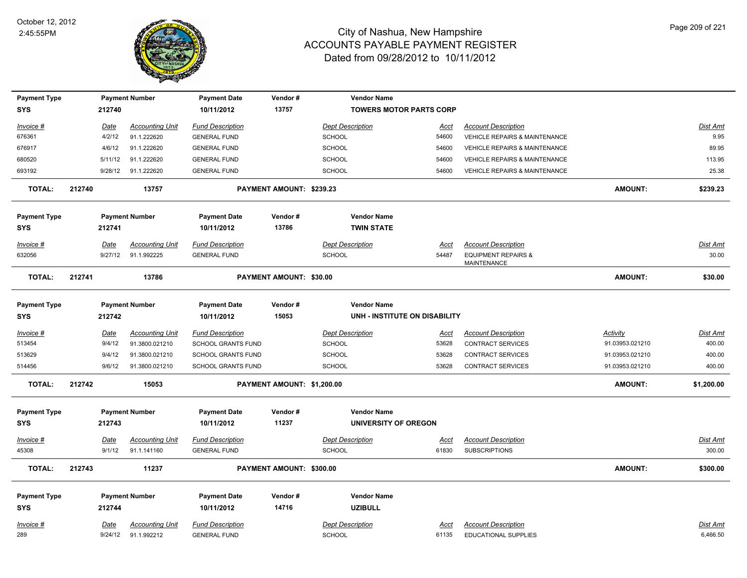# City of Nashua, New Hampshire
## ACCOUNTS PAYABLE PAYMENT REGISTER
### Dated from 09/28/2012 to 10/11/2012

October 12, 2012
2:45:55PM

| Payment Type | Payment Number | Payment Date | Vendor # | Vendor Name |
|---|---|---|---|---|
| SYS | 212740 | 10/11/2012 | 13757 | TOWERS MOTOR PARTS CORP |

| Invoice # | Date | Accounting Unit | Fund Description | Dept Description | Acct | Account Description | Dist Amt |
|---|---|---|---|---|---|---|---|
| 676361 | 4/2/12 | 91.1.222620 | GENERAL FUND | SCHOOL | 54600 | VEHICLE REPAIRS & MAINTENANCE | 9.95 |
| 676917 | 4/6/12 | 91.1.222620 | GENERAL FUND | SCHOOL | 54600 | VEHICLE REPAIRS & MAINTENANCE | 89.95 |
| 680520 | 5/11/12 | 91.1.222620 | GENERAL FUND | SCHOOL | 54600 | VEHICLE REPAIRS & MAINTENANCE | 113.95 |
| 693192 | 9/28/12 | 91.1.222620 | GENERAL FUND | SCHOOL | 54600 | VEHICLE REPAIRS & MAINTENANCE | 25.38 |

**TOTAL: 212740 13757 PAYMENT AMOUNT: $239.23 AMOUNT: $239.23**

| Payment Type | Payment Number | Payment Date | Vendor # | Vendor Name |
|---|---|---|---|---|
| SYS | 212741 | 10/11/2012 | 13786 | TWIN STATE |

| Invoice # | Date | Accounting Unit | Fund Description | Dept Description | Acct | Account Description | Dist Amt |
|---|---|---|---|---|---|---|---|
| 632056 | 9/27/12 | 91.1.992225 | GENERAL FUND | SCHOOL | 54487 | EQUIPMENT REPAIRS & MAINTENANCE | 30.00 |

**TOTAL: 212741 13786 PAYMENT AMOUNT: $30.00 AMOUNT: $30.00**

| Payment Type | Payment Number | Payment Date | Vendor # | Vendor Name |
|---|---|---|---|---|
| SYS | 212742 | 10/11/2012 | 15053 | UNH - INSTITUTE ON DISABILITY |

| Invoice # | Date | Accounting Unit | Fund Description | Dept Description | Acct | Account Description | Activity | Dist Amt |
|---|---|---|---|---|---|---|---|---|
| 513454 | 9/4/12 | 91.3800.021210 | SCHOOL GRANTS FUND | SCHOOL | 53628 | CONTRACT SERVICES | 91.03953.021210 | 400.00 |
| 513629 | 9/4/12 | 91.3800.021210 | SCHOOL GRANTS FUND | SCHOOL | 53628 | CONTRACT SERVICES | 91.03953.021210 | 400.00 |
| 514456 | 9/6/12 | 91.3800.021210 | SCHOOL GRANTS FUND | SCHOOL | 53628 | CONTRACT SERVICES | 91.03953.021210 | 400.00 |

**TOTAL: 212742 15053 PAYMENT AMOUNT: $1,200.00 AMOUNT: $1,200.00**

| Payment Type | Payment Number | Payment Date | Vendor # | Vendor Name |
|---|---|---|---|---|
| SYS | 212743 | 10/11/2012 | 11237 | UNIVERSITY OF OREGON |

| Invoice # | Date | Accounting Unit | Fund Description | Dept Description | Acct | Account Description | Dist Amt |
|---|---|---|---|---|---|---|---|
| 45308 | 9/1/12 | 91.1.141160 | GENERAL FUND | SCHOOL | 61830 | SUBSCRIPTIONS | 300.00 |

**TOTAL: 212743 11237 PAYMENT AMOUNT: $300.00 AMOUNT: $300.00**

| Payment Type | Payment Number | Payment Date | Vendor # | Vendor Name |
|---|---|---|---|---|
| SYS | 212744 | 10/11/2012 | 14716 | UZIBULL |

| Invoice # | Date | Accounting Unit | Fund Description | Dept Description | Acct | Account Description | Dist Amt |
|---|---|---|---|---|---|---|---|
| 289 | 9/24/12 | 91.1.992212 | GENERAL FUND | SCHOOL | 61135 | EDUCATIONAL SUPPLIES | 6,466.50 |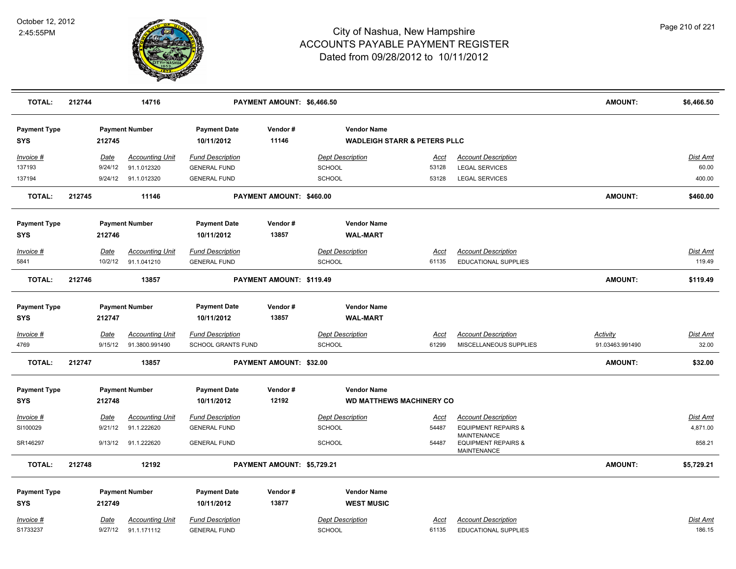# City of Nashua, New Hampshire
## ACCOUNTS PAYABLE PAYMENT REGISTER
### Dated from 09/28/2012 to 10/11/2012

October 12, 2012
2:45:55PM

| **TOTAL:** | **212744** | **14716** | **PAYMENT AMOUNT: $6,466.50** | **AMOUNT:** | **$6,466.50** |
|---|---|---|---|---|---|

| Payment Type | Payment Number | Payment Date | Vendor # | Vendor Name |
|---|---|---|---|---|
| **SYS** | **212745** | **10/11/2012** | **11146** | **WADLEIGH STARR & PETERS PLLC** |

| Invoice # | Date | Accounting Unit | Fund Description | Dept Description | Acct | Account Description | Dist Amt |
|---|---|---|---|---|---|---|---|
| 137193 | 9/24/12 | 91.1.012320 | GENERAL FUND | SCHOOL | 53128 | LEGAL SERVICES | 60.00 |
| 137194 | 9/24/12 | 91.1.012320 | GENERAL FUND | SCHOOL | 53128 | LEGAL SERVICES | 400.00 |

| **TOTAL:** | **212745** | **11146** | **PAYMENT AMOUNT: $460.00** | **AMOUNT:** | **$460.00** |
|---|---|---|---|---|---|

| Payment Type | Payment Number | Payment Date | Vendor # | Vendor Name |
|---|---|---|---|---|
| **SYS** | **212746** | **10/11/2012** | **13857** | **WAL-MART** |

| Invoice # | Date | Accounting Unit | Fund Description | Dept Description | Acct | Account Description | Dist Amt |
|---|---|---|---|---|---|---|---|
| 5841 | 10/2/12 | 91.1.041210 | GENERAL FUND | SCHOOL | 61135 | EDUCATIONAL SUPPLIES | 119.49 |

| **TOTAL:** | **212746** | **13857** | **PAYMENT AMOUNT: $119.49** | **AMOUNT:** | **$119.49** |
|---|---|---|---|---|---|

| Payment Type | Payment Number | Payment Date | Vendor # | Vendor Name |
|---|---|---|---|---|
| **SYS** | **212747** | **10/11/2012** | **13857** | **WAL-MART** |

| Invoice # | Date | Accounting Unit | Fund Description | Dept Description | Acct | Account Description | Activity | Dist Amt |
|---|---|---|---|---|---|---|---|---|
| 4769 | 9/15/12 | 91.3800.991490 | SCHOOL GRANTS FUND | SCHOOL | 61299 | MISCELLANEOUS SUPPLIES | 91.03463.991490 | 32.00 |

| **TOTAL:** | **212747** | **13857** | **PAYMENT AMOUNT: $32.00** | **AMOUNT:** | **$32.00** |
|---|---|---|---|---|---|

| Payment Type | Payment Number | Payment Date | Vendor # | Vendor Name |
|---|---|---|---|---|
| **SYS** | **212748** | **10/11/2012** | **12192** | **WD MATTHEWS MACHINERY CO** |

| Invoice # | Date | Accounting Unit | Fund Description | Dept Description | Acct | Account Description | Dist Amt |
|---|---|---|---|---|---|---|---|
| SI100029 | 9/21/12 | 91.1.222620 | GENERAL FUND | SCHOOL | 54487 | EQUIPMENT REPAIRS & MAINTENANCE | 4,871.00 |
| SR146297 | 9/13/12 | 91.1.222620 | GENERAL FUND | SCHOOL | 54487 | EQUIPMENT REPAIRS & MAINTENANCE | 858.21 |

| **TOTAL:** | **212748** | **12192** | **PAYMENT AMOUNT: $5,729.21** | **AMOUNT:** | **$5,729.21** |
|---|---|---|---|---|---|

| Payment Type | Payment Number | Payment Date | Vendor # | Vendor Name |
|---|---|---|---|---|
| **SYS** | **212749** | **10/11/2012** | **13877** | **WEST MUSIC** |

| Invoice # | Date | Accounting Unit | Fund Description | Dept Description | Acct | Account Description | Dist Amt |
|---|---|---|---|---|---|---|---|
| S1733237 | 9/27/12 | 91.1.171112 | GENERAL FUND | SCHOOL | 61135 | EDUCATIONAL SUPPLIES | 186.15 |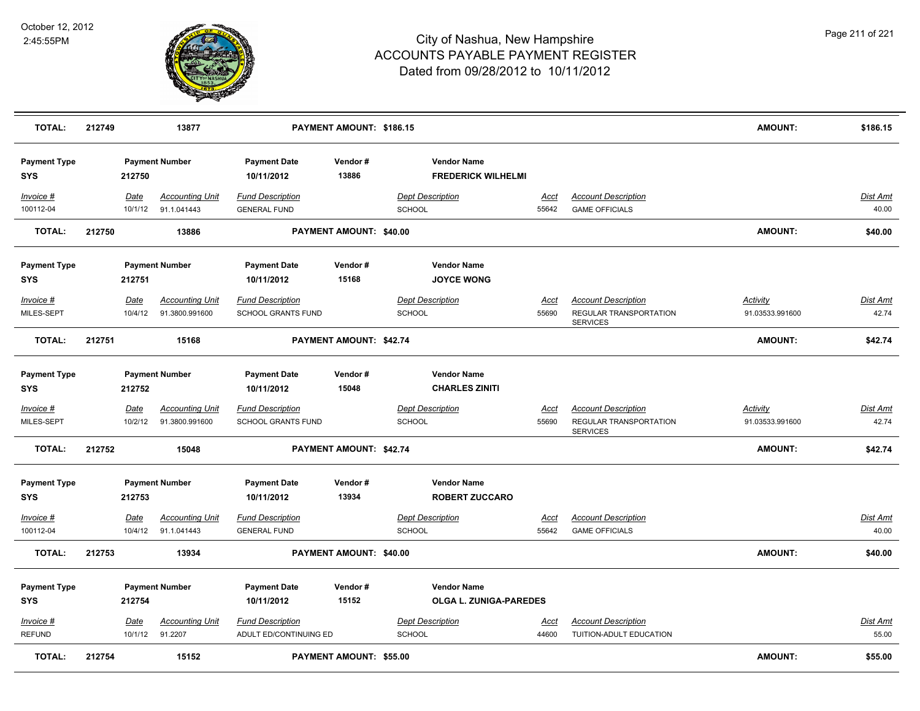| TOTAL: | 212749 | 13877 | PAYMENT AMOUNT: $186.15 | AMOUNT: | $186.15 |
|---|---|---|---|---|---|

| Payment Type | Payment Number | Payment Date | Vendor # | Vendor Name |
|---|---|---|---|---|
| SYS | 212750 | 10/11/2012 | 13886 | FREDERICK WILHELMI |

| Invoice # | Date | Accounting Unit | Fund Description | Dept Description | Acct | Account Description | Dist Amt |
|---|---|---|---|---|---|---|---|
| 100112-04 | 10/1/12 | 91.1.041443 | GENERAL FUND | SCHOOL | 55642 | GAME OFFICIALS | 40.00 |

| TOTAL: | 212750 | 13886 | PAYMENT AMOUNT: $40.00 | AMOUNT: | $40.00 |
|---|---|---|---|---|---|

| Payment Type | Payment Number | Payment Date | Vendor # | Vendor Name |
|---|---|---|---|---|
| SYS | 212751 | 10/11/2012 | 15168 | JOYCE WONG |

| Invoice # | Date | Accounting Unit | Fund Description | Dept Description | Acct | Account Description | Activity | Dist Amt |
|---|---|---|---|---|---|---|---|---|
| MILES-SEPT | 10/4/12 | 91.3800.991600 | SCHOOL GRANTS FUND | SCHOOL | 55690 | REGULAR TRANSPORTATION SERVICES | 91.03533.991600 | 42.74 |

| TOTAL: | 212751 | 15168 | PAYMENT AMOUNT: $42.74 | AMOUNT: | $42.74 |
|---|---|---|---|---|---|

| Payment Type | Payment Number | Payment Date | Vendor # | Vendor Name |
|---|---|---|---|---|
| SYS | 212752 | 10/11/2012 | 15048 | CHARLES ZINITI |

| Invoice # | Date | Accounting Unit | Fund Description | Dept Description | Acct | Account Description | Activity | Dist Amt |
|---|---|---|---|---|---|---|---|---|
| MILES-SEPT | 10/2/12 | 91.3800.991600 | SCHOOL GRANTS FUND | SCHOOL | 55690 | REGULAR TRANSPORTATION SERVICES | 91.03533.991600 | 42.74 |

| TOTAL: | 212752 | 15048 | PAYMENT AMOUNT: $42.74 | AMOUNT: | $42.74 |
|---|---|---|---|---|---|

| Payment Type | Payment Number | Payment Date | Vendor # | Vendor Name |
|---|---|---|---|---|
| SYS | 212753 | 10/11/2012 | 13934 | ROBERT ZUCCARO |

| Invoice # | Date | Accounting Unit | Fund Description | Dept Description | Acct | Account Description | Dist Amt |
|---|---|---|---|---|---|---|---|
| 100112-04 | 10/4/12 | 91.1.041443 | GENERAL FUND | SCHOOL | 55642 | GAME OFFICIALS | 40.00 |

| TOTAL: | 212753 | 13934 | PAYMENT AMOUNT: $40.00 | AMOUNT: | $40.00 |
|---|---|---|---|---|---|

| Payment Type | Payment Number | Payment Date | Vendor # | Vendor Name |
|---|---|---|---|---|
| SYS | 212754 | 10/11/2012 | 15152 | OLGA L. ZUNIGA-PAREDES |

| Invoice # | Date | Accounting Unit | Fund Description | Dept Description | Acct | Account Description | Dist Amt |
|---|---|---|---|---|---|---|---|
| REFUND | 10/1/12 | 91.2207 | ADULT ED/CONTINUING ED | SCHOOL | 44600 | TUITION-ADULT EDUCATION | 55.00 |

| TOTAL: | 212754 | 15152 | PAYMENT AMOUNT: $55.00 | AMOUNT: | $55.00 |
|---|---|---|---|---|---|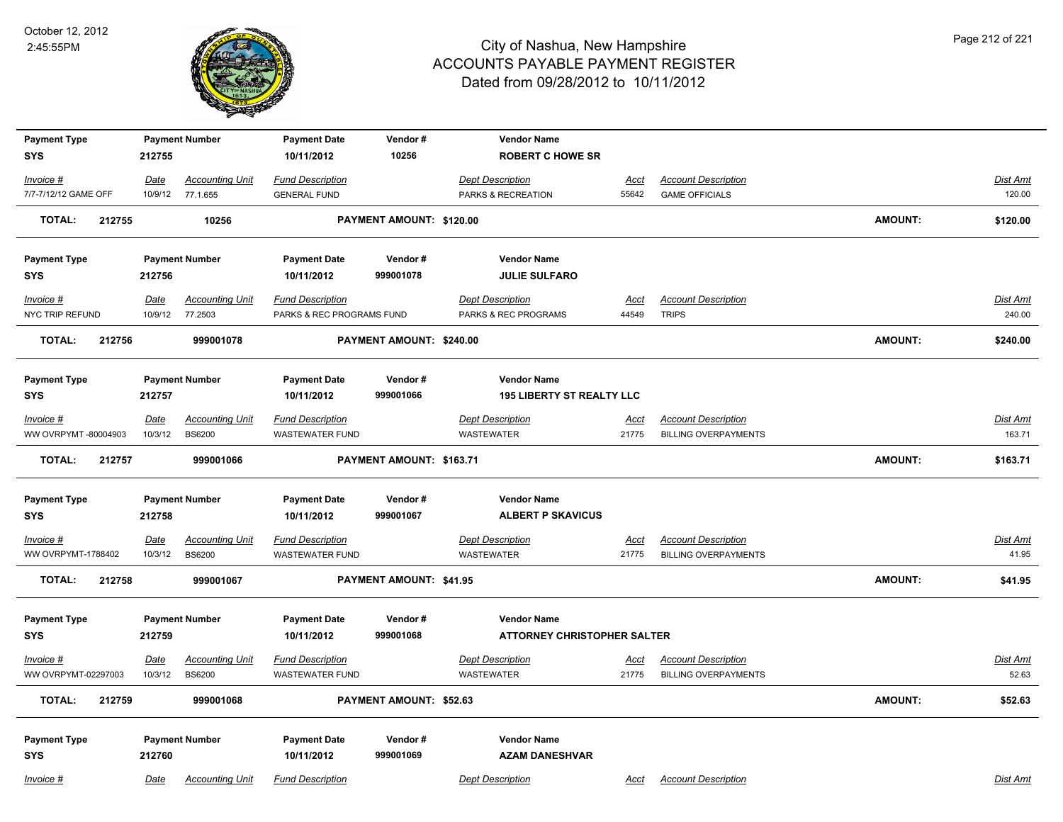# City of Nashua, New Hampshire
# ACCOUNTS PAYABLE PAYMENT REGISTER
# Dated from 09/28/2012 to 10/11/2012

October 12, 2012
2:45:55PM

| Payment Type | Payment Number | Payment Date | Vendor # | Vendor Name |
|---|---|---|---|---|
| SYS | 212755 | 10/11/2012 | 10256 | **ROBERT C HOWE SR** |

| Invoice # | Date | Accounting Unit | Fund Description | Dept Description | Acct | Account Description | Dist Amt |
|---|---|---|---|---|---|---|---|
| 7/7-7/12/12 GAME OFF | 10/9/12 | 77.1.655 | GENERAL FUND | PARKS & RECREATION | 55642 | GAME OFFICIALS | 120.00 |

**TOTAL: 212755 10256 PAYMENT AMOUNT: $120.00 AMOUNT: $120.00**

| Payment Type | Payment Number | Payment Date | Vendor # | Vendor Name |
|---|---|---|---|---|
| SYS | 212756 | 10/11/2012 | 999001078 | **JULIE SULFARO** |

| Invoice # | Date | Accounting Unit | Fund Description | Dept Description | Acct | Account Description | Dist Amt |
|---|---|---|---|---|---|---|---|
| NYC TRIP REFUND | 10/9/12 | 77.2503 | PARKS & REC PROGRAMS FUND | PARKS & REC PROGRAMS | 44549 | TRIPS | 240.00 |

**TOTAL: 212756 999001078 PAYMENT AMOUNT: $240.00 AMOUNT: $240.00**

| Payment Type | Payment Number | Payment Date | Vendor # | Vendor Name |
|---|---|---|---|---|
| SYS | 212757 | 10/11/2012 | 999001066 | **195 LIBERTY ST REALTY LLC** |

| Invoice # | Date | Accounting Unit | Fund Description | Dept Description | Acct | Account Description | Dist Amt |
|---|---|---|---|---|---|---|---|
| WW OVRPYMT -80004903 | 10/3/12 | BS6200 | WASTEWATER FUND | WASTEWATER | 21775 | BILLING OVERPAYMENTS | 163.71 |

**TOTAL: 212757 999001066 PAYMENT AMOUNT: $163.71 AMOUNT: $163.71**

| Payment Type | Payment Number | Payment Date | Vendor # | Vendor Name |
|---|---|---|---|---|
| SYS | 212758 | 10/11/2012 | 999001067 | **ALBERT P SKAVICUS** |

| Invoice # | Date | Accounting Unit | Fund Description | Dept Description | Acct | Account Description | Dist Amt |
|---|---|---|---|---|---|---|---|
| WW OVRPYMT-1788402 | 10/3/12 | BS6200 | WASTEWATER FUND | WASTEWATER | 21775 | BILLING OVERPAYMENTS | 41.95 |

**TOTAL: 212758 999001067 PAYMENT AMOUNT: $41.95 AMOUNT: $41.95**

| Payment Type | Payment Number | Payment Date | Vendor # | Vendor Name |
|---|---|---|---|---|
| SYS | 212759 | 10/11/2012 | 999001068 | **ATTORNEY CHRISTOPHER SALTER** |

| Invoice # | Date | Accounting Unit | Fund Description | Dept Description | Acct | Account Description | Dist Amt |
|---|---|---|---|---|---|---|---|
| WW OVRPYMT-02297003 | 10/3/12 | BS6200 | WASTEWATER FUND | WASTEWATER | 21775 | BILLING OVERPAYMENTS | 52.63 |

**TOTAL: 212759 999001068 PAYMENT AMOUNT: $52.63 AMOUNT: $52.63**

| Payment Type | Payment Number | Payment Date | Vendor # | Vendor Name |
|---|---|---|---|---|
| SYS | 212760 | 10/11/2012 | 999001069 | **AZAM DANESHVAR** |

| Invoice # | Date | Accounting Unit | Fund Description | Dept Description | Acct | Account Description | Dist Amt |
|---|---|---|---|---|---|---|---|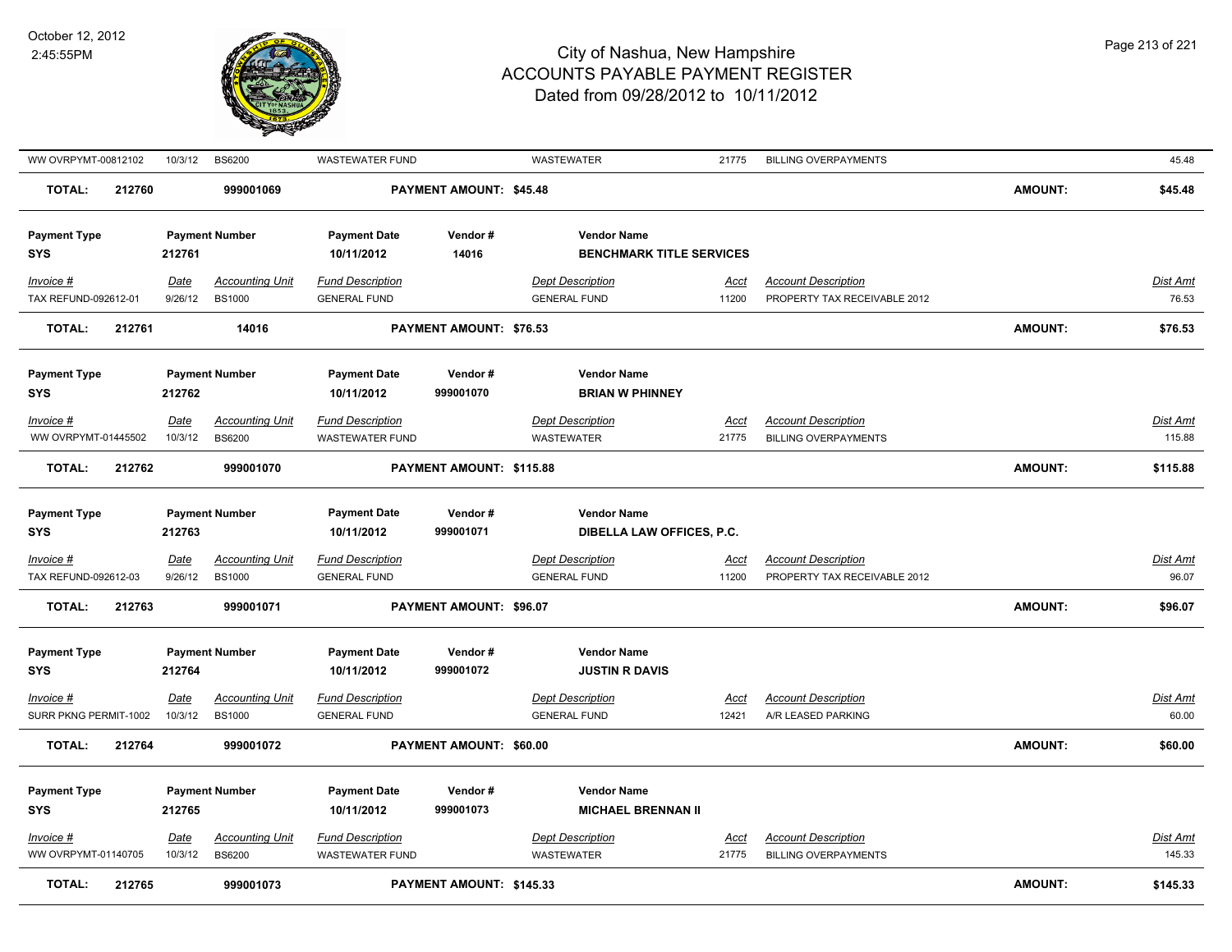| Invoice # | Date | Accounting Unit | Fund Description | Dept Description | Acct | Account Description | Dist Amt |
|---|---|---|---|---|---|---|---|
| WW OVRPYMT-00812102 | 10/3/12 | BS6200 | WASTEWATER FUND | WASTEWATER | 21775 | BILLING OVERPAYMENTS | 45.48 |

**TOTAL: 212760 — 999001069 — PAYMENT AMOUNT: $45.48 — AMOUNT: $45.48**

| Payment Type | Payment Number | Payment Date | Vendor # | Vendor Name |
|---|---|---|---|---|
| SYS | 212761 | 10/11/2012 | 14016 | BENCHMARK TITLE SERVICES |

| Invoice # | Date | Accounting Unit | Fund Description | Dept Description | Acct | Account Description | Dist Amt |
|---|---|---|---|---|---|---|---|
| TAX REFUND-092612-01 | 9/26/12 | BS1000 | GENERAL FUND | GENERAL FUND | 11200 | PROPERTY TAX RECEIVABLE 2012 | 76.53 |

**TOTAL: 212761 — 14016 — PAYMENT AMOUNT: $76.53 — AMOUNT: $76.53**

| Payment Type | Payment Number | Payment Date | Vendor # | Vendor Name |
|---|---|---|---|---|
| SYS | 212762 | 10/11/2012 | 999001070 | BRIAN W PHINNEY |

| Invoice # | Date | Accounting Unit | Fund Description | Dept Description | Acct | Account Description | Dist Amt |
|---|---|---|---|---|---|---|---|
| WW OVRPYMT-01445502 | 10/3/12 | BS6200 | WASTEWATER FUND | WASTEWATER | 21775 | BILLING OVERPAYMENTS | 115.88 |

**TOTAL: 212762 — 999001070 — PAYMENT AMOUNT: $115.88 — AMOUNT: $115.88**

| Payment Type | Payment Number | Payment Date | Vendor # | Vendor Name |
|---|---|---|---|---|
| SYS | 212763 | 10/11/2012 | 999001071 | DIBELLA LAW OFFICES, P.C. |

| Invoice # | Date | Accounting Unit | Fund Description | Dept Description | Acct | Account Description | Dist Amt |
|---|---|---|---|---|---|---|---|
| TAX REFUND-092612-03 | 9/26/12 | BS1000 | GENERAL FUND | GENERAL FUND | 11200 | PROPERTY TAX RECEIVABLE 2012 | 96.07 |

**TOTAL: 212763 — 999001071 — PAYMENT AMOUNT: $96.07 — AMOUNT: $96.07**

| Payment Type | Payment Number | Payment Date | Vendor # | Vendor Name |
|---|---|---|---|---|
| SYS | 212764 | 10/11/2012 | 999001072 | JUSTIN R DAVIS |

| Invoice # | Date | Accounting Unit | Fund Description | Dept Description | Acct | Account Description | Dist Amt |
|---|---|---|---|---|---|---|---|
| SURR PKNG PERMIT-1002 | 10/3/12 | BS1000 | GENERAL FUND | GENERAL FUND | 12421 | A/R LEASED PARKING | 60.00 |

**TOTAL: 212764 — 999001072 — PAYMENT AMOUNT: $60.00 — AMOUNT: $60.00**

| Payment Type | Payment Number | Payment Date | Vendor # | Vendor Name |
|---|---|---|---|---|
| SYS | 212765 | 10/11/2012 | 999001073 | MICHAEL BRENNAN II |

| Invoice # | Date | Accounting Unit | Fund Description | Dept Description | Acct | Account Description | Dist Amt |
|---|---|---|---|---|---|---|---|
| WW OVRPYMT-01140705 | 10/3/12 | BS6200 | WASTEWATER FUND | WASTEWATER | 21775 | BILLING OVERPAYMENTS | 145.33 |

**TOTAL: 212765 — 999001073 — PAYMENT AMOUNT: $145.33 — AMOUNT: $145.33**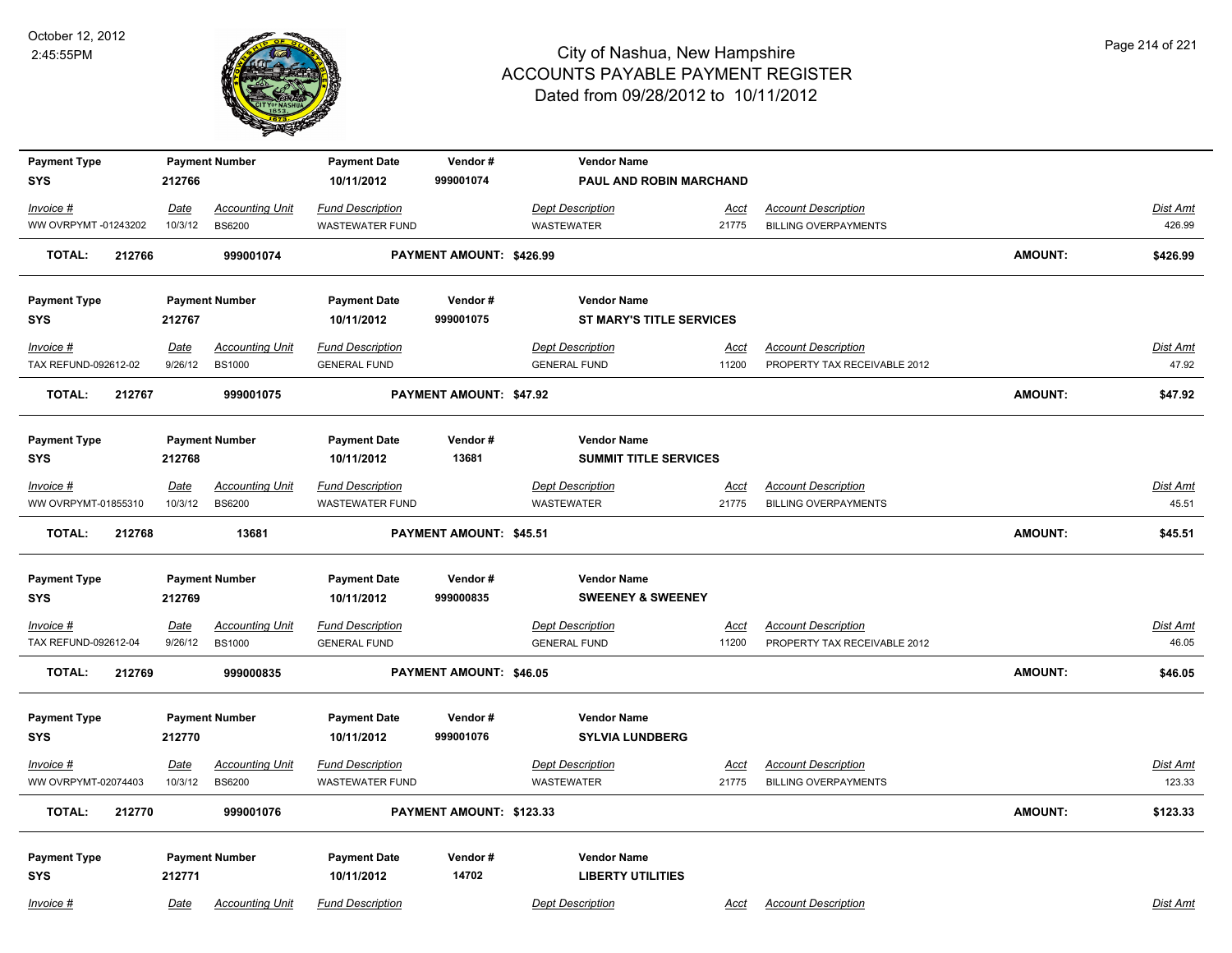# City of Nashua, New Hampshire
## ACCOUNTS PAYABLE PAYMENT REGISTER
### Dated from 09/28/2012 to 10/11/2012

October 12, 2012
2:45:55PM

| Payment Type | Payment Number | Payment Date | Vendor # | Vendor Name |
|---|---|---|---|---|
| SYS | 212766 | 10/11/2012 | 999001074 | PAUL AND ROBIN MARCHAND |

| Invoice # | Date | Accounting Unit | Fund Description | Dept Description | Acct | Account Description | Dist Amt |
|---|---|---|---|---|---|---|---|
| WW OVRPYMT -01243202 | 10/3/12 | BS6200 | WASTEWATER FUND | WASTEWATER | 21775 | BILLING OVERPAYMENTS | 426.99 |

**TOTAL: 212766 999001074 PAYMENT AMOUNT: $426.99 AMOUNT: $426.99**

| Payment Type | Payment Number | Payment Date | Vendor # | Vendor Name |
|---|---|---|---|---|
| SYS | 212767 | 10/11/2012 | 999001075 | ST MARY'S TITLE SERVICES |

| Invoice # | Date | Accounting Unit | Fund Description | Dept Description | Acct | Account Description | Dist Amt |
|---|---|---|---|---|---|---|---|
| TAX REFUND-092612-02 | 9/26/12 | BS1000 | GENERAL FUND | GENERAL FUND | 11200 | PROPERTY TAX RECEIVABLE 2012 | 47.92 |

**TOTAL: 212767 999001075 PAYMENT AMOUNT: $47.92 AMOUNT: $47.92**

| Payment Type | Payment Number | Payment Date | Vendor # | Vendor Name |
|---|---|---|---|---|
| SYS | 212768 | 10/11/2012 | 13681 | SUMMIT TITLE SERVICES |

| Invoice # | Date | Accounting Unit | Fund Description | Dept Description | Acct | Account Description | Dist Amt |
|---|---|---|---|---|---|---|---|
| WW OVRPYMT-01855310 | 10/3/12 | BS6200 | WASTEWATER FUND | WASTEWATER | 21775 | BILLING OVERPAYMENTS | 45.51 |

**TOTAL: 212768 13681 PAYMENT AMOUNT: $45.51 AMOUNT: $45.51**

| Payment Type | Payment Number | Payment Date | Vendor # | Vendor Name |
|---|---|---|---|---|
| SYS | 212769 | 10/11/2012 | 999000835 | SWEENEY & SWEENEY |

| Invoice # | Date | Accounting Unit | Fund Description | Dept Description | Acct | Account Description | Dist Amt |
|---|---|---|---|---|---|---|---|
| TAX REFUND-092612-04 | 9/26/12 | BS1000 | GENERAL FUND | GENERAL FUND | 11200 | PROPERTY TAX RECEIVABLE 2012 | 46.05 |

**TOTAL: 212769 999000835 PAYMENT AMOUNT: $46.05 AMOUNT: $46.05**

| Payment Type | Payment Number | Payment Date | Vendor # | Vendor Name |
|---|---|---|---|---|
| SYS | 212770 | 10/11/2012 | 999001076 | SYLVIA LUNDBERG |

| Invoice # | Date | Accounting Unit | Fund Description | Dept Description | Acct | Account Description | Dist Amt |
|---|---|---|---|---|---|---|---|
| WW OVRPYMT-02074403 | 10/3/12 | BS6200 | WASTEWATER FUND | WASTEWATER | 21775 | BILLING OVERPAYMENTS | 123.33 |

**TOTAL: 212770 999001076 PAYMENT AMOUNT: $123.33 AMOUNT: $123.33**

| Payment Type | Payment Number | Payment Date | Vendor # | Vendor Name |
|---|---|---|---|---|
| SYS | 212771 | 10/11/2012 | 14702 | LIBERTY UTILITIES |

| Invoice # | Date | Accounting Unit | Fund Description | Dept Description | Acct | Account Description | Dist Amt |
|---|---|---|---|---|---|---|---|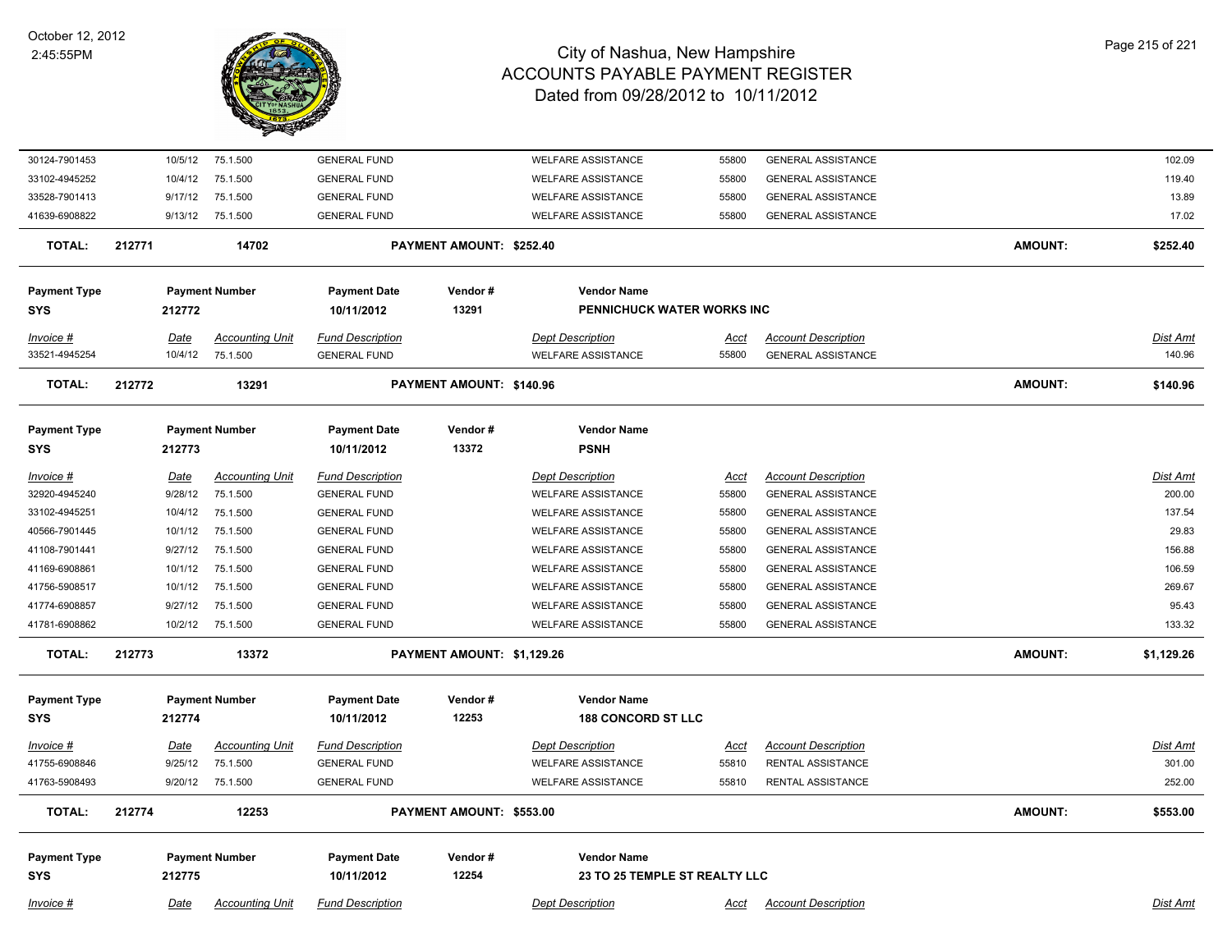| Invoice # | Date | Accounting Unit | Fund Description | Dept Description | Acct | Account Description | Dist Amt |
|---|---|---|---|---|---|---|---|
| 30124-7901453 | 10/5/12 | 75.1.500 | GENERAL FUND | WELFARE ASSISTANCE | 55800 | GENERAL ASSISTANCE | 102.09 |
| 33102-4945252 | 10/4/12 | 75.1.500 | GENERAL FUND | WELFARE ASSISTANCE | 55800 | GENERAL ASSISTANCE | 119.40 |
| 33528-7901413 | 9/17/12 | 75.1.500 | GENERAL FUND | WELFARE ASSISTANCE | 55800 | GENERAL ASSISTANCE | 13.89 |
| 41639-6908822 | 9/13/12 | 75.1.500 | GENERAL FUND | WELFARE ASSISTANCE | 55800 | GENERAL ASSISTANCE | 17.02 |

**TOTAL:** 212771 | 14702 | **PAYMENT AMOUNT: $252.40** | **AMOUNT: $252.40**

| Payment Type | Payment Number | Payment Date | Vendor # | Vendor Name |
|---|---|---|---|---|
| SYS | 212772 | 10/11/2012 | 13291 | PENNICHUCK WATER WORKS INC |

| Invoice # | Date | Accounting Unit | Fund Description | Dept Description | Acct | Account Description | Dist Amt |
|---|---|---|---|---|---|---|---|
| 33521-4945254 | 10/4/12 | 75.1.500 | GENERAL FUND | WELFARE ASSISTANCE | 55800 | GENERAL ASSISTANCE | 140.96 |

**TOTAL:** 212772 | 13291 | **PAYMENT AMOUNT: $140.96** | **AMOUNT: $140.96**

| Payment Type | Payment Number | Payment Date | Vendor # | Vendor Name |
|---|---|---|---|---|
| SYS | 212773 | 10/11/2012 | 13372 | PSNH |

| Invoice # | Date | Accounting Unit | Fund Description | Dept Description | Acct | Account Description | Dist Amt |
|---|---|---|---|---|---|---|---|
| 32920-4945240 | 9/28/12 | 75.1.500 | GENERAL FUND | WELFARE ASSISTANCE | 55800 | GENERAL ASSISTANCE | 200.00 |
| 33102-4945251 | 10/4/12 | 75.1.500 | GENERAL FUND | WELFARE ASSISTANCE | 55800 | GENERAL ASSISTANCE | 137.54 |
| 40566-7901445 | 10/1/12 | 75.1.500 | GENERAL FUND | WELFARE ASSISTANCE | 55800 | GENERAL ASSISTANCE | 29.83 |
| 41108-7901441 | 9/27/12 | 75.1.500 | GENERAL FUND | WELFARE ASSISTANCE | 55800 | GENERAL ASSISTANCE | 156.88 |
| 41169-6908861 | 10/1/12 | 75.1.500 | GENERAL FUND | WELFARE ASSISTANCE | 55800 | GENERAL ASSISTANCE | 106.59 |
| 41756-5908517 | 10/1/12 | 75.1.500 | GENERAL FUND | WELFARE ASSISTANCE | 55800 | GENERAL ASSISTANCE | 269.67 |
| 41774-6908857 | 9/27/12 | 75.1.500 | GENERAL FUND | WELFARE ASSISTANCE | 55800 | GENERAL ASSISTANCE | 95.43 |
| 41781-6908862 | 10/2/12 | 75.1.500 | GENERAL FUND | WELFARE ASSISTANCE | 55800 | GENERAL ASSISTANCE | 133.32 |

**TOTAL:** 212773 | 13372 | **PAYMENT AMOUNT: $1,129.26** | **AMOUNT: $1,129.26**

| Payment Type | Payment Number | Payment Date | Vendor # | Vendor Name |
|---|---|---|---|---|
| SYS | 212774 | 10/11/2012 | 12253 | 188 CONCORD ST LLC |

| Invoice # | Date | Accounting Unit | Fund Description | Dept Description | Acct | Account Description | Dist Amt |
|---|---|---|---|---|---|---|---|
| 41755-6908846 | 9/25/12 | 75.1.500 | GENERAL FUND | WELFARE ASSISTANCE | 55810 | RENTAL ASSISTANCE | 301.00 |
| 41763-5908493 | 9/20/12 | 75.1.500 | GENERAL FUND | WELFARE ASSISTANCE | 55810 | RENTAL ASSISTANCE | 252.00 |

**TOTAL:** 212774 | 12253 | **PAYMENT AMOUNT: $553.00** | **AMOUNT: $553.00**

| Payment Type | Payment Number | Payment Date | Vendor # | Vendor Name |
|---|---|---|---|---|
| SYS | 212775 | 10/11/2012 | 12254 | 23 TO 25 TEMPLE ST REALTY LLC |

| Invoice # | Date | Accounting Unit | Fund Description | Dept Description | Acct | Account Description | Dist Amt |
|---|---|---|---|---|---|---|---|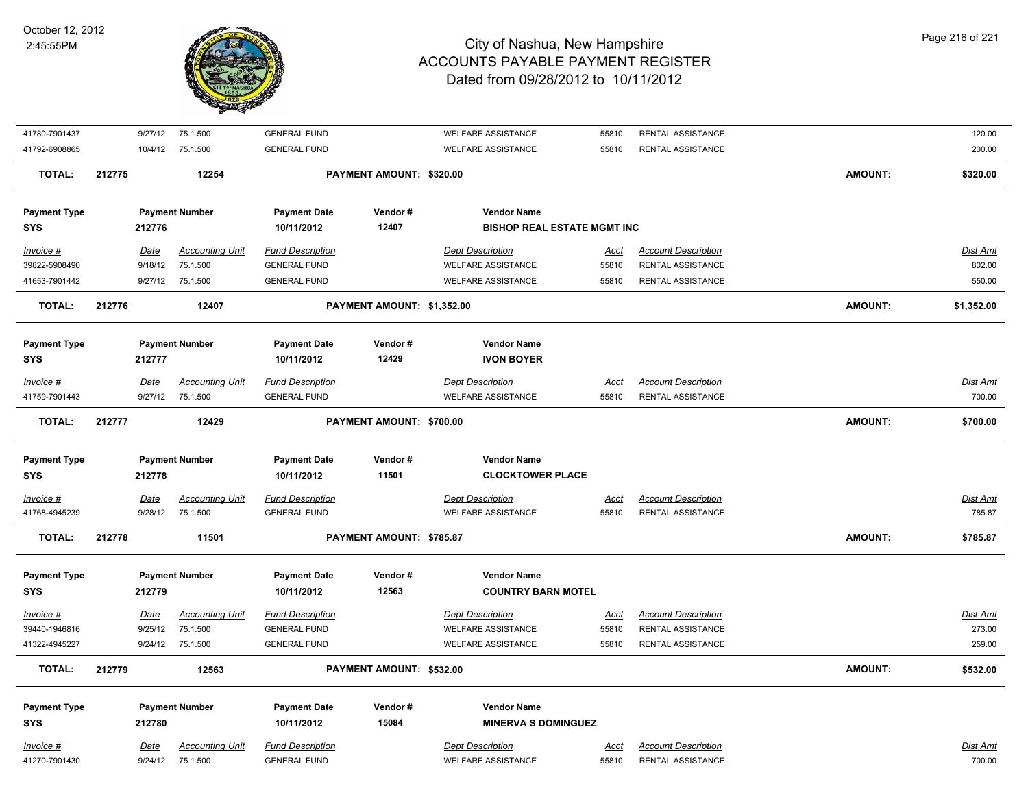# City of Nashua, New Hampshire
## ACCOUNTS PAYABLE PAYMENT REGISTER
### Dated from 09/28/2012 to 10/11/2012

October 12, 2012
2:45:55PM

| Invoice # | Date | Accounting Unit | Fund Description | Dept Description | Acct | Account Description | Dist Amt |
|---|---|---|---|---|---|---|---|
| 41780-7901437 | 9/27/12 | 75.1.500 | GENERAL FUND | WELFARE ASSISTANCE | 55810 | RENTAL ASSISTANCE | 120.00 |
| 41792-6908865 | 10/4/12 | 75.1.500 | GENERAL FUND | WELFARE ASSISTANCE | 55810 | RENTAL ASSISTANCE | 200.00 |

**TOTAL: 212775 12254 PAYMENT AMOUNT: $320.00 AMOUNT: $320.00**

| Payment Type | Payment Number | Payment Date | Vendor # | Vendor Name |
|---|---|---|---|---|
| SYS | 212776 | 10/11/2012 | 12407 | BISHOP REAL ESTATE MGMT INC |

| Invoice # | Date | Accounting Unit | Fund Description | Dept Description | Acct | Account Description | Dist Amt |
|---|---|---|---|---|---|---|---|
| 39822-5908490 | 9/18/12 | 75.1.500 | GENERAL FUND | WELFARE ASSISTANCE | 55810 | RENTAL ASSISTANCE | 802.00 |
| 41653-7901442 | 9/27/12 | 75.1.500 | GENERAL FUND | WELFARE ASSISTANCE | 55810 | RENTAL ASSISTANCE | 550.00 |

**TOTAL: 212776 12407 PAYMENT AMOUNT: $1,352.00 AMOUNT: $1,352.00**

| Payment Type | Payment Number | Payment Date | Vendor # | Vendor Name |
|---|---|---|---|---|
| SYS | 212777 | 10/11/2012 | 12429 | IVON BOYER |

| Invoice # | Date | Accounting Unit | Fund Description | Dept Description | Acct | Account Description | Dist Amt |
|---|---|---|---|---|---|---|---|
| 41759-7901443 | 9/27/12 | 75.1.500 | GENERAL FUND | WELFARE ASSISTANCE | 55810 | RENTAL ASSISTANCE | 700.00 |

**TOTAL: 212777 12429 PAYMENT AMOUNT: $700.00 AMOUNT: $700.00**

| Payment Type | Payment Number | Payment Date | Vendor # | Vendor Name |
|---|---|---|---|---|
| SYS | 212778 | 10/11/2012 | 11501 | CLOCKTOWER PLACE |

| Invoice # | Date | Accounting Unit | Fund Description | Dept Description | Acct | Account Description | Dist Amt |
|---|---|---|---|---|---|---|---|
| 41768-4945239 | 9/28/12 | 75.1.500 | GENERAL FUND | WELFARE ASSISTANCE | 55810 | RENTAL ASSISTANCE | 785.87 |

**TOTAL: 212778 11501 PAYMENT AMOUNT: $785.87 AMOUNT: $785.87**

| Payment Type | Payment Number | Payment Date | Vendor # | Vendor Name |
|---|---|---|---|---|
| SYS | 212779 | 10/11/2012 | 12563 | COUNTRY BARN MOTEL |

| Invoice # | Date | Accounting Unit | Fund Description | Dept Description | Acct | Account Description | Dist Amt |
|---|---|---|---|---|---|---|---|
| 39440-1946816 | 9/25/12 | 75.1.500 | GENERAL FUND | WELFARE ASSISTANCE | 55810 | RENTAL ASSISTANCE | 273.00 |
| 41322-4945227 | 9/24/12 | 75.1.500 | GENERAL FUND | WELFARE ASSISTANCE | 55810 | RENTAL ASSISTANCE | 259.00 |

**TOTAL: 212779 12563 PAYMENT AMOUNT: $532.00 AMOUNT: $532.00**

| Payment Type | Payment Number | Payment Date | Vendor # | Vendor Name |
|---|---|---|---|---|
| SYS | 212780 | 10/11/2012 | 15084 | MINERVA S DOMINGUEZ |

| Invoice # | Date | Accounting Unit | Fund Description | Dept Description | Acct | Account Description | Dist Amt |
|---|---|---|---|---|---|---|---|
| 41270-7901430 | 9/24/12 | 75.1.500 | GENERAL FUND | WELFARE ASSISTANCE | 55810 | RENTAL ASSISTANCE | 700.00 |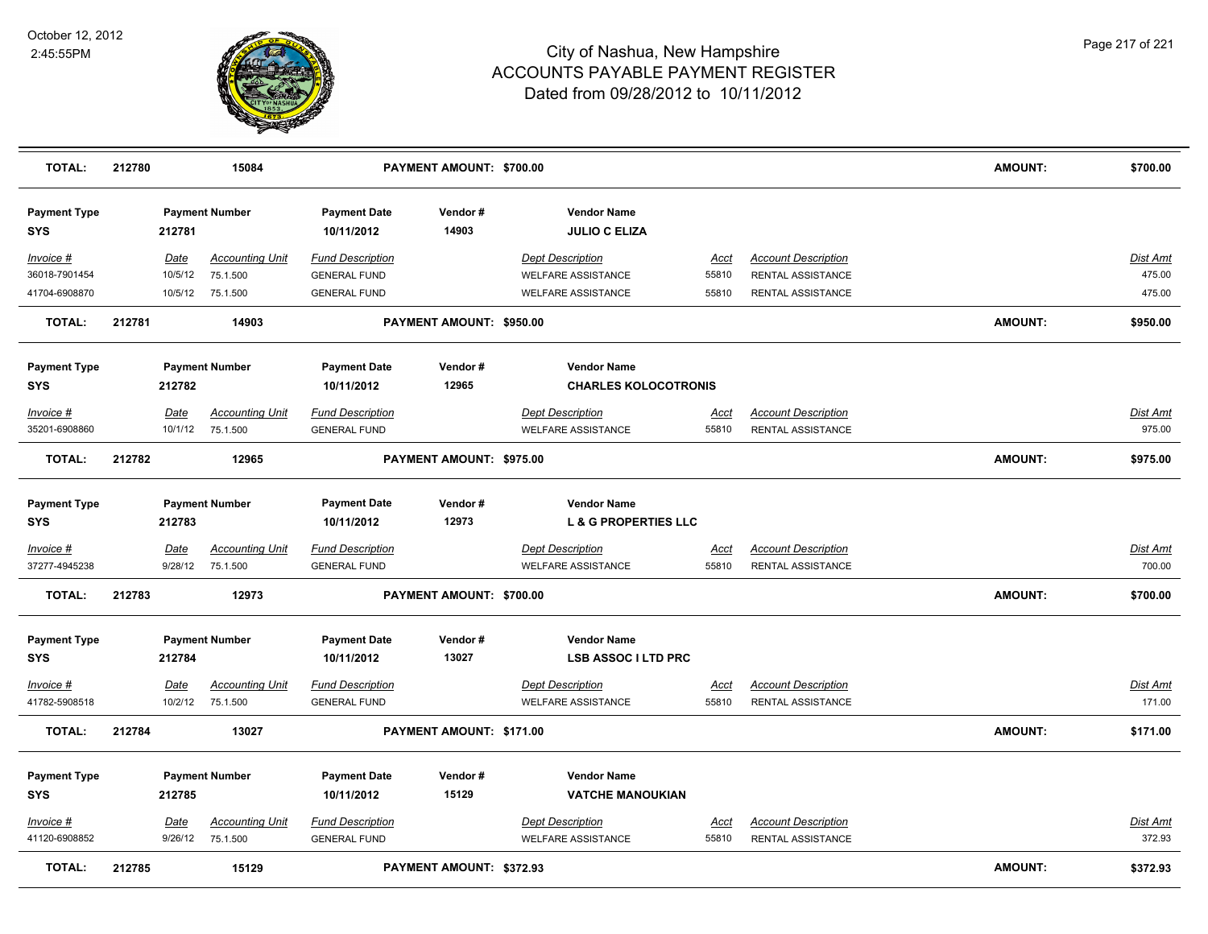# City of Nashua, New Hampshire
## ACCOUNTS PAYABLE PAYMENT REGISTER
### Dated from 09/28/2012 to 10/11/2012

October 12, 2012
2:45:55PM

| **TOTAL:** | **212780** | **15084** | **PAYMENT AMOUNT: $700.00** | **AMOUNT:** | **$700.00** |
|---|---|---|---|---|---|

| Payment Type | Payment Number | Payment Date | Vendor # | Vendor Name |
|---|---|---|---|---|
| **SYS** | **212781** | **10/11/2012** | **14903** | **JULIO C ELIZA** |

| Invoice # | Date | Accounting Unit | Fund Description | Dept Description | Acct | Account Description | Dist Amt |
|---|---|---|---|---|---|---|---|
| 36018-7901454 | 10/5/12 | 75.1.500 | GENERAL FUND | WELFARE ASSISTANCE | 55810 | RENTAL ASSISTANCE | 475.00 |
| 41704-6908870 | 10/5/12 | 75.1.500 | GENERAL FUND | WELFARE ASSISTANCE | 55810 | RENTAL ASSISTANCE | 475.00 |

| **TOTAL:** | **212781** | **14903** | **PAYMENT AMOUNT: $950.00** | **AMOUNT:** | **$950.00** |
|---|---|---|---|---|---|

| Payment Type | Payment Number | Payment Date | Vendor # | Vendor Name |
|---|---|---|---|---|
| **SYS** | **212782** | **10/11/2012** | **12965** | **CHARLES KOLOCOTRONIS** |

| Invoice # | Date | Accounting Unit | Fund Description | Dept Description | Acct | Account Description | Dist Amt |
|---|---|---|---|---|---|---|---|
| 35201-6908860 | 10/1/12 | 75.1.500 | GENERAL FUND | WELFARE ASSISTANCE | 55810 | RENTAL ASSISTANCE | 975.00 |

| **TOTAL:** | **212782** | **12965** | **PAYMENT AMOUNT: $975.00** | **AMOUNT:** | **$975.00** |
|---|---|---|---|---|---|

| Payment Type | Payment Number | Payment Date | Vendor # | Vendor Name |
|---|---|---|---|---|
| **SYS** | **212783** | **10/11/2012** | **12973** | **L & G PROPERTIES LLC** |

| Invoice # | Date | Accounting Unit | Fund Description | Dept Description | Acct | Account Description | Dist Amt |
|---|---|---|---|---|---|---|---|
| 37277-4945238 | 9/28/12 | 75.1.500 | GENERAL FUND | WELFARE ASSISTANCE | 55810 | RENTAL ASSISTANCE | 700.00 |

| **TOTAL:** | **212783** | **12973** | **PAYMENT AMOUNT: $700.00** | **AMOUNT:** | **$700.00** |
|---|---|---|---|---|---|

| Payment Type | Payment Number | Payment Date | Vendor # | Vendor Name |
|---|---|---|---|---|
| **SYS** | **212784** | **10/11/2012** | **13027** | **LSB ASSOC I LTD PRC** |

| Invoice # | Date | Accounting Unit | Fund Description | Dept Description | Acct | Account Description | Dist Amt |
|---|---|---|---|---|---|---|---|
| 41782-5908518 | 10/2/12 | 75.1.500 | GENERAL FUND | WELFARE ASSISTANCE | 55810 | RENTAL ASSISTANCE | 171.00 |

| **TOTAL:** | **212784** | **13027** | **PAYMENT AMOUNT: $171.00** | **AMOUNT:** | **$171.00** |
|---|---|---|---|---|---|

| Payment Type | Payment Number | Payment Date | Vendor # | Vendor Name |
|---|---|---|---|---|
| **SYS** | **212785** | **10/11/2012** | **15129** | **VATCHE MANOUKIAN** |

| Invoice # | Date | Accounting Unit | Fund Description | Dept Description | Acct | Account Description | Dist Amt |
|---|---|---|---|---|---|---|---|
| 41120-6908852 | 9/26/12 | 75.1.500 | GENERAL FUND | WELFARE ASSISTANCE | 55810 | RENTAL ASSISTANCE | 372.93 |

| **TOTAL:** | **212785** | **15129** | **PAYMENT AMOUNT: $372.93** | **AMOUNT:** | **$372.93** |
|---|---|---|---|---|---|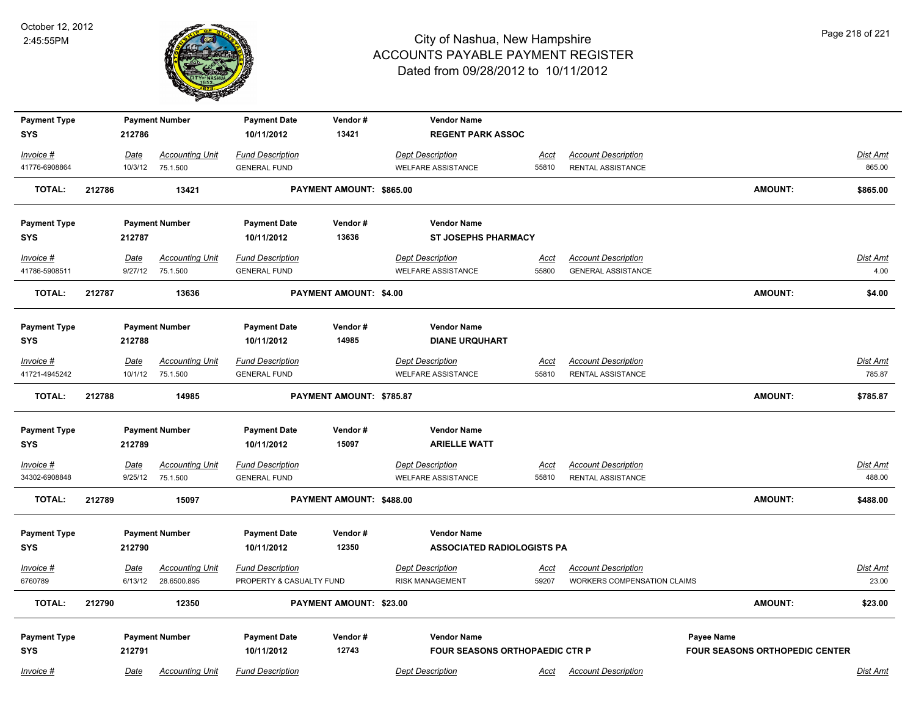# City of Nashua, New Hampshire
## ACCOUNTS PAYABLE PAYMENT REGISTER
### Dated from 09/28/2012 to 10/11/2012

October 12, 2012
2:45:55PM

| Payment Type | Payment Number | Payment Date | Vendor # | Vendor Name |
|---|---|---|---|---|
| SYS | 212786 | 10/11/2012 | 13421 | **REGENT PARK ASSOC** |

| Invoice # | Date | Accounting Unit | Fund Description | Dept Description | Acct | Account Description | Dist Amt |
|---|---|---|---|---|---|---|---|
| 41776-6908864 | 10/3/12 | 75.1.500 | GENERAL FUND | WELFARE ASSISTANCE | 55810 | RENTAL ASSISTANCE | 865.00 |

**TOTAL: 212786 13421 PAYMENT AMOUNT: $865.00 AMOUNT: $865.00**

| Payment Type | Payment Number | Payment Date | Vendor # | Vendor Name |
|---|---|---|---|---|
| SYS | 212787 | 10/11/2012 | 13636 | **ST JOSEPHS PHARMACY** |

| Invoice # | Date | Accounting Unit | Fund Description | Dept Description | Acct | Account Description | Dist Amt |
|---|---|---|---|---|---|---|---|
| 41786-5908511 | 9/27/12 | 75.1.500 | GENERAL FUND | WELFARE ASSISTANCE | 55800 | GENERAL ASSISTANCE | 4.00 |

**TOTAL: 212787 13636 PAYMENT AMOUNT: $4.00 AMOUNT: $4.00**

| Payment Type | Payment Number | Payment Date | Vendor # | Vendor Name |
|---|---|---|---|---|
| SYS | 212788 | 10/11/2012 | 14985 | **DIANE URQUHART** |

| Invoice # | Date | Accounting Unit | Fund Description | Dept Description | Acct | Account Description | Dist Amt |
|---|---|---|---|---|---|---|---|
| 41721-4945242 | 10/1/12 | 75.1.500 | GENERAL FUND | WELFARE ASSISTANCE | 55810 | RENTAL ASSISTANCE | 785.87 |

**TOTAL: 212788 14985 PAYMENT AMOUNT: $785.87 AMOUNT: $785.87**

| Payment Type | Payment Number | Payment Date | Vendor # | Vendor Name |
|---|---|---|---|---|
| SYS | 212789 | 10/11/2012 | 15097 | **ARIELLE WATT** |

| Invoice # | Date | Accounting Unit | Fund Description | Dept Description | Acct | Account Description | Dist Amt |
|---|---|---|---|---|---|---|---|
| 34302-6908848 | 9/25/12 | 75.1.500 | GENERAL FUND | WELFARE ASSISTANCE | 55810 | RENTAL ASSISTANCE | 488.00 |

**TOTAL: 212789 15097 PAYMENT AMOUNT: $488.00 AMOUNT: $488.00**

| Payment Type | Payment Number | Payment Date | Vendor # | Vendor Name |
|---|---|---|---|---|
| SYS | 212790 | 10/11/2012 | 12350 | **ASSOCIATED RADIOLOGISTS PA** |

| Invoice # | Date | Accounting Unit | Fund Description | Dept Description | Acct | Account Description | Dist Amt |
|---|---|---|---|---|---|---|---|
| 6760789 | 6/13/12 | 28.6500.895 | PROPERTY & CASUALTY FUND | RISK MANAGEMENT | 59207 | WORKERS COMPENSATION CLAIMS | 23.00 |

**TOTAL: 212790 12350 PAYMENT AMOUNT: $23.00 AMOUNT: $23.00**

| Payment Type | Payment Number | Payment Date | Vendor # | Vendor Name | Payee Name |
|---|---|---|---|---|---|
| SYS | 212791 | 10/11/2012 | 12743 | **FOUR SEASONS ORTHOPAEDIC CTR P** | **FOUR SEASONS ORTHOPEDIC CENTER** |

| Invoice # | Date | Accounting Unit | Fund Description | Dept Description | Acct | Account Description | Dist Amt |
|---|---|---|---|---|---|---|---|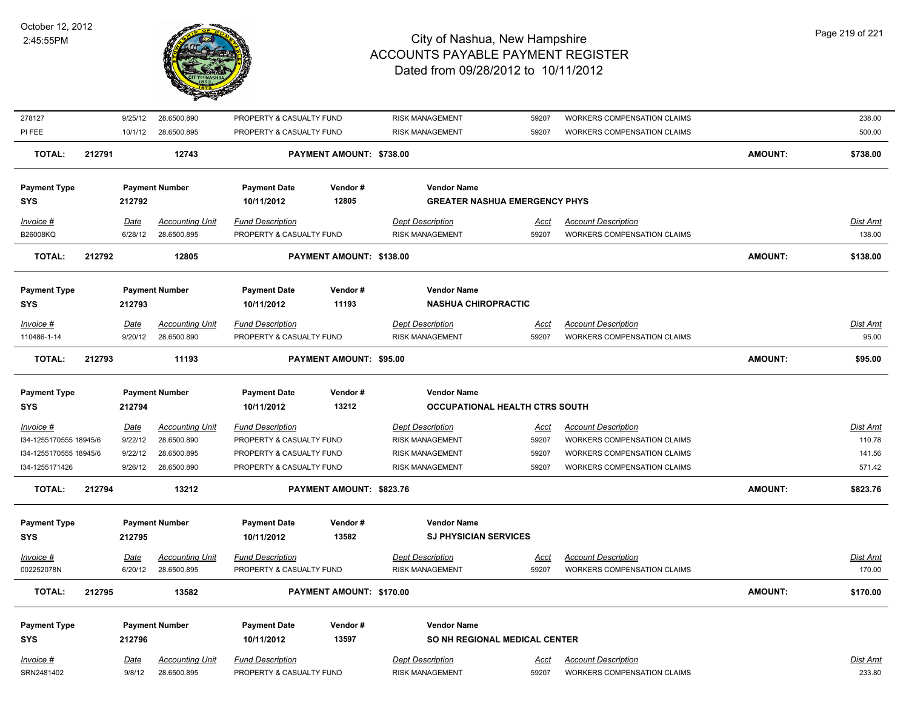| | | | | | | | | | |
|---|---|---|---|---|---|---|---|---|---|
| 278127 | 9/25/12 | 28.6500.890 | PROPERTY & CASUALTY FUND | | RISK MANAGEMENT | 59207 | WORKERS COMPENSATION CLAIMS | | 238.00 |
| PI FEE | 10/1/12 | 28.6500.895 | PROPERTY & CASUALTY FUND | | RISK MANAGEMENT | 59207 | WORKERS COMPENSATION CLAIMS | | 500.00 |
| **TOTAL:** | **212791** | **12743** | **PAYMENT AMOUNT: $738.00** | | | | | **AMOUNT:** | **$738.00** |

| **Payment Type** | **Payment Number** | **Payment Date** | **Vendor #** | **Vendor Name** |
|---|---|---|---|---|
| **SYS** | **212792** | **10/11/2012** | **12805** | **GREATER NASHUA EMERGENCY PHYS** |

| *Invoice #* | *Date* | *Accounting Unit* | *Fund Description* | *Dept Description* | *Acct* | *Account Description* | *Dist Amt* |
|---|---|---|---|---|---|---|---|
| B26008KQ | 6/28/12 | 28.6500.895 | PROPERTY & CASUALTY FUND | RISK MANAGEMENT | 59207 | WORKERS COMPENSATION CLAIMS | 138.00 |
| **TOTAL:** **212792** | | **12805** | **PAYMENT AMOUNT: $138.00** | | | **AMOUNT:** | **$138.00** |

| **Payment Type** | **Payment Number** | **Payment Date** | **Vendor #** | **Vendor Name** |
|---|---|---|---|---|
| **SYS** | **212793** | **10/11/2012** | **11193** | **NASHUA CHIROPRACTIC** |

| *Invoice #* | *Date* | *Accounting Unit* | *Fund Description* | *Dept Description* | *Acct* | *Account Description* | *Dist Amt* |
|---|---|---|---|---|---|---|---|
| 110486-1-14 | 9/20/12 | 28.6500.890 | PROPERTY & CASUALTY FUND | RISK MANAGEMENT | 59207 | WORKERS COMPENSATION CLAIMS | 95.00 |
| **TOTAL:** **212793** | | **11193** | **PAYMENT AMOUNT: $95.00** | | | **AMOUNT:** | **$95.00** |

| **Payment Type** | **Payment Number** | **Payment Date** | **Vendor #** | **Vendor Name** |
|---|---|---|---|---|
| **SYS** | **212794** | **10/11/2012** | **13212** | **OCCUPATIONAL HEALTH CTRS SOUTH** |

| *Invoice #* | *Date* | *Accounting Unit* | *Fund Description* | *Dept Description* | *Acct* | *Account Description* | *Dist Amt* |
|---|---|---|---|---|---|---|---|
| I34-1255170555 18945/6 | 9/22/12 | 28.6500.890 | PROPERTY & CASUALTY FUND | RISK MANAGEMENT | 59207 | WORKERS COMPENSATION CLAIMS | 110.78 |
| I34-1255170555 18945/6 | 9/22/12 | 28.6500.895 | PROPERTY & CASUALTY FUND | RISK MANAGEMENT | 59207 | WORKERS COMPENSATION CLAIMS | 141.56 |
| I34-1255171426 | 9/26/12 | 28.6500.890 | PROPERTY & CASUALTY FUND | RISK MANAGEMENT | 59207 | WORKERS COMPENSATION CLAIMS | 571.42 |
| **TOTAL:** **212794** | | **13212** | **PAYMENT AMOUNT: $823.76** | | | **AMOUNT:** | **$823.76** |

| **Payment Type** | **Payment Number** | **Payment Date** | **Vendor #** | **Vendor Name** |
|---|---|---|---|---|
| **SYS** | **212795** | **10/11/2012** | **13582** | **SJ PHYSICIAN SERVICES** |

| *Invoice #* | *Date* | *Accounting Unit* | *Fund Description* | *Dept Description* | *Acct* | *Account Description* | *Dist Amt* |
|---|---|---|---|---|---|---|---|
| 002252078N | 6/20/12 | 28.6500.895 | PROPERTY & CASUALTY FUND | RISK MANAGEMENT | 59207 | WORKERS COMPENSATION CLAIMS | 170.00 |
| **TOTAL:** **212795** | | **13582** | **PAYMENT AMOUNT: $170.00** | | | **AMOUNT:** | **$170.00** |

| **Payment Type** | **Payment Number** | **Payment Date** | **Vendor #** | **Vendor Name** |
|---|---|---|---|---|
| **SYS** | **212796** | **10/11/2012** | **13597** | **SO NH REGIONAL MEDICAL CENTER** |

| *Invoice #* | *Date* | *Accounting Unit* | *Fund Description* | *Dept Description* | *Acct* | *Account Description* | *Dist Amt* |
|---|---|---|---|---|---|---|---|
| SRN2481402 | 9/8/12 | 28.6500.895 | PROPERTY & CASUALTY FUND | RISK MANAGEMENT | 59207 | WORKERS COMPENSATION CLAIMS | 233.80 |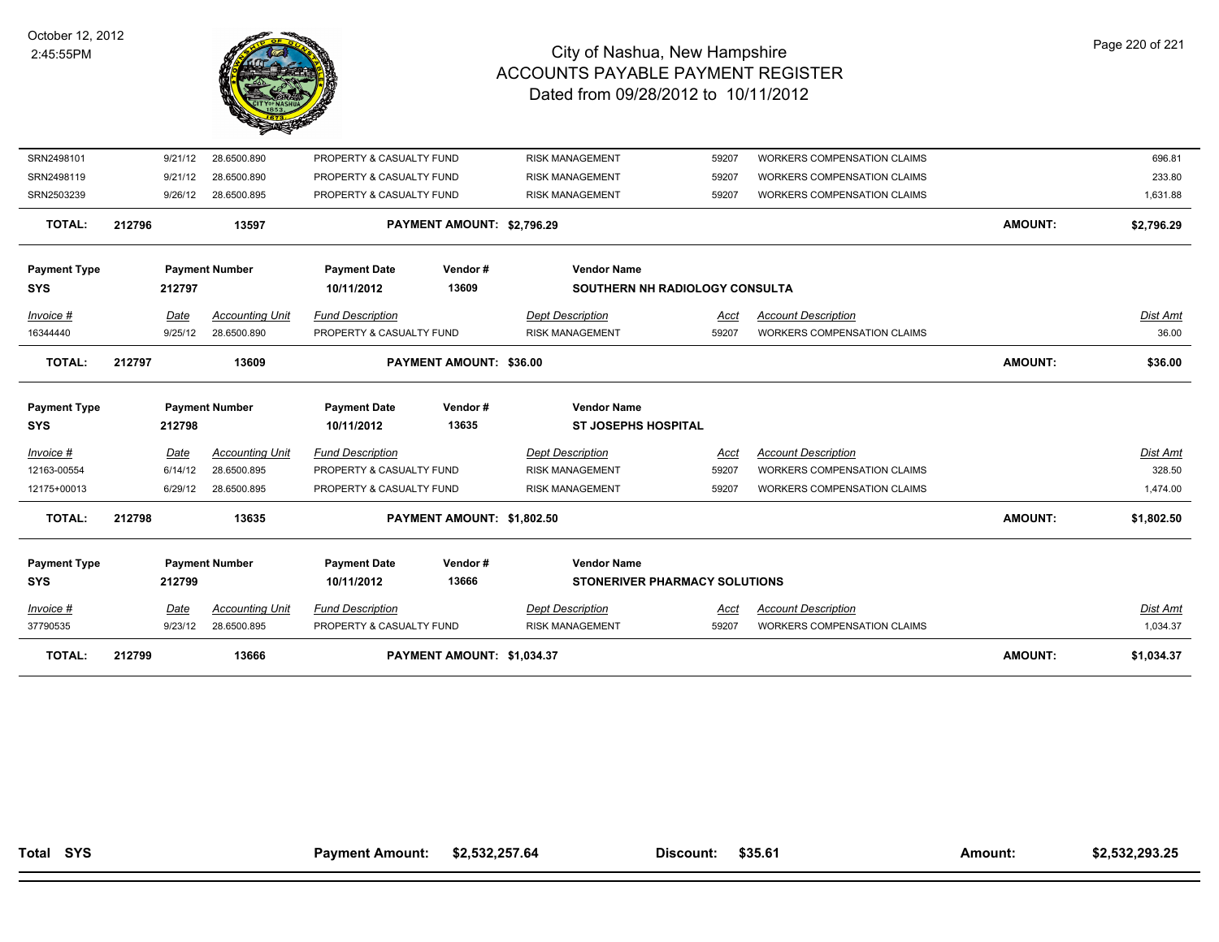| Invoice # | Date | Accounting Unit | Fund Description | Dept Description | Acct | Account Description | Dist Amt |
|---|---|---|---|---|---|---|---|
| SRN2498101 | 9/21/12 | 28.6500.890 | PROPERTY & CASUALTY FUND | RISK MANAGEMENT | 59207 | WORKERS COMPENSATION CLAIMS | 696.81 |
| SRN2498119 | 9/21/12 | 28.6500.890 | PROPERTY & CASUALTY FUND | RISK MANAGEMENT | 59207 | WORKERS COMPENSATION CLAIMS | 233.80 |
| SRN2503239 | 9/26/12 | 28.6500.895 | PROPERTY & CASUALTY FUND | RISK MANAGEMENT | 59207 | WORKERS COMPENSATION CLAIMS | 1,631.88 |

**TOTAL:** 212796 | 13597 | **PAYMENT AMOUNT: $2,796.29** | **AMOUNT: $2,796.29**

| Payment Type | Payment Number | Payment Date | Vendor # | Vendor Name |
|---|---|---|---|---|
| SYS | 212797 | 10/11/2012 | 13609 | SOUTHERN NH RADIOLOGY CONSULTA |

| Invoice # | Date | Accounting Unit | Fund Description | Dept Description | Acct | Account Description | Dist Amt |
|---|---|---|---|---|---|---|---|
| 16344440 | 9/25/12 | 28.6500.890 | PROPERTY & CASUALTY FUND | RISK MANAGEMENT | 59207 | WORKERS COMPENSATION CLAIMS | 36.00 |

**TOTAL:** 212797 | 13609 | **PAYMENT AMOUNT: $36.00** | **AMOUNT: $36.00**

| Payment Type | Payment Number | Payment Date | Vendor # | Vendor Name |
|---|---|---|---|---|
| SYS | 212798 | 10/11/2012 | 13635 | ST JOSEPHS HOSPITAL |

| Invoice # | Date | Accounting Unit | Fund Description | Dept Description | Acct | Account Description | Dist Amt |
|---|---|---|---|---|---|---|---|
| 12163-00554 | 6/14/12 | 28.6500.895 | PROPERTY & CASUALTY FUND | RISK MANAGEMENT | 59207 | WORKERS COMPENSATION CLAIMS | 328.50 |
| 12175+00013 | 6/29/12 | 28.6500.895 | PROPERTY & CASUALTY FUND | RISK MANAGEMENT | 59207 | WORKERS COMPENSATION CLAIMS | 1,474.00 |

**TOTAL:** 212798 | 13635 | **PAYMENT AMOUNT: $1,802.50** | **AMOUNT: $1,802.50**

| Payment Type | Payment Number | Payment Date | Vendor # | Vendor Name |
|---|---|---|---|---|
| SYS | 212799 | 10/11/2012 | 13666 | STONERIVER PHARMACY SOLUTIONS |

| Invoice # | Date | Accounting Unit | Fund Description | Dept Description | Acct | Account Description | Dist Amt |
|---|---|---|---|---|---|---|---|
| 37790535 | 9/23/12 | 28.6500.895 | PROPERTY & CASUALTY FUND | RISK MANAGEMENT | 59207 | WORKERS COMPENSATION CLAIMS | 1,034.37 |

**TOTAL:** 212799 | 13666 | **PAYMENT AMOUNT: $1,034.37** | **AMOUNT: $1,034.37**

**Total SYS** | **Payment Amount: $2,532,257.64** | **Discount: $35.61** | **Amount: $2,532,293.25**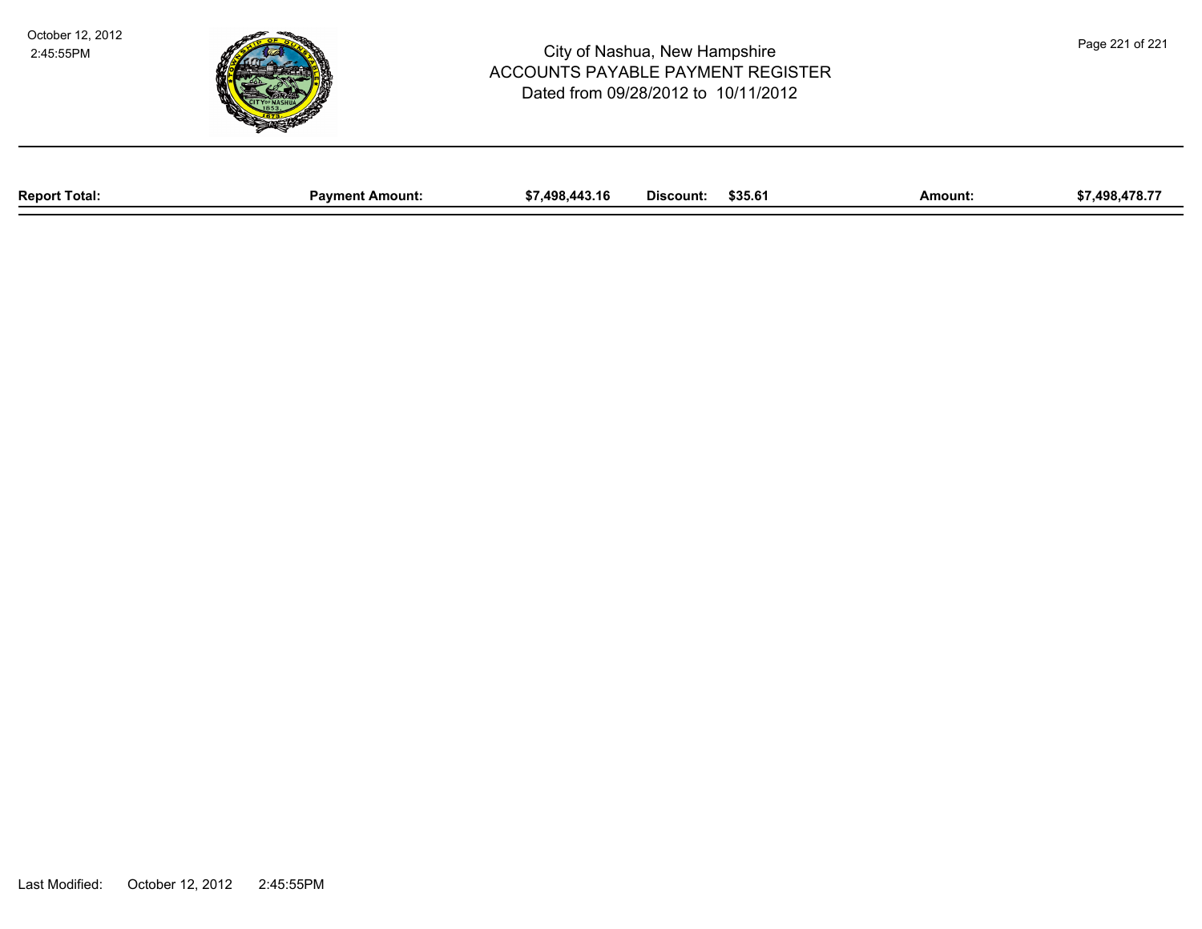| | | | | | | |
|---|---|---|---|---|---|---|
| **Report Total:** | **Payment Amount:** | **$7,498,443.16** | **Discount:** | **$35.61** | **Amount:** | **$7,498,478.77** |